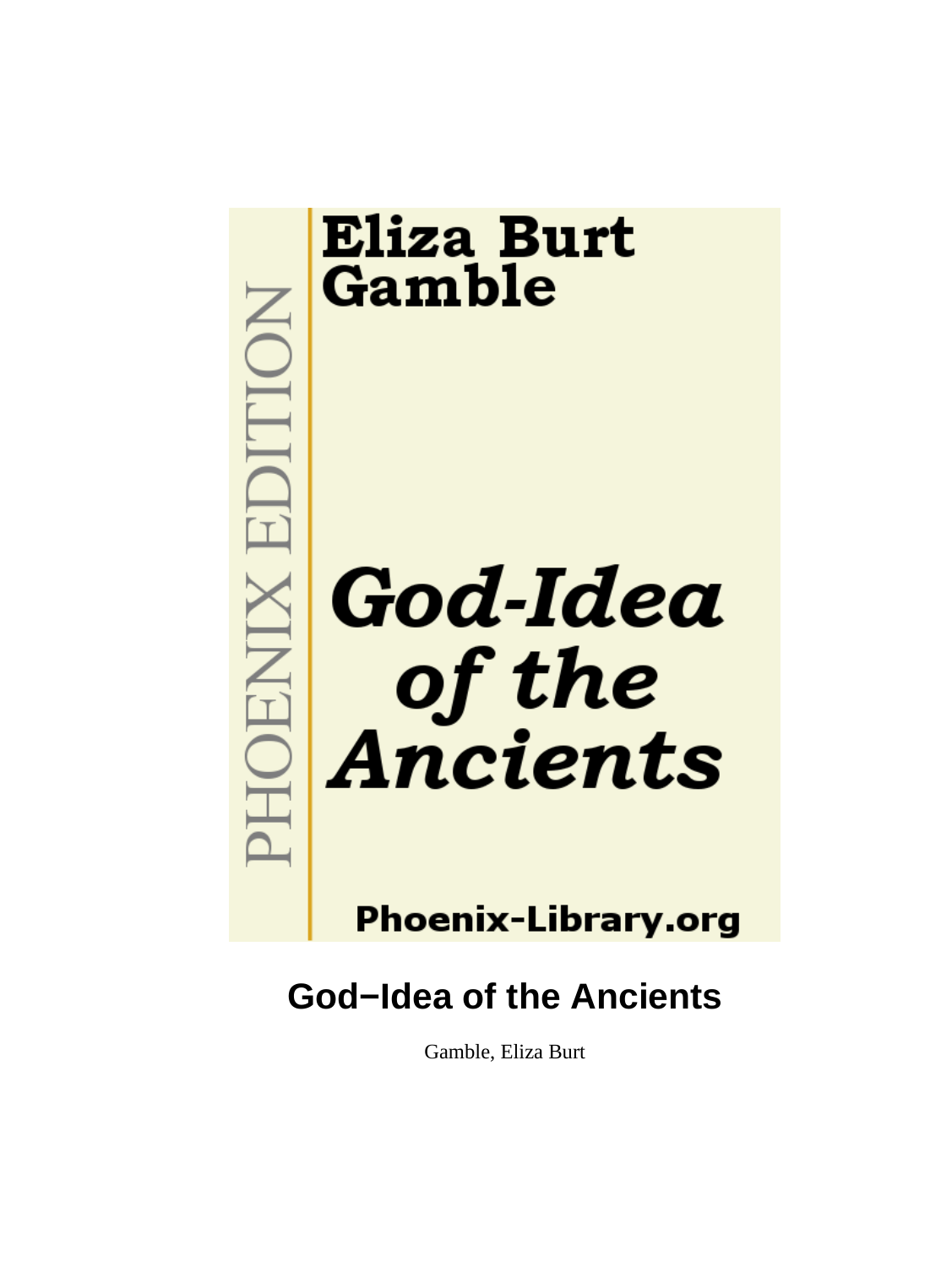Eliza Burt Gamble

*God-Idea of the Ancients*

PHOENIX EDITION

Phoenix-Library.org

# God−Idea of the Ancients

Gamble, Eliza Burt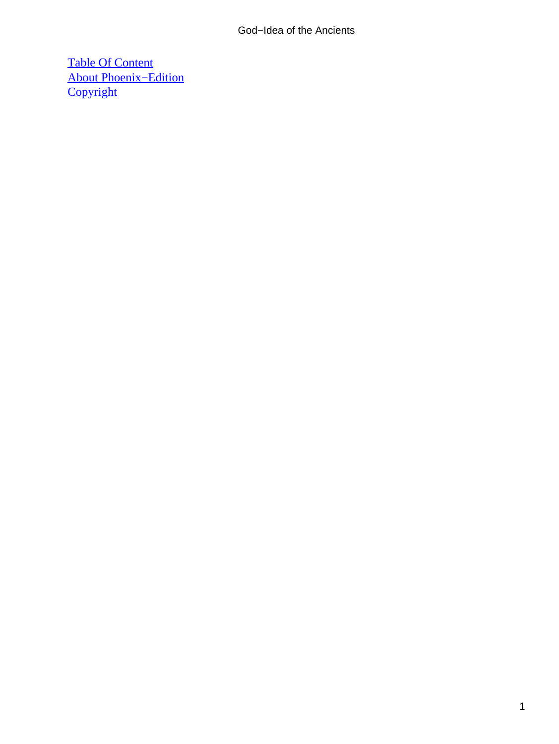[Table Of Content](#)
[About Phoenix−Edition](#)
[Copyright](#)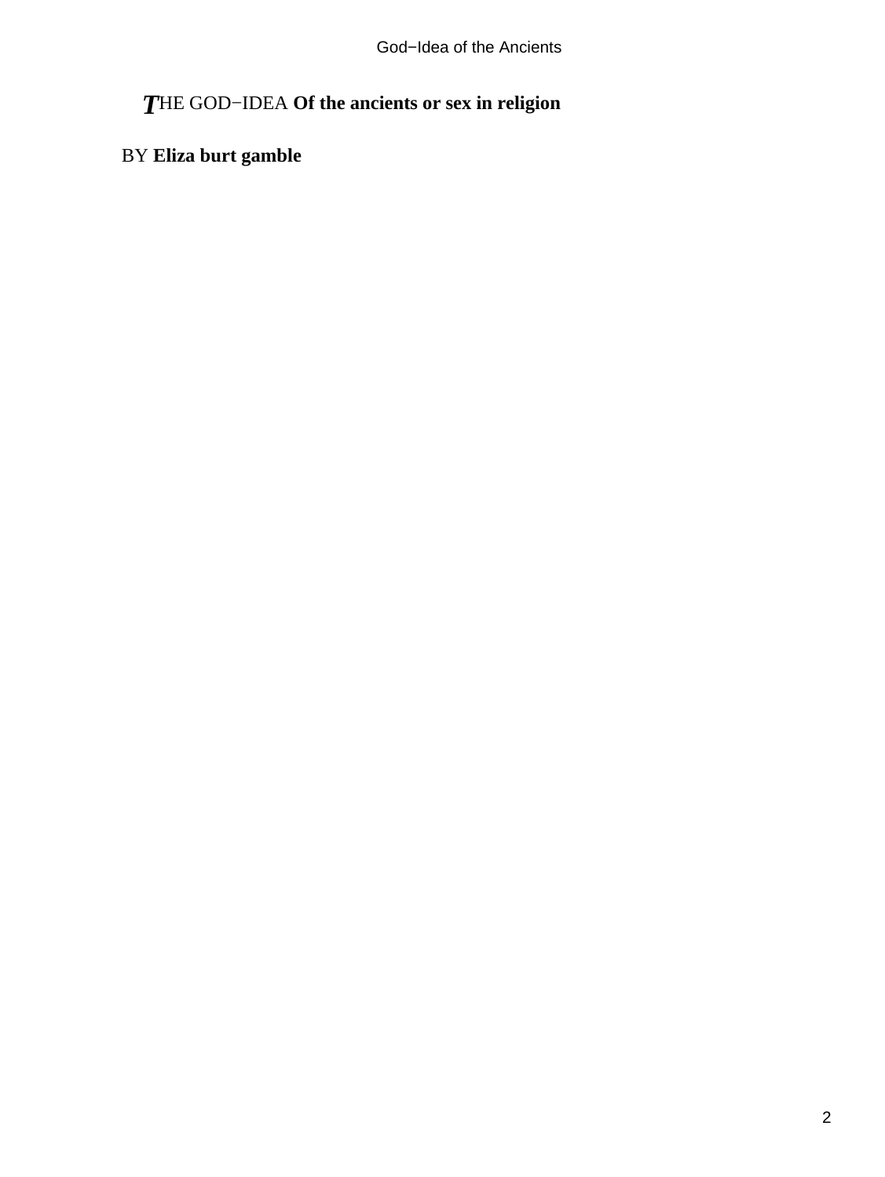# THE GOD−IDEA Of the ancients or sex in religion

BY **Eliza burt gamble**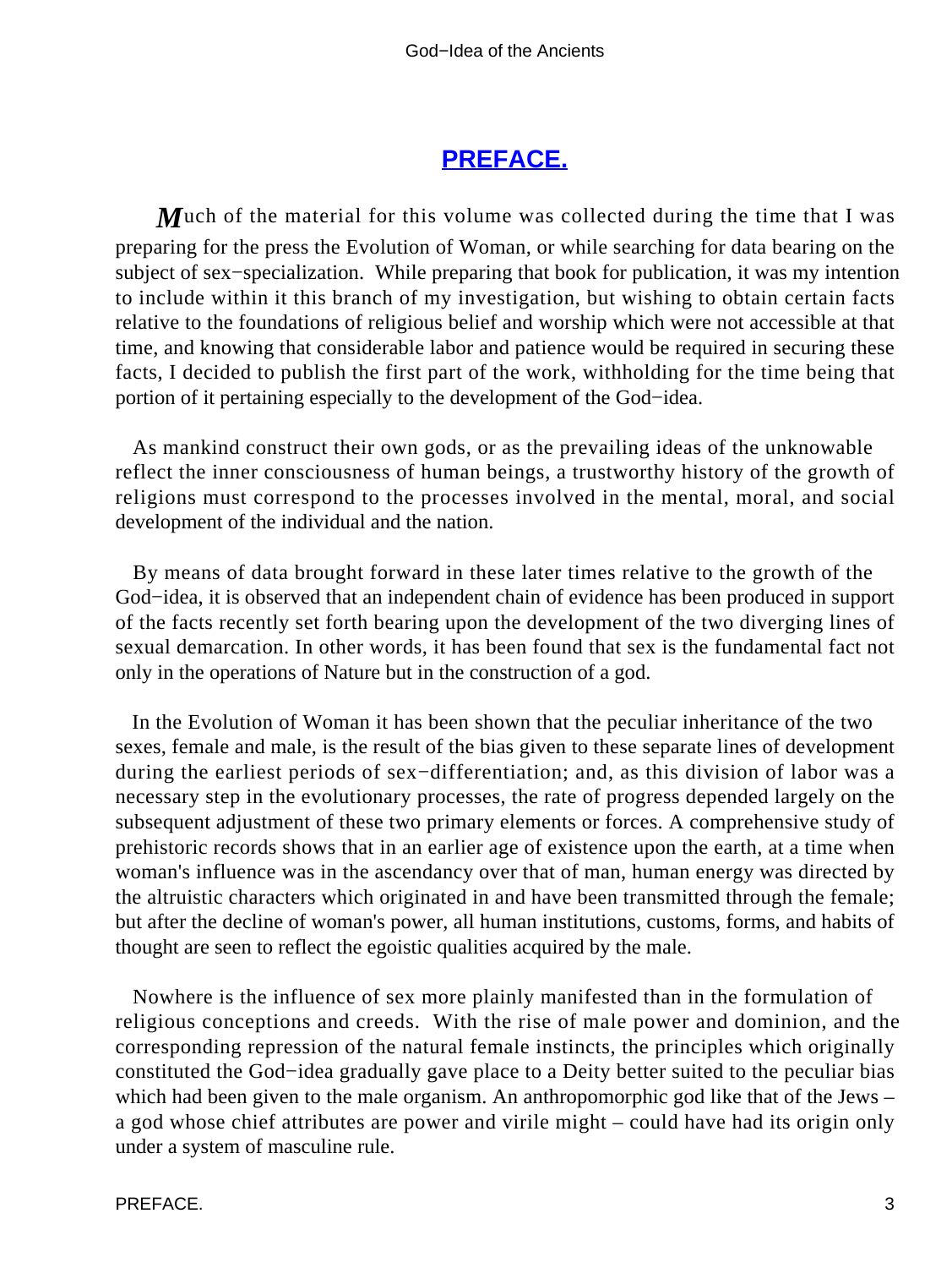## PREFACE.

Much of the material for this volume was collected during the time that I was preparing for the press the Evolution of Woman, or while searching for data bearing on the subject of sex−specialization. While preparing that book for publication, it was my intention to include within it this branch of my investigation, but wishing to obtain certain facts relative to the foundations of religious belief and worship which were not accessible at that time, and knowing that considerable labor and patience would be required in securing these facts, I decided to publish the first part of the work, withholding for the time being that portion of it pertaining especially to the development of the God−idea.

As mankind construct their own gods, or as the prevailing ideas of the unknowable reflect the inner consciousness of human beings, a trustworthy history of the growth of religions must correspond to the processes involved in the mental, moral, and social development of the individual and the nation.

By means of data brought forward in these later times relative to the growth of the God−idea, it is observed that an independent chain of evidence has been produced in support of the facts recently set forth bearing upon the development of the two diverging lines of sexual demarcation. In other words, it has been found that sex is the fundamental fact not only in the operations of Nature but in the construction of a god.

In the Evolution of Woman it has been shown that the peculiar inheritance of the two sexes, female and male, is the result of the bias given to these separate lines of development during the earliest periods of sex−differentiation; and, as this division of labor was a necessary step in the evolutionary processes, the rate of progress depended largely on the subsequent adjustment of these two primary elements or forces. A comprehensive study of prehistoric records shows that in an earlier age of existence upon the earth, at a time when woman's influence was in the ascendancy over that of man, human energy was directed by the altruistic characters which originated in and have been transmitted through the female; but after the decline of woman's power, all human institutions, customs, forms, and habits of thought are seen to reflect the egoistic qualities acquired by the male.

Nowhere is the influence of sex more plainly manifested than in the formulation of religious conceptions and creeds. With the rise of male power and dominion, and the corresponding repression of the natural female instincts, the principles which originally constituted the God−idea gradually gave place to a Deity better suited to the peculiar bias which had been given to the male organism. An anthropomorphic god like that of the Jews – a god whose chief attributes are power and virile might – could have had its origin only under a system of masculine rule.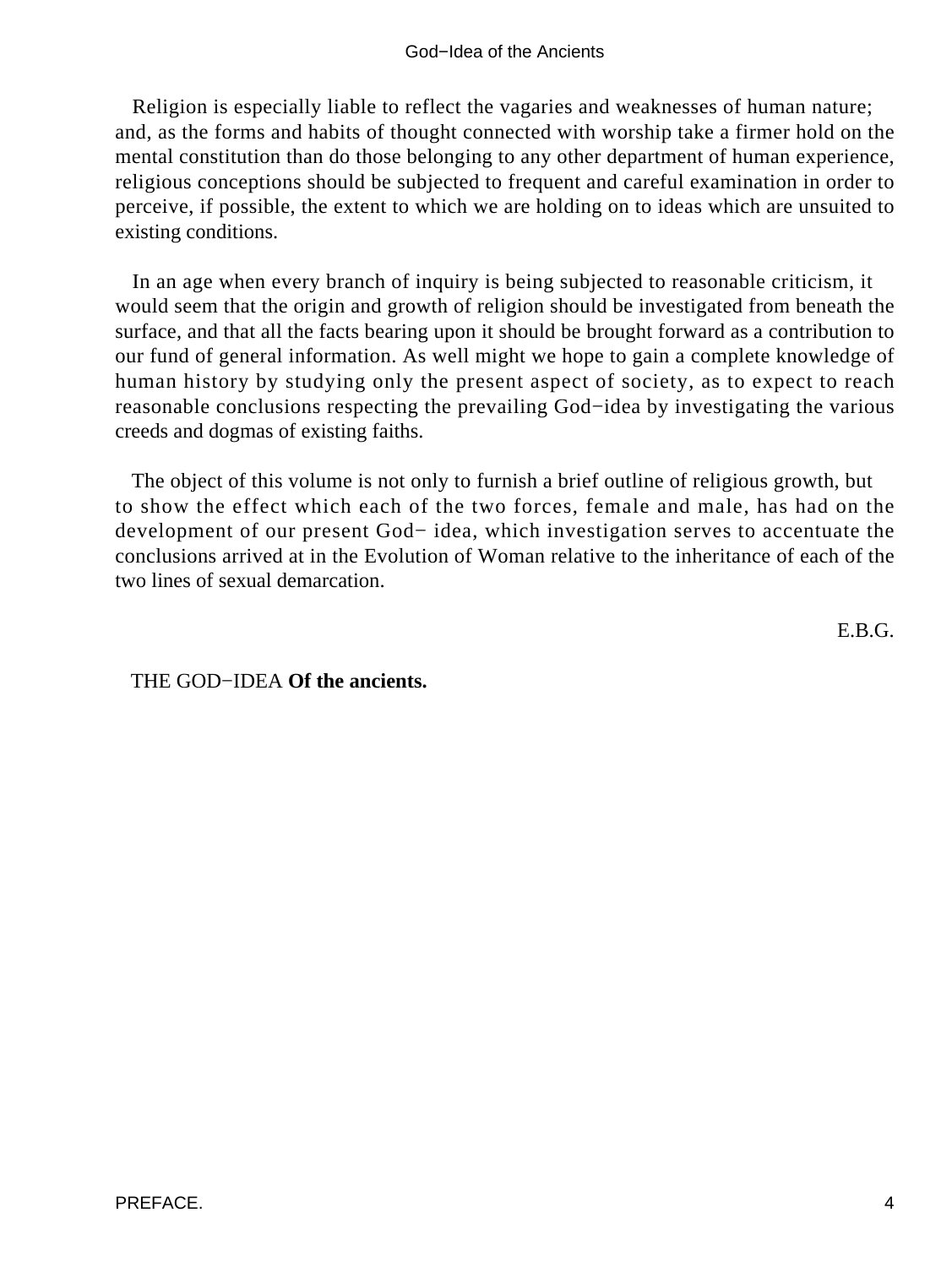Religion is especially liable to reflect the vagaries and weaknesses of human nature; and, as the forms and habits of thought connected with worship take a firmer hold on the mental constitution than do those belonging to any other department of human experience, religious conceptions should be subjected to frequent and careful examination in order to perceive, if possible, the extent to which we are holding on to ideas which are unsuited to existing conditions.

In an age when every branch of inquiry is being subjected to reasonable criticism, it would seem that the origin and growth of religion should be investigated from beneath the surface, and that all the facts bearing upon it should be brought forward as a contribution to our fund of general information. As well might we hope to gain a complete knowledge of human history by studying only the present aspect of society, as to expect to reach reasonable conclusions respecting the prevailing God−idea by investigating the various creeds and dogmas of existing faiths.

The object of this volume is not only to furnish a brief outline of religious growth, but to show the effect which each of the two forces, female and male, has had on the development of our present God− idea, which investigation serves to accentuate the conclusions arrived at in the Evolution of Woman relative to the inheritance of each of the two lines of sexual demarcation.

E.B.G.

THE GOD−IDEA **Of the ancients.**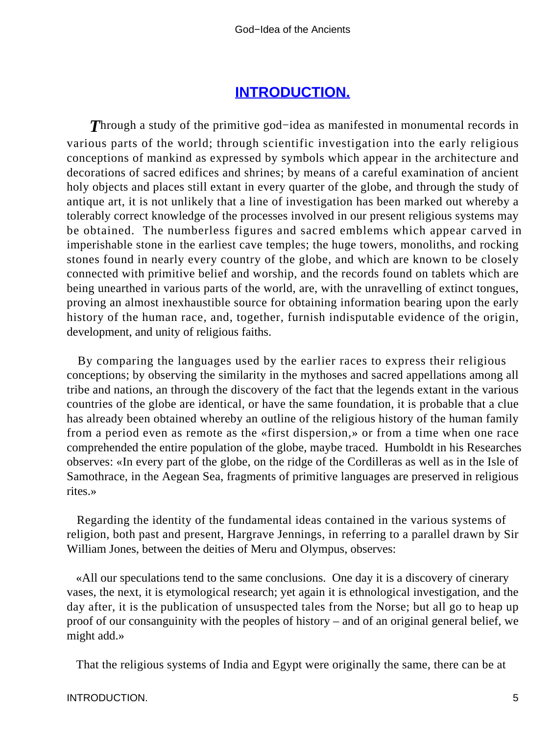# INTRODUCTION.

Through a study of the primitive god−idea as manifested in monumental records in various parts of the world; through scientific investigation into the early religious conceptions of mankind as expressed by symbols which appear in the architecture and decorations of sacred edifices and shrines; by means of a careful examination of ancient holy objects and places still extant in every quarter of the globe, and through the study of antique art, it is not unlikely that a line of investigation has been marked out whereby a tolerably correct knowledge of the processes involved in our present religious systems may be obtained. The numberless figures and sacred emblems which appear carved in imperishable stone in the earliest cave temples; the huge towers, monoliths, and rocking stones found in nearly every country of the globe, and which are known to be closely connected with primitive belief and worship, and the records found on tablets which are being unearthed in various parts of the world, are, with the unravelling of extinct tongues, proving an almost inexhaustible source for obtaining information bearing upon the early history of the human race, and, together, furnish indisputable evidence of the origin, development, and unity of religious faiths.

By comparing the languages used by the earlier races to express their religious conceptions; by observing the similarity in the mythoses and sacred appellations among all tribe and nations, an through the discovery of the fact that the legends extant in the various countries of the globe are identical, or have the same foundation, it is probable that a clue has already been obtained whereby an outline of the religious history of the human family from a period even as remote as the «first dispersion,» or from a time when one race comprehended the entire population of the globe, maybe traced. Humboldt in his Researches observes: «In every part of the globe, on the ridge of the Cordilleras as well as in the Isle of Samothrace, in the Aegean Sea, fragments of primitive languages are preserved in religious rites.»

Regarding the identity of the fundamental ideas contained in the various systems of religion, both past and present, Hargrave Jennings, in referring to a parallel drawn by Sir William Jones, between the deities of Meru and Olympus, observes:

«All our speculations tend to the same conclusions. One day it is a discovery of cinerary vases, the next, it is etymological research; yet again it is ethnological investigation, and the day after, it is the publication of unsuspected tales from the Norse; but all go to heap up proof of our consanguinity with the peoples of history – and of an original general belief, we might add.»

That the religious systems of India and Egypt were originally the same, there can be at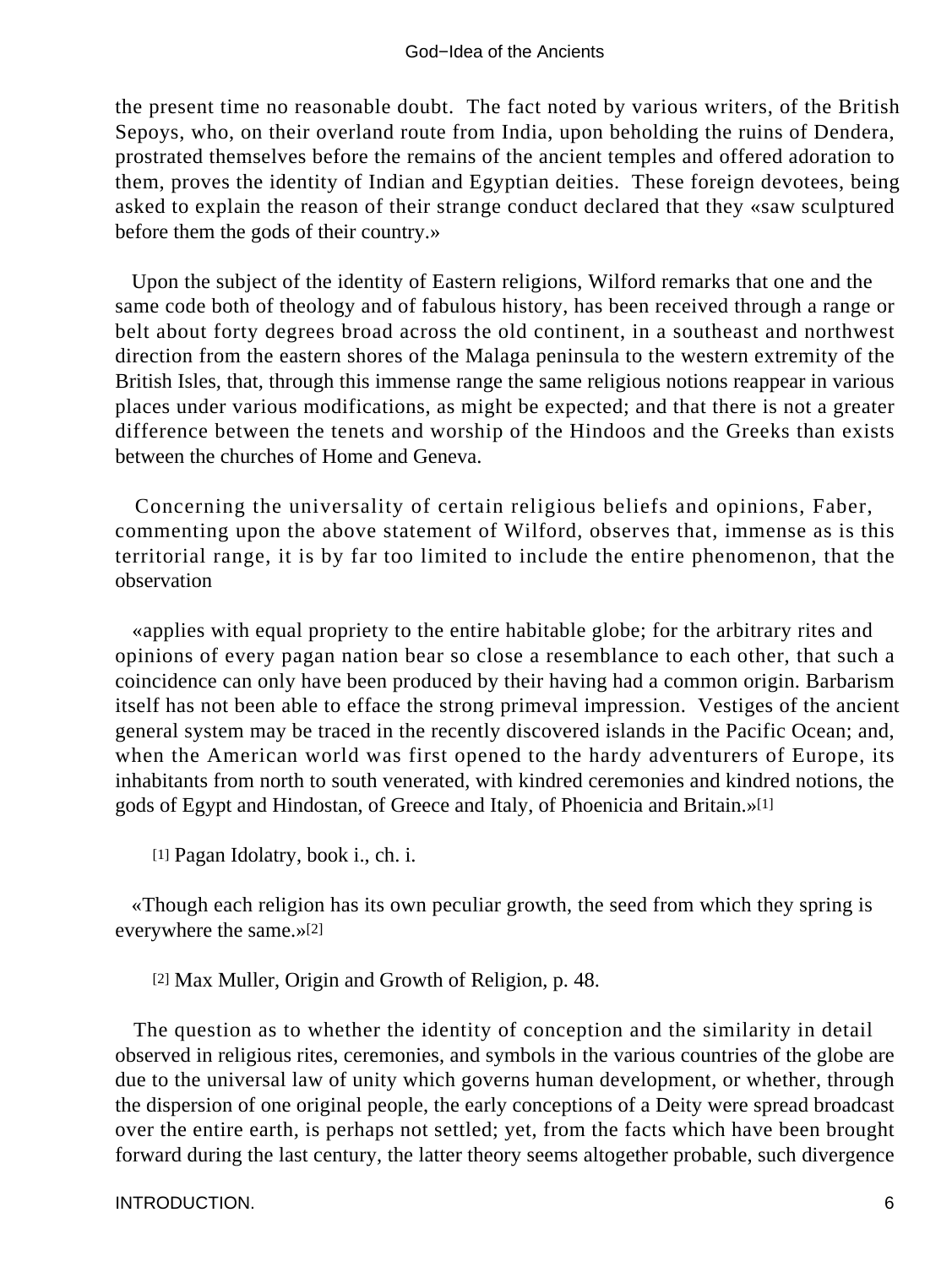the present time no reasonable doubt. The fact noted by various writers, of the British Sepoys, who, on their overland route from India, upon beholding the ruins of Dendera, prostrated themselves before the remains of the ancient temples and offered adoration to them, proves the identity of Indian and Egyptian deities. These foreign devotees, being asked to explain the reason of their strange conduct declared that they «saw sculptured before them the gods of their country.»

Upon the subject of the identity of Eastern religions, Wilford remarks that one and the same code both of theology and of fabulous history, has been received through a range or belt about forty degrees broad across the old continent, in a southeast and northwest direction from the eastern shores of the Malaga peninsula to the western extremity of the British Isles, that, through this immense range the same religious notions reappear in various places under various modifications, as might be expected; and that there is not a greater difference between the tenets and worship of the Hindoos and the Greeks than exists between the churches of Home and Geneva.

Concerning the universality of certain religious beliefs and opinions, Faber, commenting upon the above statement of Wilford, observes that, immense as is this territorial range, it is by far too limited to include the entire phenomenon, that the observation

«applies with equal propriety to the entire habitable globe; for the arbitrary rites and opinions of every pagan nation bear so close a resemblance to each other, that such a coincidence can only have been produced by their having had a common origin. Barbarism itself has not been able to efface the strong primeval impression. Vestiges of the ancient general system may be traced in the recently discovered islands in the Pacific Ocean; and, when the American world was first opened to the hardy adventurers of Europe, its inhabitants from north to south venerated, with kindred ceremonies and kindred notions, the gods of Egypt and Hindostan, of Greece and Italy, of Phoenicia and Britain.»[1]

[1] Pagan Idolatry, book i., ch. i.

«Though each religion has its own peculiar growth, the seed from which they spring is everywhere the same.»[2]

[2] Max Muller, Origin and Growth of Religion, p. 48.

The question as to whether the identity of conception and the similarity in detail observed in religious rites, ceremonies, and symbols in the various countries of the globe are due to the universal law of unity which governs human development, or whether, through the dispersion of one original people, the early conceptions of a Deity were spread broadcast over the entire earth, is perhaps not settled; yet, from the facts which have been brought forward during the last century, the latter theory seems altogether probable, such divergence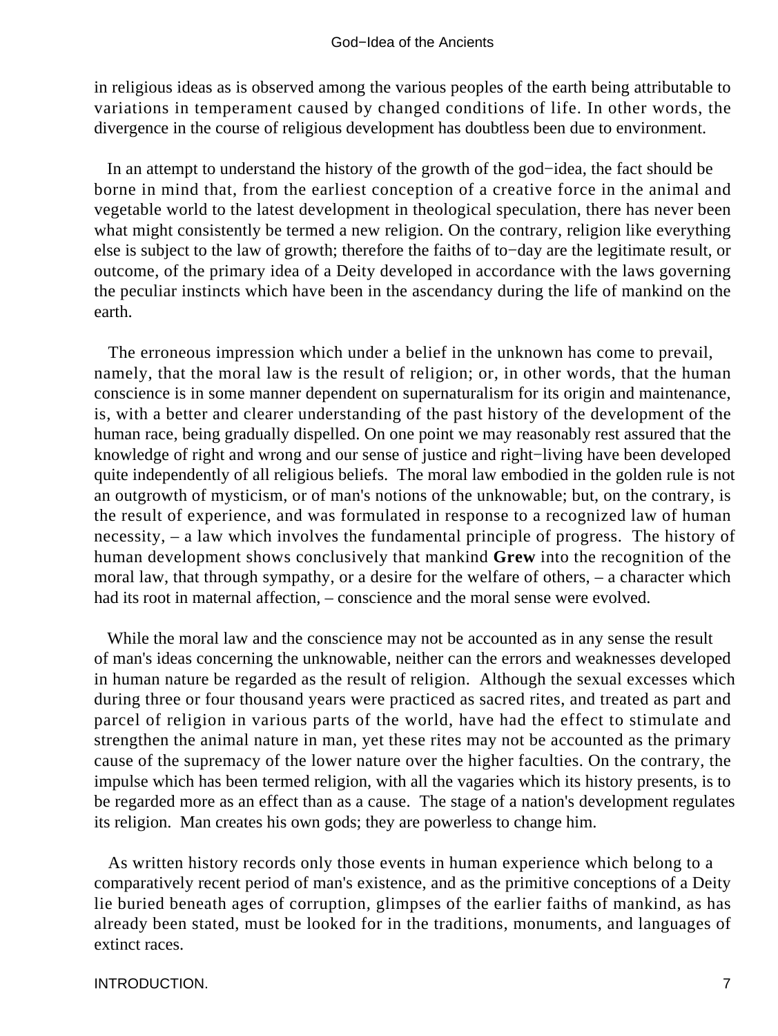in religious ideas as is observed among the various peoples of the earth being attributable to variations in temperament caused by changed conditions of life. In other words, the divergence in the course of religious development has doubtless been due to environment.

In an attempt to understand the history of the growth of the god−idea, the fact should be borne in mind that, from the earliest conception of a creative force in the animal and vegetable world to the latest development in theological speculation, there has never been what might consistently be termed a new religion. On the contrary, religion like everything else is subject to the law of growth; therefore the faiths of to−day are the legitimate result, or outcome, of the primary idea of a Deity developed in accordance with the laws governing the peculiar instincts which have been in the ascendancy during the life of mankind on the earth.

The erroneous impression which under a belief in the unknown has come to prevail, namely, that the moral law is the result of religion; or, in other words, that the human conscience is in some manner dependent on supernaturalism for its origin and maintenance, is, with a better and clearer understanding of the past history of the development of the human race, being gradually dispelled. On one point we may reasonably rest assured that the knowledge of right and wrong and our sense of justice and right−living have been developed quite independently of all religious beliefs. The moral law embodied in the golden rule is not an outgrowth of mysticism, or of man's notions of the unknowable; but, on the contrary, is the result of experience, and was formulated in response to a recognized law of human necessity, – a law which involves the fundamental principle of progress. The history of human development shows conclusively that mankind **Grew** into the recognition of the moral law, that through sympathy, or a desire for the welfare of others, – a character which had its root in maternal affection, – conscience and the moral sense were evolved.

While the moral law and the conscience may not be accounted as in any sense the result of man's ideas concerning the unknowable, neither can the errors and weaknesses developed in human nature be regarded as the result of religion. Although the sexual excesses which during three or four thousand years were practiced as sacred rites, and treated as part and parcel of religion in various parts of the world, have had the effect to stimulate and strengthen the animal nature in man, yet these rites may not be accounted as the primary cause of the supremacy of the lower nature over the higher faculties. On the contrary, the impulse which has been termed religion, with all the vagaries which its history presents, is to be regarded more as an effect than as a cause. The stage of a nation's development regulates its religion. Man creates his own gods; they are powerless to change him.

As written history records only those events in human experience which belong to a comparatively recent period of man's existence, and as the primitive conceptions of a Deity lie buried beneath ages of corruption, glimpses of the earlier faiths of mankind, as has already been stated, must be looked for in the traditions, monuments, and languages of extinct races.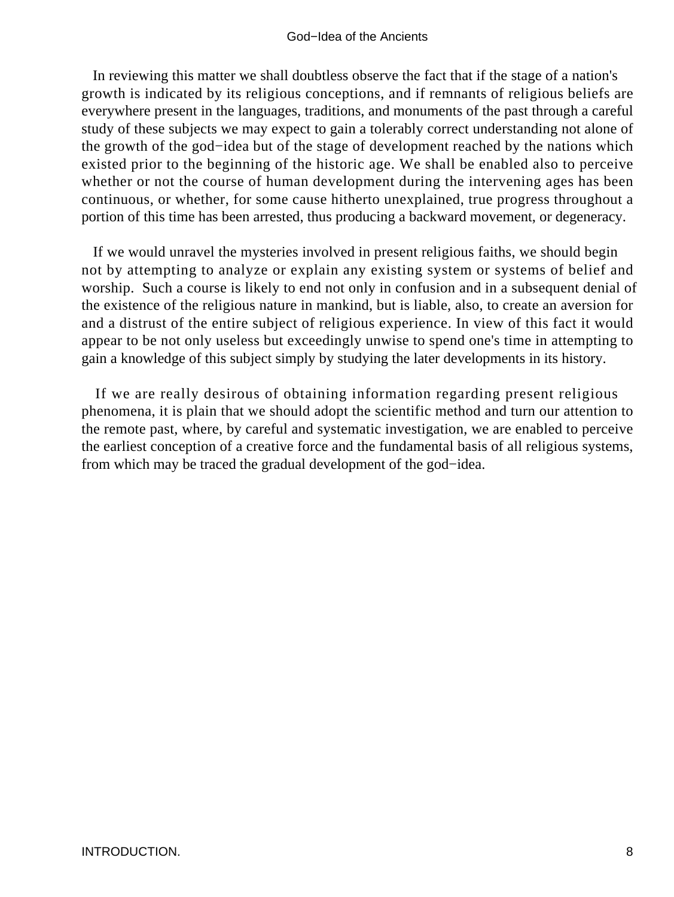In reviewing this matter we shall doubtless observe the fact that if the stage of a nation's growth is indicated by its religious conceptions, and if remnants of religious beliefs are everywhere present in the languages, traditions, and monuments of the past through a careful study of these subjects we may expect to gain a tolerably correct understanding not alone of the growth of the god−idea but of the stage of development reached by the nations which existed prior to the beginning of the historic age. We shall be enabled also to perceive whether or not the course of human development during the intervening ages has been continuous, or whether, for some cause hitherto unexplained, true progress throughout a portion of this time has been arrested, thus producing a backward movement, or degeneracy.

If we would unravel the mysteries involved in present religious faiths, we should begin not by attempting to analyze or explain any existing system or systems of belief and worship. Such a course is likely to end not only in confusion and in a subsequent denial of the existence of the religious nature in mankind, but is liable, also, to create an aversion for and a distrust of the entire subject of religious experience. In view of this fact it would appear to be not only useless but exceedingly unwise to spend one's time in attempting to gain a knowledge of this subject simply by studying the later developments in its history.

If we are really desirous of obtaining information regarding present religious phenomena, it is plain that we should adopt the scientific method and turn our attention to the remote past, where, by careful and systematic investigation, we are enabled to perceive the earliest conception of a creative force and the fundamental basis of all religious systems, from which may be traced the gradual development of the god−idea.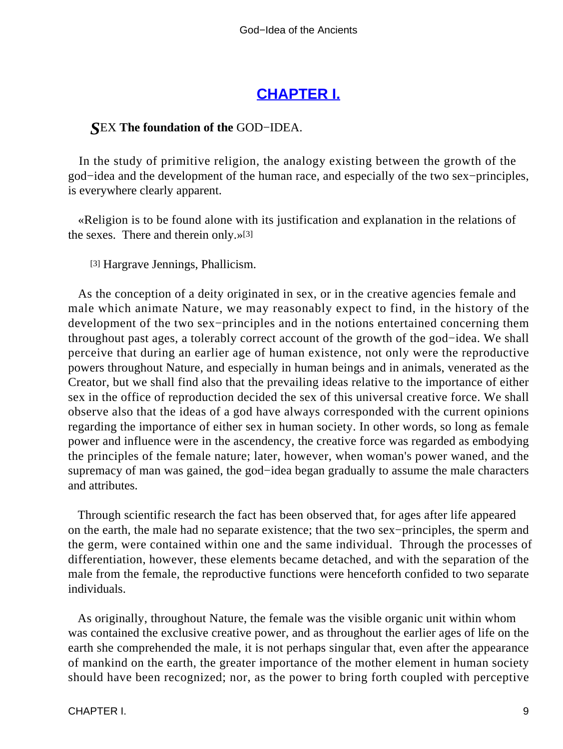## CHAPTER I.

***S*EX The foundation of the GOD−IDEA.**

In the study of primitive religion, the analogy existing between the growth of the god−idea and the development of the human race, and especially of the two sex−principles, is everywhere clearly apparent.

«Religion is to be found alone with its justification and explanation in the relations of the sexes. There and therein only.»[3]

[3] Hargrave Jennings, Phallicism.

As the conception of a deity originated in sex, or in the creative agencies female and male which animate Nature, we may reasonably expect to find, in the history of the development of the two sex−principles and in the notions entertained concerning them throughout past ages, a tolerably correct account of the growth of the god−idea. We shall perceive that during an earlier age of human existence, not only were the reproductive powers throughout Nature, and especially in human beings and in animals, venerated as the Creator, but we shall find also that the prevailing ideas relative to the importance of either sex in the office of reproduction decided the sex of this universal creative force. We shall observe also that the ideas of a god have always corresponded with the current opinions regarding the importance of either sex in human society. In other words, so long as female power and influence were in the ascendency, the creative force was regarded as embodying the principles of the female nature; later, however, when woman's power waned, and the supremacy of man was gained, the god−idea began gradually to assume the male characters and attributes.

Through scientific research the fact has been observed that, for ages after life appeared on the earth, the male had no separate existence; that the two sex−principles, the sperm and the germ, were contained within one and the same individual. Through the processes of differentiation, however, these elements became detached, and with the separation of the male from the female, the reproductive functions were henceforth confided to two separate individuals.

As originally, throughout Nature, the female was the visible organic unit within whom was contained the exclusive creative power, and as throughout the earlier ages of life on the earth she comprehended the male, it is not perhaps singular that, even after the appearance of mankind on the earth, the greater importance of the mother element in human society should have been recognized; nor, as the power to bring forth coupled with perceptive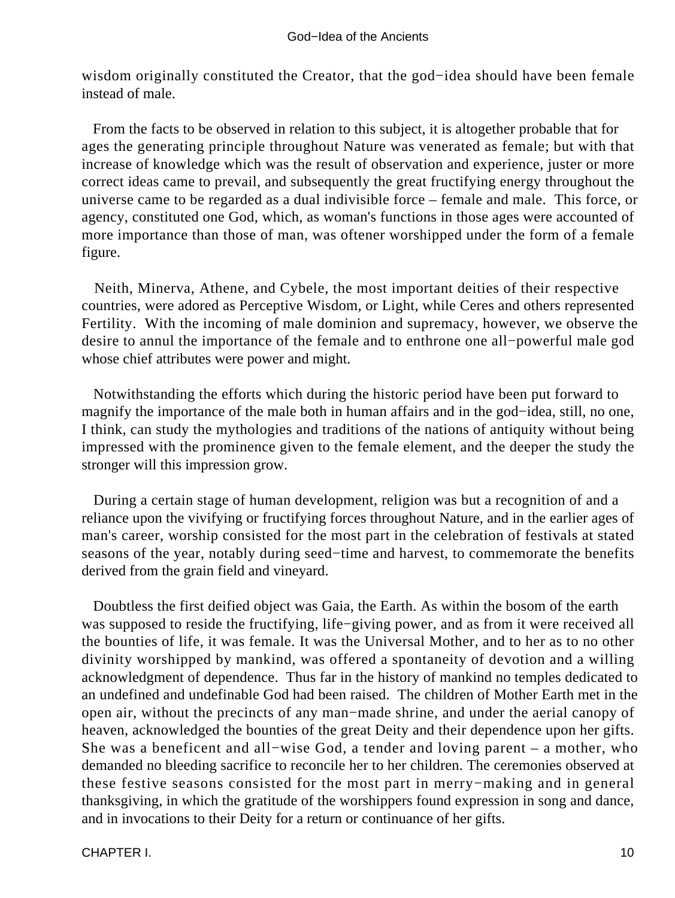wisdom originally constituted the Creator, that the god−idea should have been female instead of male.

From the facts to be observed in relation to this subject, it is altogether probable that for ages the generating principle throughout Nature was venerated as female; but with that increase of knowledge which was the result of observation and experience, juster or more correct ideas came to prevail, and subsequently the great fructifying energy throughout the universe came to be regarded as a dual indivisible force – female and male. This force, or agency, constituted one God, which, as woman's functions in those ages were accounted of more importance than those of man, was oftener worshipped under the form of a female figure.

Neith, Minerva, Athene, and Cybele, the most important deities of their respective countries, were adored as Perceptive Wisdom, or Light, while Ceres and others represented Fertility. With the incoming of male dominion and supremacy, however, we observe the desire to annul the importance of the female and to enthrone one all−powerful male god whose chief attributes were power and might.

Notwithstanding the efforts which during the historic period have been put forward to magnify the importance of the male both in human affairs and in the god−idea, still, no one, I think, can study the mythologies and traditions of the nations of antiquity without being impressed with the prominence given to the female element, and the deeper the study the stronger will this impression grow.

During a certain stage of human development, religion was but a recognition of and a reliance upon the vivifying or fructifying forces throughout Nature, and in the earlier ages of man's career, worship consisted for the most part in the celebration of festivals at stated seasons of the year, notably during seed−time and harvest, to commemorate the benefits derived from the grain field and vineyard.

Doubtless the first deified object was Gaia, the Earth. As within the bosom of the earth was supposed to reside the fructifying, life−giving power, and as from it were received all the bounties of life, it was female. It was the Universal Mother, and to her as to no other divinity worshipped by mankind, was offered a spontaneity of devotion and a willing acknowledgment of dependence. Thus far in the history of mankind no temples dedicated to an undefined and undefinable God had been raised. The children of Mother Earth met in the open air, without the precincts of any man−made shrine, and under the aerial canopy of heaven, acknowledged the bounties of the great Deity and their dependence upon her gifts. She was a beneficent and all−wise God, a tender and loving parent – a mother, who demanded no bleeding sacrifice to reconcile her to her children. The ceremonies observed at these festive seasons consisted for the most part in merry−making and in general thanksgiving, in which the gratitude of the worshippers found expression in song and dance, and in invocations to their Deity for a return or continuance of her gifts.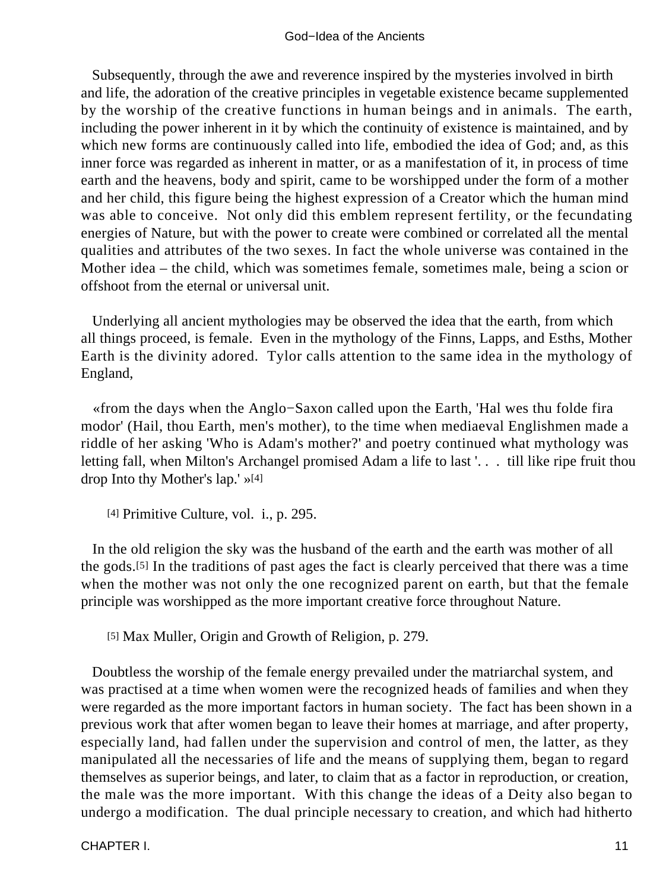Subsequently, through the awe and reverence inspired by the mysteries involved in birth and life, the adoration of the creative principles in vegetable existence became supplemented by the worship of the creative functions in human beings and in animals. The earth, including the power inherent in it by which the continuity of existence is maintained, and by which new forms are continuously called into life, embodied the idea of God; and, as this inner force was regarded as inherent in matter, or as a manifestation of it, in process of time earth and the heavens, body and spirit, came to be worshipped under the form of a mother and her child, this figure being the highest expression of a Creator which the human mind was able to conceive. Not only did this emblem represent fertility, or the fecundating energies of Nature, but with the power to create were combined or correlated all the mental qualities and attributes of the two sexes. In fact the whole universe was contained in the Mother idea – the child, which was sometimes female, sometimes male, being a scion or offshoot from the eternal or universal unit.

Underlying all ancient mythologies may be observed the idea that the earth, from which all things proceed, is female. Even in the mythology of the Finns, Lapps, and Esths, Mother Earth is the divinity adored. Tylor calls attention to the same idea in the mythology of England,

«from the days when the Anglo−Saxon called upon the Earth, 'Hal wes thu folde fira modor' (Hail, thou Earth, men's mother), to the time when mediaeval Englishmen made a riddle of her asking 'Who is Adam's mother?' and poetry continued what mythology was letting fall, when Milton's Archangel promised Adam a life to last '. . . till like ripe fruit thou drop Into thy Mother's lap.' »[4]

[4] Primitive Culture, vol. i., p. 295.

In the old religion the sky was the husband of the earth and the earth was mother of all the gods.[5] In the traditions of past ages the fact is clearly perceived that there was a time when the mother was not only the one recognized parent on earth, but that the female principle was worshipped as the more important creative force throughout Nature.

[5] Max Muller, Origin and Growth of Religion, p. 279.

Doubtless the worship of the female energy prevailed under the matriarchal system, and was practised at a time when women were the recognized heads of families and when they were regarded as the more important factors in human society. The fact has been shown in a previous work that after women began to leave their homes at marriage, and after property, especially land, had fallen under the supervision and control of men, the latter, as they manipulated all the necessaries of life and the means of supplying them, began to regard themselves as superior beings, and later, to claim that as a factor in reproduction, or creation, the male was the more important. With this change the ideas of a Deity also began to undergo a modification. The dual principle necessary to creation, and which had hitherto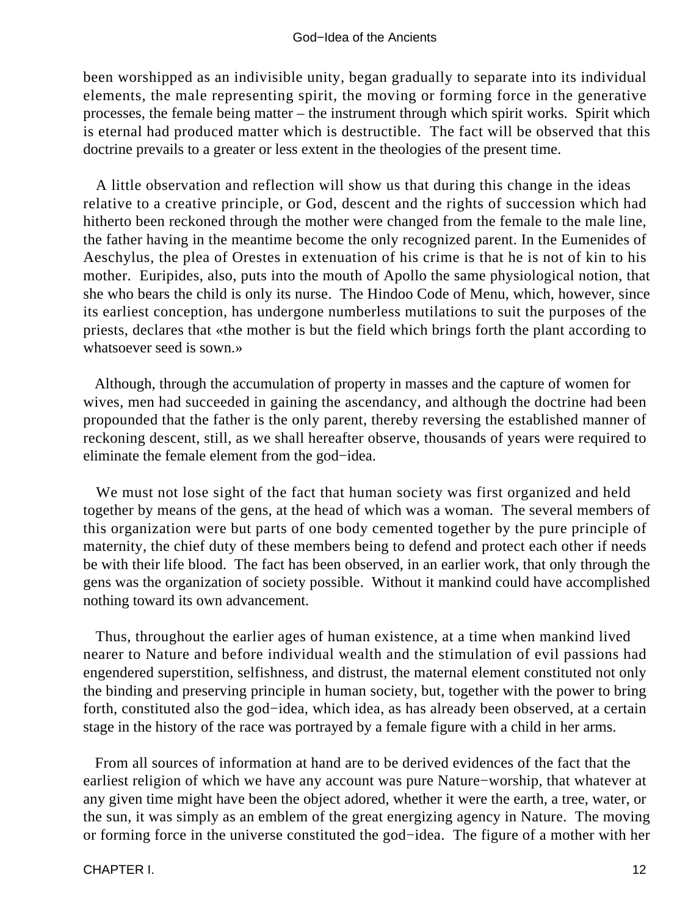been worshipped as an indivisible unity, began gradually to separate into its individual elements, the male representing spirit, the moving or forming force in the generative processes, the female being matter – the instrument through which spirit works. Spirit which is eternal had produced matter which is destructible. The fact will be observed that this doctrine prevails to a greater or less extent in the theologies of the present time.

A little observation and reflection will show us that during this change in the ideas relative to a creative principle, or God, descent and the rights of succession which had hitherto been reckoned through the mother were changed from the female to the male line, the father having in the meantime become the only recognized parent. In the Eumenides of Aeschylus, the plea of Orestes in extenuation of his crime is that he is not of kin to his mother. Euripides, also, puts into the mouth of Apollo the same physiological notion, that she who bears the child is only its nurse. The Hindoo Code of Menu, which, however, since its earliest conception, has undergone numberless mutilations to suit the purposes of the priests, declares that «the mother is but the field which brings forth the plant according to whatsoever seed is sown.»

Although, through the accumulation of property in masses and the capture of women for wives, men had succeeded in gaining the ascendancy, and although the doctrine had been propounded that the father is the only parent, thereby reversing the established manner of reckoning descent, still, as we shall hereafter observe, thousands of years were required to eliminate the female element from the god−idea.

We must not lose sight of the fact that human society was first organized and held together by means of the gens, at the head of which was a woman. The several members of this organization were but parts of one body cemented together by the pure principle of maternity, the chief duty of these members being to defend and protect each other if needs be with their life blood. The fact has been observed, in an earlier work, that only through the gens was the organization of society possible. Without it mankind could have accomplished nothing toward its own advancement.

Thus, throughout the earlier ages of human existence, at a time when mankind lived nearer to Nature and before individual wealth and the stimulation of evil passions had engendered superstition, selfishness, and distrust, the maternal element constituted not only the binding and preserving principle in human society, but, together with the power to bring forth, constituted also the god−idea, which idea, as has already been observed, at a certain stage in the history of the race was portrayed by a female figure with a child in her arms.

From all sources of information at hand are to be derived evidences of the fact that the earliest religion of which we have any account was pure Nature−worship, that whatever at any given time might have been the object adored, whether it were the earth, a tree, water, or the sun, it was simply as an emblem of the great energizing agency in Nature. The moving or forming force in the universe constituted the god−idea. The figure of a mother with her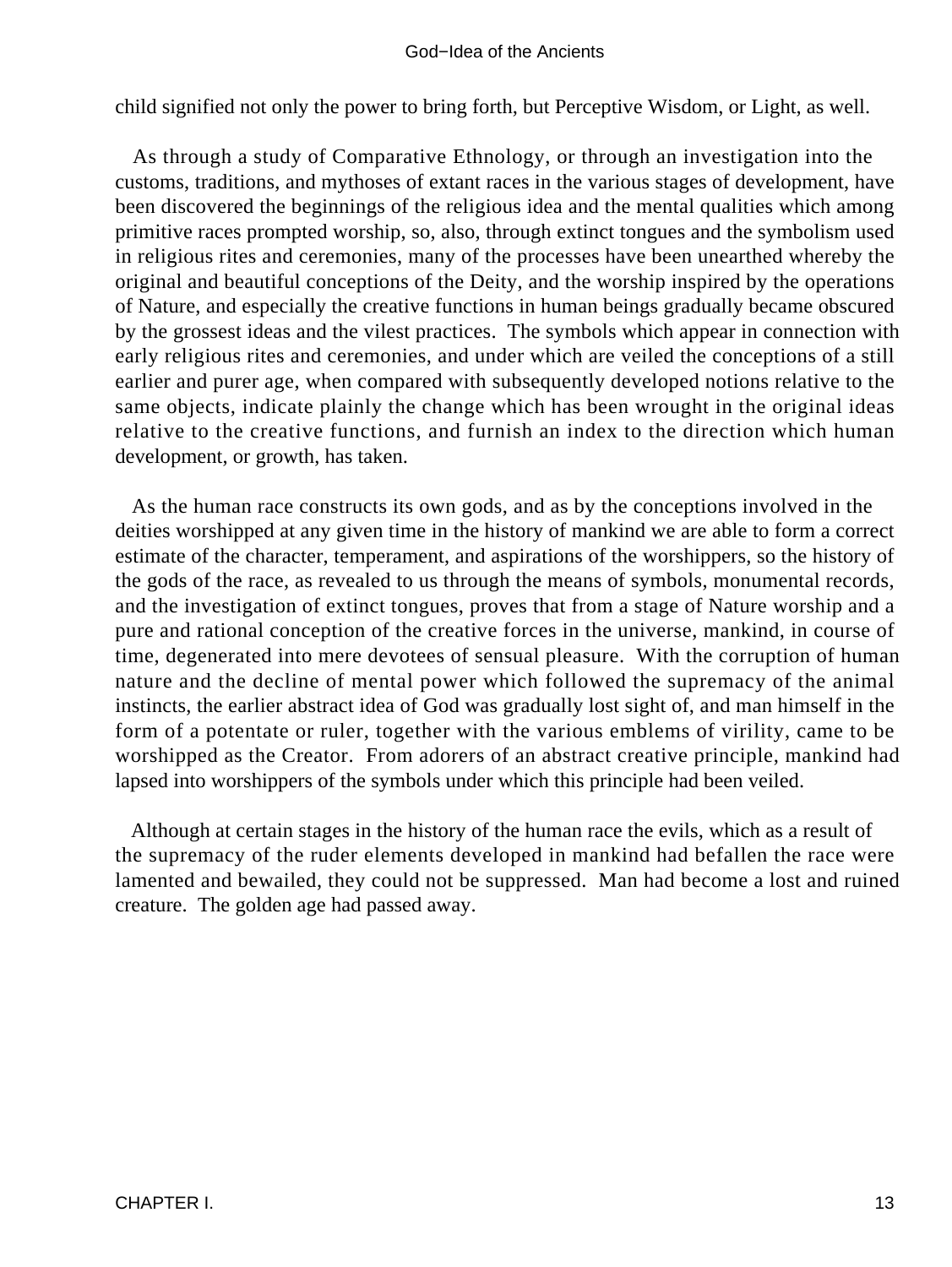child signified not only the power to bring forth, but Perceptive Wisdom, or Light, as well.

As through a study of Comparative Ethnology, or through an investigation into the customs, traditions, and mythoses of extant races in the various stages of development, have been discovered the beginnings of the religious idea and the mental qualities which among primitive races prompted worship, so, also, through extinct tongues and the symbolism used in religious rites and ceremonies, many of the processes have been unearthed whereby the original and beautiful conceptions of the Deity, and the worship inspired by the operations of Nature, and especially the creative functions in human beings gradually became obscured by the grossest ideas and the vilest practices. The symbols which appear in connection with early religious rites and ceremonies, and under which are veiled the conceptions of a still earlier and purer age, when compared with subsequently developed notions relative to the same objects, indicate plainly the change which has been wrought in the original ideas relative to the creative functions, and furnish an index to the direction which human development, or growth, has taken.

As the human race constructs its own gods, and as by the conceptions involved in the deities worshipped at any given time in the history of mankind we are able to form a correct estimate of the character, temperament, and aspirations of the worshippers, so the history of the gods of the race, as revealed to us through the means of symbols, monumental records, and the investigation of extinct tongues, proves that from a stage of Nature worship and a pure and rational conception of the creative forces in the universe, mankind, in course of time, degenerated into mere devotees of sensual pleasure. With the corruption of human nature and the decline of mental power which followed the supremacy of the animal instincts, the earlier abstract idea of God was gradually lost sight of, and man himself in the form of a potentate or ruler, together with the various emblems of virility, came to be worshipped as the Creator. From adorers of an abstract creative principle, mankind had lapsed into worshippers of the symbols under which this principle had been veiled.

Although at certain stages in the history of the human race the evils, which as a result of the supremacy of the ruder elements developed in mankind had befallen the race were lamented and bewailed, they could not be suppressed. Man had become a lost and ruined creature. The golden age had passed away.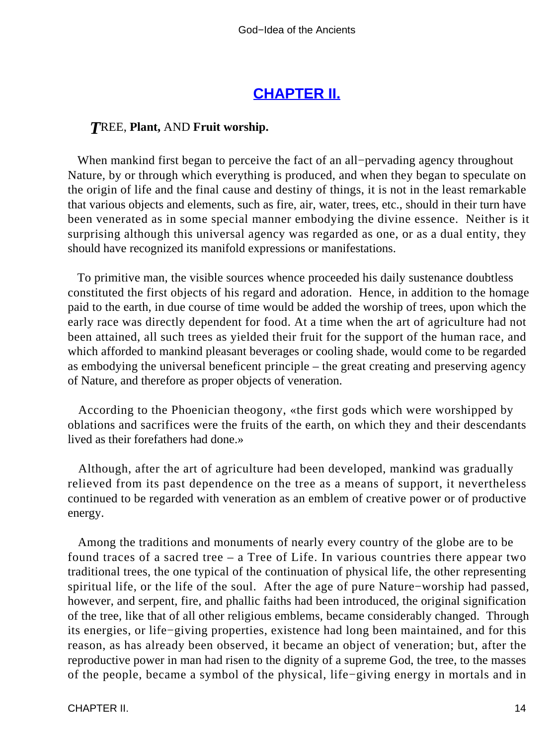## CHAPTER II.

***T*REE, Plant, AND Fruit worship.**

When mankind first began to perceive the fact of an all−pervading agency throughout Nature, by or through which everything is produced, and when they began to speculate on the origin of life and the final cause and destiny of things, it is not in the least remarkable that various objects and elements, such as fire, air, water, trees, etc., should in their turn have been venerated as in some special manner embodying the divine essence. Neither is it surprising although this universal agency was regarded as one, or as a dual entity, they should have recognized its manifold expressions or manifestations.

To primitive man, the visible sources whence proceeded his daily sustenance doubtless constituted the first objects of his regard and adoration. Hence, in addition to the homage paid to the earth, in due course of time would be added the worship of trees, upon which the early race was directly dependent for food. At a time when the art of agriculture had not been attained, all such trees as yielded their fruit for the support of the human race, and which afforded to mankind pleasant beverages or cooling shade, would come to be regarded as embodying the universal beneficent principle – the great creating and preserving agency of Nature, and therefore as proper objects of veneration.

According to the Phoenician theogony, «the first gods which were worshipped by oblations and sacrifices were the fruits of the earth, on which they and their descendants lived as their forefathers had done.»

Although, after the art of agriculture had been developed, mankind was gradually relieved from its past dependence on the tree as a means of support, it nevertheless continued to be regarded with veneration as an emblem of creative power or of productive energy.

Among the traditions and monuments of nearly every country of the globe are to be found traces of a sacred tree – a Tree of Life. In various countries there appear two traditional trees, the one typical of the continuation of physical life, the other representing spiritual life, or the life of the soul. After the age of pure Nature−worship had passed, however, and serpent, fire, and phallic faiths had been introduced, the original signification of the tree, like that of all other religious emblems, became considerably changed. Through its energies, or life−giving properties, existence had long been maintained, and for this reason, as has already been observed, it became an object of veneration; but, after the reproductive power in man had risen to the dignity of a supreme God, the tree, to the masses of the people, became a symbol of the physical, life−giving energy in mortals and in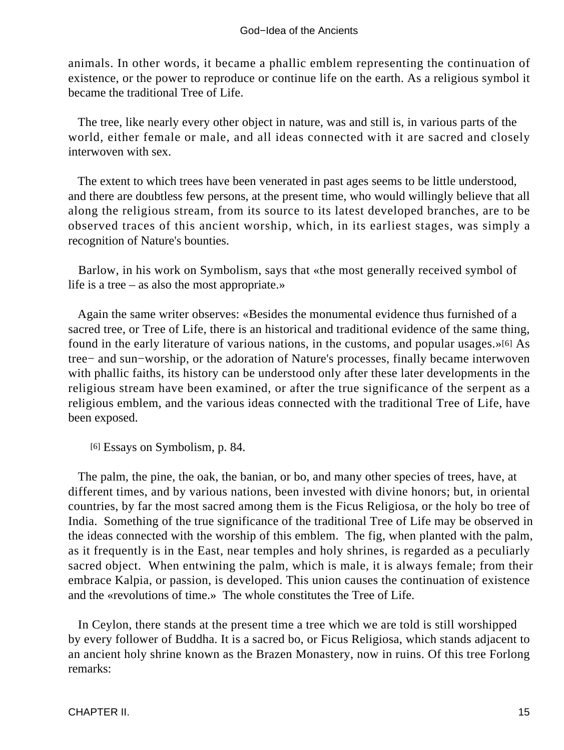animals. In other words, it became a phallic emblem representing the continuation of existence, or the power to reproduce or continue life on the earth. As a religious symbol it became the traditional Tree of Life.

The tree, like nearly every other object in nature, was and still is, in various parts of the world, either female or male, and all ideas connected with it are sacred and closely interwoven with sex.

The extent to which trees have been venerated in past ages seems to be little understood, and there are doubtless few persons, at the present time, who would willingly believe that all along the religious stream, from its source to its latest developed branches, are to be observed traces of this ancient worship, which, in its earliest stages, was simply a recognition of Nature's bounties.

Barlow, in his work on Symbolism, says that «the most generally received symbol of life is a tree – as also the most appropriate.»

Again the same writer observes: «Besides the monumental evidence thus furnished of a sacred tree, or Tree of Life, there is an historical and traditional evidence of the same thing, found in the early literature of various nations, in the customs, and popular usages.»[6] As tree− and sun−worship, or the adoration of Nature's processes, finally became interwoven with phallic faiths, its history can be understood only after these later developments in the religious stream have been examined, or after the true significance of the serpent as a religious emblem, and the various ideas connected with the traditional Tree of Life, have been exposed.

[6] Essays on Symbolism, p. 84.

The palm, the pine, the oak, the banian, or bo, and many other species of trees, have, at different times, and by various nations, been invested with divine honors; but, in oriental countries, by far the most sacred among them is the Ficus Religiosa, or the holy bo tree of India. Something of the true significance of the traditional Tree of Life may be observed in the ideas connected with the worship of this emblem. The fig, when planted with the palm, as it frequently is in the East, near temples and holy shrines, is regarded as a peculiarly sacred object. When entwining the palm, which is male, it is always female; from their embrace Kalpia, or passion, is developed. This union causes the continuation of existence and the «revolutions of time.» The whole constitutes the Tree of Life.

In Ceylon, there stands at the present time a tree which we are told is still worshipped by every follower of Buddha. It is a sacred bo, or Ficus Religiosa, which stands adjacent to an ancient holy shrine known as the Brazen Monastery, now in ruins. Of this tree Forlong remarks: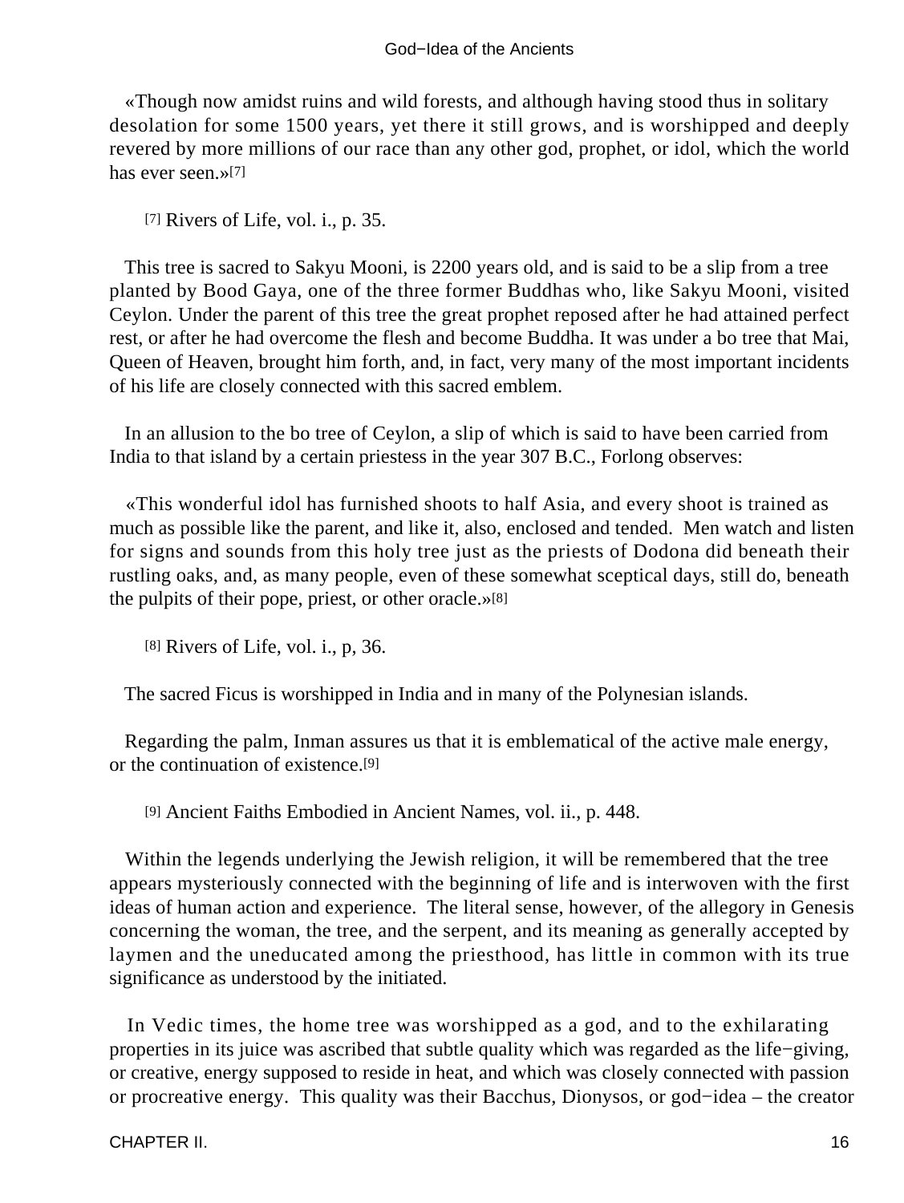«Though now amidst ruins and wild forests, and although having stood thus in solitary desolation for some 1500 years, yet there it still grows, and is worshipped and deeply revered by more millions of our race than any other god, prophet, or idol, which the world has ever seen.»[7]

[7] Rivers of Life, vol. i., p. 35.

This tree is sacred to Sakyu Mooni, is 2200 years old, and is said to be a slip from a tree planted by Bood Gaya, one of the three former Buddhas who, like Sakyu Mooni, visited Ceylon. Under the parent of this tree the great prophet reposed after he had attained perfect rest, or after he had overcome the flesh and become Buddha. It was under a bo tree that Mai, Queen of Heaven, brought him forth, and, in fact, very many of the most important incidents of his life are closely connected with this sacred emblem.

In an allusion to the bo tree of Ceylon, a slip of which is said to have been carried from India to that island by a certain priestess in the year 307 B.C., Forlong observes:

«This wonderful idol has furnished shoots to half Asia, and every shoot is trained as much as possible like the parent, and like it, also, enclosed and tended. Men watch and listen for signs and sounds from this holy tree just as the priests of Dodona did beneath their rustling oaks, and, as many people, even of these somewhat sceptical days, still do, beneath the pulpits of their pope, priest, or other oracle.»[8]

[8] Rivers of Life, vol. i., p, 36.

The sacred Ficus is worshipped in India and in many of the Polynesian islands.

Regarding the palm, Inman assures us that it is emblematical of the active male energy, or the continuation of existence.[9]

[9] Ancient Faiths Embodied in Ancient Names, vol. ii., p. 448.

Within the legends underlying the Jewish religion, it will be remembered that the tree appears mysteriously connected with the beginning of life and is interwoven with the first ideas of human action and experience. The literal sense, however, of the allegory in Genesis concerning the woman, the tree, and the serpent, and its meaning as generally accepted by laymen and the uneducated among the priesthood, has little in common with its true significance as understood by the initiated.

In Vedic times, the home tree was worshipped as a god, and to the exhilarating properties in its juice was ascribed that subtle quality which was regarded as the life−giving, or creative, energy supposed to reside in heat, and which was closely connected with passion or procreative energy. This quality was their Bacchus, Dionysos, or god−idea – the creator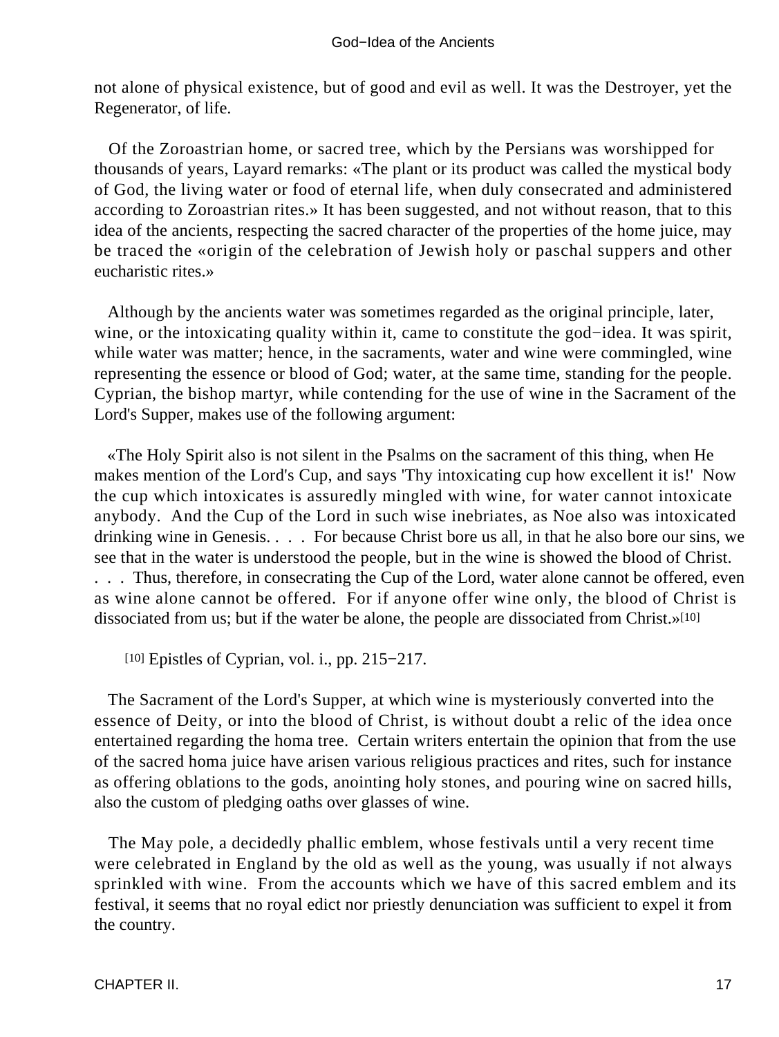not alone of physical existence, but of good and evil as well. It was the Destroyer, yet the Regenerator, of life.

Of the Zoroastrian home, or sacred tree, which by the Persians was worshipped for thousands of years, Layard remarks: «The plant or its product was called the mystical body of God, the living water or food of eternal life, when duly consecrated and administered according to Zoroastrian rites.» It has been suggested, and not without reason, that to this idea of the ancients, respecting the sacred character of the properties of the home juice, may be traced the «origin of the celebration of Jewish holy or paschal suppers and other eucharistic rites.»

Although by the ancients water was sometimes regarded as the original principle, later, wine, or the intoxicating quality within it, came to constitute the god−idea. It was spirit, while water was matter; hence, in the sacraments, water and wine were commingled, wine representing the essence or blood of God; water, at the same time, standing for the people. Cyprian, the bishop martyr, while contending for the use of wine in the Sacrament of the Lord's Supper, makes use of the following argument:

«The Holy Spirit also is not silent in the Psalms on the sacrament of this thing, when He makes mention of the Lord's Cup, and says 'Thy intoxicating cup how excellent it is!' Now the cup which intoxicates is assuredly mingled with wine, for water cannot intoxicate anybody. And the Cup of the Lord in such wise inebriates, as Noe also was intoxicated drinking wine in Genesis. . . . For because Christ bore us all, in that he also bore our sins, we see that in the water is understood the people, but in the wine is showed the blood of Christ. . . . Thus, therefore, in consecrating the Cup of the Lord, water alone cannot be offered, even as wine alone cannot be offered. For if anyone offer wine only, the blood of Christ is dissociated from us; but if the water be alone, the people are dissociated from Christ.»[10]

[10] Epistles of Cyprian, vol. i., pp. 215−217.

The Sacrament of the Lord's Supper, at which wine is mysteriously converted into the essence of Deity, or into the blood of Christ, is without doubt a relic of the idea once entertained regarding the homa tree. Certain writers entertain the opinion that from the use of the sacred homa juice have arisen various religious practices and rites, such for instance as offering oblations to the gods, anointing holy stones, and pouring wine on sacred hills, also the custom of pledging oaths over glasses of wine.

The May pole, a decidedly phallic emblem, whose festivals until a very recent time were celebrated in England by the old as well as the young, was usually if not always sprinkled with wine. From the accounts which we have of this sacred emblem and its festival, it seems that no royal edict nor priestly denunciation was sufficient to expel it from the country.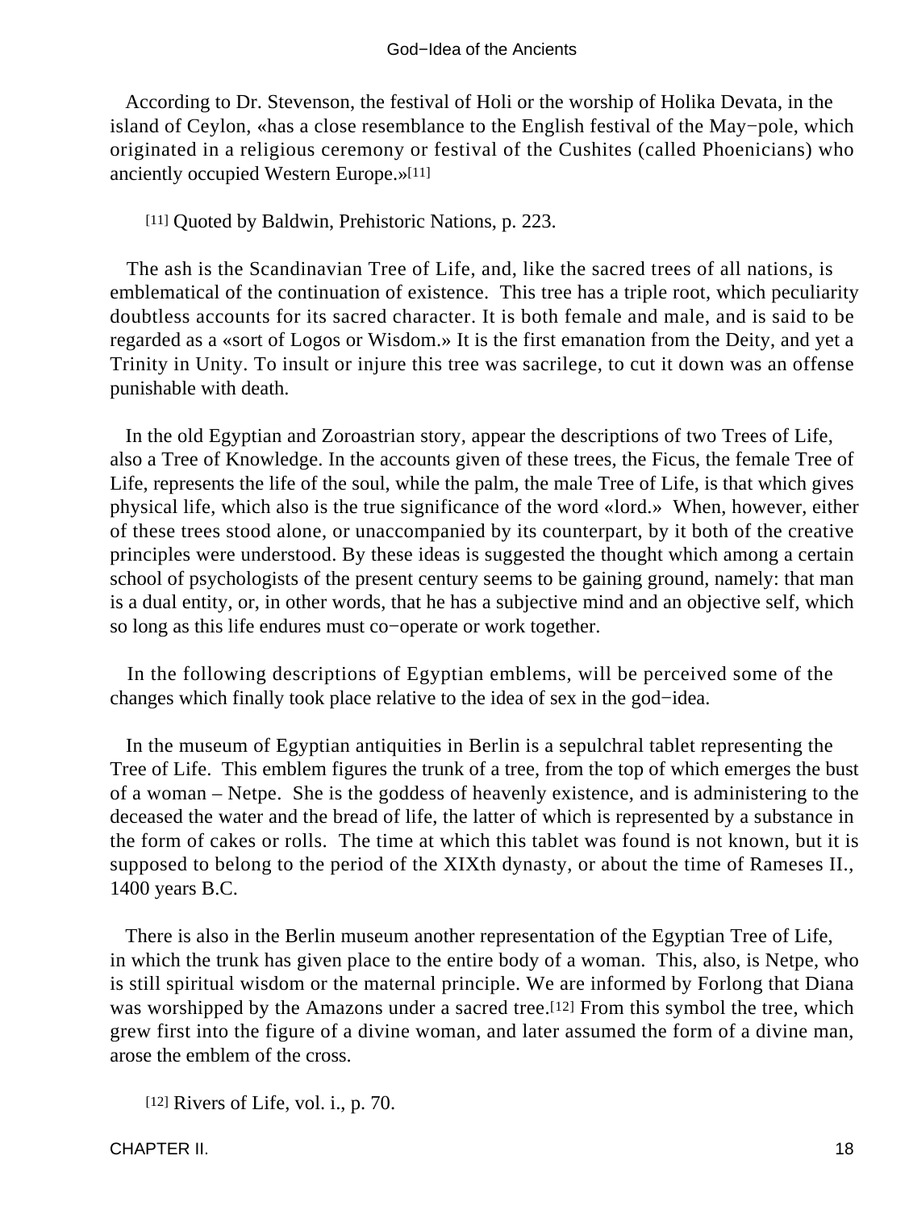According to Dr. Stevenson, the festival of Holi or the worship of Holika Devata, in the island of Ceylon, «has a close resemblance to the English festival of the May−pole, which originated in a religious ceremony or festival of the Cushites (called Phoenicians) who anciently occupied Western Europe.»[11]

[11] Quoted by Baldwin, Prehistoric Nations, p. 223.

The ash is the Scandinavian Tree of Life, and, like the sacred trees of all nations, is emblematical of the continuation of existence. This tree has a triple root, which peculiarity doubtless accounts for its sacred character. It is both female and male, and is said to be regarded as a «sort of Logos or Wisdom.» It is the first emanation from the Deity, and yet a Trinity in Unity. To insult or injure this tree was sacrilege, to cut it down was an offense punishable with death.

In the old Egyptian and Zoroastrian story, appear the descriptions of two Trees of Life, also a Tree of Knowledge. In the accounts given of these trees, the Ficus, the female Tree of Life, represents the life of the soul, while the palm, the male Tree of Life, is that which gives physical life, which also is the true significance of the word «lord.» When, however, either of these trees stood alone, or unaccompanied by its counterpart, by it both of the creative principles were understood. By these ideas is suggested the thought which among a certain school of psychologists of the present century seems to be gaining ground, namely: that man is a dual entity, or, in other words, that he has a subjective mind and an objective self, which so long as this life endures must co−operate or work together.

In the following descriptions of Egyptian emblems, will be perceived some of the changes which finally took place relative to the idea of sex in the god−idea.

In the museum of Egyptian antiquities in Berlin is a sepulchral tablet representing the Tree of Life. This emblem figures the trunk of a tree, from the top of which emerges the bust of a woman – Netpe. She is the goddess of heavenly existence, and is administering to the deceased the water and the bread of life, the latter of which is represented by a substance in the form of cakes or rolls. The time at which this tablet was found is not known, but it is supposed to belong to the period of the XIXth dynasty, or about the time of Rameses II., 1400 years B.C.

There is also in the Berlin museum another representation of the Egyptian Tree of Life, in which the trunk has given place to the entire body of a woman. This, also, is Netpe, who is still spiritual wisdom or the maternal principle. We are informed by Forlong that Diana was worshipped by the Amazons under a sacred tree.[12] From this symbol the tree, which grew first into the figure of a divine woman, and later assumed the form of a divine man, arose the emblem of the cross.

[12] Rivers of Life, vol. i., p. 70.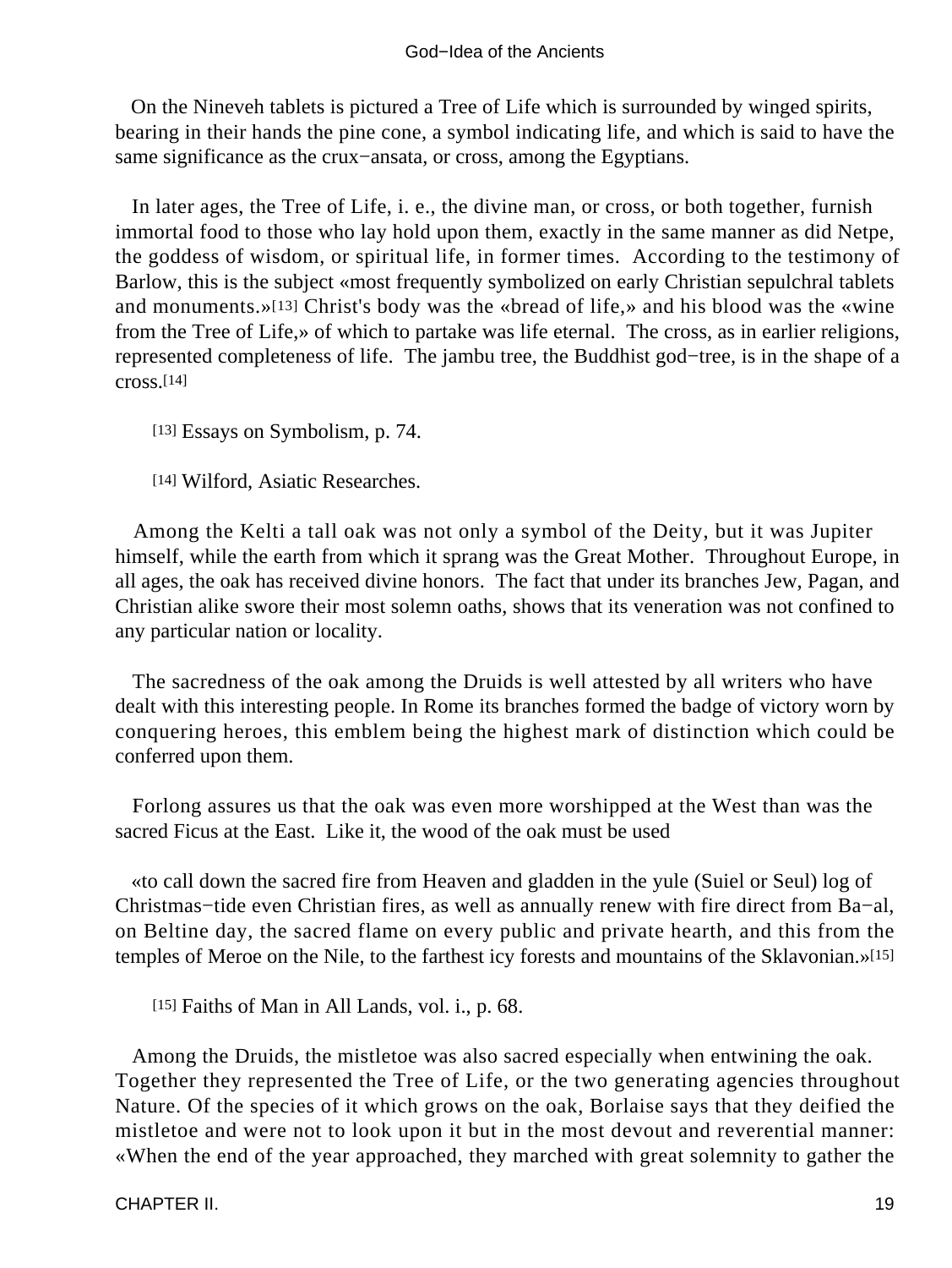On the Nineveh tablets is pictured a Tree of Life which is surrounded by winged spirits, bearing in their hands the pine cone, a symbol indicating life, and which is said to have the same significance as the crux−ansata, or cross, among the Egyptians.

In later ages, the Tree of Life, i. e., the divine man, or cross, or both together, furnish immortal food to those who lay hold upon them, exactly in the same manner as did Netpe, the goddess of wisdom, or spiritual life, in former times. According to the testimony of Barlow, this is the subject «most frequently symbolized on early Christian sepulchral tablets and monuments.»[13] Christ's body was the «bread of life,» and his blood was the «wine from the Tree of Life,» of which to partake was life eternal. The cross, as in earlier religions, represented completeness of life. The jambu tree, the Buddhist god−tree, is in the shape of a cross.[14]

[13] Essays on Symbolism, p. 74.

[14] Wilford, Asiatic Researches.

Among the Kelti a tall oak was not only a symbol of the Deity, but it was Jupiter himself, while the earth from which it sprang was the Great Mother. Throughout Europe, in all ages, the oak has received divine honors. The fact that under its branches Jew, Pagan, and Christian alike swore their most solemn oaths, shows that its veneration was not confined to any particular nation or locality.

The sacredness of the oak among the Druids is well attested by all writers who have dealt with this interesting people. In Rome its branches formed the badge of victory worn by conquering heroes, this emblem being the highest mark of distinction which could be conferred upon them.

Forlong assures us that the oak was even more worshipped at the West than was the sacred Ficus at the East. Like it, the wood of the oak must be used

«to call down the sacred fire from Heaven and gladden in the yule (Suiel or Seul) log of Christmas−tide even Christian fires, as well as annually renew with fire direct from Ba−al, on Beltine day, the sacred flame on every public and private hearth, and this from the temples of Meroe on the Nile, to the farthest icy forests and mountains of the Sklavonian.»[15]

[15] Faiths of Man in All Lands, vol. i., p. 68.

Among the Druids, the mistletoe was also sacred especially when entwining the oak. Together they represented the Tree of Life, or the two generating agencies throughout Nature. Of the species of it which grows on the oak, Borlaise says that they deified the mistletoe and were not to look upon it but in the most devout and reverential manner: «When the end of the year approached, they marched with great solemnity to gather the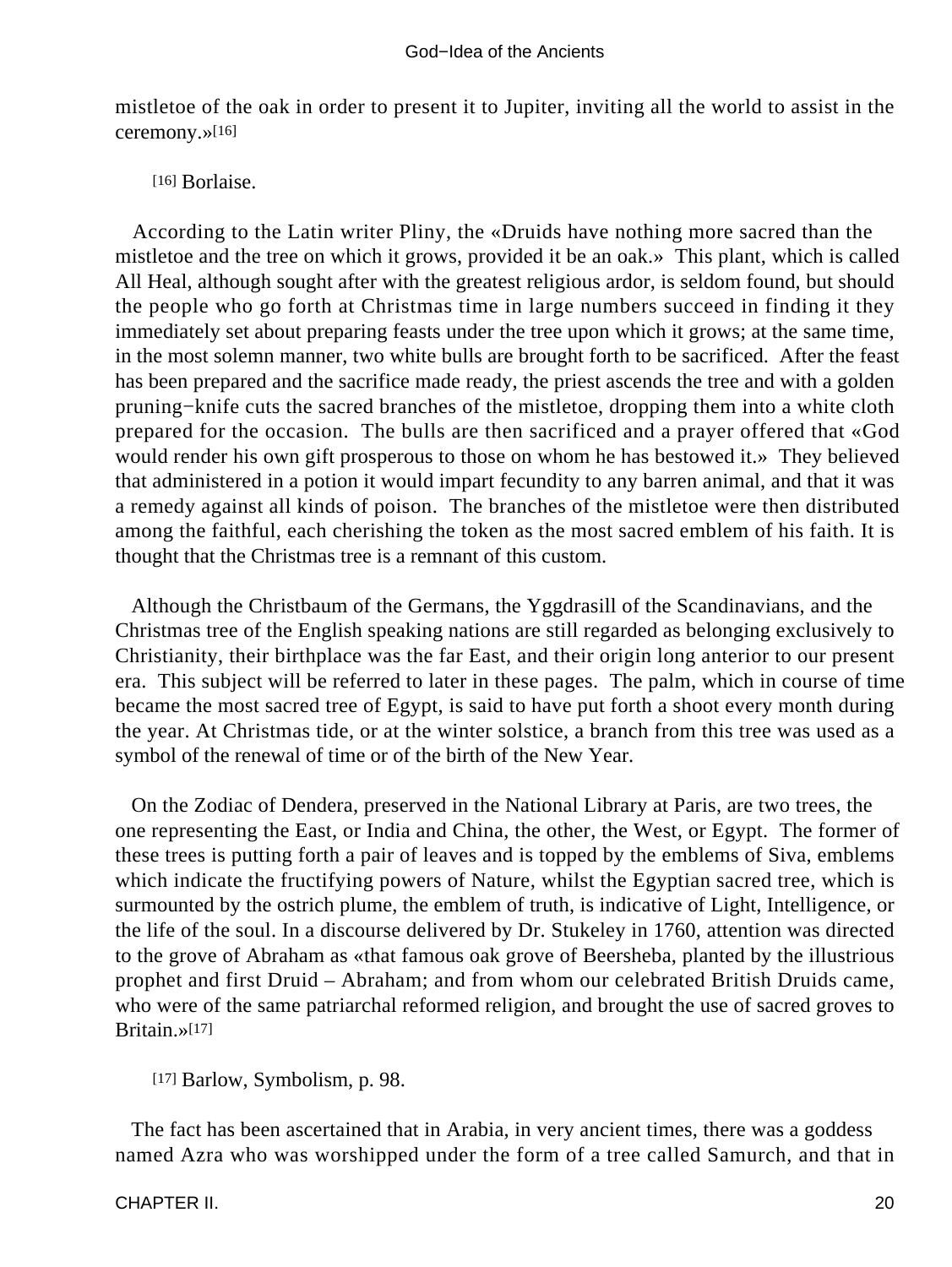mistletoe of the oak in order to present it to Jupiter, inviting all the world to assist in the ceremony.»[16]

[16] Borlaise.

According to the Latin writer Pliny, the «Druids have nothing more sacred than the mistletoe and the tree on which it grows, provided it be an oak.» This plant, which is called All Heal, although sought after with the greatest religious ardor, is seldom found, but should the people who go forth at Christmas time in large numbers succeed in finding it they immediately set about preparing feasts under the tree upon which it grows; at the same time, in the most solemn manner, two white bulls are brought forth to be sacrificed. After the feast has been prepared and the sacrifice made ready, the priest ascends the tree and with a golden pruning−knife cuts the sacred branches of the mistletoe, dropping them into a white cloth prepared for the occasion. The bulls are then sacrificed and a prayer offered that «God would render his own gift prosperous to those on whom he has bestowed it.» They believed that administered in a potion it would impart fecundity to any barren animal, and that it was a remedy against all kinds of poison. The branches of the mistletoe were then distributed among the faithful, each cherishing the token as the most sacred emblem of his faith. It is thought that the Christmas tree is a remnant of this custom.

Although the Christbaum of the Germans, the Yggdrasill of the Scandinavians, and the Christmas tree of the English speaking nations are still regarded as belonging exclusively to Christianity, their birthplace was the far East, and their origin long anterior to our present era. This subject will be referred to later in these pages. The palm, which in course of time became the most sacred tree of Egypt, is said to have put forth a shoot every month during the year. At Christmas tide, or at the winter solstice, a branch from this tree was used as a symbol of the renewal of time or of the birth of the New Year.

On the Zodiac of Dendera, preserved in the National Library at Paris, are two trees, the one representing the East, or India and China, the other, the West, or Egypt. The former of these trees is putting forth a pair of leaves and is topped by the emblems of Siva, emblems which indicate the fructifying powers of Nature, whilst the Egyptian sacred tree, which is surmounted by the ostrich plume, the emblem of truth, is indicative of Light, Intelligence, or the life of the soul. In a discourse delivered by Dr. Stukeley in 1760, attention was directed to the grove of Abraham as «that famous oak grove of Beersheba, planted by the illustrious prophet and first Druid – Abraham; and from whom our celebrated British Druids came, who were of the same patriarchal reformed religion, and brought the use of sacred groves to Britain.»[17]

[17] Barlow, Symbolism, p. 98.

The fact has been ascertained that in Arabia, in very ancient times, there was a goddess named Azra who was worshipped under the form of a tree called Samurch, and that in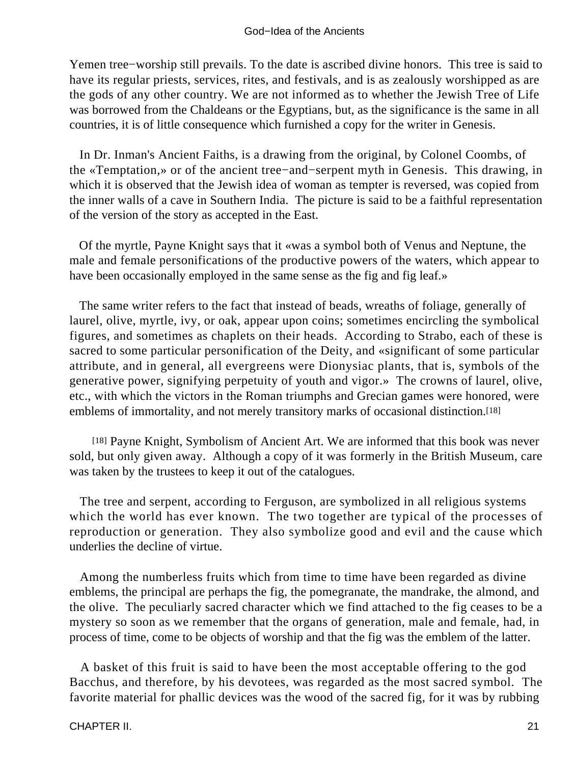Yemen tree−worship still prevails. To the date is ascribed divine honors. This tree is said to have its regular priests, services, rites, and festivals, and is as zealously worshipped as are the gods of any other country. We are not informed as to whether the Jewish Tree of Life was borrowed from the Chaldeans or the Egyptians, but, as the significance is the same in all countries, it is of little consequence which furnished a copy for the writer in Genesis.

In Dr. Inman's Ancient Faiths, is a drawing from the original, by Colonel Coombs, of the «Temptation,» or of the ancient tree−and−serpent myth in Genesis. This drawing, in which it is observed that the Jewish idea of woman as tempter is reversed, was copied from the inner walls of a cave in Southern India. The picture is said to be a faithful representation of the version of the story as accepted in the East.

Of the myrtle, Payne Knight says that it «was a symbol both of Venus and Neptune, the male and female personifications of the productive powers of the waters, which appear to have been occasionally employed in the same sense as the fig and fig leaf.»

The same writer refers to the fact that instead of beads, wreaths of foliage, generally of laurel, olive, myrtle, ivy, or oak, appear upon coins; sometimes encircling the symbolical figures, and sometimes as chaplets on their heads. According to Strabo, each of these is sacred to some particular personification of the Deity, and «significant of some particular attribute, and in general, all evergreens were Dionysiac plants, that is, symbols of the generative power, signifying perpetuity of youth and vigor.» The crowns of laurel, olive, etc., with which the victors in the Roman triumphs and Grecian games were honored, were emblems of immortality, and not merely transitory marks of occasional distinction.[18]

[18] Payne Knight, Symbolism of Ancient Art. We are informed that this book was never sold, but only given away. Although a copy of it was formerly in the British Museum, care was taken by the trustees to keep it out of the catalogues.

The tree and serpent, according to Ferguson, are symbolized in all religious systems which the world has ever known. The two together are typical of the processes of reproduction or generation. They also symbolize good and evil and the cause which underlies the decline of virtue.

Among the numberless fruits which from time to time have been regarded as divine emblems, the principal are perhaps the fig, the pomegranate, the mandrake, the almond, and the olive. The peculiarly sacred character which we find attached to the fig ceases to be a mystery so soon as we remember that the organs of generation, male and female, had, in process of time, come to be objects of worship and that the fig was the emblem of the latter.

A basket of this fruit is said to have been the most acceptable offering to the god Bacchus, and therefore, by his devotees, was regarded as the most sacred symbol. The favorite material for phallic devices was the wood of the sacred fig, for it was by rubbing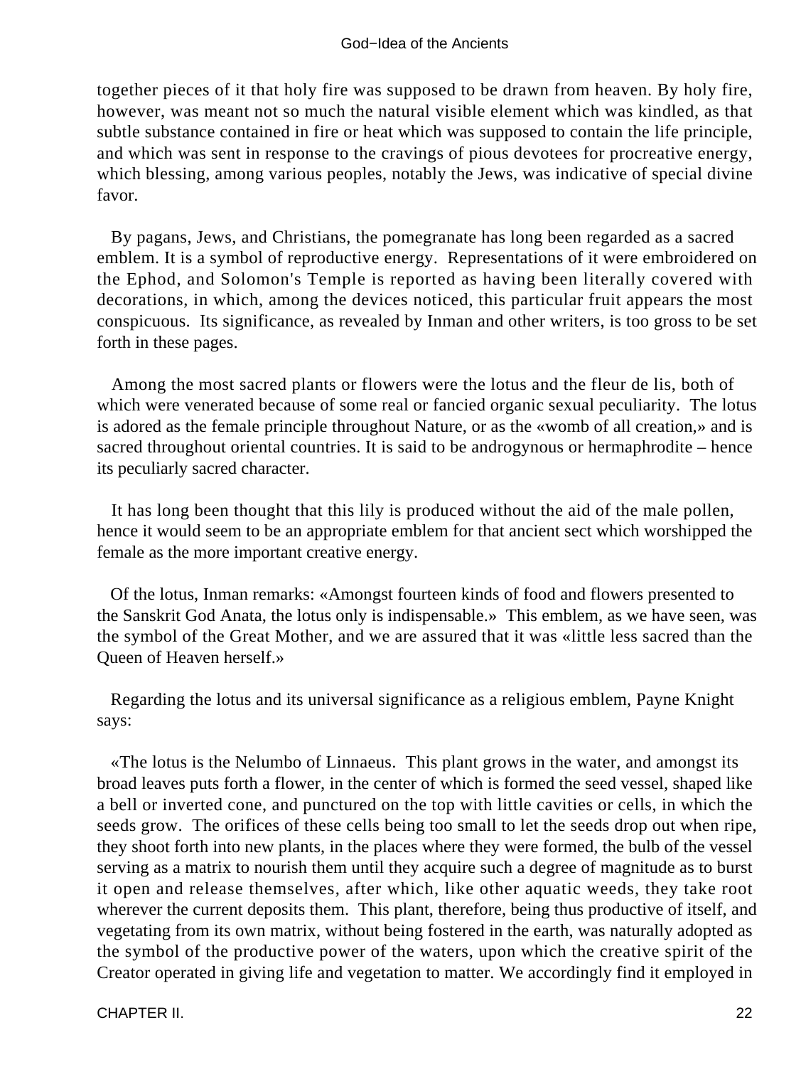together pieces of it that holy fire was supposed to be drawn from heaven. By holy fire, however, was meant not so much the natural visible element which was kindled, as that subtle substance contained in fire or heat which was supposed to contain the life principle, and which was sent in response to the cravings of pious devotees for procreative energy, which blessing, among various peoples, notably the Jews, was indicative of special divine favor.

By pagans, Jews, and Christians, the pomegranate has long been regarded as a sacred emblem. It is a symbol of reproductive energy. Representations of it were embroidered on the Ephod, and Solomon's Temple is reported as having been literally covered with decorations, in which, among the devices noticed, this particular fruit appears the most conspicuous. Its significance, as revealed by Inman and other writers, is too gross to be set forth in these pages.

Among the most sacred plants or flowers were the lotus and the fleur de lis, both of which were venerated because of some real or fancied organic sexual peculiarity. The lotus is adored as the female principle throughout Nature, or as the «womb of all creation,» and is sacred throughout oriental countries. It is said to be androgynous or hermaphrodite – hence its peculiarly sacred character.

It has long been thought that this lily is produced without the aid of the male pollen, hence it would seem to be an appropriate emblem for that ancient sect which worshipped the female as the more important creative energy.

Of the lotus, Inman remarks: «Amongst fourteen kinds of food and flowers presented to the Sanskrit God Anata, the lotus only is indispensable.» This emblem, as we have seen, was the symbol of the Great Mother, and we are assured that it was «little less sacred than the Queen of Heaven herself.»

Regarding the lotus and its universal significance as a religious emblem, Payne Knight says:

«The lotus is the Nelumbo of Linnaeus. This plant grows in the water, and amongst its broad leaves puts forth a flower, in the center of which is formed the seed vessel, shaped like a bell or inverted cone, and punctured on the top with little cavities or cells, in which the seeds grow. The orifices of these cells being too small to let the seeds drop out when ripe, they shoot forth into new plants, in the places where they were formed, the bulb of the vessel serving as a matrix to nourish them until they acquire such a degree of magnitude as to burst it open and release themselves, after which, like other aquatic weeds, they take root wherever the current deposits them. This plant, therefore, being thus productive of itself, and vegetating from its own matrix, without being fostered in the earth, was naturally adopted as the symbol of the productive power of the waters, upon which the creative spirit of the Creator operated in giving life and vegetation to matter. We accordingly find it employed in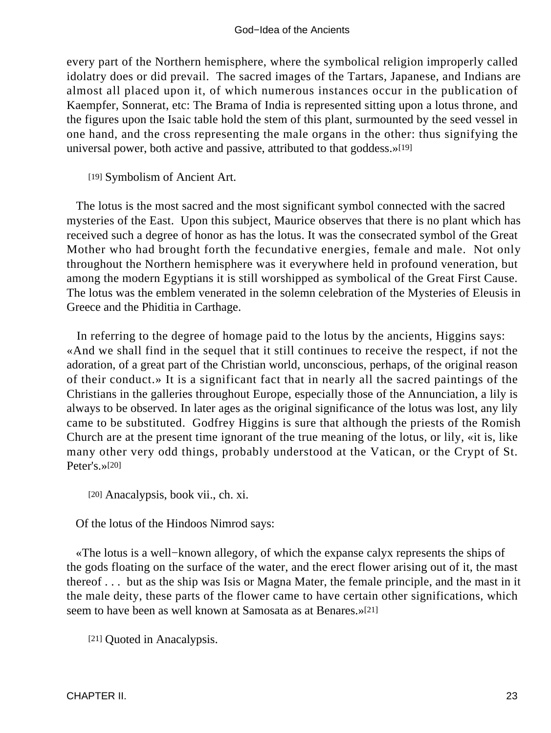every part of the Northern hemisphere, where the symbolical religion improperly called idolatry does or did prevail. The sacred images of the Tartars, Japanese, and Indians are almost all placed upon it, of which numerous instances occur in the publication of Kaempfer, Sonnerat, etc: The Brama of India is represented sitting upon a lotus throne, and the figures upon the Isaic table hold the stem of this plant, surmounted by the seed vessel in one hand, and the cross representing the male organs in the other: thus signifying the universal power, both active and passive, attributed to that goddess.»[19]

[19] Symbolism of Ancient Art.

The lotus is the most sacred and the most significant symbol connected with the sacred mysteries of the East. Upon this subject, Maurice observes that there is no plant which has received such a degree of honor as has the lotus. It was the consecrated symbol of the Great Mother who had brought forth the fecundative energies, female and male. Not only throughout the Northern hemisphere was it everywhere held in profound veneration, but among the modern Egyptians it is still worshipped as symbolical of the Great First Cause. The lotus was the emblem venerated in the solemn celebration of the Mysteries of Eleusis in Greece and the Phiditia in Carthage.

In referring to the degree of homage paid to the lotus by the ancients, Higgins says: «And we shall find in the sequel that it still continues to receive the respect, if not the adoration, of a great part of the Christian world, unconscious, perhaps, of the original reason of their conduct.» It is a significant fact that in nearly all the sacred paintings of the Christians in the galleries throughout Europe, especially those of the Annunciation, a lily is always to be observed. In later ages as the original significance of the lotus was lost, any lily came to be substituted. Godfrey Higgins is sure that although the priests of the Romish Church are at the present time ignorant of the true meaning of the lotus, or lily, «it is, like many other very odd things, probably understood at the Vatican, or the Crypt of St. Peter's.»[20]

[20] Anacalypsis, book vii., ch. xi.

Of the lotus of the Hindoos Nimrod says:

«The lotus is a well−known allegory, of which the expanse calyx represents the ships of the gods floating on the surface of the water, and the erect flower arising out of it, the mast thereof . . . but as the ship was Isis or Magna Mater, the female principle, and the mast in it the male deity, these parts of the flower came to have certain other significations, which seem to have been as well known at Samosata as at Benares.»[21]

[21] Quoted in Anacalypsis.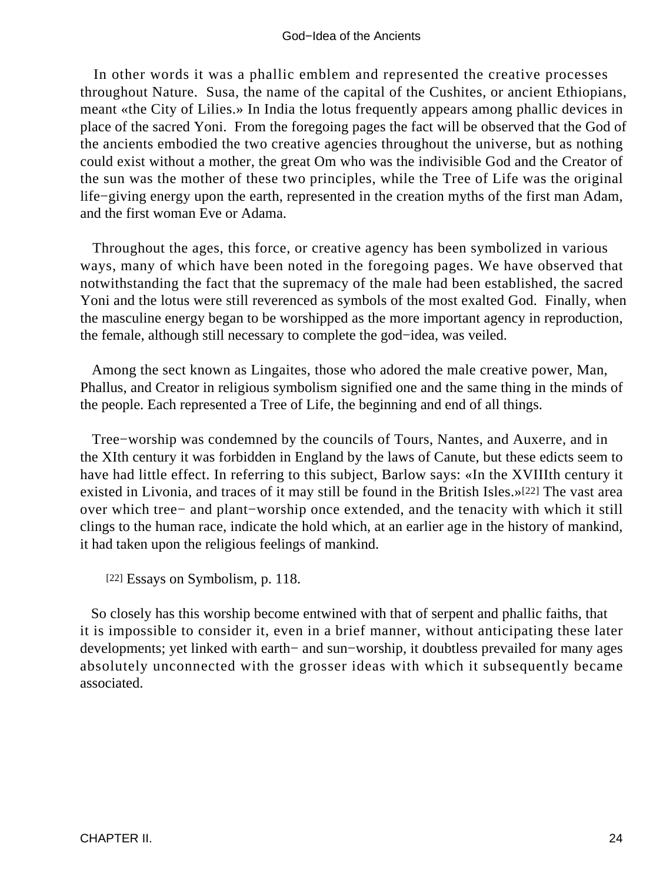In other words it was a phallic emblem and represented the creative processes throughout Nature. Susa, the name of the capital of the Cushites, or ancient Ethiopians, meant «the City of Lilies.» In India the lotus frequently appears among phallic devices in place of the sacred Yoni. From the foregoing pages the fact will be observed that the God of the ancients embodied the two creative agencies throughout the universe, but as nothing could exist without a mother, the great Om who was the indivisible God and the Creator of the sun was the mother of these two principles, while the Tree of Life was the original life−giving energy upon the earth, represented in the creation myths of the first man Adam, and the first woman Eve or Adama.

Throughout the ages, this force, or creative agency has been symbolized in various ways, many of which have been noted in the foregoing pages. We have observed that notwithstanding the fact that the supremacy of the male had been established, the sacred Yoni and the lotus were still reverenced as symbols of the most exalted God. Finally, when the masculine energy began to be worshipped as the more important agency in reproduction, the female, although still necessary to complete the god−idea, was veiled.

Among the sect known as Lingaites, those who adored the male creative power, Man, Phallus, and Creator in religious symbolism signified one and the same thing in the minds of the people. Each represented a Tree of Life, the beginning and end of all things.

Tree−worship was condemned by the councils of Tours, Nantes, and Auxerre, and in the XIth century it was forbidden in England by the laws of Canute, but these edicts seem to have had little effect. In referring to this subject, Barlow says: «In the XVIIIth century it existed in Livonia, and traces of it may still be found in the British Isles.»[22] The vast area over which tree− and plant−worship once extended, and the tenacity with which it still clings to the human race, indicate the hold which, at an earlier age in the history of mankind, it had taken upon the religious feelings of mankind.

[22] Essays on Symbolism, p. 118.

So closely has this worship become entwined with that of serpent and phallic faiths, that it is impossible to consider it, even in a brief manner, without anticipating these later developments; yet linked with earth− and sun−worship, it doubtless prevailed for many ages absolutely unconnected with the grosser ideas with which it subsequently became associated.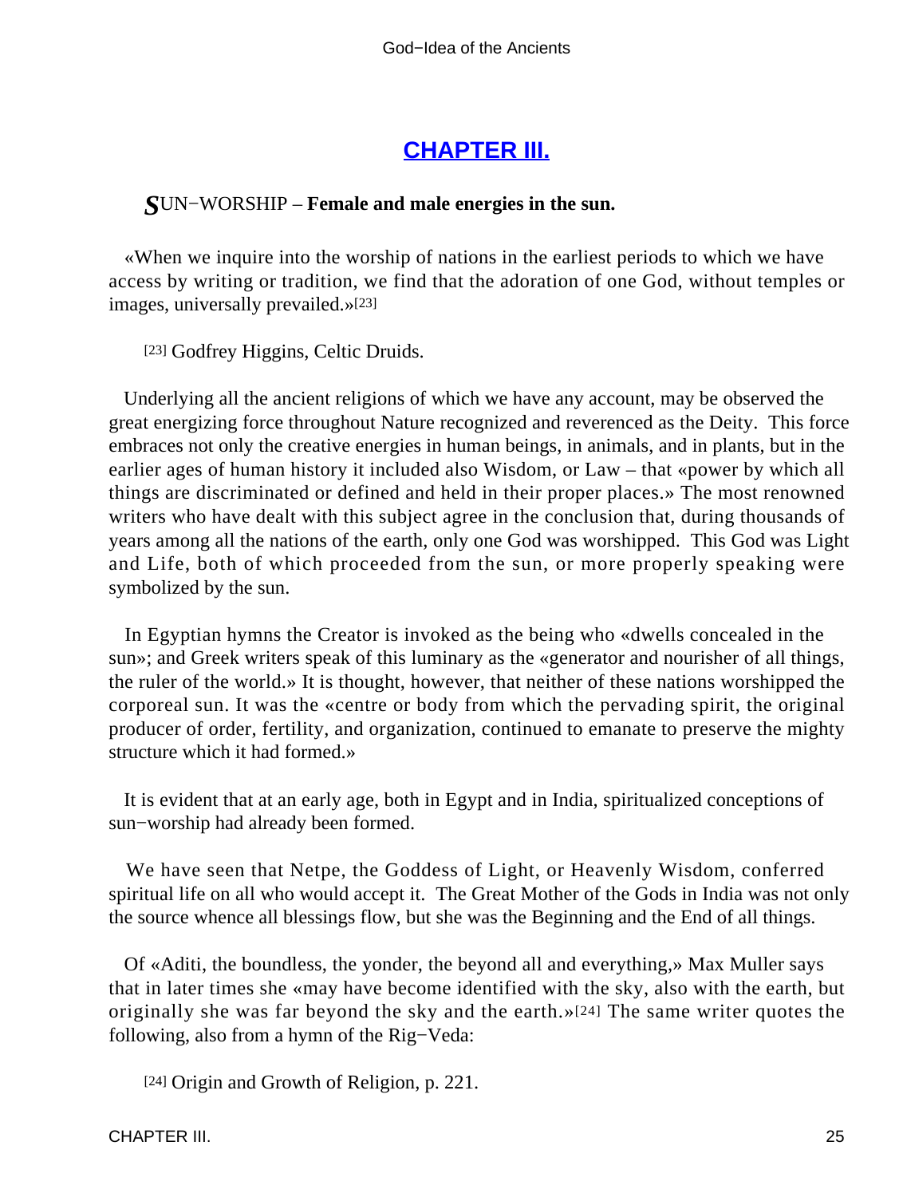## [CHAPTER III.](#)

***S***UN−WORSHIP – **Female and male energies in the sun.**

«When we inquire into the worship of nations in the earliest periods to which we have access by writing or tradition, we find that the adoration of one God, without temples or images, universally prevailed.»[23]

[23] Godfrey Higgins, Celtic Druids.

Underlying all the ancient religions of which we have any account, may be observed the great energizing force throughout Nature recognized and reverenced as the Deity. This force embraces not only the creative energies in human beings, in animals, and in plants, but in the earlier ages of human history it included also Wisdom, or Law – that «power by which all things are discriminated or defined and held in their proper places.» The most renowned writers who have dealt with this subject agree in the conclusion that, during thousands of years among all the nations of the earth, only one God was worshipped. This God was Light and Life, both of which proceeded from the sun, or more properly speaking were symbolized by the sun.

In Egyptian hymns the Creator is invoked as the being who «dwells concealed in the sun»; and Greek writers speak of this luminary as the «generator and nourisher of all things, the ruler of the world.» It is thought, however, that neither of these nations worshipped the corporeal sun. It was the «centre or body from which the pervading spirit, the original producer of order, fertility, and organization, continued to emanate to preserve the mighty structure which it had formed.»

It is evident that at an early age, both in Egypt and in India, spiritualized conceptions of sun−worship had already been formed.

We have seen that Netpe, the Goddess of Light, or Heavenly Wisdom, conferred spiritual life on all who would accept it. The Great Mother of the Gods in India was not only the source whence all blessings flow, but she was the Beginning and the End of all things.

Of «Aditi, the boundless, the yonder, the beyond all and everything,» Max Muller says that in later times she «may have become identified with the sky, also with the earth, but originally she was far beyond the sky and the earth.»[24] The same writer quotes the following, also from a hymn of the Rig−Veda:

[24] Origin and Growth of Religion, p. 221.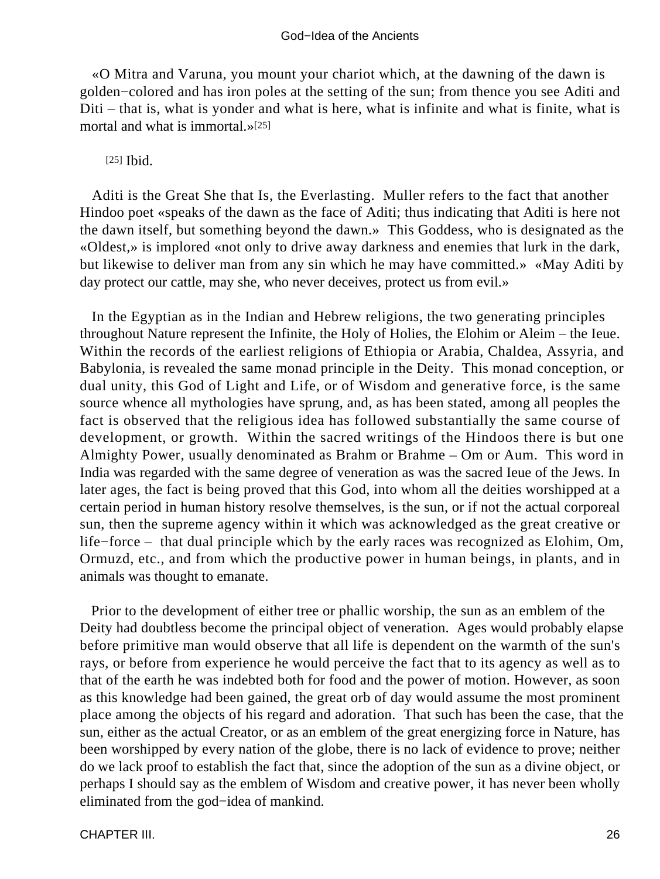«O Mitra and Varuna, you mount your chariot which, at the dawning of the dawn is golden−colored and has iron poles at the setting of the sun; from thence you see Aditi and Diti – that is, what is yonder and what is here, what is infinite and what is finite, what is mortal and what is immortal.»[25]

[25] Ibid.

Aditi is the Great She that Is, the Everlasting. Muller refers to the fact that another Hindoo poet «speaks of the dawn as the face of Aditi; thus indicating that Aditi is here not the dawn itself, but something beyond the dawn.» This Goddess, who is designated as the «Oldest,» is implored «not only to drive away darkness and enemies that lurk in the dark, but likewise to deliver man from any sin which he may have committed.» «May Aditi by day protect our cattle, may she, who never deceives, protect us from evil.»

In the Egyptian as in the Indian and Hebrew religions, the two generating principles throughout Nature represent the Infinite, the Holy of Holies, the Elohim or Aleim – the Ieue. Within the records of the earliest religions of Ethiopia or Arabia, Chaldea, Assyria, and Babylonia, is revealed the same monad principle in the Deity. This monad conception, or dual unity, this God of Light and Life, or of Wisdom and generative force, is the same source whence all mythologies have sprung, and, as has been stated, among all peoples the fact is observed that the religious idea has followed substantially the same course of development, or growth. Within the sacred writings of the Hindoos there is but one Almighty Power, usually denominated as Brahm or Brahme – Om or Aum. This word in India was regarded with the same degree of veneration as was the sacred Ieue of the Jews. In later ages, the fact is being proved that this God, into whom all the deities worshipped at a certain period in human history resolve themselves, is the sun, or if not the actual corporeal sun, then the supreme agency within it which was acknowledged as the great creative or life−force – that dual principle which by the early races was recognized as Elohim, Om, Ormuzd, etc., and from which the productive power in human beings, in plants, and in animals was thought to emanate.

Prior to the development of either tree or phallic worship, the sun as an emblem of the Deity had doubtless become the principal object of veneration. Ages would probably elapse before primitive man would observe that all life is dependent on the warmth of the sun's rays, or before from experience he would perceive the fact that to its agency as well as to that of the earth he was indebted both for food and the power of motion. However, as soon as this knowledge had been gained, the great orb of day would assume the most prominent place among the objects of his regard and adoration. That such has been the case, that the sun, either as the actual Creator, or as an emblem of the great energizing force in Nature, has been worshipped by every nation of the globe, there is no lack of evidence to prove; neither do we lack proof to establish the fact that, since the adoption of the sun as a divine object, or perhaps I should say as the emblem of Wisdom and creative power, it has never been wholly eliminated from the god−idea of mankind.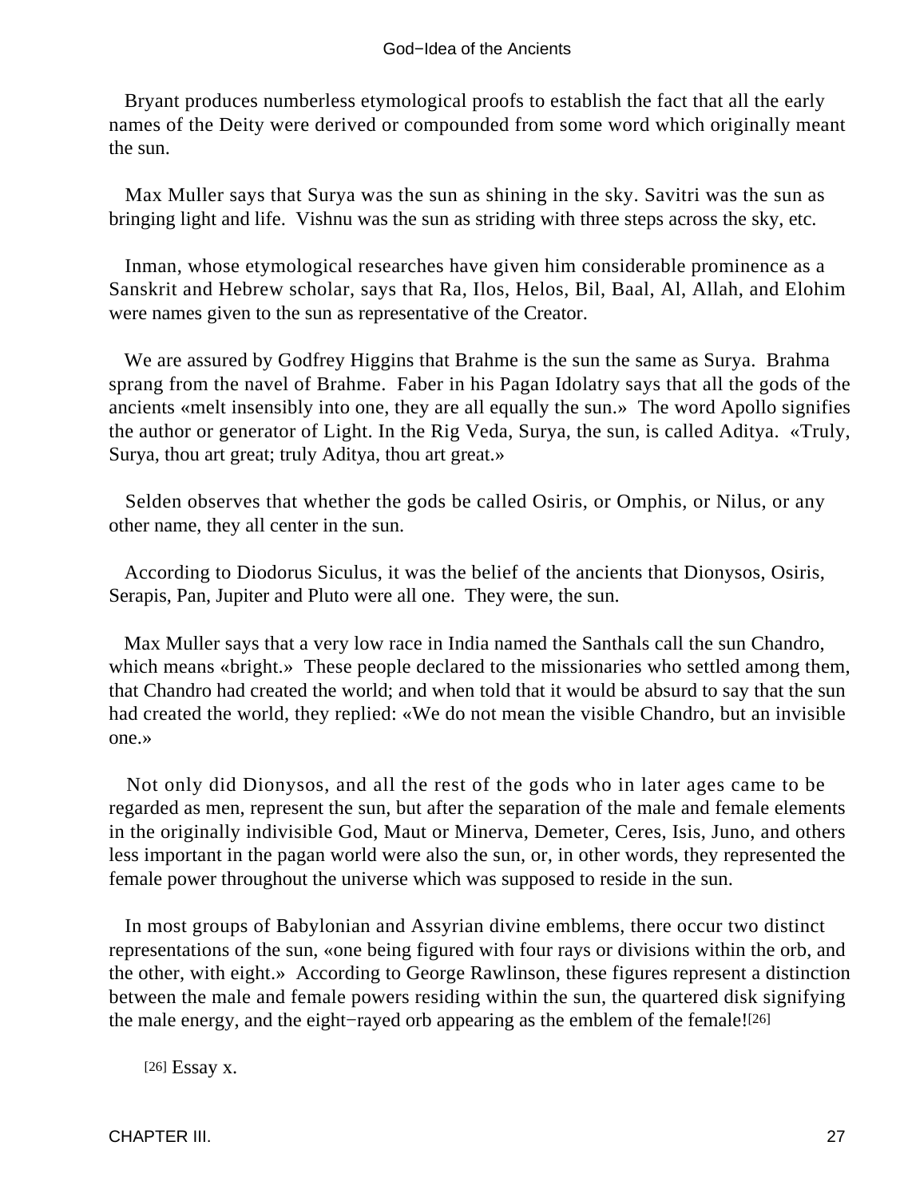Bryant produces numberless etymological proofs to establish the fact that all the early names of the Deity were derived or compounded from some word which originally meant the sun.

Max Muller says that Surya was the sun as shining in the sky. Savitri was the sun as bringing light and life. Vishnu was the sun as striding with three steps across the sky, etc.

Inman, whose etymological researches have given him considerable prominence as a Sanskrit and Hebrew scholar, says that Ra, Ilos, Helos, Bil, Baal, Al, Allah, and Elohim were names given to the sun as representative of the Creator.

We are assured by Godfrey Higgins that Brahme is the sun the same as Surya. Brahma sprang from the navel of Brahme. Faber in his Pagan Idolatry says that all the gods of the ancients «melt insensibly into one, they are all equally the sun.» The word Apollo signifies the author or generator of Light. In the Rig Veda, Surya, the sun, is called Aditya. «Truly, Surya, thou art great; truly Aditya, thou art great.»

Selden observes that whether the gods be called Osiris, or Omphis, or Nilus, or any other name, they all center in the sun.

According to Diodorus Siculus, it was the belief of the ancients that Dionysos, Osiris, Serapis, Pan, Jupiter and Pluto were all one. They were, the sun.

Max Muller says that a very low race in India named the Santhals call the sun Chandro, which means «bright.» These people declared to the missionaries who settled among them, that Chandro had created the world; and when told that it would be absurd to say that the sun had created the world, they replied: «We do not mean the visible Chandro, but an invisible one.»

Not only did Dionysos, and all the rest of the gods who in later ages came to be regarded as men, represent the sun, but after the separation of the male and female elements in the originally indivisible God, Maut or Minerva, Demeter, Ceres, Isis, Juno, and others less important in the pagan world were also the sun, or, in other words, they represented the female power throughout the universe which was supposed to reside in the sun.

In most groups of Babylonian and Assyrian divine emblems, there occur two distinct representations of the sun, «one being figured with four rays or divisions within the orb, and the other, with eight.» According to George Rawlinson, these figures represent a distinction between the male and female powers residing within the sun, the quartered disk signifying the male energy, and the eight−rayed orb appearing as the emblem of the female![26]

[26] Essay x.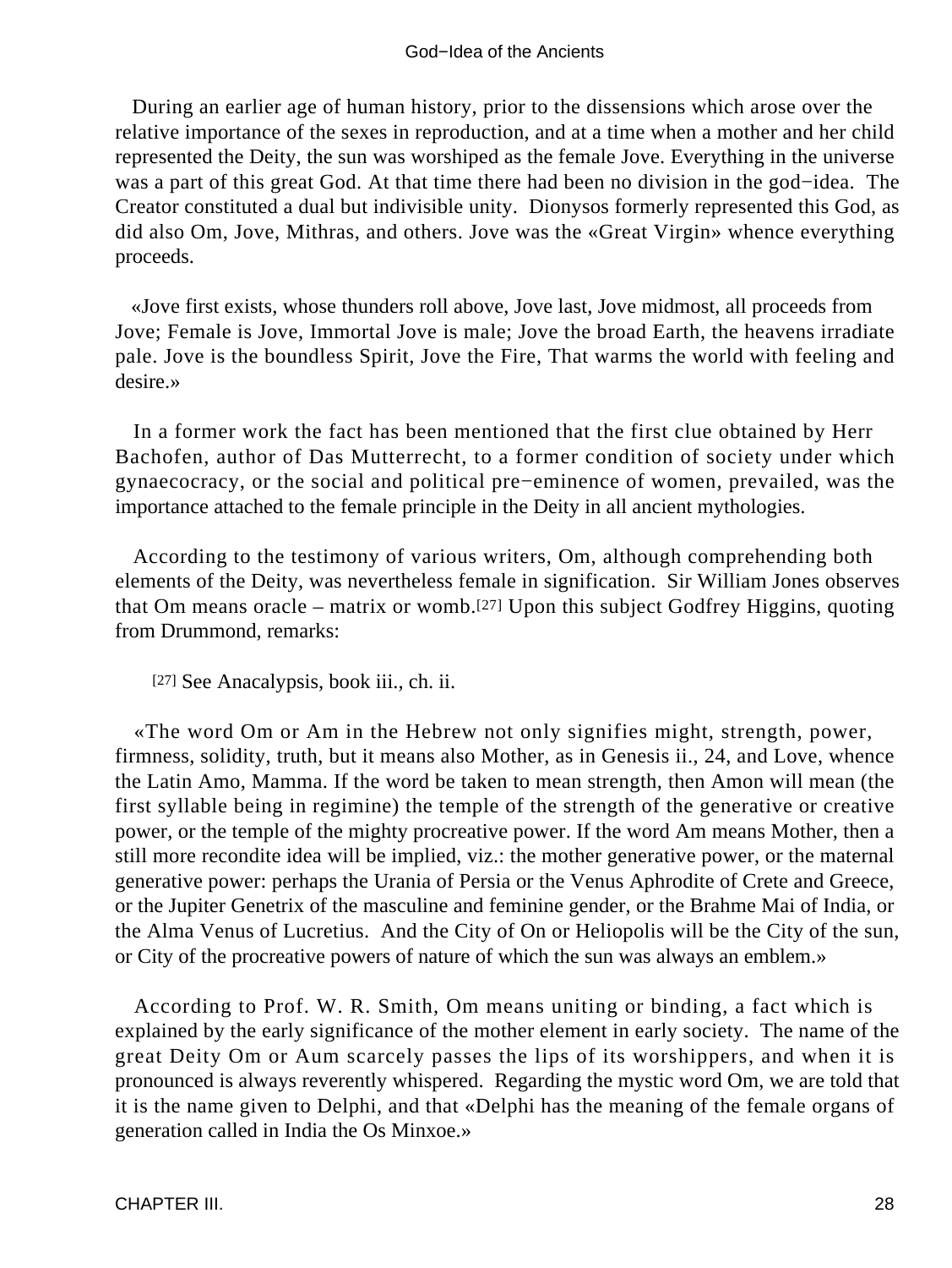During an earlier age of human history, prior to the dissensions which arose over the relative importance of the sexes in reproduction, and at a time when a mother and her child represented the Deity, the sun was worshiped as the female Jove. Everything in the universe was a part of this great God. At that time there had been no division in the god−idea. The Creator constituted a dual but indivisible unity. Dionysos formerly represented this God, as did also Om, Jove, Mithras, and others. Jove was the «Great Virgin» whence everything proceeds.

«Jove first exists, whose thunders roll above, Jove last, Jove midmost, all proceeds from Jove; Female is Jove, Immortal Jove is male; Jove the broad Earth, the heavens irradiate pale. Jove is the boundless Spirit, Jove the Fire, That warms the world with feeling and desire.»

In a former work the fact has been mentioned that the first clue obtained by Herr Bachofen, author of Das Mutterrecht, to a former condition of society under which gynaecocracy, or the social and political pre−eminence of women, prevailed, was the importance attached to the female principle in the Deity in all ancient mythologies.

According to the testimony of various writers, Om, although comprehending both elements of the Deity, was nevertheless female in signification. Sir William Jones observes that Om means oracle – matrix or womb.[27] Upon this subject Godfrey Higgins, quoting from Drummond, remarks:

[27] See Anacalypsis, book iii., ch. ii.

«The word Om or Am in the Hebrew not only signifies might, strength, power, firmness, solidity, truth, but it means also Mother, as in Genesis ii., 24, and Love, whence the Latin Amo, Mamma. If the word be taken to mean strength, then Amon will mean (the first syllable being in regimine) the temple of the strength of the generative or creative power, or the temple of the mighty procreative power. If the word Am means Mother, then a still more recondite idea will be implied, viz.: the mother generative power, or the maternal generative power: perhaps the Urania of Persia or the Venus Aphrodite of Crete and Greece, or the Jupiter Genetrix of the masculine and feminine gender, or the Brahme Mai of India, or the Alma Venus of Lucretius. And the City of On or Heliopolis will be the City of the sun, or City of the procreative powers of nature of which the sun was always an emblem.»

According to Prof. W. R. Smith, Om means uniting or binding, a fact which is explained by the early significance of the mother element in early society. The name of the great Deity Om or Aum scarcely passes the lips of its worshippers, and when it is pronounced is always reverently whispered. Regarding the mystic word Om, we are told that it is the name given to Delphi, and that «Delphi has the meaning of the female organs of generation called in India the Os Minxoe.»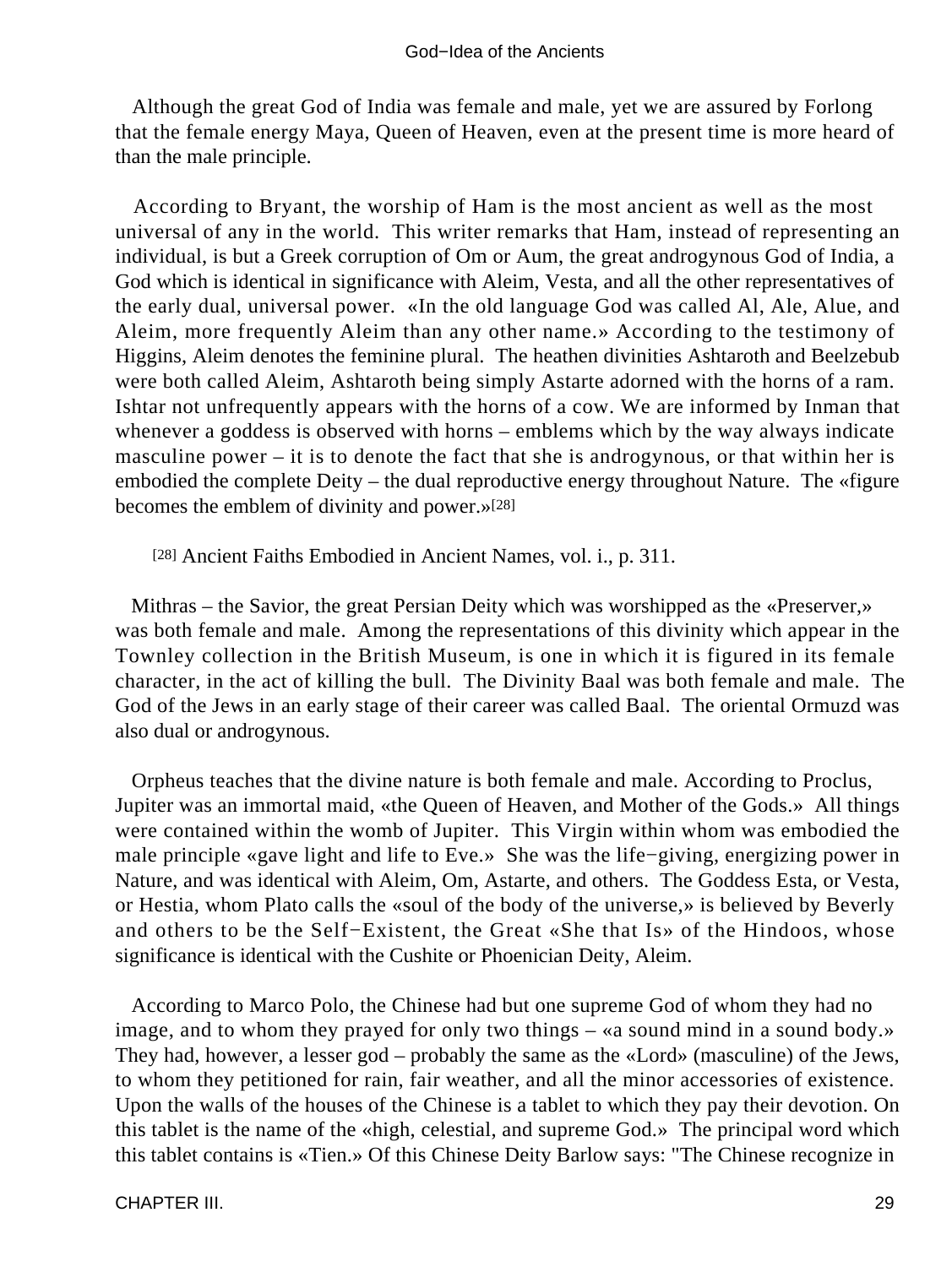Although the great God of India was female and male, yet we are assured by Forlong that the female energy Maya, Queen of Heaven, even at the present time is more heard of than the male principle.

According to Bryant, the worship of Ham is the most ancient as well as the most universal of any in the world. This writer remarks that Ham, instead of representing an individual, is but a Greek corruption of Om or Aum, the great androgynous God of India, a God which is identical in significance with Aleim, Vesta, and all the other representatives of the early dual, universal power. «In the old language God was called Al, Ale, Alue, and Aleim, more frequently Aleim than any other name.» According to the testimony of Higgins, Aleim denotes the feminine plural. The heathen divinities Ashtaroth and Beelzebub were both called Aleim, Ashtaroth being simply Astarte adorned with the horns of a ram. Ishtar not unfrequently appears with the horns of a cow. We are informed by Inman that whenever a goddess is observed with horns – emblems which by the way always indicate masculine power – it is to denote the fact that she is androgynous, or that within her is embodied the complete Deity – the dual reproductive energy throughout Nature. The «figure becomes the emblem of divinity and power.»[28]

[28] Ancient Faiths Embodied in Ancient Names, vol. i., p. 311.

Mithras – the Savior, the great Persian Deity which was worshipped as the «Preserver,» was both female and male. Among the representations of this divinity which appear in the Townley collection in the British Museum, is one in which it is figured in its female character, in the act of killing the bull. The Divinity Baal was both female and male. The God of the Jews in an early stage of their career was called Baal. The oriental Ormuzd was also dual or androgynous.

Orpheus teaches that the divine nature is both female and male. According to Proclus, Jupiter was an immortal maid, «the Queen of Heaven, and Mother of the Gods.» All things were contained within the womb of Jupiter. This Virgin within whom was embodied the male principle «gave light and life to Eve.» She was the life−giving, energizing power in Nature, and was identical with Aleim, Om, Astarte, and others. The Goddess Esta, or Vesta, or Hestia, whom Plato calls the «soul of the body of the universe,» is believed by Beverly and others to be the Self−Existent, the Great «She that Is» of the Hindoos, whose significance is identical with the Cushite or Phoenician Deity, Aleim.

According to Marco Polo, the Chinese had but one supreme God of whom they had no image, and to whom they prayed for only two things – «a sound mind in a sound body.» They had, however, a lesser god – probably the same as the «Lord» (masculine) of the Jews, to whom they petitioned for rain, fair weather, and all the minor accessories of existence. Upon the walls of the houses of the Chinese is a tablet to which they pay their devotion. On this tablet is the name of the «high, celestial, and supreme God.» The principal word which this tablet contains is «Tien.» Of this Chinese Deity Barlow says: "The Chinese recognize in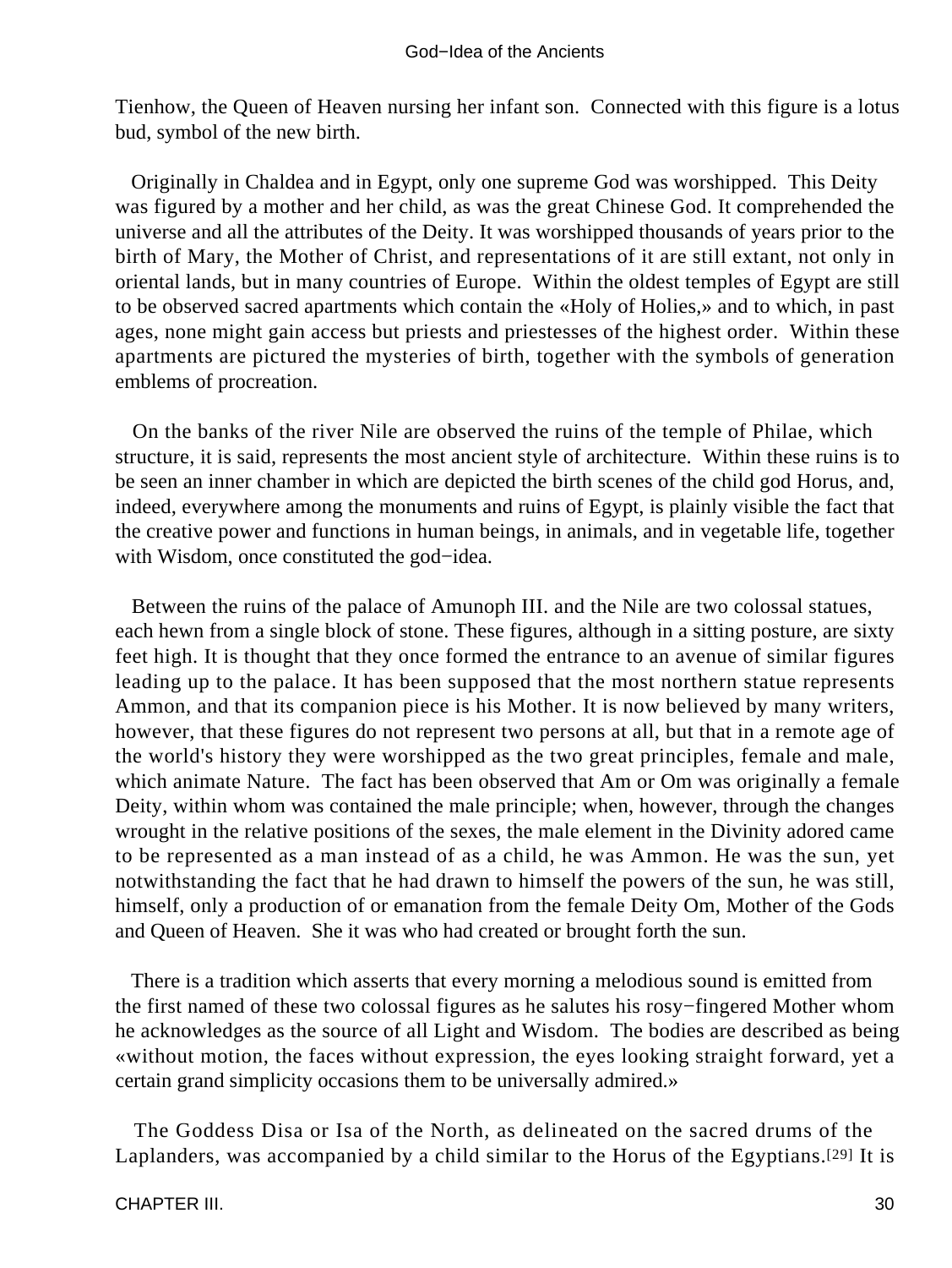Tienhow, the Queen of Heaven nursing her infant son. Connected with this figure is a lotus bud, symbol of the new birth.

Originally in Chaldea and in Egypt, only one supreme God was worshipped. This Deity was figured by a mother and her child, as was the great Chinese God. It comprehended the universe and all the attributes of the Deity. It was worshipped thousands of years prior to the birth of Mary, the Mother of Christ, and representations of it are still extant, not only in oriental lands, but in many countries of Europe. Within the oldest temples of Egypt are still to be observed sacred apartments which contain the «Holy of Holies,» and to which, in past ages, none might gain access but priests and priestesses of the highest order. Within these apartments are pictured the mysteries of birth, together with the symbols of generation emblems of procreation.

On the banks of the river Nile are observed the ruins of the temple of Philae, which structure, it is said, represents the most ancient style of architecture. Within these ruins is to be seen an inner chamber in which are depicted the birth scenes of the child god Horus, and, indeed, everywhere among the monuments and ruins of Egypt, is plainly visible the fact that the creative power and functions in human beings, in animals, and in vegetable life, together with Wisdom, once constituted the god−idea.

Between the ruins of the palace of Amunoph III. and the Nile are two colossal statues, each hewn from a single block of stone. These figures, although in a sitting posture, are sixty feet high. It is thought that they once formed the entrance to an avenue of similar figures leading up to the palace. It has been supposed that the most northern statue represents Ammon, and that its companion piece is his Mother. It is now believed by many writers, however, that these figures do not represent two persons at all, but that in a remote age of the world's history they were worshipped as the two great principles, female and male, which animate Nature. The fact has been observed that Am or Om was originally a female Deity, within whom was contained the male principle; when, however, through the changes wrought in the relative positions of the sexes, the male element in the Divinity adored came to be represented as a man instead of as a child, he was Ammon. He was the sun, yet notwithstanding the fact that he had drawn to himself the powers of the sun, he was still, himself, only a production of or emanation from the female Deity Om, Mother of the Gods and Queen of Heaven. She it was who had created or brought forth the sun.

There is a tradition which asserts that every morning a melodious sound is emitted from the first named of these two colossal figures as he salutes his rosy−fingered Mother whom he acknowledges as the source of all Light and Wisdom. The bodies are described as being «without motion, the faces without expression, the eyes looking straight forward, yet a certain grand simplicity occasions them to be universally admired.»

The Goddess Disa or Isa of the North, as delineated on the sacred drums of the Laplanders, was accompanied by a child similar to the Horus of the Egyptians.[29] It is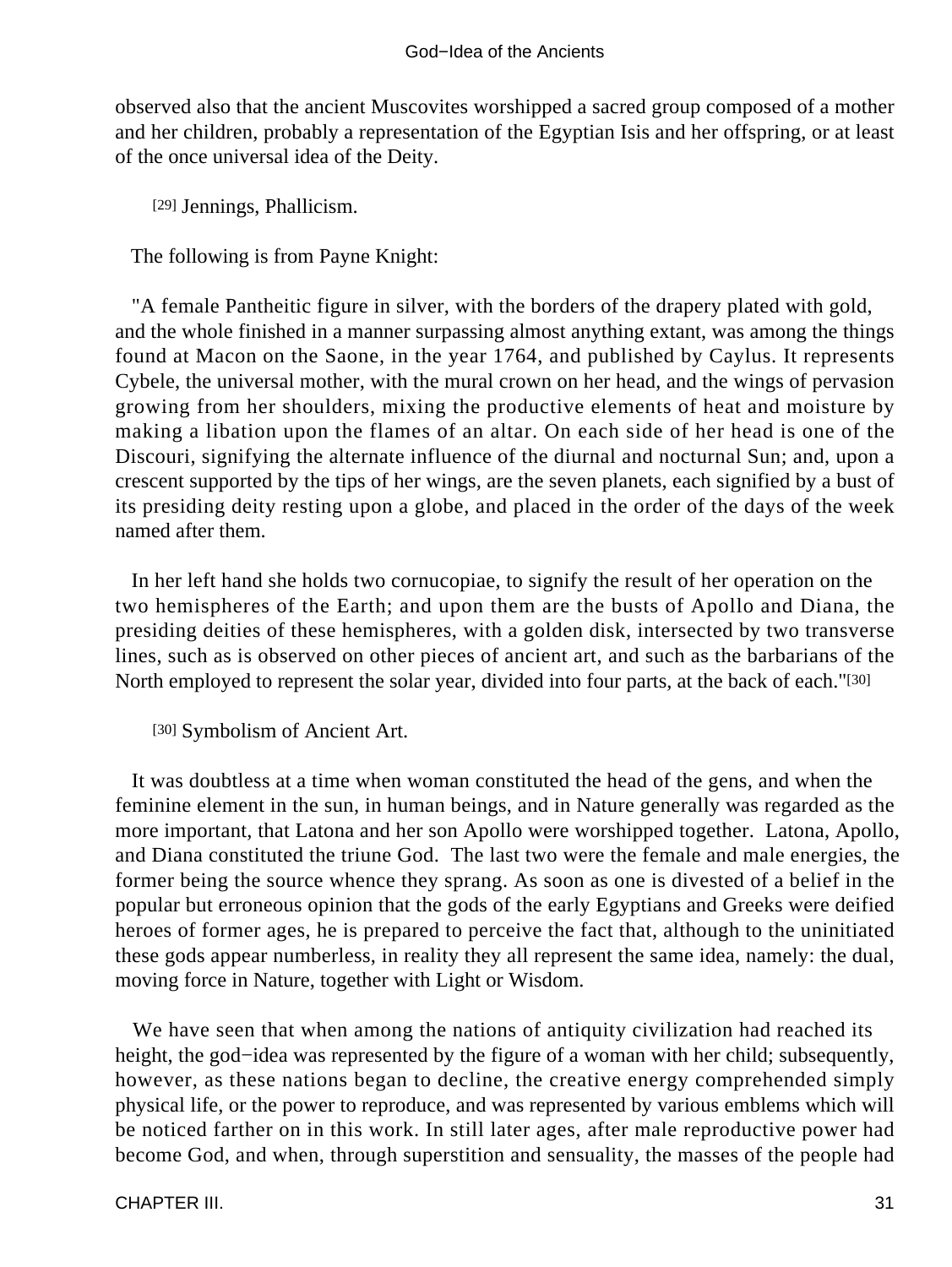observed also that the ancient Muscovites worshipped a sacred group composed of a mother and her children, probably a representation of the Egyptian Isis and her offspring, or at least of the once universal idea of the Deity.

[29] Jennings, Phallicism.

The following is from Payne Knight:

"A female Pantheitic figure in silver, with the borders of the drapery plated with gold, and the whole finished in a manner surpassing almost anything extant, was among the things found at Macon on the Saone, in the year 1764, and published by Caylus. It represents Cybele, the universal mother, with the mural crown on her head, and the wings of pervasion growing from her shoulders, mixing the productive elements of heat and moisture by making a libation upon the flames of an altar. On each side of her head is one of the Discouri, signifying the alternate influence of the diurnal and nocturnal Sun; and, upon a crescent supported by the tips of her wings, are the seven planets, each signified by a bust of its presiding deity resting upon a globe, and placed in the order of the days of the week named after them.

In her left hand she holds two cornucopiae, to signify the result of her operation on the two hemispheres of the Earth; and upon them are the busts of Apollo and Diana, the presiding deities of these hemispheres, with a golden disk, intersected by two transverse lines, such as is observed on other pieces of ancient art, and such as the barbarians of the North employed to represent the solar year, divided into four parts, at the back of each."[30]

[30] Symbolism of Ancient Art.

It was doubtless at a time when woman constituted the head of the gens, and when the feminine element in the sun, in human beings, and in Nature generally was regarded as the more important, that Latona and her son Apollo were worshipped together. Latona, Apollo, and Diana constituted the triune God. The last two were the female and male energies, the former being the source whence they sprang. As soon as one is divested of a belief in the popular but erroneous opinion that the gods of the early Egyptians and Greeks were deified heroes of former ages, he is prepared to perceive the fact that, although to the uninitiated these gods appear numberless, in reality they all represent the same idea, namely: the dual, moving force in Nature, together with Light or Wisdom.

We have seen that when among the nations of antiquity civilization had reached its height, the god−idea was represented by the figure of a woman with her child; subsequently, however, as these nations began to decline, the creative energy comprehended simply physical life, or the power to reproduce, and was represented by various emblems which will be noticed farther on in this work. In still later ages, after male reproductive power had become God, and when, through superstition and sensuality, the masses of the people had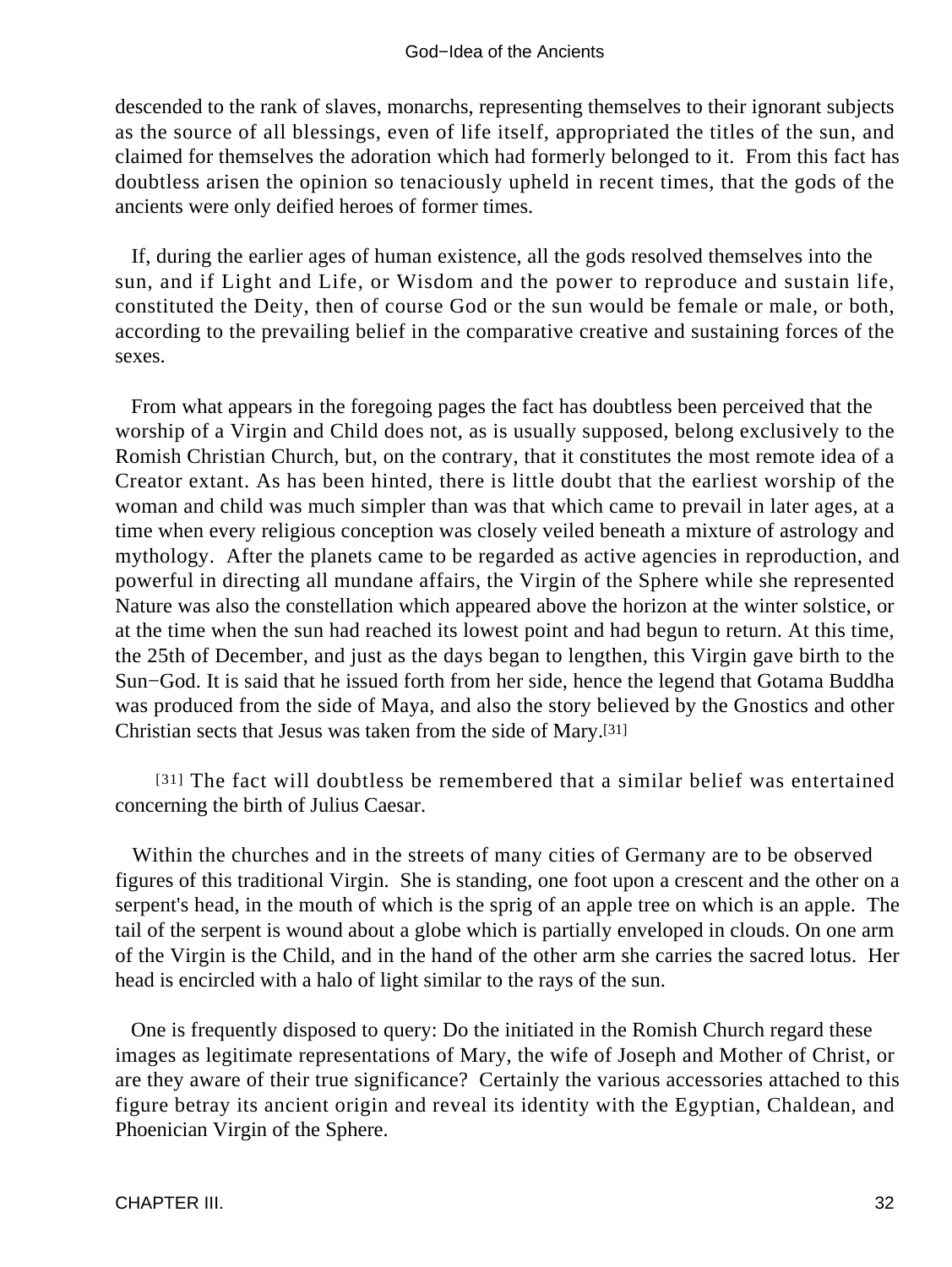descended to the rank of slaves, monarchs, representing themselves to their ignorant subjects as the source of all blessings, even of life itself, appropriated the titles of the sun, and claimed for themselves the adoration which had formerly belonged to it. From this fact has doubtless arisen the opinion so tenaciously upheld in recent times, that the gods of the ancients were only deified heroes of former times.

If, during the earlier ages of human existence, all the gods resolved themselves into the sun, and if Light and Life, or Wisdom and the power to reproduce and sustain life, constituted the Deity, then of course God or the sun would be female or male, or both, according to the prevailing belief in the comparative creative and sustaining forces of the sexes.

From what appears in the foregoing pages the fact has doubtless been perceived that the worship of a Virgin and Child does not, as is usually supposed, belong exclusively to the Romish Christian Church, but, on the contrary, that it constitutes the most remote idea of a Creator extant. As has been hinted, there is little doubt that the earliest worship of the woman and child was much simpler than was that which came to prevail in later ages, at a time when every religious conception was closely veiled beneath a mixture of astrology and mythology. After the planets came to be regarded as active agencies in reproduction, and powerful in directing all mundane affairs, the Virgin of the Sphere while she represented Nature was also the constellation which appeared above the horizon at the winter solstice, or at the time when the sun had reached its lowest point and had begun to return. At this time, the 25th of December, and just as the days began to lengthen, this Virgin gave birth to the Sun−God. It is said that he issued forth from her side, hence the legend that Gotama Buddha was produced from the side of Maya, and also the story believed by the Gnostics and other Christian sects that Jesus was taken from the side of Mary.[31]

[31] The fact will doubtless be remembered that a similar belief was entertained concerning the birth of Julius Caesar.

Within the churches and in the streets of many cities of Germany are to be observed figures of this traditional Virgin. She is standing, one foot upon a crescent and the other on a serpent's head, in the mouth of which is the sprig of an apple tree on which is an apple. The tail of the serpent is wound about a globe which is partially enveloped in clouds. On one arm of the Virgin is the Child, and in the hand of the other arm she carries the sacred lotus. Her head is encircled with a halo of light similar to the rays of the sun.

One is frequently disposed to query: Do the initiated in the Romish Church regard these images as legitimate representations of Mary, the wife of Joseph and Mother of Christ, or are they aware of their true significance? Certainly the various accessories attached to this figure betray its ancient origin and reveal its identity with the Egyptian, Chaldean, and Phoenician Virgin of the Sphere.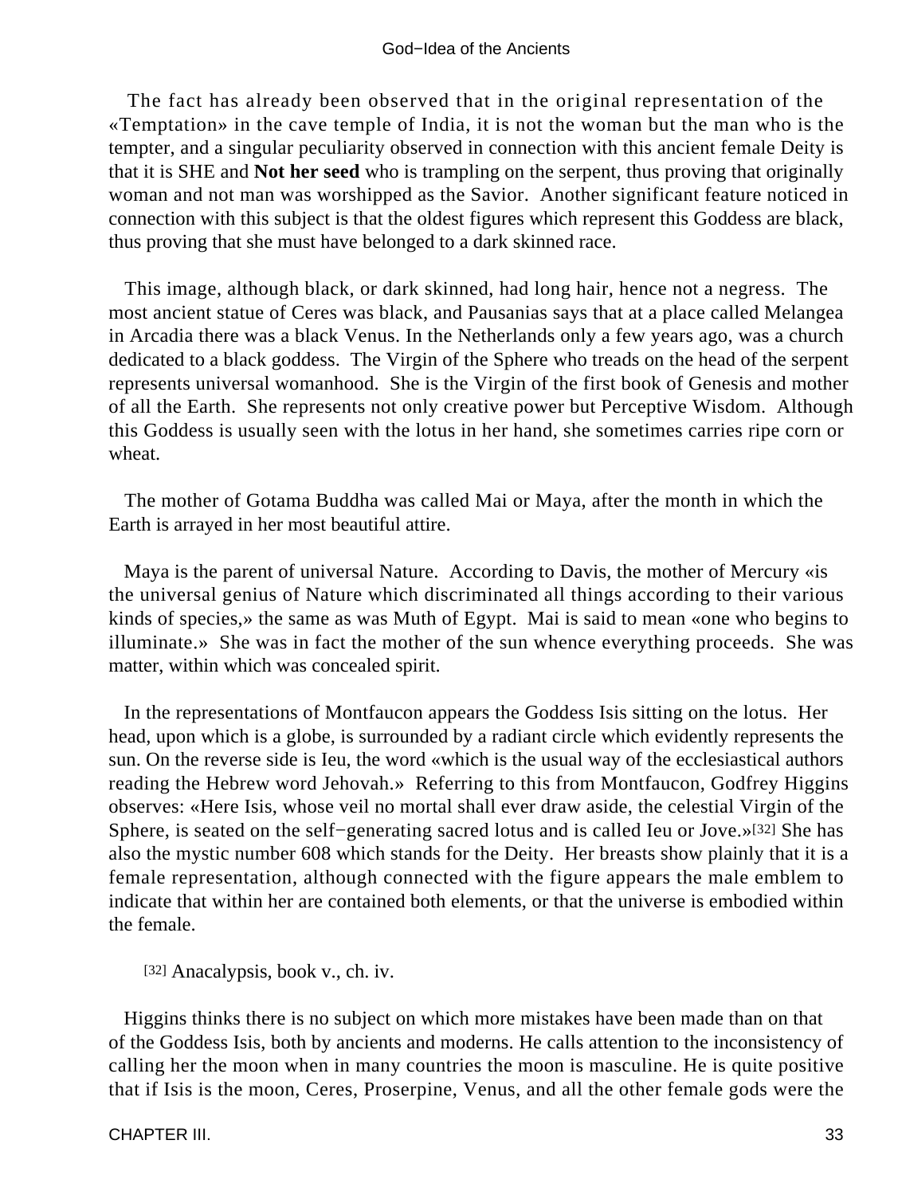The fact has already been observed that in the original representation of the «Temptation» in the cave temple of India, it is not the woman but the man who is the tempter, and a singular peculiarity observed in connection with this ancient female Deity is that it is SHE and **Not her seed** who is trampling on the serpent, thus proving that originally woman and not man was worshipped as the Savior. Another significant feature noticed in connection with this subject is that the oldest figures which represent this Goddess are black, thus proving that she must have belonged to a dark skinned race.

This image, although black, or dark skinned, had long hair, hence not a negress. The most ancient statue of Ceres was black, and Pausanias says that at a place called Melangea in Arcadia there was a black Venus. In the Netherlands only a few years ago, was a church dedicated to a black goddess. The Virgin of the Sphere who treads on the head of the serpent represents universal womanhood. She is the Virgin of the first book of Genesis and mother of all the Earth. She represents not only creative power but Perceptive Wisdom. Although this Goddess is usually seen with the lotus in her hand, she sometimes carries ripe corn or wheat.

The mother of Gotama Buddha was called Mai or Maya, after the month in which the Earth is arrayed in her most beautiful attire.

Maya is the parent of universal Nature. According to Davis, the mother of Mercury «is the universal genius of Nature which discriminated all things according to their various kinds of species,» the same as was Muth of Egypt. Mai is said to mean «one who begins to illuminate.» She was in fact the mother of the sun whence everything proceeds. She was matter, within which was concealed spirit.

In the representations of Montfaucon appears the Goddess Isis sitting on the lotus. Her head, upon which is a globe, is surrounded by a radiant circle which evidently represents the sun. On the reverse side is Ieu, the word «which is the usual way of the ecclesiastical authors reading the Hebrew word Jehovah.» Referring to this from Montfaucon, Godfrey Higgins observes: «Here Isis, whose veil no mortal shall ever draw aside, the celestial Virgin of the Sphere, is seated on the self−generating sacred lotus and is called Ieu or Jove.»[32] She has also the mystic number 608 which stands for the Deity. Her breasts show plainly that it is a female representation, although connected with the figure appears the male emblem to indicate that within her are contained both elements, or that the universe is embodied within the female.

[32] Anacalypsis, book v., ch. iv.

Higgins thinks there is no subject on which more mistakes have been made than on that of the Goddess Isis, both by ancients and moderns. He calls attention to the inconsistency of calling her the moon when in many countries the moon is masculine. He is quite positive that if Isis is the moon, Ceres, Proserpine, Venus, and all the other female gods were the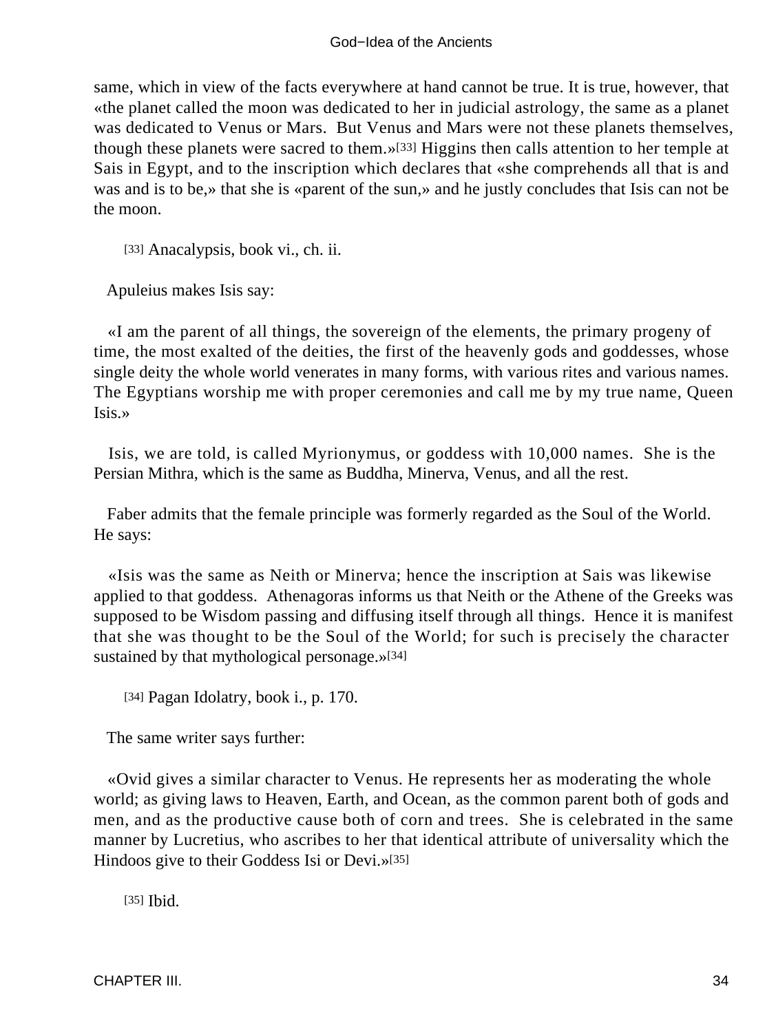same, which in view of the facts everywhere at hand cannot be true. It is true, however, that «the planet called the moon was dedicated to her in judicial astrology, the same as a planet was dedicated to Venus or Mars. But Venus and Mars were not these planets themselves, though these planets were sacred to them.»[33] Higgins then calls attention to her temple at Sais in Egypt, and to the inscription which declares that «she comprehends all that is and was and is to be,» that she is «parent of the sun,» and he justly concludes that Isis can not be the moon.

[33] Anacalypsis, book vi., ch. ii.

Apuleius makes Isis say:

«I am the parent of all things, the sovereign of the elements, the primary progeny of time, the most exalted of the deities, the first of the heavenly gods and goddesses, whose single deity the whole world venerates in many forms, with various rites and various names. The Egyptians worship me with proper ceremonies and call me by my true name, Queen Isis.»

Isis, we are told, is called Myrionymus, or goddess with 10,000 names. She is the Persian Mithra, which is the same as Buddha, Minerva, Venus, and all the rest.

Faber admits that the female principle was formerly regarded as the Soul of the World. He says:

«Isis was the same as Neith or Minerva; hence the inscription at Sais was likewise applied to that goddess. Athenagoras informs us that Neith or the Athene of the Greeks was supposed to be Wisdom passing and diffusing itself through all things. Hence it is manifest that she was thought to be the Soul of the World; for such is precisely the character sustained by that mythological personage.»[34]

[34] Pagan Idolatry, book i., p. 170.

The same writer says further:

«Ovid gives a similar character to Venus. He represents her as moderating the whole world; as giving laws to Heaven, Earth, and Ocean, as the common parent both of gods and men, and as the productive cause both of corn and trees. She is celebrated in the same manner by Lucretius, who ascribes to her that identical attribute of universality which the Hindoos give to their Goddess Isi or Devi.»[35]

[35] Ibid.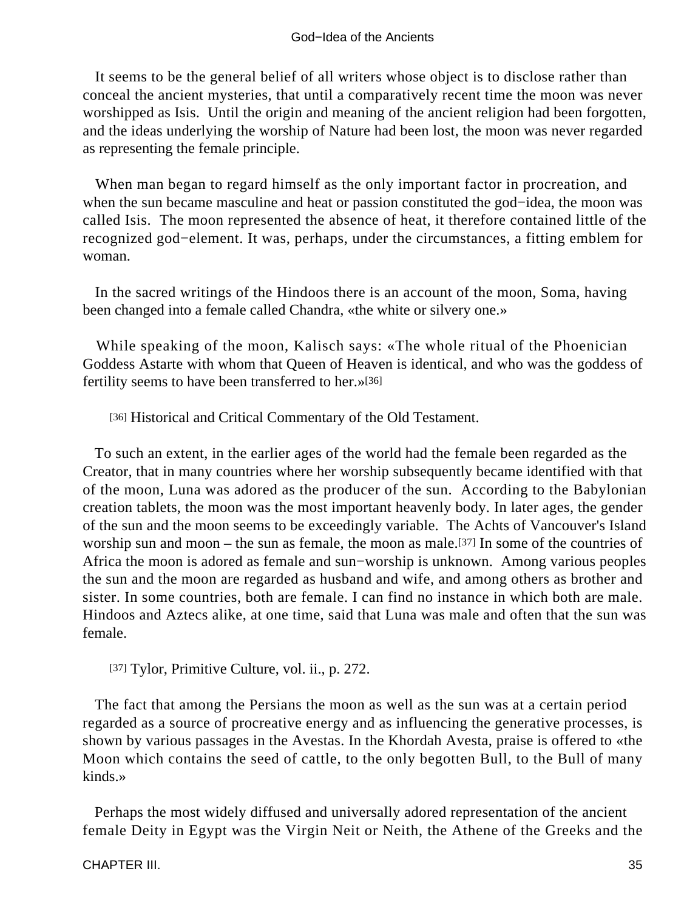It seems to be the general belief of all writers whose object is to disclose rather than conceal the ancient mysteries, that until a comparatively recent time the moon was never worshipped as Isis. Until the origin and meaning of the ancient religion had been forgotten, and the ideas underlying the worship of Nature had been lost, the moon was never regarded as representing the female principle.

When man began to regard himself as the only important factor in procreation, and when the sun became masculine and heat or passion constituted the god−idea, the moon was called Isis. The moon represented the absence of heat, it therefore contained little of the recognized god−element. It was, perhaps, under the circumstances, a fitting emblem for woman.

In the sacred writings of the Hindoos there is an account of the moon, Soma, having been changed into a female called Chandra, «the white or silvery one.»

While speaking of the moon, Kalisch says: «The whole ritual of the Phoenician Goddess Astarte with whom that Queen of Heaven is identical, and who was the goddess of fertility seems to have been transferred to her.»[36]

[36] Historical and Critical Commentary of the Old Testament.

To such an extent, in the earlier ages of the world had the female been regarded as the Creator, that in many countries where her worship subsequently became identified with that of the moon, Luna was adored as the producer of the sun. According to the Babylonian creation tablets, the moon was the most important heavenly body. In later ages, the gender of the sun and the moon seems to be exceedingly variable. The Achts of Vancouver's Island worship sun and moon – the sun as female, the moon as male.[37] In some of the countries of Africa the moon is adored as female and sun−worship is unknown. Among various peoples the sun and the moon are regarded as husband and wife, and among others as brother and sister. In some countries, both are female. I can find no instance in which both are male. Hindoos and Aztecs alike, at one time, said that Luna was male and often that the sun was female.

[37] Tylor, Primitive Culture, vol. ii., p. 272.

The fact that among the Persians the moon as well as the sun was at a certain period regarded as a source of procreative energy and as influencing the generative processes, is shown by various passages in the Avestas. In the Khordah Avesta, praise is offered to «the Moon which contains the seed of cattle, to the only begotten Bull, to the Bull of many kinds.»

Perhaps the most widely diffused and universally adored representation of the ancient female Deity in Egypt was the Virgin Neit or Neith, the Athene of the Greeks and the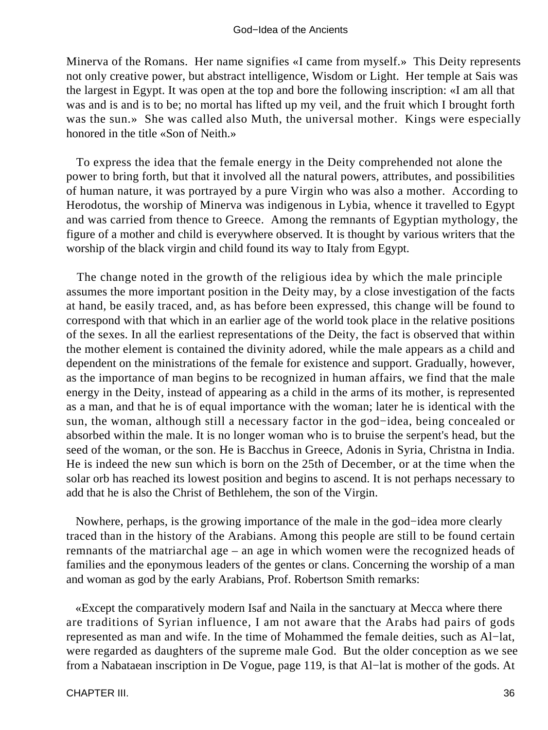Minerva of the Romans. Her name signifies «I came from myself.» This Deity represents not only creative power, but abstract intelligence, Wisdom or Light. Her temple at Sais was the largest in Egypt. It was open at the top and bore the following inscription: «I am all that was and is and is to be; no mortal has lifted up my veil, and the fruit which I brought forth was the sun.» She was called also Muth, the universal mother. Kings were especially honored in the title «Son of Neith.»

To express the idea that the female energy in the Deity comprehended not alone the power to bring forth, but that it involved all the natural powers, attributes, and possibilities of human nature, it was portrayed by a pure Virgin who was also a mother. According to Herodotus, the worship of Minerva was indigenous in Lybia, whence it travelled to Egypt and was carried from thence to Greece. Among the remnants of Egyptian mythology, the figure of a mother and child is everywhere observed. It is thought by various writers that the worship of the black virgin and child found its way to Italy from Egypt.

The change noted in the growth of the religious idea by which the male principle assumes the more important position in the Deity may, by a close investigation of the facts at hand, be easily traced, and, as has before been expressed, this change will be found to correspond with that which in an earlier age of the world took place in the relative positions of the sexes. In all the earliest representations of the Deity, the fact is observed that within the mother element is contained the divinity adored, while the male appears as a child and dependent on the ministrations of the female for existence and support. Gradually, however, as the importance of man begins to be recognized in human affairs, we find that the male energy in the Deity, instead of appearing as a child in the arms of its mother, is represented as a man, and that he is of equal importance with the woman; later he is identical with the sun, the woman, although still a necessary factor in the god−idea, being concealed or absorbed within the male. It is no longer woman who is to bruise the serpent's head, but the seed of the woman, or the son. He is Bacchus in Greece, Adonis in Syria, Christna in India. He is indeed the new sun which is born on the 25th of December, or at the time when the solar orb has reached its lowest position and begins to ascend. It is not perhaps necessary to add that he is also the Christ of Bethlehem, the son of the Virgin.

Nowhere, perhaps, is the growing importance of the male in the god−idea more clearly traced than in the history of the Arabians. Among this people are still to be found certain remnants of the matriarchal age – an age in which women were the recognized heads of families and the eponymous leaders of the gentes or clans. Concerning the worship of a man and woman as god by the early Arabians, Prof. Robertson Smith remarks:

«Except the comparatively modern Isaf and Naila in the sanctuary at Mecca where there are traditions of Syrian influence, I am not aware that the Arabs had pairs of gods represented as man and wife. In the time of Mohammed the female deities, such as Al−lat, were regarded as daughters of the supreme male God. But the older conception as we see from a Nabataean inscription in De Vogue, page 119, is that Al−lat is mother of the gods. At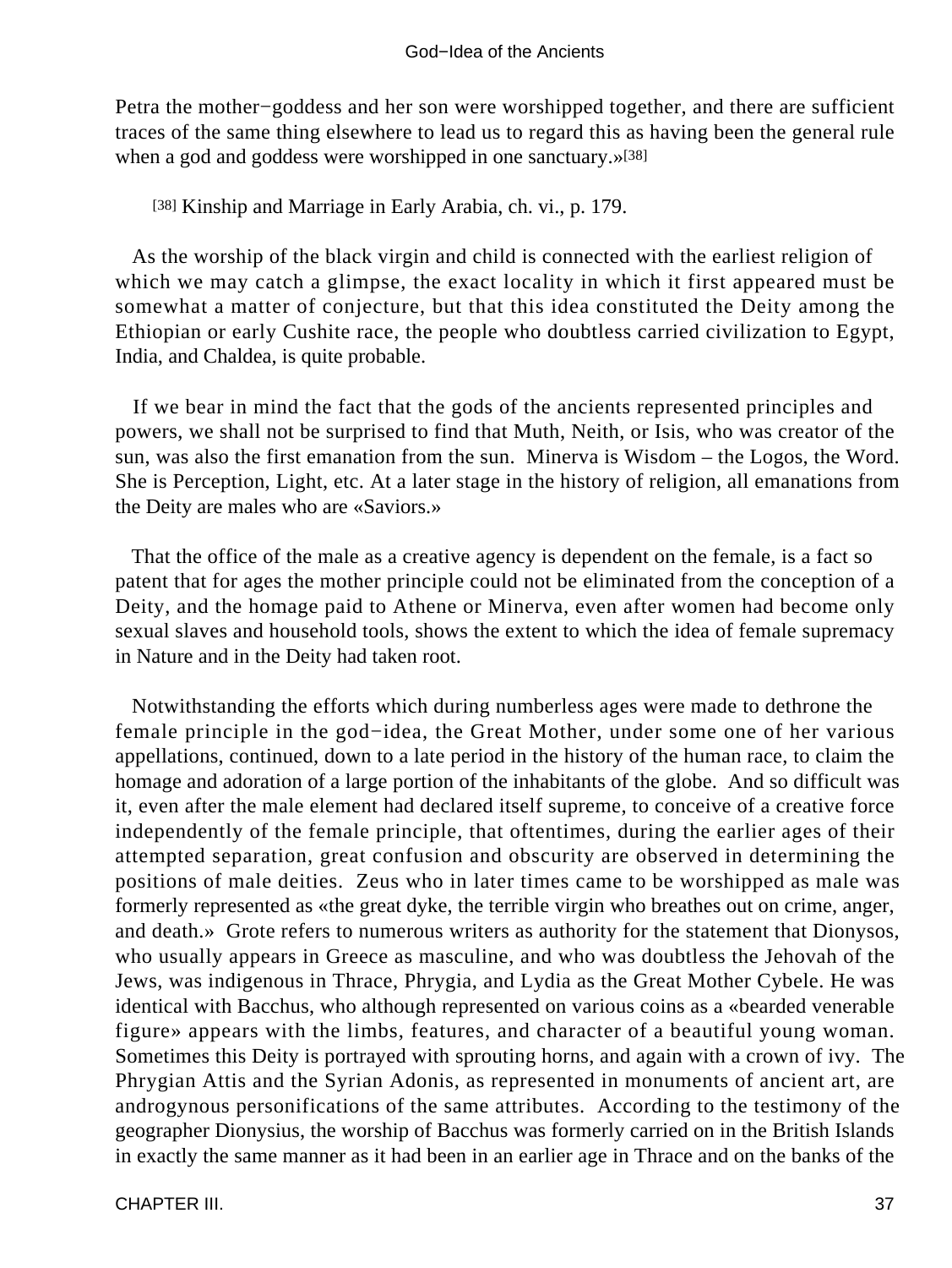Petra the mother−goddess and her son were worshipped together, and there are sufficient traces of the same thing elsewhere to lead us to regard this as having been the general rule when a god and goddess were worshipped in one sanctuary.»[38]

[38] Kinship and Marriage in Early Arabia, ch. vi., p. 179.

As the worship of the black virgin and child is connected with the earliest religion of which we may catch a glimpse, the exact locality in which it first appeared must be somewhat a matter of conjecture, but that this idea constituted the Deity among the Ethiopian or early Cushite race, the people who doubtless carried civilization to Egypt, India, and Chaldea, is quite probable.

If we bear in mind the fact that the gods of the ancients represented principles and powers, we shall not be surprised to find that Muth, Neith, or Isis, who was creator of the sun, was also the first emanation from the sun. Minerva is Wisdom – the Logos, the Word. She is Perception, Light, etc. At a later stage in the history of religion, all emanations from the Deity are males who are «Saviors.»

That the office of the male as a creative agency is dependent on the female, is a fact so patent that for ages the mother principle could not be eliminated from the conception of a Deity, and the homage paid to Athene or Minerva, even after women had become only sexual slaves and household tools, shows the extent to which the idea of female supremacy in Nature and in the Deity had taken root.

Notwithstanding the efforts which during numberless ages were made to dethrone the female principle in the god−idea, the Great Mother, under some one of her various appellations, continued, down to a late period in the history of the human race, to claim the homage and adoration of a large portion of the inhabitants of the globe. And so difficult was it, even after the male element had declared itself supreme, to conceive of a creative force independently of the female principle, that oftentimes, during the earlier ages of their attempted separation, great confusion and obscurity are observed in determining the positions of male deities. Zeus who in later times came to be worshipped as male was formerly represented as «the great dyke, the terrible virgin who breathes out on crime, anger, and death.» Grote refers to numerous writers as authority for the statement that Dionysos, who usually appears in Greece as masculine, and who was doubtless the Jehovah of the Jews, was indigenous in Thrace, Phrygia, and Lydia as the Great Mother Cybele. He was identical with Bacchus, who although represented on various coins as a «bearded venerable figure» appears with the limbs, features, and character of a beautiful young woman. Sometimes this Deity is portrayed with sprouting horns, and again with a crown of ivy. The Phrygian Attis and the Syrian Adonis, as represented in monuments of ancient art, are androgynous personifications of the same attributes. According to the testimony of the geographer Dionysius, the worship of Bacchus was formerly carried on in the British Islands in exactly the same manner as it had been in an earlier age in Thrace and on the banks of the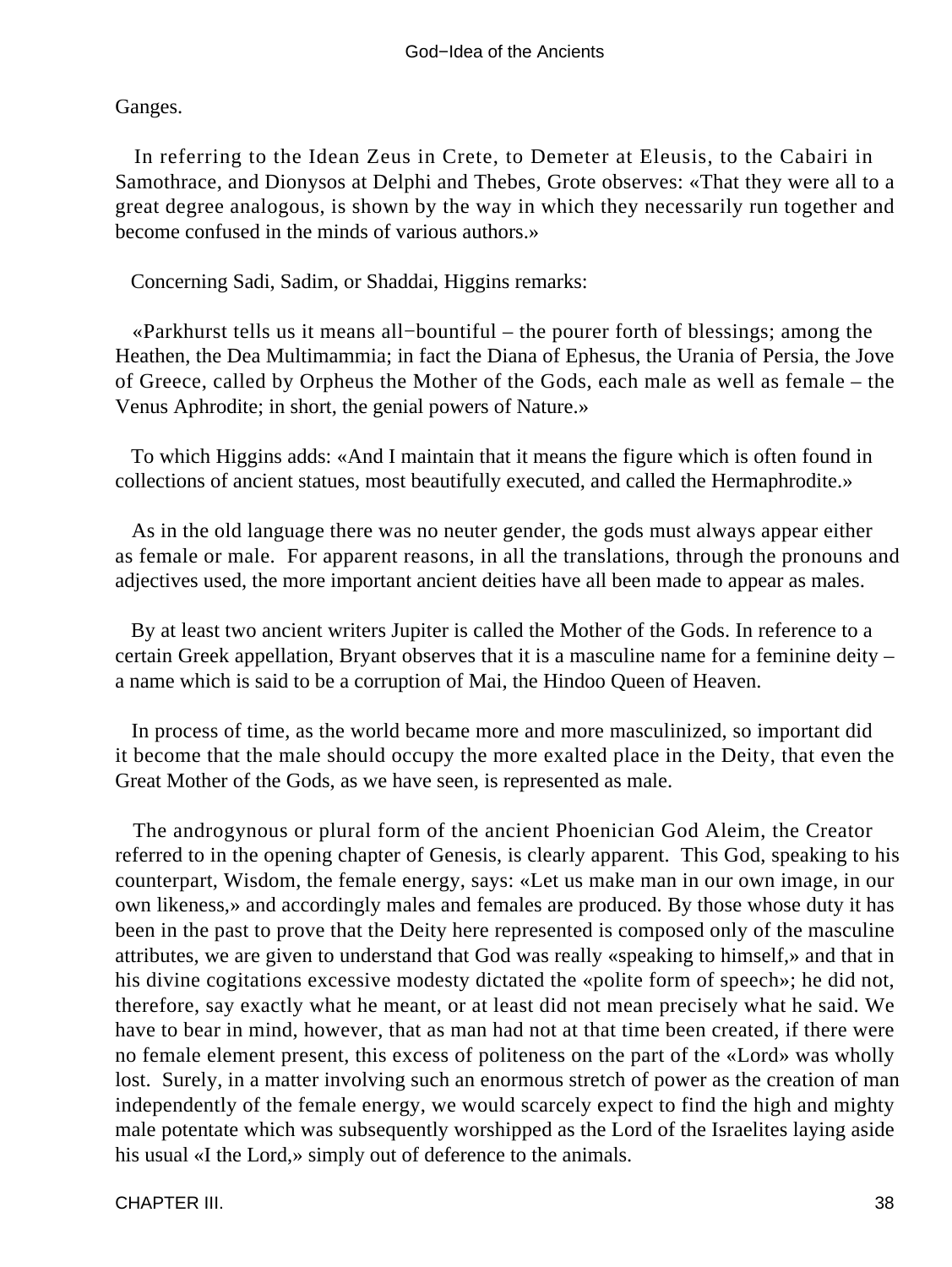Ganges.

In referring to the Idean Zeus in Crete, to Demeter at Eleusis, to the Cabairi in Samothrace, and Dionysos at Delphi and Thebes, Grote observes: «That they were all to a great degree analogous, is shown by the way in which they necessarily run together and become confused in the minds of various authors.»

Concerning Sadi, Sadim, or Shaddai, Higgins remarks:

«Parkhurst tells us it means all−bountiful – the pourer forth of blessings; among the Heathen, the Dea Multimammia; in fact the Diana of Ephesus, the Urania of Persia, the Jove of Greece, called by Orpheus the Mother of the Gods, each male as well as female – the Venus Aphrodite; in short, the genial powers of Nature.»

To which Higgins adds: «And I maintain that it means the figure which is often found in collections of ancient statues, most beautifully executed, and called the Hermaphrodite.»

As in the old language there was no neuter gender, the gods must always appear either as female or male. For apparent reasons, in all the translations, through the pronouns and adjectives used, the more important ancient deities have all been made to appear as males.

By at least two ancient writers Jupiter is called the Mother of the Gods. In reference to a certain Greek appellation, Bryant observes that it is a masculine name for a feminine deity – a name which is said to be a corruption of Mai, the Hindoo Queen of Heaven.

In process of time, as the world became more and more masculinized, so important did it become that the male should occupy the more exalted place in the Deity, that even the Great Mother of the Gods, as we have seen, is represented as male.

The androgynous or plural form of the ancient Phoenician God Aleim, the Creator referred to in the opening chapter of Genesis, is clearly apparent. This God, speaking to his counterpart, Wisdom, the female energy, says: «Let us make man in our own image, in our own likeness,» and accordingly males and females are produced. By those whose duty it has been in the past to prove that the Deity here represented is composed only of the masculine attributes, we are given to understand that God was really «speaking to himself,» and that in his divine cogitations excessive modesty dictated the «polite form of speech»; he did not, therefore, say exactly what he meant, or at least did not mean precisely what he said. We have to bear in mind, however, that as man had not at that time been created, if there were no female element present, this excess of politeness on the part of the «Lord» was wholly lost. Surely, in a matter involving such an enormous stretch of power as the creation of man independently of the female energy, we would scarcely expect to find the high and mighty male potentate which was subsequently worshipped as the Lord of the Israelites laying aside his usual «I the Lord,» simply out of deference to the animals.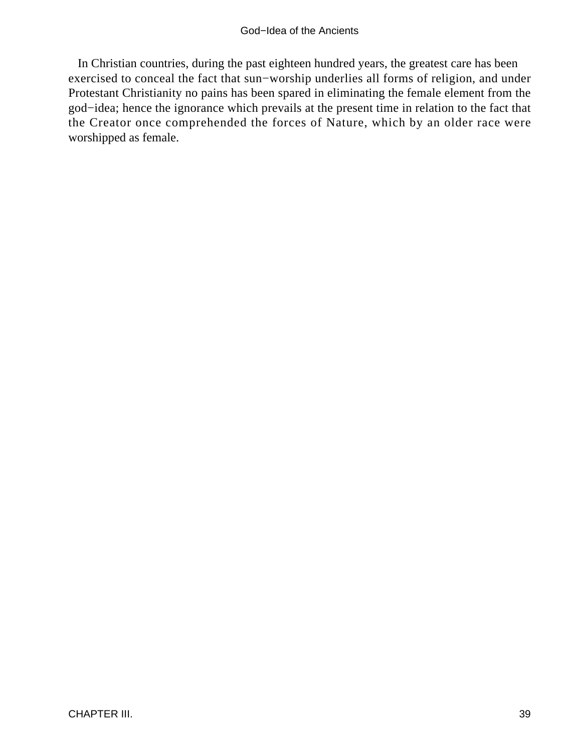In Christian countries, during the past eighteen hundred years, the greatest care has been exercised to conceal the fact that sun−worship underlies all forms of religion, and under Protestant Christianity no pains has been spared in eliminating the female element from the god−idea; hence the ignorance which prevails at the present time in relation to the fact that the Creator once comprehended the forces of Nature, which by an older race were worshipped as female.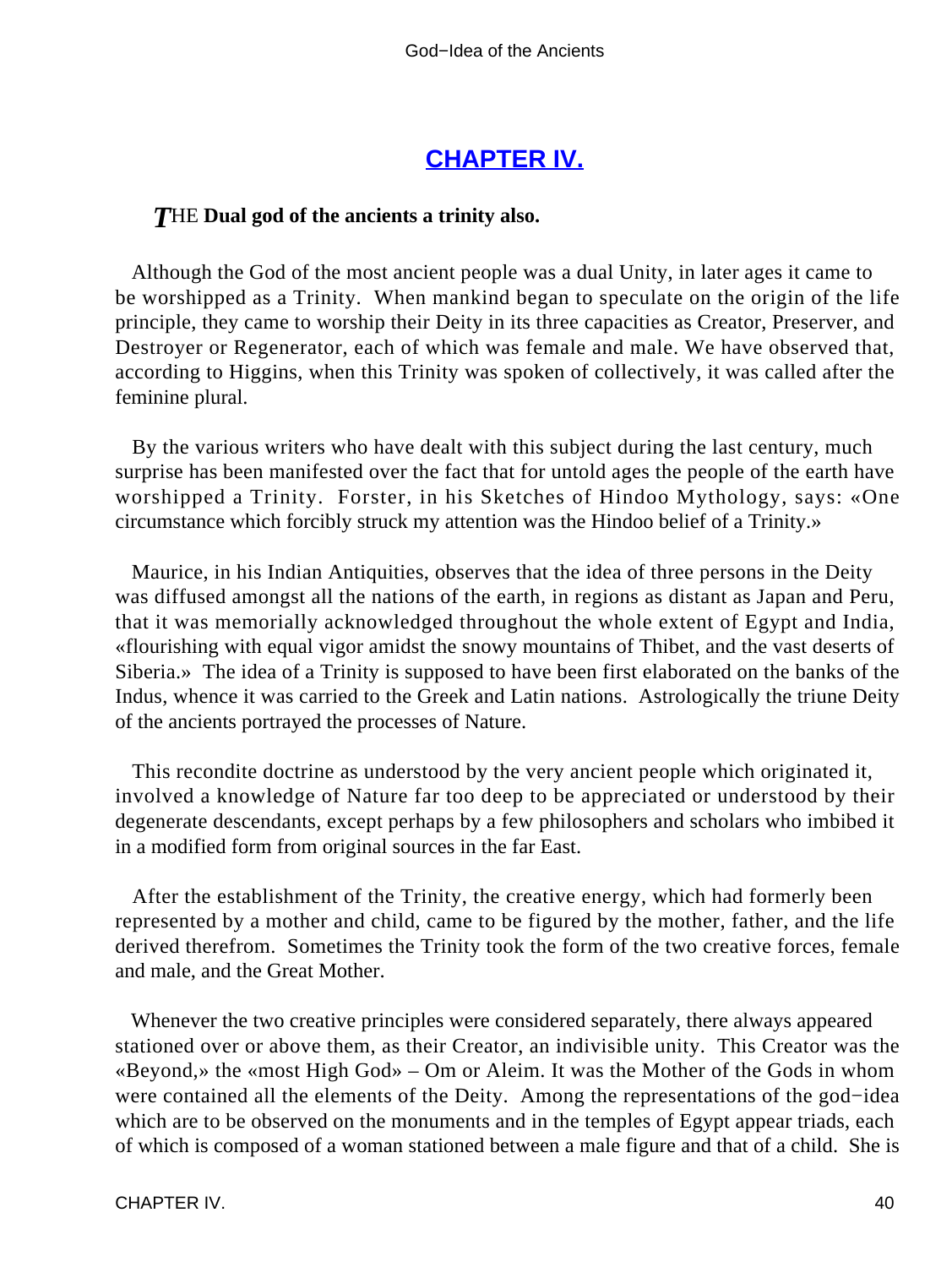## CHAPTER IV.

***T*HE Dual god of the ancients a trinity also.**

Although the God of the most ancient people was a dual Unity, in later ages it came to be worshipped as a Trinity. When mankind began to speculate on the origin of the life principle, they came to worship their Deity in its three capacities as Creator, Preserver, and Destroyer or Regenerator, each of which was female and male. We have observed that, according to Higgins, when this Trinity was spoken of collectively, it was called after the feminine plural.

By the various writers who have dealt with this subject during the last century, much surprise has been manifested over the fact that for untold ages the people of the earth have worshipped a Trinity. Forster, in his Sketches of Hindoo Mythology, says: «One circumstance which forcibly struck my attention was the Hindoo belief of a Trinity.»

Maurice, in his Indian Antiquities, observes that the idea of three persons in the Deity was diffused amongst all the nations of the earth, in regions as distant as Japan and Peru, that it was memorially acknowledged throughout the whole extent of Egypt and India, «flourishing with equal vigor amidst the snowy mountains of Thibet, and the vast deserts of Siberia.» The idea of a Trinity is supposed to have been first elaborated on the banks of the Indus, whence it was carried to the Greek and Latin nations. Astrologically the triune Deity of the ancients portrayed the processes of Nature.

This recondite doctrine as understood by the very ancient people which originated it, involved a knowledge of Nature far too deep to be appreciated or understood by their degenerate descendants, except perhaps by a few philosophers and scholars who imbibed it in a modified form from original sources in the far East.

After the establishment of the Trinity, the creative energy, which had formerly been represented by a mother and child, came to be figured by the mother, father, and the life derived therefrom. Sometimes the Trinity took the form of the two creative forces, female and male, and the Great Mother.

Whenever the two creative principles were considered separately, there always appeared stationed over or above them, as their Creator, an indivisible unity. This Creator was the «Beyond,» the «most High God» – Om or Aleim. It was the Mother of the Gods in whom were contained all the elements of the Deity. Among the representations of the god−idea which are to be observed on the monuments and in the temples of Egypt appear triads, each of which is composed of a woman stationed between a male figure and that of a child. She is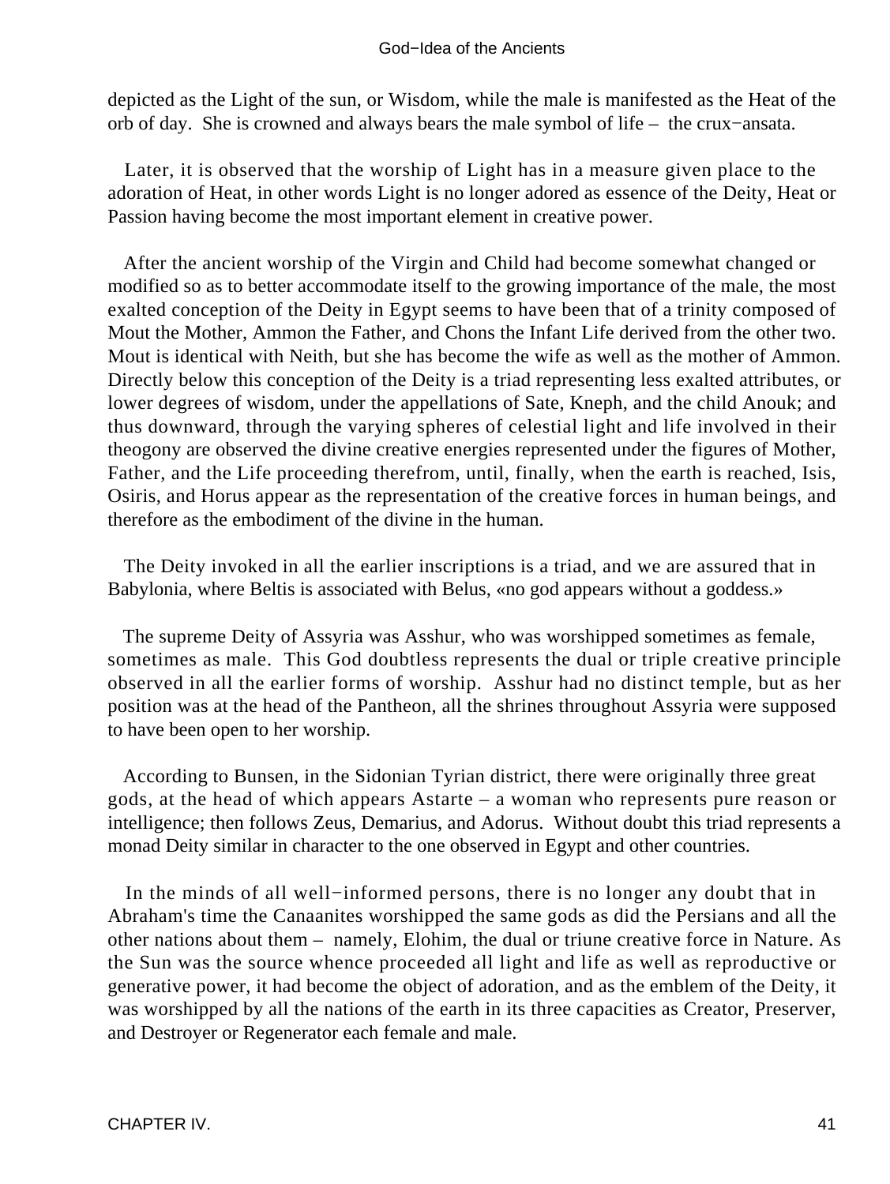depicted as the Light of the sun, or Wisdom, while the male is manifested as the Heat of the orb of day. She is crowned and always bears the male symbol of life – the crux−ansata.

Later, it is observed that the worship of Light has in a measure given place to the adoration of Heat, in other words Light is no longer adored as essence of the Deity, Heat or Passion having become the most important element in creative power.

After the ancient worship of the Virgin and Child had become somewhat changed or modified so as to better accommodate itself to the growing importance of the male, the most exalted conception of the Deity in Egypt seems to have been that of a trinity composed of Mout the Mother, Ammon the Father, and Chons the Infant Life derived from the other two. Mout is identical with Neith, but she has become the wife as well as the mother of Ammon. Directly below this conception of the Deity is a triad representing less exalted attributes, or lower degrees of wisdom, under the appellations of Sate, Kneph, and the child Anouk; and thus downward, through the varying spheres of celestial light and life involved in their theogony are observed the divine creative energies represented under the figures of Mother, Father, and the Life proceeding therefrom, until, finally, when the earth is reached, Isis, Osiris, and Horus appear as the representation of the creative forces in human beings, and therefore as the embodiment of the divine in the human.

The Deity invoked in all the earlier inscriptions is a triad, and we are assured that in Babylonia, where Beltis is associated with Belus, «no god appears without a goddess.»

The supreme Deity of Assyria was Asshur, who was worshipped sometimes as female, sometimes as male. This God doubtless represents the dual or triple creative principle observed in all the earlier forms of worship. Asshur had no distinct temple, but as her position was at the head of the Pantheon, all the shrines throughout Assyria were supposed to have been open to her worship.

According to Bunsen, in the Sidonian Tyrian district, there were originally three great gods, at the head of which appears Astarte – a woman who represents pure reason or intelligence; then follows Zeus, Demarius, and Adorus. Without doubt this triad represents a monad Deity similar in character to the one observed in Egypt and other countries.

In the minds of all well−informed persons, there is no longer any doubt that in Abraham's time the Canaanites worshipped the same gods as did the Persians and all the other nations about them – namely, Elohim, the dual or triune creative force in Nature. As the Sun was the source whence proceeded all light and life as well as reproductive or generative power, it had become the object of adoration, and as the emblem of the Deity, it was worshipped by all the nations of the earth in its three capacities as Creator, Preserver, and Destroyer or Regenerator each female and male.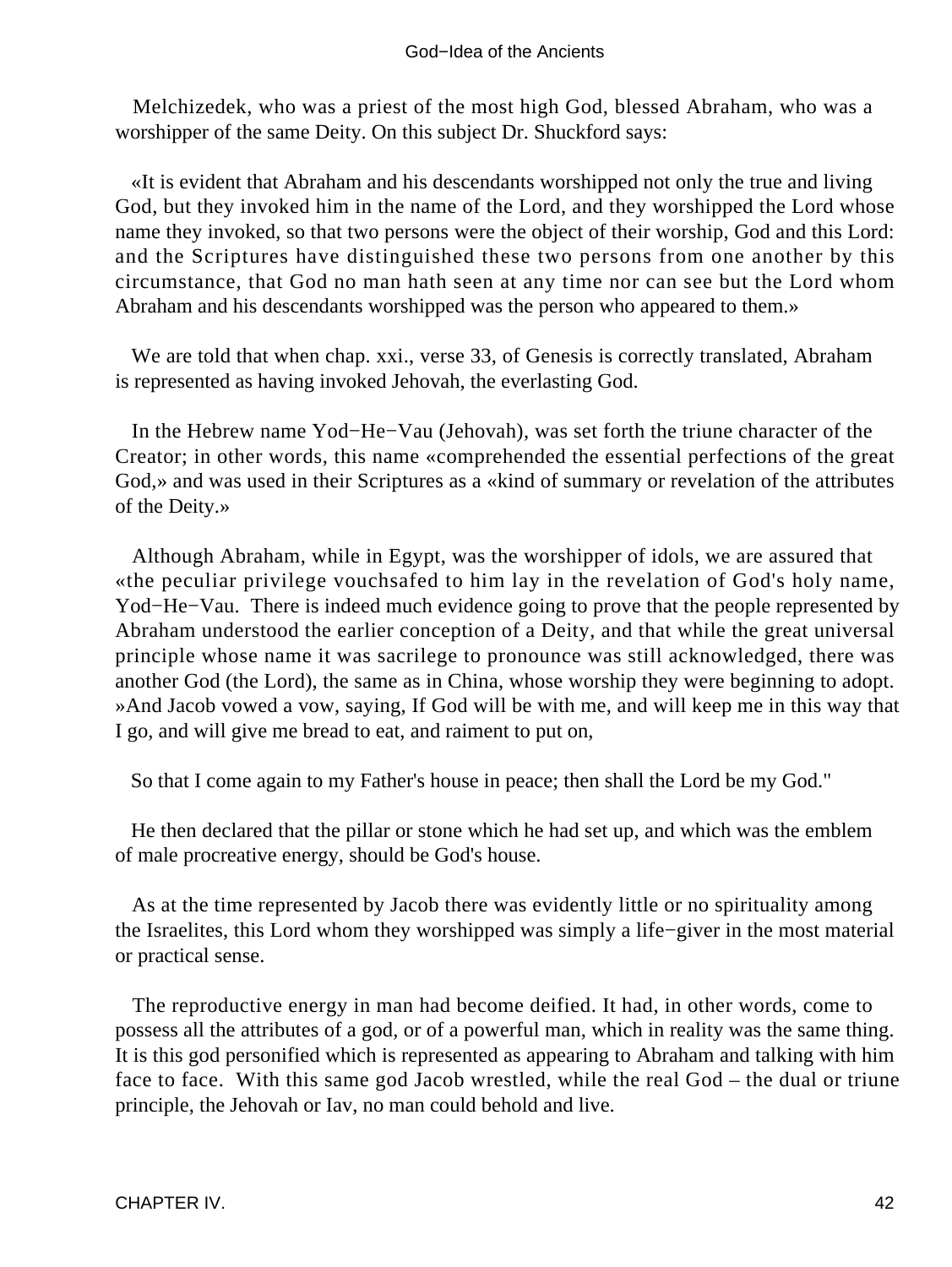Melchizedek, who was a priest of the most high God, blessed Abraham, who was a worshipper of the same Deity. On this subject Dr. Shuckford says:

«It is evident that Abraham and his descendants worshipped not only the true and living God, but they invoked him in the name of the Lord, and they worshipped the Lord whose name they invoked, so that two persons were the object of their worship, God and this Lord: and the Scriptures have distinguished these two persons from one another by this circumstance, that God no man hath seen at any time nor can see but the Lord whom Abraham and his descendants worshipped was the person who appeared to them.»

We are told that when chap. xxi., verse 33, of Genesis is correctly translated, Abraham is represented as having invoked Jehovah, the everlasting God.

In the Hebrew name Yod−He−Vau (Jehovah), was set forth the triune character of the Creator; in other words, this name «comprehended the essential perfections of the great God,» and was used in their Scriptures as a «kind of summary or revelation of the attributes of the Deity.»

Although Abraham, while in Egypt, was the worshipper of idols, we are assured that «the peculiar privilege vouchsafed to him lay in the revelation of God's holy name, Yod−He−Vau. There is indeed much evidence going to prove that the people represented by Abraham understood the earlier conception of a Deity, and that while the great universal principle whose name it was sacrilege to pronounce was still acknowledged, there was another God (the Lord), the same as in China, whose worship they were beginning to adopt. »And Jacob vowed a vow, saying, If God will be with me, and will keep me in this way that I go, and will give me bread to eat, and raiment to put on,

So that I come again to my Father's house in peace; then shall the Lord be my God."

He then declared that the pillar or stone which he had set up, and which was the emblem of male procreative energy, should be God's house.

As at the time represented by Jacob there was evidently little or no spirituality among the Israelites, this Lord whom they worshipped was simply a life−giver in the most material or practical sense.

The reproductive energy in man had become deified. It had, in other words, come to possess all the attributes of a god, or of a powerful man, which in reality was the same thing. It is this god personified which is represented as appearing to Abraham and talking with him face to face. With this same god Jacob wrestled, while the real God – the dual or triune principle, the Jehovah or Iav, no man could behold and live.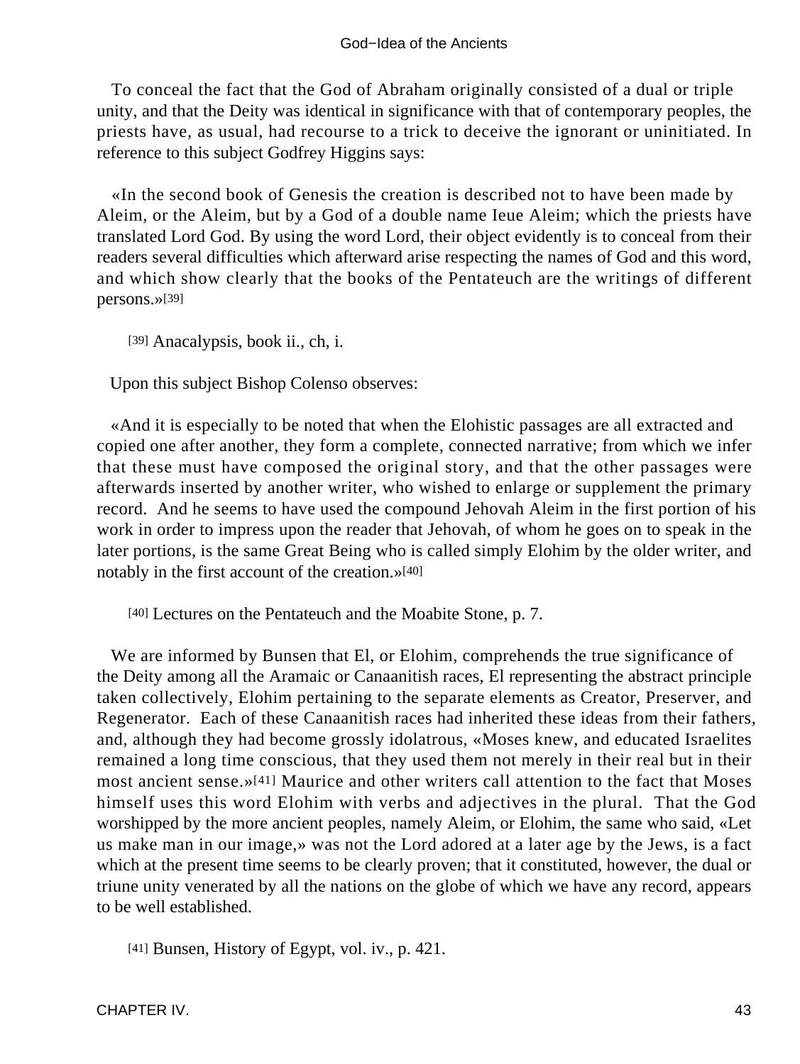To conceal the fact that the God of Abraham originally consisted of a dual or triple unity, and that the Deity was identical in significance with that of contemporary peoples, the priests have, as usual, had recourse to a trick to deceive the ignorant or uninitiated. In reference to this subject Godfrey Higgins says:

«In the second book of Genesis the creation is described not to have been made by Aleim, or the Aleim, but by a God of a double name Ieue Aleim; which the priests have translated Lord God. By using the word Lord, their object evidently is to conceal from their readers several difficulties which afterward arise respecting the names of God and this word, and which show clearly that the books of the Pentateuch are the writings of different persons.»[39]

[39] Anacalypsis, book ii., ch, i.

Upon this subject Bishop Colenso observes:

«And it is especially to be noted that when the Elohistic passages are all extracted and copied one after another, they form a complete, connected narrative; from which we infer that these must have composed the original story, and that the other passages were afterwards inserted by another writer, who wished to enlarge or supplement the primary record. And he seems to have used the compound Jehovah Aleim in the first portion of his work in order to impress upon the reader that Jehovah, of whom he goes on to speak in the later portions, is the same Great Being who is called simply Elohim by the older writer, and notably in the first account of the creation.»[40]

[40] Lectures on the Pentateuch and the Moabite Stone, p. 7.

We are informed by Bunsen that El, or Elohim, comprehends the true significance of the Deity among all the Aramaic or Canaanitish races, El representing the abstract principle taken collectively, Elohim pertaining to the separate elements as Creator, Preserver, and Regenerator. Each of these Canaanitish races had inherited these ideas from their fathers, and, although they had become grossly idolatrous, «Moses knew, and educated Israelites remained a long time conscious, that they used them not merely in their real but in their most ancient sense.»[41] Maurice and other writers call attention to the fact that Moses himself uses this word Elohim with verbs and adjectives in the plural. That the God worshipped by the more ancient peoples, namely Aleim, or Elohim, the same who said, «Let us make man in our image,» was not the Lord adored at a later age by the Jews, is a fact which at the present time seems to be clearly proven; that it constituted, however, the dual or triune unity venerated by all the nations on the globe of which we have any record, appears to be well established.

[41] Bunsen, History of Egypt, vol. iv., p. 421.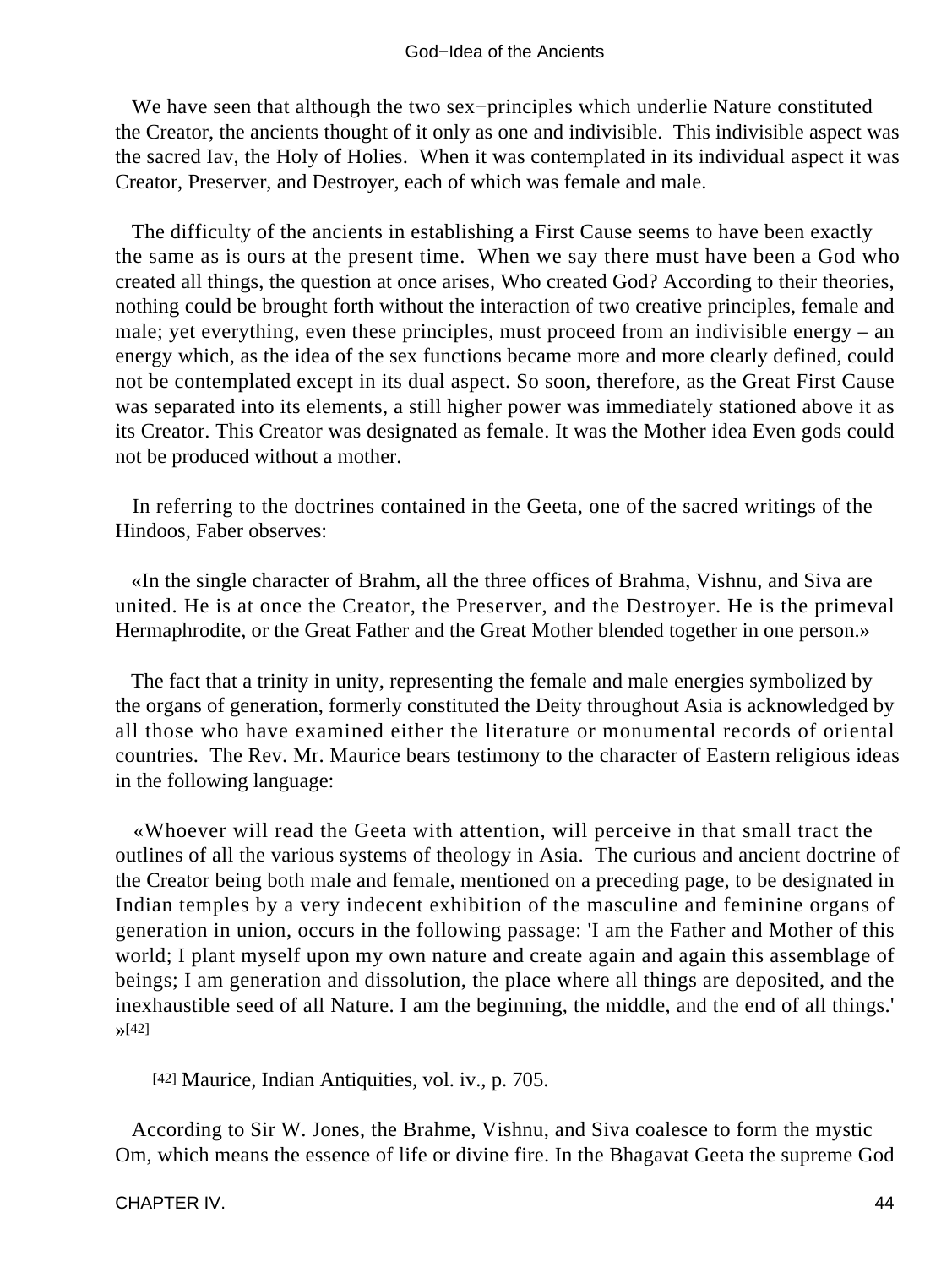We have seen that although the two sex−principles which underlie Nature constituted the Creator, the ancients thought of it only as one and indivisible. This indivisible aspect was the sacred Iav, the Holy of Holies. When it was contemplated in its individual aspect it was Creator, Preserver, and Destroyer, each of which was female and male.

The difficulty of the ancients in establishing a First Cause seems to have been exactly the same as is ours at the present time. When we say there must have been a God who created all things, the question at once arises, Who created God? According to their theories, nothing could be brought forth without the interaction of two creative principles, female and male; yet everything, even these principles, must proceed from an indivisible energy – an energy which, as the idea of the sex functions became more and more clearly defined, could not be contemplated except in its dual aspect. So soon, therefore, as the Great First Cause was separated into its elements, a still higher power was immediately stationed above it as its Creator. This Creator was designated as female. It was the Mother idea Even gods could not be produced without a mother.

In referring to the doctrines contained in the Geeta, one of the sacred writings of the Hindoos, Faber observes:

«In the single character of Brahm, all the three offices of Brahma, Vishnu, and Siva are united. He is at once the Creator, the Preserver, and the Destroyer. He is the primeval Hermaphrodite, or the Great Father and the Great Mother blended together in one person.»

The fact that a trinity in unity, representing the female and male energies symbolized by the organs of generation, formerly constituted the Deity throughout Asia is acknowledged by all those who have examined either the literature or monumental records of oriental countries. The Rev. Mr. Maurice bears testimony to the character of Eastern religious ideas in the following language:

«Whoever will read the Geeta with attention, will perceive in that small tract the outlines of all the various systems of theology in Asia. The curious and ancient doctrine of the Creator being both male and female, mentioned on a preceding page, to be designated in Indian temples by a very indecent exhibition of the masculine and feminine organs of generation in union, occurs in the following passage: 'I am the Father and Mother of this world; I plant myself upon my own nature and create again and again this assemblage of beings; I am generation and dissolution, the place where all things are deposited, and the inexhaustible seed of all Nature. I am the beginning, the middle, and the end of all things.' »[42]

[42] Maurice, Indian Antiquities, vol. iv., p. 705.

According to Sir W. Jones, the Brahme, Vishnu, and Siva coalesce to form the mystic Om, which means the essence of life or divine fire. In the Bhagavat Geeta the supreme God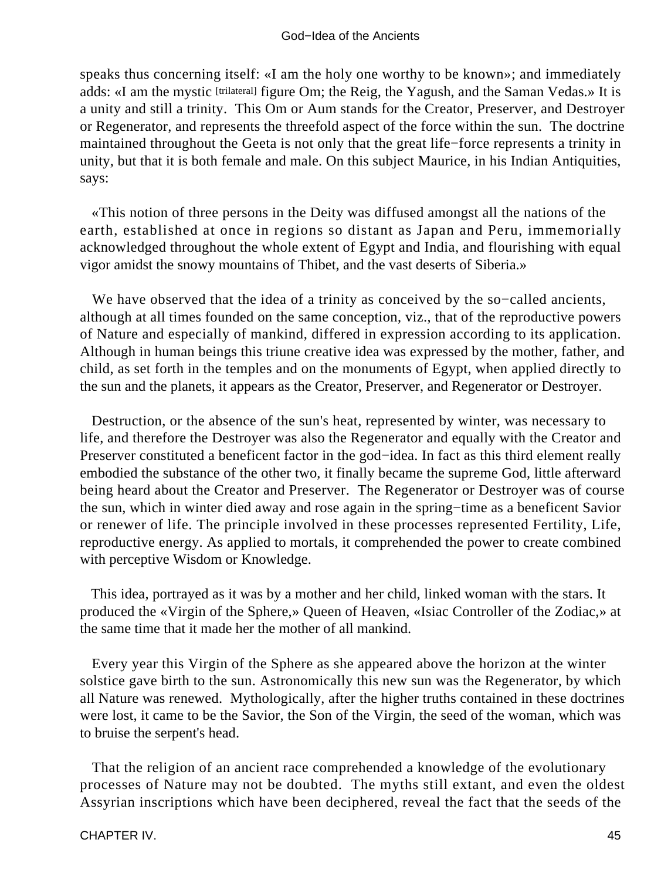speaks thus concerning itself: «I am the holy one worthy to be known»; and immediately adds: «I am the mystic [trilateral] figure Om; the Reig, the Yagush, and the Saman Vedas.» It is a unity and still a trinity. This Om or Aum stands for the Creator, Preserver, and Destroyer or Regenerator, and represents the threefold aspect of the force within the sun. The doctrine maintained throughout the Geeta is not only that the great life−force represents a trinity in unity, but that it is both female and male. On this subject Maurice, in his Indian Antiquities, says:

«This notion of three persons in the Deity was diffused amongst all the nations of the earth, established at once in regions so distant as Japan and Peru, immemorially acknowledged throughout the whole extent of Egypt and India, and flourishing with equal vigor amidst the snowy mountains of Thibet, and the vast deserts of Siberia.»

We have observed that the idea of a trinity as conceived by the so−called ancients, although at all times founded on the same conception, viz., that of the reproductive powers of Nature and especially of mankind, differed in expression according to its application. Although in human beings this triune creative idea was expressed by the mother, father, and child, as set forth in the temples and on the monuments of Egypt, when applied directly to the sun and the planets, it appears as the Creator, Preserver, and Regenerator or Destroyer.

Destruction, or the absence of the sun's heat, represented by winter, was necessary to life, and therefore the Destroyer was also the Regenerator and equally with the Creator and Preserver constituted a beneficent factor in the god−idea. In fact as this third element really embodied the substance of the other two, it finally became the supreme God, little afterward being heard about the Creator and Preserver. The Regenerator or Destroyer was of course the sun, which in winter died away and rose again in the spring−time as a beneficent Savior or renewer of life. The principle involved in these processes represented Fertility, Life, reproductive energy. As applied to mortals, it comprehended the power to create combined with perceptive Wisdom or Knowledge.

This idea, portrayed as it was by a mother and her child, linked woman with the stars. It produced the «Virgin of the Sphere,» Queen of Heaven, «Isiac Controller of the Zodiac,» at the same time that it made her the mother of all mankind.

Every year this Virgin of the Sphere as she appeared above the horizon at the winter solstice gave birth to the sun. Astronomically this new sun was the Regenerator, by which all Nature was renewed. Mythologically, after the higher truths contained in these doctrines were lost, it came to be the Savior, the Son of the Virgin, the seed of the woman, which was to bruise the serpent's head.

That the religion of an ancient race comprehended a knowledge of the evolutionary processes of Nature may not be doubted. The myths still extant, and even the oldest Assyrian inscriptions which have been deciphered, reveal the fact that the seeds of the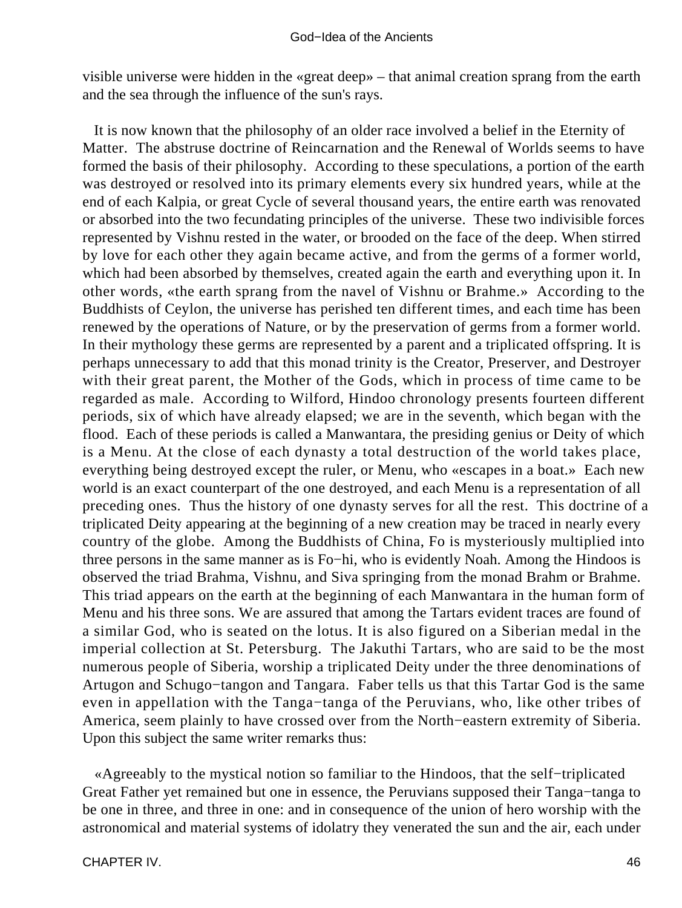visible universe were hidden in the «great deep» – that animal creation sprang from the earth and the sea through the influence of the sun's rays.

It is now known that the philosophy of an older race involved a belief in the Eternity of Matter. The abstruse doctrine of Reincarnation and the Renewal of Worlds seems to have formed the basis of their philosophy. According to these speculations, a portion of the earth was destroyed or resolved into its primary elements every six hundred years, while at the end of each Kalpia, or great Cycle of several thousand years, the entire earth was renovated or absorbed into the two fecundating principles of the universe. These two indivisible forces represented by Vishnu rested in the water, or brooded on the face of the deep. When stirred by love for each other they again became active, and from the germs of a former world, which had been absorbed by themselves, created again the earth and everything upon it. In other words, «the earth sprang from the navel of Vishnu or Brahme.» According to the Buddhists of Ceylon, the universe has perished ten different times, and each time has been renewed by the operations of Nature, or by the preservation of germs from a former world. In their mythology these germs are represented by a parent and a triplicated offspring. It is perhaps unnecessary to add that this monad trinity is the Creator, Preserver, and Destroyer with their great parent, the Mother of the Gods, which in process of time came to be regarded as male. According to Wilford, Hindoo chronology presents fourteen different periods, six of which have already elapsed; we are in the seventh, which began with the flood. Each of these periods is called a Manwantara, the presiding genius or Deity of which is a Menu. At the close of each dynasty a total destruction of the world takes place, everything being destroyed except the ruler, or Menu, who «escapes in a boat.» Each new world is an exact counterpart of the one destroyed, and each Menu is a representation of all preceding ones. Thus the history of one dynasty serves for all the rest. This doctrine of a triplicated Deity appearing at the beginning of a new creation may be traced in nearly every country of the globe. Among the Buddhists of China, Fo is mysteriously multiplied into three persons in the same manner as is Fo−hi, who is evidently Noah. Among the Hindoos is observed the triad Brahma, Vishnu, and Siva springing from the monad Brahm or Brahme. This triad appears on the earth at the beginning of each Manwantara in the human form of Menu and his three sons. We are assured that among the Tartars evident traces are found of a similar God, who is seated on the lotus. It is also figured on a Siberian medal in the imperial collection at St. Petersburg. The Jakuthi Tartars, who are said to be the most numerous people of Siberia, worship a triplicated Deity under the three denominations of Artugon and Schugo−tangon and Tangara. Faber tells us that this Tartar God is the same even in appellation with the Tanga−tanga of the Peruvians, who, like other tribes of America, seem plainly to have crossed over from the North−eastern extremity of Siberia. Upon this subject the same writer remarks thus:

«Agreeably to the mystical notion so familiar to the Hindoos, that the self−triplicated Great Father yet remained but one in essence, the Peruvians supposed their Tanga−tanga to be one in three, and three in one: and in consequence of the union of hero worship with the astronomical and material systems of idolatry they venerated the sun and the air, each under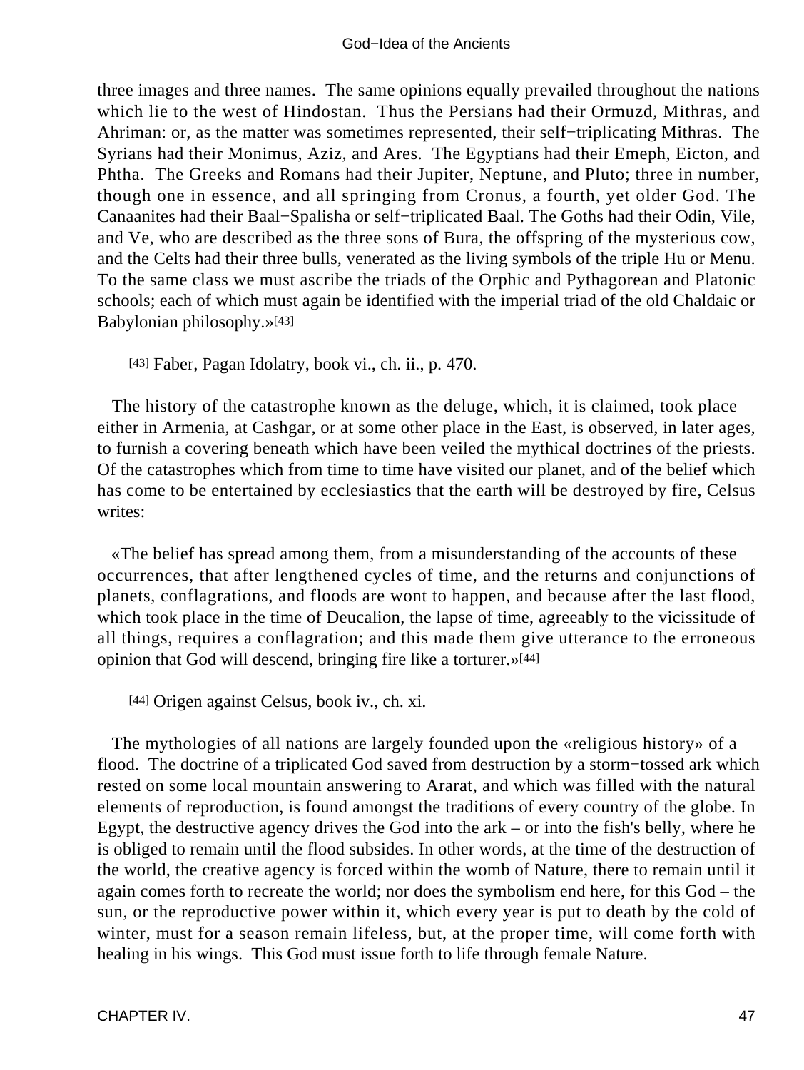three images and three names. The same opinions equally prevailed throughout the nations which lie to the west of Hindostan. Thus the Persians had their Ormuzd, Mithras, and Ahriman: or, as the matter was sometimes represented, their self−triplicating Mithras. The Syrians had their Monimus, Aziz, and Ares. The Egyptians had their Emeph, Eicton, and Phtha. The Greeks and Romans had their Jupiter, Neptune, and Pluto; three in number, though one in essence, and all springing from Cronus, a fourth, yet older God. The Canaanites had their Baal−Spalisha or self−triplicated Baal. The Goths had their Odin, Vile, and Ve, who are described as the three sons of Bura, the offspring of the mysterious cow, and the Celts had their three bulls, venerated as the living symbols of the triple Hu or Menu. To the same class we must ascribe the triads of the Orphic and Pythagorean and Platonic schools; each of which must again be identified with the imperial triad of the old Chaldaic or Babylonian philosophy.»[43]

[43] Faber, Pagan Idolatry, book vi., ch. ii., p. 470.

The history of the catastrophe known as the deluge, which, it is claimed, took place either in Armenia, at Cashgar, or at some other place in the East, is observed, in later ages, to furnish a covering beneath which have been veiled the mythical doctrines of the priests. Of the catastrophes which from time to time have visited our planet, and of the belief which has come to be entertained by ecclesiastics that the earth will be destroyed by fire, Celsus writes:

«The belief has spread among them, from a misunderstanding of the accounts of these occurrences, that after lengthened cycles of time, and the returns and conjunctions of planets, conflagrations, and floods are wont to happen, and because after the last flood, which took place in the time of Deucalion, the lapse of time, agreeably to the vicissitude of all things, requires a conflagration; and this made them give utterance to the erroneous opinion that God will descend, bringing fire like a torturer.»[44]

[44] Origen against Celsus, book iv., ch. xi.

The mythologies of all nations are largely founded upon the «religious history» of a flood. The doctrine of a triplicated God saved from destruction by a storm−tossed ark which rested on some local mountain answering to Ararat, and which was filled with the natural elements of reproduction, is found amongst the traditions of every country of the globe. In Egypt, the destructive agency drives the God into the ark – or into the fish's belly, where he is obliged to remain until the flood subsides. In other words, at the time of the destruction of the world, the creative agency is forced within the womb of Nature, there to remain until it again comes forth to recreate the world; nor does the symbolism end here, for this God – the sun, or the reproductive power within it, which every year is put to death by the cold of winter, must for a season remain lifeless, but, at the proper time, will come forth with healing in his wings. This God must issue forth to life through female Nature.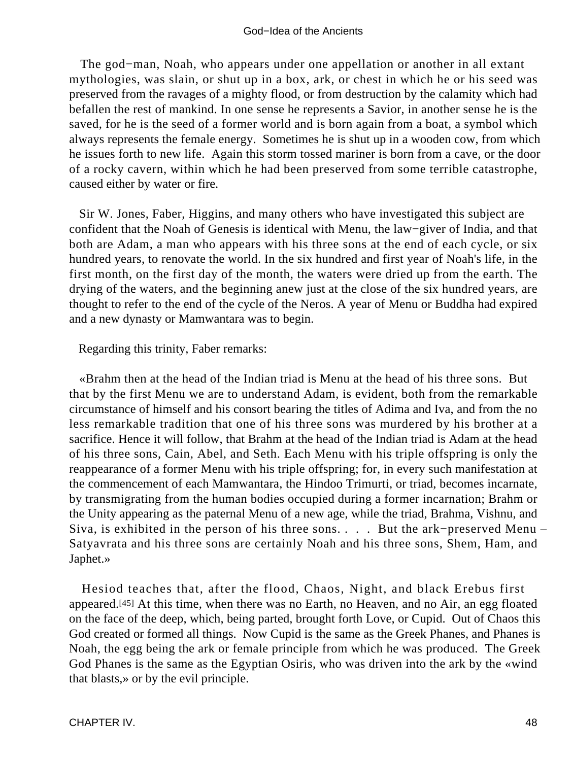The god−man, Noah, who appears under one appellation or another in all extant mythologies, was slain, or shut up in a box, ark, or chest in which he or his seed was preserved from the ravages of a mighty flood, or from destruction by the calamity which had befallen the rest of mankind. In one sense he represents a Savior, in another sense he is the saved, for he is the seed of a former world and is born again from a boat, a symbol which always represents the female energy. Sometimes he is shut up in a wooden cow, from which he issues forth to new life. Again this storm tossed mariner is born from a cave, or the door of a rocky cavern, within which he had been preserved from some terrible catastrophe, caused either by water or fire.

Sir W. Jones, Faber, Higgins, and many others who have investigated this subject are confident that the Noah of Genesis is identical with Menu, the law−giver of India, and that both are Adam, a man who appears with his three sons at the end of each cycle, or six hundred years, to renovate the world. In the six hundred and first year of Noah's life, in the first month, on the first day of the month, the waters were dried up from the earth. The drying of the waters, and the beginning anew just at the close of the six hundred years, are thought to refer to the end of the cycle of the Neros. A year of Menu or Buddha had expired and a new dynasty or Mamwantara was to begin.

Regarding this trinity, Faber remarks:

«Brahm then at the head of the Indian triad is Menu at the head of his three sons. But that by the first Menu we are to understand Adam, is evident, both from the remarkable circumstance of himself and his consort bearing the titles of Adima and Iva, and from the no less remarkable tradition that one of his three sons was murdered by his brother at a sacrifice. Hence it will follow, that Brahm at the head of the Indian triad is Adam at the head of his three sons, Cain, Abel, and Seth. Each Menu with his triple offspring is only the reappearance of a former Menu with his triple offspring; for, in every such manifestation at the commencement of each Mamwantara, the Hindoo Trimurti, or triad, becomes incarnate, by transmigrating from the human bodies occupied during a former incarnation; Brahm or the Unity appearing as the paternal Menu of a new age, while the triad, Brahma, Vishnu, and Siva, is exhibited in the person of his three sons. . . . But the ark−preserved Menu – Satyavrata and his three sons are certainly Noah and his three sons, Shem, Ham, and Japhet.»

Hesiod teaches that, after the flood, Chaos, Night, and black Erebus first appeared.[45] At this time, when there was no Earth, no Heaven, and no Air, an egg floated on the face of the deep, which, being parted, brought forth Love, or Cupid. Out of Chaos this God created or formed all things. Now Cupid is the same as the Greek Phanes, and Phanes is Noah, the egg being the ark or female principle from which he was produced. The Greek God Phanes is the same as the Egyptian Osiris, who was driven into the ark by the «wind that blasts,» or by the evil principle.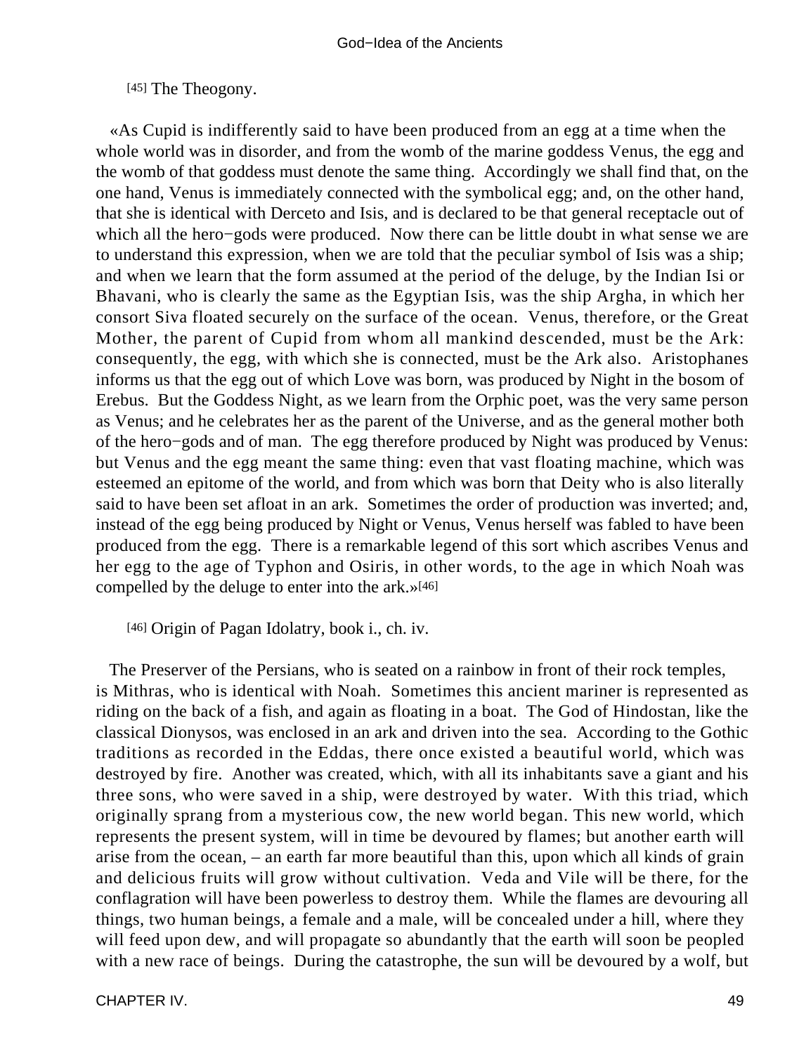[45] The Theogony.

«As Cupid is indifferently said to have been produced from an egg at a time when the whole world was in disorder, and from the womb of the marine goddess Venus, the egg and the womb of that goddess must denote the same thing. Accordingly we shall find that, on the one hand, Venus is immediately connected with the symbolical egg; and, on the other hand, that she is identical with Derceto and Isis, and is declared to be that general receptacle out of which all the hero−gods were produced. Now there can be little doubt in what sense we are to understand this expression, when we are told that the peculiar symbol of Isis was a ship; and when we learn that the form assumed at the period of the deluge, by the Indian Isi or Bhavani, who is clearly the same as the Egyptian Isis, was the ship Argha, in which her consort Siva floated securely on the surface of the ocean. Venus, therefore, or the Great Mother, the parent of Cupid from whom all mankind descended, must be the Ark: consequently, the egg, with which she is connected, must be the Ark also. Aristophanes informs us that the egg out of which Love was born, was produced by Night in the bosom of Erebus. But the Goddess Night, as we learn from the Orphic poet, was the very same person as Venus; and he celebrates her as the parent of the Universe, and as the general mother both of the hero−gods and of man. The egg therefore produced by Night was produced by Venus: but Venus and the egg meant the same thing: even that vast floating machine, which was esteemed an epitome of the world, and from which was born that Deity who is also literally said to have been set afloat in an ark. Sometimes the order of production was inverted; and, instead of the egg being produced by Night or Venus, Venus herself was fabled to have been produced from the egg. There is a remarkable legend of this sort which ascribes Venus and her egg to the age of Typhon and Osiris, in other words, to the age in which Noah was compelled by the deluge to enter into the ark.»[46]

[46] Origin of Pagan Idolatry, book i., ch. iv.

The Preserver of the Persians, who is seated on a rainbow in front of their rock temples, is Mithras, who is identical with Noah. Sometimes this ancient mariner is represented as riding on the back of a fish, and again as floating in a boat. The God of Hindostan, like the classical Dionysos, was enclosed in an ark and driven into the sea. According to the Gothic traditions as recorded in the Eddas, there once existed a beautiful world, which was destroyed by fire. Another was created, which, with all its inhabitants save a giant and his three sons, who were saved in a ship, were destroyed by water. With this triad, which originally sprang from a mysterious cow, the new world began. This new world, which represents the present system, will in time be devoured by flames; but another earth will arise from the ocean, – an earth far more beautiful than this, upon which all kinds of grain and delicious fruits will grow without cultivation. Veda and Vile will be there, for the conflagration will have been powerless to destroy them. While the flames are devouring all things, two human beings, a female and a male, will be concealed under a hill, where they will feed upon dew, and will propagate so abundantly that the earth will soon be peopled with a new race of beings. During the catastrophe, the sun will be devoured by a wolf, but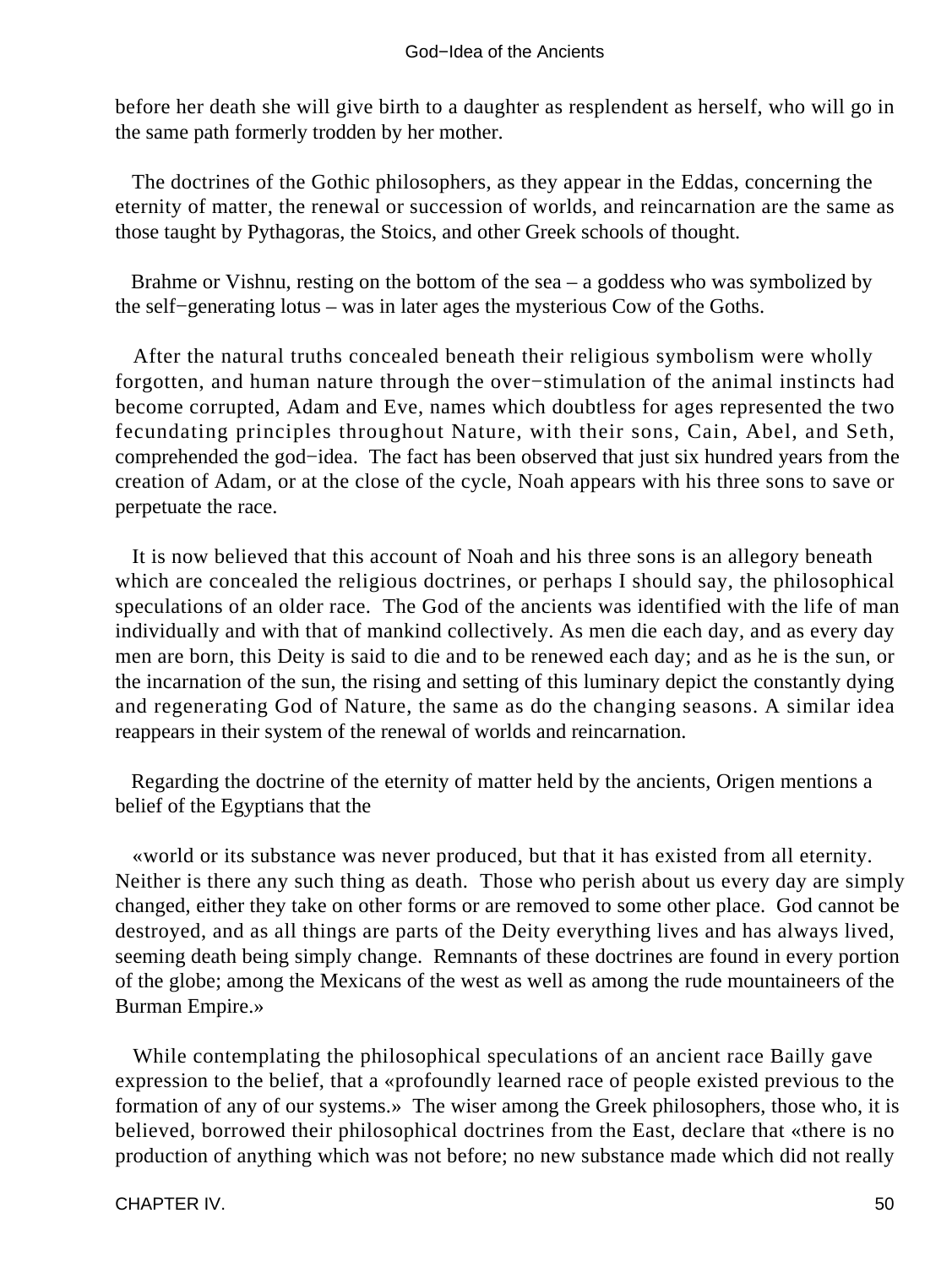before her death she will give birth to a daughter as resplendent as herself, who will go in the same path formerly trodden by her mother.

The doctrines of the Gothic philosophers, as they appear in the Eddas, concerning the eternity of matter, the renewal or succession of worlds, and reincarnation are the same as those taught by Pythagoras, the Stoics, and other Greek schools of thought.

Brahme or Vishnu, resting on the bottom of the sea – a goddess who was symbolized by the self−generating lotus – was in later ages the mysterious Cow of the Goths.

After the natural truths concealed beneath their religious symbolism were wholly forgotten, and human nature through the over−stimulation of the animal instincts had become corrupted, Adam and Eve, names which doubtless for ages represented the two fecundating principles throughout Nature, with their sons, Cain, Abel, and Seth, comprehended the god−idea. The fact has been observed that just six hundred years from the creation of Adam, or at the close of the cycle, Noah appears with his three sons to save or perpetuate the race.

It is now believed that this account of Noah and his three sons is an allegory beneath which are concealed the religious doctrines, or perhaps I should say, the philosophical speculations of an older race. The God of the ancients was identified with the life of man individually and with that of mankind collectively. As men die each day, and as every day men are born, this Deity is said to die and to be renewed each day; and as he is the sun, or the incarnation of the sun, the rising and setting of this luminary depict the constantly dying and regenerating God of Nature, the same as do the changing seasons. A similar idea reappears in their system of the renewal of worlds and reincarnation.

Regarding the doctrine of the eternity of matter held by the ancients, Origen mentions a belief of the Egyptians that the

«world or its substance was never produced, but that it has existed from all eternity. Neither is there any such thing as death. Those who perish about us every day are simply changed, either they take on other forms or are removed to some other place. God cannot be destroyed, and as all things are parts of the Deity everything lives and has always lived, seeming death being simply change. Remnants of these doctrines are found in every portion of the globe; among the Mexicans of the west as well as among the rude mountaineers of the Burman Empire.»

While contemplating the philosophical speculations of an ancient race Bailly gave expression to the belief, that a «profoundly learned race of people existed previous to the formation of any of our systems.» The wiser among the Greek philosophers, those who, it is believed, borrowed their philosophical doctrines from the East, declare that «there is no production of anything which was not before; no new substance made which did not really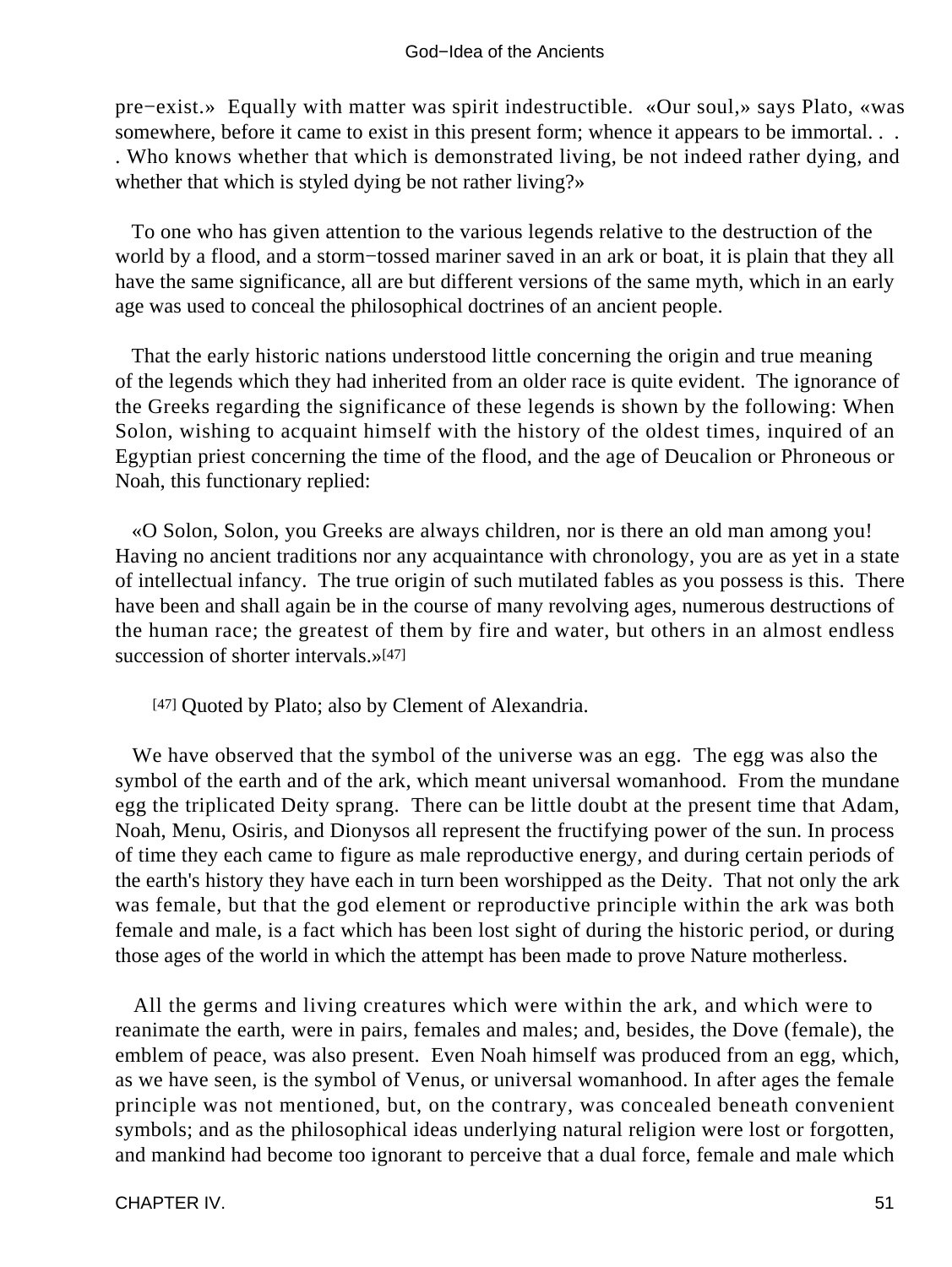pre−exist.» Equally with matter was spirit indestructible. «Our soul,» says Plato, «was somewhere, before it came to exist in this present form; whence it appears to be immortal. . . . Who knows whether that which is demonstrated living, be not indeed rather dying, and whether that which is styled dying be not rather living?»

To one who has given attention to the various legends relative to the destruction of the world by a flood, and a storm−tossed mariner saved in an ark or boat, it is plain that they all have the same significance, all are but different versions of the same myth, which in an early age was used to conceal the philosophical doctrines of an ancient people.

That the early historic nations understood little concerning the origin and true meaning of the legends which they had inherited from an older race is quite evident. The ignorance of the Greeks regarding the significance of these legends is shown by the following: When Solon, wishing to acquaint himself with the history of the oldest times, inquired of an Egyptian priest concerning the time of the flood, and the age of Deucalion or Phroneous or Noah, this functionary replied:

«O Solon, Solon, you Greeks are always children, nor is there an old man among you! Having no ancient traditions nor any acquaintance with chronology, you are as yet in a state of intellectual infancy. The true origin of such mutilated fables as you possess is this. There have been and shall again be in the course of many revolving ages, numerous destructions of the human race; the greatest of them by fire and water, but others in an almost endless succession of shorter intervals.»[47]

[47] Quoted by Plato; also by Clement of Alexandria.

We have observed that the symbol of the universe was an egg. The egg was also the symbol of the earth and of the ark, which meant universal womanhood. From the mundane egg the triplicated Deity sprang. There can be little doubt at the present time that Adam, Noah, Menu, Osiris, and Dionysos all represent the fructifying power of the sun. In process of time they each came to figure as male reproductive energy, and during certain periods of the earth's history they have each in turn been worshipped as the Deity. That not only the ark was female, but that the god element or reproductive principle within the ark was both female and male, is a fact which has been lost sight of during the historic period, or during those ages of the world in which the attempt has been made to prove Nature motherless.

All the germs and living creatures which were within the ark, and which were to reanimate the earth, were in pairs, females and males; and, besides, the Dove (female), the emblem of peace, was also present. Even Noah himself was produced from an egg, which, as we have seen, is the symbol of Venus, or universal womanhood. In after ages the female principle was not mentioned, but, on the contrary, was concealed beneath convenient symbols; and as the philosophical ideas underlying natural religion were lost or forgotten, and mankind had become too ignorant to perceive that a dual force, female and male which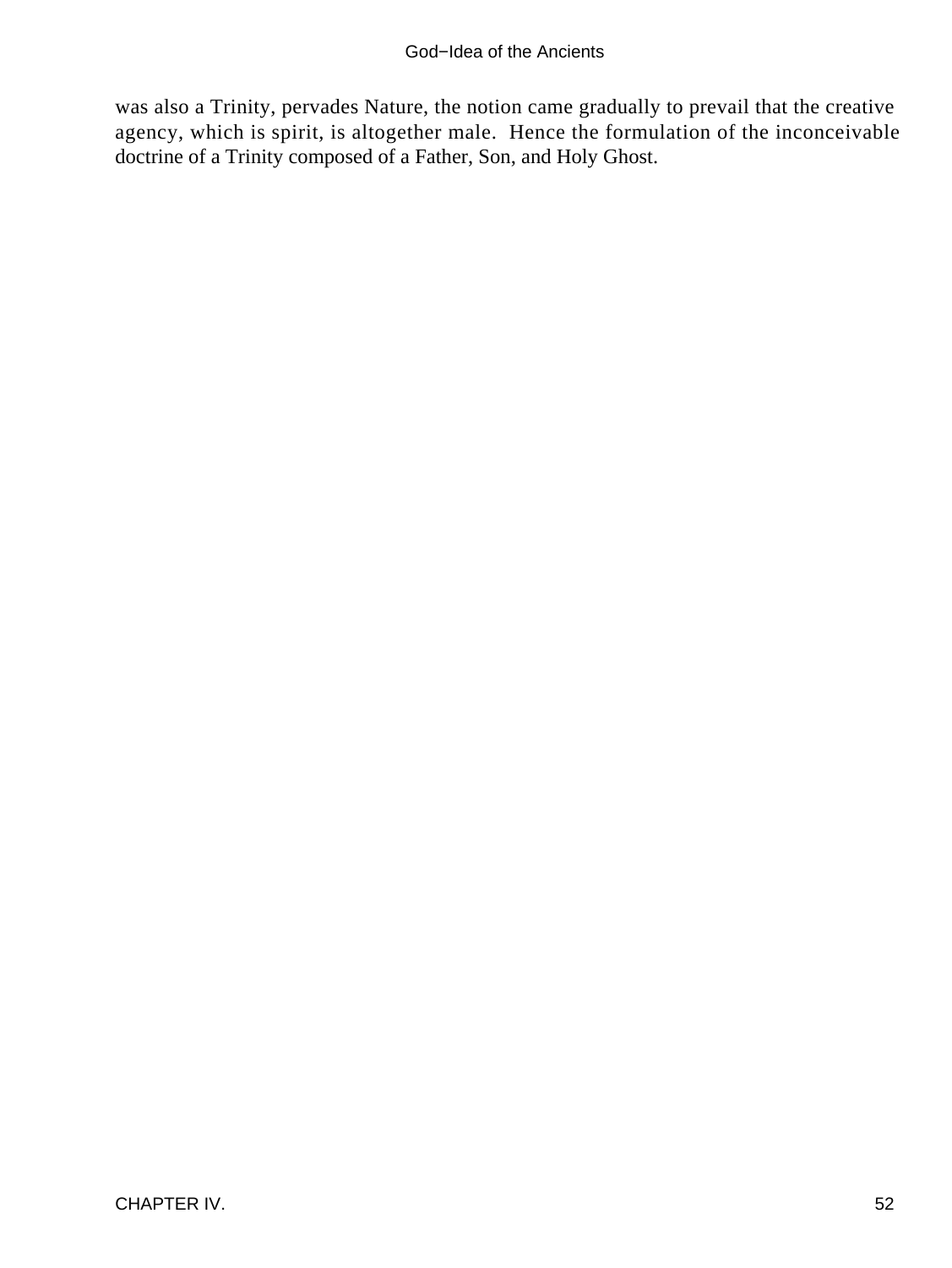was also a Trinity, pervades Nature, the notion came gradually to prevail that the creative agency, which is spirit, is altogether male.  Hence the formulation of the inconceivable doctrine of a Trinity composed of a Father, Son, and Holy Ghost.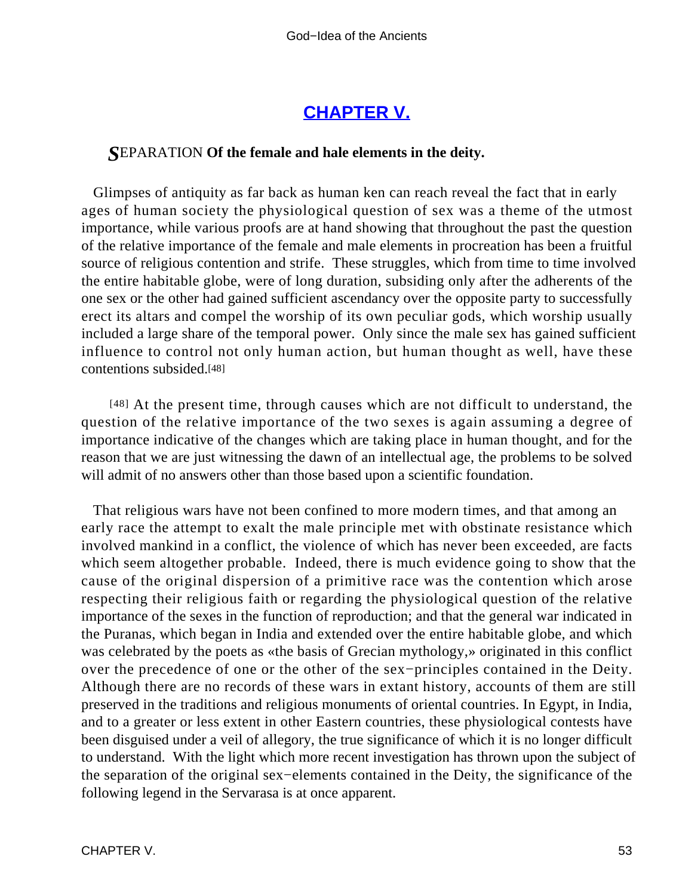## [CHAPTER V.]

***S*EPARATION Of the female and hale elements in the deity.**

Glimpses of antiquity as far back as human ken can reach reveal the fact that in early ages of human society the physiological question of sex was a theme of the utmost importance, while various proofs are at hand showing that throughout the past the question of the relative importance of the female and male elements in procreation has been a fruitful source of religious contention and strife. These struggles, which from time to time involved the entire habitable globe, were of long duration, subsiding only after the adherents of the one sex or the other had gained sufficient ascendancy over the opposite party to successfully erect its altars and compel the worship of its own peculiar gods, which worship usually included a large share of the temporal power. Only since the male sex has gained sufficient influence to control not only human action, but human thought as well, have these contentions subsided.[48]

[48] At the present time, through causes which are not difficult to understand, the question of the relative importance of the two sexes is again assuming a degree of importance indicative of the changes which are taking place in human thought, and for the reason that we are just witnessing the dawn of an intellectual age, the problems to be solved will admit of no answers other than those based upon a scientific foundation.

That religious wars have not been confined to more modern times, and that among an early race the attempt to exalt the male principle met with obstinate resistance which involved mankind in a conflict, the violence of which has never been exceeded, are facts which seem altogether probable. Indeed, there is much evidence going to show that the cause of the original dispersion of a primitive race was the contention which arose respecting their religious faith or regarding the physiological question of the relative importance of the sexes in the function of reproduction; and that the general war indicated in the Puranas, which began in India and extended over the entire habitable globe, and which was celebrated by the poets as «the basis of Grecian mythology,» originated in this conflict over the precedence of one or the other of the sex−principles contained in the Deity. Although there are no records of these wars in extant history, accounts of them are still preserved in the traditions and religious monuments of oriental countries. In Egypt, in India, and to a greater or less extent in other Eastern countries, these physiological contests have been disguised under a veil of allegory, the true significance of which it is no longer difficult to understand. With the light which more recent investigation has thrown upon the subject of the separation of the original sex−elements contained in the Deity, the significance of the following legend in the Servarasa is at once apparent.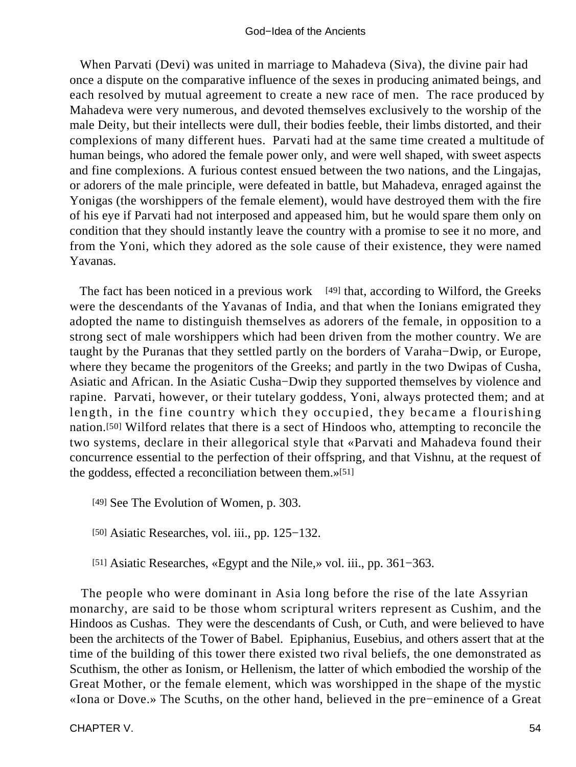When Parvati (Devi) was united in marriage to Mahadeva (Siva), the divine pair had once a dispute on the comparative influence of the sexes in producing animated beings, and each resolved by mutual agreement to create a new race of men. The race produced by Mahadeva were very numerous, and devoted themselves exclusively to the worship of the male Deity, but their intellects were dull, their bodies feeble, their limbs distorted, and their complexions of many different hues. Parvati had at the same time created a multitude of human beings, who adored the female power only, and were well shaped, with sweet aspects and fine complexions. A furious contest ensued between the two nations, and the Lingajas, or adorers of the male principle, were defeated in battle, but Mahadeva, enraged against the Yonigas (the worshippers of the female element), would have destroyed them with the fire of his eye if Parvati had not interposed and appeased him, but he would spare them only on condition that they should instantly leave the country with a promise to see it no more, and from the Yoni, which they adored as the sole cause of their existence, they were named Yavanas.

The fact has been noticed in a previous work [49] that, according to Wilford, the Greeks were the descendants of the Yavanas of India, and that when the Ionians emigrated they adopted the name to distinguish themselves as adorers of the female, in opposition to a strong sect of male worshippers which had been driven from the mother country. We are taught by the Puranas that they settled partly on the borders of Varaha−Dwip, or Europe, where they became the progenitors of the Greeks; and partly in the two Dwipas of Cusha, Asiatic and African. In the Asiatic Cusha−Dwip they supported themselves by violence and rapine. Parvati, however, or their tutelary goddess, Yoni, always protected them; and at length, in the fine country which they occupied, they became a flourishing nation.[50] Wilford relates that there is a sect of Hindoos who, attempting to reconcile the two systems, declare in their allegorical style that «Parvati and Mahadeva found their concurrence essential to the perfection of their offspring, and that Vishnu, at the request of the goddess, effected a reconciliation between them.»[51]

[49] See The Evolution of Women, p. 303.

[50] Asiatic Researches, vol. iii., pp. 125−132.

[51] Asiatic Researches, «Egypt and the Nile,» vol. iii., pp. 361−363.

The people who were dominant in Asia long before the rise of the late Assyrian monarchy, are said to be those whom scriptural writers represent as Cushim, and the Hindoos as Cushas. They were the descendants of Cush, or Cuth, and were believed to have been the architects of the Tower of Babel. Epiphanius, Eusebius, and others assert that at the time of the building of this tower there existed two rival beliefs, the one demonstrated as Scuthism, the other as Ionism, or Hellenism, the latter of which embodied the worship of the Great Mother, or the female element, which was worshipped in the shape of the mystic «Iona or Dove.» The Scuths, on the other hand, believed in the pre−eminence of a Great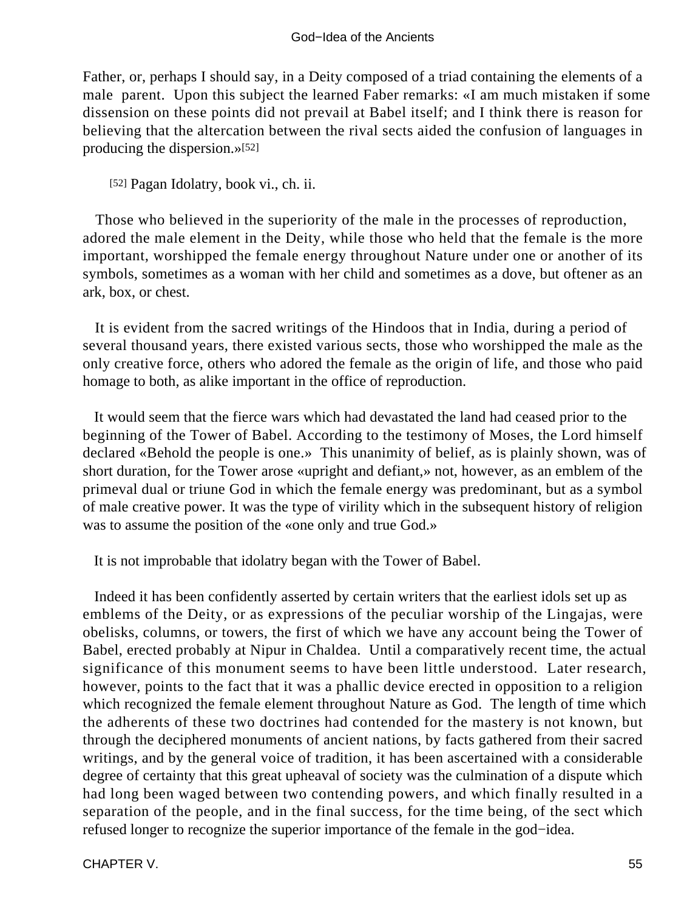Father, or, perhaps I should say, in a Deity composed of a triad containing the elements of a male parent. Upon this subject the learned Faber remarks: «I am much mistaken if some dissension on these points did not prevail at Babel itself; and I think there is reason for believing that the altercation between the rival sects aided the confusion of languages in producing the dispersion.»[52]

[52] Pagan Idolatry, book vi., ch. ii.

Those who believed in the superiority of the male in the processes of reproduction, adored the male element in the Deity, while those who held that the female is the more important, worshipped the female energy throughout Nature under one or another of its symbols, sometimes as a woman with her child and sometimes as a dove, but oftener as an ark, box, or chest.

It is evident from the sacred writings of the Hindoos that in India, during a period of several thousand years, there existed various sects, those who worshipped the male as the only creative force, others who adored the female as the origin of life, and those who paid homage to both, as alike important in the office of reproduction.

It would seem that the fierce wars which had devastated the land had ceased prior to the beginning of the Tower of Babel. According to the testimony of Moses, the Lord himself declared «Behold the people is one.» This unanimity of belief, as is plainly shown, was of short duration, for the Tower arose «upright and defiant,» not, however, as an emblem of the primeval dual or triune God in which the female energy was predominant, but as a symbol of male creative power. It was the type of virility which in the subsequent history of religion was to assume the position of the «one only and true God.»

It is not improbable that idolatry began with the Tower of Babel.

Indeed it has been confidently asserted by certain writers that the earliest idols set up as emblems of the Deity, or as expressions of the peculiar worship of the Lingajas, were obelisks, columns, or towers, the first of which we have any account being the Tower of Babel, erected probably at Nipur in Chaldea. Until a comparatively recent time, the actual significance of this monument seems to have been little understood. Later research, however, points to the fact that it was a phallic device erected in opposition to a religion which recognized the female element throughout Nature as God. The length of time which the adherents of these two doctrines had contended for the mastery is not known, but through the deciphered monuments of ancient nations, by facts gathered from their sacred writings, and by the general voice of tradition, it has been ascertained with a considerable degree of certainty that this great upheaval of society was the culmination of a dispute which had long been waged between two contending powers, and which finally resulted in a separation of the people, and in the final success, for the time being, of the sect which refused longer to recognize the superior importance of the female in the god−idea.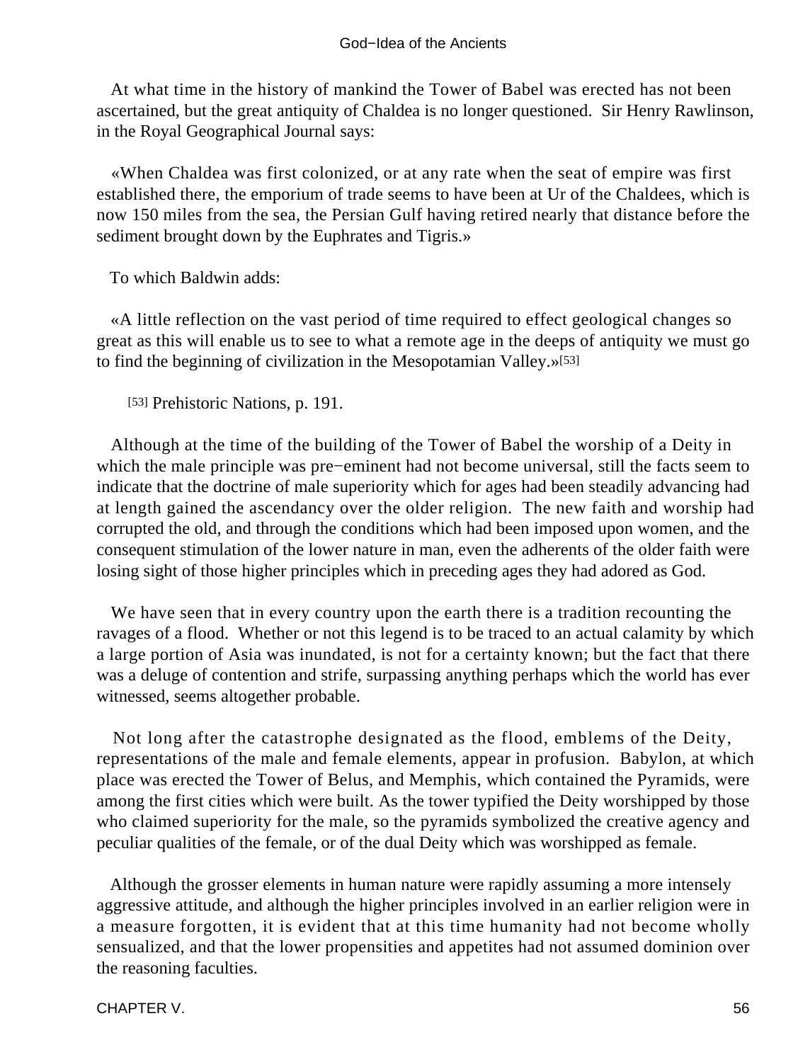At what time in the history of mankind the Tower of Babel was erected has not been ascertained, but the great antiquity of Chaldea is no longer questioned. Sir Henry Rawlinson, in the Royal Geographical Journal says:

«When Chaldea was first colonized, or at any rate when the seat of empire was first established there, the emporium of trade seems to have been at Ur of the Chaldees, which is now 150 miles from the sea, the Persian Gulf having retired nearly that distance before the sediment brought down by the Euphrates and Tigris.»

To which Baldwin adds:

«A little reflection on the vast period of time required to effect geological changes so great as this will enable us to see to what a remote age in the deeps of antiquity we must go to find the beginning of civilization in the Mesopotamian Valley.»[53]

[53] Prehistoric Nations, p. 191.

Although at the time of the building of the Tower of Babel the worship of a Deity in which the male principle was pre−eminent had not become universal, still the facts seem to indicate that the doctrine of male superiority which for ages had been steadily advancing had at length gained the ascendancy over the older religion. The new faith and worship had corrupted the old, and through the conditions which had been imposed upon women, and the consequent stimulation of the lower nature in man, even the adherents of the older faith were losing sight of those higher principles which in preceding ages they had adored as God.

We have seen that in every country upon the earth there is a tradition recounting the ravages of a flood. Whether or not this legend is to be traced to an actual calamity by which a large portion of Asia was inundated, is not for a certainty known; but the fact that there was a deluge of contention and strife, surpassing anything perhaps which the world has ever witnessed, seems altogether probable.

Not long after the catastrophe designated as the flood, emblems of the Deity, representations of the male and female elements, appear in profusion. Babylon, at which place was erected the Tower of Belus, and Memphis, which contained the Pyramids, were among the first cities which were built. As the tower typified the Deity worshipped by those who claimed superiority for the male, so the pyramids symbolized the creative agency and peculiar qualities of the female, or of the dual Deity which was worshipped as female.

Although the grosser elements in human nature were rapidly assuming a more intensely aggressive attitude, and although the higher principles involved in an earlier religion were in a measure forgotten, it is evident that at this time humanity had not become wholly sensualized, and that the lower propensities and appetites had not assumed dominion over the reasoning faculties.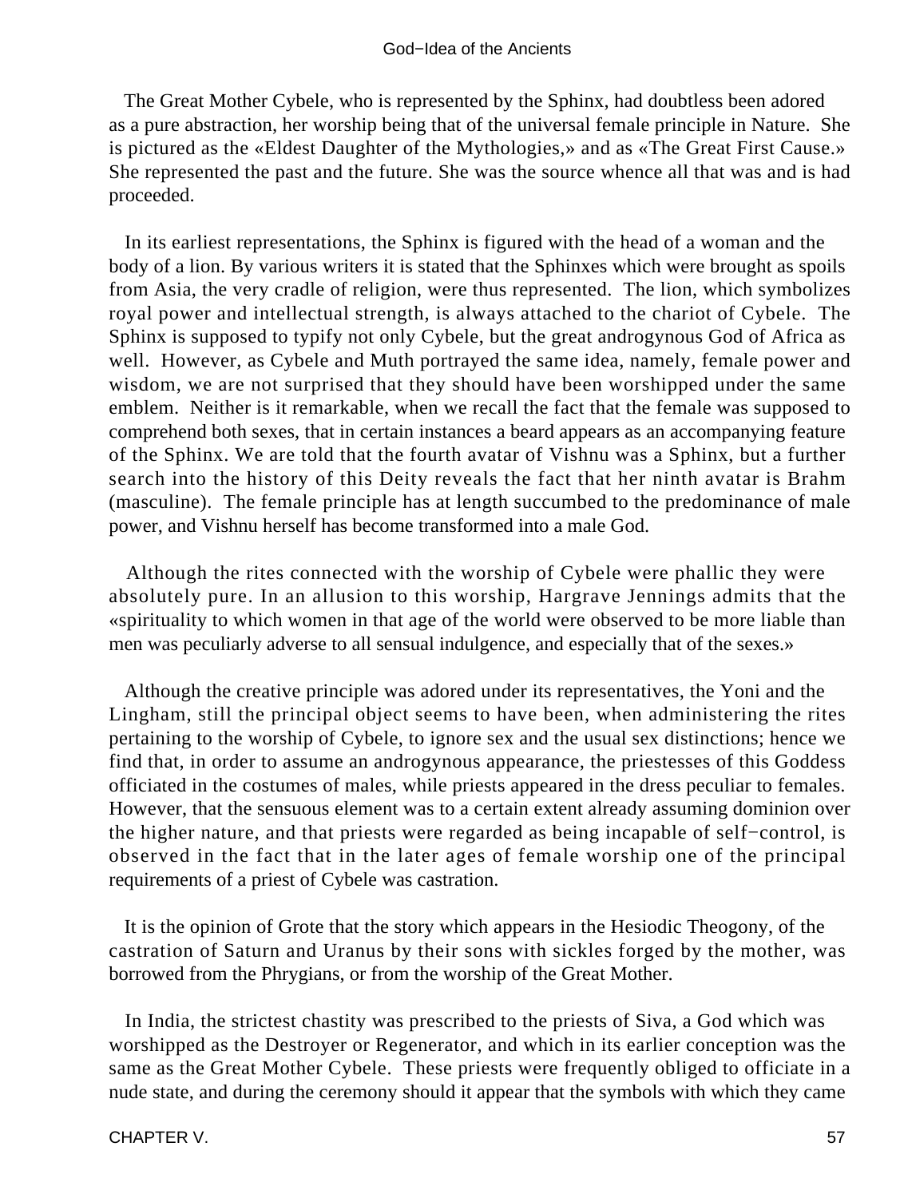The Great Mother Cybele, who is represented by the Sphinx, had doubtless been adored as a pure abstraction, her worship being that of the universal female principle in Nature. She is pictured as the «Eldest Daughter of the Mythologies,» and as «The Great First Cause.» She represented the past and the future. She was the source whence all that was and is had proceeded.

In its earliest representations, the Sphinx is figured with the head of a woman and the body of a lion. By various writers it is stated that the Sphinxes which were brought as spoils from Asia, the very cradle of religion, were thus represented. The lion, which symbolizes royal power and intellectual strength, is always attached to the chariot of Cybele. The Sphinx is supposed to typify not only Cybele, but the great androgynous God of Africa as well. However, as Cybele and Muth portrayed the same idea, namely, female power and wisdom, we are not surprised that they should have been worshipped under the same emblem. Neither is it remarkable, when we recall the fact that the female was supposed to comprehend both sexes, that in certain instances a beard appears as an accompanying feature of the Sphinx. We are told that the fourth avatar of Vishnu was a Sphinx, but a further search into the history of this Deity reveals the fact that her ninth avatar is Brahm (masculine). The female principle has at length succumbed to the predominance of male power, and Vishnu herself has become transformed into a male God.

Although the rites connected with the worship of Cybele were phallic they were absolutely pure. In an allusion to this worship, Hargrave Jennings admits that the «spirituality to which women in that age of the world were observed to be more liable than men was peculiarly adverse to all sensual indulgence, and especially that of the sexes.»

Although the creative principle was adored under its representatives, the Yoni and the Lingham, still the principal object seems to have been, when administering the rites pertaining to the worship of Cybele, to ignore sex and the usual sex distinctions; hence we find that, in order to assume an androgynous appearance, the priestesses of this Goddess officiated in the costumes of males, while priests appeared in the dress peculiar to females. However, that the sensuous element was to a certain extent already assuming dominion over the higher nature, and that priests were regarded as being incapable of self−control, is observed in the fact that in the later ages of female worship one of the principal requirements of a priest of Cybele was castration.

It is the opinion of Grote that the story which appears in the Hesiodic Theogony, of the castration of Saturn and Uranus by their sons with sickles forged by the mother, was borrowed from the Phrygians, or from the worship of the Great Mother.

In India, the strictest chastity was prescribed to the priests of Siva, a God which was worshipped as the Destroyer or Regenerator, and which in its earlier conception was the same as the Great Mother Cybele. These priests were frequently obliged to officiate in a nude state, and during the ceremony should it appear that the symbols with which they came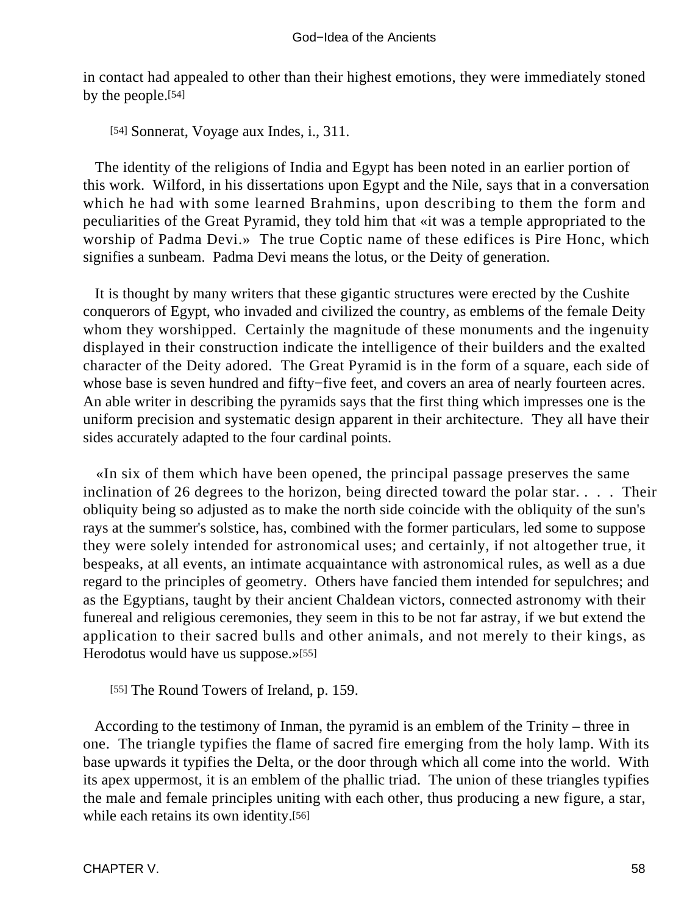in contact had appealed to other than their highest emotions, they were immediately stoned by the people.[54]

[54] Sonnerat, Voyage aux Indes, i., 311.

The identity of the religions of India and Egypt has been noted in an earlier portion of this work. Wilford, in his dissertations upon Egypt and the Nile, says that in a conversation which he had with some learned Brahmins, upon describing to them the form and peculiarities of the Great Pyramid, they told him that «it was a temple appropriated to the worship of Padma Devi.» The true Coptic name of these edifices is Pire Honc, which signifies a sunbeam. Padma Devi means the lotus, or the Deity of generation.

It is thought by many writers that these gigantic structures were erected by the Cushite conquerors of Egypt, who invaded and civilized the country, as emblems of the female Deity whom they worshipped. Certainly the magnitude of these monuments and the ingenuity displayed in their construction indicate the intelligence of their builders and the exalted character of the Deity adored. The Great Pyramid is in the form of a square, each side of whose base is seven hundred and fifty−five feet, and covers an area of nearly fourteen acres. An able writer in describing the pyramids says that the first thing which impresses one is the uniform precision and systematic design apparent in their architecture. They all have their sides accurately adapted to the four cardinal points.

«In six of them which have been opened, the principal passage preserves the same inclination of 26 degrees to the horizon, being directed toward the polar star. . . . Their obliquity being so adjusted as to make the north side coincide with the obliquity of the sun's rays at the summer's solstice, has, combined with the former particulars, led some to suppose they were solely intended for astronomical uses; and certainly, if not altogether true, it bespeaks, at all events, an intimate acquaintance with astronomical rules, as well as a due regard to the principles of geometry. Others have fancied them intended for sepulchres; and as the Egyptians, taught by their ancient Chaldean victors, connected astronomy with their funereal and religious ceremonies, they seem in this to be not far astray, if we but extend the application to their sacred bulls and other animals, and not merely to their kings, as Herodotus would have us suppose.»[55]

[55] The Round Towers of Ireland, p. 159.

According to the testimony of Inman, the pyramid is an emblem of the Trinity – three in one. The triangle typifies the flame of sacred fire emerging from the holy lamp. With its base upwards it typifies the Delta, or the door through which all come into the world. With its apex uppermost, it is an emblem of the phallic triad. The union of these triangles typifies the male and female principles uniting with each other, thus producing a new figure, a star, while each retains its own identity.[56]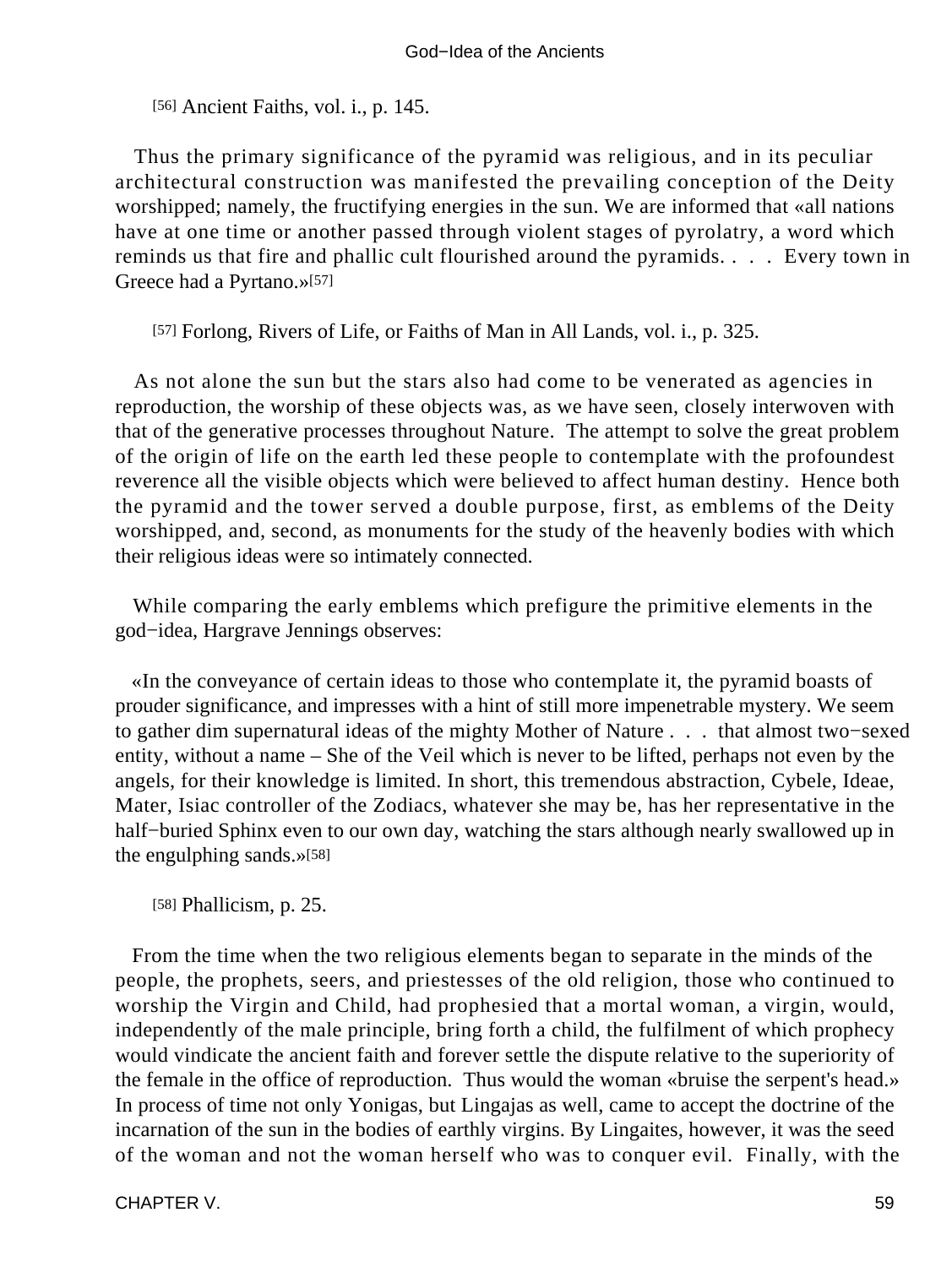[56] Ancient Faiths, vol. i., p. 145.

Thus the primary significance of the pyramid was religious, and in its peculiar architectural construction was manifested the prevailing conception of the Deity worshipped; namely, the fructifying energies in the sun. We are informed that «all nations have at one time or another passed through violent stages of pyrolatry, a word which reminds us that fire and phallic cult flourished around the pyramids. . . . Every town in Greece had a Pyrtano.»[57]

[57] Forlong, Rivers of Life, or Faiths of Man in All Lands, vol. i., p. 325.

As not alone the sun but the stars also had come to be venerated as agencies in reproduction, the worship of these objects was, as we have seen, closely interwoven with that of the generative processes throughout Nature. The attempt to solve the great problem of the origin of life on the earth led these people to contemplate with the profoundest reverence all the visible objects which were believed to affect human destiny. Hence both the pyramid and the tower served a double purpose, first, as emblems of the Deity worshipped, and, second, as monuments for the study of the heavenly bodies with which their religious ideas were so intimately connected.

While comparing the early emblems which prefigure the primitive elements in the god−idea, Hargrave Jennings observes:

«In the conveyance of certain ideas to those who contemplate it, the pyramid boasts of prouder significance, and impresses with a hint of still more impenetrable mystery. We seem to gather dim supernatural ideas of the mighty Mother of Nature . . . that almost two−sexed entity, without a name – She of the Veil which is never to be lifted, perhaps not even by the angels, for their knowledge is limited. In short, this tremendous abstraction, Cybele, Ideae, Mater, Isiac controller of the Zodiacs, whatever she may be, has her representative in the half−buried Sphinx even to our own day, watching the stars although nearly swallowed up in the engulphing sands.»[58]

[58] Phallicism, p. 25.

From the time when the two religious elements began to separate in the minds of the people, the prophets, seers, and priestesses of the old religion, those who continued to worship the Virgin and Child, had prophesied that a mortal woman, a virgin, would, independently of the male principle, bring forth a child, the fulfilment of which prophecy would vindicate the ancient faith and forever settle the dispute relative to the superiority of the female in the office of reproduction. Thus would the woman «bruise the serpent's head.» In process of time not only Yonigas, but Lingajas as well, came to accept the doctrine of the incarnation of the sun in the bodies of earthly virgins. By Lingaites, however, it was the seed of the woman and not the woman herself who was to conquer evil. Finally, with the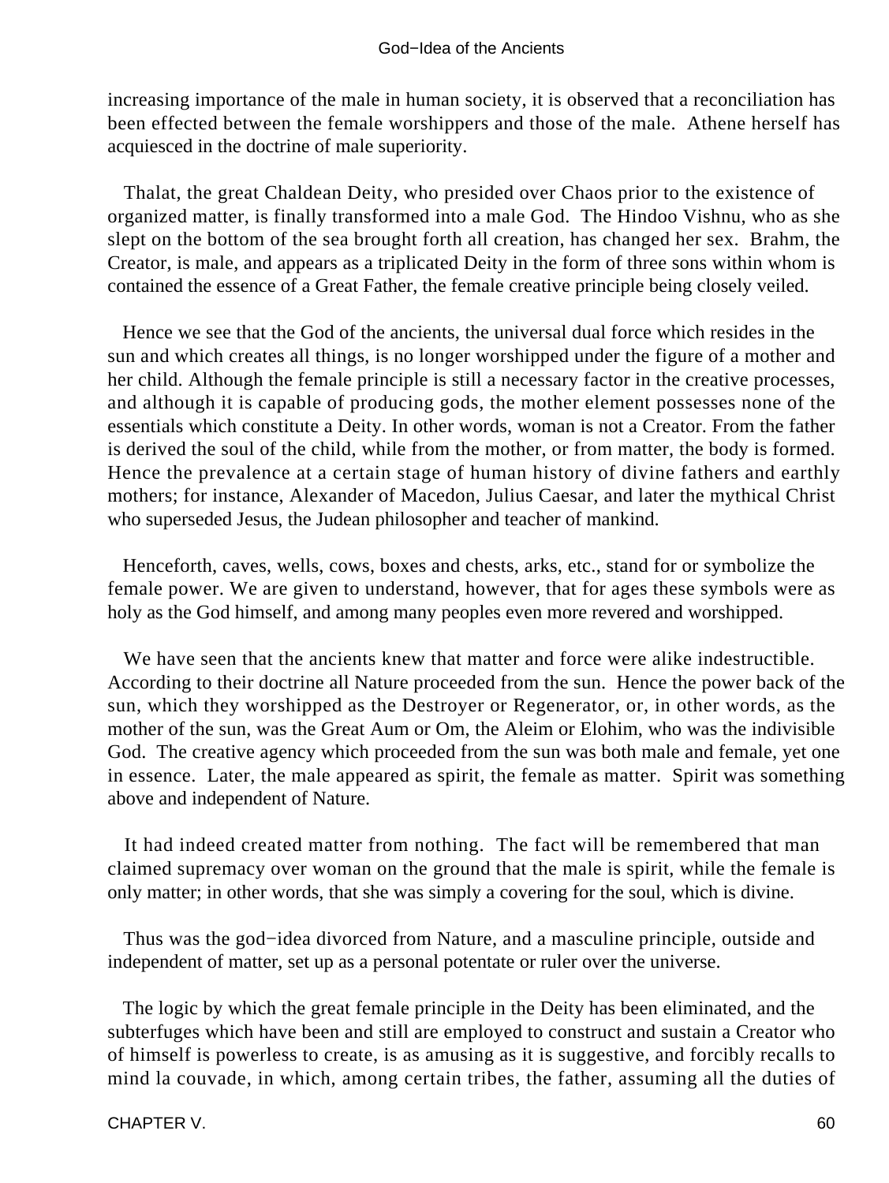increasing importance of the male in human society, it is observed that a reconciliation has been effected between the female worshippers and those of the male. Athene herself has acquiesced in the doctrine of male superiority.

Thalat, the great Chaldean Deity, who presided over Chaos prior to the existence of organized matter, is finally transformed into a male God. The Hindoo Vishnu, who as she slept on the bottom of the sea brought forth all creation, has changed her sex. Brahm, the Creator, is male, and appears as a triplicated Deity in the form of three sons within whom is contained the essence of a Great Father, the female creative principle being closely veiled.

Hence we see that the God of the ancients, the universal dual force which resides in the sun and which creates all things, is no longer worshipped under the figure of a mother and her child. Although the female principle is still a necessary factor in the creative processes, and although it is capable of producing gods, the mother element possesses none of the essentials which constitute a Deity. In other words, woman is not a Creator. From the father is derived the soul of the child, while from the mother, or from matter, the body is formed. Hence the prevalence at a certain stage of human history of divine fathers and earthly mothers; for instance, Alexander of Macedon, Julius Caesar, and later the mythical Christ who superseded Jesus, the Judean philosopher and teacher of mankind.

Henceforth, caves, wells, cows, boxes and chests, arks, etc., stand for or symbolize the female power. We are given to understand, however, that for ages these symbols were as holy as the God himself, and among many peoples even more revered and worshipped.

We have seen that the ancients knew that matter and force were alike indestructible. According to their doctrine all Nature proceeded from the sun. Hence the power back of the sun, which they worshipped as the Destroyer or Regenerator, or, in other words, as the mother of the sun, was the Great Aum or Om, the Aleim or Elohim, who was the indivisible God. The creative agency which proceeded from the sun was both male and female, yet one in essence. Later, the male appeared as spirit, the female as matter. Spirit was something above and independent of Nature.

It had indeed created matter from nothing. The fact will be remembered that man claimed supremacy over woman on the ground that the male is spirit, while the female is only matter; in other words, that she was simply a covering for the soul, which is divine.

Thus was the god−idea divorced from Nature, and a masculine principle, outside and independent of matter, set up as a personal potentate or ruler over the universe.

The logic by which the great female principle in the Deity has been eliminated, and the subterfuges which have been and still are employed to construct and sustain a Creator who of himself is powerless to create, is as amusing as it is suggestive, and forcibly recalls to mind la couvade, in which, among certain tribes, the father, assuming all the duties of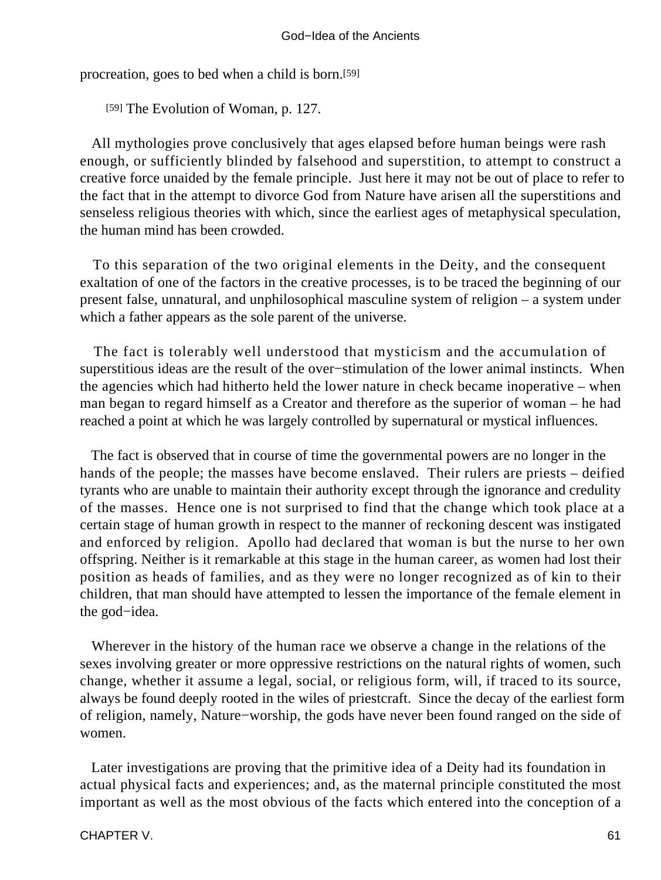procreation, goes to bed when a child is born.[59]

[59] The Evolution of Woman, p. 127.

All mythologies prove conclusively that ages elapsed before human beings were rash enough, or sufficiently blinded by falsehood and superstition, to attempt to construct a creative force unaided by the female principle. Just here it may not be out of place to refer to the fact that in the attempt to divorce God from Nature have arisen all the superstitions and senseless religious theories with which, since the earliest ages of metaphysical speculation, the human mind has been crowded.

To this separation of the two original elements in the Deity, and the consequent exaltation of one of the factors in the creative processes, is to be traced the beginning of our present false, unnatural, and unphilosophical masculine system of religion – a system under which a father appears as the sole parent of the universe.

The fact is tolerably well understood that mysticism and the accumulation of superstitious ideas are the result of the over−stimulation of the lower animal instincts. When the agencies which had hitherto held the lower nature in check became inoperative – when man began to regard himself as a Creator and therefore as the superior of woman – he had reached a point at which he was largely controlled by supernatural or mystical influences.

The fact is observed that in course of time the governmental powers are no longer in the hands of the people; the masses have become enslaved. Their rulers are priests – deified tyrants who are unable to maintain their authority except through the ignorance and credulity of the masses. Hence one is not surprised to find that the change which took place at a certain stage of human growth in respect to the manner of reckoning descent was instigated and enforced by religion. Apollo had declared that woman is but the nurse to her own offspring. Neither is it remarkable at this stage in the human career, as women had lost their position as heads of families, and as they were no longer recognized as of kin to their children, that man should have attempted to lessen the importance of the female element in the god−idea.

Wherever in the history of the human race we observe a change in the relations of the sexes involving greater or more oppressive restrictions on the natural rights of women, such change, whether it assume a legal, social, or religious form, will, if traced to its source, always be found deeply rooted in the wiles of priestcraft. Since the decay of the earliest form of religion, namely, Nature−worship, the gods have never been found ranged on the side of women.

Later investigations are proving that the primitive idea of a Deity had its foundation in actual physical facts and experiences; and, as the maternal principle constituted the most important as well as the most obvious of the facts which entered into the conception of a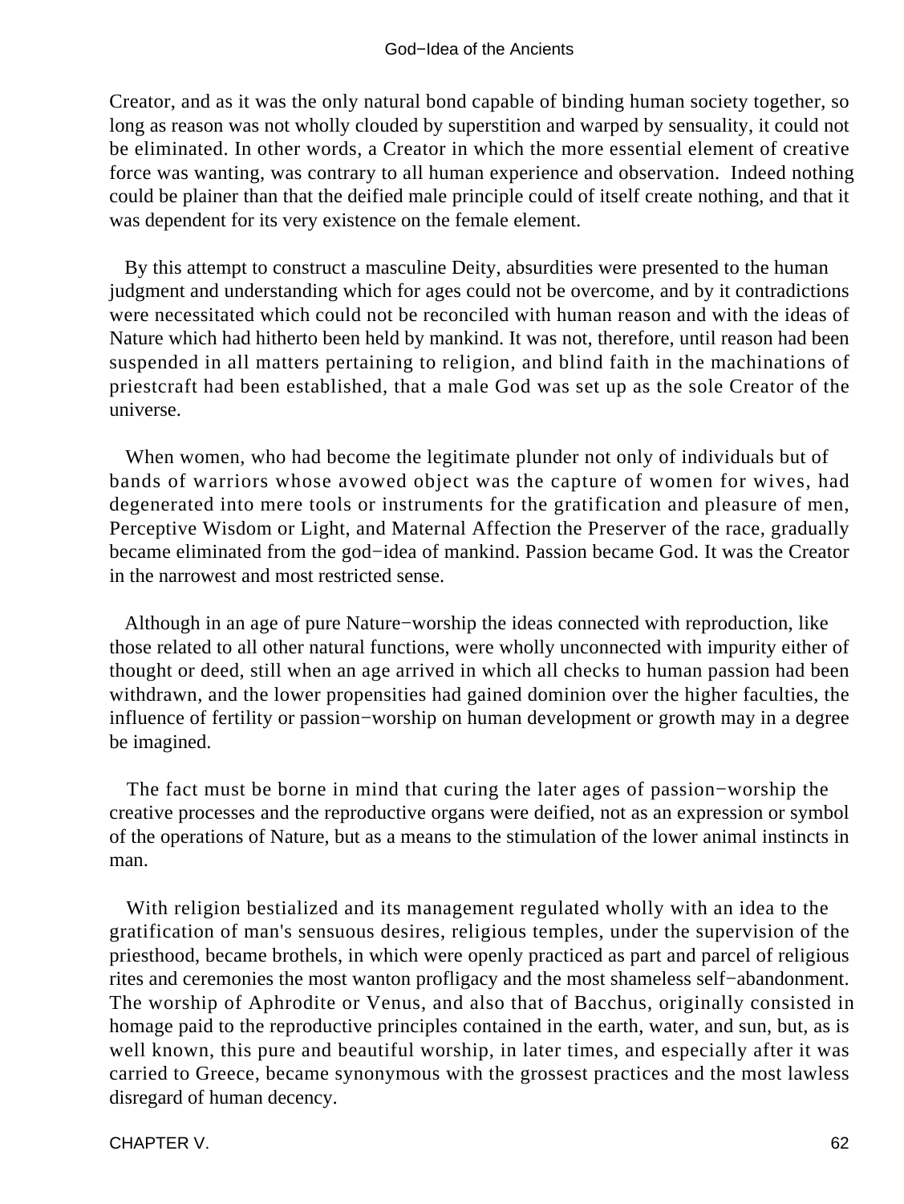Creator, and as it was the only natural bond capable of binding human society together, so long as reason was not wholly clouded by superstition and warped by sensuality, it could not be eliminated. In other words, a Creator in which the more essential element of creative force was wanting, was contrary to all human experience and observation. Indeed nothing could be plainer than that the deified male principle could of itself create nothing, and that it was dependent for its very existence on the female element.

By this attempt to construct a masculine Deity, absurdities were presented to the human judgment and understanding which for ages could not be overcome, and by it contradictions were necessitated which could not be reconciled with human reason and with the ideas of Nature which had hitherto been held by mankind. It was not, therefore, until reason had been suspended in all matters pertaining to religion, and blind faith in the machinations of priestcraft had been established, that a male God was set up as the sole Creator of the universe.

When women, who had become the legitimate plunder not only of individuals but of bands of warriors whose avowed object was the capture of women for wives, had degenerated into mere tools or instruments for the gratification and pleasure of men, Perceptive Wisdom or Light, and Maternal Affection the Preserver of the race, gradually became eliminated from the god−idea of mankind. Passion became God. It was the Creator in the narrowest and most restricted sense.

Although in an age of pure Nature−worship the ideas connected with reproduction, like those related to all other natural functions, were wholly unconnected with impurity either of thought or deed, still when an age arrived in which all checks to human passion had been withdrawn, and the lower propensities had gained dominion over the higher faculties, the influence of fertility or passion−worship on human development or growth may in a degree be imagined.

The fact must be borne in mind that curing the later ages of passion−worship the creative processes and the reproductive organs were deified, not as an expression or symbol of the operations of Nature, but as a means to the stimulation of the lower animal instincts in man.

With religion bestialized and its management regulated wholly with an idea to the gratification of man's sensuous desires, religious temples, under the supervision of the priesthood, became brothels, in which were openly practiced as part and parcel of religious rites and ceremonies the most wanton profligacy and the most shameless self−abandonment. The worship of Aphrodite or Venus, and also that of Bacchus, originally consisted in homage paid to the reproductive principles contained in the earth, water, and sun, but, as is well known, this pure and beautiful worship, in later times, and especially after it was carried to Greece, became synonymous with the grossest practices and the most lawless disregard of human decency.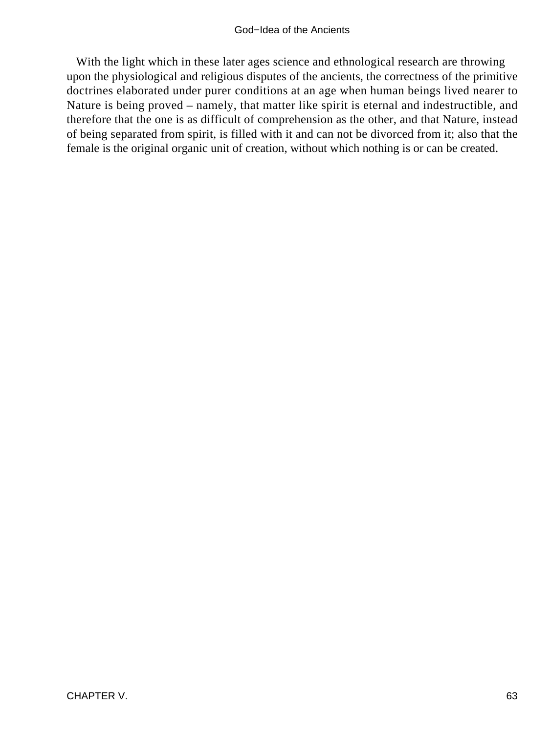With the light which in these later ages science and ethnological research are throwing upon the physiological and religious disputes of the ancients, the correctness of the primitive doctrines elaborated under purer conditions at an age when human beings lived nearer to Nature is being proved – namely, that matter like spirit is eternal and indestructible, and therefore that the one is as difficult of comprehension as the other, and that Nature, instead of being separated from spirit, is filled with it and can not be divorced from it; also that the female is the original organic unit of creation, without which nothing is or can be created.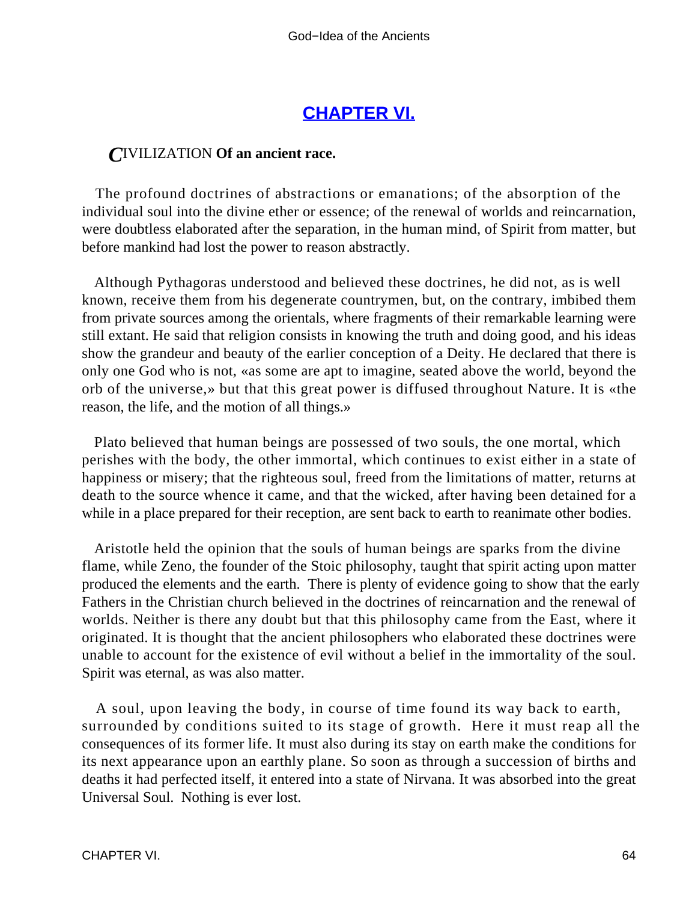## CHAPTER VI.

*C*IVILIZATION **Of an ancient race.**

The profound doctrines of abstractions or emanations; of the absorption of the individual soul into the divine ether or essence; of the renewal of worlds and reincarnation, were doubtless elaborated after the separation, in the human mind, of Spirit from matter, but before mankind had lost the power to reason abstractly.

Although Pythagoras understood and believed these doctrines, he did not, as is well known, receive them from his degenerate countrymen, but, on the contrary, imbibed them from private sources among the orientals, where fragments of their remarkable learning were still extant. He said that religion consists in knowing the truth and doing good, and his ideas show the grandeur and beauty of the earlier conception of a Deity. He declared that there is only one God who is not, «as some are apt to imagine, seated above the world, beyond the orb of the universe,» but that this great power is diffused throughout Nature. It is «the reason, the life, and the motion of all things.»

Plato believed that human beings are possessed of two souls, the one mortal, which perishes with the body, the other immortal, which continues to exist either in a state of happiness or misery; that the righteous soul, freed from the limitations of matter, returns at death to the source whence it came, and that the wicked, after having been detained for a while in a place prepared for their reception, are sent back to earth to reanimate other bodies.

Aristotle held the opinion that the souls of human beings are sparks from the divine flame, while Zeno, the founder of the Stoic philosophy, taught that spirit acting upon matter produced the elements and the earth. There is plenty of evidence going to show that the early Fathers in the Christian church believed in the doctrines of reincarnation and the renewal of worlds. Neither is there any doubt but that this philosophy came from the East, where it originated. It is thought that the ancient philosophers who elaborated these doctrines were unable to account for the existence of evil without a belief in the immortality of the soul. Spirit was eternal, as was also matter.

A soul, upon leaving the body, in course of time found its way back to earth, surrounded by conditions suited to its stage of growth. Here it must reap all the consequences of its former life. It must also during its stay on earth make the conditions for its next appearance upon an earthly plane. So soon as through a succession of births and deaths it had perfected itself, it entered into a state of Nirvana. It was absorbed into the great Universal Soul. Nothing is ever lost.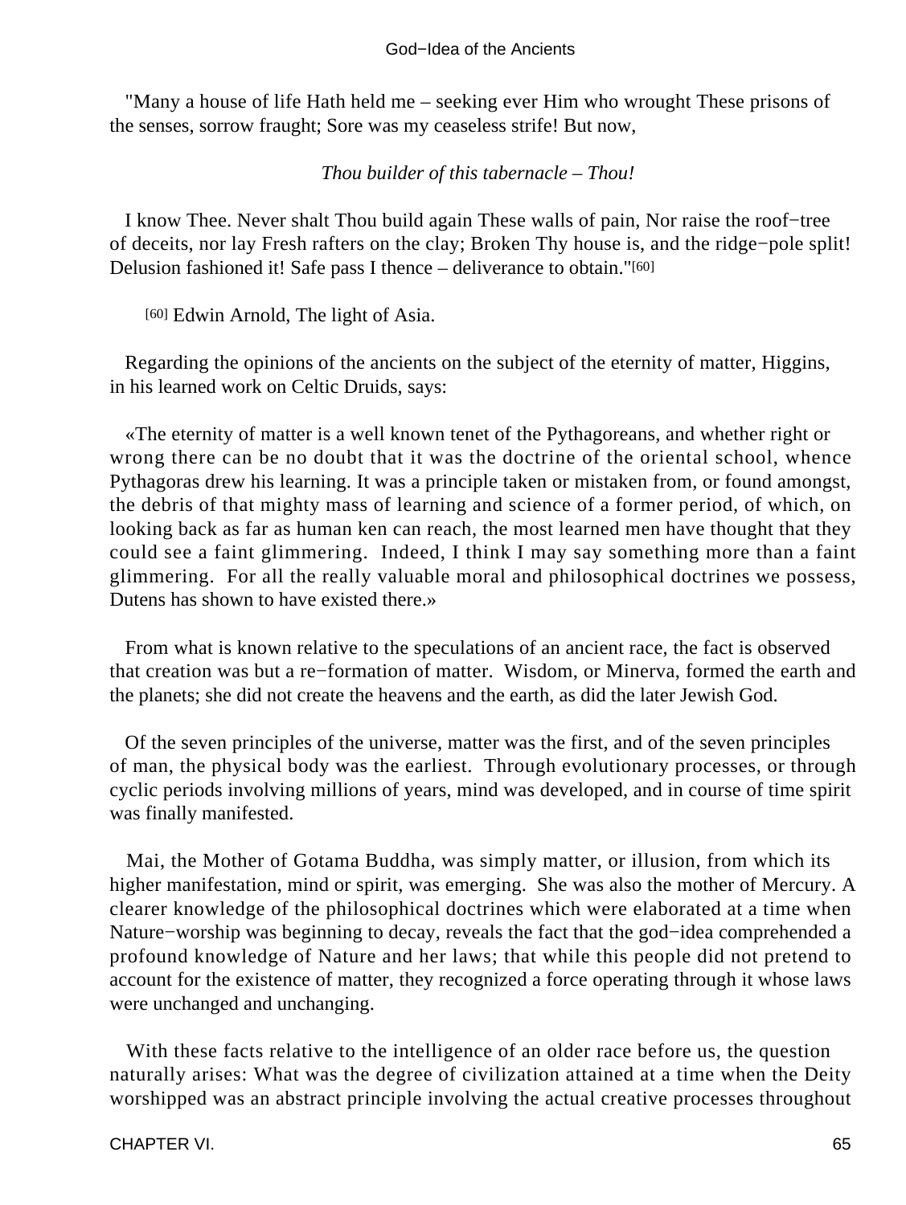"Many a house of life Hath held me – seeking ever Him who wrought These prisons of the senses, sorrow fraught; Sore was my ceaseless strife! But now,

*Thou builder of this tabernacle – Thou!*

I know Thee. Never shalt Thou build again These walls of pain, Nor raise the roof−tree of deceits, nor lay Fresh rafters on the clay; Broken Thy house is, and the ridge−pole split! Delusion fashioned it! Safe pass I thence – deliverance to obtain."[60]

[60] Edwin Arnold, The light of Asia.

Regarding the opinions of the ancients on the subject of the eternity of matter, Higgins, in his learned work on Celtic Druids, says:

«The eternity of matter is a well known tenet of the Pythagoreans, and whether right or wrong there can be no doubt that it was the doctrine of the oriental school, whence Pythagoras drew his learning. It was a principle taken or mistaken from, or found amongst, the debris of that mighty mass of learning and science of a former period, of which, on looking back as far as human ken can reach, the most learned men have thought that they could see a faint glimmering. Indeed, I think I may say something more than a faint glimmering. For all the really valuable moral and philosophical doctrines we possess, Dutens has shown to have existed there.»

From what is known relative to the speculations of an ancient race, the fact is observed that creation was but a re−formation of matter. Wisdom, or Minerva, formed the earth and the planets; she did not create the heavens and the earth, as did the later Jewish God.

Of the seven principles of the universe, matter was the first, and of the seven principles of man, the physical body was the earliest. Through evolutionary processes, or through cyclic periods involving millions of years, mind was developed, and in course of time spirit was finally manifested.

Mai, the Mother of Gotama Buddha, was simply matter, or illusion, from which its higher manifestation, mind or spirit, was emerging. She was also the mother of Mercury. A clearer knowledge of the philosophical doctrines which were elaborated at a time when Nature−worship was beginning to decay, reveals the fact that the god−idea comprehended a profound knowledge of Nature and her laws; that while this people did not pretend to account for the existence of matter, they recognized a force operating through it whose laws were unchanged and unchanging.

With these facts relative to the intelligence of an older race before us, the question naturally arises: What was the degree of civilization attained at a time when the Deity worshipped was an abstract principle involving the actual creative processes throughout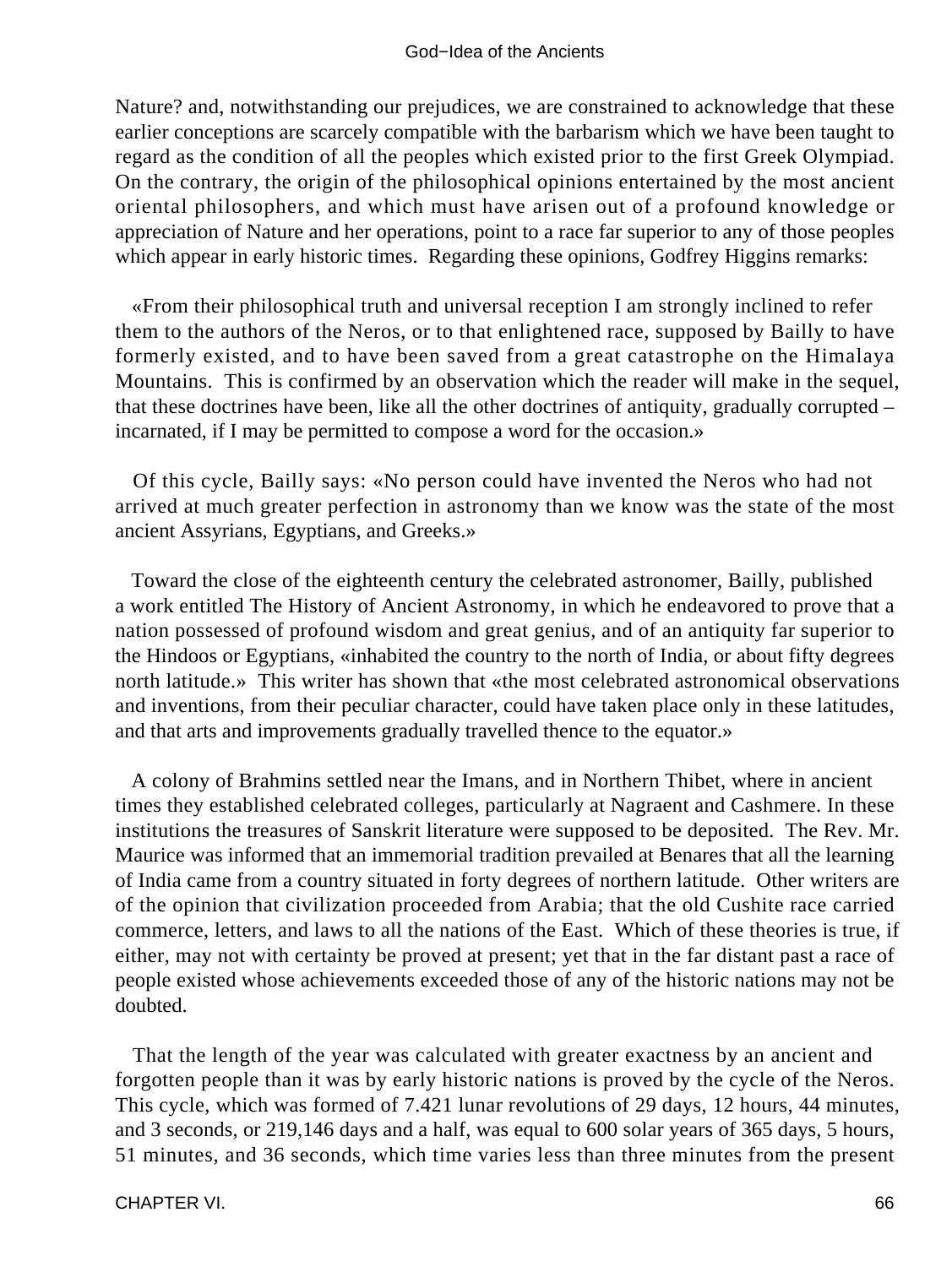Nature? and, notwithstanding our prejudices, we are constrained to acknowledge that these earlier conceptions are scarcely compatible with the barbarism which we have been taught to regard as the condition of all the peoples which existed prior to the first Greek Olympiad. On the contrary, the origin of the philosophical opinions entertained by the most ancient oriental philosophers, and which must have arisen out of a profound knowledge or appreciation of Nature and her operations, point to a race far superior to any of those peoples which appear in early historic times. Regarding these opinions, Godfrey Higgins remarks:

«From their philosophical truth and universal reception I am strongly inclined to refer them to the authors of the Neros, or to that enlightened race, supposed by Bailly to have formerly existed, and to have been saved from a great catastrophe on the Himalaya Mountains. This is confirmed by an observation which the reader will make in the sequel, that these doctrines have been, like all the other doctrines of antiquity, gradually corrupted – incarnated, if I may be permitted to compose a word for the occasion.»

Of this cycle, Bailly says: «No person could have invented the Neros who had not arrived at much greater perfection in astronomy than we know was the state of the most ancient Assyrians, Egyptians, and Greeks.»

Toward the close of the eighteenth century the celebrated astronomer, Bailly, published a work entitled The History of Ancient Astronomy, in which he endeavored to prove that a nation possessed of profound wisdom and great genius, and of an antiquity far superior to the Hindoos or Egyptians, «inhabited the country to the north of India, or about fifty degrees north latitude.» This writer has shown that «the most celebrated astronomical observations and inventions, from their peculiar character, could have taken place only in these latitudes, and that arts and improvements gradually travelled thence to the equator.»

A colony of Brahmins settled near the Imans, and in Northern Thibet, where in ancient times they established celebrated colleges, particularly at Nagraent and Cashmere. In these institutions the treasures of Sanskrit literature were supposed to be deposited. The Rev. Mr. Maurice was informed that an immemorial tradition prevailed at Benares that all the learning of India came from a country situated in forty degrees of northern latitude. Other writers are of the opinion that civilization proceeded from Arabia; that the old Cushite race carried commerce, letters, and laws to all the nations of the East. Which of these theories is true, if either, may not with certainty be proved at present; yet that in the far distant past a race of people existed whose achievements exceeded those of any of the historic nations may not be doubted.

That the length of the year was calculated with greater exactness by an ancient and forgotten people than it was by early historic nations is proved by the cycle of the Neros. This cycle, which was formed of 7.421 lunar revolutions of 29 days, 12 hours, 44 minutes, and 3 seconds, or 219,146 days and a half, was equal to 600 solar years of 365 days, 5 hours, 51 minutes, and 36 seconds, which time varies less than three minutes from the present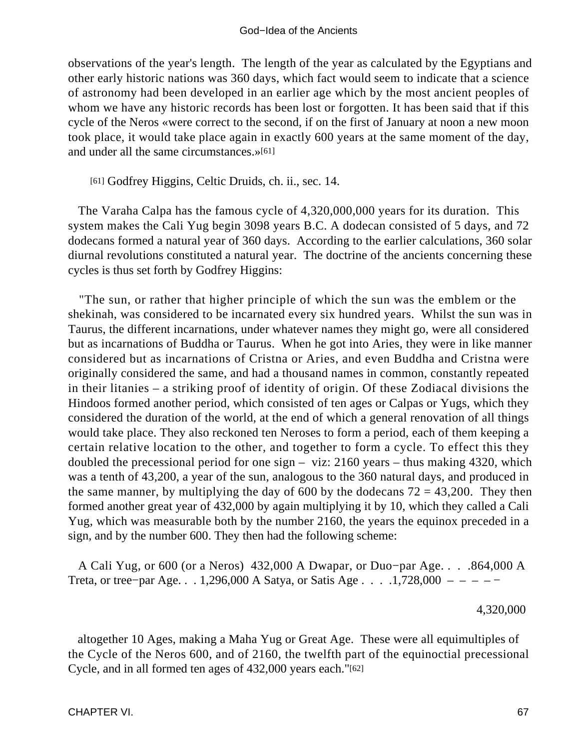observations of the year's length. The length of the year as calculated by the Egyptians and other early historic nations was 360 days, which fact would seem to indicate that a science of astronomy had been developed in an earlier age which by the most ancient peoples of whom we have any historic records has been lost or forgotten. It has been said that if this cycle of the Neros «were correct to the second, if on the first of January at noon a new moon took place, it would take place again in exactly 600 years at the same moment of the day, and under all the same circumstances.»[61]

[61] Godfrey Higgins, Celtic Druids, ch. ii., sec. 14.

The Varaha Calpa has the famous cycle of 4,320,000,000 years for its duration. This system makes the Cali Yug begin 3098 years B.C. A dodecan consisted of 5 days, and 72 dodecans formed a natural year of 360 days. According to the earlier calculations, 360 solar diurnal revolutions constituted a natural year. The doctrine of the ancients concerning these cycles is thus set forth by Godfrey Higgins:

"The sun, or rather that higher principle of which the sun was the emblem or the shekinah, was considered to be incarnated every six hundred years. Whilst the sun was in Taurus, the different incarnations, under whatever names they might go, were all considered but as incarnations of Buddha or Taurus. When he got into Aries, they were in like manner considered but as incarnations of Cristna or Aries, and even Buddha and Cristna were originally considered the same, and had a thousand names in common, constantly repeated in their litanies – a striking proof of identity of origin. Of these Zodiacal divisions the Hindoos formed another period, which consisted of ten ages or Calpas or Yugs, which they considered the duration of the world, at the end of which a general renovation of all things would take place. They also reckoned ten Neroses to form a period, each of them keeping a certain relative location to the other, and together to form a cycle. To effect this they doubled the precessional period for one sign – viz: 2160 years – thus making 4320, which was a tenth of 43,200, a year of the sun, analogous to the 360 natural days, and produced in the same manner, by multiplying the day of 600 by the dodecans 72 = 43,200. They then formed another great year of 432,000 by again multiplying it by 10, which they called a Cali Yug, which was measurable both by the number 2160, the years the equinox preceded in a sign, and by the number 600. They then had the following scheme:

A Cali Yug, or 600 (or a Neros) 432,000 A Dwapar, or Duo−par Age. . . .864,000 A Treta, or tree−par Age. . . 1,296,000 A Satya, or Satis Age . . . .1,728,000 – – – – −

4,320,000

altogether 10 Ages, making a Maha Yug or Great Age. These were all equimultiples of the Cycle of the Neros 600, and of 2160, the twelfth part of the equinoctial precessional Cycle, and in all formed ten ages of 432,000 years each."[62]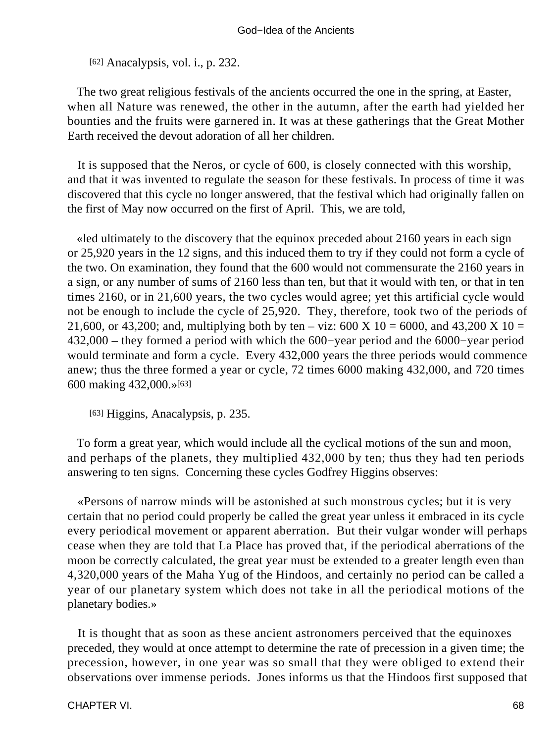[62] Anacalypsis, vol. i., p. 232.

The two great religious festivals of the ancients occurred the one in the spring, at Easter, when all Nature was renewed, the other in the autumn, after the earth had yielded her bounties and the fruits were garnered in. It was at these gatherings that the Great Mother Earth received the devout adoration of all her children.

It is supposed that the Neros, or cycle of 600, is closely connected with this worship, and that it was invented to regulate the season for these festivals. In process of time it was discovered that this cycle no longer answered, that the festival which had originally fallen on the first of May now occurred on the first of April. This, we are told,

«led ultimately to the discovery that the equinox preceded about 2160 years in each sign or 25,920 years in the 12 signs, and this induced them to try if they could not form a cycle of the two. On examination, they found that the 600 would not commensurate the 2160 years in a sign, or any number of sums of 2160 less than ten, but that it would with ten, or that in ten times 2160, or in 21,600 years, the two cycles would agree; yet this artificial cycle would not be enough to include the cycle of 25,920. They, therefore, took two of the periods of 21,600, or 43,200; and, multiplying both by ten – viz: 600 X 10 = 6000, and 43,200 X 10 = 432,000 – they formed a period with which the 600−year period and the 6000−year period would terminate and form a cycle. Every 432,000 years the three periods would commence anew; thus the three formed a year or cycle, 72 times 6000 making 432,000, and 720 times 600 making 432,000.»[63]

[63] Higgins, Anacalypsis, p. 235.

To form a great year, which would include all the cyclical motions of the sun and moon, and perhaps of the planets, they multiplied 432,000 by ten; thus they had ten periods answering to ten signs. Concerning these cycles Godfrey Higgins observes:

«Persons of narrow minds will be astonished at such monstrous cycles; but it is very certain that no period could properly be called the great year unless it embraced in its cycle every periodical movement or apparent aberration. But their vulgar wonder will perhaps cease when they are told that La Place has proved that, if the periodical aberrations of the moon be correctly calculated, the great year must be extended to a greater length even than 4,320,000 years of the Maha Yug of the Hindoos, and certainly no period can be called a year of our planetary system which does not take in all the periodical motions of the planetary bodies.»

It is thought that as soon as these ancient astronomers perceived that the equinoxes preceded, they would at once attempt to determine the rate of precession in a given time; the precession, however, in one year was so small that they were obliged to extend their observations over immense periods. Jones informs us that the Hindoos first supposed that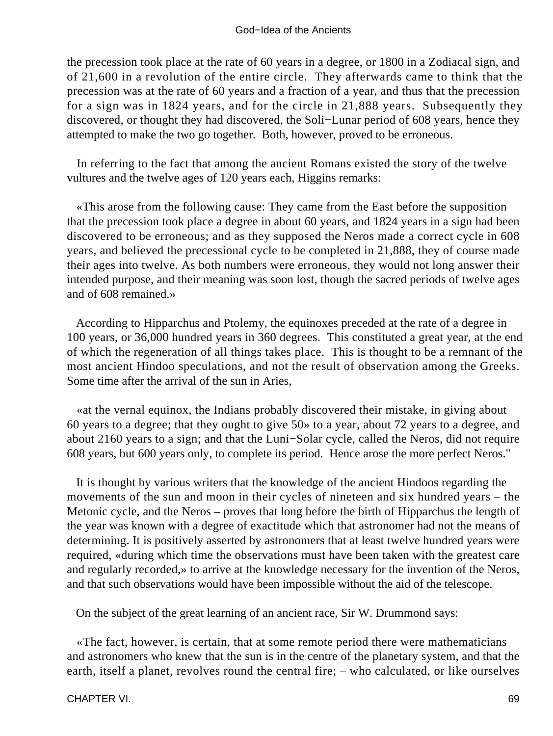the precession took place at the rate of 60 years in a degree, or 1800 in a Zodiacal sign, and of 21,600 in a revolution of the entire circle. They afterwards came to think that the precession was at the rate of 60 years and a fraction of a year, and thus that the precession for a sign was in 1824 years, and for the circle in 21,888 years. Subsequently they discovered, or thought they had discovered, the Soli−Lunar period of 608 years, hence they attempted to make the two go together. Both, however, proved to be erroneous.

In referring to the fact that among the ancient Romans existed the story of the twelve vultures and the twelve ages of 120 years each, Higgins remarks:

«This arose from the following cause: They came from the East before the supposition that the precession took place a degree in about 60 years, and 1824 years in a sign had been discovered to be erroneous; and as they supposed the Neros made a correct cycle in 608 years, and believed the precessional cycle to be completed in 21,888, they of course made their ages into twelve. As both numbers were erroneous, they would not long answer their intended purpose, and their meaning was soon lost, though the sacred periods of twelve ages and of 608 remained.»

According to Hipparchus and Ptolemy, the equinoxes preceded at the rate of a degree in 100 years, or 36,000 hundred years in 360 degrees. This constituted a great year, at the end of which the regeneration of all things takes place. This is thought to be a remnant of the most ancient Hindoo speculations, and not the result of observation among the Greeks. Some time after the arrival of the sun in Aries,

«at the vernal equinox, the Indians probably discovered their mistake, in giving about 60 years to a degree; that they ought to give 50» to a year, about 72 years to a degree, and about 2160 years to a sign; and that the Luni−Solar cycle, called the Neros, did not require 608 years, but 600 years only, to complete its period. Hence arose the more perfect Neros."

It is thought by various writers that the knowledge of the ancient Hindoos regarding the movements of the sun and moon in their cycles of nineteen and six hundred years – the Metonic cycle, and the Neros – proves that long before the birth of Hipparchus the length of the year was known with a degree of exactitude which that astronomer had not the means of determining. It is positively asserted by astronomers that at least twelve hundred years were required, «during which time the observations must have been taken with the greatest care and regularly recorded,» to arrive at the knowledge necessary for the invention of the Neros, and that such observations would have been impossible without the aid of the telescope.

On the subject of the great learning of an ancient race, Sir W. Drummond says:

«The fact, however, is certain, that at some remote period there were mathematicians and astronomers who knew that the sun is in the centre of the planetary system, and that the earth, itself a planet, revolves round the central fire; – who calculated, or like ourselves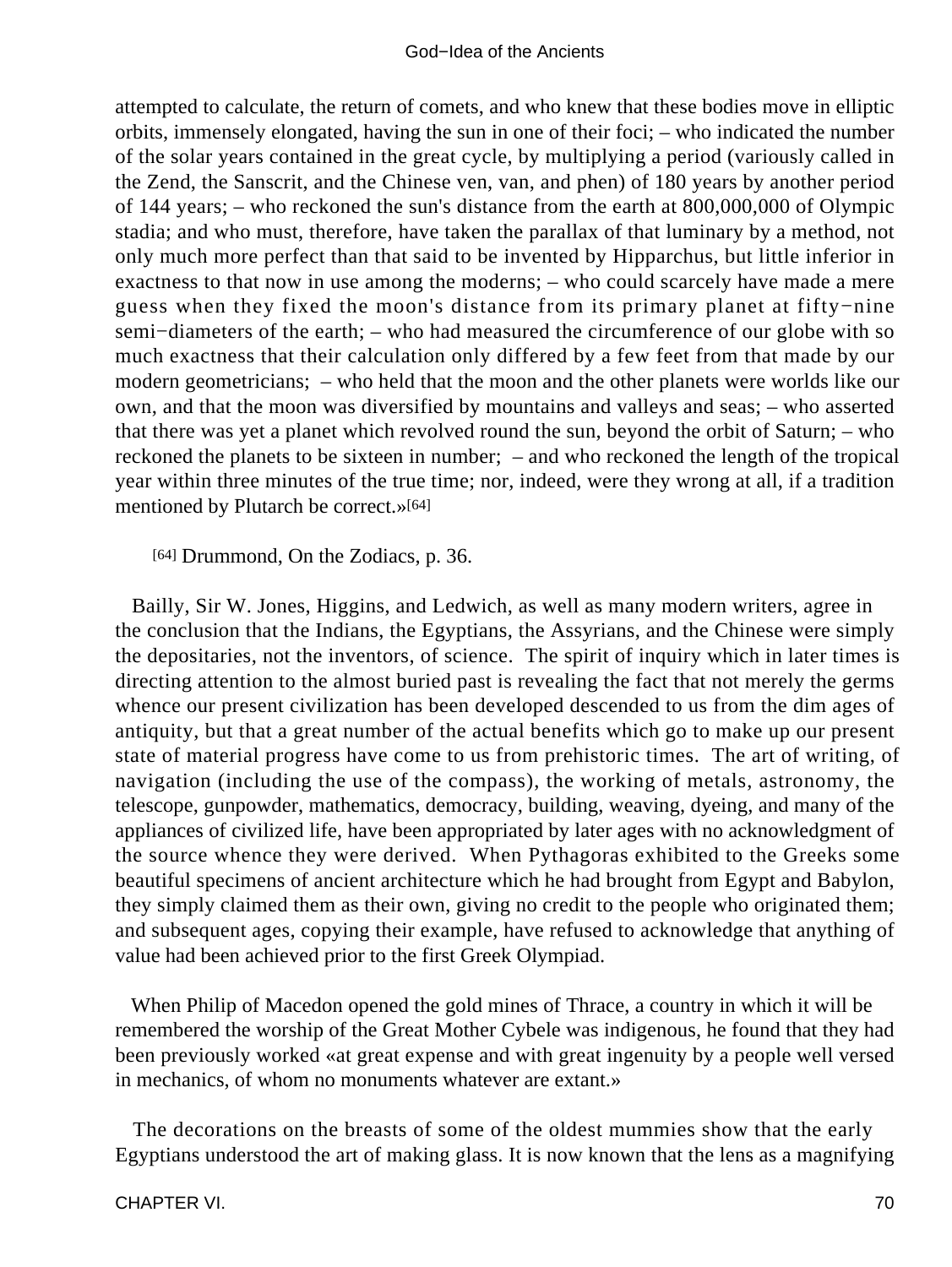attempted to calculate, the return of comets, and who knew that these bodies move in elliptic orbits, immensely elongated, having the sun in one of their foci; – who indicated the number of the solar years contained in the great cycle, by multiplying a period (variously called in the Zend, the Sanscrit, and the Chinese ven, van, and phen) of 180 years by another period of 144 years; – who reckoned the sun's distance from the earth at 800,000,000 of Olympic stadia; and who must, therefore, have taken the parallax of that luminary by a method, not only much more perfect than that said to be invented by Hipparchus, but little inferior in exactness to that now in use among the moderns; – who could scarcely have made a mere guess when they fixed the moon's distance from its primary planet at fifty−nine semi−diameters of the earth; – who had measured the circumference of our globe with so much exactness that their calculation only differed by a few feet from that made by our modern geometricians; – who held that the moon and the other planets were worlds like our own, and that the moon was diversified by mountains and valleys and seas; – who asserted that there was yet a planet which revolved round the sun, beyond the orbit of Saturn; – who reckoned the planets to be sixteen in number; – and who reckoned the length of the tropical year within three minutes of the true time; nor, indeed, were they wrong at all, if a tradition mentioned by Plutarch be correct.»[64]

[64] Drummond, On the Zodiacs, p. 36.

Bailly, Sir W. Jones, Higgins, and Ledwich, as well as many modern writers, agree in the conclusion that the Indians, the Egyptians, the Assyrians, and the Chinese were simply the depositaries, not the inventors, of science. The spirit of inquiry which in later times is directing attention to the almost buried past is revealing the fact that not merely the germs whence our present civilization has been developed descended to us from the dim ages of antiquity, but that a great number of the actual benefits which go to make up our present state of material progress have come to us from prehistoric times. The art of writing, of navigation (including the use of the compass), the working of metals, astronomy, the telescope, gunpowder, mathematics, democracy, building, weaving, dyeing, and many of the appliances of civilized life, have been appropriated by later ages with no acknowledgment of the source whence they were derived. When Pythagoras exhibited to the Greeks some beautiful specimens of ancient architecture which he had brought from Egypt and Babylon, they simply claimed them as their own, giving no credit to the people who originated them; and subsequent ages, copying their example, have refused to acknowledge that anything of value had been achieved prior to the first Greek Olympiad.

When Philip of Macedon opened the gold mines of Thrace, a country in which it will be remembered the worship of the Great Mother Cybele was indigenous, he found that they had been previously worked «at great expense and with great ingenuity by a people well versed in mechanics, of whom no monuments whatever are extant.»

The decorations on the breasts of some of the oldest mummies show that the early Egyptians understood the art of making glass. It is now known that the lens as a magnifying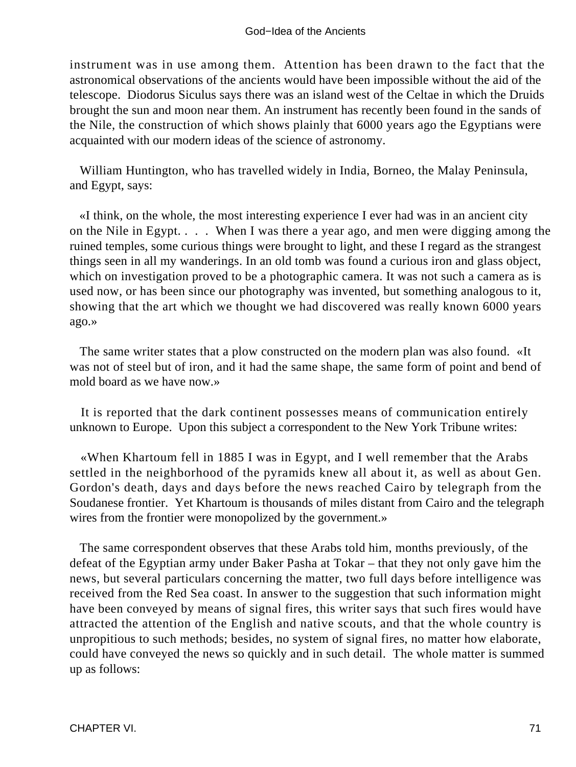instrument was in use among them. Attention has been drawn to the fact that the astronomical observations of the ancients would have been impossible without the aid of the telescope. Diodorus Siculus says there was an island west of the Celtae in which the Druids brought the sun and moon near them. An instrument has recently been found in the sands of the Nile, the construction of which shows plainly that 6000 years ago the Egyptians were acquainted with our modern ideas of the science of astronomy.

William Huntington, who has travelled widely in India, Borneo, the Malay Peninsula, and Egypt, says:

«I think, on the whole, the most interesting experience I ever had was in an ancient city on the Nile in Egypt. . . . When I was there a year ago, and men were digging among the ruined temples, some curious things were brought to light, and these I regard as the strangest things seen in all my wanderings. In an old tomb was found a curious iron and glass object, which on investigation proved to be a photographic camera. It was not such a camera as is used now, or has been since our photography was invented, but something analogous to it, showing that the art which we thought we had discovered was really known 6000 years ago.»

The same writer states that a plow constructed on the modern plan was also found. «It was not of steel but of iron, and it had the same shape, the same form of point and bend of mold board as we have now.»

It is reported that the dark continent possesses means of communication entirely unknown to Europe. Upon this subject a correspondent to the New York Tribune writes:

«When Khartoum fell in 1885 I was in Egypt, and I well remember that the Arabs settled in the neighborhood of the pyramids knew all about it, as well as about Gen. Gordon's death, days and days before the news reached Cairo by telegraph from the Soudanese frontier. Yet Khartoum is thousands of miles distant from Cairo and the telegraph wires from the frontier were monopolized by the government.»

The same correspondent observes that these Arabs told him, months previously, of the defeat of the Egyptian army under Baker Pasha at Tokar – that they not only gave him the news, but several particulars concerning the matter, two full days before intelligence was received from the Red Sea coast. In answer to the suggestion that such information might have been conveyed by means of signal fires, this writer says that such fires would have attracted the attention of the English and native scouts, and that the whole country is unpropitious to such methods; besides, no system of signal fires, no matter how elaborate, could have conveyed the news so quickly and in such detail. The whole matter is summed up as follows: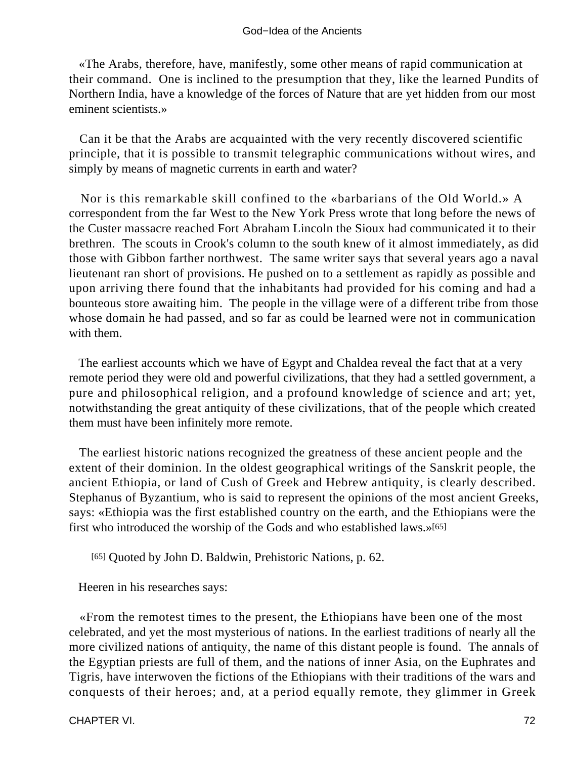«The Arabs, therefore, have, manifestly, some other means of rapid communication at their command. One is inclined to the presumption that they, like the learned Pundits of Northern India, have a knowledge of the forces of Nature that are yet hidden from our most eminent scientists.»

Can it be that the Arabs are acquainted with the very recently discovered scientific principle, that it is possible to transmit telegraphic communications without wires, and simply by means of magnetic currents in earth and water?

Nor is this remarkable skill confined to the «barbarians of the Old World.» A correspondent from the far West to the New York Press wrote that long before the news of the Custer massacre reached Fort Abraham Lincoln the Sioux had communicated it to their brethren. The scouts in Crook's column to the south knew of it almost immediately, as did those with Gibbon farther northwest. The same writer says that several years ago a naval lieutenant ran short of provisions. He pushed on to a settlement as rapidly as possible and upon arriving there found that the inhabitants had provided for his coming and had a bounteous store awaiting him. The people in the village were of a different tribe from those whose domain he had passed, and so far as could be learned were not in communication with them.

The earliest accounts which we have of Egypt and Chaldea reveal the fact that at a very remote period they were old and powerful civilizations, that they had a settled government, a pure and philosophical religion, and a profound knowledge of science and art; yet, notwithstanding the great antiquity of these civilizations, that of the people which created them must have been infinitely more remote.

The earliest historic nations recognized the greatness of these ancient people and the extent of their dominion. In the oldest geographical writings of the Sanskrit people, the ancient Ethiopia, or land of Cush of Greek and Hebrew antiquity, is clearly described. Stephanus of Byzantium, who is said to represent the opinions of the most ancient Greeks, says: «Ethiopia was the first established country on the earth, and the Ethiopians were the first who introduced the worship of the Gods and who established laws.»[65]

[65] Quoted by John D. Baldwin, Prehistoric Nations, p. 62.

Heeren in his researches says:

«From the remotest times to the present, the Ethiopians have been one of the most celebrated, and yet the most mysterious of nations. In the earliest traditions of nearly all the more civilized nations of antiquity, the name of this distant people is found. The annals of the Egyptian priests are full of them, and the nations of inner Asia, on the Euphrates and Tigris, have interwoven the fictions of the Ethiopians with their traditions of the wars and conquests of their heroes; and, at a period equally remote, they glimmer in Greek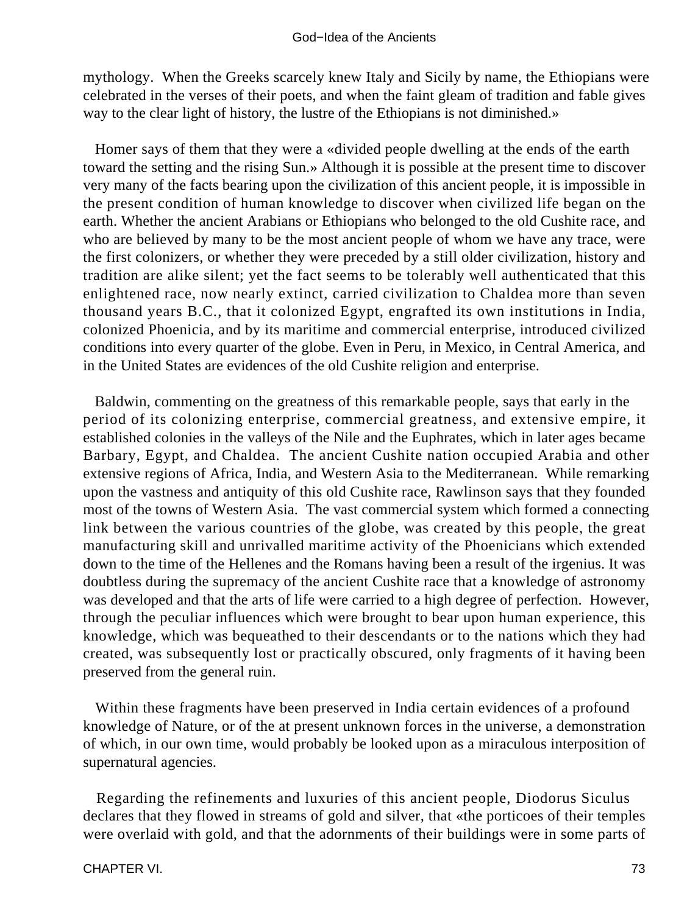mythology. When the Greeks scarcely knew Italy and Sicily by name, the Ethiopians were celebrated in the verses of their poets, and when the faint gleam of tradition and fable gives way to the clear light of history, the lustre of the Ethiopians is not diminished.»

Homer says of them that they were a «divided people dwelling at the ends of the earth toward the setting and the rising Sun.» Although it is possible at the present time to discover very many of the facts bearing upon the civilization of this ancient people, it is impossible in the present condition of human knowledge to discover when civilized life began on the earth. Whether the ancient Arabians or Ethiopians who belonged to the old Cushite race, and who are believed by many to be the most ancient people of whom we have any trace, were the first colonizers, or whether they were preceded by a still older civilization, history and tradition are alike silent; yet the fact seems to be tolerably well authenticated that this enlightened race, now nearly extinct, carried civilization to Chaldea more than seven thousand years B.C., that it colonized Egypt, engrafted its own institutions in India, colonized Phoenicia, and by its maritime and commercial enterprise, introduced civilized conditions into every quarter of the globe. Even in Peru, in Mexico, in Central America, and in the United States are evidences of the old Cushite religion and enterprise.

Baldwin, commenting on the greatness of this remarkable people, says that early in the period of its colonizing enterprise, commercial greatness, and extensive empire, it established colonies in the valleys of the Nile and the Euphrates, which in later ages became Barbary, Egypt, and Chaldea. The ancient Cushite nation occupied Arabia and other extensive regions of Africa, India, and Western Asia to the Mediterranean. While remarking upon the vastness and antiquity of this old Cushite race, Rawlinson says that they founded most of the towns of Western Asia. The vast commercial system which formed a connecting link between the various countries of the globe, was created by this people, the great manufacturing skill and unrivalled maritime activity of the Phoenicians which extended down to the time of the Hellenes and the Romans having been a result of the irgenius. It was doubtless during the supremacy of the ancient Cushite race that a knowledge of astronomy was developed and that the arts of life were carried to a high degree of perfection. However, through the peculiar influences which were brought to bear upon human experience, this knowledge, which was bequeathed to their descendants or to the nations which they had created, was subsequently lost or practically obscured, only fragments of it having been preserved from the general ruin.

Within these fragments have been preserved in India certain evidences of a profound knowledge of Nature, or of the at present unknown forces in the universe, a demonstration of which, in our own time, would probably be looked upon as a miraculous interposition of supernatural agencies.

Regarding the refinements and luxuries of this ancient people, Diodorus Siculus declares that they flowed in streams of gold and silver, that «the porticoes of their temples were overlaid with gold, and that the adornments of their buildings were in some parts of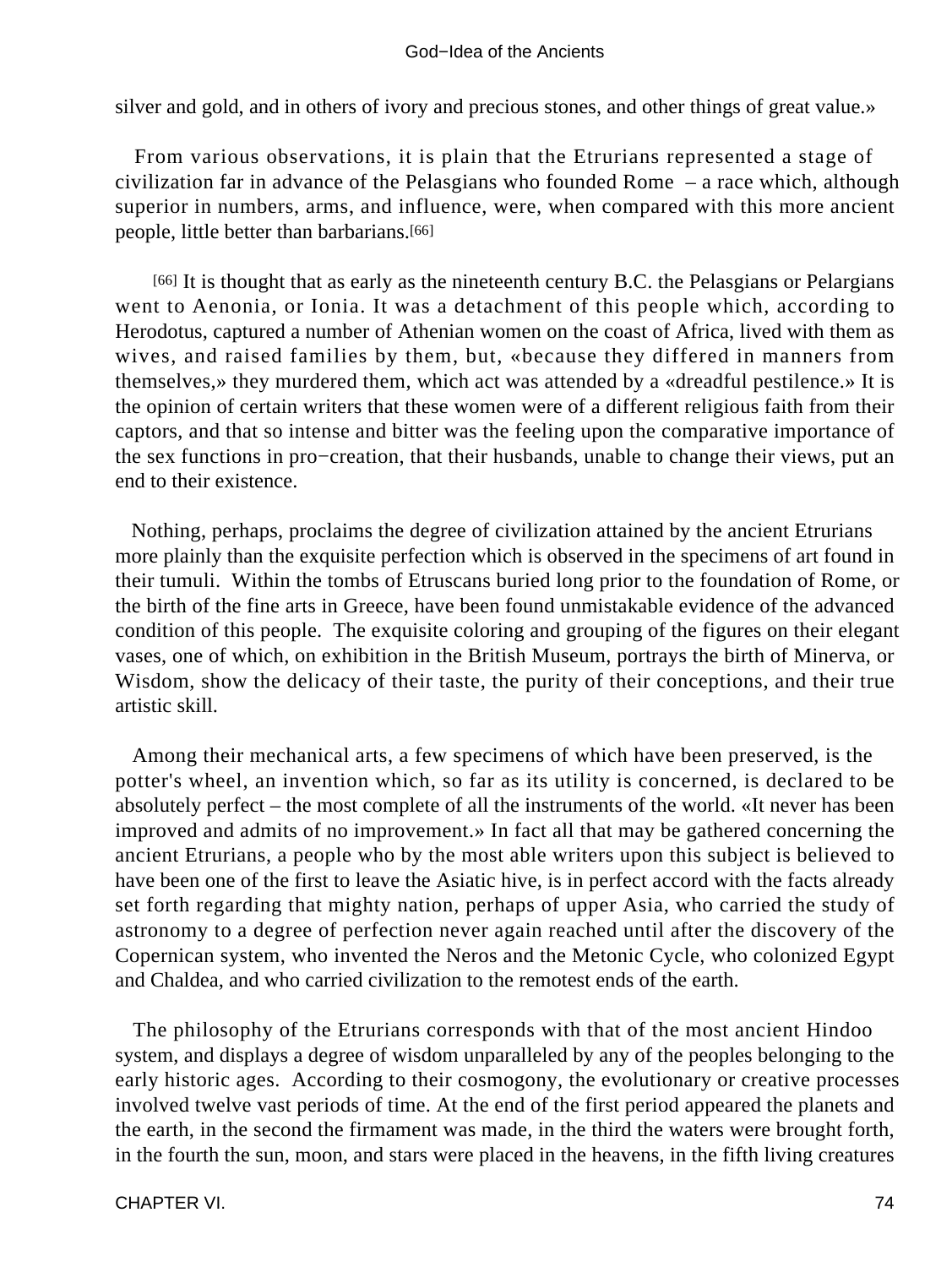silver and gold, and in others of ivory and precious stones, and other things of great value.»

From various observations, it is plain that the Etrurians represented a stage of civilization far in advance of the Pelasgians who founded Rome – a race which, although superior in numbers, arms, and influence, were, when compared with this more ancient people, little better than barbarians.[66]

[66] It is thought that as early as the nineteenth century B.C. the Pelasgians or Pelargians went to Aenonia, or Ionia. It was a detachment of this people which, according to Herodotus, captured a number of Athenian women on the coast of Africa, lived with them as wives, and raised families by them, but, «because they differed in manners from themselves,» they murdered them, which act was attended by a «dreadful pestilence.» It is the opinion of certain writers that these women were of a different religious faith from their captors, and that so intense and bitter was the feeling upon the comparative importance of the sex functions in pro−creation, that their husbands, unable to change their views, put an end to their existence.

Nothing, perhaps, proclaims the degree of civilization attained by the ancient Etrurians more plainly than the exquisite perfection which is observed in the specimens of art found in their tumuli. Within the tombs of Etruscans buried long prior to the foundation of Rome, or the birth of the fine arts in Greece, have been found unmistakable evidence of the advanced condition of this people. The exquisite coloring and grouping of the figures on their elegant vases, one of which, on exhibition in the British Museum, portrays the birth of Minerva, or Wisdom, show the delicacy of their taste, the purity of their conceptions, and their true artistic skill.

Among their mechanical arts, a few specimens of which have been preserved, is the potter's wheel, an invention which, so far as its utility is concerned, is declared to be absolutely perfect – the most complete of all the instruments of the world. «It never has been improved and admits of no improvement.» In fact all that may be gathered concerning the ancient Etrurians, a people who by the most able writers upon this subject is believed to have been one of the first to leave the Asiatic hive, is in perfect accord with the facts already set forth regarding that mighty nation, perhaps of upper Asia, who carried the study of astronomy to a degree of perfection never again reached until after the discovery of the Copernican system, who invented the Neros and the Metonic Cycle, who colonized Egypt and Chaldea, and who carried civilization to the remotest ends of the earth.

The philosophy of the Etrurians corresponds with that of the most ancient Hindoo system, and displays a degree of wisdom unparalleled by any of the peoples belonging to the early historic ages. According to their cosmogony, the evolutionary or creative processes involved twelve vast periods of time. At the end of the first period appeared the planets and the earth, in the second the firmament was made, in the third the waters were brought forth, in the fourth the sun, moon, and stars were placed in the heavens, in the fifth living creatures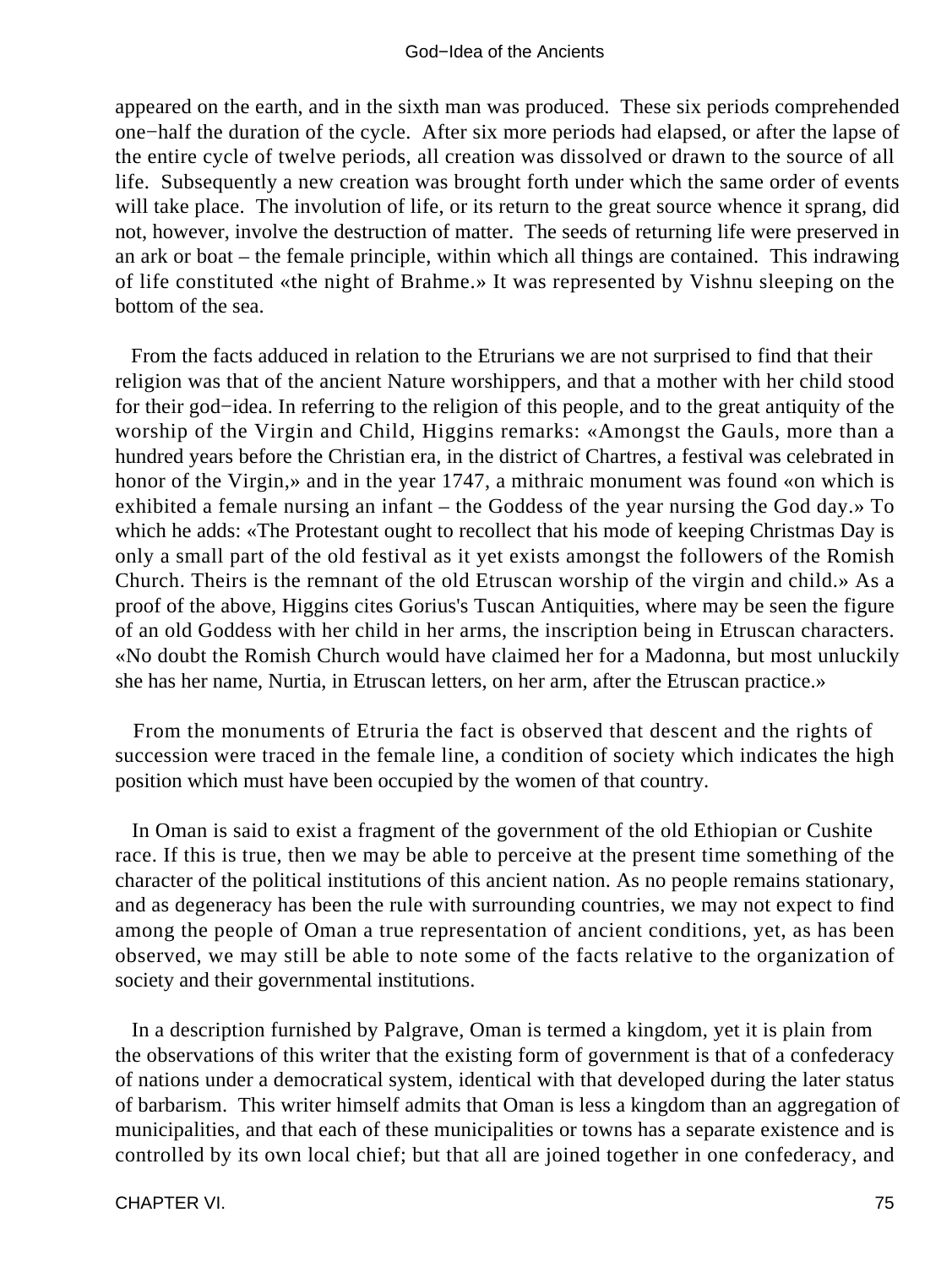appeared on the earth, and in the sixth man was produced. These six periods comprehended one−half the duration of the cycle. After six more periods had elapsed, or after the lapse of the entire cycle of twelve periods, all creation was dissolved or drawn to the source of all life. Subsequently a new creation was brought forth under which the same order of events will take place. The involution of life, or its return to the great source whence it sprang, did not, however, involve the destruction of matter. The seeds of returning life were preserved in an ark or boat – the female principle, within which all things are contained. This indrawing of life constituted «the night of Brahme.» It was represented by Vishnu sleeping on the bottom of the sea.

From the facts adduced in relation to the Etrurians we are not surprised to find that their religion was that of the ancient Nature worshippers, and that a mother with her child stood for their god−idea. In referring to the religion of this people, and to the great antiquity of the worship of the Virgin and Child, Higgins remarks: «Amongst the Gauls, more than a hundred years before the Christian era, in the district of Chartres, a festival was celebrated in honor of the Virgin,» and in the year 1747, a mithraic monument was found «on which is exhibited a female nursing an infant – the Goddess of the year nursing the God day.» To which he adds: «The Protestant ought to recollect that his mode of keeping Christmas Day is only a small part of the old festival as it yet exists amongst the followers of the Romish Church. Theirs is the remnant of the old Etruscan worship of the virgin and child.» As a proof of the above, Higgins cites Gorius's Tuscan Antiquities, where may be seen the figure of an old Goddess with her child in her arms, the inscription being in Etruscan characters. «No doubt the Romish Church would have claimed her for a Madonna, but most unluckily she has her name, Nurtia, in Etruscan letters, on her arm, after the Etruscan practice.»

From the monuments of Etruria the fact is observed that descent and the rights of succession were traced in the female line, a condition of society which indicates the high position which must have been occupied by the women of that country.

In Oman is said to exist a fragment of the government of the old Ethiopian or Cushite race. If this is true, then we may be able to perceive at the present time something of the character of the political institutions of this ancient nation. As no people remains stationary, and as degeneracy has been the rule with surrounding countries, we may not expect to find among the people of Oman a true representation of ancient conditions, yet, as has been observed, we may still be able to note some of the facts relative to the organization of society and their governmental institutions.

In a description furnished by Palgrave, Oman is termed a kingdom, yet it is plain from the observations of this writer that the existing form of government is that of a confederacy of nations under a democratical system, identical with that developed during the later status of barbarism. This writer himself admits that Oman is less a kingdom than an aggregation of municipalities, and that each of these municipalities or towns has a separate existence and is controlled by its own local chief; but that all are joined together in one confederacy, and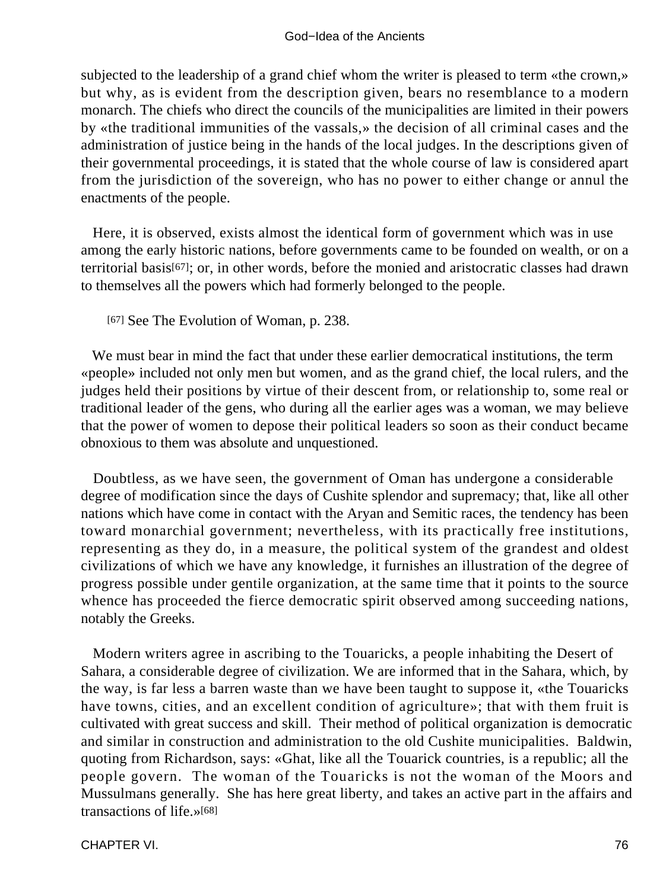subjected to the leadership of a grand chief whom the writer is pleased to term «the crown,» but why, as is evident from the description given, bears no resemblance to a modern monarch. The chiefs who direct the councils of the municipalities are limited in their powers by «the traditional immunities of the vassals,» the decision of all criminal cases and the administration of justice being in the hands of the local judges. In the descriptions given of their governmental proceedings, it is stated that the whole course of law is considered apart from the jurisdiction of the sovereign, who has no power to either change or annul the enactments of the people.

Here, it is observed, exists almost the identical form of government which was in use among the early historic nations, before governments came to be founded on wealth, or on a territorial basis[67]; or, in other words, before the monied and aristocratic classes had drawn to themselves all the powers which had formerly belonged to the people.

[67] See The Evolution of Woman, p. 238.

We must bear in mind the fact that under these earlier democratical institutions, the term «people» included not only men but women, and as the grand chief, the local rulers, and the judges held their positions by virtue of their descent from, or relationship to, some real or traditional leader of the gens, who during all the earlier ages was a woman, we may believe that the power of women to depose their political leaders so soon as their conduct became obnoxious to them was absolute and unquestioned.

Doubtless, as we have seen, the government of Oman has undergone a considerable degree of modification since the days of Cushite splendor and supremacy; that, like all other nations which have come in contact with the Aryan and Semitic races, the tendency has been toward monarchial government; nevertheless, with its practically free institutions, representing as they do, in a measure, the political system of the grandest and oldest civilizations of which we have any knowledge, it furnishes an illustration of the degree of progress possible under gentile organization, at the same time that it points to the source whence has proceeded the fierce democratic spirit observed among succeeding nations, notably the Greeks.

Modern writers agree in ascribing to the Touaricks, a people inhabiting the Desert of Sahara, a considerable degree of civilization. We are informed that in the Sahara, which, by the way, is far less a barren waste than we have been taught to suppose it, «the Touaricks have towns, cities, and an excellent condition of agriculture»; that with them fruit is cultivated with great success and skill. Their method of political organization is democratic and similar in construction and administration to the old Cushite municipalities. Baldwin, quoting from Richardson, says: «Ghat, like all the Touarick countries, is a republic; all the people govern. The woman of the Touaricks is not the woman of the Moors and Mussulmans generally. She has here great liberty, and takes an active part in the affairs and transactions of life.»[68]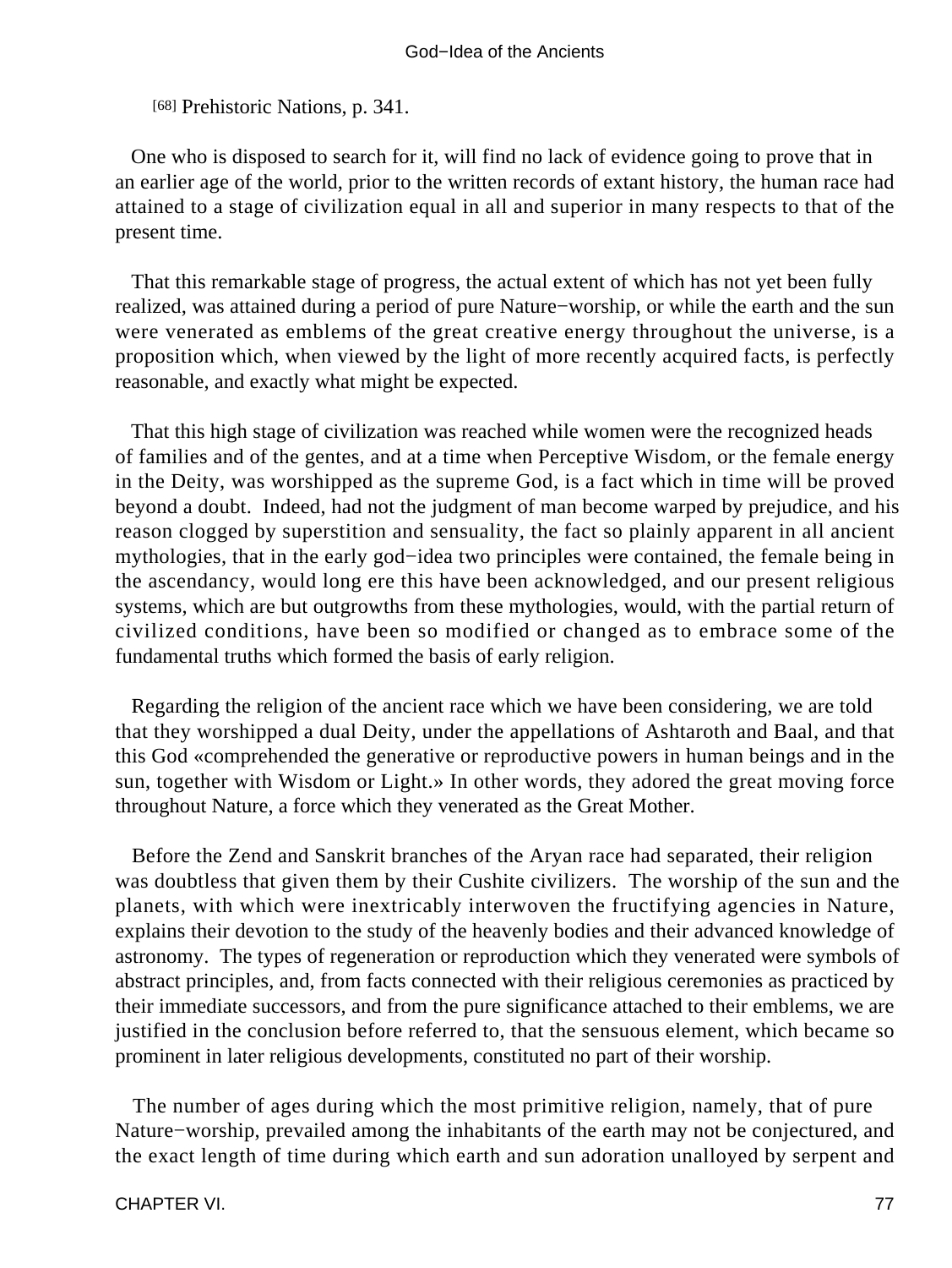[68] Prehistoric Nations, p. 341.

One who is disposed to search for it, will find no lack of evidence going to prove that in an earlier age of the world, prior to the written records of extant history, the human race had attained to a stage of civilization equal in all and superior in many respects to that of the present time.

That this remarkable stage of progress, the actual extent of which has not yet been fully realized, was attained during a period of pure Nature−worship, or while the earth and the sun were venerated as emblems of the great creative energy throughout the universe, is a proposition which, when viewed by the light of more recently acquired facts, is perfectly reasonable, and exactly what might be expected.

That this high stage of civilization was reached while women were the recognized heads of families and of the gentes, and at a time when Perceptive Wisdom, or the female energy in the Deity, was worshipped as the supreme God, is a fact which in time will be proved beyond a doubt. Indeed, had not the judgment of man become warped by prejudice, and his reason clogged by superstition and sensuality, the fact so plainly apparent in all ancient mythologies, that in the early god−idea two principles were contained, the female being in the ascendancy, would long ere this have been acknowledged, and our present religious systems, which are but outgrowths from these mythologies, would, with the partial return of civilized conditions, have been so modified or changed as to embrace some of the fundamental truths which formed the basis of early religion.

Regarding the religion of the ancient race which we have been considering, we are told that they worshipped a dual Deity, under the appellations of Ashtaroth and Baal, and that this God «comprehended the generative or reproductive powers in human beings and in the sun, together with Wisdom or Light.» In other words, they adored the great moving force throughout Nature, a force which they venerated as the Great Mother.

Before the Zend and Sanskrit branches of the Aryan race had separated, their religion was doubtless that given them by their Cushite civilizers. The worship of the sun and the planets, with which were inextricably interwoven the fructifying agencies in Nature, explains their devotion to the study of the heavenly bodies and their advanced knowledge of astronomy. The types of regeneration or reproduction which they venerated were symbols of abstract principles, and, from facts connected with their religious ceremonies as practiced by their immediate successors, and from the pure significance attached to their emblems, we are justified in the conclusion before referred to, that the sensuous element, which became so prominent in later religious developments, constituted no part of their worship.

The number of ages during which the most primitive religion, namely, that of pure Nature−worship, prevailed among the inhabitants of the earth may not be conjectured, and the exact length of time during which earth and sun adoration unalloyed by serpent and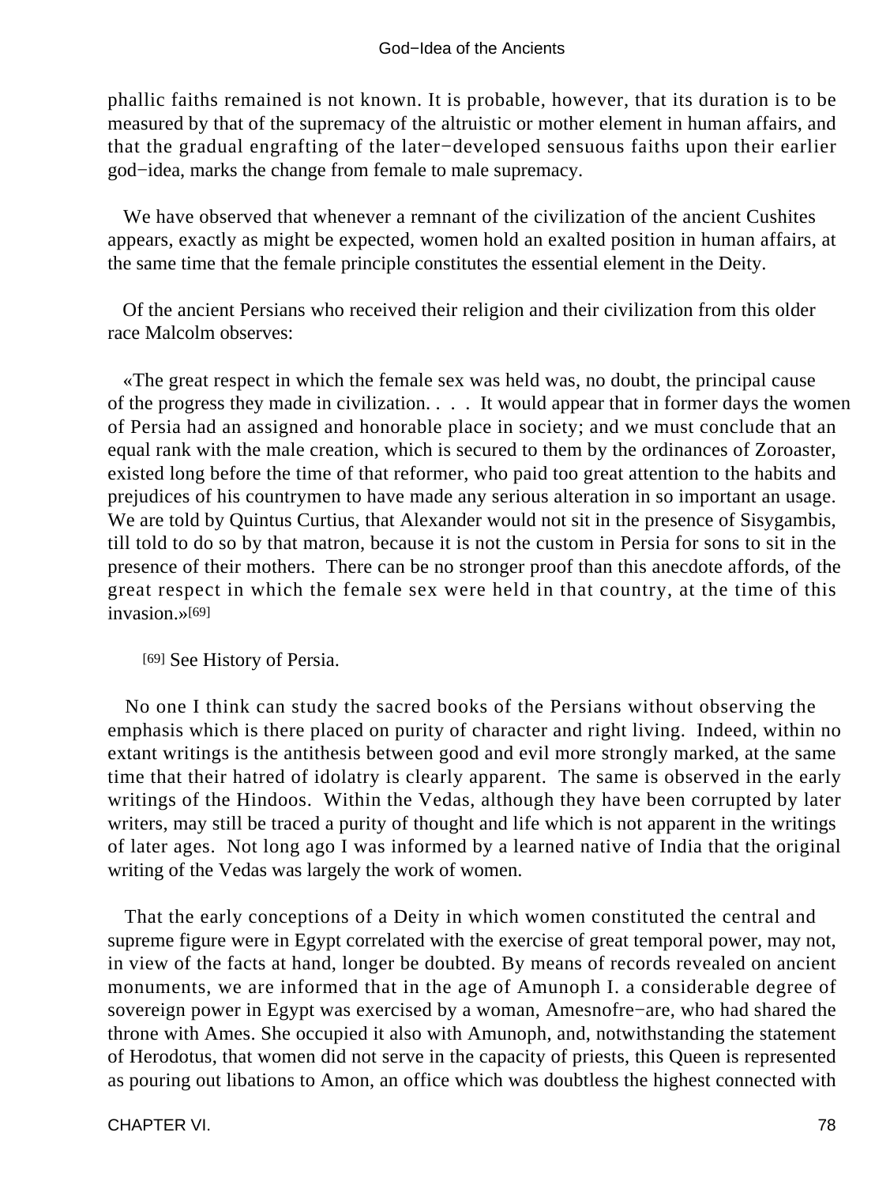phallic faiths remained is not known. It is probable, however, that its duration is to be measured by that of the supremacy of the altruistic or mother element in human affairs, and that the gradual engrafting of the later−developed sensuous faiths upon their earlier god−idea, marks the change from female to male supremacy.

We have observed that whenever a remnant of the civilization of the ancient Cushites appears, exactly as might be expected, women hold an exalted position in human affairs, at the same time that the female principle constitutes the essential element in the Deity.

Of the ancient Persians who received their religion and their civilization from this older race Malcolm observes:

«The great respect in which the female sex was held was, no doubt, the principal cause of the progress they made in civilization. . . . It would appear that in former days the women of Persia had an assigned and honorable place in society; and we must conclude that an equal rank with the male creation, which is secured to them by the ordinances of Zoroaster, existed long before the time of that reformer, who paid too great attention to the habits and prejudices of his countrymen to have made any serious alteration in so important an usage. We are told by Quintus Curtius, that Alexander would not sit in the presence of Sisygambis, till told to do so by that matron, because it is not the custom in Persia for sons to sit in the presence of their mothers. There can be no stronger proof than this anecdote affords, of the great respect in which the female sex were held in that country, at the time of this invasion.»[69]

[69] See History of Persia.

No one I think can study the sacred books of the Persians without observing the emphasis which is there placed on purity of character and right living. Indeed, within no extant writings is the antithesis between good and evil more strongly marked, at the same time that their hatred of idolatry is clearly apparent. The same is observed in the early writings of the Hindoos. Within the Vedas, although they have been corrupted by later writers, may still be traced a purity of thought and life which is not apparent in the writings of later ages. Not long ago I was informed by a learned native of India that the original writing of the Vedas was largely the work of women.

That the early conceptions of a Deity in which women constituted the central and supreme figure were in Egypt correlated with the exercise of great temporal power, may not, in view of the facts at hand, longer be doubted. By means of records revealed on ancient monuments, we are informed that in the age of Amunoph I. a considerable degree of sovereign power in Egypt was exercised by a woman, Amesnofre−are, who had shared the throne with Ames. She occupied it also with Amunoph, and, notwithstanding the statement of Herodotus, that women did not serve in the capacity of priests, this Queen is represented as pouring out libations to Amon, an office which was doubtless the highest connected with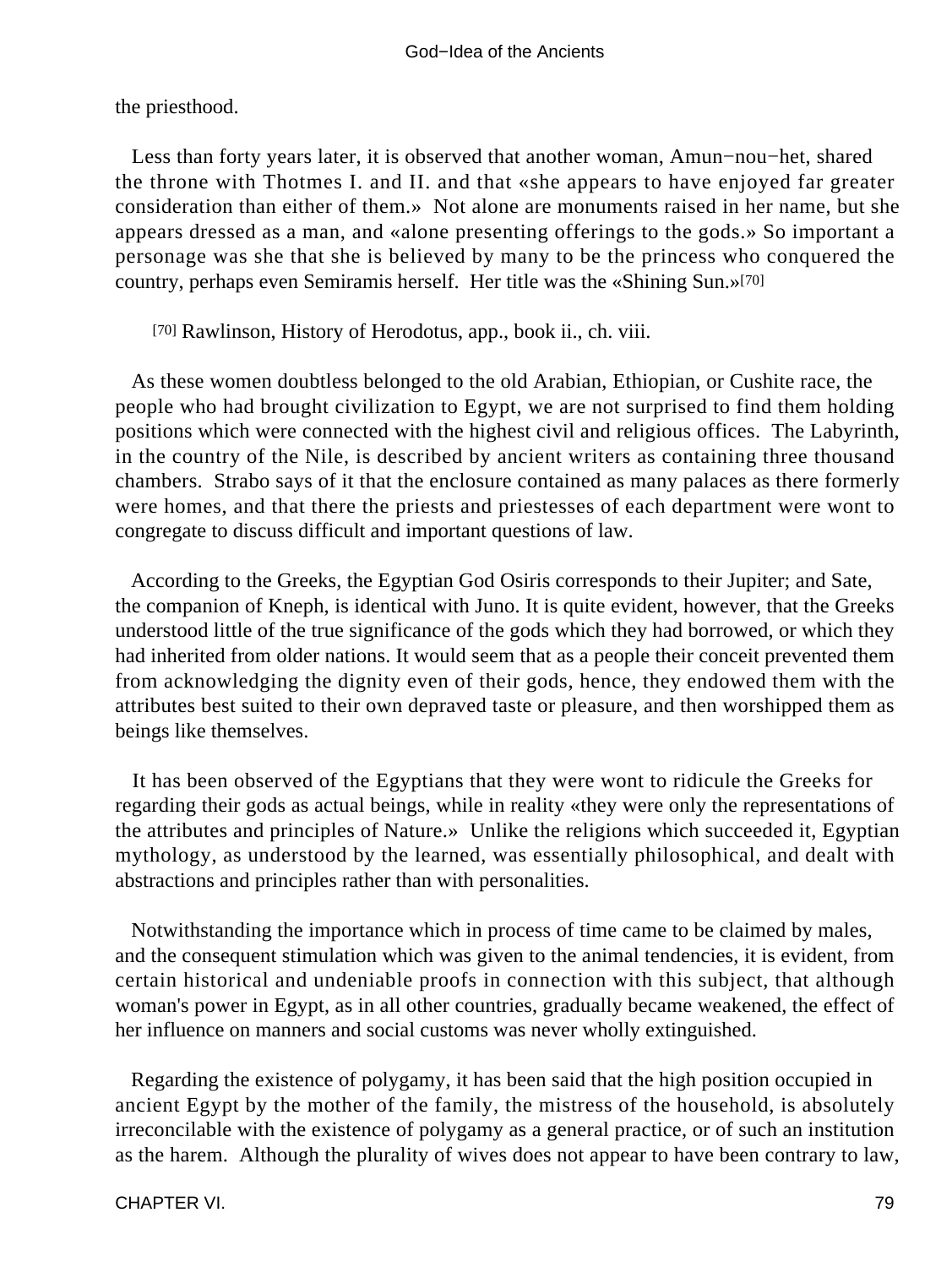the priesthood.

Less than forty years later, it is observed that another woman, Amun−nou−het, shared the throne with Thotmes I. and II. and that «she appears to have enjoyed far greater consideration than either of them.» Not alone are monuments raised in her name, but she appears dressed as a man, and «alone presenting offerings to the gods.» So important a personage was she that she is believed by many to be the princess who conquered the country, perhaps even Semiramis herself. Her title was the «Shining Sun.»[70]

[70] Rawlinson, History of Herodotus, app., book ii., ch. viii.

As these women doubtless belonged to the old Arabian, Ethiopian, or Cushite race, the people who had brought civilization to Egypt, we are not surprised to find them holding positions which were connected with the highest civil and religious offices. The Labyrinth, in the country of the Nile, is described by ancient writers as containing three thousand chambers. Strabo says of it that the enclosure contained as many palaces as there formerly were homes, and that there the priests and priestesses of each department were wont to congregate to discuss difficult and important questions of law.

According to the Greeks, the Egyptian God Osiris corresponds to their Jupiter; and Sate, the companion of Kneph, is identical with Juno. It is quite evident, however, that the Greeks understood little of the true significance of the gods which they had borrowed, or which they had inherited from older nations. It would seem that as a people their conceit prevented them from acknowledging the dignity even of their gods, hence, they endowed them with the attributes best suited to their own depraved taste or pleasure, and then worshipped them as beings like themselves.

It has been observed of the Egyptians that they were wont to ridicule the Greeks for regarding their gods as actual beings, while in reality «they were only the representations of the attributes and principles of Nature.» Unlike the religions which succeeded it, Egyptian mythology, as understood by the learned, was essentially philosophical, and dealt with abstractions and principles rather than with personalities.

Notwithstanding the importance which in process of time came to be claimed by males, and the consequent stimulation which was given to the animal tendencies, it is evident, from certain historical and undeniable proofs in connection with this subject, that although woman's power in Egypt, as in all other countries, gradually became weakened, the effect of her influence on manners and social customs was never wholly extinguished.

Regarding the existence of polygamy, it has been said that the high position occupied in ancient Egypt by the mother of the family, the mistress of the household, is absolutely irreconcilable with the existence of polygamy as a general practice, or of such an institution as the harem. Although the plurality of wives does not appear to have been contrary to law,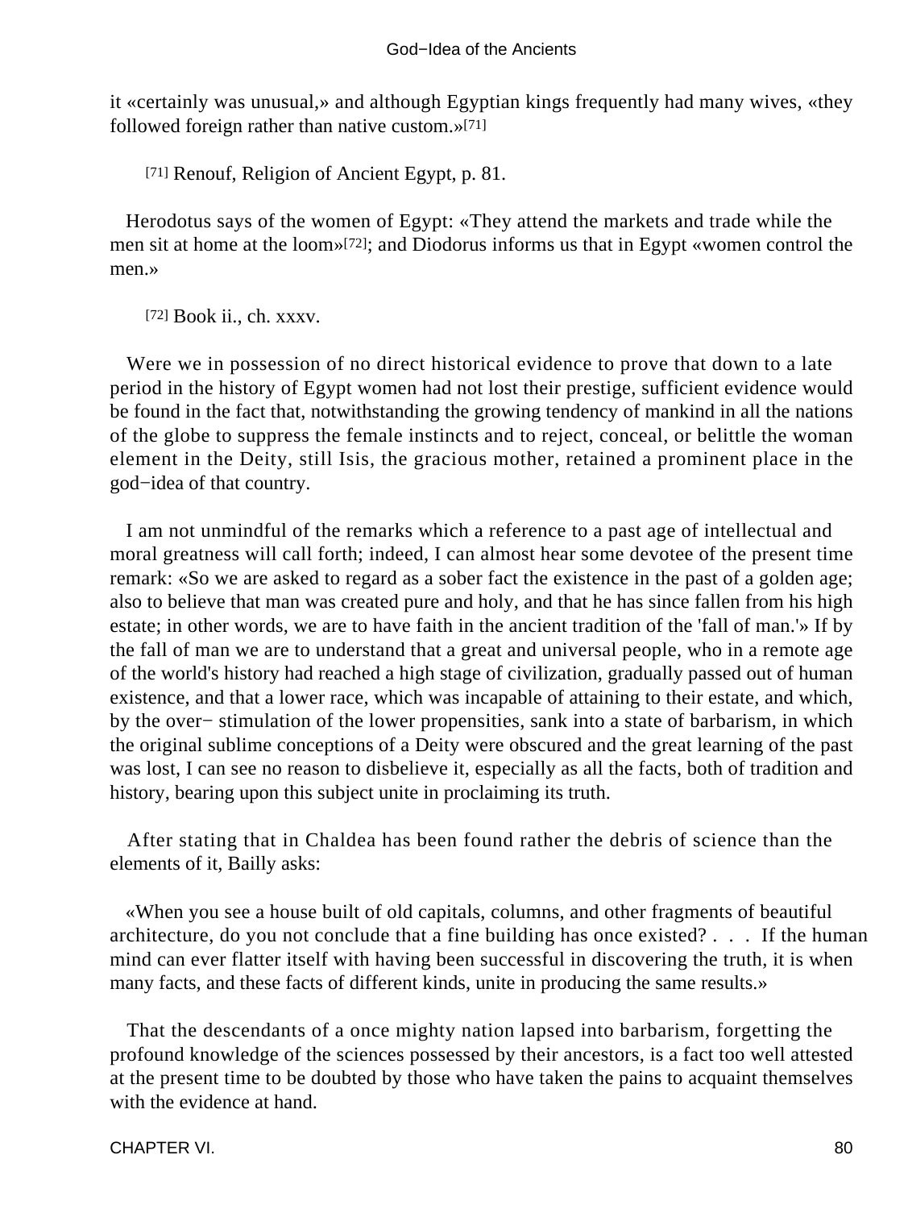it «certainly was unusual,» and although Egyptian kings frequently had many wives, «they followed foreign rather than native custom.»[71]

[71] Renouf, Religion of Ancient Egypt, p. 81.

Herodotus says of the women of Egypt: «They attend the markets and trade while the men sit at home at the loom»[72]; and Diodorus informs us that in Egypt «women control the men.»

[72] Book ii., ch. xxxv.

Were we in possession of no direct historical evidence to prove that down to a late period in the history of Egypt women had not lost their prestige, sufficient evidence would be found in the fact that, notwithstanding the growing tendency of mankind in all the nations of the globe to suppress the female instincts and to reject, conceal, or belittle the woman element in the Deity, still Isis, the gracious mother, retained a prominent place in the god−idea of that country.

I am not unmindful of the remarks which a reference to a past age of intellectual and moral greatness will call forth; indeed, I can almost hear some devotee of the present time remark: «So we are asked to regard as a sober fact the existence in the past of a golden age; also to believe that man was created pure and holy, and that he has since fallen from his high estate; in other words, we are to have faith in the ancient tradition of the 'fall of man.'» If by the fall of man we are to understand that a great and universal people, who in a remote age of the world's history had reached a high stage of civilization, gradually passed out of human existence, and that a lower race, which was incapable of attaining to their estate, and which, by the over− stimulation of the lower propensities, sank into a state of barbarism, in which the original sublime conceptions of a Deity were obscured and the great learning of the past was lost, I can see no reason to disbelieve it, especially as all the facts, both of tradition and history, bearing upon this subject unite in proclaiming its truth.

After stating that in Chaldea has been found rather the debris of science than the elements of it, Bailly asks:

«When you see a house built of old capitals, columns, and other fragments of beautiful architecture, do you not conclude that a fine building has once existed? . . . If the human mind can ever flatter itself with having been successful in discovering the truth, it is when many facts, and these facts of different kinds, unite in producing the same results.»

That the descendants of a once mighty nation lapsed into barbarism, forgetting the profound knowledge of the sciences possessed by their ancestors, is a fact too well attested at the present time to be doubted by those who have taken the pains to acquaint themselves with the evidence at hand.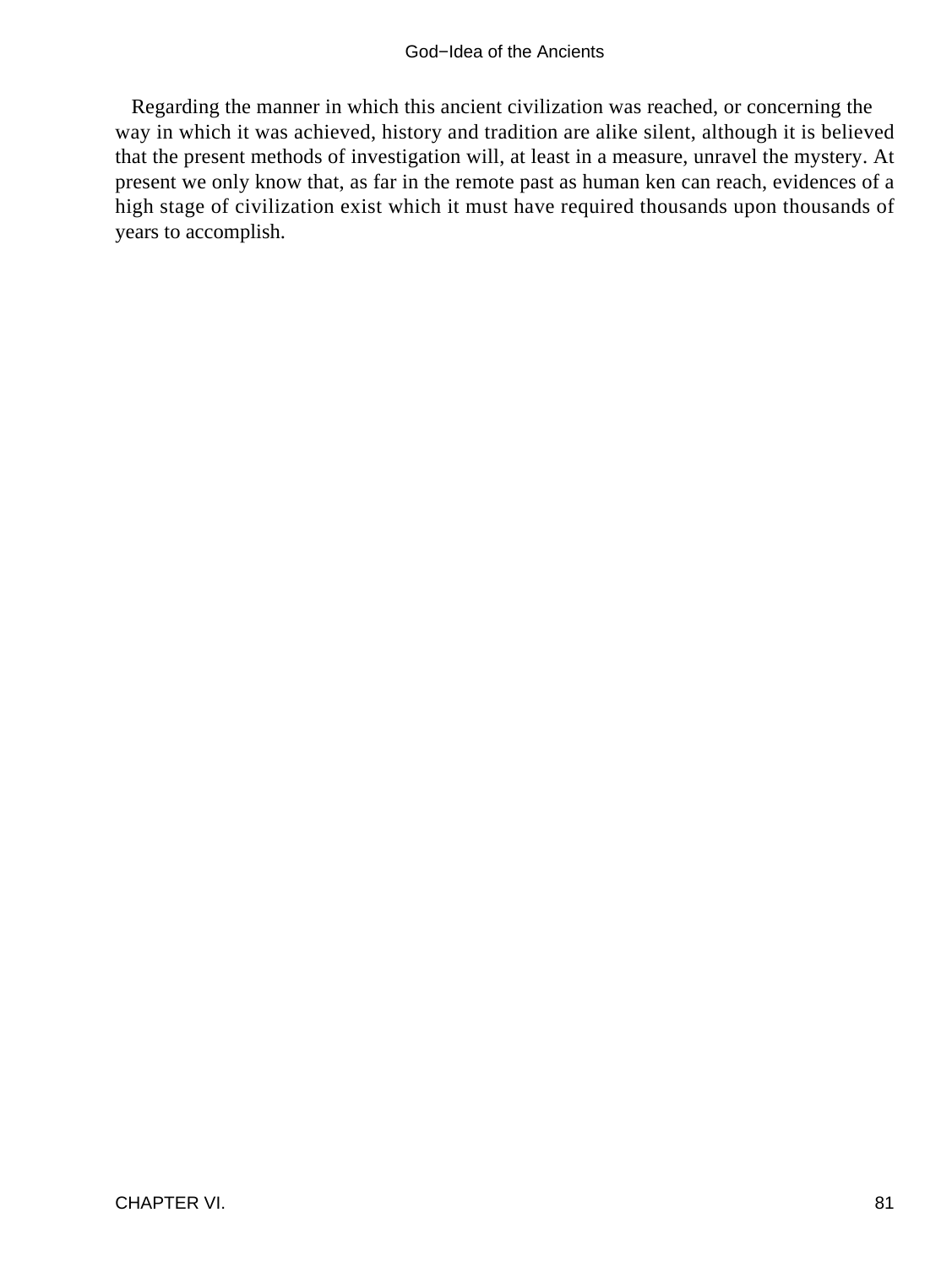Regarding the manner in which this ancient civilization was reached, or concerning the way in which it was achieved, history and tradition are alike silent, although it is believed that the present methods of investigation will, at least in a measure, unravel the mystery. At present we only know that, as far in the remote past as human ken can reach, evidences of a high stage of civilization exist which it must have required thousands upon thousands of years to accomplish.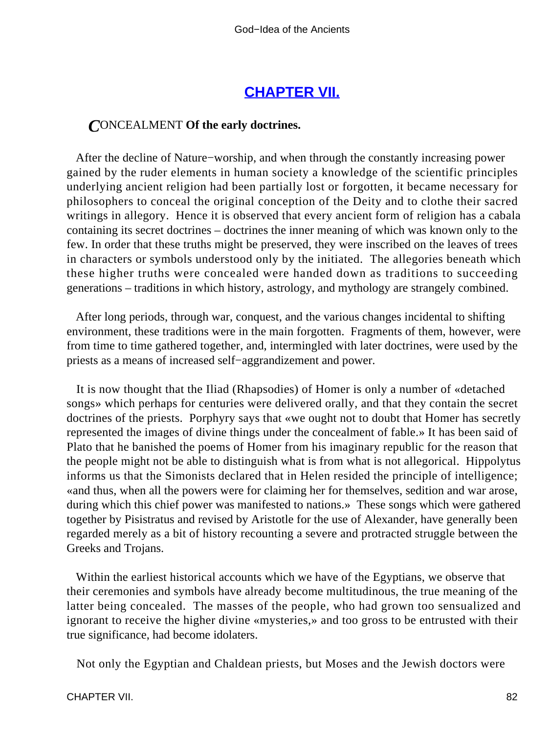## CHAPTER VII.

*C*ONCEALMENT **Of the early doctrines.**

After the decline of Nature−worship, and when through the constantly increasing power gained by the ruder elements in human society a knowledge of the scientific principles underlying ancient religion had been partially lost or forgotten, it became necessary for philosophers to conceal the original conception of the Deity and to clothe their sacred writings in allegory. Hence it is observed that every ancient form of religion has a cabala containing its secret doctrines – doctrines the inner meaning of which was known only to the few. In order that these truths might be preserved, they were inscribed on the leaves of trees in characters or symbols understood only by the initiated. The allegories beneath which these higher truths were concealed were handed down as traditions to succeeding generations – traditions in which history, astrology, and mythology are strangely combined.

After long periods, through war, conquest, and the various changes incidental to shifting environment, these traditions were in the main forgotten. Fragments of them, however, were from time to time gathered together, and, intermingled with later doctrines, were used by the priests as a means of increased self−aggrandizement and power.

It is now thought that the Iliad (Rhapsodies) of Homer is only a number of «detached songs» which perhaps for centuries were delivered orally, and that they contain the secret doctrines of the priests. Porphyry says that «we ought not to doubt that Homer has secretly represented the images of divine things under the concealment of fable.» It has been said of Plato that he banished the poems of Homer from his imaginary republic for the reason that the people might not be able to distinguish what is from what is not allegorical. Hippolytus informs us that the Simonists declared that in Helen resided the principle of intelligence; «and thus, when all the powers were for claiming her for themselves, sedition and war arose, during which this chief power was manifested to nations.» These songs which were gathered together by Pisistratus and revised by Aristotle for the use of Alexander, have generally been regarded merely as a bit of history recounting a severe and protracted struggle between the Greeks and Trojans.

Within the earliest historical accounts which we have of the Egyptians, we observe that their ceremonies and symbols have already become multitudinous, the true meaning of the latter being concealed. The masses of the people, who had grown too sensualized and ignorant to receive the higher divine «mysteries,» and too gross to be entrusted with their true significance, had become idolaters.

Not only the Egyptian and Chaldean priests, but Moses and the Jewish doctors were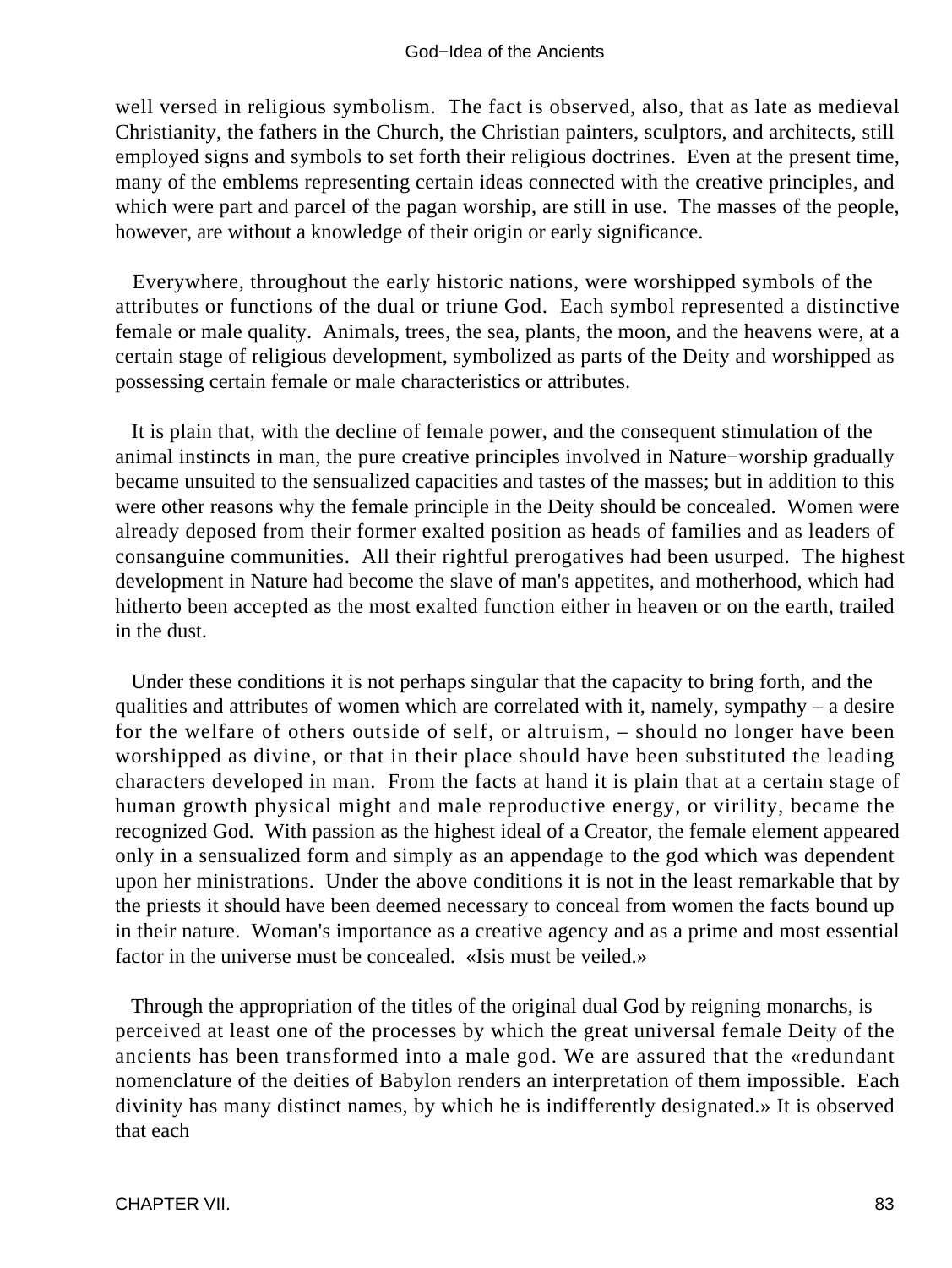well versed in religious symbolism. The fact is observed, also, that as late as medieval Christianity, the fathers in the Church, the Christian painters, sculptors, and architects, still employed signs and symbols to set forth their religious doctrines. Even at the present time, many of the emblems representing certain ideas connected with the creative principles, and which were part and parcel of the pagan worship, are still in use. The masses of the people, however, are without a knowledge of their origin or early significance.

Everywhere, throughout the early historic nations, were worshipped symbols of the attributes or functions of the dual or triune God. Each symbol represented a distinctive female or male quality. Animals, trees, the sea, plants, the moon, and the heavens were, at a certain stage of religious development, symbolized as parts of the Deity and worshipped as possessing certain female or male characteristics or attributes.

It is plain that, with the decline of female power, and the consequent stimulation of the animal instincts in man, the pure creative principles involved in Nature−worship gradually became unsuited to the sensualized capacities and tastes of the masses; but in addition to this were other reasons why the female principle in the Deity should be concealed. Women were already deposed from their former exalted position as heads of families and as leaders of consanguine communities. All their rightful prerogatives had been usurped. The highest development in Nature had become the slave of man's appetites, and motherhood, which had hitherto been accepted as the most exalted function either in heaven or on the earth, trailed in the dust.

Under these conditions it is not perhaps singular that the capacity to bring forth, and the qualities and attributes of women which are correlated with it, namely, sympathy – a desire for the welfare of others outside of self, or altruism, – should no longer have been worshipped as divine, or that in their place should have been substituted the leading characters developed in man. From the facts at hand it is plain that at a certain stage of human growth physical might and male reproductive energy, or virility, became the recognized God. With passion as the highest ideal of a Creator, the female element appeared only in a sensualized form and simply as an appendage to the god which was dependent upon her ministrations. Under the above conditions it is not in the least remarkable that by the priests it should have been deemed necessary to conceal from women the facts bound up in their nature. Woman's importance as a creative agency and as a prime and most essential factor in the universe must be concealed. «Isis must be veiled.»

Through the appropriation of the titles of the original dual God by reigning monarchs, is perceived at least one of the processes by which the great universal female Deity of the ancients has been transformed into a male god. We are assured that the «redundant nomenclature of the deities of Babylon renders an interpretation of them impossible. Each divinity has many distinct names, by which he is indifferently designated.» It is observed that each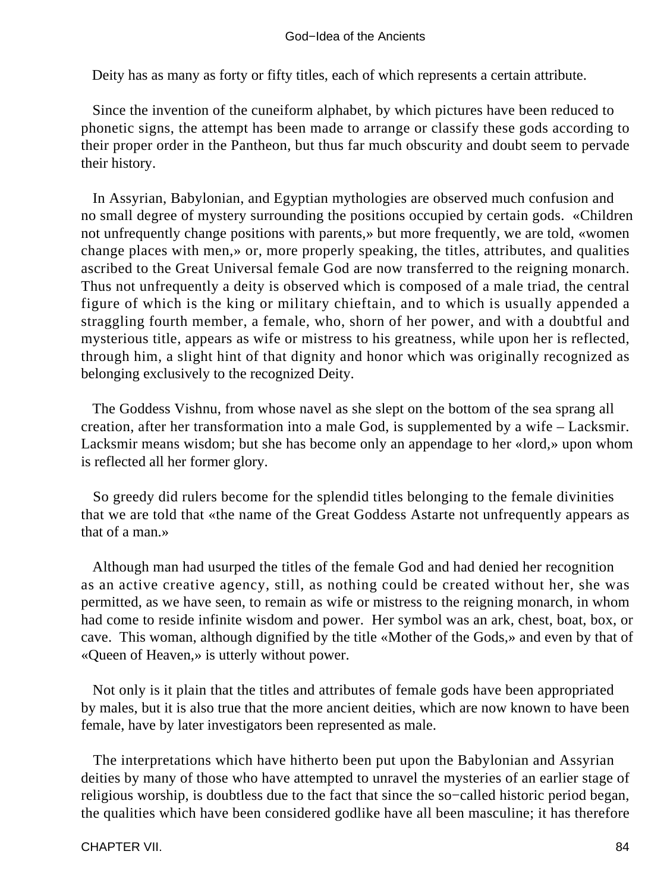Deity has as many as forty or fifty titles, each of which represents a certain attribute.

Since the invention of the cuneiform alphabet, by which pictures have been reduced to phonetic signs, the attempt has been made to arrange or classify these gods according to their proper order in the Pantheon, but thus far much obscurity and doubt seem to pervade their history.

In Assyrian, Babylonian, and Egyptian mythologies are observed much confusion and no small degree of mystery surrounding the positions occupied by certain gods. «Children not unfrequently change positions with parents,» but more frequently, we are told, «women change places with men,» or, more properly speaking, the titles, attributes, and qualities ascribed to the Great Universal female God are now transferred to the reigning monarch. Thus not unfrequently a deity is observed which is composed of a male triad, the central figure of which is the king or military chieftain, and to which is usually appended a straggling fourth member, a female, who, shorn of her power, and with a doubtful and mysterious title, appears as wife or mistress to his greatness, while upon her is reflected, through him, a slight hint of that dignity and honor which was originally recognized as belonging exclusively to the recognized Deity.

The Goddess Vishnu, from whose navel as she slept on the bottom of the sea sprang all creation, after her transformation into a male God, is supplemented by a wife – Lacksmir. Lacksmir means wisdom; but she has become only an appendage to her «lord,» upon whom is reflected all her former glory.

So greedy did rulers become for the splendid titles belonging to the female divinities that we are told that «the name of the Great Goddess Astarte not unfrequently appears as that of a man.»

Although man had usurped the titles of the female God and had denied her recognition as an active creative agency, still, as nothing could be created without her, she was permitted, as we have seen, to remain as wife or mistress to the reigning monarch, in whom had come to reside infinite wisdom and power. Her symbol was an ark, chest, boat, box, or cave. This woman, although dignified by the title «Mother of the Gods,» and even by that of «Queen of Heaven,» is utterly without power.

Not only is it plain that the titles and attributes of female gods have been appropriated by males, but it is also true that the more ancient deities, which are now known to have been female, have by later investigators been represented as male.

The interpretations which have hitherto been put upon the Babylonian and Assyrian deities by many of those who have attempted to unravel the mysteries of an earlier stage of religious worship, is doubtless due to the fact that since the so−called historic period began, the qualities which have been considered godlike have all been masculine; it has therefore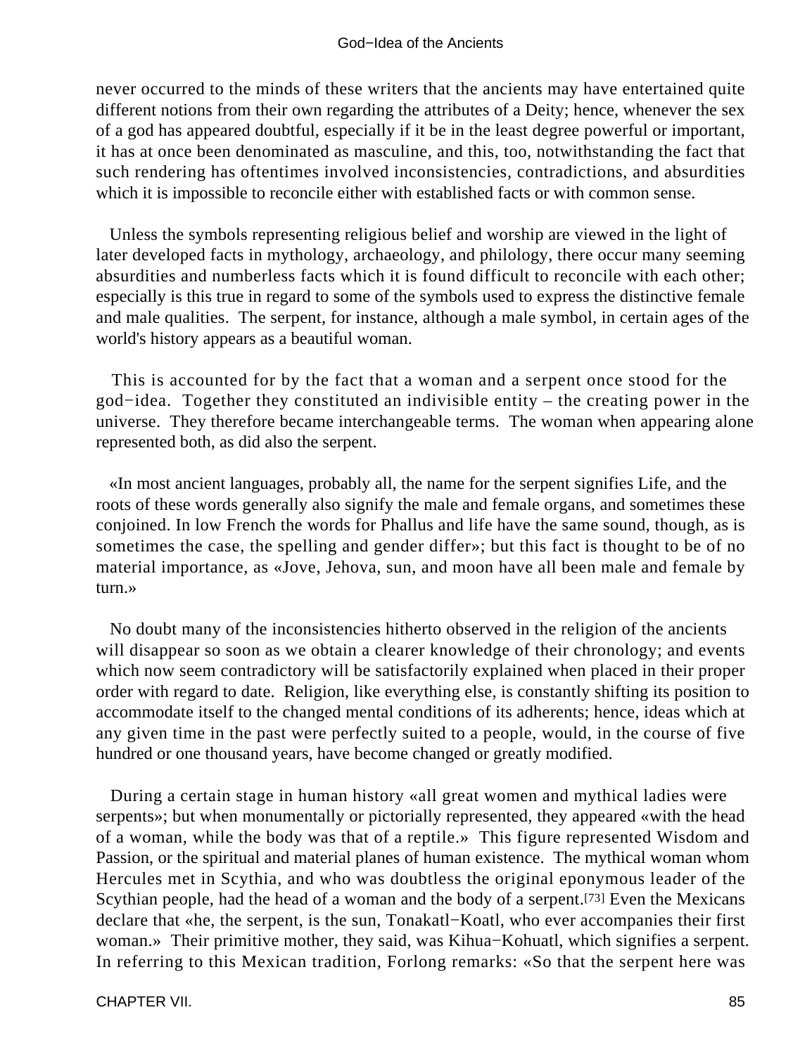never occurred to the minds of these writers that the ancients may have entertained quite different notions from their own regarding the attributes of a Deity; hence, whenever the sex of a god has appeared doubtful, especially if it be in the least degree powerful or important, it has at once been denominated as masculine, and this, too, notwithstanding the fact that such rendering has oftentimes involved inconsistencies, contradictions, and absurdities which it is impossible to reconcile either with established facts or with common sense.

Unless the symbols representing religious belief and worship are viewed in the light of later developed facts in mythology, archaeology, and philology, there occur many seeming absurdities and numberless facts which it is found difficult to reconcile with each other; especially is this true in regard to some of the symbols used to express the distinctive female and male qualities. The serpent, for instance, although a male symbol, in certain ages of the world's history appears as a beautiful woman.

This is accounted for by the fact that a woman and a serpent once stood for the god−idea. Together they constituted an indivisible entity – the creating power in the universe. They therefore became interchangeable terms. The woman when appearing alone represented both, as did also the serpent.

«In most ancient languages, probably all, the name for the serpent signifies Life, and the roots of these words generally also signify the male and female organs, and sometimes these conjoined. In low French the words for Phallus and life have the same sound, though, as is sometimes the case, the spelling and gender differ»; but this fact is thought to be of no material importance, as «Jove, Jehova, sun, and moon have all been male and female by turn.»

No doubt many of the inconsistencies hitherto observed in the religion of the ancients will disappear so soon as we obtain a clearer knowledge of their chronology; and events which now seem contradictory will be satisfactorily explained when placed in their proper order with regard to date. Religion, like everything else, is constantly shifting its position to accommodate itself to the changed mental conditions of its adherents; hence, ideas which at any given time in the past were perfectly suited to a people, would, in the course of five hundred or one thousand years, have become changed or greatly modified.

During a certain stage in human history «all great women and mythical ladies were serpents»; but when monumentally or pictorially represented, they appeared «with the head of a woman, while the body was that of a reptile.» This figure represented Wisdom and Passion, or the spiritual and material planes of human existence. The mythical woman whom Hercules met in Scythia, and who was doubtless the original eponymous leader of the Scythian people, had the head of a woman and the body of a serpent.[73] Even the Mexicans declare that «he, the serpent, is the sun, Tonakatl−Koatl, who ever accompanies their first woman.» Their primitive mother, they said, was Kihua−Kohuatl, which signifies a serpent. In referring to this Mexican tradition, Forlong remarks: «So that the serpent here was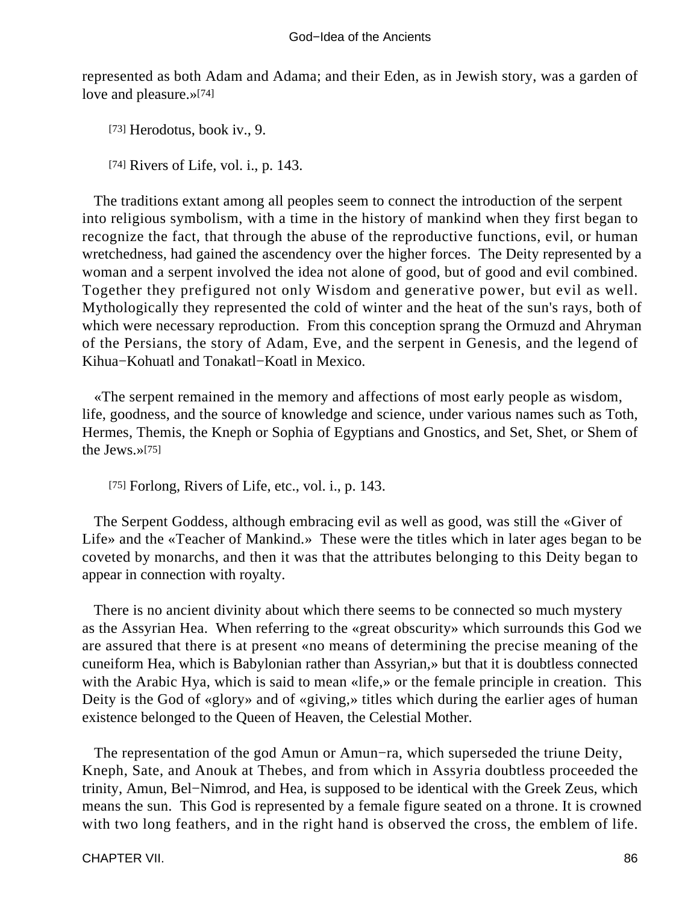represented as both Adam and Adama; and their Eden, as in Jewish story, was a garden of love and pleasure.»[74]

[73] Herodotus, book iv., 9.

[74] Rivers of Life, vol. i., p. 143.

The traditions extant among all peoples seem to connect the introduction of the serpent into religious symbolism, with a time in the history of mankind when they first began to recognize the fact, that through the abuse of the reproductive functions, evil, or human wretchedness, had gained the ascendency over the higher forces. The Deity represented by a woman and a serpent involved the idea not alone of good, but of good and evil combined. Together they prefigured not only Wisdom and generative power, but evil as well. Mythologically they represented the cold of winter and the heat of the sun's rays, both of which were necessary reproduction. From this conception sprang the Ormuzd and Ahryman of the Persians, the story of Adam, Eve, and the serpent in Genesis, and the legend of Kihua−Kohuatl and Tonakatl−Koatl in Mexico.

«The serpent remained in the memory and affections of most early people as wisdom, life, goodness, and the source of knowledge and science, under various names such as Toth, Hermes, Themis, the Kneph or Sophia of Egyptians and Gnostics, and Set, Shet, or Shem of the Jews.»[75]

[75] Forlong, Rivers of Life, etc., vol. i., p. 143.

The Serpent Goddess, although embracing evil as well as good, was still the «Giver of Life» and the «Teacher of Mankind.» These were the titles which in later ages began to be coveted by monarchs, and then it was that the attributes belonging to this Deity began to appear in connection with royalty.

There is no ancient divinity about which there seems to be connected so much mystery as the Assyrian Hea. When referring to the «great obscurity» which surrounds this God we are assured that there is at present «no means of determining the precise meaning of the cuneiform Hea, which is Babylonian rather than Assyrian,» but that it is doubtless connected with the Arabic Hya, which is said to mean «life,» or the female principle in creation. This Deity is the God of «glory» and of «giving,» titles which during the earlier ages of human existence belonged to the Queen of Heaven, the Celestial Mother.

The representation of the god Amun or Amun−ra, which superseded the triune Deity, Kneph, Sate, and Anouk at Thebes, and from which in Assyria doubtless proceeded the trinity, Amun, Bel−Nimrod, and Hea, is supposed to be identical with the Greek Zeus, which means the sun. This God is represented by a female figure seated on a throne. It is crowned with two long feathers, and in the right hand is observed the cross, the emblem of life.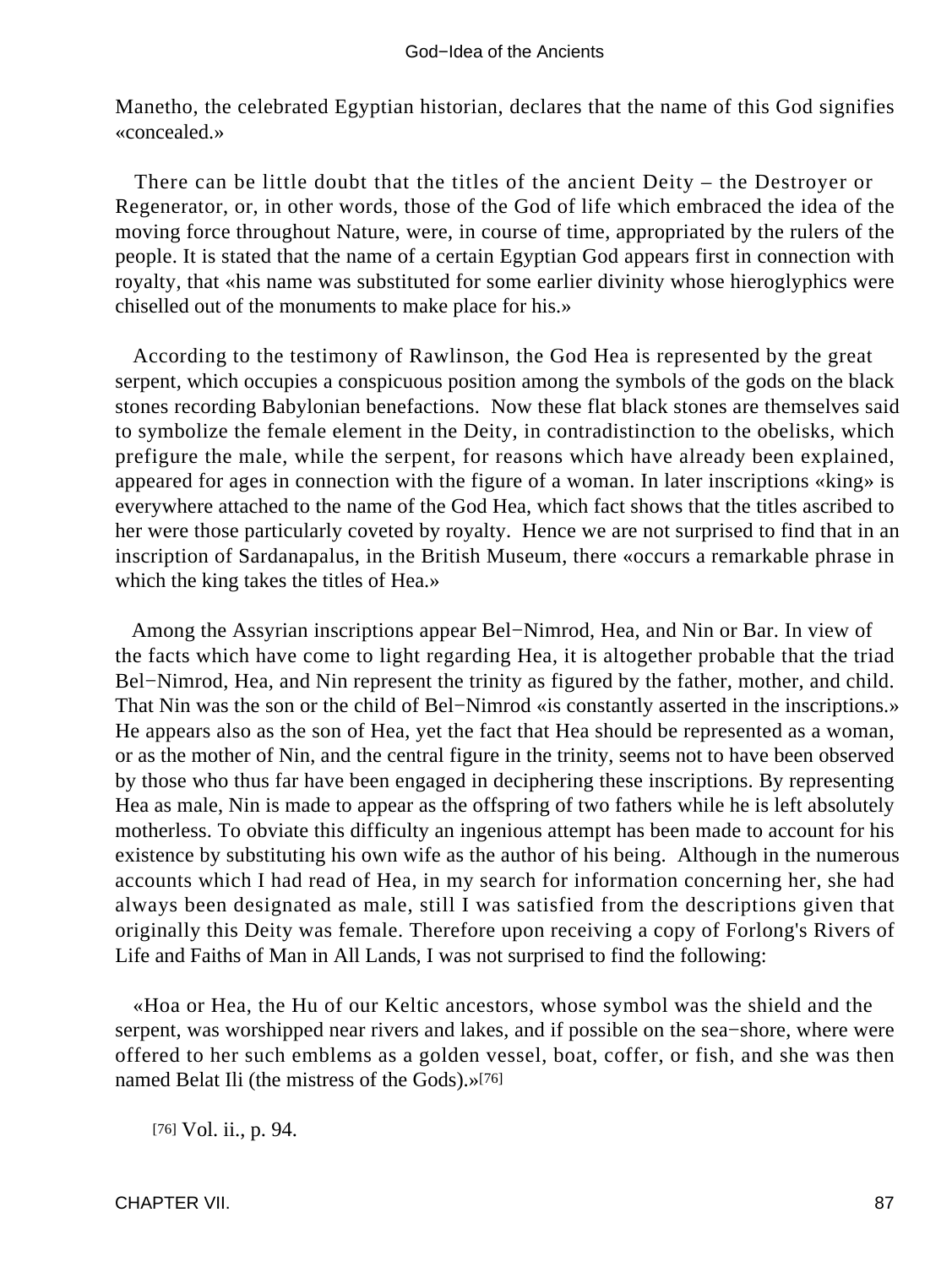Manetho, the celebrated Egyptian historian, declares that the name of this God signifies «concealed.»

There can be little doubt that the titles of the ancient Deity – the Destroyer or Regenerator, or, in other words, those of the God of life which embraced the idea of the moving force throughout Nature, were, in course of time, appropriated by the rulers of the people. It is stated that the name of a certain Egyptian God appears first in connection with royalty, that «his name was substituted for some earlier divinity whose hieroglyphics were chiselled out of the monuments to make place for his.»

According to the testimony of Rawlinson, the God Hea is represented by the great serpent, which occupies a conspicuous position among the symbols of the gods on the black stones recording Babylonian benefactions. Now these flat black stones are themselves said to symbolize the female element in the Deity, in contradistinction to the obelisks, which prefigure the male, while the serpent, for reasons which have already been explained, appeared for ages in connection with the figure of a woman. In later inscriptions «king» is everywhere attached to the name of the God Hea, which fact shows that the titles ascribed to her were those particularly coveted by royalty. Hence we are not surprised to find that in an inscription of Sardanapalus, in the British Museum, there «occurs a remarkable phrase in which the king takes the titles of Hea.»

Among the Assyrian inscriptions appear Bel−Nimrod, Hea, and Nin or Bar. In view of the facts which have come to light regarding Hea, it is altogether probable that the triad Bel−Nimrod, Hea, and Nin represent the trinity as figured by the father, mother, and child. That Nin was the son or the child of Bel−Nimrod «is constantly asserted in the inscriptions.» He appears also as the son of Hea, yet the fact that Hea should be represented as a woman, or as the mother of Nin, and the central figure in the trinity, seems not to have been observed by those who thus far have been engaged in deciphering these inscriptions. By representing Hea as male, Nin is made to appear as the offspring of two fathers while he is left absolutely motherless. To obviate this difficulty an ingenious attempt has been made to account for his existence by substituting his own wife as the author of his being. Although in the numerous accounts which I had read of Hea, in my search for information concerning her, she had always been designated as male, still I was satisfied from the descriptions given that originally this Deity was female. Therefore upon receiving a copy of Forlong's Rivers of Life and Faiths of Man in All Lands, I was not surprised to find the following:

«Hoa or Hea, the Hu of our Keltic ancestors, whose symbol was the shield and the serpent, was worshipped near rivers and lakes, and if possible on the sea−shore, where were offered to her such emblems as a golden vessel, boat, coffer, or fish, and she was then named Belat Ili (the mistress of the Gods).»[76]

[76] Vol. ii., p. 94.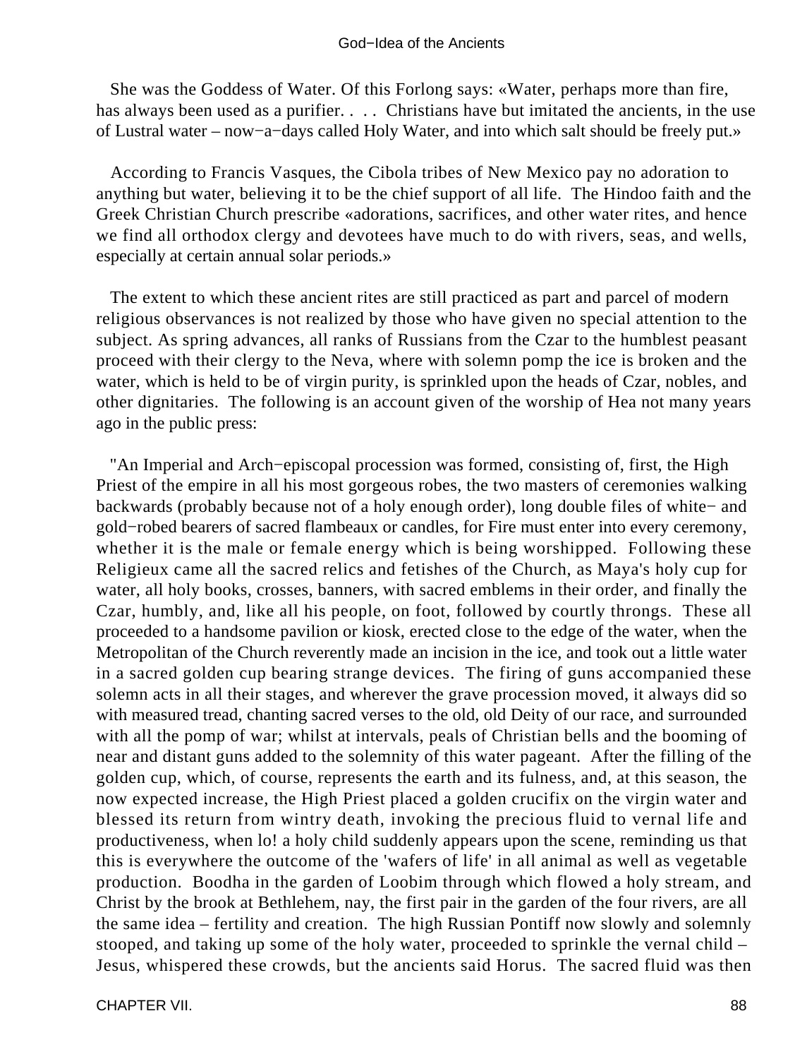She was the Goddess of Water. Of this Forlong says: «Water, perhaps more than fire, has always been used as a purifier. . . . Christians have but imitated the ancients, in the use of Lustral water – now−a−days called Holy Water, and into which salt should be freely put.»

According to Francis Vasques, the Cibola tribes of New Mexico pay no adoration to anything but water, believing it to be the chief support of all life. The Hindoo faith and the Greek Christian Church prescribe «adorations, sacrifices, and other water rites, and hence we find all orthodox clergy and devotees have much to do with rivers, seas, and wells, especially at certain annual solar periods.»

The extent to which these ancient rites are still practiced as part and parcel of modern religious observances is not realized by those who have given no special attention to the subject. As spring advances, all ranks of Russians from the Czar to the humblest peasant proceed with their clergy to the Neva, where with solemn pomp the ice is broken and the water, which is held to be of virgin purity, is sprinkled upon the heads of Czar, nobles, and other dignitaries. The following is an account given of the worship of Hea not many years ago in the public press:

"An Imperial and Arch−episcopal procession was formed, consisting of, first, the High Priest of the empire in all his most gorgeous robes, the two masters of ceremonies walking backwards (probably because not of a holy enough order), long double files of white− and gold−robed bearers of sacred flambeaux or candles, for Fire must enter into every ceremony, whether it is the male or female energy which is being worshipped. Following these Religieux came all the sacred relics and fetishes of the Church, as Maya's holy cup for water, all holy books, crosses, banners, with sacred emblems in their order, and finally the Czar, humbly, and, like all his people, on foot, followed by courtly throngs. These all proceeded to a handsome pavilion or kiosk, erected close to the edge of the water, when the Metropolitan of the Church reverently made an incision in the ice, and took out a little water in a sacred golden cup bearing strange devices. The firing of guns accompanied these solemn acts in all their stages, and wherever the grave procession moved, it always did so with measured tread, chanting sacred verses to the old, old Deity of our race, and surrounded with all the pomp of war; whilst at intervals, peals of Christian bells and the booming of near and distant guns added to the solemnity of this water pageant. After the filling of the golden cup, which, of course, represents the earth and its fulness, and, at this season, the now expected increase, the High Priest placed a golden crucifix on the virgin water and blessed its return from wintry death, invoking the precious fluid to vernal life and productiveness, when lo! a holy child suddenly appears upon the scene, reminding us that this is everywhere the outcome of the 'wafers of life' in all animal as well as vegetable production. Boodha in the garden of Loobim through which flowed a holy stream, and Christ by the brook at Bethlehem, nay, the first pair in the garden of the four rivers, are all the same idea – fertility and creation. The high Russian Pontiff now slowly and solemnly stooped, and taking up some of the holy water, proceeded to sprinkle the vernal child – Jesus, whispered these crowds, but the ancients said Horus. The sacred fluid was then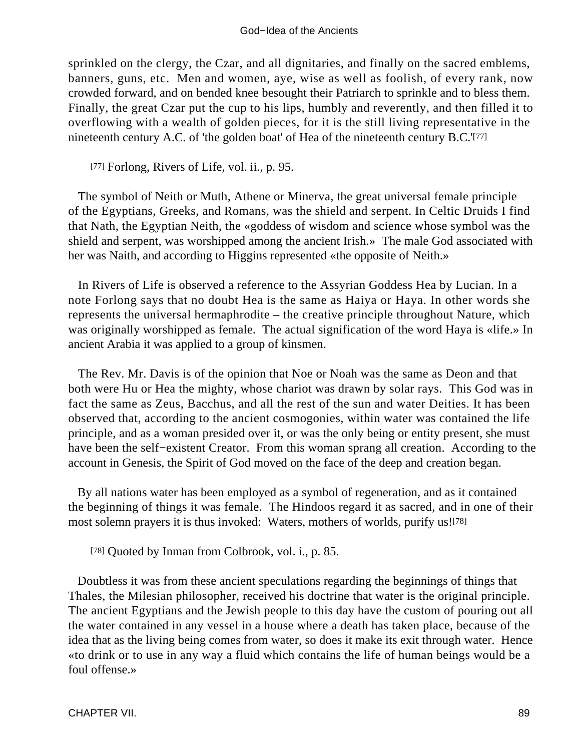sprinkled on the clergy, the Czar, and all dignitaries, and finally on the sacred emblems, banners, guns, etc. Men and women, aye, wise as well as foolish, of every rank, now crowded forward, and on bended knee besought their Patriarch to sprinkle and to bless them. Finally, the great Czar put the cup to his lips, humbly and reverently, and then filled it to overflowing with a wealth of golden pieces, for it is the still living representative in the nineteenth century A.C. of 'the golden boat' of Hea of the nineteenth century B.C.'[77]

[77] Forlong, Rivers of Life, vol. ii., p. 95.

The symbol of Neith or Muth, Athene or Minerva, the great universal female principle of the Egyptians, Greeks, and Romans, was the shield and serpent. In Celtic Druids I find that Nath, the Egyptian Neith, the «goddess of wisdom and science whose symbol was the shield and serpent, was worshipped among the ancient Irish.» The male God associated with her was Naith, and according to Higgins represented «the opposite of Neith.»

In Rivers of Life is observed a reference to the Assyrian Goddess Hea by Lucian. In a note Forlong says that no doubt Hea is the same as Haiya or Haya. In other words she represents the universal hermaphrodite – the creative principle throughout Nature, which was originally worshipped as female. The actual signification of the word Haya is «life.» In ancient Arabia it was applied to a group of kinsmen.

The Rev. Mr. Davis is of the opinion that Noe or Noah was the same as Deon and that both were Hu or Hea the mighty, whose chariot was drawn by solar rays. This God was in fact the same as Zeus, Bacchus, and all the rest of the sun and water Deities. It has been observed that, according to the ancient cosmogonies, within water was contained the life principle, and as a woman presided over it, or was the only being or entity present, she must have been the self−existent Creator. From this woman sprang all creation. According to the account in Genesis, the Spirit of God moved on the face of the deep and creation began.

By all nations water has been employed as a symbol of regeneration, and as it contained the beginning of things it was female. The Hindoos regard it as sacred, and in one of their most solemn prayers it is thus invoked: Waters, mothers of worlds, purify us![78]

[78] Quoted by Inman from Colbrook, vol. i., p. 85.

Doubtless it was from these ancient speculations regarding the beginnings of things that Thales, the Milesian philosopher, received his doctrine that water is the original principle. The ancient Egyptians and the Jewish people to this day have the custom of pouring out all the water contained in any vessel in a house where a death has taken place, because of the idea that as the living being comes from water, so does it make its exit through water. Hence «to drink or to use in any way a fluid which contains the life of human beings would be a foul offense.»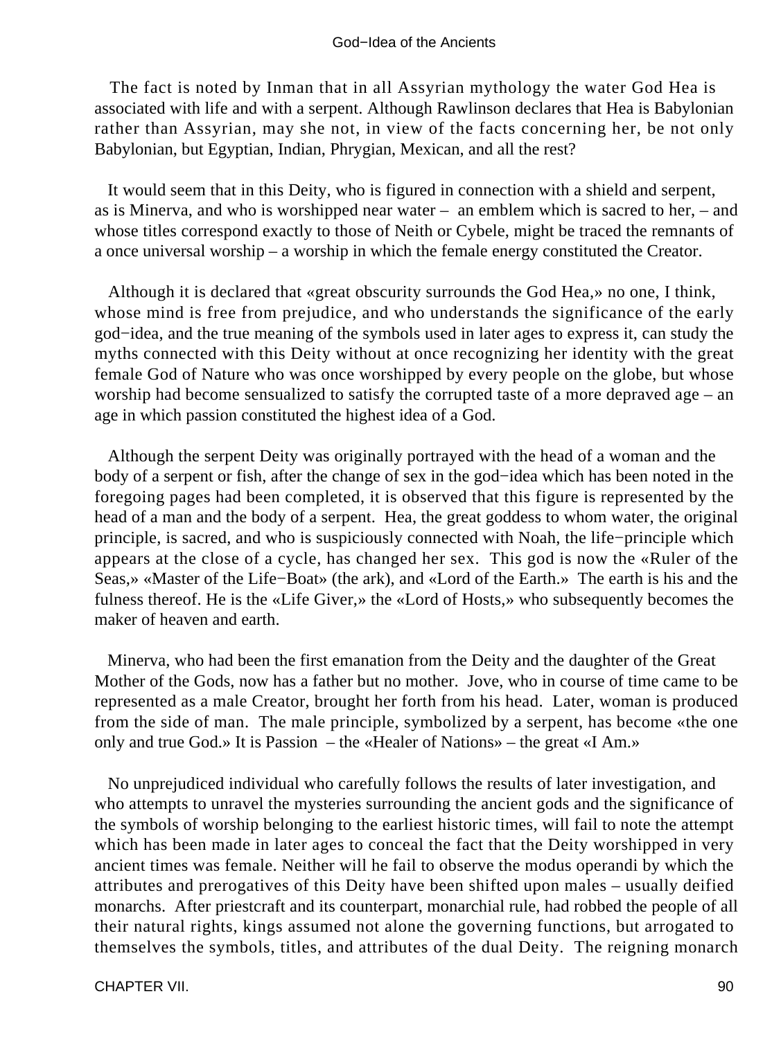The fact is noted by Inman that in all Assyrian mythology the water God Hea is associated with life and with a serpent. Although Rawlinson declares that Hea is Babylonian rather than Assyrian, may she not, in view of the facts concerning her, be not only Babylonian, but Egyptian, Indian, Phrygian, Mexican, and all the rest?

It would seem that in this Deity, who is figured in connection with a shield and serpent, as is Minerva, and who is worshipped near water – an emblem which is sacred to her, – and whose titles correspond exactly to those of Neith or Cybele, might be traced the remnants of a once universal worship – a worship in which the female energy constituted the Creator.

Although it is declared that «great obscurity surrounds the God Hea,» no one, I think, whose mind is free from prejudice, and who understands the significance of the early god−idea, and the true meaning of the symbols used in later ages to express it, can study the myths connected with this Deity without at once recognizing her identity with the great female God of Nature who was once worshipped by every people on the globe, but whose worship had become sensualized to satisfy the corrupted taste of a more depraved age – an age in which passion constituted the highest idea of a God.

Although the serpent Deity was originally portrayed with the head of a woman and the body of a serpent or fish, after the change of sex in the god−idea which has been noted in the foregoing pages had been completed, it is observed that this figure is represented by the head of a man and the body of a serpent. Hea, the great goddess to whom water, the original principle, is sacred, and who is suspiciously connected with Noah, the life−principle which appears at the close of a cycle, has changed her sex. This god is now the «Ruler of the Seas,» «Master of the Life−Boat» (the ark), and «Lord of the Earth.» The earth is his and the fulness thereof. He is the «Life Giver,» the «Lord of Hosts,» who subsequently becomes the maker of heaven and earth.

Minerva, who had been the first emanation from the Deity and the daughter of the Great Mother of the Gods, now has a father but no mother. Jove, who in course of time came to be represented as a male Creator, brought her forth from his head. Later, woman is produced from the side of man. The male principle, symbolized by a serpent, has become «the one only and true God.» It is Passion – the «Healer of Nations» – the great «I Am.»

No unprejudiced individual who carefully follows the results of later investigation, and who attempts to unravel the mysteries surrounding the ancient gods and the significance of the symbols of worship belonging to the earliest historic times, will fail to note the attempt which has been made in later ages to conceal the fact that the Deity worshipped in very ancient times was female. Neither will he fail to observe the modus operandi by which the attributes and prerogatives of this Deity have been shifted upon males – usually deified monarchs. After priestcraft and its counterpart, monarchial rule, had robbed the people of all their natural rights, kings assumed not alone the governing functions, but arrogated to themselves the symbols, titles, and attributes of the dual Deity. The reigning monarch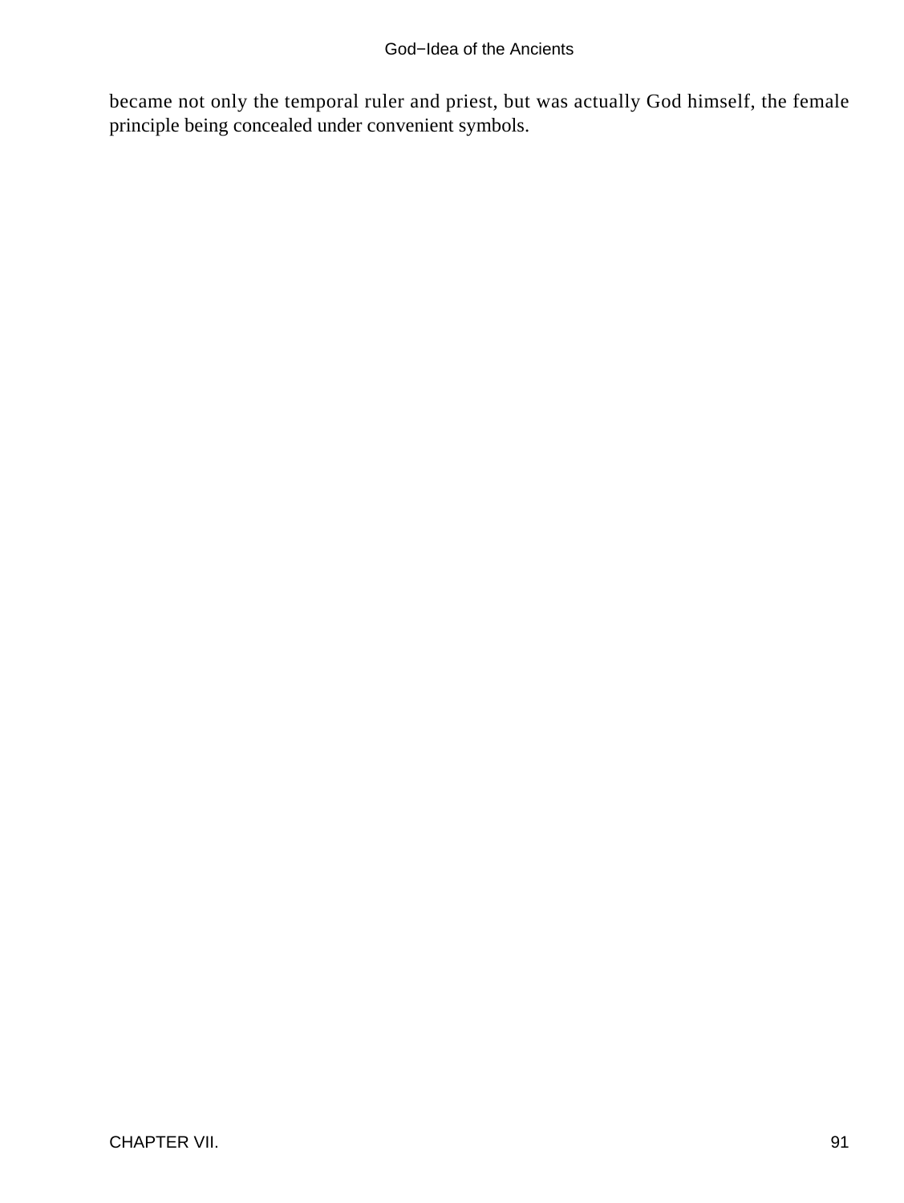became not only the temporal ruler and priest, but was actually God himself, the female principle being concealed under convenient symbols.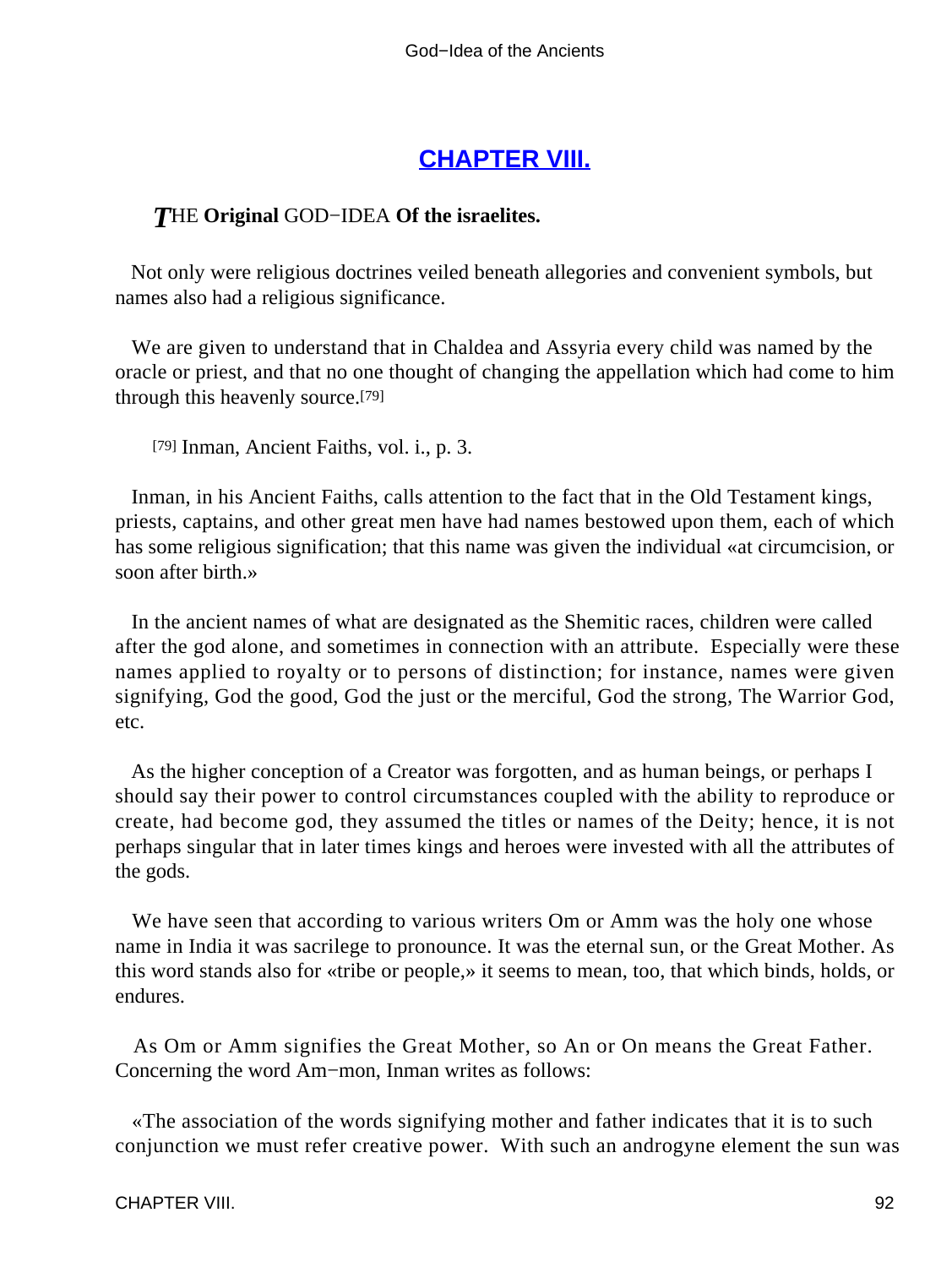## CHAPTER VIII.

***T***HE **Original** GOD−IDEA **Of the israelites.**

Not only were religious doctrines veiled beneath allegories and convenient symbols, but names also had a religious significance.

We are given to understand that in Chaldea and Assyria every child was named by the oracle or priest, and that no one thought of changing the appellation which had come to him through this heavenly source.[79]

[79] Inman, Ancient Faiths, vol. i., p. 3.

Inman, in his Ancient Faiths, calls attention to the fact that in the Old Testament kings, priests, captains, and other great men have had names bestowed upon them, each of which has some religious signification; that this name was given the individual «at circumcision, or soon after birth.»

In the ancient names of what are designated as the Shemitic races, children were called after the god alone, and sometimes in connection with an attribute. Especially were these names applied to royalty or to persons of distinction; for instance, names were given signifying, God the good, God the just or the merciful, God the strong, The Warrior God, etc.

As the higher conception of a Creator was forgotten, and as human beings, or perhaps I should say their power to control circumstances coupled with the ability to reproduce or create, had become god, they assumed the titles or names of the Deity; hence, it is not perhaps singular that in later times kings and heroes were invested with all the attributes of the gods.

We have seen that according to various writers Om or Amm was the holy one whose name in India it was sacrilege to pronounce. It was the eternal sun, or the Great Mother. As this word stands also for «tribe or people,» it seems to mean, too, that which binds, holds, or endures.

As Om or Amm signifies the Great Mother, so An or On means the Great Father. Concerning the word Am−mon, Inman writes as follows:

«The association of the words signifying mother and father indicates that it is to such conjunction we must refer creative power. With such an androgyne element the sun was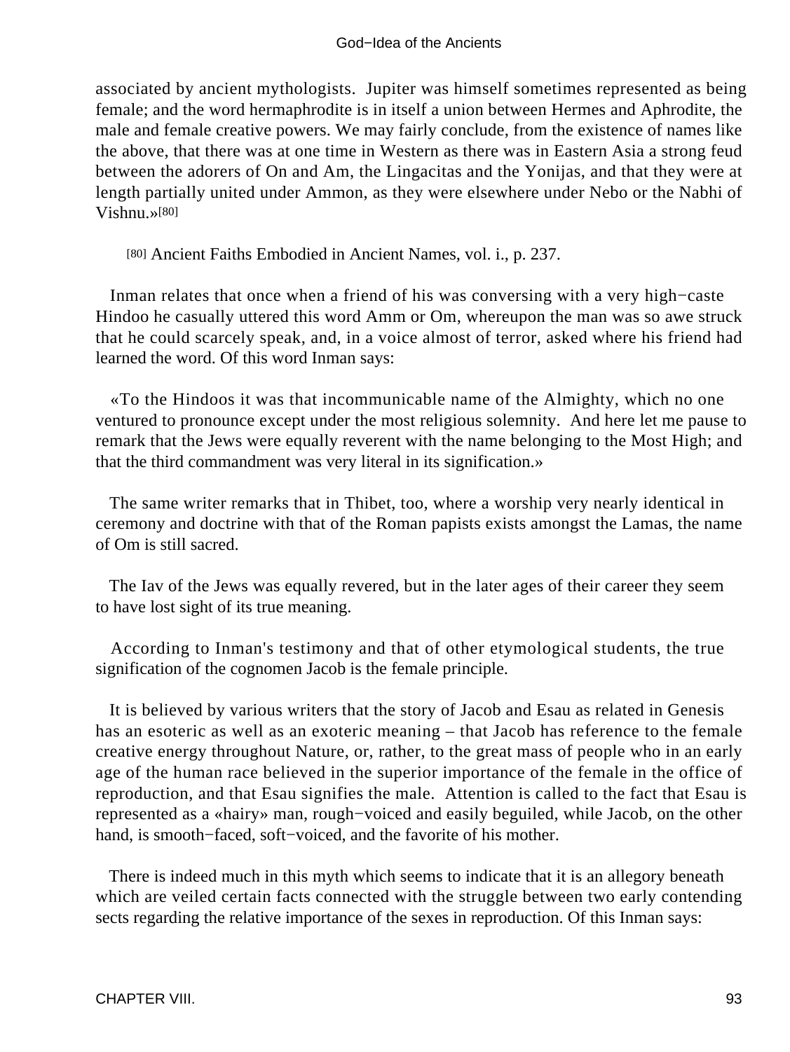associated by ancient mythologists. Jupiter was himself sometimes represented as being female; and the word hermaphrodite is in itself a union between Hermes and Aphrodite, the male and female creative powers. We may fairly conclude, from the existence of names like the above, that there was at one time in Western as there was in Eastern Asia a strong feud between the adorers of On and Am, the Lingacitas and the Yonijas, and that they were at length partially united under Ammon, as they were elsewhere under Nebo or the Nabhi of Vishnu.»[80]

[80] Ancient Faiths Embodied in Ancient Names, vol. i., p. 237.

Inman relates that once when a friend of his was conversing with a very high−caste Hindoo he casually uttered this word Amm or Om, whereupon the man was so awe struck that he could scarcely speak, and, in a voice almost of terror, asked where his friend had learned the word. Of this word Inman says:

«To the Hindoos it was that incommunicable name of the Almighty, which no one ventured to pronounce except under the most religious solemnity. And here let me pause to remark that the Jews were equally reverent with the name belonging to the Most High; and that the third commandment was very literal in its signification.»

The same writer remarks that in Thibet, too, where a worship very nearly identical in ceremony and doctrine with that of the Roman papists exists amongst the Lamas, the name of Om is still sacred.

The Iav of the Jews was equally revered, but in the later ages of their career they seem to have lost sight of its true meaning.

According to Inman's testimony and that of other etymological students, the true signification of the cognomen Jacob is the female principle.

It is believed by various writers that the story of Jacob and Esau as related in Genesis has an esoteric as well as an exoteric meaning – that Jacob has reference to the female creative energy throughout Nature, or, rather, to the great mass of people who in an early age of the human race believed in the superior importance of the female in the office of reproduction, and that Esau signifies the male. Attention is called to the fact that Esau is represented as a «hairy» man, rough−voiced and easily beguiled, while Jacob, on the other hand, is smooth−faced, soft−voiced, and the favorite of his mother.

There is indeed much in this myth which seems to indicate that it is an allegory beneath which are veiled certain facts connected with the struggle between two early contending sects regarding the relative importance of the sexes in reproduction. Of this Inman says: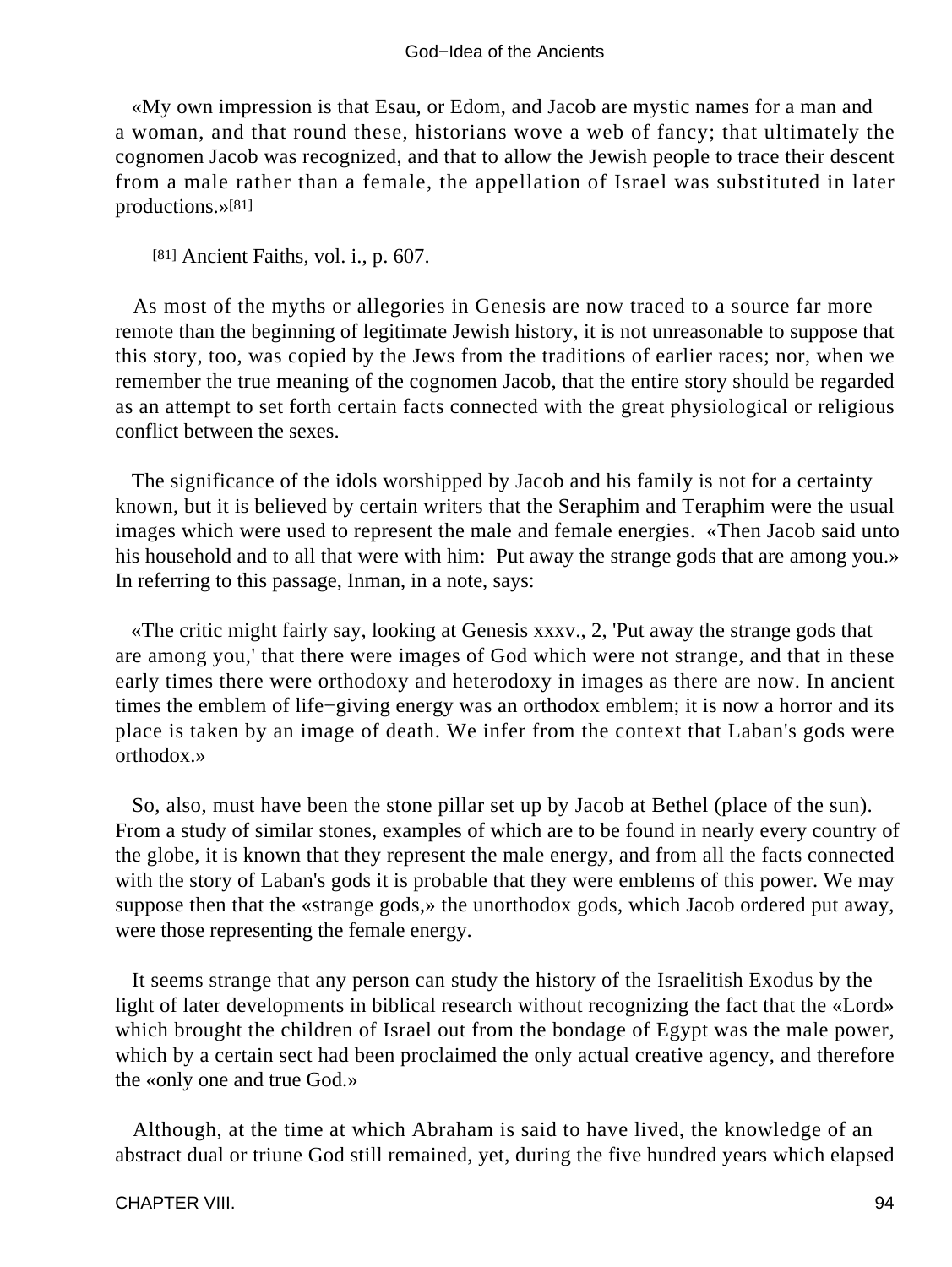«My own impression is that Esau, or Edom, and Jacob are mystic names for a man and a woman, and that round these, historians wove a web of fancy; that ultimately the cognomen Jacob was recognized, and that to allow the Jewish people to trace their descent from a male rather than a female, the appellation of Israel was substituted in later productions.»[81]

[81] Ancient Faiths, vol. i., p. 607.

As most of the myths or allegories in Genesis are now traced to a source far more remote than the beginning of legitimate Jewish history, it is not unreasonable to suppose that this story, too, was copied by the Jews from the traditions of earlier races; nor, when we remember the true meaning of the cognomen Jacob, that the entire story should be regarded as an attempt to set forth certain facts connected with the great physiological or religious conflict between the sexes.

The significance of the idols worshipped by Jacob and his family is not for a certainty known, but it is believed by certain writers that the Seraphim and Teraphim were the usual images which were used to represent the male and female energies. «Then Jacob said unto his household and to all that were with him: Put away the strange gods that are among you.» In referring to this passage, Inman, in a note, says:

«The critic might fairly say, looking at Genesis xxxv., 2, 'Put away the strange gods that are among you,' that there were images of God which were not strange, and that in these early times there were orthodoxy and heterodoxy in images as there are now. In ancient times the emblem of life−giving energy was an orthodox emblem; it is now a horror and its place is taken by an image of death. We infer from the context that Laban's gods were orthodox.»

So, also, must have been the stone pillar set up by Jacob at Bethel (place of the sun). From a study of similar stones, examples of which are to be found in nearly every country of the globe, it is known that they represent the male energy, and from all the facts connected with the story of Laban's gods it is probable that they were emblems of this power. We may suppose then that the «strange gods,» the unorthodox gods, which Jacob ordered put away, were those representing the female energy.

It seems strange that any person can study the history of the Israelitish Exodus by the light of later developments in biblical research without recognizing the fact that the «Lord» which brought the children of Israel out from the bondage of Egypt was the male power, which by a certain sect had been proclaimed the only actual creative agency, and therefore the «only one and true God.»

Although, at the time at which Abraham is said to have lived, the knowledge of an abstract dual or triune God still remained, yet, during the five hundred years which elapsed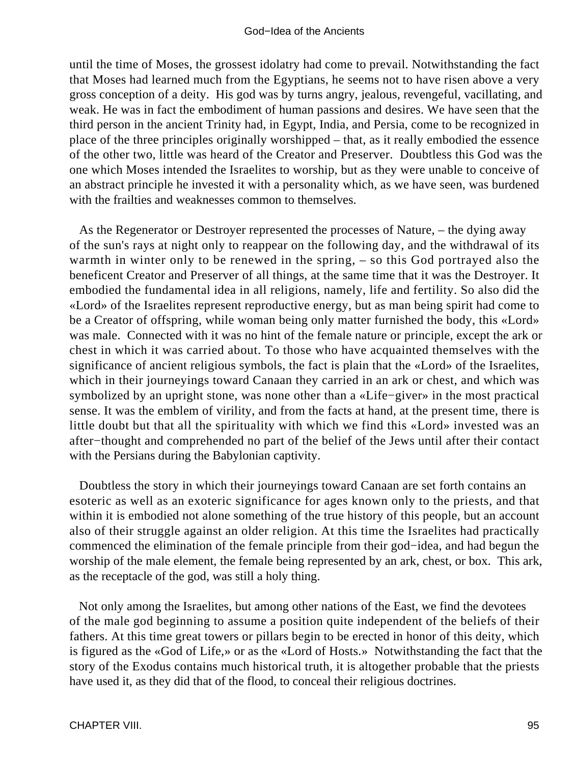until the time of Moses, the grossest idolatry had come to prevail. Notwithstanding the fact that Moses had learned much from the Egyptians, he seems not to have risen above a very gross conception of a deity. His god was by turns angry, jealous, revengeful, vacillating, and weak. He was in fact the embodiment of human passions and desires. We have seen that the third person in the ancient Trinity had, in Egypt, India, and Persia, come to be recognized in place of the three principles originally worshipped – that, as it really embodied the essence of the other two, little was heard of the Creator and Preserver. Doubtless this God was the one which Moses intended the Israelites to worship, but as they were unable to conceive of an abstract principle he invested it with a personality which, as we have seen, was burdened with the frailties and weaknesses common to themselves.

As the Regenerator or Destroyer represented the processes of Nature, – the dying away of the sun's rays at night only to reappear on the following day, and the withdrawal of its warmth in winter only to be renewed in the spring, – so this God portrayed also the beneficent Creator and Preserver of all things, at the same time that it was the Destroyer. It embodied the fundamental idea in all religions, namely, life and fertility. So also did the «Lord» of the Israelites represent reproductive energy, but as man being spirit had come to be a Creator of offspring, while woman being only matter furnished the body, this «Lord» was male. Connected with it was no hint of the female nature or principle, except the ark or chest in which it was carried about. To those who have acquainted themselves with the significance of ancient religious symbols, the fact is plain that the «Lord» of the Israelites, which in their journeyings toward Canaan they carried in an ark or chest, and which was symbolized by an upright stone, was none other than a «Life−giver» in the most practical sense. It was the emblem of virility, and from the facts at hand, at the present time, there is little doubt but that all the spirituality with which we find this «Lord» invested was an after−thought and comprehended no part of the belief of the Jews until after their contact with the Persians during the Babylonian captivity.

Doubtless the story in which their journeyings toward Canaan are set forth contains an esoteric as well as an exoteric significance for ages known only to the priests, and that within it is embodied not alone something of the true history of this people, but an account also of their struggle against an older religion. At this time the Israelites had practically commenced the elimination of the female principle from their god−idea, and had begun the worship of the male element, the female being represented by an ark, chest, or box. This ark, as the receptacle of the god, was still a holy thing.

Not only among the Israelites, but among other nations of the East, we find the devotees of the male god beginning to assume a position quite independent of the beliefs of their fathers. At this time great towers or pillars begin to be erected in honor of this deity, which is figured as the «God of Life,» or as the «Lord of Hosts.» Notwithstanding the fact that the story of the Exodus contains much historical truth, it is altogether probable that the priests have used it, as they did that of the flood, to conceal their religious doctrines.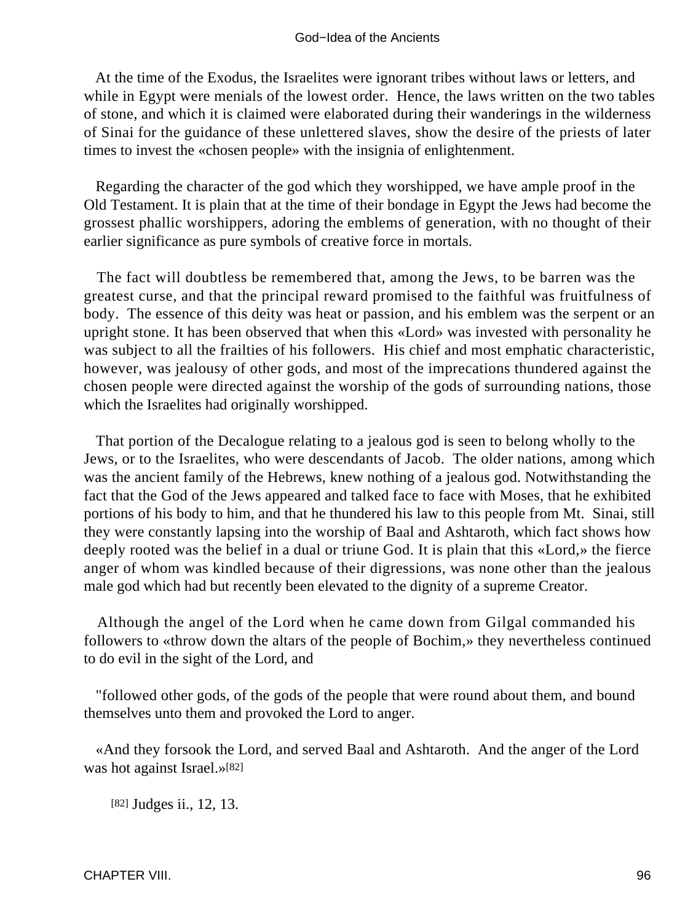At the time of the Exodus, the Israelites were ignorant tribes without laws or letters, and while in Egypt were menials of the lowest order. Hence, the laws written on the two tables of stone, and which it is claimed were elaborated during their wanderings in the wilderness of Sinai for the guidance of these unlettered slaves, show the desire of the priests of later times to invest the «chosen people» with the insignia of enlightenment.

Regarding the character of the god which they worshipped, we have ample proof in the Old Testament. It is plain that at the time of their bondage in Egypt the Jews had become the grossest phallic worshippers, adoring the emblems of generation, with no thought of their earlier significance as pure symbols of creative force in mortals.

The fact will doubtless be remembered that, among the Jews, to be barren was the greatest curse, and that the principal reward promised to the faithful was fruitfulness of body. The essence of this deity was heat or passion, and his emblem was the serpent or an upright stone. It has been observed that when this «Lord» was invested with personality he was subject to all the frailties of his followers. His chief and most emphatic characteristic, however, was jealousy of other gods, and most of the imprecations thundered against the chosen people were directed against the worship of the gods of surrounding nations, those which the Israelites had originally worshipped.

That portion of the Decalogue relating to a jealous god is seen to belong wholly to the Jews, or to the Israelites, who were descendants of Jacob. The older nations, among which was the ancient family of the Hebrews, knew nothing of a jealous god. Notwithstanding the fact that the God of the Jews appeared and talked face to face with Moses, that he exhibited portions of his body to him, and that he thundered his law to this people from Mt. Sinai, still they were constantly lapsing into the worship of Baal and Ashtaroth, which fact shows how deeply rooted was the belief in a dual or triune God. It is plain that this «Lord,» the fierce anger of whom was kindled because of their digressions, was none other than the jealous male god which had but recently been elevated to the dignity of a supreme Creator.

Although the angel of the Lord when he came down from Gilgal commanded his followers to «throw down the altars of the people of Bochim,» they nevertheless continued to do evil in the sight of the Lord, and

"followed other gods, of the gods of the people that were round about them, and bound themselves unto them and provoked the Lord to anger.

«And they forsook the Lord, and served Baal and Ashtaroth. And the anger of the Lord was hot against Israel.»[82]

[82] Judges ii., 12, 13.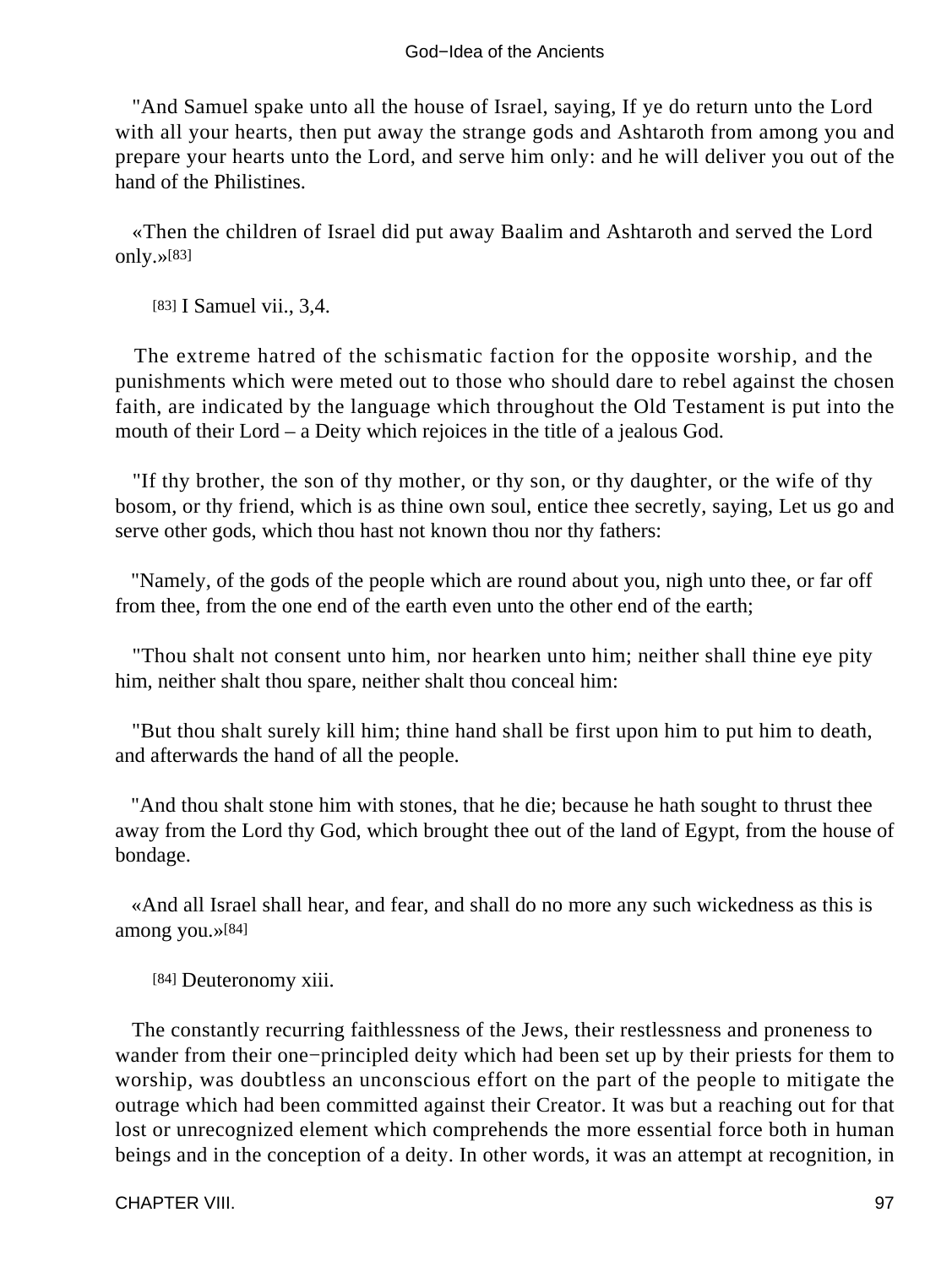"And Samuel spake unto all the house of Israel, saying, If ye do return unto the Lord with all your hearts, then put away the strange gods and Ashtaroth from among you and prepare your hearts unto the Lord, and serve him only: and he will deliver you out of the hand of the Philistines.

«Then the children of Israel did put away Baalim and Ashtaroth and served the Lord only.»[83]

[83] I Samuel vii., 3,4.

The extreme hatred of the schismatic faction for the opposite worship, and the punishments which were meted out to those who should dare to rebel against the chosen faith, are indicated by the language which throughout the Old Testament is put into the mouth of their Lord – a Deity which rejoices in the title of a jealous God.

"If thy brother, the son of thy mother, or thy son, or thy daughter, or the wife of thy bosom, or thy friend, which is as thine own soul, entice thee secretly, saying, Let us go and serve other gods, which thou hast not known thou nor thy fathers:

"Namely, of the gods of the people which are round about you, nigh unto thee, or far off from thee, from the one end of the earth even unto the other end of the earth;

"Thou shalt not consent unto him, nor hearken unto him; neither shall thine eye pity him, neither shalt thou spare, neither shalt thou conceal him:

"But thou shalt surely kill him; thine hand shall be first upon him to put him to death, and afterwards the hand of all the people.

"And thou shalt stone him with stones, that he die; because he hath sought to thrust thee away from the Lord thy God, which brought thee out of the land of Egypt, from the house of bondage.

«And all Israel shall hear, and fear, and shall do no more any such wickedness as this is among you.»[84]

[84] Deuteronomy xiii.

The constantly recurring faithlessness of the Jews, their restlessness and proneness to wander from their one−principled deity which had been set up by their priests for them to worship, was doubtless an unconscious effort on the part of the people to mitigate the outrage which had been committed against their Creator. It was but a reaching out for that lost or unrecognized element which comprehends the more essential force both in human beings and in the conception of a deity. In other words, it was an attempt at recognition, in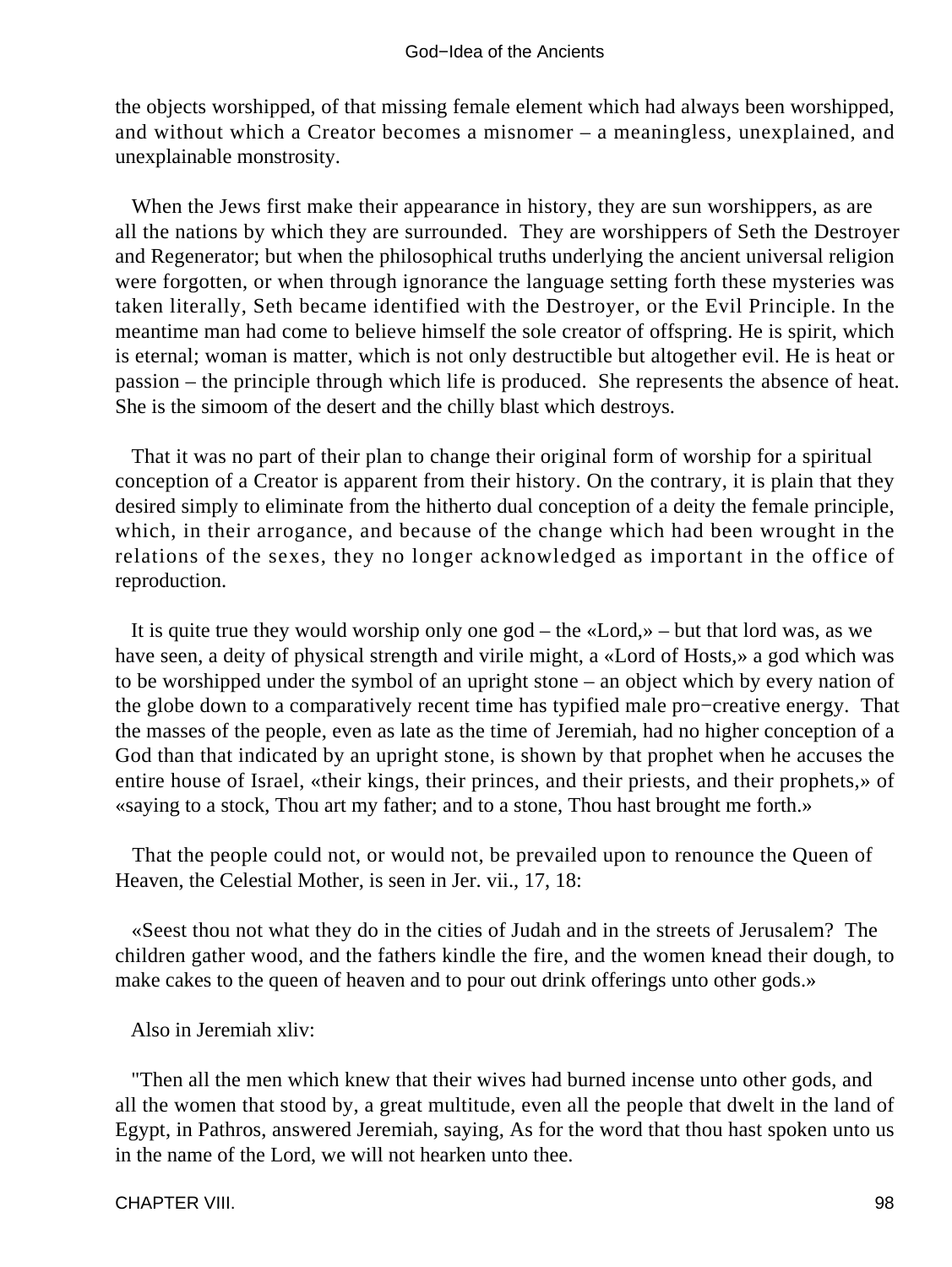the objects worshipped, of that missing female element which had always been worshipped, and without which a Creator becomes a misnomer – a meaningless, unexplained, and unexplainable monstrosity.

When the Jews first make their appearance in history, they are sun worshippers, as are all the nations by which they are surrounded. They are worshippers of Seth the Destroyer and Regenerator; but when the philosophical truths underlying the ancient universal religion were forgotten, or when through ignorance the language setting forth these mysteries was taken literally, Seth became identified with the Destroyer, or the Evil Principle. In the meantime man had come to believe himself the sole creator of offspring. He is spirit, which is eternal; woman is matter, which is not only destructible but altogether evil. He is heat or passion – the principle through which life is produced. She represents the absence of heat. She is the simoom of the desert and the chilly blast which destroys.

That it was no part of their plan to change their original form of worship for a spiritual conception of a Creator is apparent from their history. On the contrary, it is plain that they desired simply to eliminate from the hitherto dual conception of a deity the female principle, which, in their arrogance, and because of the change which had been wrought in the relations of the sexes, they no longer acknowledged as important in the office of reproduction.

It is quite true they would worship only one god – the «Lord,» – but that lord was, as we have seen, a deity of physical strength and virile might, a «Lord of Hosts,» a god which was to be worshipped under the symbol of an upright stone – an object which by every nation of the globe down to a comparatively recent time has typified male pro−creative energy. That the masses of the people, even as late as the time of Jeremiah, had no higher conception of a God than that indicated by an upright stone, is shown by that prophet when he accuses the entire house of Israel, «their kings, their princes, and their priests, and their prophets,» of «saying to a stock, Thou art my father; and to a stone, Thou hast brought me forth.»

That the people could not, or would not, be prevailed upon to renounce the Queen of Heaven, the Celestial Mother, is seen in Jer. vii., 17, 18:

«Seest thou not what they do in the cities of Judah and in the streets of Jerusalem? The children gather wood, and the fathers kindle the fire, and the women knead their dough, to make cakes to the queen of heaven and to pour out drink offerings unto other gods.»

Also in Jeremiah xliv:

"Then all the men which knew that their wives had burned incense unto other gods, and all the women that stood by, a great multitude, even all the people that dwelt in the land of Egypt, in Pathros, answered Jeremiah, saying, As for the word that thou hast spoken unto us in the name of the Lord, we will not hearken unto thee.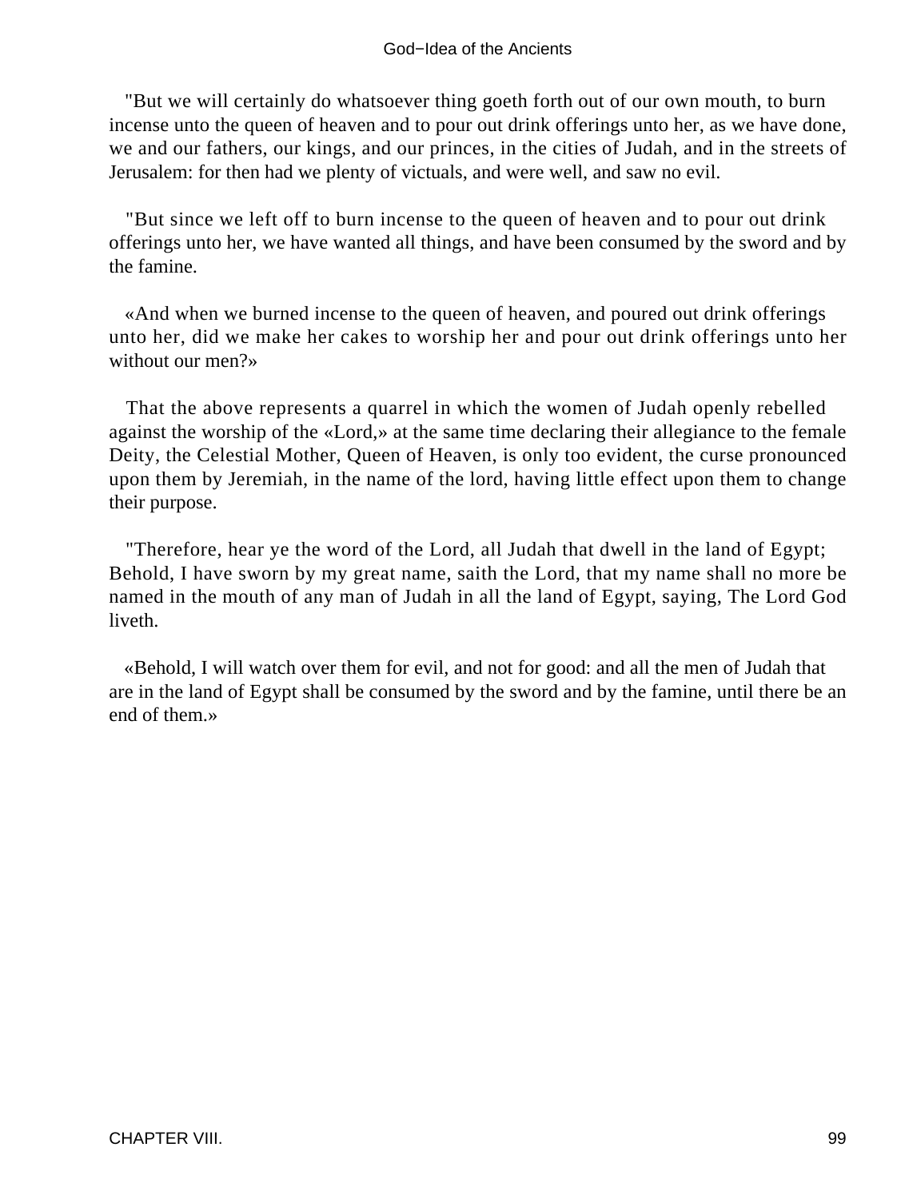"But we will certainly do whatsoever thing goeth forth out of our own mouth, to burn incense unto the queen of heaven and to pour out drink offerings unto her, as we have done, we and our fathers, our kings, and our princes, in the cities of Judah, and in the streets of Jerusalem: for then had we plenty of victuals, and were well, and saw no evil.

"But since we left off to burn incense to the queen of heaven and to pour out drink offerings unto her, we have wanted all things, and have been consumed by the sword and by the famine.

«And when we burned incense to the queen of heaven, and poured out drink offerings unto her, did we make her cakes to worship her and pour out drink offerings unto her without our men?»

That the above represents a quarrel in which the women of Judah openly rebelled against the worship of the «Lord,» at the same time declaring their allegiance to the female Deity, the Celestial Mother, Queen of Heaven, is only too evident, the curse pronounced upon them by Jeremiah, in the name of the lord, having little effect upon them to change their purpose.

"Therefore, hear ye the word of the Lord, all Judah that dwell in the land of Egypt; Behold, I have sworn by my great name, saith the Lord, that my name shall no more be named in the mouth of any man of Judah in all the land of Egypt, saying, The Lord God liveth.

«Behold, I will watch over them for evil, and not for good: and all the men of Judah that are in the land of Egypt shall be consumed by the sword and by the famine, until there be an end of them.»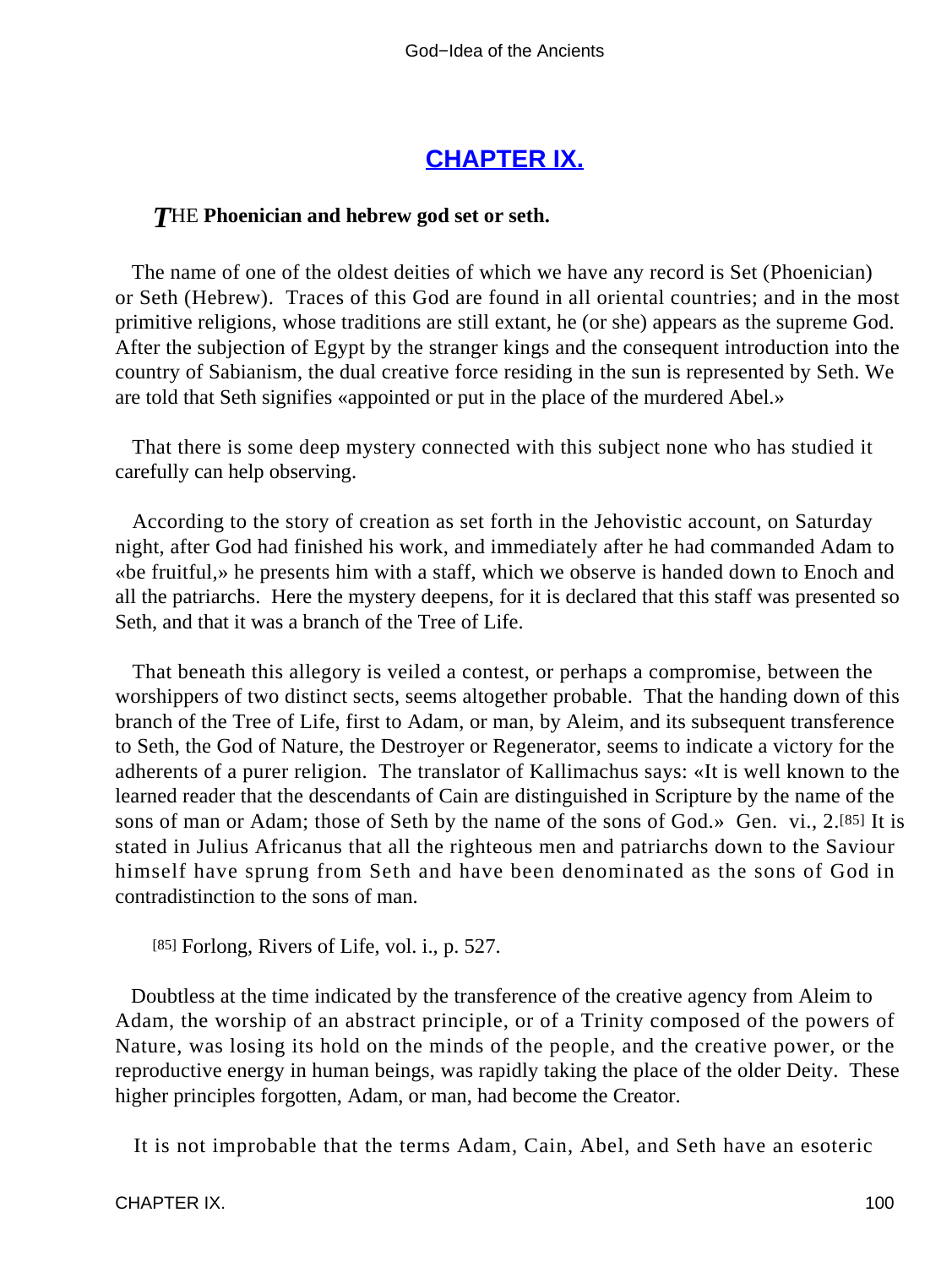## CHAPTER IX.

***T*HE Phoenician and hebrew god set or seth.**

The name of one of the oldest deities of which we have any record is Set (Phoenician) or Seth (Hebrew). Traces of this God are found in all oriental countries; and in the most primitive religions, whose traditions are still extant, he (or she) appears as the supreme God. After the subjection of Egypt by the stranger kings and the consequent introduction into the country of Sabianism, the dual creative force residing in the sun is represented by Seth. We are told that Seth signifies «appointed or put in the place of the murdered Abel.»

That there is some deep mystery connected with this subject none who has studied it carefully can help observing.

According to the story of creation as set forth in the Jehovistic account, on Saturday night, after God had finished his work, and immediately after he had commanded Adam to «be fruitful,» he presents him with a staff, which we observe is handed down to Enoch and all the patriarchs. Here the mystery deepens, for it is declared that this staff was presented so Seth, and that it was a branch of the Tree of Life.

That beneath this allegory is veiled a contest, or perhaps a compromise, between the worshippers of two distinct sects, seems altogether probable. That the handing down of this branch of the Tree of Life, first to Adam, or man, by Aleim, and its subsequent transference to Seth, the God of Nature, the Destroyer or Regenerator, seems to indicate a victory for the adherents of a purer religion. The translator of Kallimachus says: «It is well known to the learned reader that the descendants of Cain are distinguished in Scripture by the name of the sons of man or Adam; those of Seth by the name of the sons of God.» Gen. vi., 2.[85] It is stated in Julius Africanus that all the righteous men and patriarchs down to the Saviour himself have sprung from Seth and have been denominated as the sons of God in contradistinction to the sons of man.

[85] Forlong, Rivers of Life, vol. i., p. 527.

Doubtless at the time indicated by the transference of the creative agency from Aleim to Adam, the worship of an abstract principle, or of a Trinity composed of the powers of Nature, was losing its hold on the minds of the people, and the creative power, or the reproductive energy in human beings, was rapidly taking the place of the older Deity. These higher principles forgotten, Adam, or man, had become the Creator.

It is not improbable that the terms Adam, Cain, Abel, and Seth have an esoteric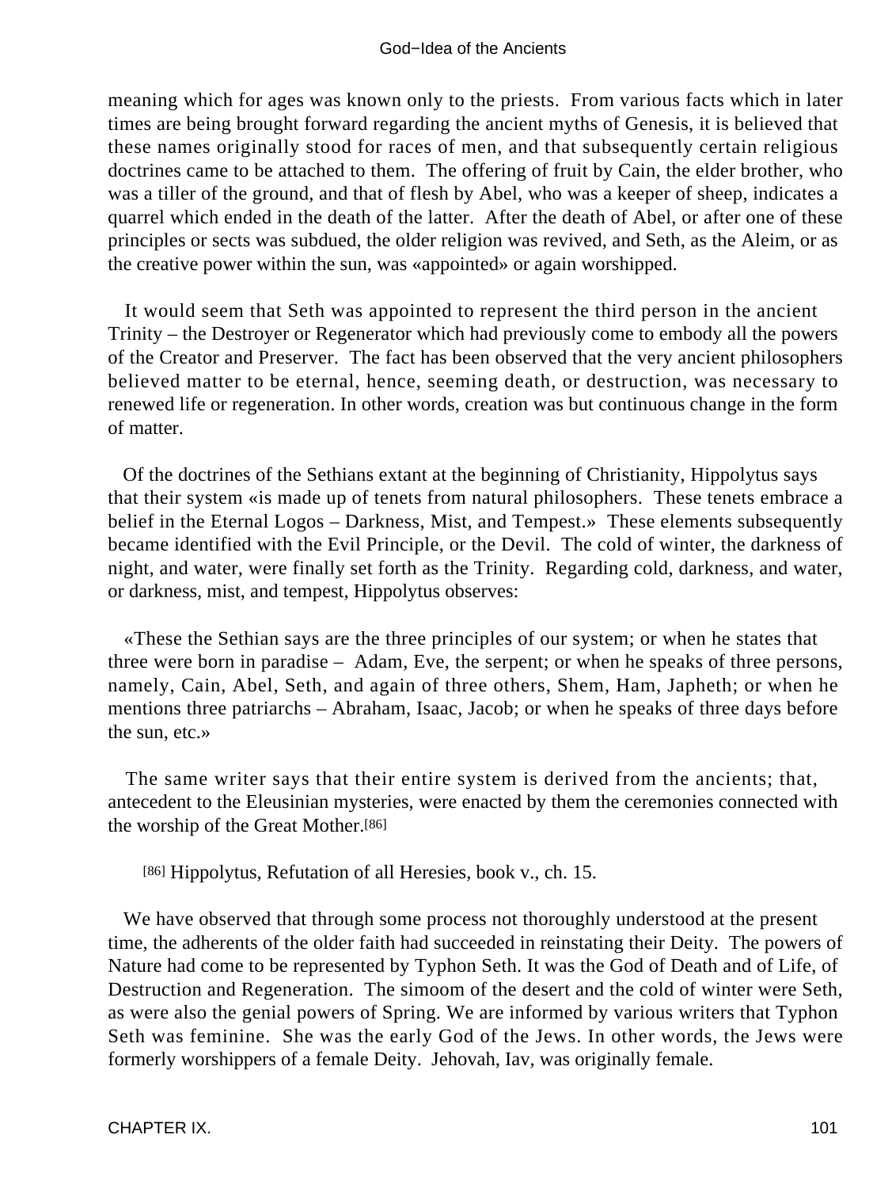meaning which for ages was known only to the priests. From various facts which in later times are being brought forward regarding the ancient myths of Genesis, it is believed that these names originally stood for races of men, and that subsequently certain religious doctrines came to be attached to them. The offering of fruit by Cain, the elder brother, who was a tiller of the ground, and that of flesh by Abel, who was a keeper of sheep, indicates a quarrel which ended in the death of the latter. After the death of Abel, or after one of these principles or sects was subdued, the older religion was revived, and Seth, as the Aleim, or as the creative power within the sun, was «appointed» or again worshipped.

It would seem that Seth was appointed to represent the third person in the ancient Trinity – the Destroyer or Regenerator which had previously come to embody all the powers of the Creator and Preserver. The fact has been observed that the very ancient philosophers believed matter to be eternal, hence, seeming death, or destruction, was necessary to renewed life or regeneration. In other words, creation was but continuous change in the form of matter.

Of the doctrines of the Sethians extant at the beginning of Christianity, Hippolytus says that their system «is made up of tenets from natural philosophers. These tenets embrace a belief in the Eternal Logos – Darkness, Mist, and Tempest.» These elements subsequently became identified with the Evil Principle, or the Devil. The cold of winter, the darkness of night, and water, were finally set forth as the Trinity. Regarding cold, darkness, and water, or darkness, mist, and tempest, Hippolytus observes:

«These the Sethian says are the three principles of our system; or when he states that three were born in paradise – Adam, Eve, the serpent; or when he speaks of three persons, namely, Cain, Abel, Seth, and again of three others, Shem, Ham, Japheth; or when he mentions three patriarchs – Abraham, Isaac, Jacob; or when he speaks of three days before the sun, etc.»

The same writer says that their entire system is derived from the ancients; that, antecedent to the Eleusinian mysteries, were enacted by them the ceremonies connected with the worship of the Great Mother.[86]

[86] Hippolytus, Refutation of all Heresies, book v., ch. 15.

We have observed that through some process not thoroughly understood at the present time, the adherents of the older faith had succeeded in reinstating their Deity. The powers of Nature had come to be represented by Typhon Seth. It was the God of Death and of Life, of Destruction and Regeneration. The simoom of the desert and the cold of winter were Seth, as were also the genial powers of Spring. We are informed by various writers that Typhon Seth was feminine. She was the early God of the Jews. In other words, the Jews were formerly worshippers of a female Deity. Jehovah, Iav, was originally female.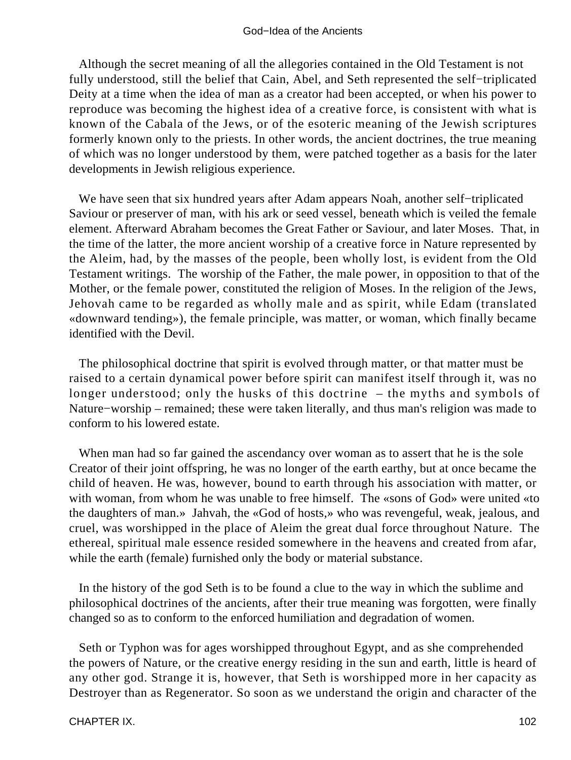Although the secret meaning of all the allegories contained in the Old Testament is not fully understood, still the belief that Cain, Abel, and Seth represented the self−triplicated Deity at a time when the idea of man as a creator had been accepted, or when his power to reproduce was becoming the highest idea of a creative force, is consistent with what is known of the Cabala of the Jews, or of the esoteric meaning of the Jewish scriptures formerly known only to the priests. In other words, the ancient doctrines, the true meaning of which was no longer understood by them, were patched together as a basis for the later developments in Jewish religious experience.

We have seen that six hundred years after Adam appears Noah, another self−triplicated Saviour or preserver of man, with his ark or seed vessel, beneath which is veiled the female element. Afterward Abraham becomes the Great Father or Saviour, and later Moses. That, in the time of the latter, the more ancient worship of a creative force in Nature represented by the Aleim, had, by the masses of the people, been wholly lost, is evident from the Old Testament writings. The worship of the Father, the male power, in opposition to that of the Mother, or the female power, constituted the religion of Moses. In the religion of the Jews, Jehovah came to be regarded as wholly male and as spirit, while Edam (translated «downward tending»), the female principle, was matter, or woman, which finally became identified with the Devil.

The philosophical doctrine that spirit is evolved through matter, or that matter must be raised to a certain dynamical power before spirit can manifest itself through it, was no longer understood; only the husks of this doctrine – the myths and symbols of Nature−worship – remained; these were taken literally, and thus man's religion was made to conform to his lowered estate.

When man had so far gained the ascendancy over woman as to assert that he is the sole Creator of their joint offspring, he was no longer of the earth earthy, but at once became the child of heaven. He was, however, bound to earth through his association with matter, or with woman, from whom he was unable to free himself. The «sons of God» were united «to the daughters of man.» Jahvah, the «God of hosts,» who was revengeful, weak, jealous, and cruel, was worshipped in the place of Aleim the great dual force throughout Nature. The ethereal, spiritual male essence resided somewhere in the heavens and created from afar, while the earth (female) furnished only the body or material substance.

In the history of the god Seth is to be found a clue to the way in which the sublime and philosophical doctrines of the ancients, after their true meaning was forgotten, were finally changed so as to conform to the enforced humiliation and degradation of women.

Seth or Typhon was for ages worshipped throughout Egypt, and as she comprehended the powers of Nature, or the creative energy residing in the sun and earth, little is heard of any other god. Strange it is, however, that Seth is worshipped more in her capacity as Destroyer than as Regenerator. So soon as we understand the origin and character of the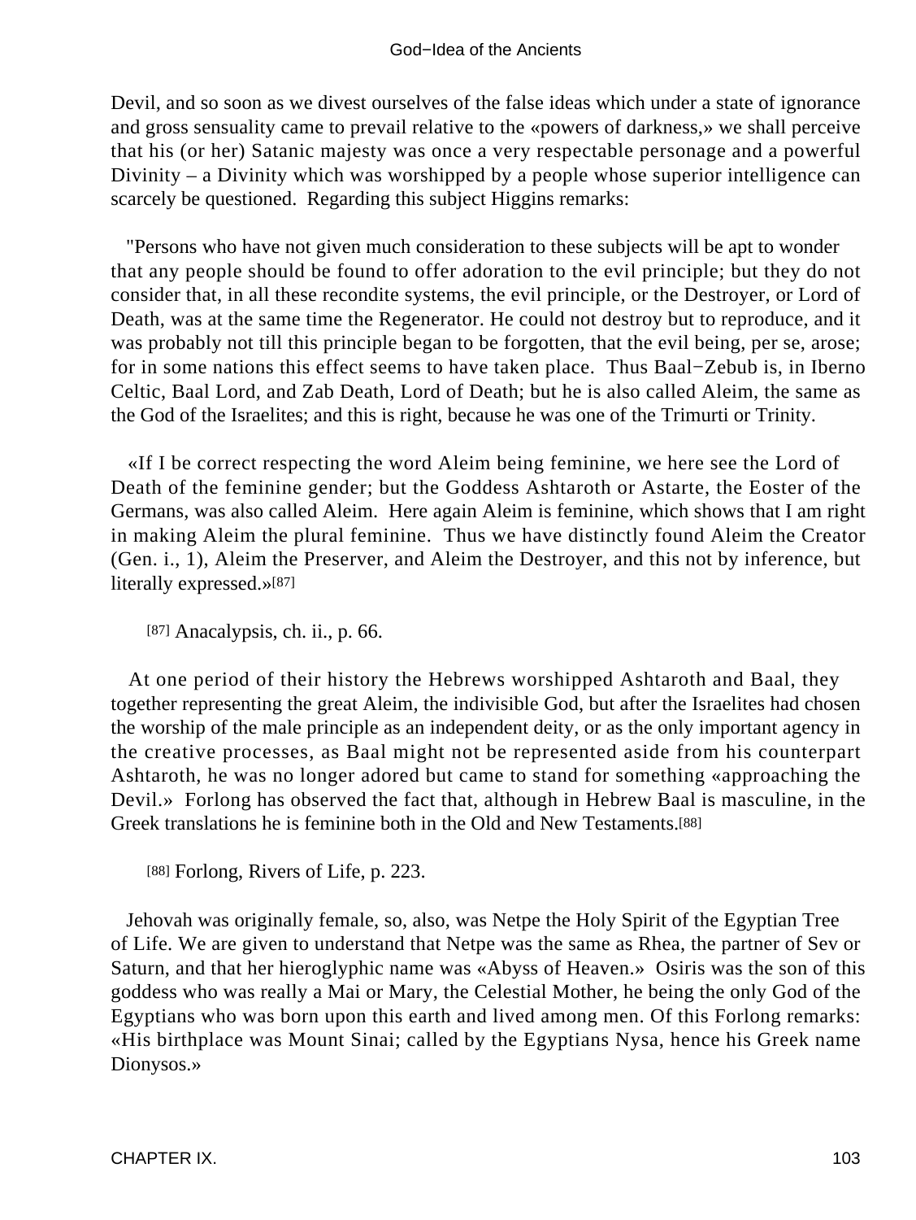Devil, and so soon as we divest ourselves of the false ideas which under a state of ignorance and gross sensuality came to prevail relative to the «powers of darkness,» we shall perceive that his (or her) Satanic majesty was once a very respectable personage and a powerful Divinity – a Divinity which was worshipped by a people whose superior intelligence can scarcely be questioned. Regarding this subject Higgins remarks:

"Persons who have not given much consideration to these subjects will be apt to wonder that any people should be found to offer adoration to the evil principle; but they do not consider that, in all these recondite systems, the evil principle, or the Destroyer, or Lord of Death, was at the same time the Regenerator. He could not destroy but to reproduce, and it was probably not till this principle began to be forgotten, that the evil being, per se, arose; for in some nations this effect seems to have taken place. Thus Baal−Zebub is, in Iberno Celtic, Baal Lord, and Zab Death, Lord of Death; but he is also called Aleim, the same as the God of the Israelites; and this is right, because he was one of the Trimurti or Trinity.

«If I be correct respecting the word Aleim being feminine, we here see the Lord of Death of the feminine gender; but the Goddess Ashtaroth or Astarte, the Eoster of the Germans, was also called Aleim. Here again Aleim is feminine, which shows that I am right in making Aleim the plural feminine. Thus we have distinctly found Aleim the Creator (Gen. i., 1), Aleim the Preserver, and Aleim the Destroyer, and this not by inference, but literally expressed.»[87]

[87] Anacalypsis, ch. ii., p. 66.

At one period of their history the Hebrews worshipped Ashtaroth and Baal, they together representing the great Aleim, the indivisible God, but after the Israelites had chosen the worship of the male principle as an independent deity, or as the only important agency in the creative processes, as Baal might not be represented aside from his counterpart Ashtaroth, he was no longer adored but came to stand for something «approaching the Devil.» Forlong has observed the fact that, although in Hebrew Baal is masculine, in the Greek translations he is feminine both in the Old and New Testaments.[88]

[88] Forlong, Rivers of Life, p. 223.

Jehovah was originally female, so, also, was Netpe the Holy Spirit of the Egyptian Tree of Life. We are given to understand that Netpe was the same as Rhea, the partner of Sev or Saturn, and that her hieroglyphic name was «Abyss of Heaven.» Osiris was the son of this goddess who was really a Mai or Mary, the Celestial Mother, he being the only God of the Egyptians who was born upon this earth and lived among men. Of this Forlong remarks: «His birthplace was Mount Sinai; called by the Egyptians Nysa, hence his Greek name Dionysos.»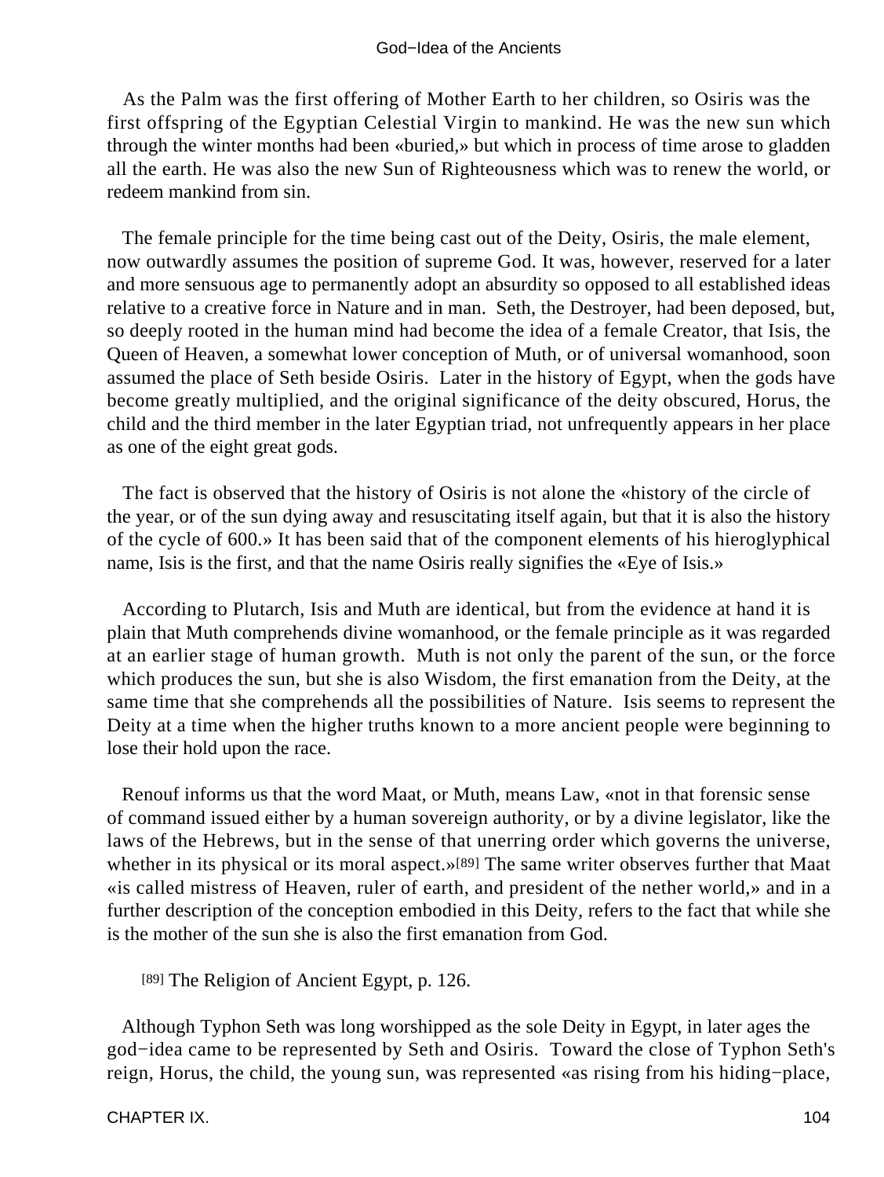As the Palm was the first offering of Mother Earth to her children, so Osiris was the first offspring of the Egyptian Celestial Virgin to mankind. He was the new sun which through the winter months had been «buried,» but which in process of time arose to gladden all the earth. He was also the new Sun of Righteousness which was to renew the world, or redeem mankind from sin.

The female principle for the time being cast out of the Deity, Osiris, the male element, now outwardly assumes the position of supreme God. It was, however, reserved for a later and more sensuous age to permanently adopt an absurdity so opposed to all established ideas relative to a creative force in Nature and in man. Seth, the Destroyer, had been deposed, but, so deeply rooted in the human mind had become the idea of a female Creator, that Isis, the Queen of Heaven, a somewhat lower conception of Muth, or of universal womanhood, soon assumed the place of Seth beside Osiris. Later in the history of Egypt, when the gods have become greatly multiplied, and the original significance of the deity obscured, Horus, the child and the third member in the later Egyptian triad, not unfrequently appears in her place as one of the eight great gods.

The fact is observed that the history of Osiris is not alone the «history of the circle of the year, or of the sun dying away and resuscitating itself again, but that it is also the history of the cycle of 600.» It has been said that of the component elements of his hieroglyphical name, Isis is the first, and that the name Osiris really signifies the «Eye of Isis.»

According to Plutarch, Isis and Muth are identical, but from the evidence at hand it is plain that Muth comprehends divine womanhood, or the female principle as it was regarded at an earlier stage of human growth. Muth is not only the parent of the sun, or the force which produces the sun, but she is also Wisdom, the first emanation from the Deity, at the same time that she comprehends all the possibilities of Nature. Isis seems to represent the Deity at a time when the higher truths known to a more ancient people were beginning to lose their hold upon the race.

Renouf informs us that the word Maat, or Muth, means Law, «not in that forensic sense of command issued either by a human sovereign authority, or by a divine legislator, like the laws of the Hebrews, but in the sense of that unerring order which governs the universe, whether in its physical or its moral aspect.»[89] The same writer observes further that Maat «is called mistress of Heaven, ruler of earth, and president of the nether world,» and in a further description of the conception embodied in this Deity, refers to the fact that while she is the mother of the sun she is also the first emanation from God.

[89] The Religion of Ancient Egypt, p. 126.

Although Typhon Seth was long worshipped as the sole Deity in Egypt, in later ages the god−idea came to be represented by Seth and Osiris. Toward the close of Typhon Seth's reign, Horus, the child, the young sun, was represented «as rising from his hiding−place,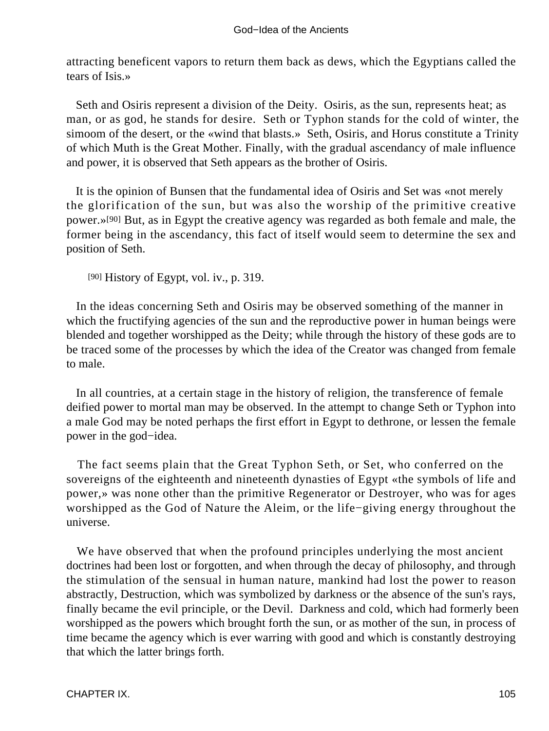attracting beneficent vapors to return them back as dews, which the Egyptians called the tears of Isis.»

Seth and Osiris represent a division of the Deity. Osiris, as the sun, represents heat; as man, or as god, he stands for desire. Seth or Typhon stands for the cold of winter, the simoom of the desert, or the «wind that blasts.» Seth, Osiris, and Horus constitute a Trinity of which Muth is the Great Mother. Finally, with the gradual ascendancy of male influence and power, it is observed that Seth appears as the brother of Osiris.

It is the opinion of Bunsen that the fundamental idea of Osiris and Set was «not merely the glorification of the sun, but was also the worship of the primitive creative power.»[90] But, as in Egypt the creative agency was regarded as both female and male, the former being in the ascendancy, this fact of itself would seem to determine the sex and position of Seth.

[90] History of Egypt, vol. iv., p. 319.

In the ideas concerning Seth and Osiris may be observed something of the manner in which the fructifying agencies of the sun and the reproductive power in human beings were blended and together worshipped as the Deity; while through the history of these gods are to be traced some of the processes by which the idea of the Creator was changed from female to male.

In all countries, at a certain stage in the history of religion, the transference of female deified power to mortal man may be observed. In the attempt to change Seth or Typhon into a male God may be noted perhaps the first effort in Egypt to dethrone, or lessen the female power in the god−idea.

The fact seems plain that the Great Typhon Seth, or Set, who conferred on the sovereigns of the eighteenth and nineteenth dynasties of Egypt «the symbols of life and power,» was none other than the primitive Regenerator or Destroyer, who was for ages worshipped as the God of Nature the Aleim, or the life−giving energy throughout the universe.

We have observed that when the profound principles underlying the most ancient doctrines had been lost or forgotten, and when through the decay of philosophy, and through the stimulation of the sensual in human nature, mankind had lost the power to reason abstractly, Destruction, which was symbolized by darkness or the absence of the sun's rays, finally became the evil principle, or the Devil. Darkness and cold, which had formerly been worshipped as the powers which brought forth the sun, or as mother of the sun, in process of time became the agency which is ever warring with good and which is constantly destroying that which the latter brings forth.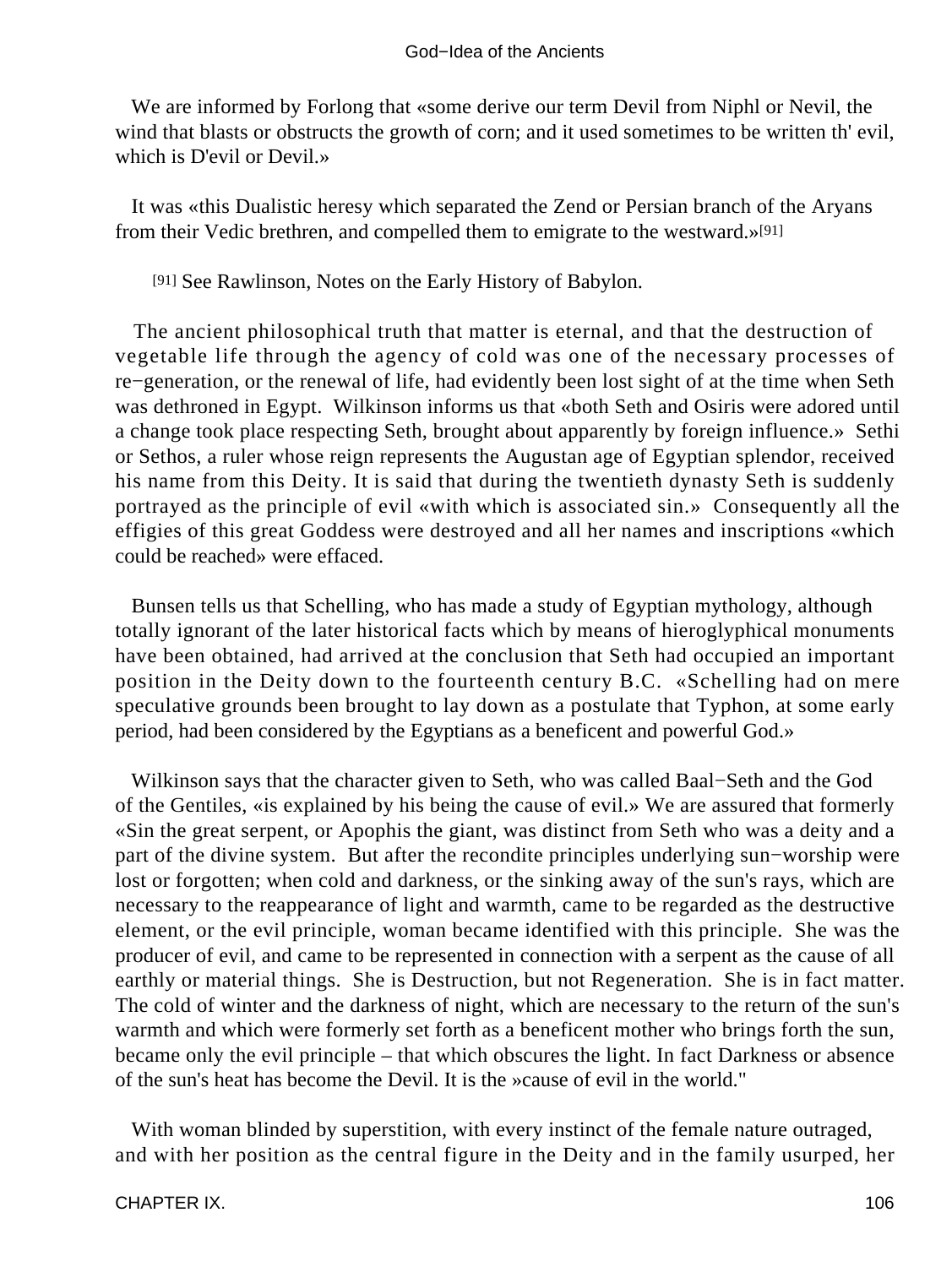We are informed by Forlong that «some derive our term Devil from Niphl or Nevil, the wind that blasts or obstructs the growth of corn; and it used sometimes to be written th' evil, which is D'evil or Devil.»

It was «this Dualistic heresy which separated the Zend or Persian branch of the Aryans from their Vedic brethren, and compelled them to emigrate to the westward.»[91]

[91] See Rawlinson, Notes on the Early History of Babylon.

The ancient philosophical truth that matter is eternal, and that the destruction of vegetable life through the agency of cold was one of the necessary processes of re−generation, or the renewal of life, had evidently been lost sight of at the time when Seth was dethroned in Egypt. Wilkinson informs us that «both Seth and Osiris were adored until a change took place respecting Seth, brought about apparently by foreign influence.» Sethi or Sethos, a ruler whose reign represents the Augustan age of Egyptian splendor, received his name from this Deity. It is said that during the twentieth dynasty Seth is suddenly portrayed as the principle of evil «with which is associated sin.» Consequently all the effigies of this great Goddess were destroyed and all her names and inscriptions «which could be reached» were effaced.

Bunsen tells us that Schelling, who has made a study of Egyptian mythology, although totally ignorant of the later historical facts which by means of hieroglyphical monuments have been obtained, had arrived at the conclusion that Seth had occupied an important position in the Deity down to the fourteenth century B.C. «Schelling had on mere speculative grounds been brought to lay down as a postulate that Typhon, at some early period, had been considered by the Egyptians as a beneficent and powerful God.»

Wilkinson says that the character given to Seth, who was called Baal−Seth and the God of the Gentiles, «is explained by his being the cause of evil.» We are assured that formerly «Sin the great serpent, or Apophis the giant, was distinct from Seth who was a deity and a part of the divine system. But after the recondite principles underlying sun−worship were lost or forgotten; when cold and darkness, or the sinking away of the sun's rays, which are necessary to the reappearance of light and warmth, came to be regarded as the destructive element, or the evil principle, woman became identified with this principle. She was the producer of evil, and came to be represented in connection with a serpent as the cause of all earthly or material things. She is Destruction, but not Regeneration. She is in fact matter. The cold of winter and the darkness of night, which are necessary to the return of the sun's warmth and which were formerly set forth as a beneficent mother who brings forth the sun, became only the evil principle – that which obscures the light. In fact Darkness or absence of the sun's heat has become the Devil. It is the »cause of evil in the world."

With woman blinded by superstition, with every instinct of the female nature outraged, and with her position as the central figure in the Deity and in the family usurped, her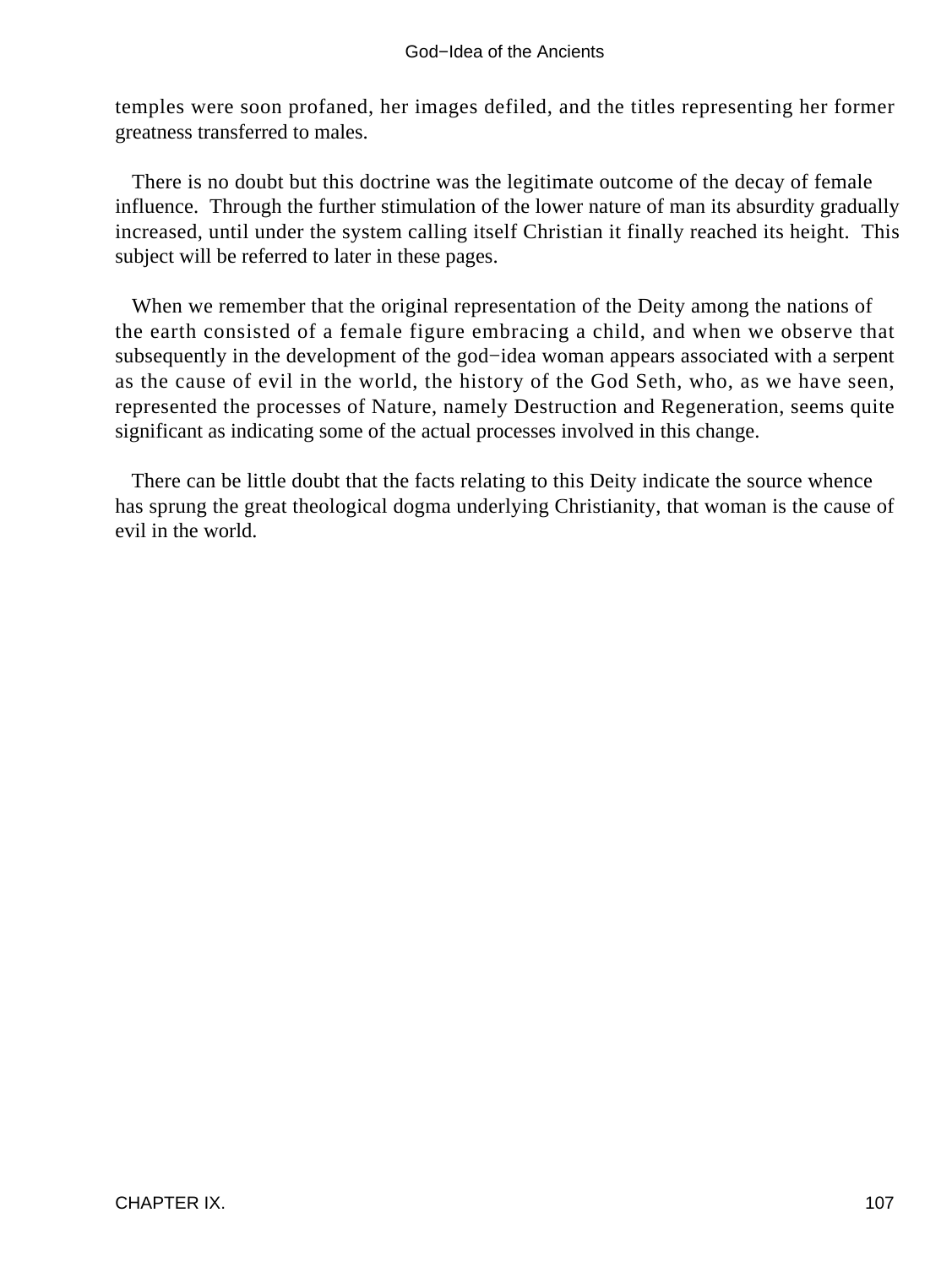temples were soon profaned, her images defiled, and the titles representing her former greatness transferred to males.

There is no doubt but this doctrine was the legitimate outcome of the decay of female influence. Through the further stimulation of the lower nature of man its absurdity gradually increased, until under the system calling itself Christian it finally reached its height. This subject will be referred to later in these pages.

When we remember that the original representation of the Deity among the nations of the earth consisted of a female figure embracing a child, and when we observe that subsequently in the development of the god−idea woman appears associated with a serpent as the cause of evil in the world, the history of the God Seth, who, as we have seen, represented the processes of Nature, namely Destruction and Regeneration, seems quite significant as indicating some of the actual processes involved in this change.

There can be little doubt that the facts relating to this Deity indicate the source whence has sprung the great theological dogma underlying Christianity, that woman is the cause of evil in the world.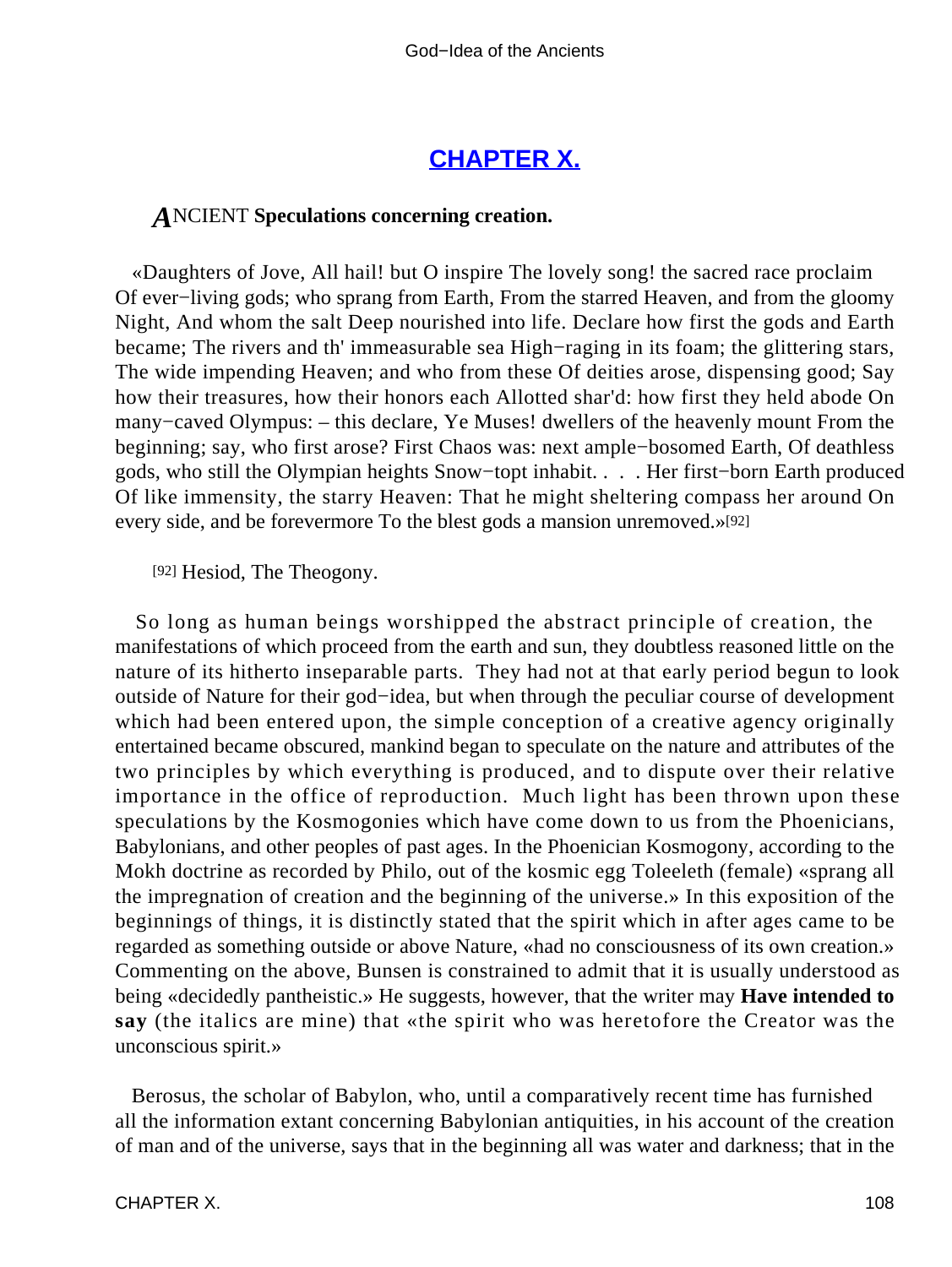## CHAPTER X.

***A***NCIENT **Speculations concerning creation.**

«Daughters of Jove, All hail! but O inspire The lovely song! the sacred race proclaim Of ever−living gods; who sprang from Earth, From the starred Heaven, and from the gloomy Night, And whom the salt Deep nourished into life. Declare how first the gods and Earth became; The rivers and th' immeasurable sea High−raging in its foam; the glittering stars, The wide impending Heaven; and who from these Of deities arose, dispensing good; Say how their treasures, how their honors each Allotted shar'd: how first they held abode On many−caved Olympus: – this declare, Ye Muses! dwellers of the heavenly mount From the beginning; say, who first arose? First Chaos was: next ample−bosomed Earth, Of deathless gods, who still the Olympian heights Snow−topt inhabit. . . . Her first−born Earth produced Of like immensity, the starry Heaven: That he might sheltering compass her around On every side, and be forevermore To the blest gods a mansion unremoved.»[92]

[92] Hesiod, The Theogony.

So long as human beings worshipped the abstract principle of creation, the manifestations of which proceed from the earth and sun, they doubtless reasoned little on the nature of its hitherto inseparable parts. They had not at that early period begun to look outside of Nature for their god−idea, but when through the peculiar course of development which had been entered upon, the simple conception of a creative agency originally entertained became obscured, mankind began to speculate on the nature and attributes of the two principles by which everything is produced, and to dispute over their relative importance in the office of reproduction. Much light has been thrown upon these speculations by the Kosmogonies which have come down to us from the Phoenicians, Babylonians, and other peoples of past ages. In the Phoenician Kosmogony, according to the Mokh doctrine as recorded by Philo, out of the kosmic egg Toleeleth (female) «sprang all the impregnation of creation and the beginning of the universe.» In this exposition of the beginnings of things, it is distinctly stated that the spirit which in after ages came to be regarded as something outside or above Nature, «had no consciousness of its own creation.» Commenting on the above, Bunsen is constrained to admit that it is usually understood as being «decidedly pantheistic.» He suggests, however, that the writer may **Have intended to say** (the italics are mine) that «the spirit who was heretofore the Creator was the unconscious spirit.»

Berosus, the scholar of Babylon, who, until a comparatively recent time has furnished all the information extant concerning Babylonian antiquities, in his account of the creation of man and of the universe, says that in the beginning all was water and darkness; that in the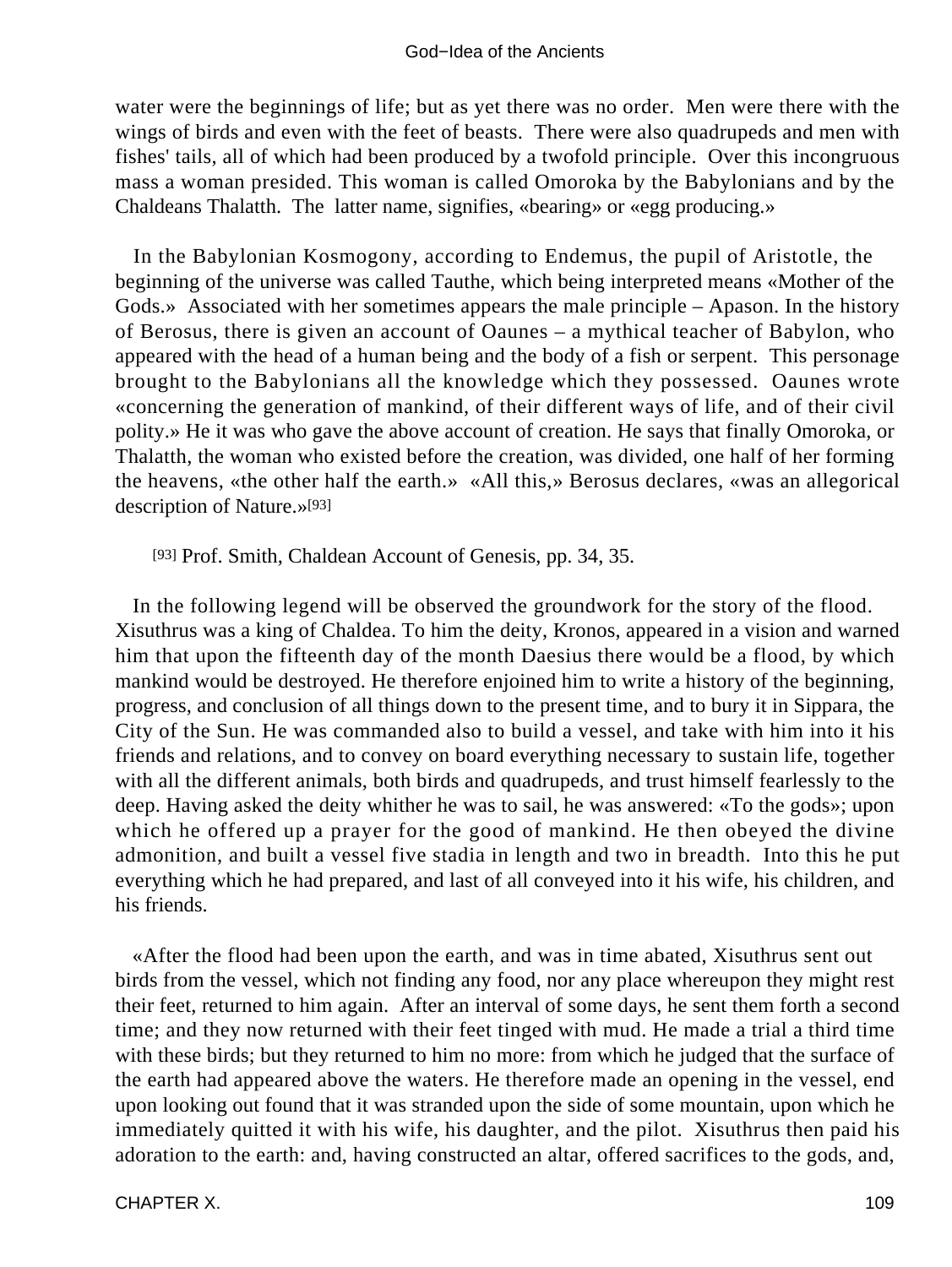water were the beginnings of life; but as yet there was no order. Men were there with the wings of birds and even with the feet of beasts. There were also quadrupeds and men with fishes' tails, all of which had been produced by a twofold principle. Over this incongruous mass a woman presided. This woman is called Omoroka by the Babylonians and by the Chaldeans Thalatth. The latter name, signifies, «bearing» or «egg producing.»

In the Babylonian Kosmogony, according to Endemus, the pupil of Aristotle, the beginning of the universe was called Tauthe, which being interpreted means «Mother of the Gods.» Associated with her sometimes appears the male principle – Apason. In the history of Berosus, there is given an account of Oaunes – a mythical teacher of Babylon, who appeared with the head of a human being and the body of a fish or serpent. This personage brought to the Babylonians all the knowledge which they possessed. Oaunes wrote «concerning the generation of mankind, of their different ways of life, and of their civil polity.» He it was who gave the above account of creation. He says that finally Omoroka, or Thalatth, the woman who existed before the creation, was divided, one half of her forming the heavens, «the other half the earth.» «All this,» Berosus declares, «was an allegorical description of Nature.»[93]

[93] Prof. Smith, Chaldean Account of Genesis, pp. 34, 35.

In the following legend will be observed the groundwork for the story of the flood. Xisuthrus was a king of Chaldea. To him the deity, Kronos, appeared in a vision and warned him that upon the fifteenth day of the month Daesius there would be a flood, by which mankind would be destroyed. He therefore enjoined him to write a history of the beginning, progress, and conclusion of all things down to the present time, and to bury it in Sippara, the City of the Sun. He was commanded also to build a vessel, and take with him into it his friends and relations, and to convey on board everything necessary to sustain life, together with all the different animals, both birds and quadrupeds, and trust himself fearlessly to the deep. Having asked the deity whither he was to sail, he was answered: «To the gods»; upon which he offered up a prayer for the good of mankind. He then obeyed the divine admonition, and built a vessel five stadia in length and two in breadth. Into this he put everything which he had prepared, and last of all conveyed into it his wife, his children, and his friends.

«After the flood had been upon the earth, and was in time abated, Xisuthrus sent out birds from the vessel, which not finding any food, nor any place whereupon they might rest their feet, returned to him again. After an interval of some days, he sent them forth a second time; and they now returned with their feet tinged with mud. He made a trial a third time with these birds; but they returned to him no more: from which he judged that the surface of the earth had appeared above the waters. He therefore made an opening in the vessel, end upon looking out found that it was stranded upon the side of some mountain, upon which he immediately quitted it with his wife, his daughter, and the pilot. Xisuthrus then paid his adoration to the earth: and, having constructed an altar, offered sacrifices to the gods, and,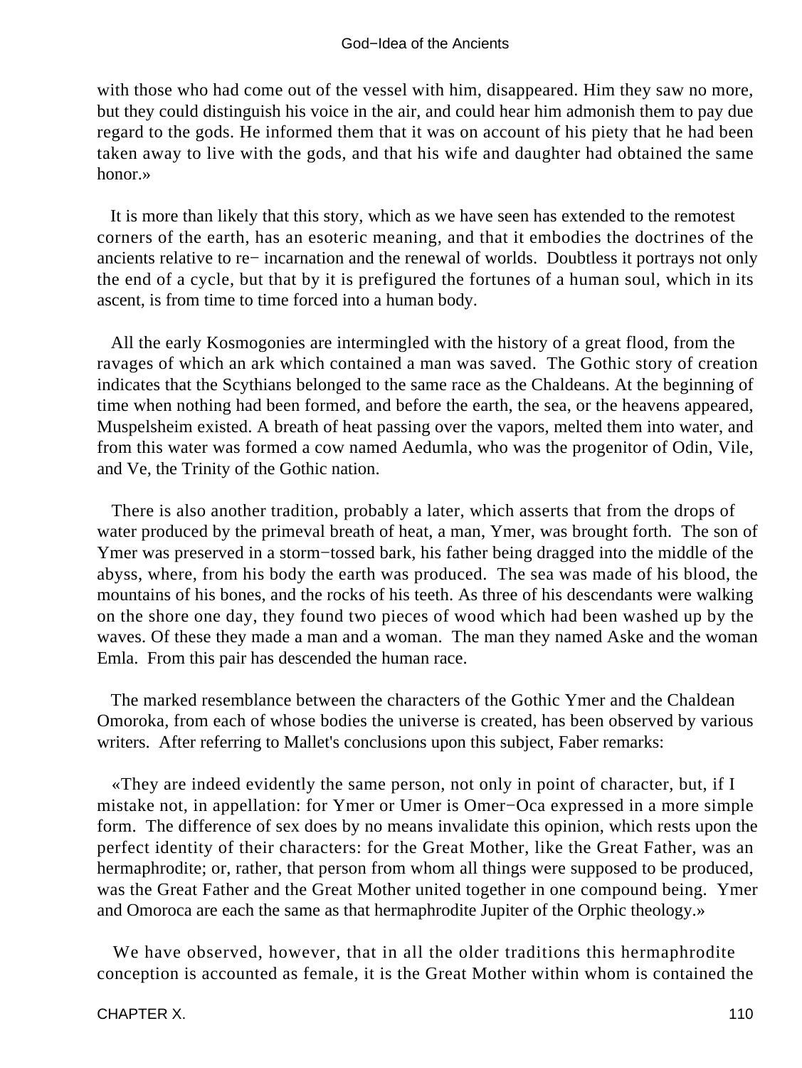with those who had come out of the vessel with him, disappeared. Him they saw no more, but they could distinguish his voice in the air, and could hear him admonish them to pay due regard to the gods. He informed them that it was on account of his piety that he had been taken away to live with the gods, and that his wife and daughter had obtained the same honor.»

It is more than likely that this story, which as we have seen has extended to the remotest corners of the earth, has an esoteric meaning, and that it embodies the doctrines of the ancients relative to re− incarnation and the renewal of worlds. Doubtless it portrays not only the end of a cycle, but that by it is prefigured the fortunes of a human soul, which in its ascent, is from time to time forced into a human body.

All the early Kosmogonies are intermingled with the history of a great flood, from the ravages of which an ark which contained a man was saved. The Gothic story of creation indicates that the Scythians belonged to the same race as the Chaldeans. At the beginning of time when nothing had been formed, and before the earth, the sea, or the heavens appeared, Muspelsheim existed. A breath of heat passing over the vapors, melted them into water, and from this water was formed a cow named Aedumla, who was the progenitor of Odin, Vile, and Ve, the Trinity of the Gothic nation.

There is also another tradition, probably a later, which asserts that from the drops of water produced by the primeval breath of heat, a man, Ymer, was brought forth. The son of Ymer was preserved in a storm−tossed bark, his father being dragged into the middle of the abyss, where, from his body the earth was produced. The sea was made of his blood, the mountains of his bones, and the rocks of his teeth. As three of his descendants were walking on the shore one day, they found two pieces of wood which had been washed up by the waves. Of these they made a man and a woman. The man they named Aske and the woman Emla. From this pair has descended the human race.

The marked resemblance between the characters of the Gothic Ymer and the Chaldean Omoroka, from each of whose bodies the universe is created, has been observed by various writers. After referring to Mallet's conclusions upon this subject, Faber remarks:

«They are indeed evidently the same person, not only in point of character, but, if I mistake not, in appellation: for Ymer or Umer is Omer−Oca expressed in a more simple form. The difference of sex does by no means invalidate this opinion, which rests upon the perfect identity of their characters: for the Great Mother, like the Great Father, was an hermaphrodite; or, rather, that person from whom all things were supposed to be produced, was the Great Father and the Great Mother united together in one compound being. Ymer and Omoroca are each the same as that hermaphrodite Jupiter of the Orphic theology.»

We have observed, however, that in all the older traditions this hermaphrodite conception is accounted as female, it is the Great Mother within whom is contained the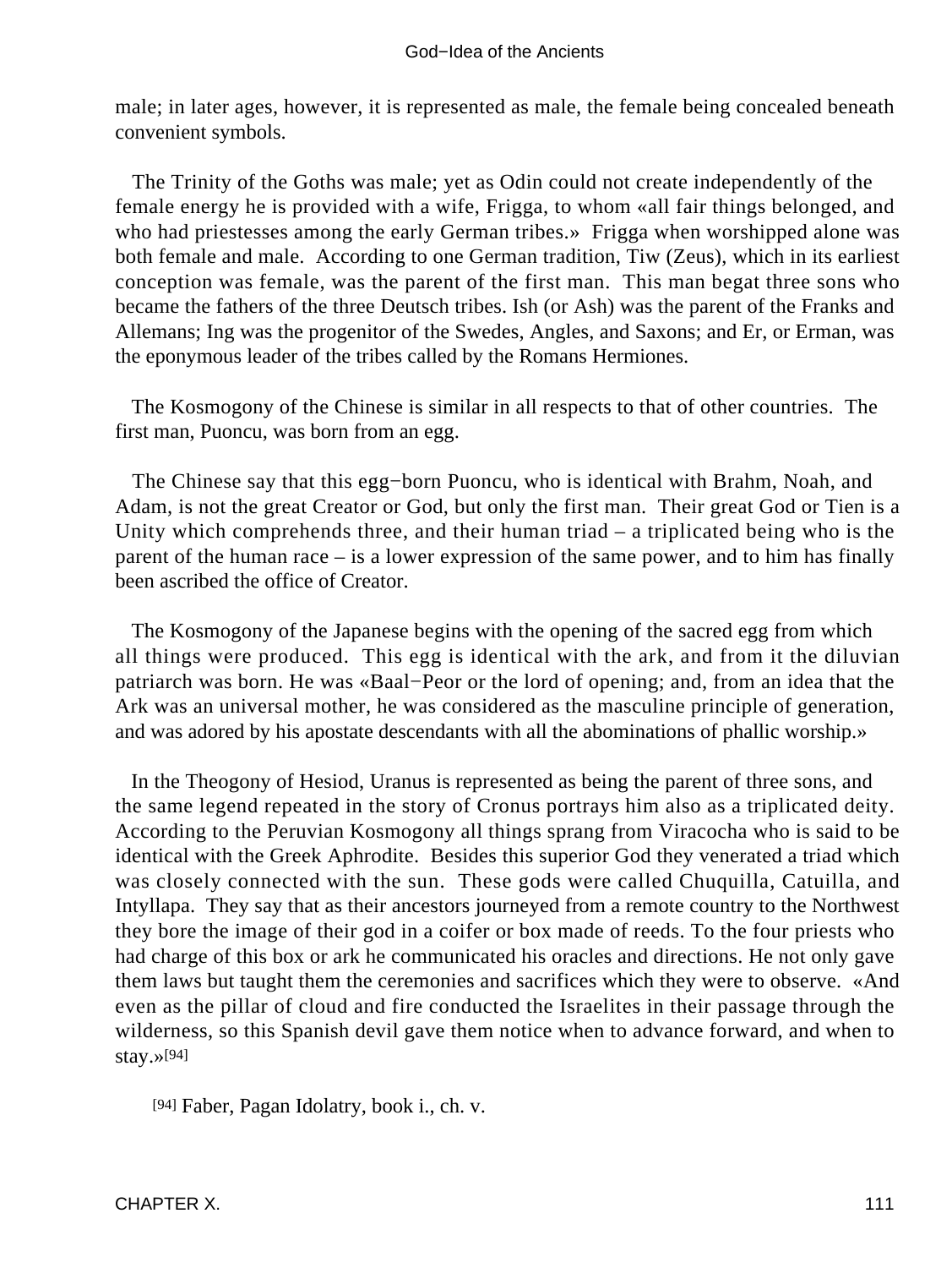male; in later ages, however, it is represented as male, the female being concealed beneath convenient symbols.

The Trinity of the Goths was male; yet as Odin could not create independently of the female energy he is provided with a wife, Frigga, to whom «all fair things belonged, and who had priestesses among the early German tribes.» Frigga when worshipped alone was both female and male. According to one German tradition, Tiw (Zeus), which in its earliest conception was female, was the parent of the first man. This man begat three sons who became the fathers of the three Deutsch tribes. Ish (or Ash) was the parent of the Franks and Allemans; Ing was the progenitor of the Swedes, Angles, and Saxons; and Er, or Erman, was the eponymous leader of the tribes called by the Romans Hermiones.

The Kosmogony of the Chinese is similar in all respects to that of other countries. The first man, Puoncu, was born from an egg.

The Chinese say that this egg−born Puoncu, who is identical with Brahm, Noah, and Adam, is not the great Creator or God, but only the first man. Their great God or Tien is a Unity which comprehends three, and their human triad – a triplicated being who is the parent of the human race – is a lower expression of the same power, and to him has finally been ascribed the office of Creator.

The Kosmogony of the Japanese begins with the opening of the sacred egg from which all things were produced. This egg is identical with the ark, and from it the diluvian patriarch was born. He was «Baal−Peor or the lord of opening; and, from an idea that the Ark was an universal mother, he was considered as the masculine principle of generation, and was adored by his apostate descendants with all the abominations of phallic worship.»

In the Theogony of Hesiod, Uranus is represented as being the parent of three sons, and the same legend repeated in the story of Cronus portrays him also as a triplicated deity. According to the Peruvian Kosmogony all things sprang from Viracocha who is said to be identical with the Greek Aphrodite. Besides this superior God they venerated a triad which was closely connected with the sun. These gods were called Chuquilla, Catuilla, and Intyllapa. They say that as their ancestors journeyed from a remote country to the Northwest they bore the image of their god in a coifer or box made of reeds. To the four priests who had charge of this box or ark he communicated his oracles and directions. He not only gave them laws but taught them the ceremonies and sacrifices which they were to observe. «And even as the pillar of cloud and fire conducted the Israelites in their passage through the wilderness, so this Spanish devil gave them notice when to advance forward, and when to stay.»[94]

[94] Faber, Pagan Idolatry, book i., ch. v.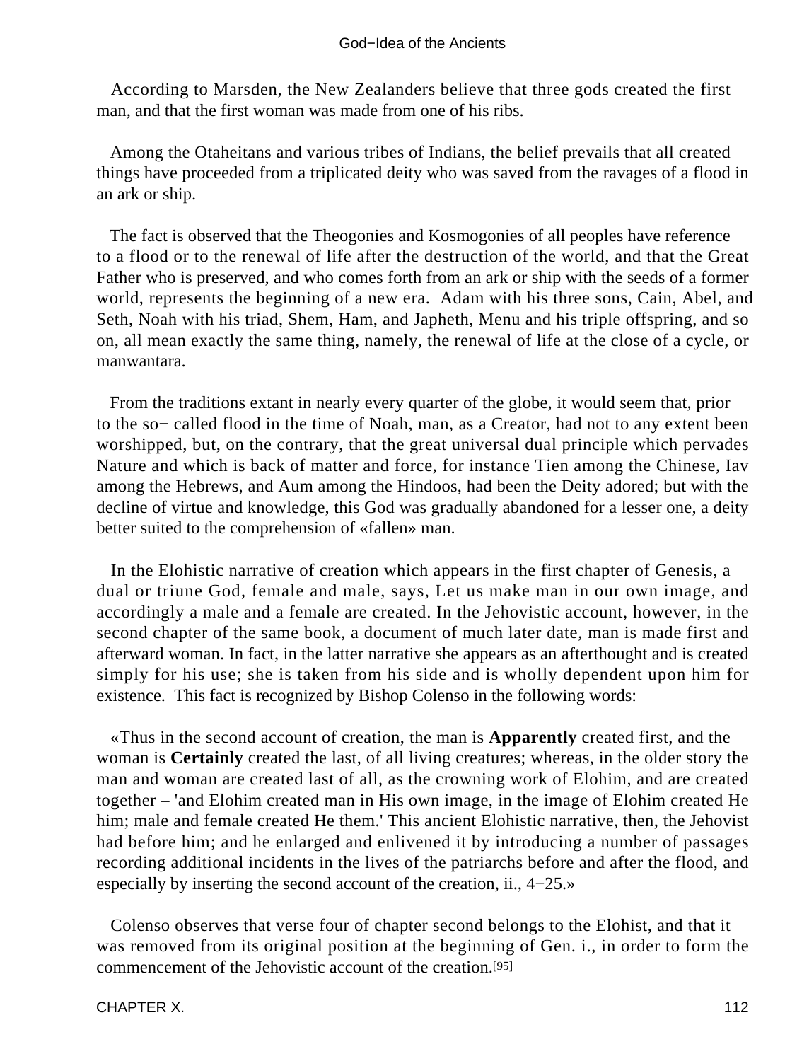According to Marsden, the New Zealanders believe that three gods created the first man, and that the first woman was made from one of his ribs.

Among the Otaheitans and various tribes of Indians, the belief prevails that all created things have proceeded from a triplicated deity who was saved from the ravages of a flood in an ark or ship.

The fact is observed that the Theogonies and Kosmogonies of all peoples have reference to a flood or to the renewal of life after the destruction of the world, and that the Great Father who is preserved, and who comes forth from an ark or ship with the seeds of a former world, represents the beginning of a new era. Adam with his three sons, Cain, Abel, and Seth, Noah with his triad, Shem, Ham, and Japheth, Menu and his triple offspring, and so on, all mean exactly the same thing, namely, the renewal of life at the close of a cycle, or manwantara.

From the traditions extant in nearly every quarter of the globe, it would seem that, prior to the so− called flood in the time of Noah, man, as a Creator, had not to any extent been worshipped, but, on the contrary, that the great universal dual principle which pervades Nature and which is back of matter and force, for instance Tien among the Chinese, Iav among the Hebrews, and Aum among the Hindoos, had been the Deity adored; but with the decline of virtue and knowledge, this God was gradually abandoned for a lesser one, a deity better suited to the comprehension of «fallen» man.

In the Elohistic narrative of creation which appears in the first chapter of Genesis, a dual or triune God, female and male, says, Let us make man in our own image, and accordingly a male and a female are created. In the Jehovistic account, however, in the second chapter of the same book, a document of much later date, man is made first and afterward woman. In fact, in the latter narrative she appears as an afterthought and is created simply for his use; she is taken from his side and is wholly dependent upon him for existence. This fact is recognized by Bishop Colenso in the following words:

«Thus in the second account of creation, the man is **Apparently** created first, and the woman is **Certainly** created the last, of all living creatures; whereas, in the older story the man and woman are created last of all, as the crowning work of Elohim, and are created together – 'and Elohim created man in His own image, in the image of Elohim created He him; male and female created He them.' This ancient Elohistic narrative, then, the Jehovist had before him; and he enlarged and enlivened it by introducing a number of passages recording additional incidents in the lives of the patriarchs before and after the flood, and especially by inserting the second account of the creation, ii., 4−25.»

Colenso observes that verse four of chapter second belongs to the Elohist, and that it was removed from its original position at the beginning of Gen. i., in order to form the commencement of the Jehovistic account of the creation.[95]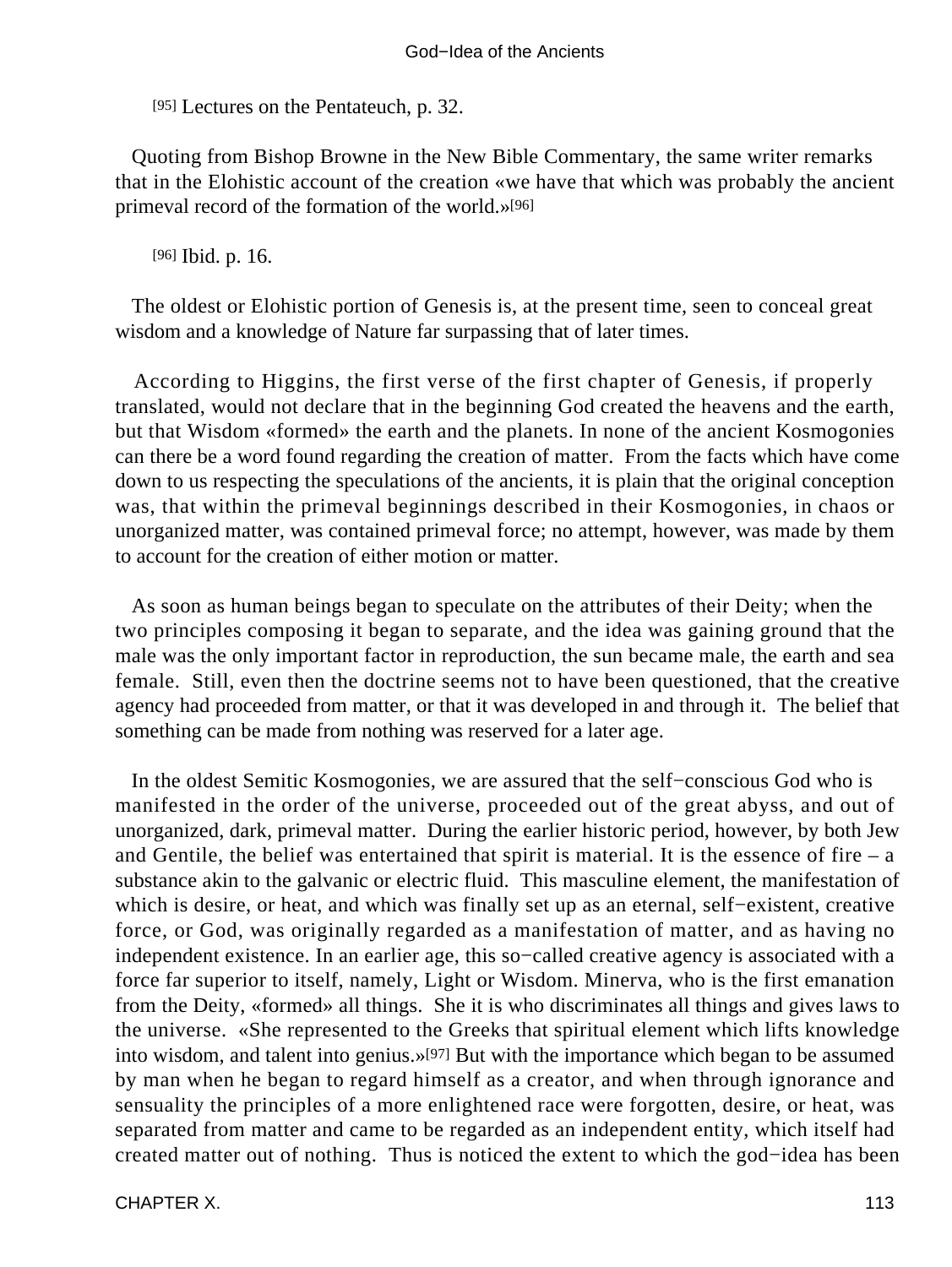[95] Lectures on the Pentateuch, p. 32.

Quoting from Bishop Browne in the New Bible Commentary, the same writer remarks that in the Elohistic account of the creation «we have that which was probably the ancient primeval record of the formation of the world.»[96]

[96] Ibid. p. 16.

The oldest or Elohistic portion of Genesis is, at the present time, seen to conceal great wisdom and a knowledge of Nature far surpassing that of later times.

According to Higgins, the first verse of the first chapter of Genesis, if properly translated, would not declare that in the beginning God created the heavens and the earth, but that Wisdom «formed» the earth and the planets. In none of the ancient Kosmogonies can there be a word found regarding the creation of matter. From the facts which have come down to us respecting the speculations of the ancients, it is plain that the original conception was, that within the primeval beginnings described in their Kosmogonies, in chaos or unorganized matter, was contained primeval force; no attempt, however, was made by them to account for the creation of either motion or matter.

As soon as human beings began to speculate on the attributes of their Deity; when the two principles composing it began to separate, and the idea was gaining ground that the male was the only important factor in reproduction, the sun became male, the earth and sea female. Still, even then the doctrine seems not to have been questioned, that the creative agency had proceeded from matter, or that it was developed in and through it. The belief that something can be made from nothing was reserved for a later age.

In the oldest Semitic Kosmogonies, we are assured that the self−conscious God who is manifested in the order of the universe, proceeded out of the great abyss, and out of unorganized, dark, primeval matter. During the earlier historic period, however, by both Jew and Gentile, the belief was entertained that spirit is material. It is the essence of fire – a substance akin to the galvanic or electric fluid. This masculine element, the manifestation of which is desire, or heat, and which was finally set up as an eternal, self−existent, creative force, or God, was originally regarded as a manifestation of matter, and as having no independent existence. In an earlier age, this so−called creative agency is associated with a force far superior to itself, namely, Light or Wisdom. Minerva, who is the first emanation from the Deity, «formed» all things. She it is who discriminates all things and gives laws to the universe. «She represented to the Greeks that spiritual element which lifts knowledge into wisdom, and talent into genius.»[97] But with the importance which began to be assumed by man when he began to regard himself as a creator, and when through ignorance and sensuality the principles of a more enlightened race were forgotten, desire, or heat, was separated from matter and came to be regarded as an independent entity, which itself had created matter out of nothing. Thus is noticed the extent to which the god−idea has been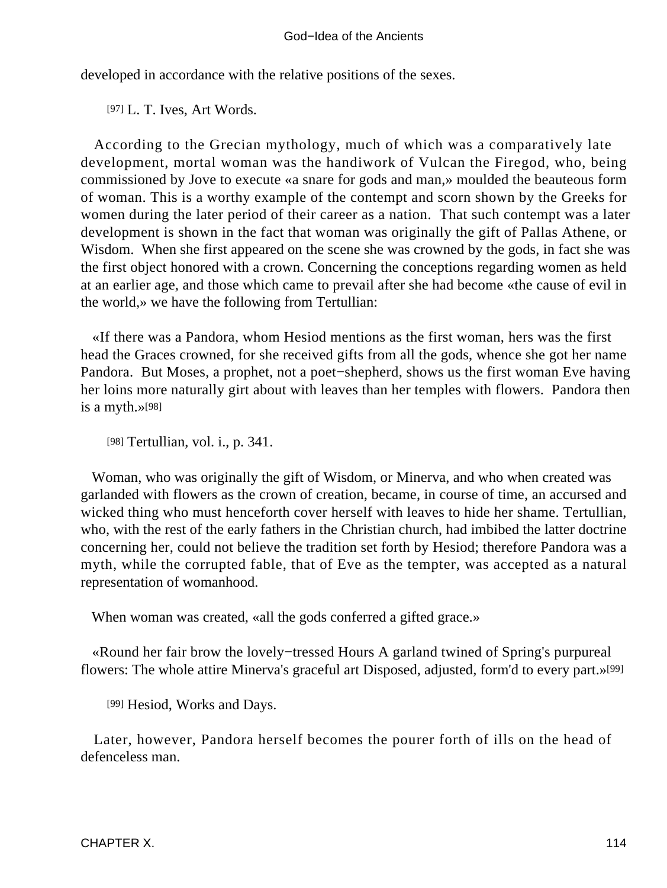developed in accordance with the relative positions of the sexes.

[97] L. T. Ives, Art Words.

According to the Grecian mythology, much of which was a comparatively late development, mortal woman was the handiwork of Vulcan the Firegod, who, being commissioned by Jove to execute «a snare for gods and man,» moulded the beauteous form of woman. This is a worthy example of the contempt and scorn shown by the Greeks for women during the later period of their career as a nation. That such contempt was a later development is shown in the fact that woman was originally the gift of Pallas Athene, or Wisdom. When she first appeared on the scene she was crowned by the gods, in fact she was the first object honored with a crown. Concerning the conceptions regarding women as held at an earlier age, and those which came to prevail after she had become «the cause of evil in the world,» we have the following from Tertullian:

«If there was a Pandora, whom Hesiod mentions as the first woman, hers was the first head the Graces crowned, for she received gifts from all the gods, whence she got her name Pandora. But Moses, a prophet, not a poet−shepherd, shows us the first woman Eve having her loins more naturally girt about with leaves than her temples with flowers. Pandora then is a myth.»[98]

[98] Tertullian, vol. i., p. 341.

Woman, who was originally the gift of Wisdom, or Minerva, and who when created was garlanded with flowers as the crown of creation, became, in course of time, an accursed and wicked thing who must henceforth cover herself with leaves to hide her shame. Tertullian, who, with the rest of the early fathers in the Christian church, had imbibed the latter doctrine concerning her, could not believe the tradition set forth by Hesiod; therefore Pandora was a myth, while the corrupted fable, that of Eve as the tempter, was accepted as a natural representation of womanhood.

When woman was created, «all the gods conferred a gifted grace.»

«Round her fair brow the lovely−tressed Hours A garland twined of Spring's purpureal flowers: The whole attire Minerva's graceful art Disposed, adjusted, form'd to every part.»[99]

[99] Hesiod, Works and Days.

Later, however, Pandora herself becomes the pourer forth of ills on the head of defenceless man.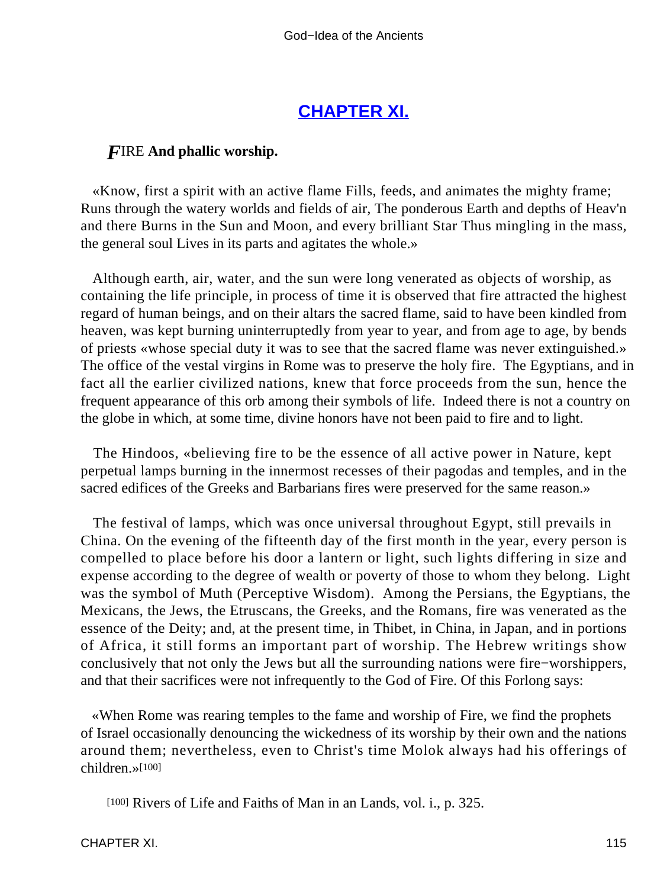## CHAPTER XI.

***F*IRE And phallic worship.**

«Know, first a spirit with an active flame Fills, feeds, and animates the mighty frame; Runs through the watery worlds and fields of air, The ponderous Earth and depths of Heav'n and there Burns in the Sun and Moon, and every brilliant Star Thus mingling in the mass, the general soul Lives in its parts and agitates the whole.»

Although earth, air, water, and the sun were long venerated as objects of worship, as containing the life principle, in process of time it is observed that fire attracted the highest regard of human beings, and on their altars the sacred flame, said to have been kindled from heaven, was kept burning uninterruptedly from year to year, and from age to age, by bends of priests «whose special duty it was to see that the sacred flame was never extinguished.» The office of the vestal virgins in Rome was to preserve the holy fire. The Egyptians, and in fact all the earlier civilized nations, knew that force proceeds from the sun, hence the frequent appearance of this orb among their symbols of life. Indeed there is not a country on the globe in which, at some time, divine honors have not been paid to fire and to light.

The Hindoos, «believing fire to be the essence of all active power in Nature, kept perpetual lamps burning in the innermost recesses of their pagodas and temples, and in the sacred edifices of the Greeks and Barbarians fires were preserved for the same reason.»

The festival of lamps, which was once universal throughout Egypt, still prevails in China. On the evening of the fifteenth day of the first month in the year, every person is compelled to place before his door a lantern or light, such lights differing in size and expense according to the degree of wealth or poverty of those to whom they belong. Light was the symbol of Muth (Perceptive Wisdom). Among the Persians, the Egyptians, the Mexicans, the Jews, the Etruscans, the Greeks, and the Romans, fire was venerated as the essence of the Deity; and, at the present time, in Thibet, in China, in Japan, and in portions of Africa, it still forms an important part of worship. The Hebrew writings show conclusively that not only the Jews but all the surrounding nations were fire−worshippers, and that their sacrifices were not infrequently to the God of Fire. Of this Forlong says:

«When Rome was rearing temples to the fame and worship of Fire, we find the prophets of Israel occasionally denouncing the wickedness of its worship by their own and the nations around them; nevertheless, even to Christ's time Molok always had his offerings of children.»[100]

[100] Rivers of Life and Faiths of Man in an Lands, vol. i., p. 325.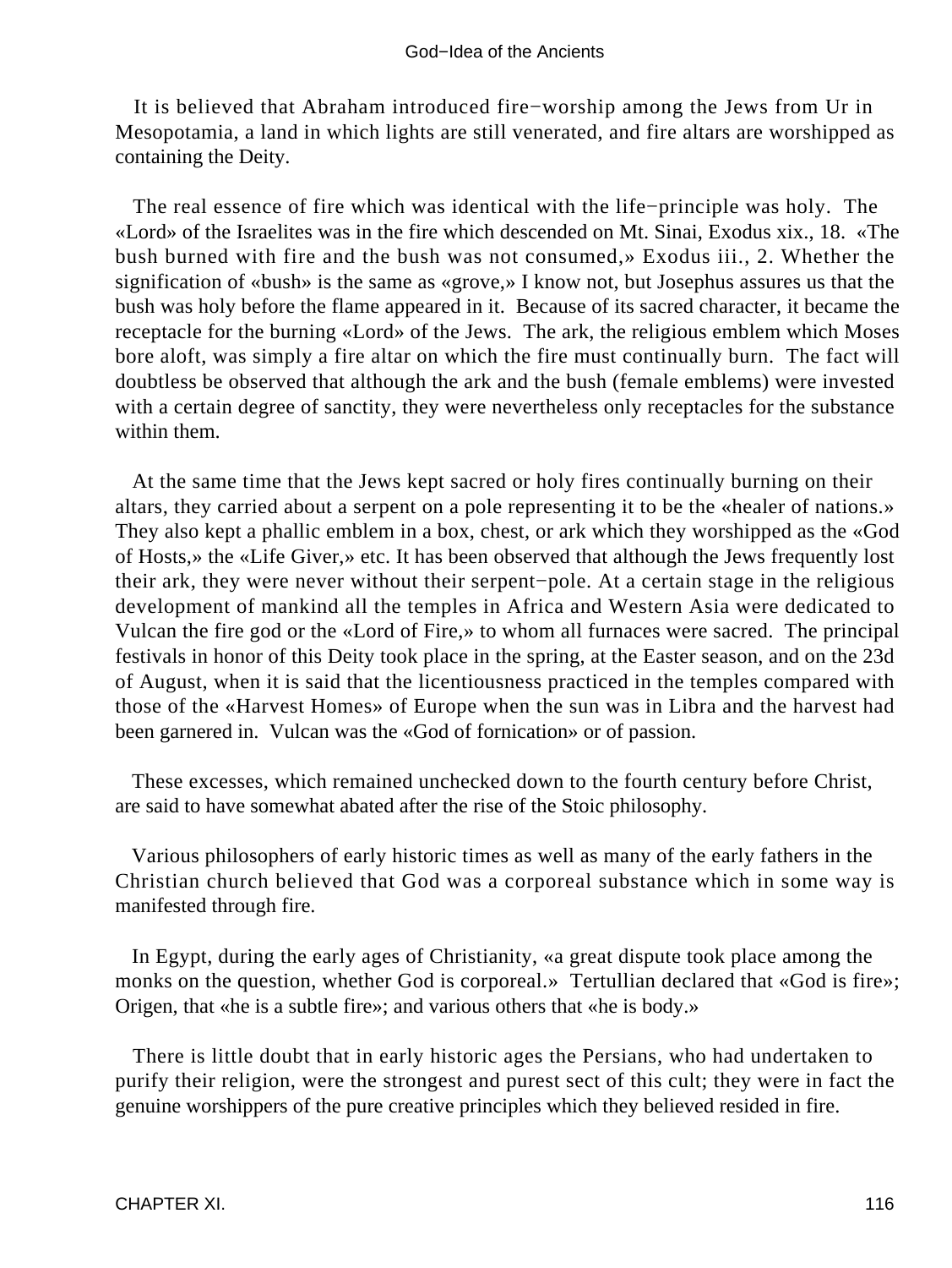It is believed that Abraham introduced fire−worship among the Jews from Ur in Mesopotamia, a land in which lights are still venerated, and fire altars are worshipped as containing the Deity.

The real essence of fire which was identical with the life−principle was holy. The «Lord» of the Israelites was in the fire which descended on Mt. Sinai, Exodus xix., 18. «The bush burned with fire and the bush was not consumed,» Exodus iii., 2. Whether the signification of «bush» is the same as «grove,» I know not, but Josephus assures us that the bush was holy before the flame appeared in it. Because of its sacred character, it became the receptacle for the burning «Lord» of the Jews. The ark, the religious emblem which Moses bore aloft, was simply a fire altar on which the fire must continually burn. The fact will doubtless be observed that although the ark and the bush (female emblems) were invested with a certain degree of sanctity, they were nevertheless only receptacles for the substance within them.

At the same time that the Jews kept sacred or holy fires continually burning on their altars, they carried about a serpent on a pole representing it to be the «healer of nations.» They also kept a phallic emblem in a box, chest, or ark which they worshipped as the «God of Hosts,» the «Life Giver,» etc. It has been observed that although the Jews frequently lost their ark, they were never without their serpent−pole. At a certain stage in the religious development of mankind all the temples in Africa and Western Asia were dedicated to Vulcan the fire god or the «Lord of Fire,» to whom all furnaces were sacred. The principal festivals in honor of this Deity took place in the spring, at the Easter season, and on the 23d of August, when it is said that the licentiousness practiced in the temples compared with those of the «Harvest Homes» of Europe when the sun was in Libra and the harvest had been garnered in. Vulcan was the «God of fornication» or of passion.

These excesses, which remained unchecked down to the fourth century before Christ, are said to have somewhat abated after the rise of the Stoic philosophy.

Various philosophers of early historic times as well as many of the early fathers in the Christian church believed that God was a corporeal substance which in some way is manifested through fire.

In Egypt, during the early ages of Christianity, «a great dispute took place among the monks on the question, whether God is corporeal.» Tertullian declared that «God is fire»; Origen, that «he is a subtle fire»; and various others that «he is body.»

There is little doubt that in early historic ages the Persians, who had undertaken to purify their religion, were the strongest and purest sect of this cult; they were in fact the genuine worshippers of the pure creative principles which they believed resided in fire.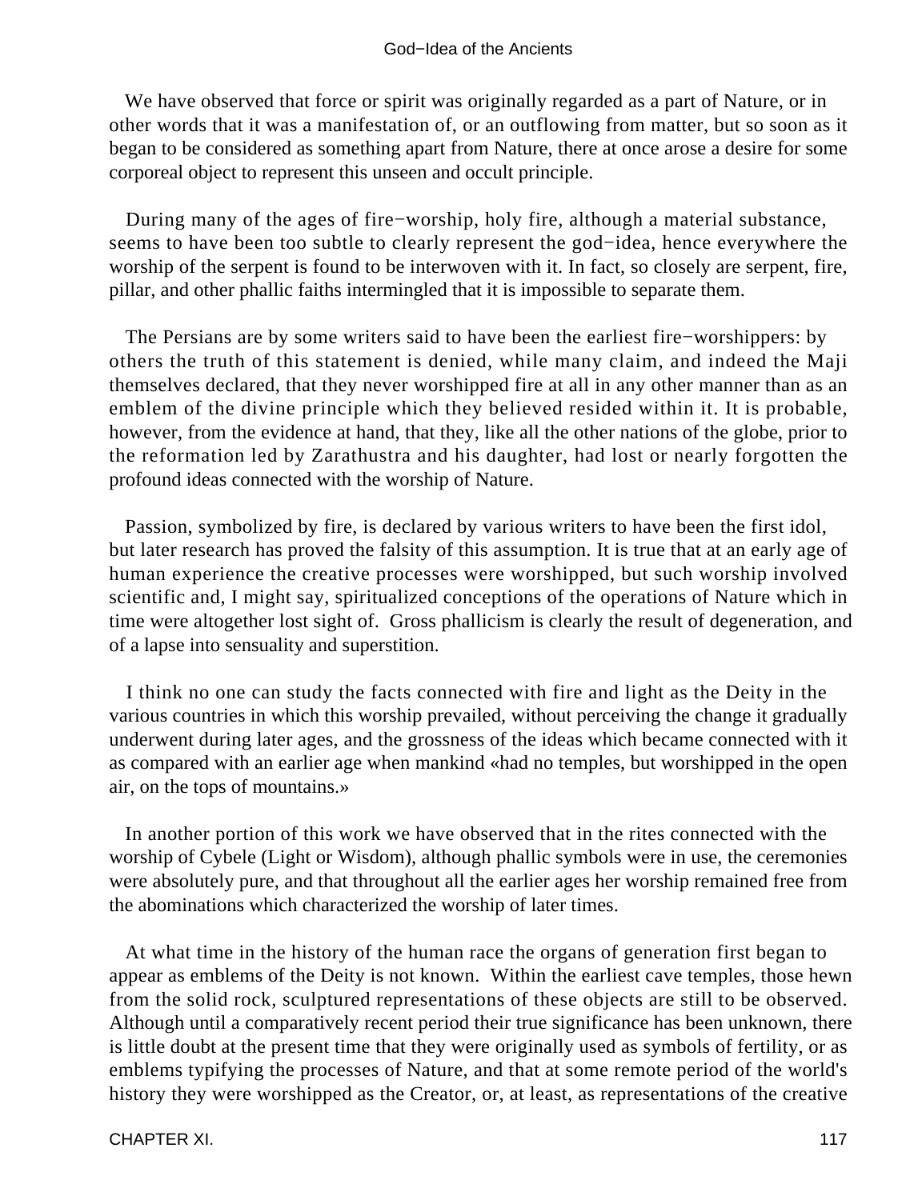We have observed that force or spirit was originally regarded as a part of Nature, or in other words that it was a manifestation of, or an outflowing from matter, but so soon as it began to be considered as something apart from Nature, there at once arose a desire for some corporeal object to represent this unseen and occult principle.

During many of the ages of fire−worship, holy fire, although a material substance, seems to have been too subtle to clearly represent the god−idea, hence everywhere the worship of the serpent is found to be interwoven with it. In fact, so closely are serpent, fire, pillar, and other phallic faiths intermingled that it is impossible to separate them.

The Persians are by some writers said to have been the earliest fire−worshippers: by others the truth of this statement is denied, while many claim, and indeed the Maji themselves declared, that they never worshipped fire at all in any other manner than as an emblem of the divine principle which they believed resided within it. It is probable, however, from the evidence at hand, that they, like all the other nations of the globe, prior to the reformation led by Zarathustra and his daughter, had lost or nearly forgotten the profound ideas connected with the worship of Nature.

Passion, symbolized by fire, is declared by various writers to have been the first idol, but later research has proved the falsity of this assumption. It is true that at an early age of human experience the creative processes were worshipped, but such worship involved scientific and, I might say, spiritualized conceptions of the operations of Nature which in time were altogether lost sight of. Gross phallicism is clearly the result of degeneration, and of a lapse into sensuality and superstition.

I think no one can study the facts connected with fire and light as the Deity in the various countries in which this worship prevailed, without perceiving the change it gradually underwent during later ages, and the grossness of the ideas which became connected with it as compared with an earlier age when mankind «had no temples, but worshipped in the open air, on the tops of mountains.»

In another portion of this work we have observed that in the rites connected with the worship of Cybele (Light or Wisdom), although phallic symbols were in use, the ceremonies were absolutely pure, and that throughout all the earlier ages her worship remained free from the abominations which characterized the worship of later times.

At what time in the history of the human race the organs of generation first began to appear as emblems of the Deity is not known. Within the earliest cave temples, those hewn from the solid rock, sculptured representations of these objects are still to be observed. Although until a comparatively recent period their true significance has been unknown, there is little doubt at the present time that they were originally used as symbols of fertility, or as emblems typifying the processes of Nature, and that at some remote period of the world's history they were worshipped as the Creator, or, at least, as representations of the creative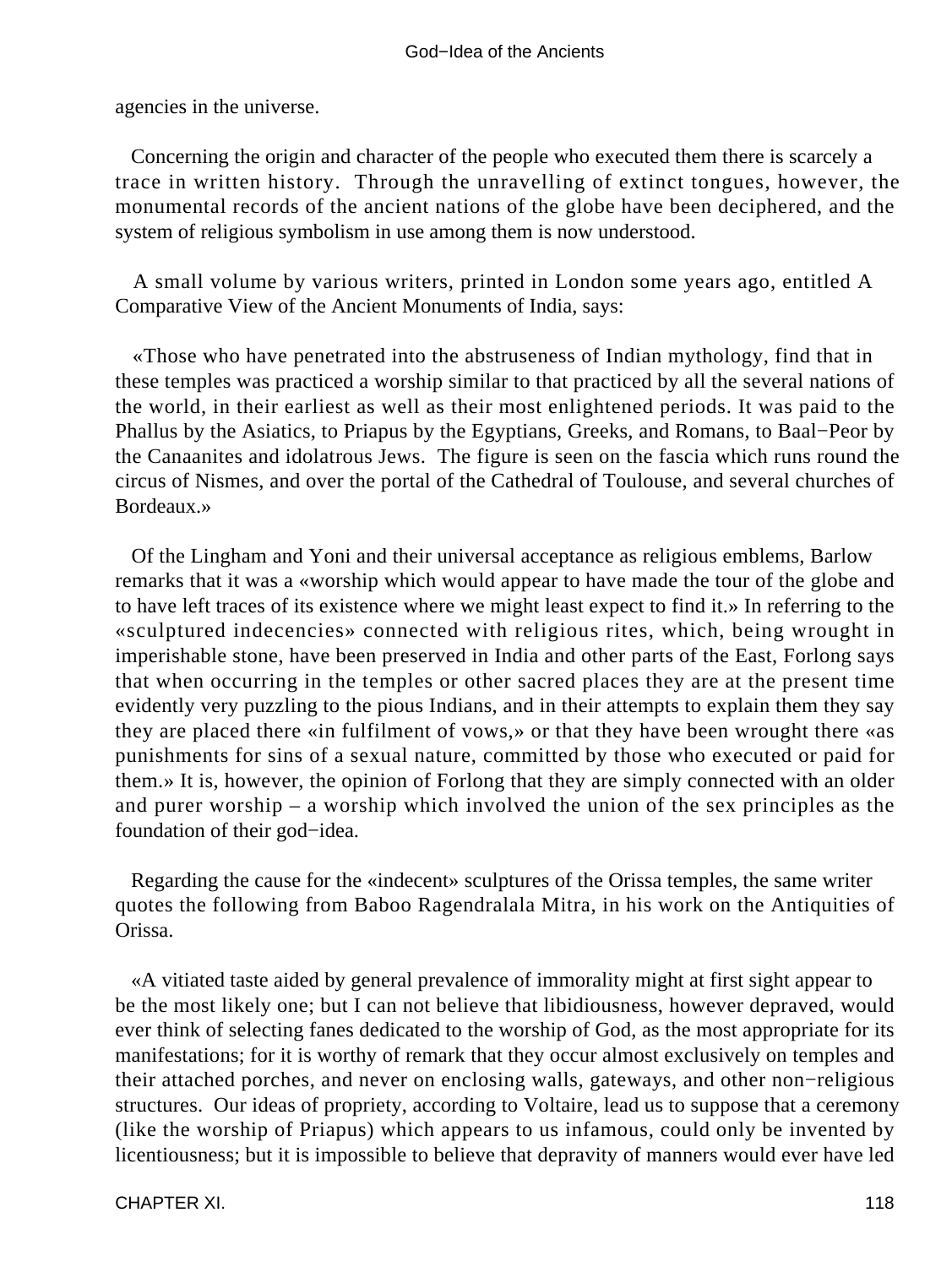agencies in the universe.

Concerning the origin and character of the people who executed them there is scarcely a trace in written history. Through the unravelling of extinct tongues, however, the monumental records of the ancient nations of the globe have been deciphered, and the system of religious symbolism in use among them is now understood.

A small volume by various writers, printed in London some years ago, entitled A Comparative View of the Ancient Monuments of India, says:

«Those who have penetrated into the abstruseness of Indian mythology, find that in these temples was practiced a worship similar to that practiced by all the several nations of the world, in their earliest as well as their most enlightened periods. It was paid to the Phallus by the Asiatics, to Priapus by the Egyptians, Greeks, and Romans, to Baal−Peor by the Canaanites and idolatrous Jews. The figure is seen on the fascia which runs round the circus of Nismes, and over the portal of the Cathedral of Toulouse, and several churches of Bordeaux.»

Of the Lingham and Yoni and their universal acceptance as religious emblems, Barlow remarks that it was a «worship which would appear to have made the tour of the globe and to have left traces of its existence where we might least expect to find it.» In referring to the «sculptured indecencies» connected with religious rites, which, being wrought in imperishable stone, have been preserved in India and other parts of the East, Forlong says that when occurring in the temples or other sacred places they are at the present time evidently very puzzling to the pious Indians, and in their attempts to explain them they say they are placed there «in fulfilment of vows,» or that they have been wrought there «as punishments for sins of a sexual nature, committed by those who executed or paid for them.» It is, however, the opinion of Forlong that they are simply connected with an older and purer worship – a worship which involved the union of the sex principles as the foundation of their god−idea.

Regarding the cause for the «indecent» sculptures of the Orissa temples, the same writer quotes the following from Baboo Ragendralala Mitra, in his work on the Antiquities of Orissa.

«A vitiated taste aided by general prevalence of immorality might at first sight appear to be the most likely one; but I can not believe that libidiousness, however depraved, would ever think of selecting fanes dedicated to the worship of God, as the most appropriate for its manifestations; for it is worthy of remark that they occur almost exclusively on temples and their attached porches, and never on enclosing walls, gateways, and other non−religious structures. Our ideas of propriety, according to Voltaire, lead us to suppose that a ceremony (like the worship of Priapus) which appears to us infamous, could only be invented by licentiousness; but it is impossible to believe that depravity of manners would ever have led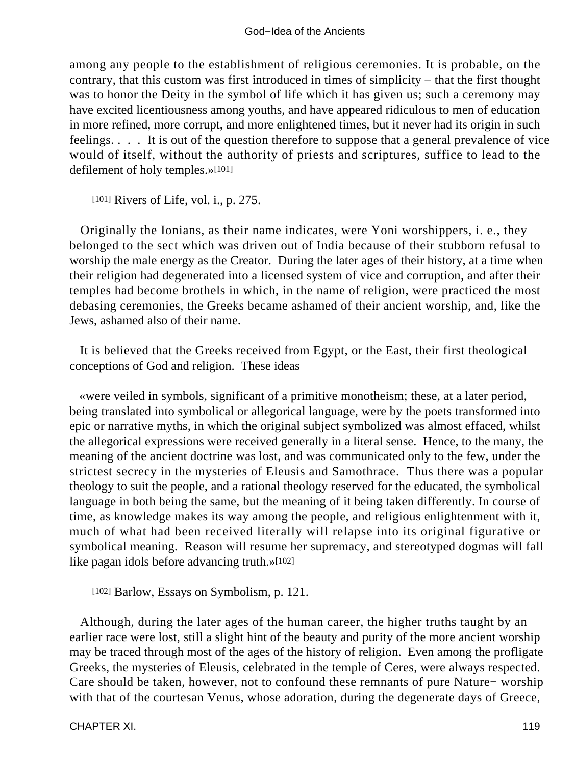among any people to the establishment of religious ceremonies. It is probable, on the contrary, that this custom was first introduced in times of simplicity – that the first thought was to honor the Deity in the symbol of life which it has given us; such a ceremony may have excited licentiousness among youths, and have appeared ridiculous to men of education in more refined, more corrupt, and more enlightened times, but it never had its origin in such feelings. . . . It is out of the question therefore to suppose that a general prevalence of vice would of itself, without the authority of priests and scriptures, suffice to lead to the defilement of holy temples.»[101]

[101] Rivers of Life, vol. i., p. 275.

Originally the Ionians, as their name indicates, were Yoni worshippers, i. e., they belonged to the sect which was driven out of India because of their stubborn refusal to worship the male energy as the Creator. During the later ages of their history, at a time when their religion had degenerated into a licensed system of vice and corruption, and after their temples had become brothels in which, in the name of religion, were practiced the most debasing ceremonies, the Greeks became ashamed of their ancient worship, and, like the Jews, ashamed also of their name.

It is believed that the Greeks received from Egypt, or the East, their first theological conceptions of God and religion. These ideas

«were veiled in symbols, significant of a primitive monotheism; these, at a later period, being translated into symbolical or allegorical language, were by the poets transformed into epic or narrative myths, in which the original subject symbolized was almost effaced, whilst the allegorical expressions were received generally in a literal sense. Hence, to the many, the meaning of the ancient doctrine was lost, and was communicated only to the few, under the strictest secrecy in the mysteries of Eleusis and Samothrace. Thus there was a popular theology to suit the people, and a rational theology reserved for the educated, the symbolical language in both being the same, but the meaning of it being taken differently. In course of time, as knowledge makes its way among the people, and religious enlightenment with it, much of what had been received literally will relapse into its original figurative or symbolical meaning. Reason will resume her supremacy, and stereotyped dogmas will fall like pagan idols before advancing truth.»[102]

[102] Barlow, Essays on Symbolism, p. 121.

Although, during the later ages of the human career, the higher truths taught by an earlier race were lost, still a slight hint of the beauty and purity of the more ancient worship may be traced through most of the ages of the history of religion. Even among the profligate Greeks, the mysteries of Eleusis, celebrated in the temple of Ceres, were always respected. Care should be taken, however, not to confound these remnants of pure Nature− worship with that of the courtesan Venus, whose adoration, during the degenerate days of Greece,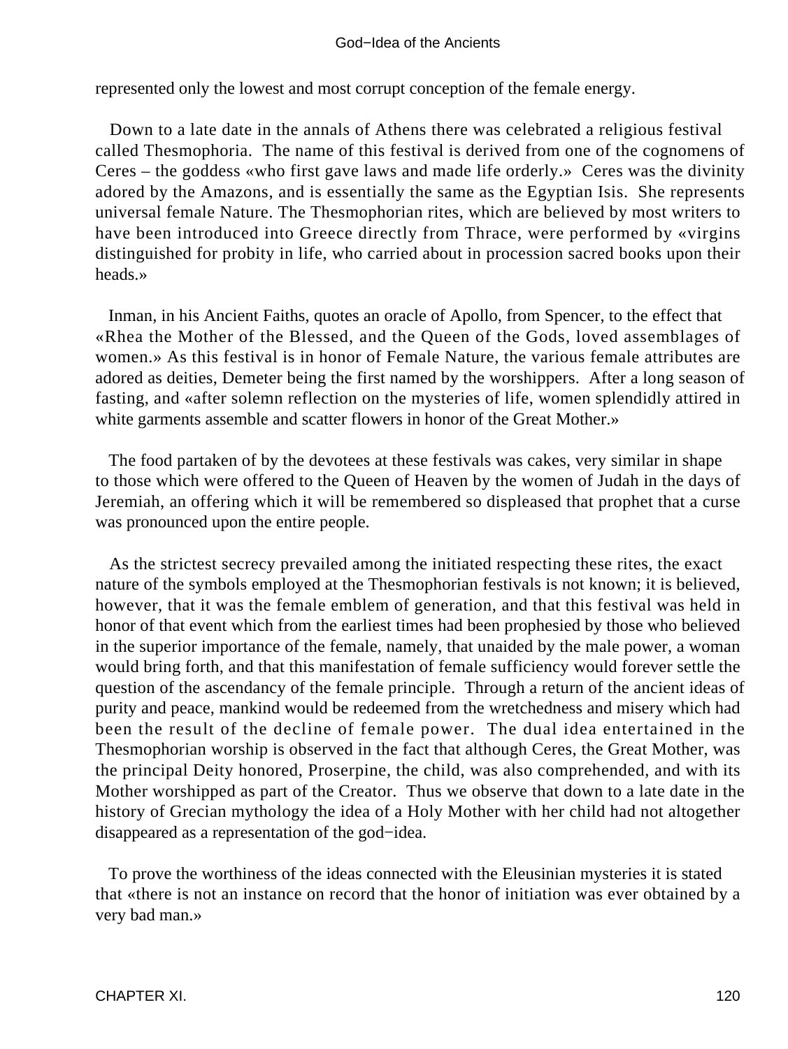represented only the lowest and most corrupt conception of the female energy.

Down to a late date in the annals of Athens there was celebrated a religious festival called Thesmophoria. The name of this festival is derived from one of the cognomens of Ceres – the goddess «who first gave laws and made life orderly.» Ceres was the divinity adored by the Amazons, and is essentially the same as the Egyptian Isis. She represents universal female Nature. The Thesmophorian rites, which are believed by most writers to have been introduced into Greece directly from Thrace, were performed by «virgins distinguished for probity in life, who carried about in procession sacred books upon their heads.»

Inman, in his Ancient Faiths, quotes an oracle of Apollo, from Spencer, to the effect that «Rhea the Mother of the Blessed, and the Queen of the Gods, loved assemblages of women.» As this festival is in honor of Female Nature, the various female attributes are adored as deities, Demeter being the first named by the worshippers. After a long season of fasting, and «after solemn reflection on the mysteries of life, women splendidly attired in white garments assemble and scatter flowers in honor of the Great Mother.»

The food partaken of by the devotees at these festivals was cakes, very similar in shape to those which were offered to the Queen of Heaven by the women of Judah in the days of Jeremiah, an offering which it will be remembered so displeased that prophet that a curse was pronounced upon the entire people.

As the strictest secrecy prevailed among the initiated respecting these rites, the exact nature of the symbols employed at the Thesmophorian festivals is not known; it is believed, however, that it was the female emblem of generation, and that this festival was held in honor of that event which from the earliest times had been prophesied by those who believed in the superior importance of the female, namely, that unaided by the male power, a woman would bring forth, and that this manifestation of female sufficiency would forever settle the question of the ascendancy of the female principle. Through a return of the ancient ideas of purity and peace, mankind would be redeemed from the wretchedness and misery which had been the result of the decline of female power. The dual idea entertained in the Thesmophorian worship is observed in the fact that although Ceres, the Great Mother, was the principal Deity honored, Proserpine, the child, was also comprehended, and with its Mother worshipped as part of the Creator. Thus we observe that down to a late date in the history of Grecian mythology the idea of a Holy Mother with her child had not altogether disappeared as a representation of the god−idea.

To prove the worthiness of the ideas connected with the Eleusinian mysteries it is stated that «there is not an instance on record that the honor of initiation was ever obtained by a very bad man.»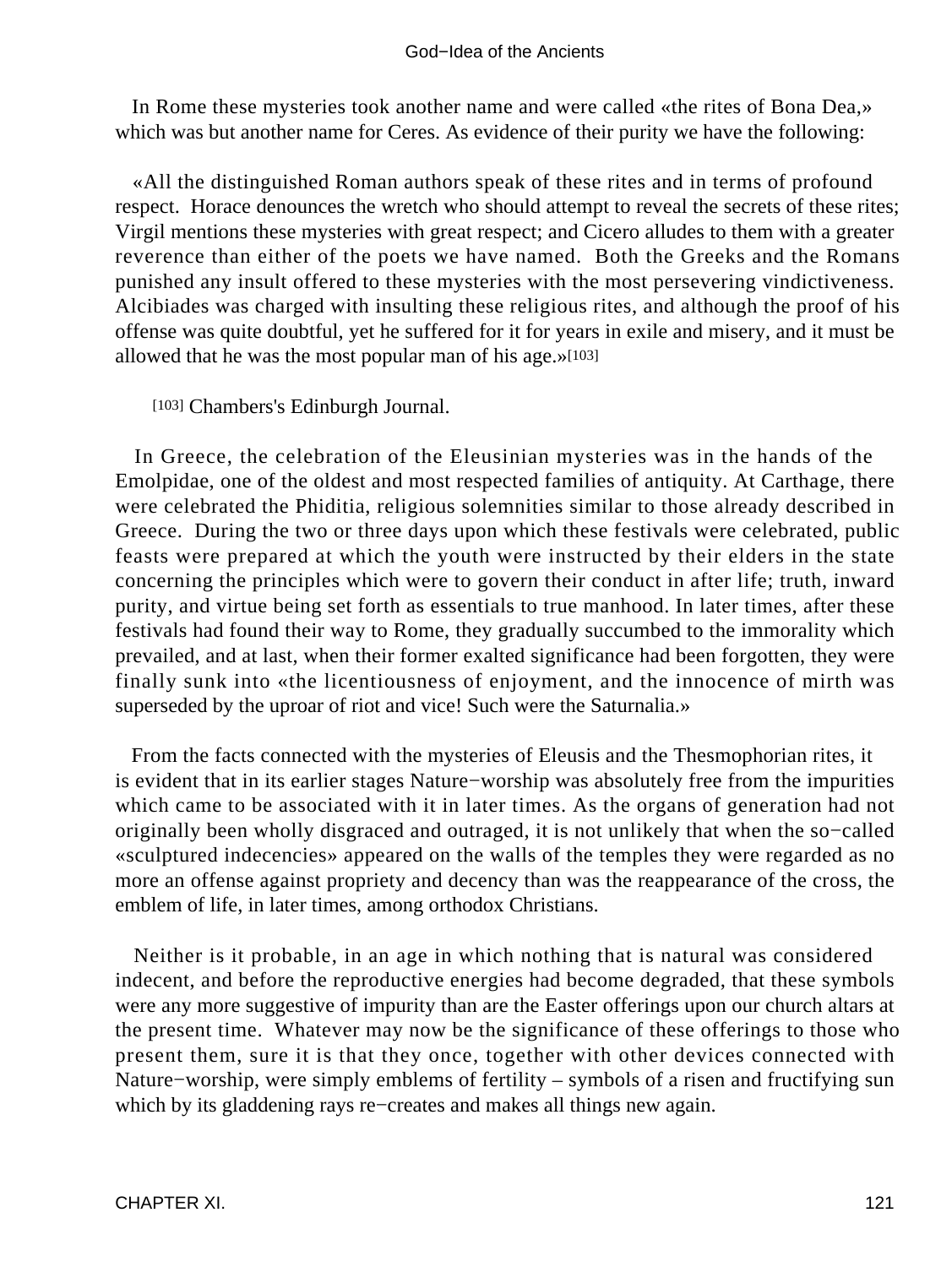In Rome these mysteries took another name and were called «the rites of Bona Dea,» which was but another name for Ceres. As evidence of their purity we have the following:

«All the distinguished Roman authors speak of these rites and in terms of profound respect. Horace denounces the wretch who should attempt to reveal the secrets of these rites; Virgil mentions these mysteries with great respect; and Cicero alludes to them with a greater reverence than either of the poets we have named. Both the Greeks and the Romans punished any insult offered to these mysteries with the most persevering vindictiveness. Alcibiades was charged with insulting these religious rites, and although the proof of his offense was quite doubtful, yet he suffered for it for years in exile and misery, and it must be allowed that he was the most popular man of his age.»[103]

[103] Chambers's Edinburgh Journal.

In Greece, the celebration of the Eleusinian mysteries was in the hands of the Emolpidae, one of the oldest and most respected families of antiquity. At Carthage, there were celebrated the Phiditia, religious solemnities similar to those already described in Greece. During the two or three days upon which these festivals were celebrated, public feasts were prepared at which the youth were instructed by their elders in the state concerning the principles which were to govern their conduct in after life; truth, inward purity, and virtue being set forth as essentials to true manhood. In later times, after these festivals had found their way to Rome, they gradually succumbed to the immorality which prevailed, and at last, when their former exalted significance had been forgotten, they were finally sunk into «the licentiousness of enjoyment, and the innocence of mirth was superseded by the uproar of riot and vice! Such were the Saturnalia.»

From the facts connected with the mysteries of Eleusis and the Thesmophorian rites, it is evident that in its earlier stages Nature−worship was absolutely free from the impurities which came to be associated with it in later times. As the organs of generation had not originally been wholly disgraced and outraged, it is not unlikely that when the so−called «sculptured indecencies» appeared on the walls of the temples they were regarded as no more an offense against propriety and decency than was the reappearance of the cross, the emblem of life, in later times, among orthodox Christians.

Neither is it probable, in an age in which nothing that is natural was considered indecent, and before the reproductive energies had become degraded, that these symbols were any more suggestive of impurity than are the Easter offerings upon our church altars at the present time. Whatever may now be the significance of these offerings to those who present them, sure it is that they once, together with other devices connected with Nature−worship, were simply emblems of fertility – symbols of a risen and fructifying sun which by its gladdening rays re−creates and makes all things new again.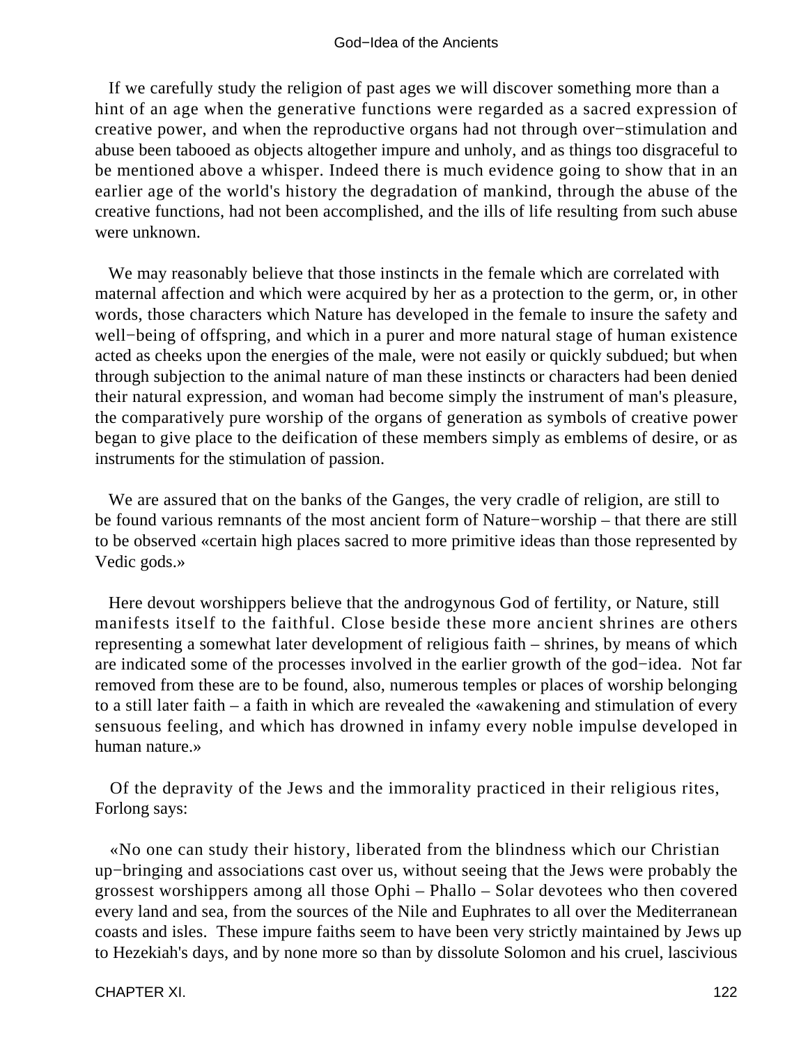If we carefully study the religion of past ages we will discover something more than a hint of an age when the generative functions were regarded as a sacred expression of creative power, and when the reproductive organs had not through over−stimulation and abuse been tabooed as objects altogether impure and unholy, and as things too disgraceful to be mentioned above a whisper. Indeed there is much evidence going to show that in an earlier age of the world's history the degradation of mankind, through the abuse of the creative functions, had not been accomplished, and the ills of life resulting from such abuse were unknown.

We may reasonably believe that those instincts in the female which are correlated with maternal affection and which were acquired by her as a protection to the germ, or, in other words, those characters which Nature has developed in the female to insure the safety and well−being of offspring, and which in a purer and more natural stage of human existence acted as cheeks upon the energies of the male, were not easily or quickly subdued; but when through subjection to the animal nature of man these instincts or characters had been denied their natural expression, and woman had become simply the instrument of man's pleasure, the comparatively pure worship of the organs of generation as symbols of creative power began to give place to the deification of these members simply as emblems of desire, or as instruments for the stimulation of passion.

We are assured that on the banks of the Ganges, the very cradle of religion, are still to be found various remnants of the most ancient form of Nature−worship – that there are still to be observed «certain high places sacred to more primitive ideas than those represented by Vedic gods.»

Here devout worshippers believe that the androgynous God of fertility, or Nature, still manifests itself to the faithful. Close beside these more ancient shrines are others representing a somewhat later development of religious faith – shrines, by means of which are indicated some of the processes involved in the earlier growth of the god−idea. Not far removed from these are to be found, also, numerous temples or places of worship belonging to a still later faith – a faith in which are revealed the «awakening and stimulation of every sensuous feeling, and which has drowned in infamy every noble impulse developed in human nature.»

Of the depravity of the Jews and the immorality practiced in their religious rites, Forlong says:

«No one can study their history, liberated from the blindness which our Christian up−bringing and associations cast over us, without seeing that the Jews were probably the grossest worshippers among all those Ophi – Phallo – Solar devotees who then covered every land and sea, from the sources of the Nile and Euphrates to all over the Mediterranean coasts and isles. These impure faiths seem to have been very strictly maintained by Jews up to Hezekiah's days, and by none more so than by dissolute Solomon and his cruel, lascivious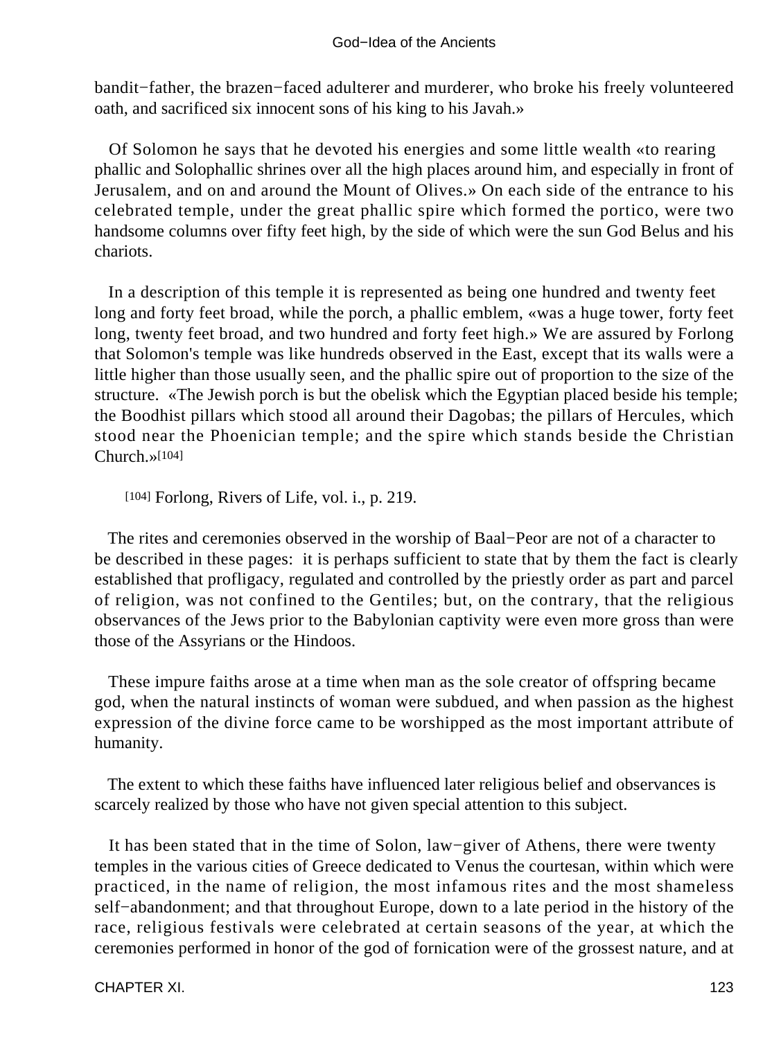bandit−father, the brazen−faced adulterer and murderer, who broke his freely volunteered oath, and sacrificed six innocent sons of his king to his Javah.»

Of Solomon he says that he devoted his energies and some little wealth «to rearing phallic and Solophallic shrines over all the high places around him, and especially in front of Jerusalem, and on and around the Mount of Olives.» On each side of the entrance to his celebrated temple, under the great phallic spire which formed the portico, were two handsome columns over fifty feet high, by the side of which were the sun God Belus and his chariots.

In a description of this temple it is represented as being one hundred and twenty feet long and forty feet broad, while the porch, a phallic emblem, «was a huge tower, forty feet long, twenty feet broad, and two hundred and forty feet high.» We are assured by Forlong that Solomon's temple was like hundreds observed in the East, except that its walls were a little higher than those usually seen, and the phallic spire out of proportion to the size of the structure. «The Jewish porch is but the obelisk which the Egyptian placed beside his temple; the Boodhist pillars which stood all around their Dagobas; the pillars of Hercules, which stood near the Phoenician temple; and the spire which stands beside the Christian Church.»[104]

[104] Forlong, Rivers of Life, vol. i., p. 219.

The rites and ceremonies observed in the worship of Baal−Peor are not of a character to be described in these pages: it is perhaps sufficient to state that by them the fact is clearly established that profligacy, regulated and controlled by the priestly order as part and parcel of religion, was not confined to the Gentiles; but, on the contrary, that the religious observances of the Jews prior to the Babylonian captivity were even more gross than were those of the Assyrians or the Hindoos.

These impure faiths arose at a time when man as the sole creator of offspring became god, when the natural instincts of woman were subdued, and when passion as the highest expression of the divine force came to be worshipped as the most important attribute of humanity.

The extent to which these faiths have influenced later religious belief and observances is scarcely realized by those who have not given special attention to this subject.

It has been stated that in the time of Solon, law−giver of Athens, there were twenty temples in the various cities of Greece dedicated to Venus the courtesan, within which were practiced, in the name of religion, the most infamous rites and the most shameless self−abandonment; and that throughout Europe, down to a late period in the history of the race, religious festivals were celebrated at certain seasons of the year, at which the ceremonies performed in honor of the god of fornication were of the grossest nature, and at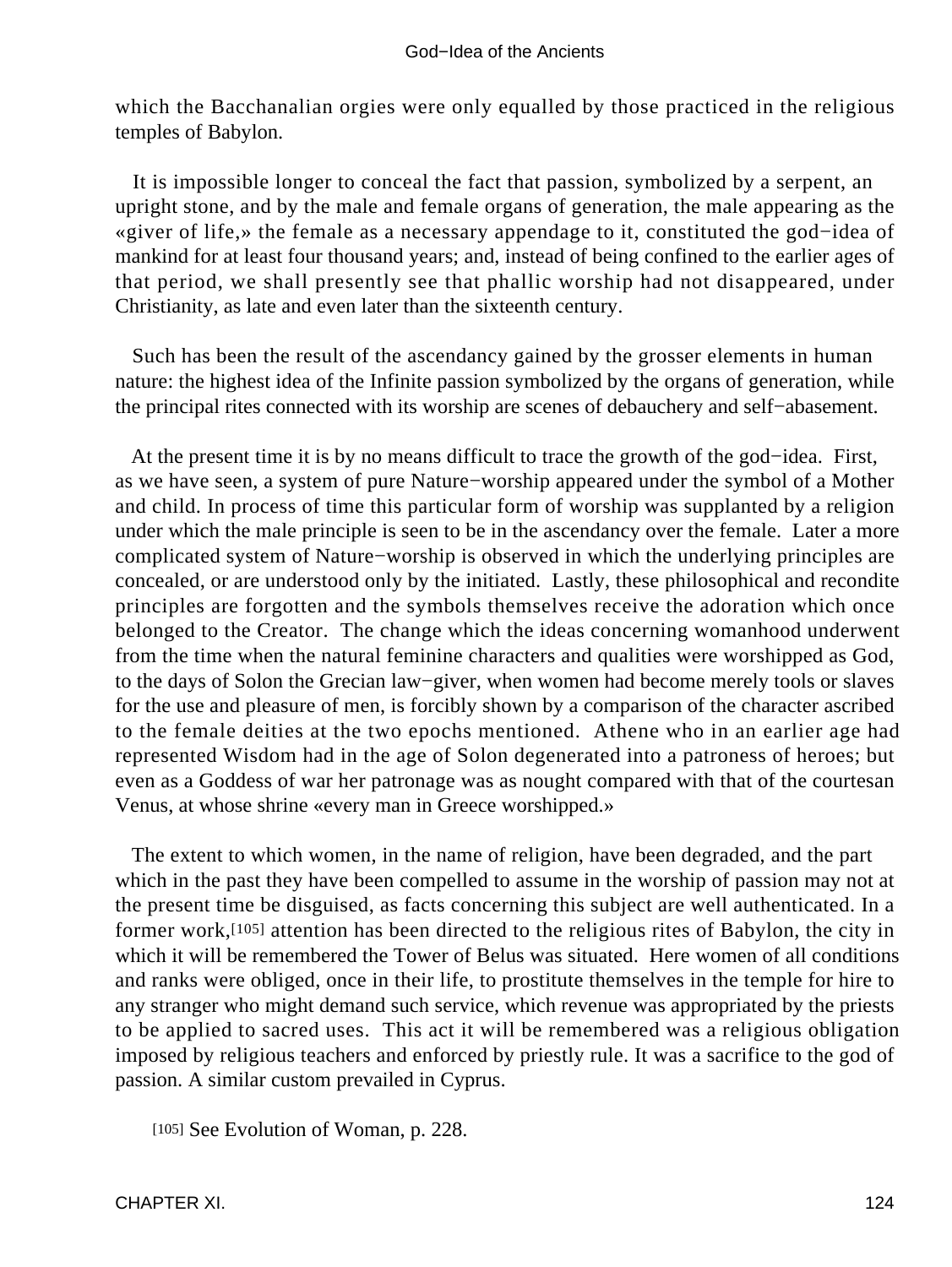which the Bacchanalian orgies were only equalled by those practiced in the religious temples of Babylon.

It is impossible longer to conceal the fact that passion, symbolized by a serpent, an upright stone, and by the male and female organs of generation, the male appearing as the «giver of life,» the female as a necessary appendage to it, constituted the god−idea of mankind for at least four thousand years; and, instead of being confined to the earlier ages of that period, we shall presently see that phallic worship had not disappeared, under Christianity, as late and even later than the sixteenth century.

Such has been the result of the ascendancy gained by the grosser elements in human nature: the highest idea of the Infinite passion symbolized by the organs of generation, while the principal rites connected with its worship are scenes of debauchery and self−abasement.

At the present time it is by no means difficult to trace the growth of the god−idea. First, as we have seen, a system of pure Nature−worship appeared under the symbol of a Mother and child. In process of time this particular form of worship was supplanted by a religion under which the male principle is seen to be in the ascendancy over the female. Later a more complicated system of Nature−worship is observed in which the underlying principles are concealed, or are understood only by the initiated. Lastly, these philosophical and recondite principles are forgotten and the symbols themselves receive the adoration which once belonged to the Creator. The change which the ideas concerning womanhood underwent from the time when the natural feminine characters and qualities were worshipped as God, to the days of Solon the Grecian law−giver, when women had become merely tools or slaves for the use and pleasure of men, is forcibly shown by a comparison of the character ascribed to the female deities at the two epochs mentioned. Athene who in an earlier age had represented Wisdom had in the age of Solon degenerated into a patroness of heroes; but even as a Goddess of war her patronage was as nought compared with that of the courtesan Venus, at whose shrine «every man in Greece worshipped.»

The extent to which women, in the name of religion, have been degraded, and the part which in the past they have been compelled to assume in the worship of passion may not at the present time be disguised, as facts concerning this subject are well authenticated. In a former work,[105] attention has been directed to the religious rites of Babylon, the city in which it will be remembered the Tower of Belus was situated. Here women of all conditions and ranks were obliged, once in their life, to prostitute themselves in the temple for hire to any stranger who might demand such service, which revenue was appropriated by the priests to be applied to sacred uses. This act it will be remembered was a religious obligation imposed by religious teachers and enforced by priestly rule. It was a sacrifice to the god of passion. A similar custom prevailed in Cyprus.

[105] See Evolution of Woman, p. 228.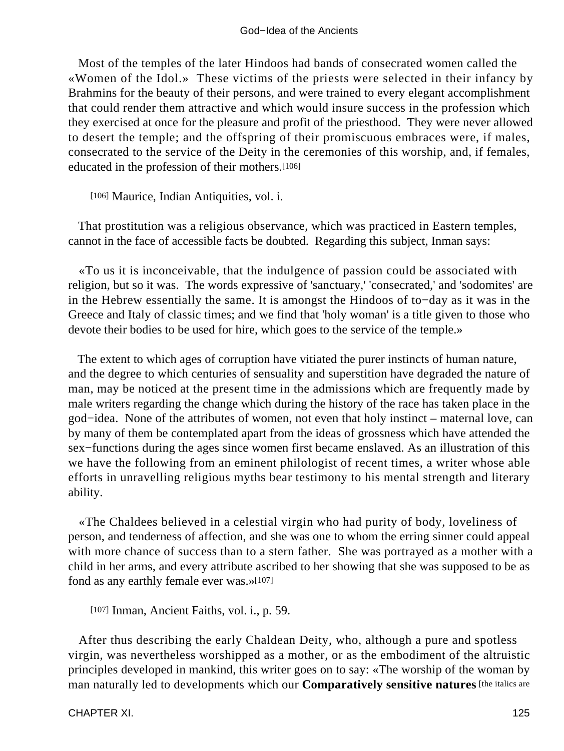Most of the temples of the later Hindoos had bands of consecrated women called the «Women of the Idol.» These victims of the priests were selected in their infancy by Brahmins for the beauty of their persons, and were trained to every elegant accomplishment that could render them attractive and which would insure success in the profession which they exercised at once for the pleasure and profit of the priesthood. They were never allowed to desert the temple; and the offspring of their promiscuous embraces were, if males, consecrated to the service of the Deity in the ceremonies of this worship, and, if females, educated in the profession of their mothers.[106]

[106] Maurice, Indian Antiquities, vol. i.

That prostitution was a religious observance, which was practiced in Eastern temples, cannot in the face of accessible facts be doubted. Regarding this subject, Inman says:

«To us it is inconceivable, that the indulgence of passion could be associated with religion, but so it was. The words expressive of 'sanctuary,' 'consecrated,' and 'sodomites' are in the Hebrew essentially the same. It is amongst the Hindoos of to−day as it was in the Greece and Italy of classic times; and we find that 'holy woman' is a title given to those who devote their bodies to be used for hire, which goes to the service of the temple.»

The extent to which ages of corruption have vitiated the purer instincts of human nature, and the degree to which centuries of sensuality and superstition have degraded the nature of man, may be noticed at the present time in the admissions which are frequently made by male writers regarding the change which during the history of the race has taken place in the god−idea. None of the attributes of women, not even that holy instinct – maternal love, can by many of them be contemplated apart from the ideas of grossness which have attended the sex−functions during the ages since women first became enslaved. As an illustration of this we have the following from an eminent philologist of recent times, a writer whose able efforts in unravelling religious myths bear testimony to his mental strength and literary ability.

«The Chaldees believed in a celestial virgin who had purity of body, loveliness of person, and tenderness of affection, and she was one to whom the erring sinner could appeal with more chance of success than to a stern father. She was portrayed as a mother with a child in her arms, and every attribute ascribed to her showing that she was supposed to be as fond as any earthly female ever was.»[107]

[107] Inman, Ancient Faiths, vol. i., p. 59.

After thus describing the early Chaldean Deity, who, although a pure and spotless virgin, was nevertheless worshipped as a mother, or as the embodiment of the altruistic principles developed in mankind, this writer goes on to say: «The worship of the woman by man naturally led to developments which our **Comparatively sensitive natures** [the italics are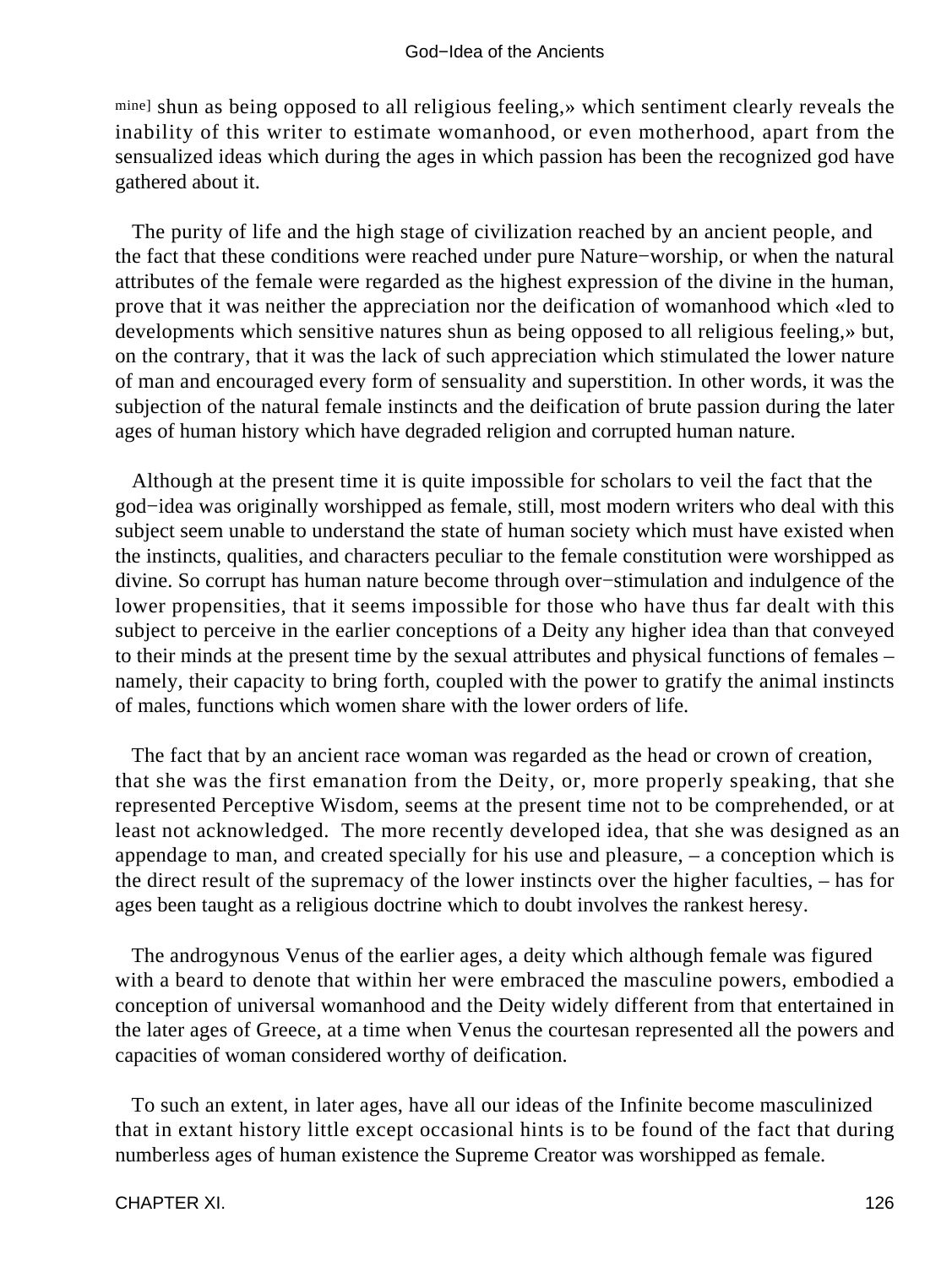mine] shun as being opposed to all religious feeling,» which sentiment clearly reveals the inability of this writer to estimate womanhood, or even motherhood, apart from the sensualized ideas which during the ages in which passion has been the recognized god have gathered about it.

The purity of life and the high stage of civilization reached by an ancient people, and the fact that these conditions were reached under pure Nature−worship, or when the natural attributes of the female were regarded as the highest expression of the divine in the human, prove that it was neither the appreciation nor the deification of womanhood which «led to developments which sensitive natures shun as being opposed to all religious feeling,» but, on the contrary, that it was the lack of such appreciation which stimulated the lower nature of man and encouraged every form of sensuality and superstition. In other words, it was the subjection of the natural female instincts and the deification of brute passion during the later ages of human history which have degraded religion and corrupted human nature.

Although at the present time it is quite impossible for scholars to veil the fact that the god−idea was originally worshipped as female, still, most modern writers who deal with this subject seem unable to understand the state of human society which must have existed when the instincts, qualities, and characters peculiar to the female constitution were worshipped as divine. So corrupt has human nature become through over−stimulation and indulgence of the lower propensities, that it seems impossible for those who have thus far dealt with this subject to perceive in the earlier conceptions of a Deity any higher idea than that conveyed to their minds at the present time by the sexual attributes and physical functions of females – namely, their capacity to bring forth, coupled with the power to gratify the animal instincts of males, functions which women share with the lower orders of life.

The fact that by an ancient race woman was regarded as the head or crown of creation, that she was the first emanation from the Deity, or, more properly speaking, that she represented Perceptive Wisdom, seems at the present time not to be comprehended, or at least not acknowledged. The more recently developed idea, that she was designed as an appendage to man, and created specially for his use and pleasure, – a conception which is the direct result of the supremacy of the lower instincts over the higher faculties, – has for ages been taught as a religious doctrine which to doubt involves the rankest heresy.

The androgynous Venus of the earlier ages, a deity which although female was figured with a beard to denote that within her were embraced the masculine powers, embodied a conception of universal womanhood and the Deity widely different from that entertained in the later ages of Greece, at a time when Venus the courtesan represented all the powers and capacities of woman considered worthy of deification.

To such an extent, in later ages, have all our ideas of the Infinite become masculinized that in extant history little except occasional hints is to be found of the fact that during numberless ages of human existence the Supreme Creator was worshipped as female.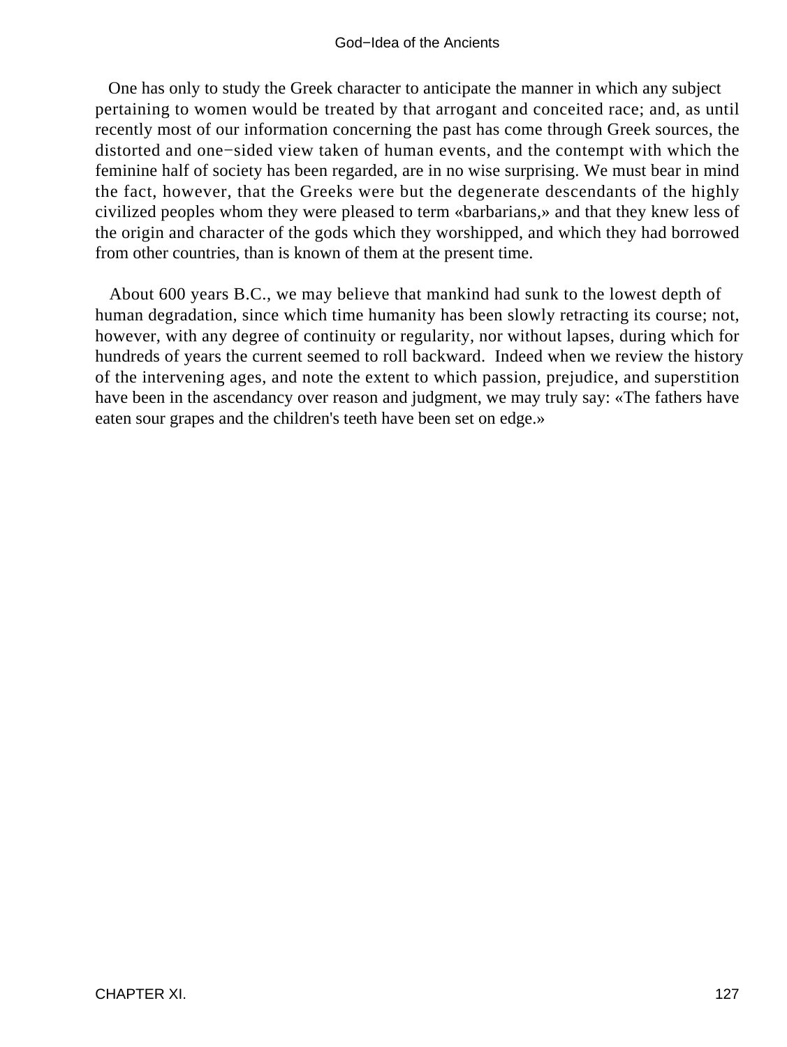One has only to study the Greek character to anticipate the manner in which any subject pertaining to women would be treated by that arrogant and conceited race; and, as until recently most of our information concerning the past has come through Greek sources, the distorted and one−sided view taken of human events, and the contempt with which the feminine half of society has been regarded, are in no wise surprising. We must bear in mind the fact, however, that the Greeks were but the degenerate descendants of the highly civilized peoples whom they were pleased to term «barbarians,» and that they knew less of the origin and character of the gods which they worshipped, and which they had borrowed from other countries, than is known of them at the present time.

About 600 years B.C., we may believe that mankind had sunk to the lowest depth of human degradation, since which time humanity has been slowly retracting its course; not, however, with any degree of continuity or regularity, nor without lapses, during which for hundreds of years the current seemed to roll backward. Indeed when we review the history of the intervening ages, and note the extent to which passion, prejudice, and superstition have been in the ascendancy over reason and judgment, we may truly say: «The fathers have eaten sour grapes and the children's teeth have been set on edge.»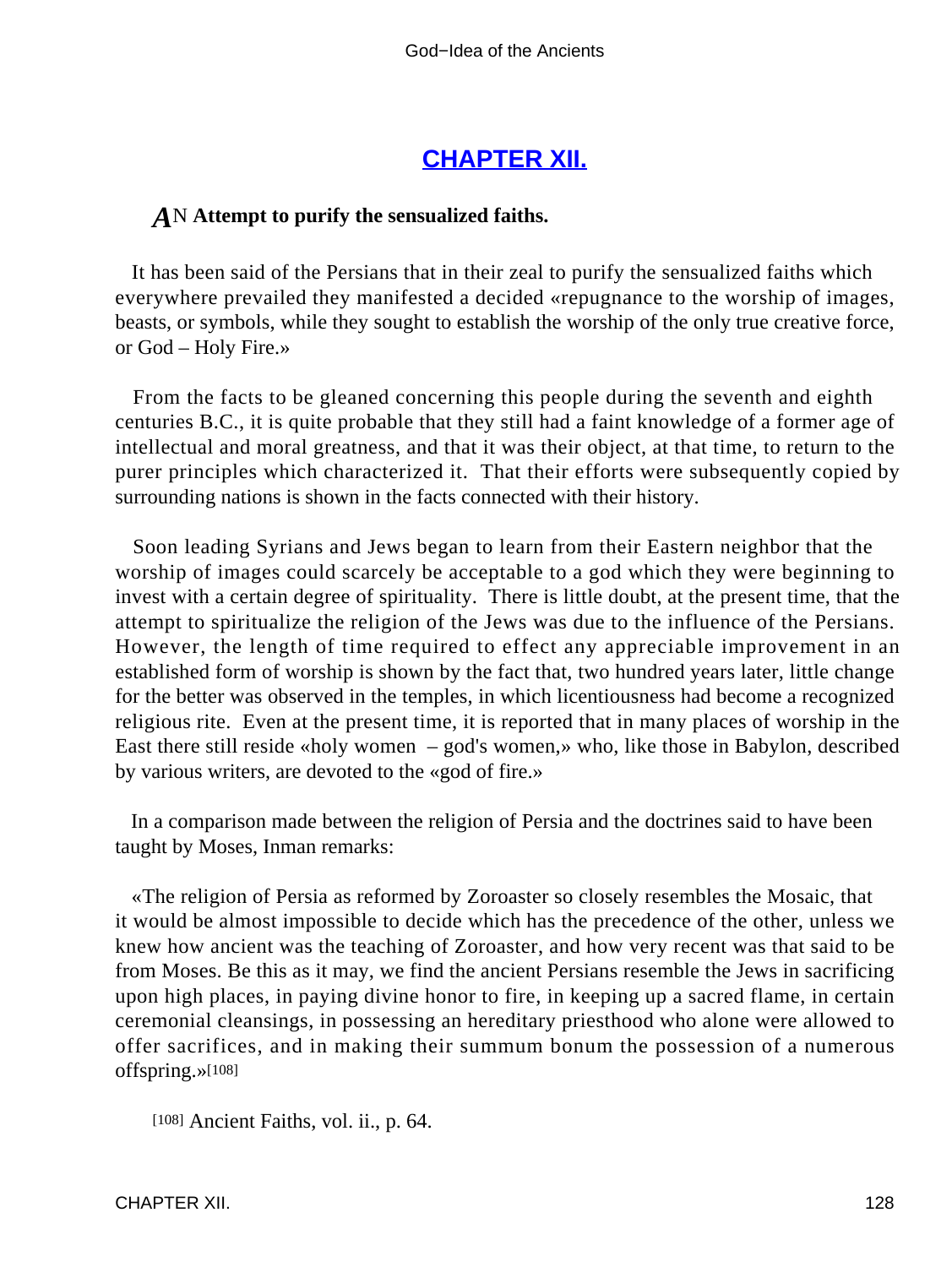## CHAPTER XII.

**AN Attempt to purify the sensualized faiths.**

It has been said of the Persians that in their zeal to purify the sensualized faiths which everywhere prevailed they manifested a decided «repugnance to the worship of images, beasts, or symbols, while they sought to establish the worship of the only true creative force, or God – Holy Fire.»

From the facts to be gleaned concerning this people during the seventh and eighth centuries B.C., it is quite probable that they still had a faint knowledge of a former age of intellectual and moral greatness, and that it was their object, at that time, to return to the purer principles which characterized it. That their efforts were subsequently copied by surrounding nations is shown in the facts connected with their history.

Soon leading Syrians and Jews began to learn from their Eastern neighbor that the worship of images could scarcely be acceptable to a god which they were beginning to invest with a certain degree of spirituality. There is little doubt, at the present time, that the attempt to spiritualize the religion of the Jews was due to the influence of the Persians. However, the length of time required to effect any appreciable improvement in an established form of worship is shown by the fact that, two hundred years later, little change for the better was observed in the temples, in which licentiousness had become a recognized religious rite. Even at the present time, it is reported that in many places of worship in the East there still reside «holy women – god's women,» who, like those in Babylon, described by various writers, are devoted to the «god of fire.»

In a comparison made between the religion of Persia and the doctrines said to have been taught by Moses, Inman remarks:

«The religion of Persia as reformed by Zoroaster so closely resembles the Mosaic, that it would be almost impossible to decide which has the precedence of the other, unless we knew how ancient was the teaching of Zoroaster, and how very recent was that said to be from Moses. Be this as it may, we find the ancient Persians resemble the Jews in sacrificing upon high places, in paying divine honor to fire, in keeping up a sacred flame, in certain ceremonial cleansings, in possessing an hereditary priesthood who alone were allowed to offer sacrifices, and in making their summum bonum the possession of a numerous offspring.»[108]

[108] Ancient Faiths, vol. ii., p. 64.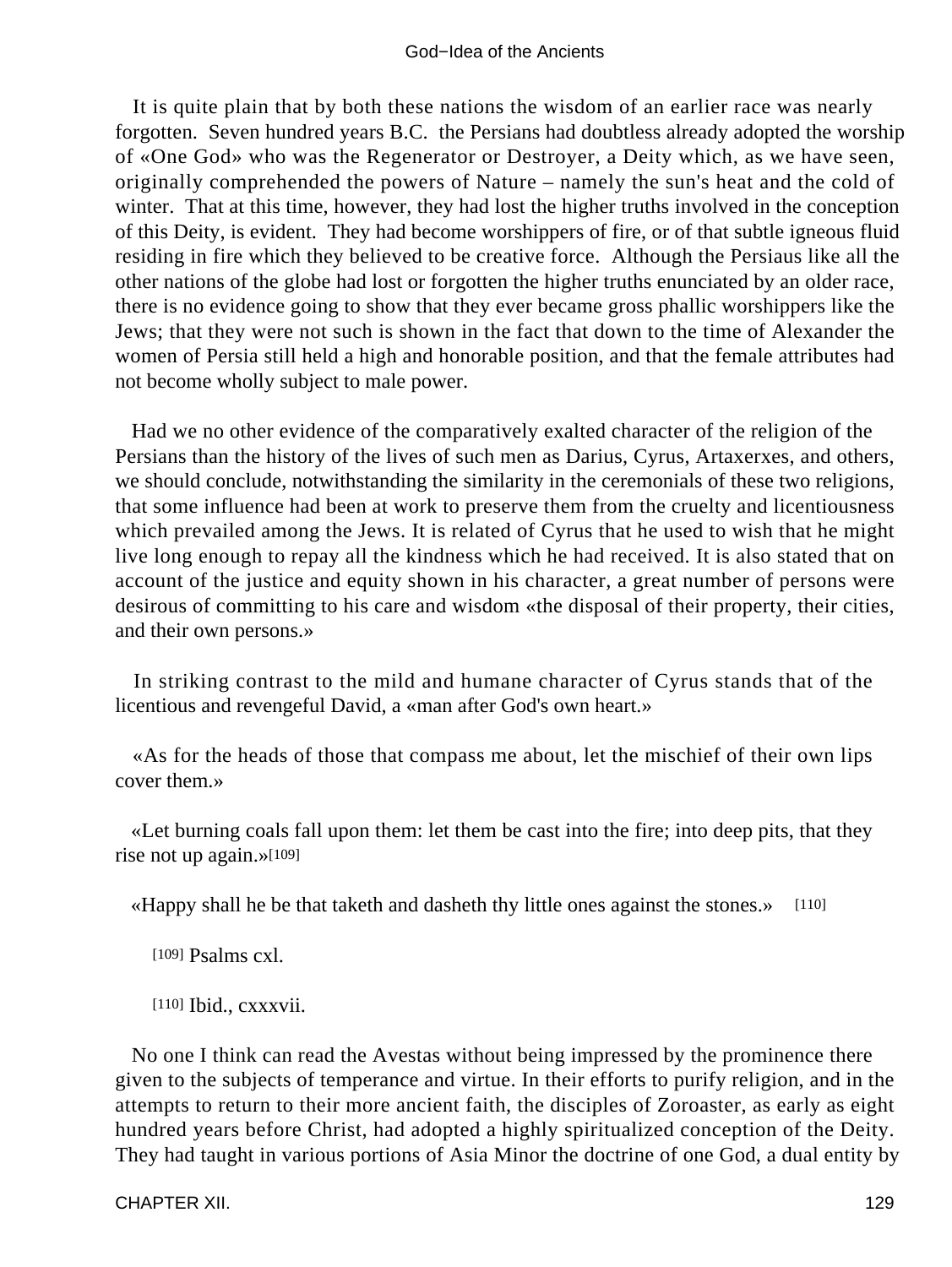It is quite plain that by both these nations the wisdom of an earlier race was nearly forgotten. Seven hundred years B.C. the Persians had doubtless already adopted the worship of «One God» who was the Regenerator or Destroyer, a Deity which, as we have seen, originally comprehended the powers of Nature – namely the sun's heat and the cold of winter. That at this time, however, they had lost the higher truths involved in the conception of this Deity, is evident. They had become worshippers of fire, or of that subtle igneous fluid residing in fire which they believed to be creative force. Although the Persiaus like all the other nations of the globe had lost or forgotten the higher truths enunciated by an older race, there is no evidence going to show that they ever became gross phallic worshippers like the Jews; that they were not such is shown in the fact that down to the time of Alexander the women of Persia still held a high and honorable position, and that the female attributes had not become wholly subject to male power.

Had we no other evidence of the comparatively exalted character of the religion of the Persians than the history of the lives of such men as Darius, Cyrus, Artaxerxes, and others, we should conclude, notwithstanding the similarity in the ceremonials of these two religions, that some influence had been at work to preserve them from the cruelty and licentiousness which prevailed among the Jews. It is related of Cyrus that he used to wish that he might live long enough to repay all the kindness which he had received. It is also stated that on account of the justice and equity shown in his character, a great number of persons were desirous of committing to his care and wisdom «the disposal of their property, their cities, and their own persons.»

In striking contrast to the mild and humane character of Cyrus stands that of the licentious and revengeful David, a «man after God's own heart.»

«As for the heads of those that compass me about, let the mischief of their own lips cover them.»

«Let burning coals fall upon them: let them be cast into the fire; into deep pits, that they rise not up again.»[109]

«Happy shall he be that taketh and dasheth thy little ones against the stones.» [110]

[109] Psalms cxl.

[110] Ibid., cxxxvii.

No one I think can read the Avestas without being impressed by the prominence there given to the subjects of temperance and virtue. In their efforts to purify religion, and in the attempts to return to their more ancient faith, the disciples of Zoroaster, as early as eight hundred years before Christ, had adopted a highly spiritualized conception of the Deity. They had taught in various portions of Asia Minor the doctrine of one God, a dual entity by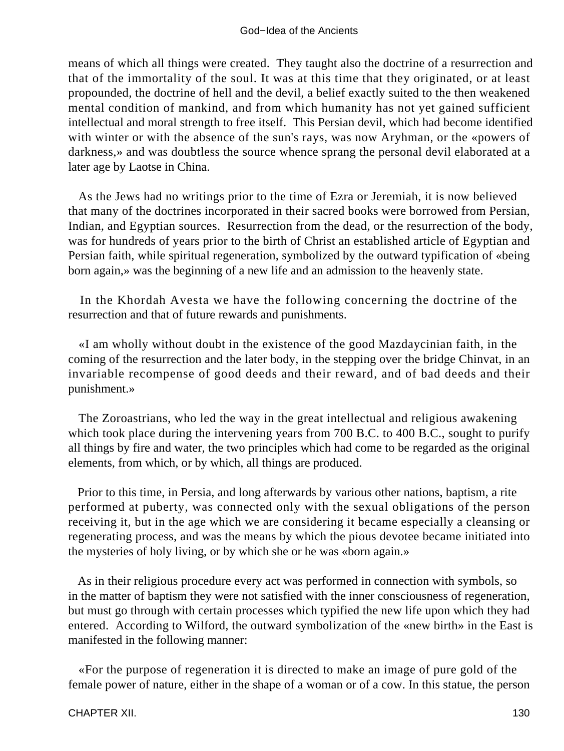means of which all things were created. They taught also the doctrine of a resurrection and that of the immortality of the soul. It was at this time that they originated, or at least propounded, the doctrine of hell and the devil, a belief exactly suited to the then weakened mental condition of mankind, and from which humanity has not yet gained sufficient intellectual and moral strength to free itself. This Persian devil, which had become identified with winter or with the absence of the sun's rays, was now Aryhman, or the «powers of darkness,» and was doubtless the source whence sprang the personal devil elaborated at a later age by Laotse in China.

As the Jews had no writings prior to the time of Ezra or Jeremiah, it is now believed that many of the doctrines incorporated in their sacred books were borrowed from Persian, Indian, and Egyptian sources. Resurrection from the dead, or the resurrection of the body, was for hundreds of years prior to the birth of Christ an established article of Egyptian and Persian faith, while spiritual regeneration, symbolized by the outward typification of «being born again,» was the beginning of a new life and an admission to the heavenly state.

In the Khordah Avesta we have the following concerning the doctrine of the resurrection and that of future rewards and punishments.

«I am wholly without doubt in the existence of the good Mazdaycinian faith, in the coming of the resurrection and the later body, in the stepping over the bridge Chinvat, in an invariable recompense of good deeds and their reward, and of bad deeds and their punishment.»

The Zoroastrians, who led the way in the great intellectual and religious awakening which took place during the intervening years from 700 B.C. to 400 B.C., sought to purify all things by fire and water, the two principles which had come to be regarded as the original elements, from which, or by which, all things are produced.

Prior to this time, in Persia, and long afterwards by various other nations, baptism, a rite performed at puberty, was connected only with the sexual obligations of the person receiving it, but in the age which we are considering it became especially a cleansing or regenerating process, and was the means by which the pious devotee became initiated into the mysteries of holy living, or by which she or he was «born again.»

As in their religious procedure every act was performed in connection with symbols, so in the matter of baptism they were not satisfied with the inner consciousness of regeneration, but must go through with certain processes which typified the new life upon which they had entered. According to Wilford, the outward symbolization of the «new birth» in the East is manifested in the following manner:

«For the purpose of regeneration it is directed to make an image of pure gold of the female power of nature, either in the shape of a woman or of a cow. In this statue, the person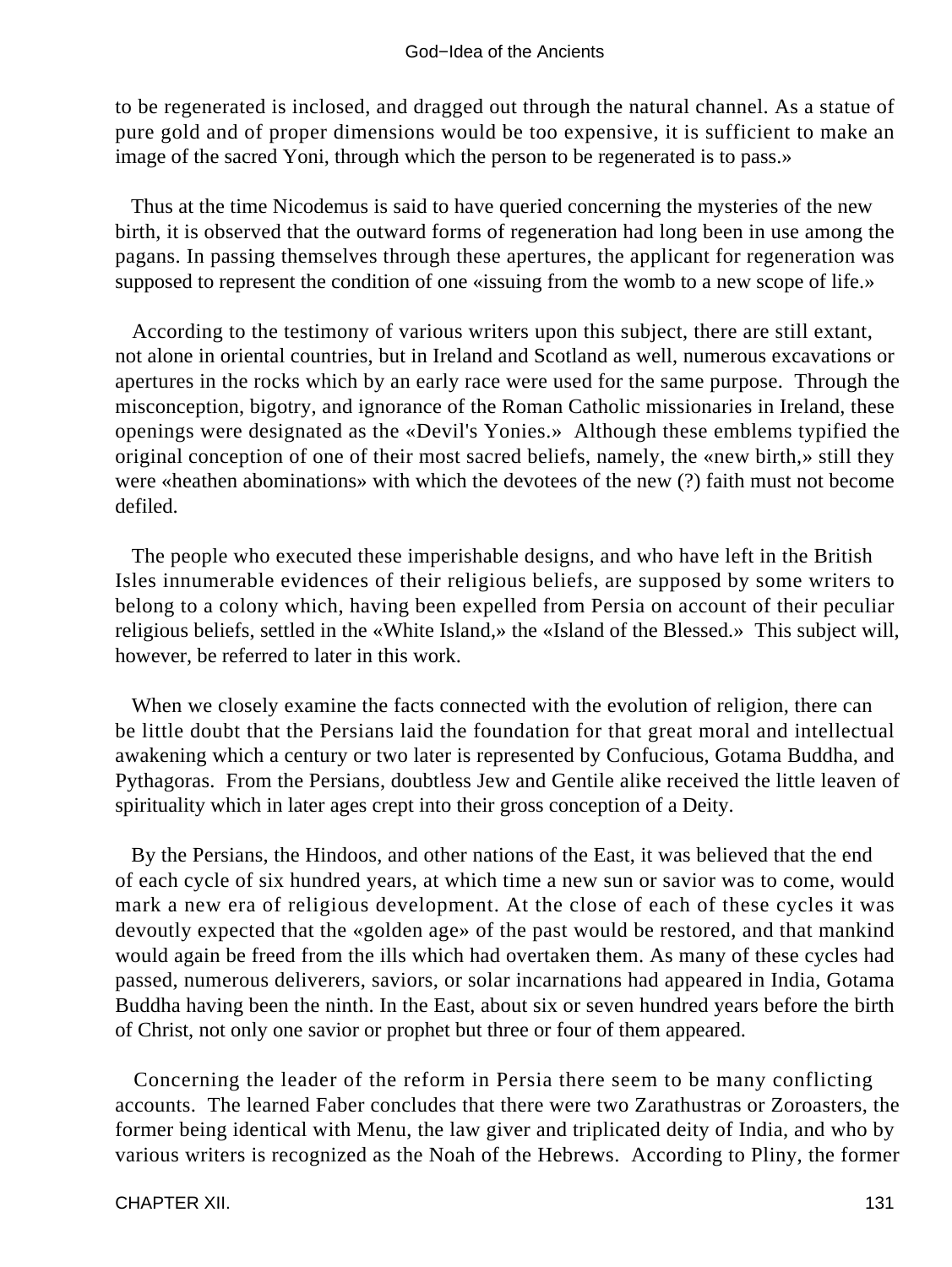to be regenerated is inclosed, and dragged out through the natural channel. As a statue of pure gold and of proper dimensions would be too expensive, it is sufficient to make an image of the sacred Yoni, through which the person to be regenerated is to pass.»

Thus at the time Nicodemus is said to have queried concerning the mysteries of the new birth, it is observed that the outward forms of regeneration had long been in use among the pagans. In passing themselves through these apertures, the applicant for regeneration was supposed to represent the condition of one «issuing from the womb to a new scope of life.»

According to the testimony of various writers upon this subject, there are still extant, not alone in oriental countries, but in Ireland and Scotland as well, numerous excavations or apertures in the rocks which by an early race were used for the same purpose. Through the misconception, bigotry, and ignorance of the Roman Catholic missionaries in Ireland, these openings were designated as the «Devil's Yonies.» Although these emblems typified the original conception of one of their most sacred beliefs, namely, the «new birth,» still they were «heathen abominations» with which the devotees of the new (?) faith must not become defiled.

The people who executed these imperishable designs, and who have left in the British Isles innumerable evidences of their religious beliefs, are supposed by some writers to belong to a colony which, having been expelled from Persia on account of their peculiar religious beliefs, settled in the «White Island,» the «Island of the Blessed.» This subject will, however, be referred to later in this work.

When we closely examine the facts connected with the evolution of religion, there can be little doubt that the Persians laid the foundation for that great moral and intellectual awakening which a century or two later is represented by Confucious, Gotama Buddha, and Pythagoras. From the Persians, doubtless Jew and Gentile alike received the little leaven of spirituality which in later ages crept into their gross conception of a Deity.

By the Persians, the Hindoos, and other nations of the East, it was believed that the end of each cycle of six hundred years, at which time a new sun or savior was to come, would mark a new era of religious development. At the close of each of these cycles it was devoutly expected that the «golden age» of the past would be restored, and that mankind would again be freed from the ills which had overtaken them. As many of these cycles had passed, numerous deliverers, saviors, or solar incarnations had appeared in India, Gotama Buddha having been the ninth. In the East, about six or seven hundred years before the birth of Christ, not only one savior or prophet but three or four of them appeared.

Concerning the leader of the reform in Persia there seem to be many conflicting accounts. The learned Faber concludes that there were two Zarathustras or Zoroasters, the former being identical with Menu, the law giver and triplicated deity of India, and who by various writers is recognized as the Noah of the Hebrews. According to Pliny, the former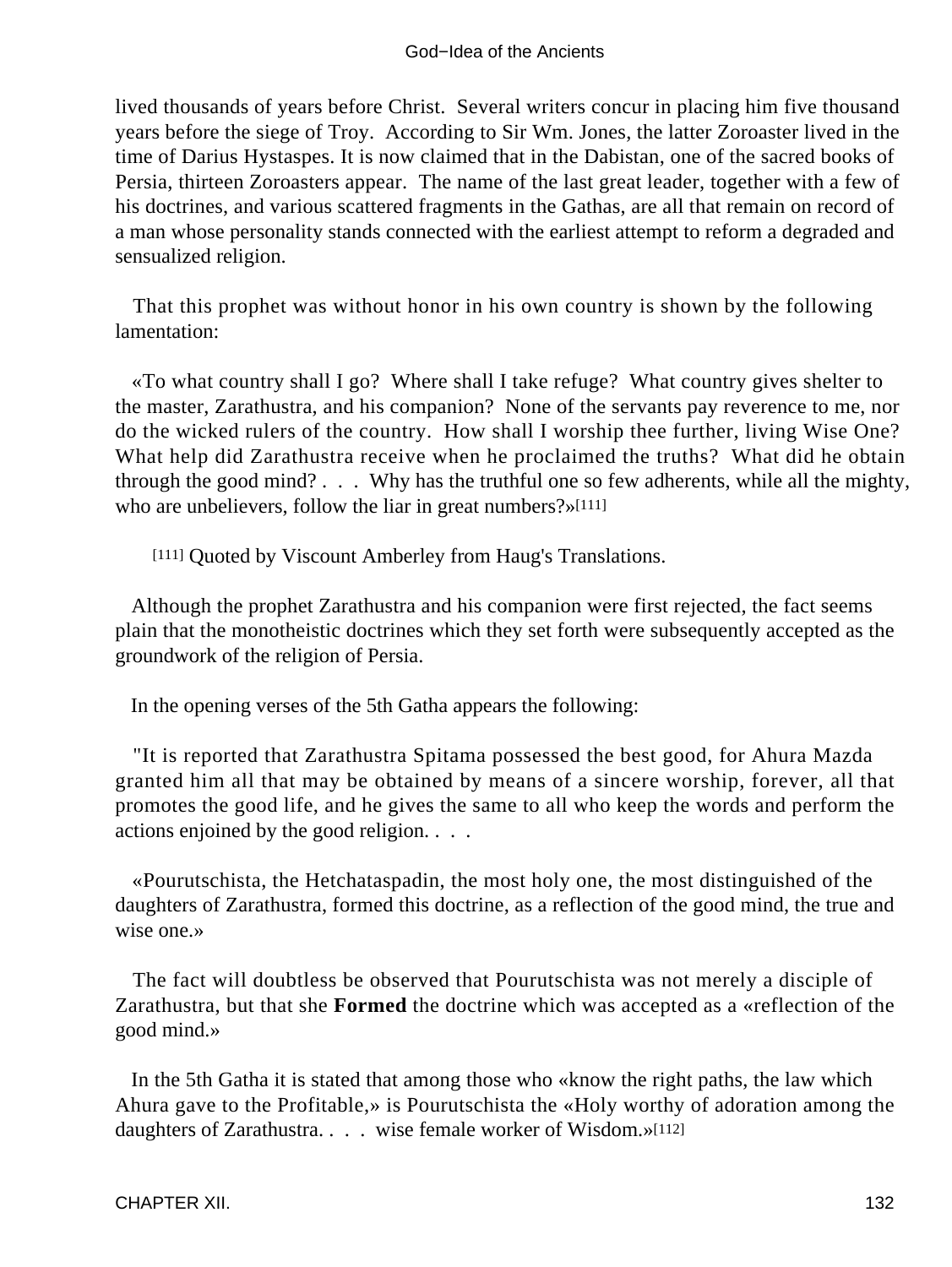lived thousands of years before Christ. Several writers concur in placing him five thousand years before the siege of Troy. According to Sir Wm. Jones, the latter Zoroaster lived in the time of Darius Hystaspes. It is now claimed that in the Dabistan, one of the sacred books of Persia, thirteen Zoroasters appear. The name of the last great leader, together with a few of his doctrines, and various scattered fragments in the Gathas, are all that remain on record of a man whose personality stands connected with the earliest attempt to reform a degraded and sensualized religion.

That this prophet was without honor in his own country is shown by the following lamentation:

«To what country shall I go? Where shall I take refuge? What country gives shelter to the master, Zarathustra, and his companion? None of the servants pay reverence to me, nor do the wicked rulers of the country. How shall I worship thee further, living Wise One? What help did Zarathustra receive when he proclaimed the truths? What did he obtain through the good mind? . . . Why has the truthful one so few adherents, while all the mighty, who are unbelievers, follow the liar in great numbers?»[111]

[111] Quoted by Viscount Amberley from Haug's Translations.

Although the prophet Zarathustra and his companion were first rejected, the fact seems plain that the monotheistic doctrines which they set forth were subsequently accepted as the groundwork of the religion of Persia.

In the opening verses of the 5th Gatha appears the following:

"It is reported that Zarathustra Spitama possessed the best good, for Ahura Mazda granted him all that may be obtained by means of a sincere worship, forever, all that promotes the good life, and he gives the same to all who keep the words and perform the actions enjoined by the good religion. . . .

«Pourutschista, the Hetchataspadin, the most holy one, the most distinguished of the daughters of Zarathustra, formed this doctrine, as a reflection of the good mind, the true and wise one.»

The fact will doubtless be observed that Pourutschista was not merely a disciple of Zarathustra, but that she **Formed** the doctrine which was accepted as a «reflection of the good mind.»

In the 5th Gatha it is stated that among those who «know the right paths, the law which Ahura gave to the Profitable,» is Pourutschista the «Holy worthy of adoration among the daughters of Zarathustra. . . . wise female worker of Wisdom.»[112]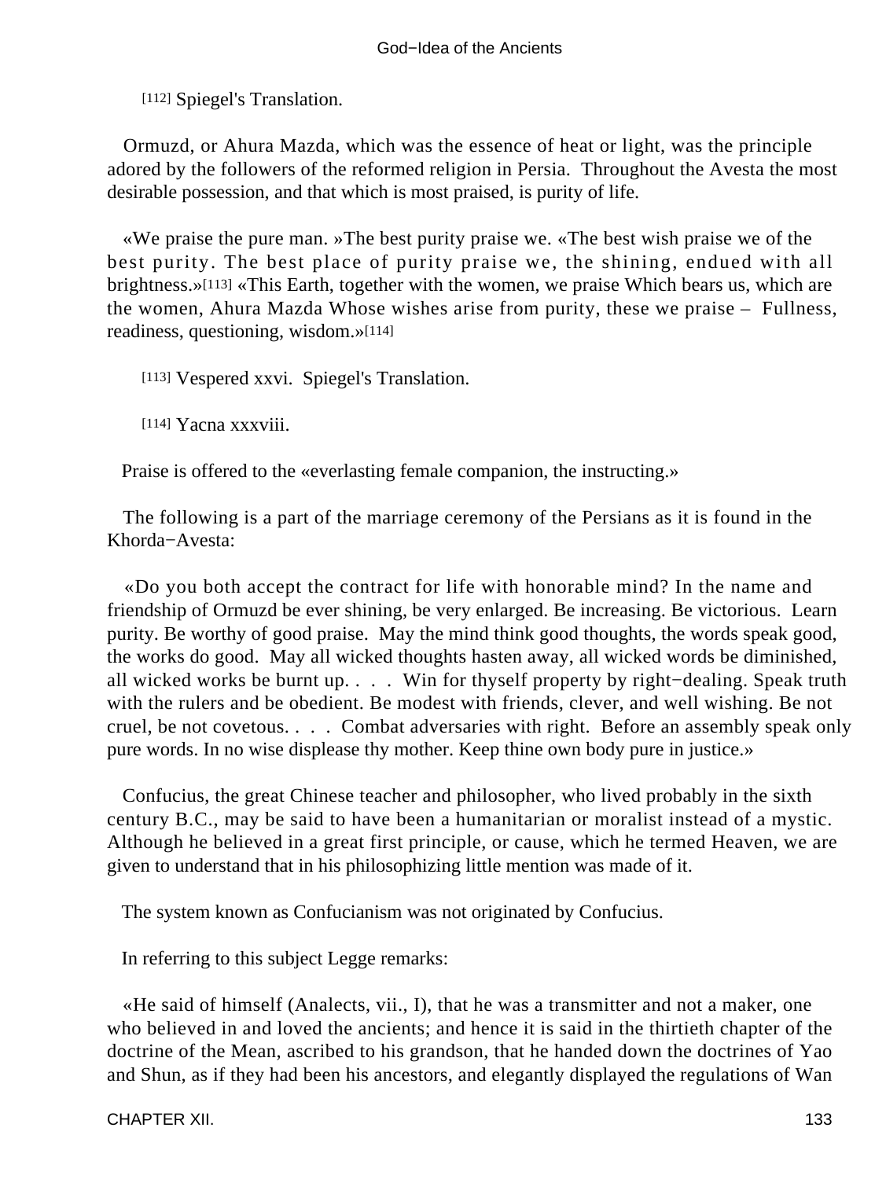[112] Spiegel's Translation.

Ormuzd, or Ahura Mazda, which was the essence of heat or light, was the principle adored by the followers of the reformed religion in Persia. Throughout the Avesta the most desirable possession, and that which is most praised, is purity of life.

«We praise the pure man. »The best purity praise we. «The best wish praise we of the best purity. The best place of purity praise we, the shining, endued with all brightness.»[113] «This Earth, together with the women, we praise Which bears us, which are the women, Ahura Mazda Whose wishes arise from purity, these we praise – Fullness, readiness, questioning, wisdom.»[114]

[113] Vespered xxvi. Spiegel's Translation.

[114] Yacna xxxviii.

Praise is offered to the «everlasting female companion, the instructing.»

The following is a part of the marriage ceremony of the Persians as it is found in the Khorda−Avesta:

«Do you both accept the contract for life with honorable mind? In the name and friendship of Ormuzd be ever shining, be very enlarged. Be increasing. Be victorious. Learn purity. Be worthy of good praise. May the mind think good thoughts, the words speak good, the works do good. May all wicked thoughts hasten away, all wicked words be diminished, all wicked works be burnt up. . . . Win for thyself property by right−dealing. Speak truth with the rulers and be obedient. Be modest with friends, clever, and well wishing. Be not cruel, be not covetous. . . . Combat adversaries with right. Before an assembly speak only pure words. In no wise displease thy mother. Keep thine own body pure in justice.»

Confucius, the great Chinese teacher and philosopher, who lived probably in the sixth century B.C., may be said to have been a humanitarian or moralist instead of a mystic. Although he believed in a great first principle, or cause, which he termed Heaven, we are given to understand that in his philosophizing little mention was made of it.

The system known as Confucianism was not originated by Confucius.

In referring to this subject Legge remarks:

«He said of himself (Analects, vii., I), that he was a transmitter and not a maker, one who believed in and loved the ancients; and hence it is said in the thirtieth chapter of the doctrine of the Mean, ascribed to his grandson, that he handed down the doctrines of Yao and Shun, as if they had been his ancestors, and elegantly displayed the regulations of Wan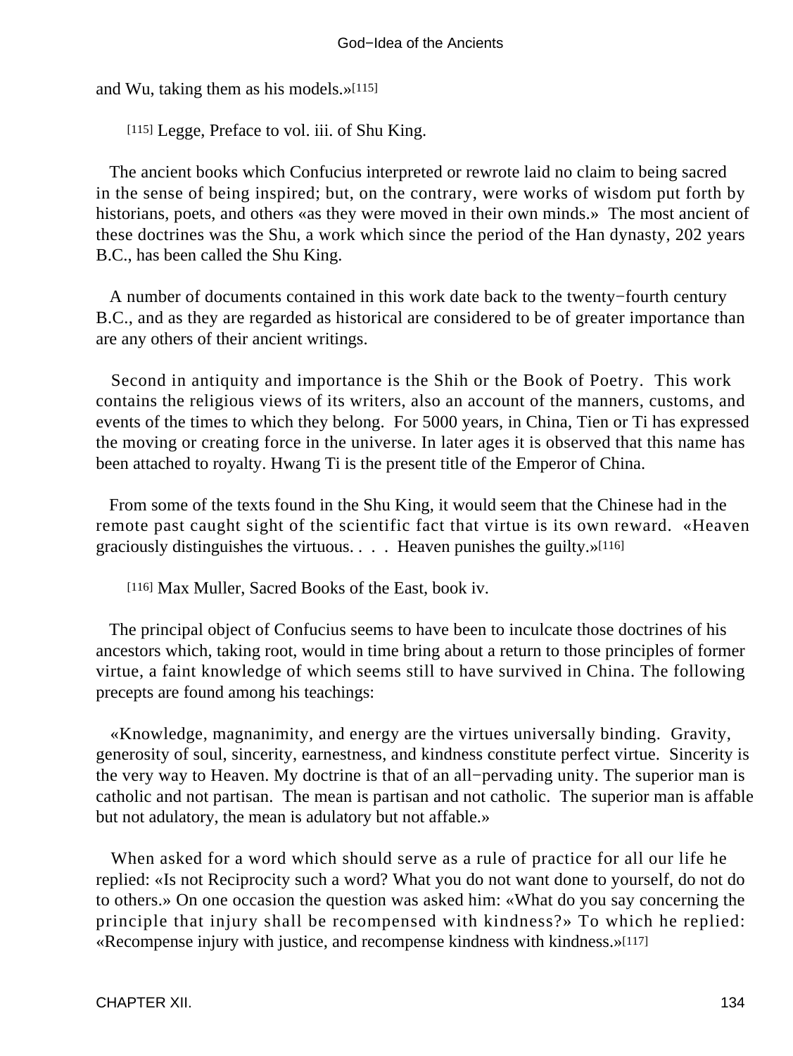and Wu, taking them as his models.»[115]

[115] Legge, Preface to vol. iii. of Shu King.

The ancient books which Confucius interpreted or rewrote laid no claim to being sacred in the sense of being inspired; but, on the contrary, were works of wisdom put forth by historians, poets, and others «as they were moved in their own minds.» The most ancient of these doctrines was the Shu, a work which since the period of the Han dynasty, 202 years B.C., has been called the Shu King.

A number of documents contained in this work date back to the twenty−fourth century B.C., and as they are regarded as historical are considered to be of greater importance than are any others of their ancient writings.

Second in antiquity and importance is the Shih or the Book of Poetry. This work contains the religious views of its writers, also an account of the manners, customs, and events of the times to which they belong. For 5000 years, in China, Tien or Ti has expressed the moving or creating force in the universe. In later ages it is observed that this name has been attached to royalty. Hwang Ti is the present title of the Emperor of China.

From some of the texts found in the Shu King, it would seem that the Chinese had in the remote past caught sight of the scientific fact that virtue is its own reward. «Heaven graciously distinguishes the virtuous. . . . Heaven punishes the guilty.»[116]

[116] Max Muller, Sacred Books of the East, book iv.

The principal object of Confucius seems to have been to inculcate those doctrines of his ancestors which, taking root, would in time bring about a return to those principles of former virtue, a faint knowledge of which seems still to have survived in China. The following precepts are found among his teachings:

«Knowledge, magnanimity, and energy are the virtues universally binding. Gravity, generosity of soul, sincerity, earnestness, and kindness constitute perfect virtue. Sincerity is the very way to Heaven. My doctrine is that of an all−pervading unity. The superior man is catholic and not partisan. The mean is partisan and not catholic. The superior man is affable but not adulatory, the mean is adulatory but not affable.»

When asked for a word which should serve as a rule of practice for all our life he replied: «Is not Reciprocity such a word? What you do not want done to yourself, do not do to others.» On one occasion the question was asked him: «What do you say concerning the principle that injury shall be recompensed with kindness?» To which he replied: «Recompense injury with justice, and recompense kindness with kindness.»[117]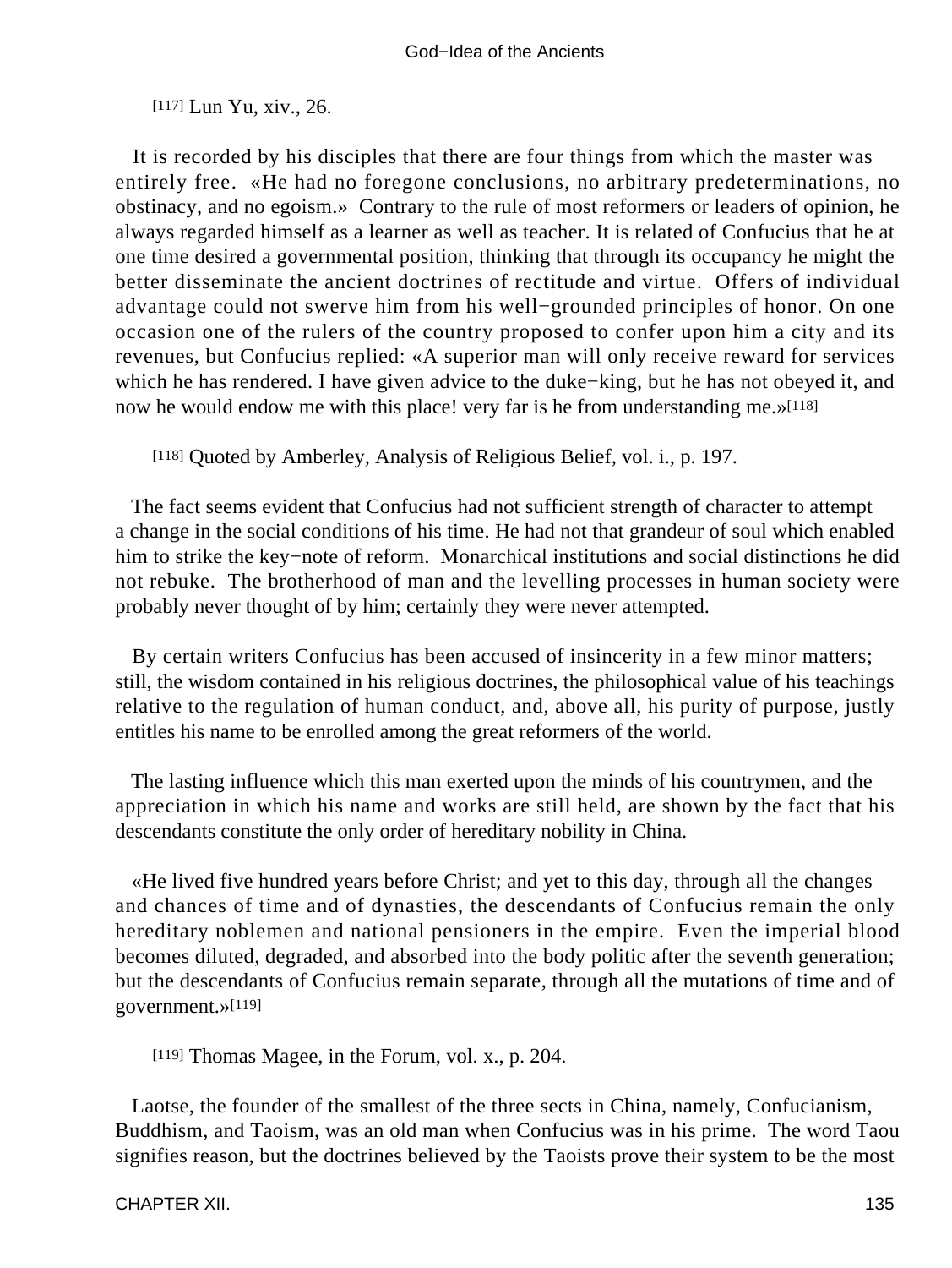[117] Lun Yu, xiv., 26.

It is recorded by his disciples that there are four things from which the master was entirely free. «He had no foregone conclusions, no arbitrary predeterminations, no obstinacy, and no egoism.» Contrary to the rule of most reformers or leaders of opinion, he always regarded himself as a learner as well as teacher. It is related of Confucius that he at one time desired a governmental position, thinking that through its occupancy he might the better disseminate the ancient doctrines of rectitude and virtue. Offers of individual advantage could not swerve him from his well−grounded principles of honor. On one occasion one of the rulers of the country proposed to confer upon him a city and its revenues, but Confucius replied: «A superior man will only receive reward for services which he has rendered. I have given advice to the duke−king, but he has not obeyed it, and now he would endow me with this place! very far is he from understanding me.»[118]

[118] Quoted by Amberley, Analysis of Religious Belief, vol. i., p. 197.

The fact seems evident that Confucius had not sufficient strength of character to attempt a change in the social conditions of his time. He had not that grandeur of soul which enabled him to strike the key−note of reform. Monarchical institutions and social distinctions he did not rebuke. The brotherhood of man and the levelling processes in human society were probably never thought of by him; certainly they were never attempted.

By certain writers Confucius has been accused of insincerity in a few minor matters; still, the wisdom contained in his religious doctrines, the philosophical value of his teachings relative to the regulation of human conduct, and, above all, his purity of purpose, justly entitles his name to be enrolled among the great reformers of the world.

The lasting influence which this man exerted upon the minds of his countrymen, and the appreciation in which his name and works are still held, are shown by the fact that his descendants constitute the only order of hereditary nobility in China.

«He lived five hundred years before Christ; and yet to this day, through all the changes and chances of time and of dynasties, the descendants of Confucius remain the only hereditary noblemen and national pensioners in the empire. Even the imperial blood becomes diluted, degraded, and absorbed into the body politic after the seventh generation; but the descendants of Confucius remain separate, through all the mutations of time and of government.»[119]

[119] Thomas Magee, in the Forum, vol. x., p. 204.

Laotse, the founder of the smallest of the three sects in China, namely, Confucianism, Buddhism, and Taoism, was an old man when Confucius was in his prime. The word Taou signifies reason, but the doctrines believed by the Taoists prove their system to be the most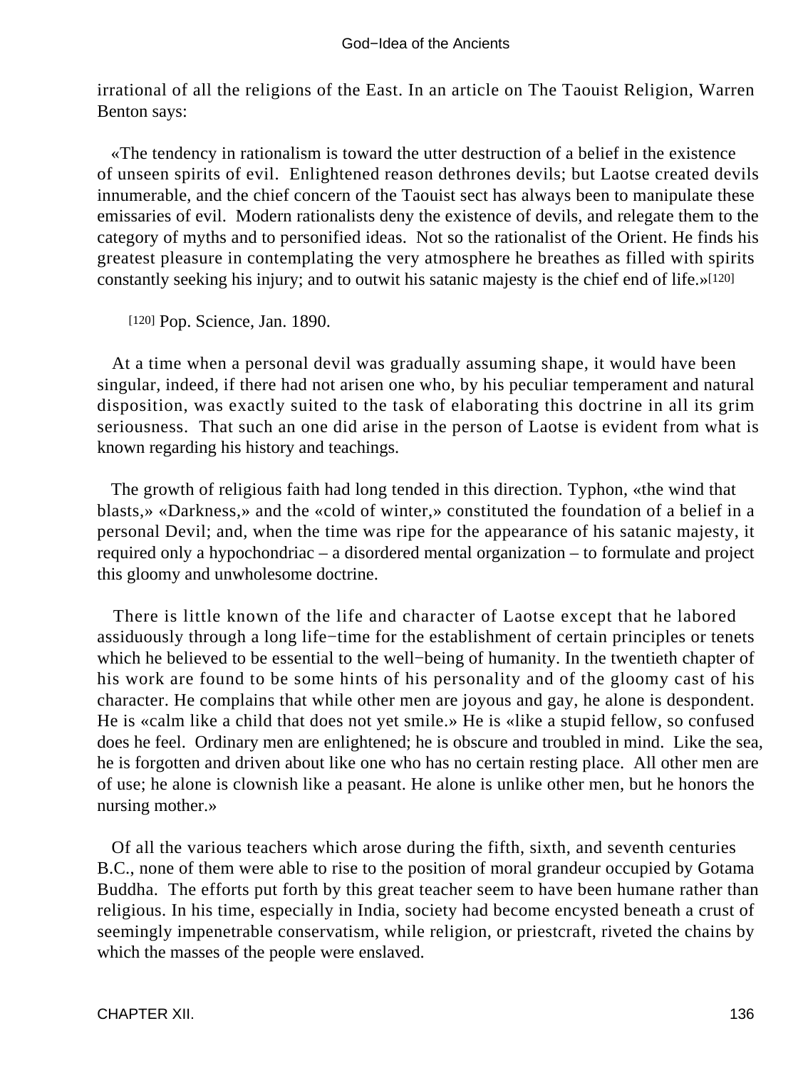irrational of all the religions of the East. In an article on The Taouist Religion, Warren Benton says:

«The tendency in rationalism is toward the utter destruction of a belief in the existence of unseen spirits of evil. Enlightened reason dethrones devils; but Laotse created devils innumerable, and the chief concern of the Taouist sect has always been to manipulate these emissaries of evil. Modern rationalists deny the existence of devils, and relegate them to the category of myths and to personified ideas. Not so the rationalist of the Orient. He finds his greatest pleasure in contemplating the very atmosphere he breathes as filled with spirits constantly seeking his injury; and to outwit his satanic majesty is the chief end of life.»[120]

[120] Pop. Science, Jan. 1890.

At a time when a personal devil was gradually assuming shape, it would have been singular, indeed, if there had not arisen one who, by his peculiar temperament and natural disposition, was exactly suited to the task of elaborating this doctrine in all its grim seriousness. That such an one did arise in the person of Laotse is evident from what is known regarding his history and teachings.

The growth of religious faith had long tended in this direction. Typhon, «the wind that blasts,» «Darkness,» and the «cold of winter,» constituted the foundation of a belief in a personal Devil; and, when the time was ripe for the appearance of his satanic majesty, it required only a hypochondriac – a disordered mental organization – to formulate and project this gloomy and unwholesome doctrine.

There is little known of the life and character of Laotse except that he labored assiduously through a long life−time for the establishment of certain principles or tenets which he believed to be essential to the well−being of humanity. In the twentieth chapter of his work are found to be some hints of his personality and of the gloomy cast of his character. He complains that while other men are joyous and gay, he alone is despondent. He is «calm like a child that does not yet smile.» He is «like a stupid fellow, so confused does he feel. Ordinary men are enlightened; he is obscure and troubled in mind. Like the sea, he is forgotten and driven about like one who has no certain resting place. All other men are of use; he alone is clownish like a peasant. He alone is unlike other men, but he honors the nursing mother.»

Of all the various teachers which arose during the fifth, sixth, and seventh centuries B.C., none of them were able to rise to the position of moral grandeur occupied by Gotama Buddha. The efforts put forth by this great teacher seem to have been humane rather than religious. In his time, especially in India, society had become encysted beneath a crust of seemingly impenetrable conservatism, while religion, or priestcraft, riveted the chains by which the masses of the people were enslaved.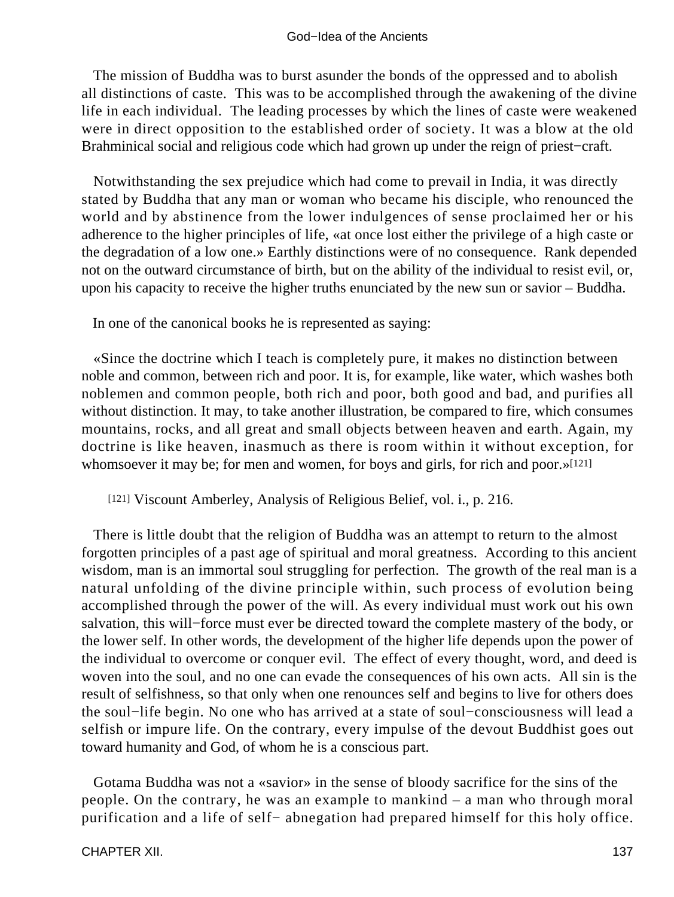The mission of Buddha was to burst asunder the bonds of the oppressed and to abolish all distinctions of caste. This was to be accomplished through the awakening of the divine life in each individual. The leading processes by which the lines of caste were weakened were in direct opposition to the established order of society. It was a blow at the old Brahminical social and religious code which had grown up under the reign of priest−craft.

Notwithstanding the sex prejudice which had come to prevail in India, it was directly stated by Buddha that any man or woman who became his disciple, who renounced the world and by abstinence from the lower indulgences of sense proclaimed her or his adherence to the higher principles of life, «at once lost either the privilege of a high caste or the degradation of a low one.» Earthly distinctions were of no consequence. Rank depended not on the outward circumstance of birth, but on the ability of the individual to resist evil, or, upon his capacity to receive the higher truths enunciated by the new sun or savior – Buddha.

In one of the canonical books he is represented as saying:

«Since the doctrine which I teach is completely pure, it makes no distinction between noble and common, between rich and poor. It is, for example, like water, which washes both noblemen and common people, both rich and poor, both good and bad, and purifies all without distinction. It may, to take another illustration, be compared to fire, which consumes mountains, rocks, and all great and small objects between heaven and earth. Again, my doctrine is like heaven, inasmuch as there is room within it without exception, for whomsoever it may be; for men and women, for boys and girls, for rich and poor.»[121]

[121] Viscount Amberley, Analysis of Religious Belief, vol. i., p. 216.

There is little doubt that the religion of Buddha was an attempt to return to the almost forgotten principles of a past age of spiritual and moral greatness. According to this ancient wisdom, man is an immortal soul struggling for perfection. The growth of the real man is a natural unfolding of the divine principle within, such process of evolution being accomplished through the power of the will. As every individual must work out his own salvation, this will−force must ever be directed toward the complete mastery of the body, or the lower self. In other words, the development of the higher life depends upon the power of the individual to overcome or conquer evil. The effect of every thought, word, and deed is woven into the soul, and no one can evade the consequences of his own acts. All sin is the result of selfishness, so that only when one renounces self and begins to live for others does the soul−life begin. No one who has arrived at a state of soul−consciousness will lead a selfish or impure life. On the contrary, every impulse of the devout Buddhist goes out toward humanity and God, of whom he is a conscious part.

Gotama Buddha was not a «savior» in the sense of bloody sacrifice for the sins of the people. On the contrary, he was an example to mankind – a man who through moral purification and a life of self− abnegation had prepared himself for this holy office.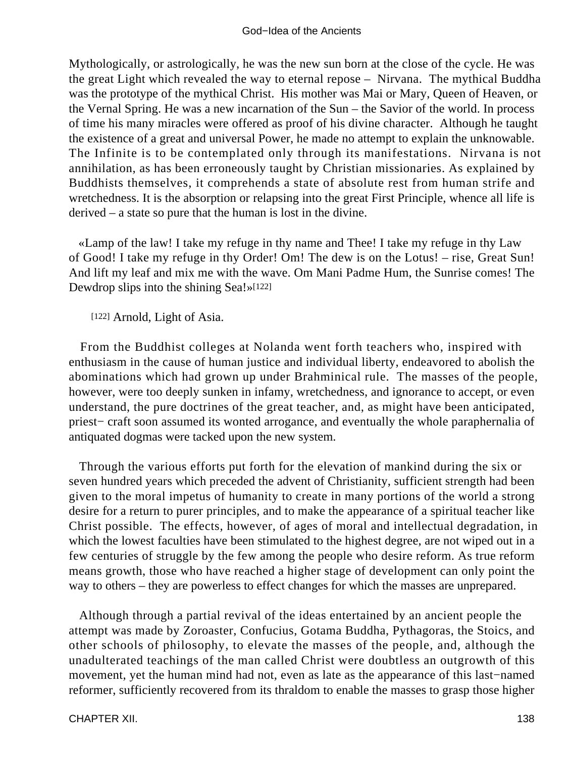Mythologically, or astrologically, he was the new sun born at the close of the cycle. He was the great Light which revealed the way to eternal repose – Nirvana. The mythical Buddha was the prototype of the mythical Christ. His mother was Mai or Mary, Queen of Heaven, or the Vernal Spring. He was a new incarnation of the Sun – the Savior of the world. In process of time his many miracles were offered as proof of his divine character. Although he taught the existence of a great and universal Power, he made no attempt to explain the unknowable. The Infinite is to be contemplated only through its manifestations. Nirvana is not annihilation, as has been erroneously taught by Christian missionaries. As explained by Buddhists themselves, it comprehends a state of absolute rest from human strife and wretchedness. It is the absorption or relapsing into the great First Principle, whence all life is derived – a state so pure that the human is lost in the divine.

«Lamp of the law! I take my refuge in thy name and Thee! I take my refuge in thy Law of Good! I take my refuge in thy Order! Om! The dew is on the Lotus! – rise, Great Sun! And lift my leaf and mix me with the wave. Om Mani Padme Hum, the Sunrise comes! The Dewdrop slips into the shining Sea!»[122]

[122] Arnold, Light of Asia.

From the Buddhist colleges at Nolanda went forth teachers who, inspired with enthusiasm in the cause of human justice and individual liberty, endeavored to abolish the abominations which had grown up under Brahminical rule. The masses of the people, however, were too deeply sunken in infamy, wretchedness, and ignorance to accept, or even understand, the pure doctrines of the great teacher, and, as might have been anticipated, priest− craft soon assumed its wonted arrogance, and eventually the whole paraphernalia of antiquated dogmas were tacked upon the new system.

Through the various efforts put forth for the elevation of mankind during the six or seven hundred years which preceded the advent of Christianity, sufficient strength had been given to the moral impetus of humanity to create in many portions of the world a strong desire for a return to purer principles, and to make the appearance of a spiritual teacher like Christ possible. The effects, however, of ages of moral and intellectual degradation, in which the lowest faculties have been stimulated to the highest degree, are not wiped out in a few centuries of struggle by the few among the people who desire reform. As true reform means growth, those who have reached a higher stage of development can only point the way to others – they are powerless to effect changes for which the masses are unprepared.

Although through a partial revival of the ideas entertained by an ancient people the attempt was made by Zoroaster, Confucius, Gotama Buddha, Pythagoras, the Stoics, and other schools of philosophy, to elevate the masses of the people, and, although the unadulterated teachings of the man called Christ were doubtless an outgrowth of this movement, yet the human mind had not, even as late as the appearance of this last−named reformer, sufficiently recovered from its thraldom to enable the masses to grasp those higher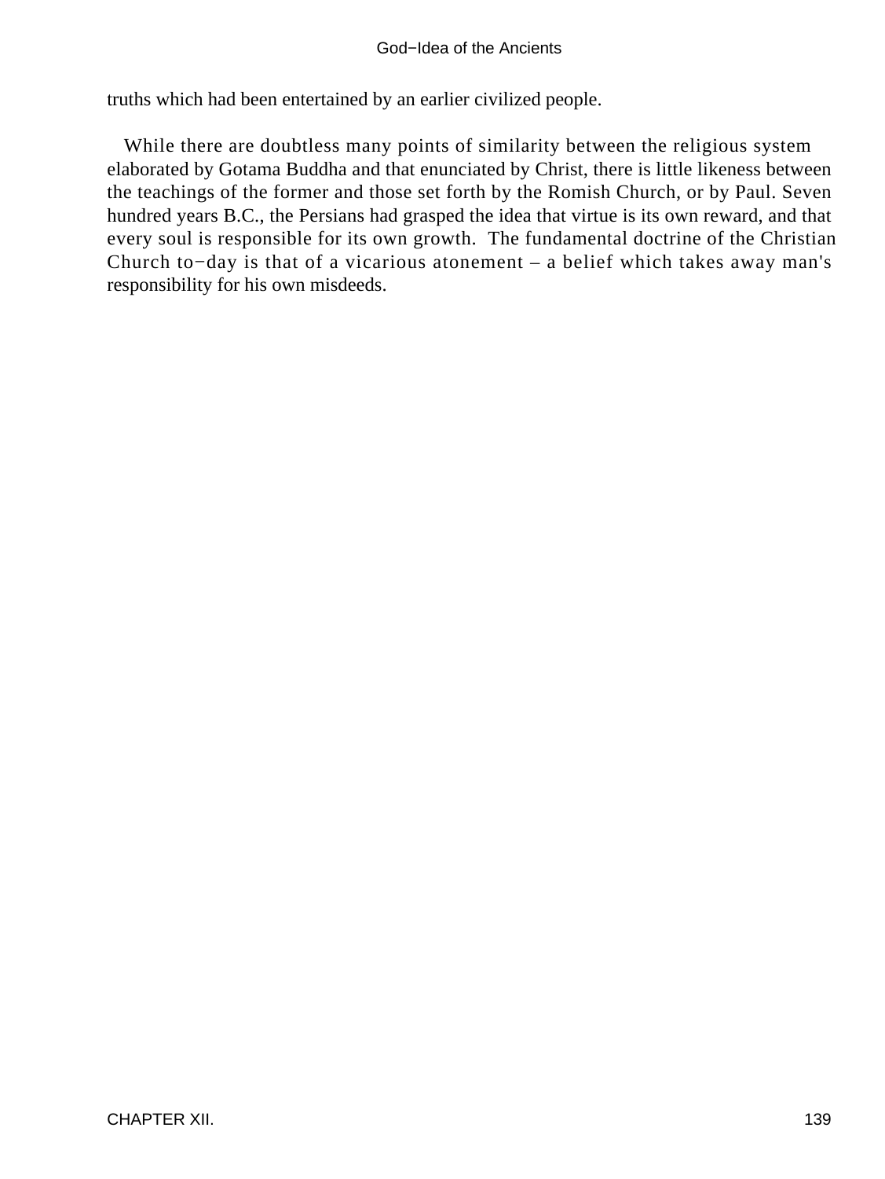truths which had been entertained by an earlier civilized people.

While there are doubtless many points of similarity between the religious system elaborated by Gotama Buddha and that enunciated by Christ, there is little likeness between the teachings of the former and those set forth by the Romish Church, or by Paul. Seven hundred years B.C., the Persians had grasped the idea that virtue is its own reward, and that every soul is responsible for its own growth. The fundamental doctrine of the Christian Church to−day is that of a vicarious atonement – a belief which takes away man's responsibility for his own misdeeds.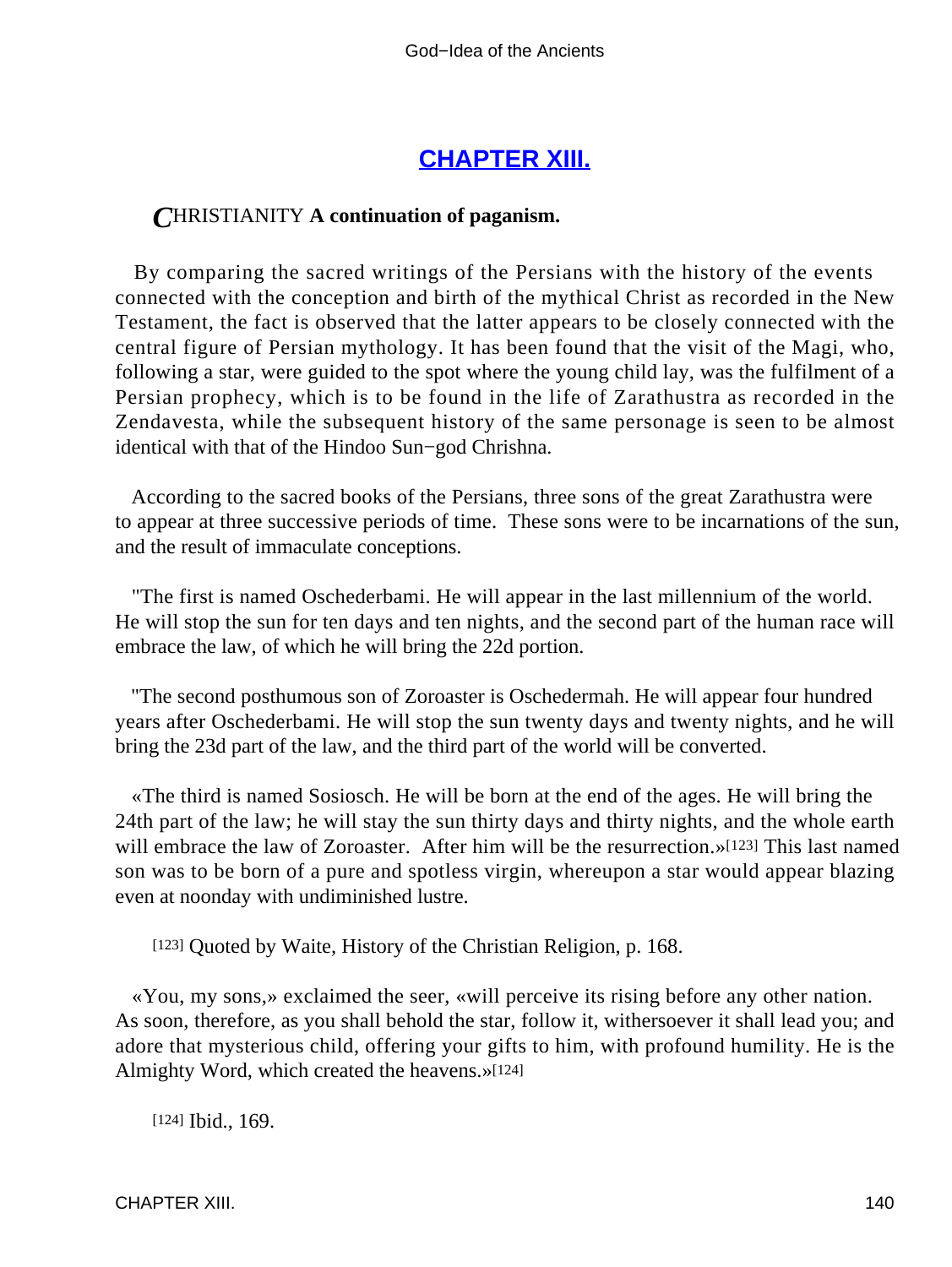## CHAPTER XIII.

**CHRISTIANITY A continuation of paganism.**

By comparing the sacred writings of the Persians with the history of the events connected with the conception and birth of the mythical Christ as recorded in the New Testament, the fact is observed that the latter appears to be closely connected with the central figure of Persian mythology. It has been found that the visit of the Magi, who, following a star, were guided to the spot where the young child lay, was the fulfilment of a Persian prophecy, which is to be found in the life of Zarathustra as recorded in the Zendavesta, while the subsequent history of the same personage is seen to be almost identical with that of the Hindoo Sun−god Chrishna.

According to the sacred books of the Persians, three sons of the great Zarathustra were to appear at three successive periods of time. These sons were to be incarnations of the sun, and the result of immaculate conceptions.

"The first is named Oschederbami. He will appear in the last millennium of the world. He will stop the sun for ten days and ten nights, and the second part of the human race will embrace the law, of which he will bring the 22d portion.

"The second posthumous son of Zoroaster is Oschedermah. He will appear four hundred years after Oschederbami. He will stop the sun twenty days and twenty nights, and he will bring the 23d part of the law, and the third part of the world will be converted.

«The third is named Sosiosch. He will be born at the end of the ages. He will bring the 24th part of the law; he will stay the sun thirty days and thirty nights, and the whole earth will embrace the law of Zoroaster. After him will be the resurrection.»[123] This last named son was to be born of a pure and spotless virgin, whereupon a star would appear blazing even at noonday with undiminished lustre.

[123] Quoted by Waite, History of the Christian Religion, p. 168.

«You, my sons,» exclaimed the seer, «will perceive its rising before any other nation. As soon, therefore, as you shall behold the star, follow it, withersoever it shall lead you; and adore that mysterious child, offering your gifts to him, with profound humility. He is the Almighty Word, which created the heavens.»[124]

[124] Ibid., 169.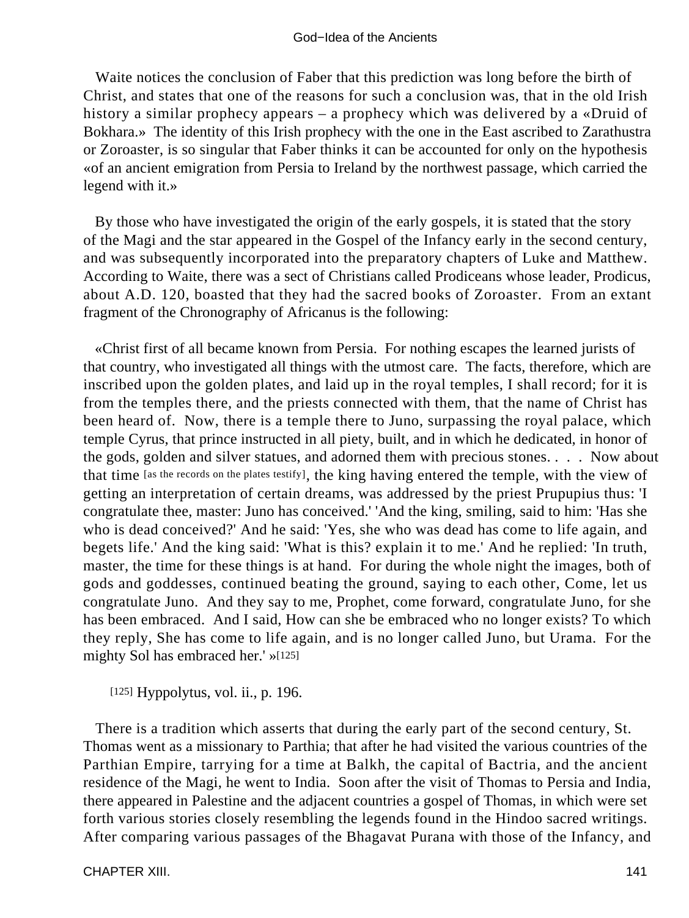Waite notices the conclusion of Faber that this prediction was long before the birth of Christ, and states that one of the reasons for such a conclusion was, that in the old Irish history a similar prophecy appears – a prophecy which was delivered by a «Druid of Bokhara.» The identity of this Irish prophecy with the one in the East ascribed to Zarathustra or Zoroaster, is so singular that Faber thinks it can be accounted for only on the hypothesis «of an ancient emigration from Persia to Ireland by the northwest passage, which carried the legend with it.»

By those who have investigated the origin of the early gospels, it is stated that the story of the Magi and the star appeared in the Gospel of the Infancy early in the second century, and was subsequently incorporated into the preparatory chapters of Luke and Matthew. According to Waite, there was a sect of Christians called Prodiceans whose leader, Prodicus, about A.D. 120, boasted that they had the sacred books of Zoroaster. From an extant fragment of the Chronography of Africanus is the following:

«Christ first of all became known from Persia. For nothing escapes the learned jurists of that country, who investigated all things with the utmost care. The facts, therefore, which are inscribed upon the golden plates, and laid up in the royal temples, I shall record; for it is from the temples there, and the priests connected with them, that the name of Christ has been heard of. Now, there is a temple there to Juno, surpassing the royal palace, which temple Cyrus, that prince instructed in all piety, built, and in which he dedicated, in honor of the gods, golden and silver statues, and adorned them with precious stones. . . . Now about that time [as the records on the plates testify], the king having entered the temple, with the view of getting an interpretation of certain dreams, was addressed by the priest Prupupius thus: 'I congratulate thee, master: Juno has conceived.' 'And the king, smiling, said to him: 'Has she who is dead conceived?' And he said: 'Yes, she who was dead has come to life again, and begets life.' And the king said: 'What is this? explain it to me.' And he replied: 'In truth, master, the time for these things is at hand. For during the whole night the images, both of gods and goddesses, continued beating the ground, saying to each other, Come, let us congratulate Juno. And they say to me, Prophet, come forward, congratulate Juno, for she has been embraced. And I said, How can she be embraced who no longer exists? To which they reply, She has come to life again, and is no longer called Juno, but Urama. For the mighty Sol has embraced her.' »[125]

[125] Hyppolytus, vol. ii., p. 196.

There is a tradition which asserts that during the early part of the second century, St. Thomas went as a missionary to Parthia; that after he had visited the various countries of the Parthian Empire, tarrying for a time at Balkh, the capital of Bactria, and the ancient residence of the Magi, he went to India. Soon after the visit of Thomas to Persia and India, there appeared in Palestine and the adjacent countries a gospel of Thomas, in which were set forth various stories closely resembling the legends found in the Hindoo sacred writings. After comparing various passages of the Bhagavat Purana with those of the Infancy, and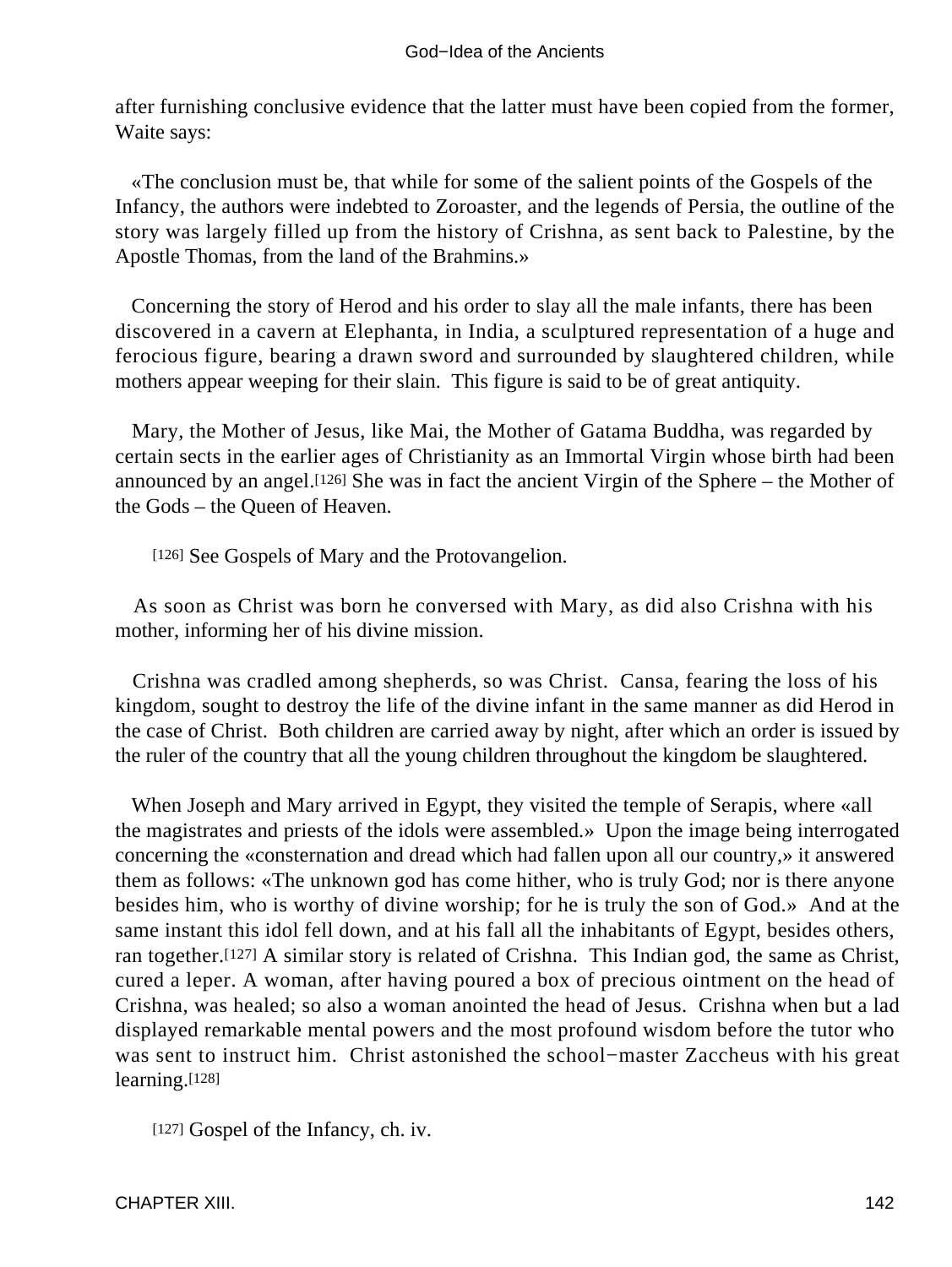after furnishing conclusive evidence that the latter must have been copied from the former, Waite says:

«The conclusion must be, that while for some of the salient points of the Gospels of the Infancy, the authors were indebted to Zoroaster, and the legends of Persia, the outline of the story was largely filled up from the history of Crishna, as sent back to Palestine, by the Apostle Thomas, from the land of the Brahmins.»

Concerning the story of Herod and his order to slay all the male infants, there has been discovered in a cavern at Elephanta, in India, a sculptured representation of a huge and ferocious figure, bearing a drawn sword and surrounded by slaughtered children, while mothers appear weeping for their slain. This figure is said to be of great antiquity.

Mary, the Mother of Jesus, like Mai, the Mother of Gatama Buddha, was regarded by certain sects in the earlier ages of Christianity as an Immortal Virgin whose birth had been announced by an angel.[126] She was in fact the ancient Virgin of the Sphere – the Mother of the Gods – the Queen of Heaven.

[126] See Gospels of Mary and the Protovangelion.

As soon as Christ was born he conversed with Mary, as did also Crishna with his mother, informing her of his divine mission.

Crishna was cradled among shepherds, so was Christ. Cansa, fearing the loss of his kingdom, sought to destroy the life of the divine infant in the same manner as did Herod in the case of Christ. Both children are carried away by night, after which an order is issued by the ruler of the country that all the young children throughout the kingdom be slaughtered.

When Joseph and Mary arrived in Egypt, they visited the temple of Serapis, where «all the magistrates and priests of the idols were assembled.» Upon the image being interrogated concerning the «consternation and dread which had fallen upon all our country,» it answered them as follows: «The unknown god has come hither, who is truly God; nor is there anyone besides him, who is worthy of divine worship; for he is truly the son of God.» And at the same instant this idol fell down, and at his fall all the inhabitants of Egypt, besides others, ran together.[127] A similar story is related of Crishna. This Indian god, the same as Christ, cured a leper. A woman, after having poured a box of precious ointment on the head of Crishna, was healed; so also a woman anointed the head of Jesus. Crishna when but a lad displayed remarkable mental powers and the most profound wisdom before the tutor who was sent to instruct him. Christ astonished the school−master Zaccheus with his great learning.[128]

[127] Gospel of the Infancy, ch. iv.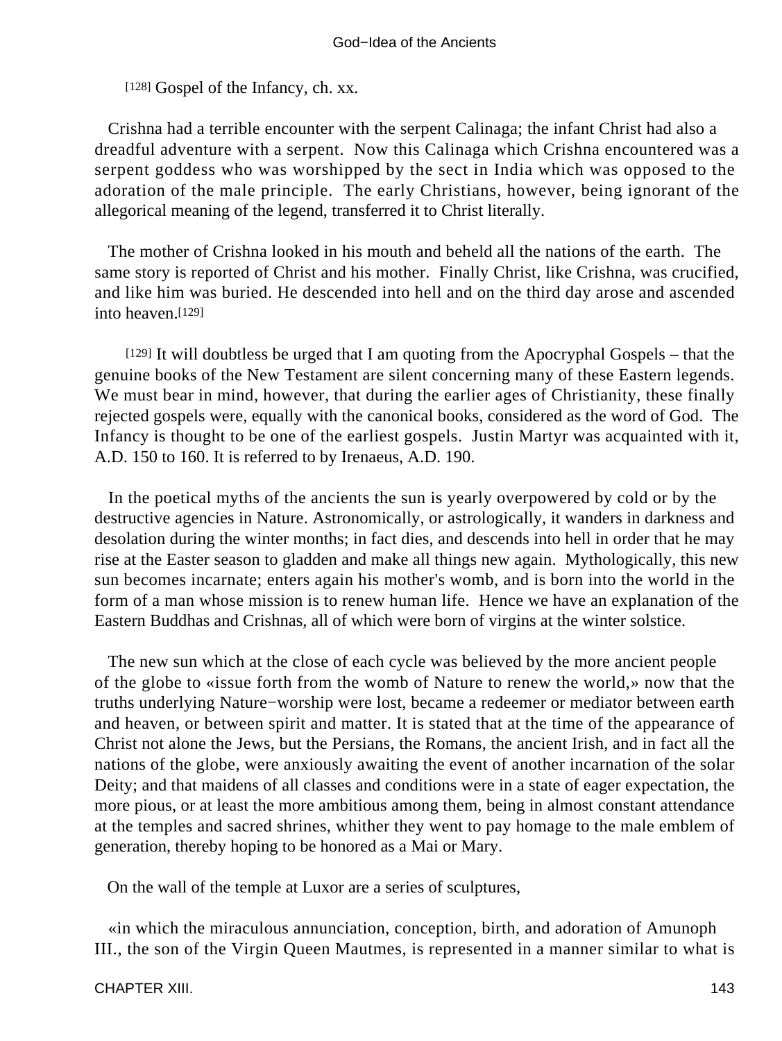[128] Gospel of the Infancy, ch. xx.

Crishna had a terrible encounter with the serpent Calinaga; the infant Christ had also a dreadful adventure with a serpent. Now this Calinaga which Crishna encountered was a serpent goddess who was worshipped by the sect in India which was opposed to the adoration of the male principle. The early Christians, however, being ignorant of the allegorical meaning of the legend, transferred it to Christ literally.

The mother of Crishna looked in his mouth and beheld all the nations of the earth. The same story is reported of Christ and his mother. Finally Christ, like Crishna, was crucified, and like him was buried. He descended into hell and on the third day arose and ascended into heaven.[129]

[129] It will doubtless be urged that I am quoting from the Apocryphal Gospels – that the genuine books of the New Testament are silent concerning many of these Eastern legends. We must bear in mind, however, that during the earlier ages of Christianity, these finally rejected gospels were, equally with the canonical books, considered as the word of God. The Infancy is thought to be one of the earliest gospels. Justin Martyr was acquainted with it, A.D. 150 to 160. It is referred to by Irenaeus, A.D. 190.

In the poetical myths of the ancients the sun is yearly overpowered by cold or by the destructive agencies in Nature. Astronomically, or astrologically, it wanders in darkness and desolation during the winter months; in fact dies, and descends into hell in order that he may rise at the Easter season to gladden and make all things new again. Mythologically, this new sun becomes incarnate; enters again his mother's womb, and is born into the world in the form of a man whose mission is to renew human life. Hence we have an explanation of the Eastern Buddhas and Crishnas, all of which were born of virgins at the winter solstice.

The new sun which at the close of each cycle was believed by the more ancient people of the globe to «issue forth from the womb of Nature to renew the world,» now that the truths underlying Nature−worship were lost, became a redeemer or mediator between earth and heaven, or between spirit and matter. It is stated that at the time of the appearance of Christ not alone the Jews, but the Persians, the Romans, the ancient Irish, and in fact all the nations of the globe, were anxiously awaiting the event of another incarnation of the solar Deity; and that maidens of all classes and conditions were in a state of eager expectation, the more pious, or at least the more ambitious among them, being in almost constant attendance at the temples and sacred shrines, whither they went to pay homage to the male emblem of generation, thereby hoping to be honored as a Mai or Mary.

On the wall of the temple at Luxor are a series of sculptures,

«in which the miraculous annunciation, conception, birth, and adoration of Amunoph III., the son of the Virgin Queen Mautmes, is represented in a manner similar to what is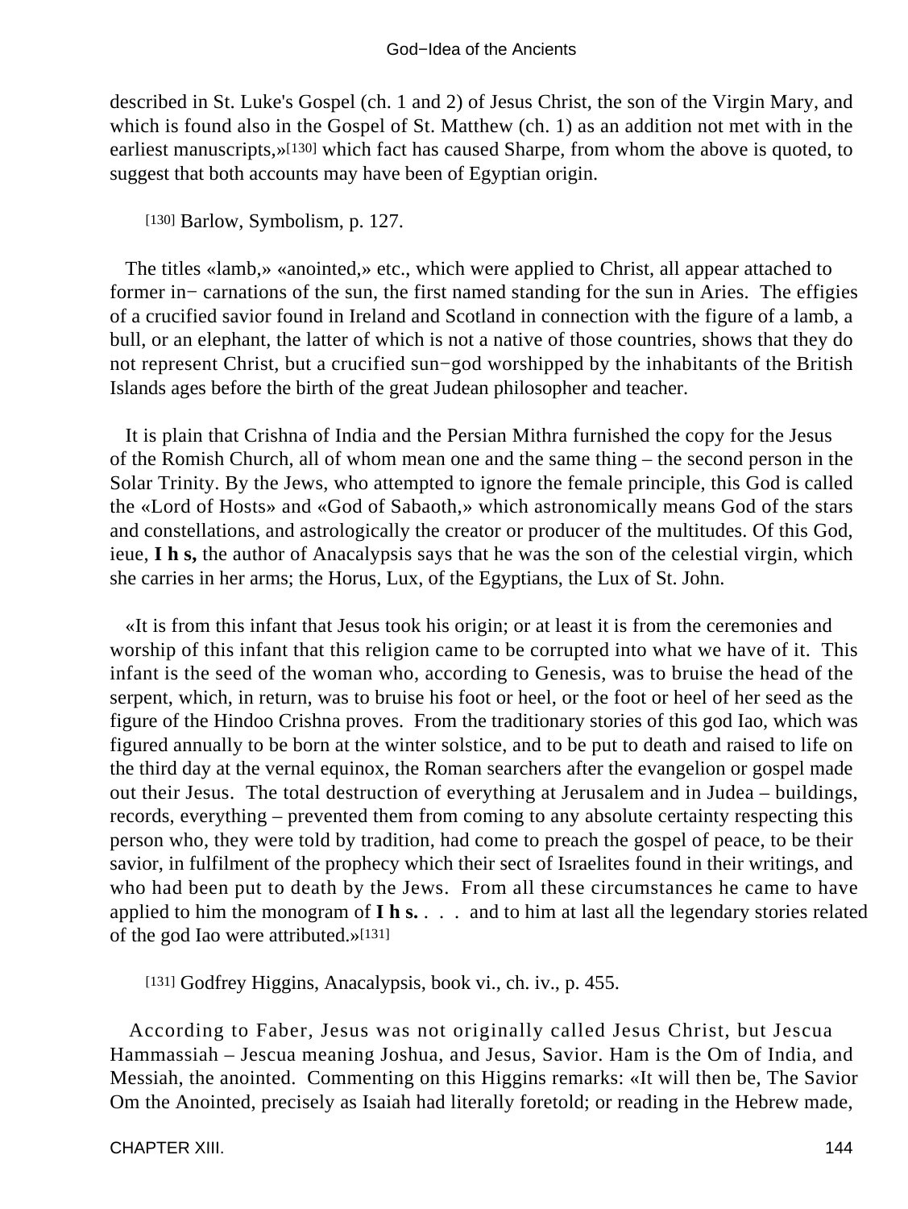described in St. Luke's Gospel (ch. 1 and 2) of Jesus Christ, the son of the Virgin Mary, and which is found also in the Gospel of St. Matthew (ch. 1) as an addition not met with in the earliest manuscripts,»[130] which fact has caused Sharpe, from whom the above is quoted, to suggest that both accounts may have been of Egyptian origin.

[130] Barlow, Symbolism, p. 127.

The titles «lamb,» «anointed,» etc., which were applied to Christ, all appear attached to former in− carnations of the sun, the first named standing for the sun in Aries. The effigies of a crucified savior found in Ireland and Scotland in connection with the figure of a lamb, a bull, or an elephant, the latter of which is not a native of those countries, shows that they do not represent Christ, but a crucified sun−god worshipped by the inhabitants of the British Islands ages before the birth of the great Judean philosopher and teacher.

It is plain that Crishna of India and the Persian Mithra furnished the copy for the Jesus of the Romish Church, all of whom mean one and the same thing – the second person in the Solar Trinity. By the Jews, who attempted to ignore the female principle, this God is called the «Lord of Hosts» and «God of Sabaoth,» which astronomically means God of the stars and constellations, and astrologically the creator or producer of the multitudes. Of this God, ieue, **I h s,** the author of Anacalypsis says that he was the son of the celestial virgin, which she carries in her arms; the Horus, Lux, of the Egyptians, the Lux of St. John.

«It is from this infant that Jesus took his origin; or at least it is from the ceremonies and worship of this infant that this religion came to be corrupted into what we have of it. This infant is the seed of the woman who, according to Genesis, was to bruise the head of the serpent, which, in return, was to bruise his foot or heel, or the foot or heel of her seed as the figure of the Hindoo Crishna proves. From the traditionary stories of this god Iao, which was figured annually to be born at the winter solstice, and to be put to death and raised to life on the third day at the vernal equinox, the Roman searchers after the evangelion or gospel made out their Jesus. The total destruction of everything at Jerusalem and in Judea – buildings, records, everything – prevented them from coming to any absolute certainty respecting this person who, they were told by tradition, had come to preach the gospel of peace, to be their savior, in fulfilment of the prophecy which their sect of Israelites found in their writings, and who had been put to death by the Jews. From all these circumstances he came to have applied to him the monogram of **I h s.** . . . and to him at last all the legendary stories related of the god Iao were attributed.»[131]

[131] Godfrey Higgins, Anacalypsis, book vi., ch. iv., p. 455.

According to Faber, Jesus was not originally called Jesus Christ, but Jescua Hammassiah – Jescua meaning Joshua, and Jesus, Savior. Ham is the Om of India, and Messiah, the anointed. Commenting on this Higgins remarks: «It will then be, The Savior Om the Anointed, precisely as Isaiah had literally foretold; or reading in the Hebrew made,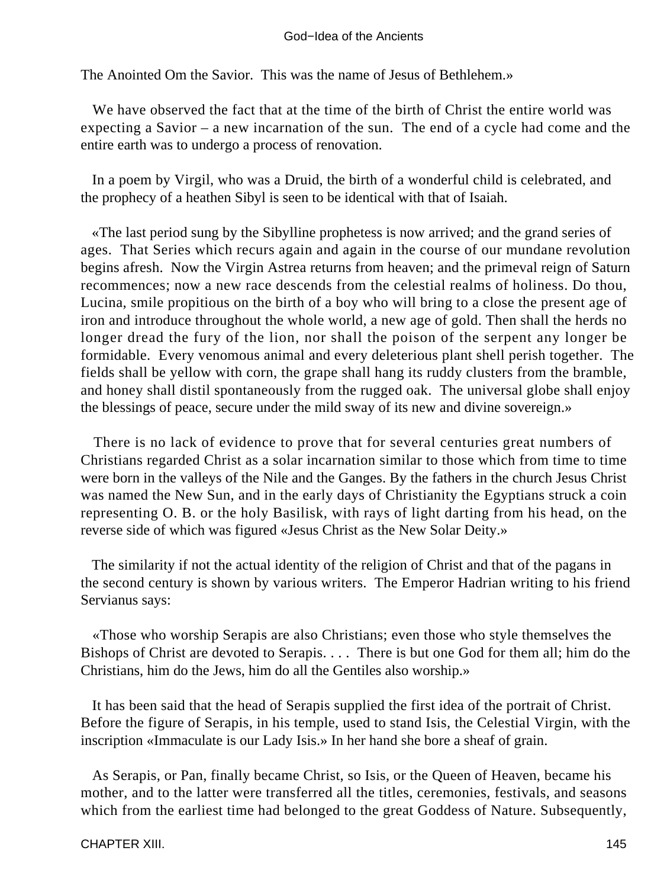The Anointed Om the Savior. This was the name of Jesus of Bethlehem.»

We have observed the fact that at the time of the birth of Christ the entire world was expecting a Savior – a new incarnation of the sun. The end of a cycle had come and the entire earth was to undergo a process of renovation.

In a poem by Virgil, who was a Druid, the birth of a wonderful child is celebrated, and the prophecy of a heathen Sibyl is seen to be identical with that of Isaiah.

«The last period sung by the Sibylline prophetess is now arrived; and the grand series of ages. That Series which recurs again and again in the course of our mundane revolution begins afresh. Now the Virgin Astrea returns from heaven; and the primeval reign of Saturn recommences; now a new race descends from the celestial realms of holiness. Do thou, Lucina, smile propitious on the birth of a boy who will bring to a close the present age of iron and introduce throughout the whole world, a new age of gold. Then shall the herds no longer dread the fury of the lion, nor shall the poison of the serpent any longer be formidable. Every venomous animal and every deleterious plant shell perish together. The fields shall be yellow with corn, the grape shall hang its ruddy clusters from the bramble, and honey shall distil spontaneously from the rugged oak. The universal globe shall enjoy the blessings of peace, secure under the mild sway of its new and divine sovereign.»

There is no lack of evidence to prove that for several centuries great numbers of Christians regarded Christ as a solar incarnation similar to those which from time to time were born in the valleys of the Nile and the Ganges. By the fathers in the church Jesus Christ was named the New Sun, and in the early days of Christianity the Egyptians struck a coin representing O. B. or the holy Basilisk, with rays of light darting from his head, on the reverse side of which was figured «Jesus Christ as the New Solar Deity.»

The similarity if not the actual identity of the religion of Christ and that of the pagans in the second century is shown by various writers. The Emperor Hadrian writing to his friend Servianus says:

«Those who worship Serapis are also Christians; even those who style themselves the Bishops of Christ are devoted to Serapis. . . . There is but one God for them all; him do the Christians, him do the Jews, him do all the Gentiles also worship.»

It has been said that the head of Serapis supplied the first idea of the portrait of Christ. Before the figure of Serapis, in his temple, used to stand Isis, the Celestial Virgin, with the inscription «Immaculate is our Lady Isis.» In her hand she bore a sheaf of grain.

As Serapis, or Pan, finally became Christ, so Isis, or the Queen of Heaven, became his mother, and to the latter were transferred all the titles, ceremonies, festivals, and seasons which from the earliest time had belonged to the great Goddess of Nature. Subsequently,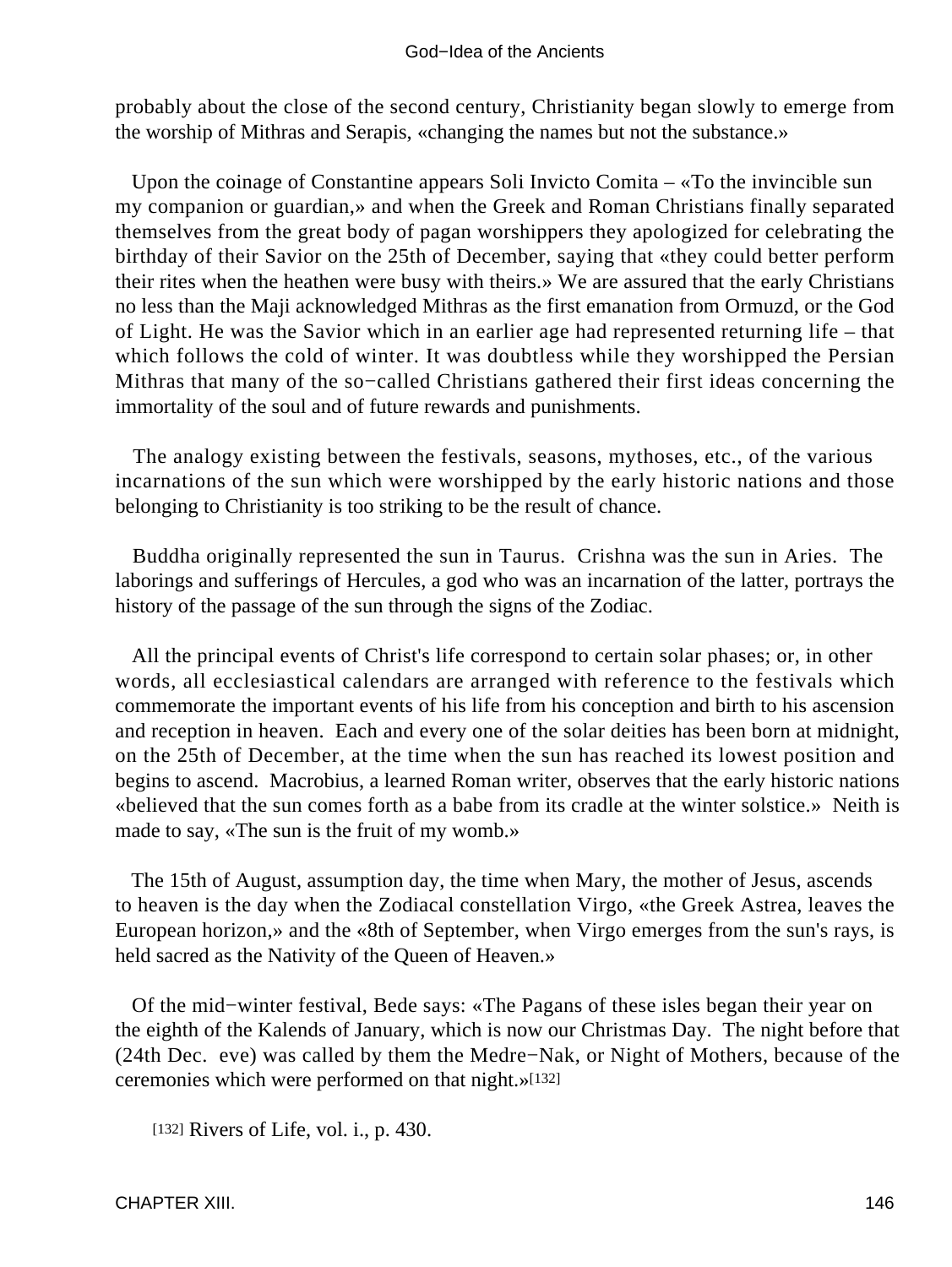probably about the close of the second century, Christianity began slowly to emerge from the worship of Mithras and Serapis, «changing the names but not the substance.»

Upon the coinage of Constantine appears Soli Invicto Comita – «To the invincible sun my companion or guardian,» and when the Greek and Roman Christians finally separated themselves from the great body of pagan worshippers they apologized for celebrating the birthday of their Savior on the 25th of December, saying that «they could better perform their rites when the heathen were busy with theirs.» We are assured that the early Christians no less than the Maji acknowledged Mithras as the first emanation from Ormuzd, or the God of Light. He was the Savior which in an earlier age had represented returning life – that which follows the cold of winter. It was doubtless while they worshipped the Persian Mithras that many of the so−called Christians gathered their first ideas concerning the immortality of the soul and of future rewards and punishments.

The analogy existing between the festivals, seasons, mythoses, etc., of the various incarnations of the sun which were worshipped by the early historic nations and those belonging to Christianity is too striking to be the result of chance.

Buddha originally represented the sun in Taurus. Crishna was the sun in Aries. The laborings and sufferings of Hercules, a god who was an incarnation of the latter, portrays the history of the passage of the sun through the signs of the Zodiac.

All the principal events of Christ's life correspond to certain solar phases; or, in other words, all ecclesiastical calendars are arranged with reference to the festivals which commemorate the important events of his life from his conception and birth to his ascension and reception in heaven. Each and every one of the solar deities has been born at midnight, on the 25th of December, at the time when the sun has reached its lowest position and begins to ascend. Macrobius, a learned Roman writer, observes that the early historic nations «believed that the sun comes forth as a babe from its cradle at the winter solstice.» Neith is made to say, «The sun is the fruit of my womb.»

The 15th of August, assumption day, the time when Mary, the mother of Jesus, ascends to heaven is the day when the Zodiacal constellation Virgo, «the Greek Astrea, leaves the European horizon,» and the «8th of September, when Virgo emerges from the sun's rays, is held sacred as the Nativity of the Queen of Heaven.»

Of the mid−winter festival, Bede says: «The Pagans of these isles began their year on the eighth of the Kalends of January, which is now our Christmas Day. The night before that (24th Dec. eve) was called by them the Medre−Nak, or Night of Mothers, because of the ceremonies which were performed on that night.»[132]

[132] Rivers of Life, vol. i., p. 430.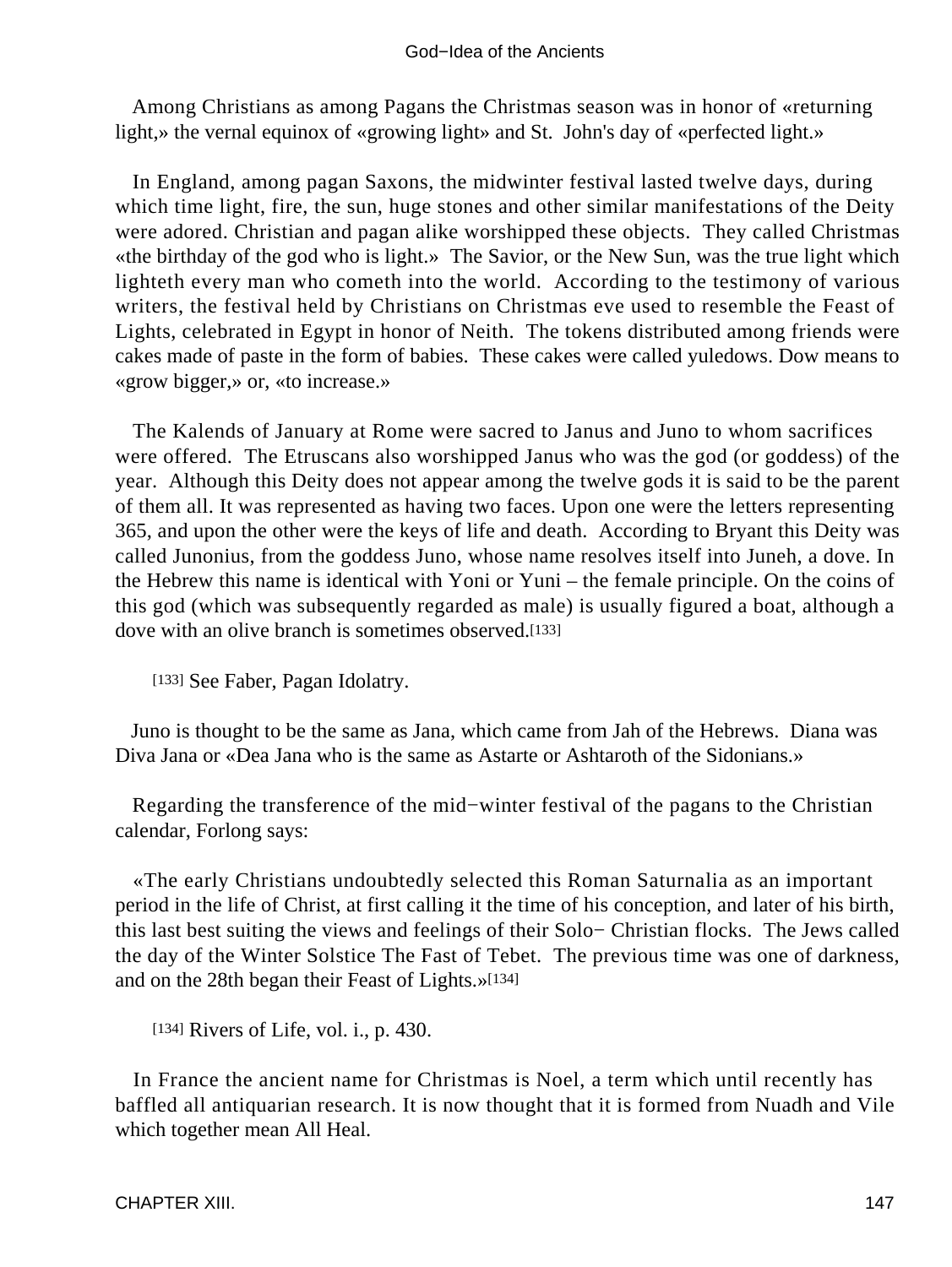Among Christians as among Pagans the Christmas season was in honor of «returning light,» the vernal equinox of «growing light» and St. John's day of «perfected light.»

In England, among pagan Saxons, the midwinter festival lasted twelve days, during which time light, fire, the sun, huge stones and other similar manifestations of the Deity were adored. Christian and pagan alike worshipped these objects. They called Christmas «the birthday of the god who is light.» The Savior, or the New Sun, was the true light which lighteth every man who cometh into the world. According to the testimony of various writers, the festival held by Christians on Christmas eve used to resemble the Feast of Lights, celebrated in Egypt in honor of Neith. The tokens distributed among friends were cakes made of paste in the form of babies. These cakes were called yuledows. Dow means to «grow bigger,» or, «to increase.»

The Kalends of January at Rome were sacred to Janus and Juno to whom sacrifices were offered. The Etruscans also worshipped Janus who was the god (or goddess) of the year. Although this Deity does not appear among the twelve gods it is said to be the parent of them all. It was represented as having two faces. Upon one were the letters representing 365, and upon the other were the keys of life and death. According to Bryant this Deity was called Junonius, from the goddess Juno, whose name resolves itself into Juneh, a dove. In the Hebrew this name is identical with Yoni or Yuni – the female principle. On the coins of this god (which was subsequently regarded as male) is usually figured a boat, although a dove with an olive branch is sometimes observed.[133]

[133] See Faber, Pagan Idolatry.

Juno is thought to be the same as Jana, which came from Jah of the Hebrews. Diana was Diva Jana or «Dea Jana who is the same as Astarte or Ashtaroth of the Sidonians.»

Regarding the transference of the mid−winter festival of the pagans to the Christian calendar, Forlong says:

«The early Christians undoubtedly selected this Roman Saturnalia as an important period in the life of Christ, at first calling it the time of his conception, and later of his birth, this last best suiting the views and feelings of their Solo− Christian flocks. The Jews called the day of the Winter Solstice The Fast of Tebet. The previous time was one of darkness, and on the 28th began their Feast of Lights.»[134]

[134] Rivers of Life, vol. i., p. 430.

In France the ancient name for Christmas is Noel, a term which until recently has baffled all antiquarian research. It is now thought that it is formed from Nuadh and Vile which together mean All Heal.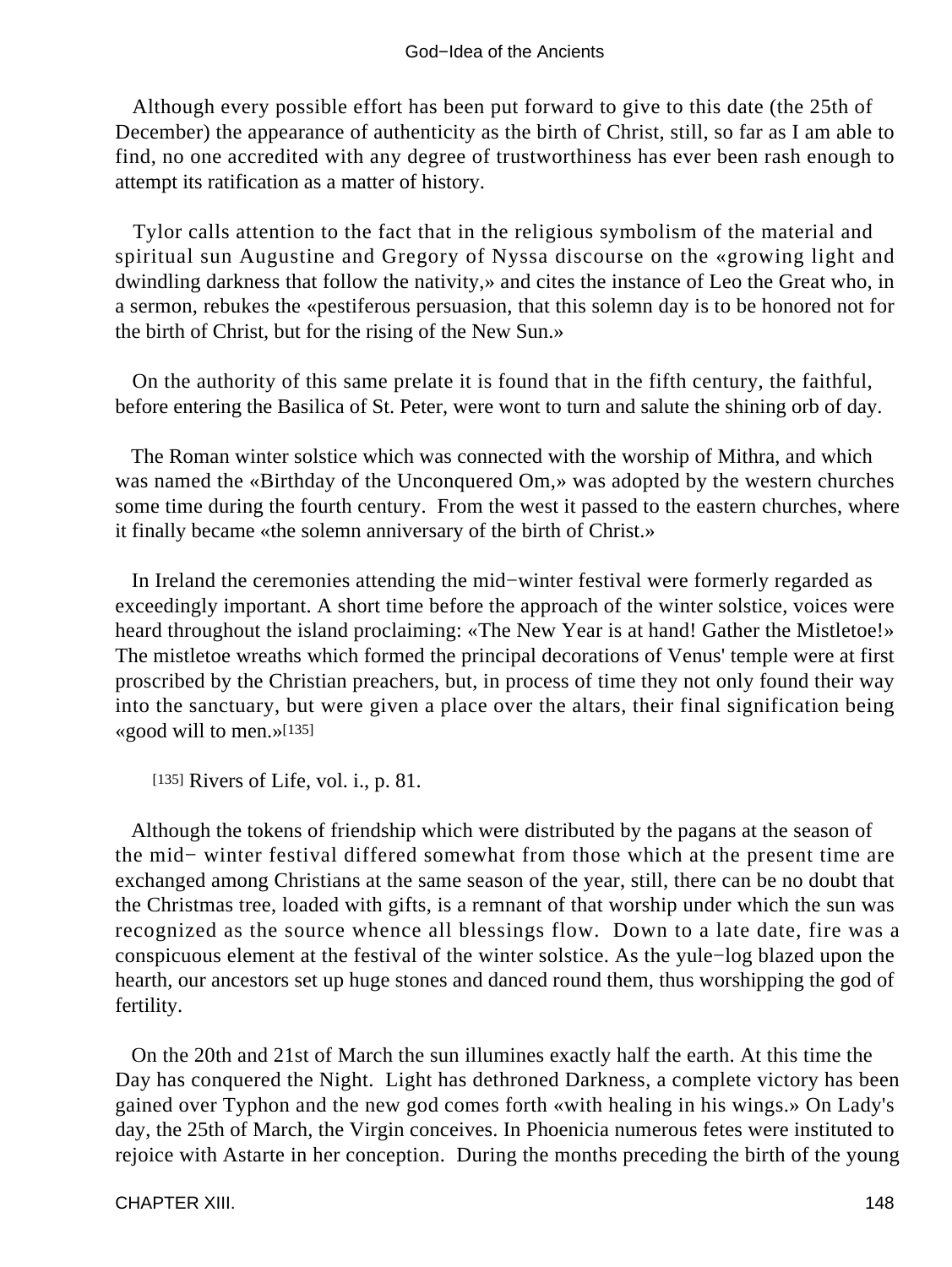Although every possible effort has been put forward to give to this date (the 25th of December) the appearance of authenticity as the birth of Christ, still, so far as I am able to find, no one accredited with any degree of trustworthiness has ever been rash enough to attempt its ratification as a matter of history.

Tylor calls attention to the fact that in the religious symbolism of the material and spiritual sun Augustine and Gregory of Nyssa discourse on the «growing light and dwindling darkness that follow the nativity,» and cites the instance of Leo the Great who, in a sermon, rebukes the «pestiferous persuasion, that this solemn day is to be honored not for the birth of Christ, but for the rising of the New Sun.»

On the authority of this same prelate it is found that in the fifth century, the faithful, before entering the Basilica of St. Peter, were wont to turn and salute the shining orb of day.

The Roman winter solstice which was connected with the worship of Mithra, and which was named the «Birthday of the Unconquered Om,» was adopted by the western churches some time during the fourth century. From the west it passed to the eastern churches, where it finally became «the solemn anniversary of the birth of Christ.»

In Ireland the ceremonies attending the mid−winter festival were formerly regarded as exceedingly important. A short time before the approach of the winter solstice, voices were heard throughout the island proclaiming: «The New Year is at hand! Gather the Mistletoe!» The mistletoe wreaths which formed the principal decorations of Venus' temple were at first proscribed by the Christian preachers, but, in process of time they not only found their way into the sanctuary, but were given a place over the altars, their final signification being «good will to men.»[135]

[135] Rivers of Life, vol. i., p. 81.

Although the tokens of friendship which were distributed by the pagans at the season of the mid− winter festival differed somewhat from those which at the present time are exchanged among Christians at the same season of the year, still, there can be no doubt that the Christmas tree, loaded with gifts, is a remnant of that worship under which the sun was recognized as the source whence all blessings flow. Down to a late date, fire was a conspicuous element at the festival of the winter solstice. As the yule−log blazed upon the hearth, our ancestors set up huge stones and danced round them, thus worshipping the god of fertility.

On the 20th and 21st of March the sun illumines exactly half the earth. At this time the Day has conquered the Night. Light has dethroned Darkness, a complete victory has been gained over Typhon and the new god comes forth «with healing in his wings.» On Lady's day, the 25th of March, the Virgin conceives. In Phoenicia numerous fetes were instituted to rejoice with Astarte in her conception. During the months preceding the birth of the young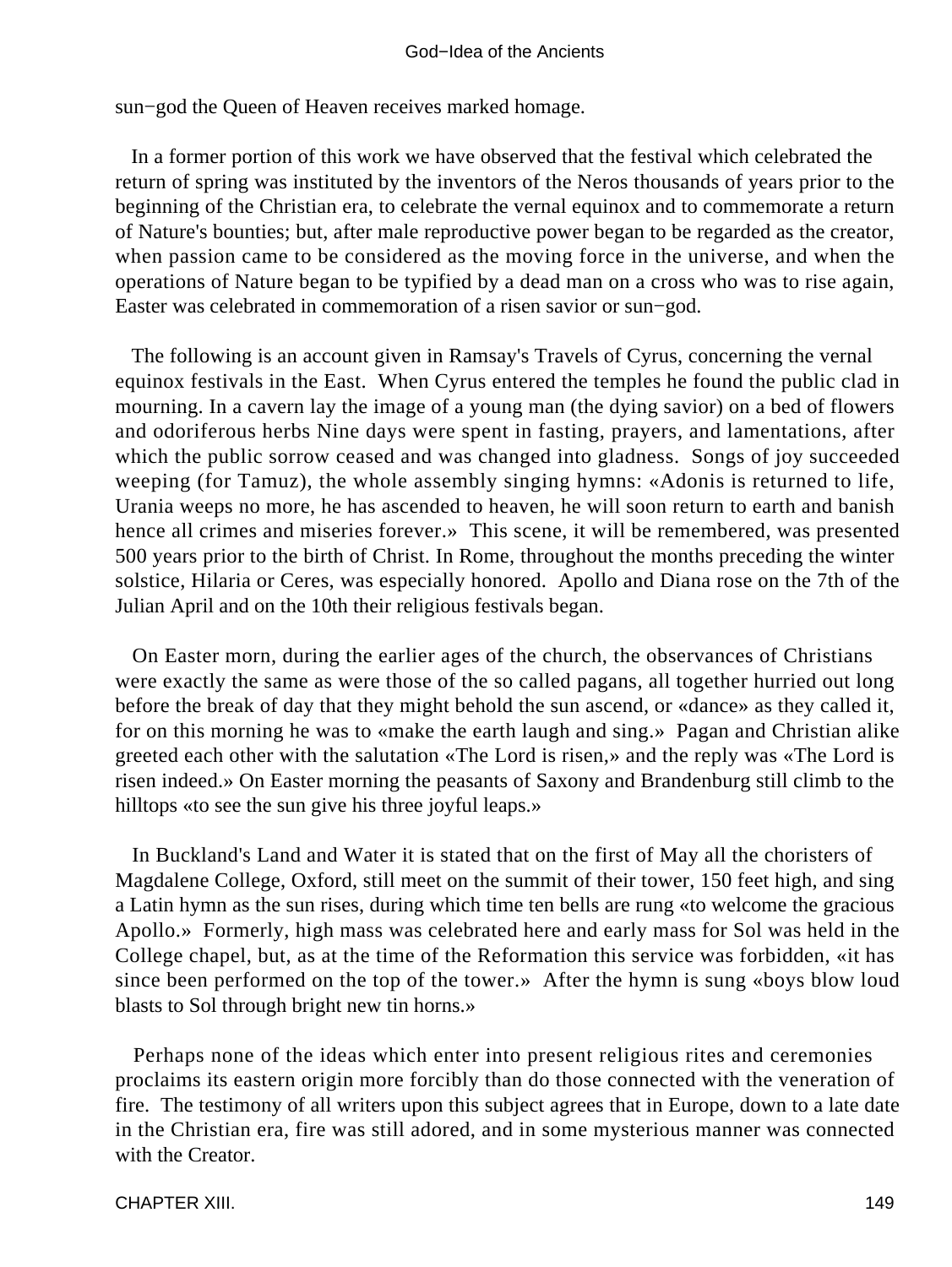sun−god the Queen of Heaven receives marked homage.

In a former portion of this work we have observed that the festival which celebrated the return of spring was instituted by the inventors of the Neros thousands of years prior to the beginning of the Christian era, to celebrate the vernal equinox and to commemorate a return of Nature's bounties; but, after male reproductive power began to be regarded as the creator, when passion came to be considered as the moving force in the universe, and when the operations of Nature began to be typified by a dead man on a cross who was to rise again, Easter was celebrated in commemoration of a risen savior or sun−god.

The following is an account given in Ramsay's Travels of Cyrus, concerning the vernal equinox festivals in the East. When Cyrus entered the temples he found the public clad in mourning. In a cavern lay the image of a young man (the dying savior) on a bed of flowers and odoriferous herbs Nine days were spent in fasting, prayers, and lamentations, after which the public sorrow ceased and was changed into gladness. Songs of joy succeeded weeping (for Tamuz), the whole assembly singing hymns: «Adonis is returned to life, Urania weeps no more, he has ascended to heaven, he will soon return to earth and banish hence all crimes and miseries forever.» This scene, it will be remembered, was presented 500 years prior to the birth of Christ. In Rome, throughout the months preceding the winter solstice, Hilaria or Ceres, was especially honored. Apollo and Diana rose on the 7th of the Julian April and on the 10th their religious festivals began.

On Easter morn, during the earlier ages of the church, the observances of Christians were exactly the same as were those of the so called pagans, all together hurried out long before the break of day that they might behold the sun ascend, or «dance» as they called it, for on this morning he was to «make the earth laugh and sing.» Pagan and Christian alike greeted each other with the salutation «The Lord is risen,» and the reply was «The Lord is risen indeed.» On Easter morning the peasants of Saxony and Brandenburg still climb to the hilltops «to see the sun give his three joyful leaps.»

In Buckland's Land and Water it is stated that on the first of May all the choristers of Magdalene College, Oxford, still meet on the summit of their tower, 150 feet high, and sing a Latin hymn as the sun rises, during which time ten bells are rung «to welcome the gracious Apollo.» Formerly, high mass was celebrated here and early mass for Sol was held in the College chapel, but, as at the time of the Reformation this service was forbidden, «it has since been performed on the top of the tower.» After the hymn is sung «boys blow loud blasts to Sol through bright new tin horns.»

Perhaps none of the ideas which enter into present religious rites and ceremonies proclaims its eastern origin more forcibly than do those connected with the veneration of fire. The testimony of all writers upon this subject agrees that in Europe, down to a late date in the Christian era, fire was still adored, and in some mysterious manner was connected with the Creator.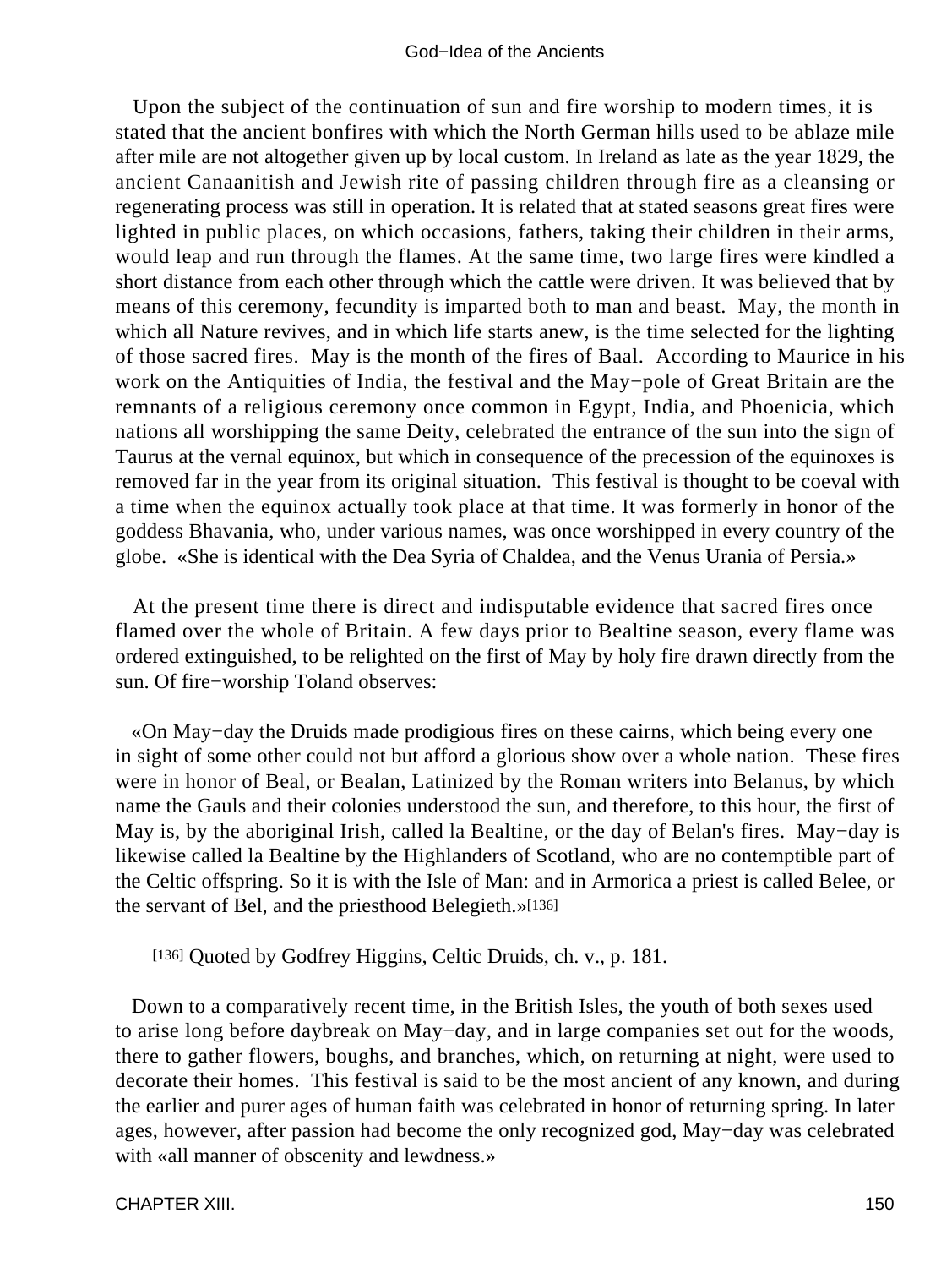Upon the subject of the continuation of sun and fire worship to modern times, it is stated that the ancient bonfires with which the North German hills used to be ablaze mile after mile are not altogether given up by local custom. In Ireland as late as the year 1829, the ancient Canaanitish and Jewish rite of passing children through fire as a cleansing or regenerating process was still in operation. It is related that at stated seasons great fires were lighted in public places, on which occasions, fathers, taking their children in their arms, would leap and run through the flames. At the same time, two large fires were kindled a short distance from each other through which the cattle were driven. It was believed that by means of this ceremony, fecundity is imparted both to man and beast. May, the month in which all Nature revives, and in which life starts anew, is the time selected for the lighting of those sacred fires. May is the month of the fires of Baal. According to Maurice in his work on the Antiquities of India, the festival and the May−pole of Great Britain are the remnants of a religious ceremony once common in Egypt, India, and Phoenicia, which nations all worshipping the same Deity, celebrated the entrance of the sun into the sign of Taurus at the vernal equinox, but which in consequence of the precession of the equinoxes is removed far in the year from its original situation. This festival is thought to be coeval with a time when the equinox actually took place at that time. It was formerly in honor of the goddess Bhavania, who, under various names, was once worshipped in every country of the globe. «She is identical with the Dea Syria of Chaldea, and the Venus Urania of Persia.»

At the present time there is direct and indisputable evidence that sacred fires once flamed over the whole of Britain. A few days prior to Bealtine season, every flame was ordered extinguished, to be relighted on the first of May by holy fire drawn directly from the sun. Of fire−worship Toland observes:

«On May−day the Druids made prodigious fires on these cairns, which being every one in sight of some other could not but afford a glorious show over a whole nation. These fires were in honor of Beal, or Bealan, Latinized by the Roman writers into Belanus, by which name the Gauls and their colonies understood the sun, and therefore, to this hour, the first of May is, by the aboriginal Irish, called la Bealtine, or the day of Belan's fires. May−day is likewise called la Bealtine by the Highlanders of Scotland, who are no contemptible part of the Celtic offspring. So it is with the Isle of Man: and in Armorica a priest is called Belee, or the servant of Bel, and the priesthood Belegieth.»[136]

[136] Quoted by Godfrey Higgins, Celtic Druids, ch. v., p. 181.

Down to a comparatively recent time, in the British Isles, the youth of both sexes used to arise long before daybreak on May−day, and in large companies set out for the woods, there to gather flowers, boughs, and branches, which, on returning at night, were used to decorate their homes. This festival is said to be the most ancient of any known, and during the earlier and purer ages of human faith was celebrated in honor of returning spring. In later ages, however, after passion had become the only recognized god, May−day was celebrated with «all manner of obscenity and lewdness.»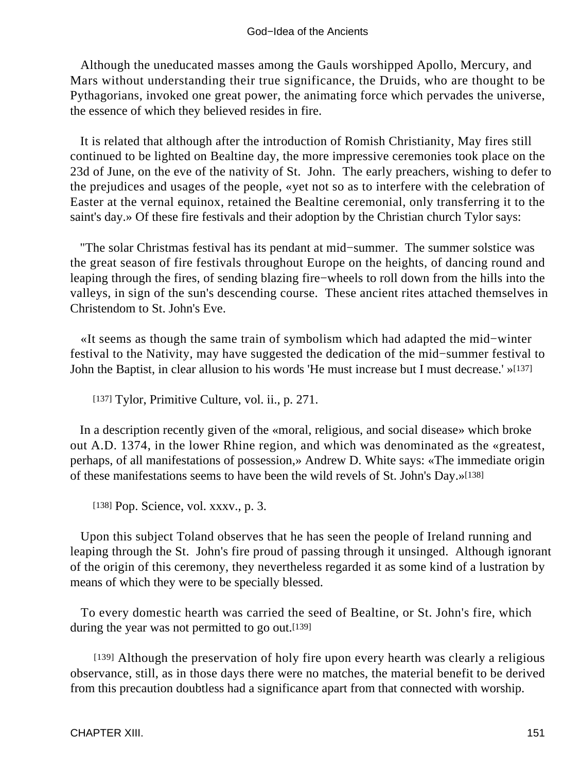Although the uneducated masses among the Gauls worshipped Apollo, Mercury, and Mars without understanding their true significance, the Druids, who are thought to be Pythagorians, invoked one great power, the animating force which pervades the universe, the essence of which they believed resides in fire.

It is related that although after the introduction of Romish Christianity, May fires still continued to be lighted on Bealtine day, the more impressive ceremonies took place on the 23d of June, on the eve of the nativity of St. John. The early preachers, wishing to defer to the prejudices and usages of the people, «yet not so as to interfere with the celebration of Easter at the vernal equinox, retained the Bealtine ceremonial, only transferring it to the saint's day.» Of these fire festivals and their adoption by the Christian church Tylor says:

"The solar Christmas festival has its pendant at mid−summer. The summer solstice was the great season of fire festivals throughout Europe on the heights, of dancing round and leaping through the fires, of sending blazing fire−wheels to roll down from the hills into the valleys, in sign of the sun's descending course. These ancient rites attached themselves in Christendom to St. John's Eve.

«It seems as though the same train of symbolism which had adapted the mid−winter festival to the Nativity, may have suggested the dedication of the mid−summer festival to John the Baptist, in clear allusion to his words 'He must increase but I must decrease.' »[137]

[137] Tylor, Primitive Culture, vol. ii., p. 271.

In a description recently given of the «moral, religious, and social disease» which broke out A.D. 1374, in the lower Rhine region, and which was denominated as the «greatest, perhaps, of all manifestations of possession,» Andrew D. White says: «The immediate origin of these manifestations seems to have been the wild revels of St. John's Day.»[138]

[138] Pop. Science, vol. xxxv., p. 3.

Upon this subject Toland observes that he has seen the people of Ireland running and leaping through the St. John's fire proud of passing through it unsinged. Although ignorant of the origin of this ceremony, they nevertheless regarded it as some kind of a lustration by means of which they were to be specially blessed.

To every domestic hearth was carried the seed of Bealtine, or St. John's fire, which during the year was not permitted to go out.[139]

[139] Although the preservation of holy fire upon every hearth was clearly a religious observance, still, as in those days there were no matches, the material benefit to be derived from this precaution doubtless had a significance apart from that connected with worship.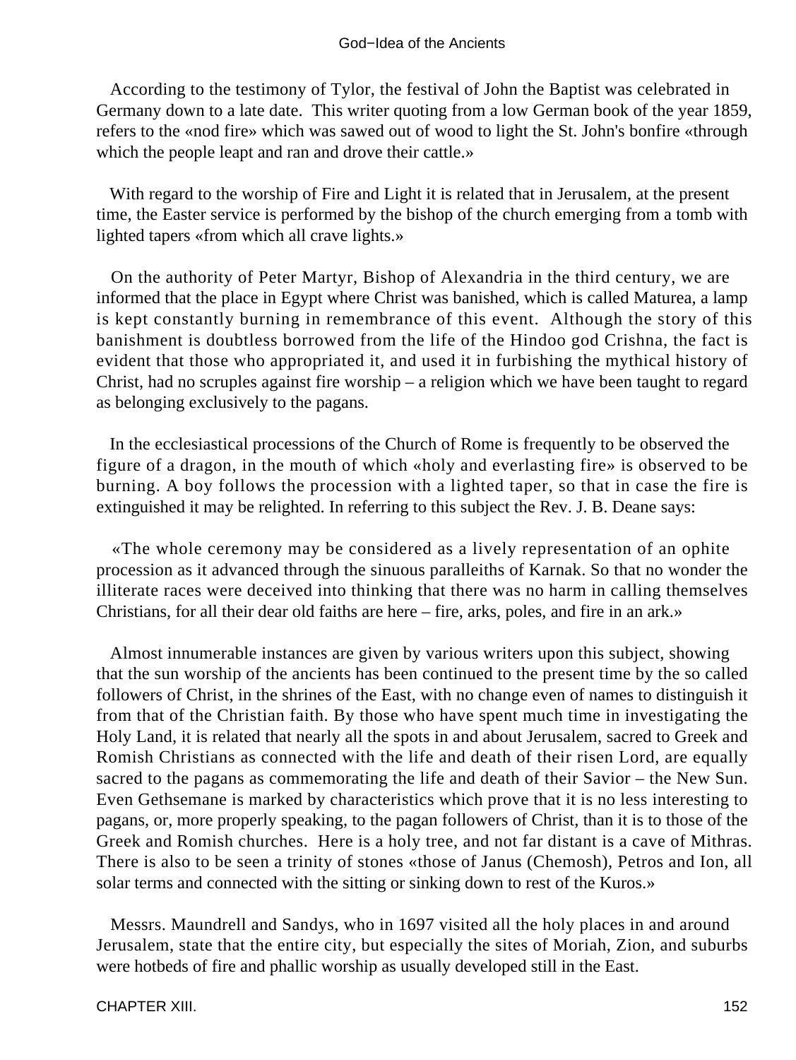According to the testimony of Tylor, the festival of John the Baptist was celebrated in Germany down to a late date. This writer quoting from a low German book of the year 1859, refers to the «nod fire» which was sawed out of wood to light the St. John's bonfire «through which the people leapt and ran and drove their cattle.»

With regard to the worship of Fire and Light it is related that in Jerusalem, at the present time, the Easter service is performed by the bishop of the church emerging from a tomb with lighted tapers «from which all crave lights.»

On the authority of Peter Martyr, Bishop of Alexandria in the third century, we are informed that the place in Egypt where Christ was banished, which is called Maturea, a lamp is kept constantly burning in remembrance of this event. Although the story of this banishment is doubtless borrowed from the life of the Hindoo god Crishna, the fact is evident that those who appropriated it, and used it in furbishing the mythical history of Christ, had no scruples against fire worship – a religion which we have been taught to regard as belonging exclusively to the pagans.

In the ecclesiastical processions of the Church of Rome is frequently to be observed the figure of a dragon, in the mouth of which «holy and everlasting fire» is observed to be burning. A boy follows the procession with a lighted taper, so that in case the fire is extinguished it may be relighted. In referring to this subject the Rev. J. B. Deane says:

«The whole ceremony may be considered as a lively representation of an ophite procession as it advanced through the sinuous paralleiths of Karnak. So that no wonder the illiterate races were deceived into thinking that there was no harm in calling themselves Christians, for all their dear old faiths are here – fire, arks, poles, and fire in an ark.»

Almost innumerable instances are given by various writers upon this subject, showing that the sun worship of the ancients has been continued to the present time by the so called followers of Christ, in the shrines of the East, with no change even of names to distinguish it from that of the Christian faith. By those who have spent much time in investigating the Holy Land, it is related that nearly all the spots in and about Jerusalem, sacred to Greek and Romish Christians as connected with the life and death of their risen Lord, are equally sacred to the pagans as commemorating the life and death of their Savior – the New Sun. Even Gethsemane is marked by characteristics which prove that it is no less interesting to pagans, or, more properly speaking, to the pagan followers of Christ, than it is to those of the Greek and Romish churches. Here is a holy tree, and not far distant is a cave of Mithras. There is also to be seen a trinity of stones «those of Janus (Chemosh), Petros and Ion, all solar terms and connected with the sitting or sinking down to rest of the Kuros.»

Messrs. Maundrell and Sandys, who in 1697 visited all the holy places in and around Jerusalem, state that the entire city, but especially the sites of Moriah, Zion, and suburbs were hotbeds of fire and phallic worship as usually developed still in the East.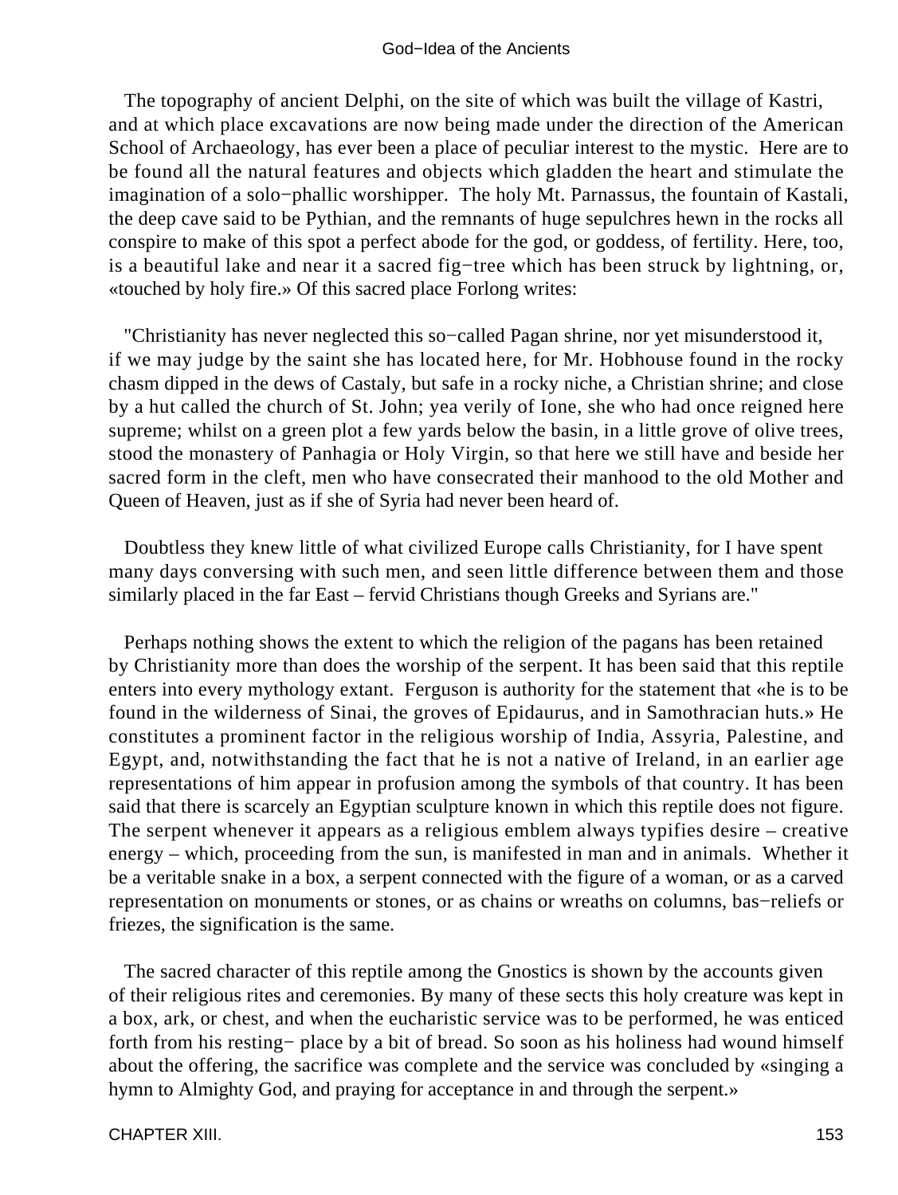The topography of ancient Delphi, on the site of which was built the village of Kastri, and at which place excavations are now being made under the direction of the American School of Archaeology, has ever been a place of peculiar interest to the mystic. Here are to be found all the natural features and objects which gladden the heart and stimulate the imagination of a solo−phallic worshipper. The holy Mt. Parnassus, the fountain of Kastali, the deep cave said to be Pythian, and the remnants of huge sepulchres hewn in the rocks all conspire to make of this spot a perfect abode for the god, or goddess, of fertility. Here, too, is a beautiful lake and near it a sacred fig−tree which has been struck by lightning, or, «touched by holy fire.» Of this sacred place Forlong writes:

"Christianity has never neglected this so−called Pagan shrine, nor yet misunderstood it, if we may judge by the saint she has located here, for Mr. Hobhouse found in the rocky chasm dipped in the dews of Castaly, but safe in a rocky niche, a Christian shrine; and close by a hut called the church of St. John; yea verily of Ione, she who had once reigned here supreme; whilst on a green plot a few yards below the basin, in a little grove of olive trees, stood the monastery of Panhagia or Holy Virgin, so that here we still have and beside her sacred form in the cleft, men who have consecrated their manhood to the old Mother and Queen of Heaven, just as if she of Syria had never been heard of.

Doubtless they knew little of what civilized Europe calls Christianity, for I have spent many days conversing with such men, and seen little difference between them and those similarly placed in the far East – fervid Christians though Greeks and Syrians are."

Perhaps nothing shows the extent to which the religion of the pagans has been retained by Christianity more than does the worship of the serpent. It has been said that this reptile enters into every mythology extant. Ferguson is authority for the statement that «he is to be found in the wilderness of Sinai, the groves of Epidaurus, and in Samothracian huts.» He constitutes a prominent factor in the religious worship of India, Assyria, Palestine, and Egypt, and, notwithstanding the fact that he is not a native of Ireland, in an earlier age representations of him appear in profusion among the symbols of that country. It has been said that there is scarcely an Egyptian sculpture known in which this reptile does not figure. The serpent whenever it appears as a religious emblem always typifies desire – creative energy – which, proceeding from the sun, is manifested in man and in animals. Whether it be a veritable snake in a box, a serpent connected with the figure of a woman, or as a carved representation on monuments or stones, or as chains or wreaths on columns, bas−reliefs or friezes, the signification is the same.

The sacred character of this reptile among the Gnostics is shown by the accounts given of their religious rites and ceremonies. By many of these sects this holy creature was kept in a box, ark, or chest, and when the eucharistic service was to be performed, he was enticed forth from his resting− place by a bit of bread. So soon as his holiness had wound himself about the offering, the sacrifice was complete and the service was concluded by «singing a hymn to Almighty God, and praying for acceptance in and through the serpent.»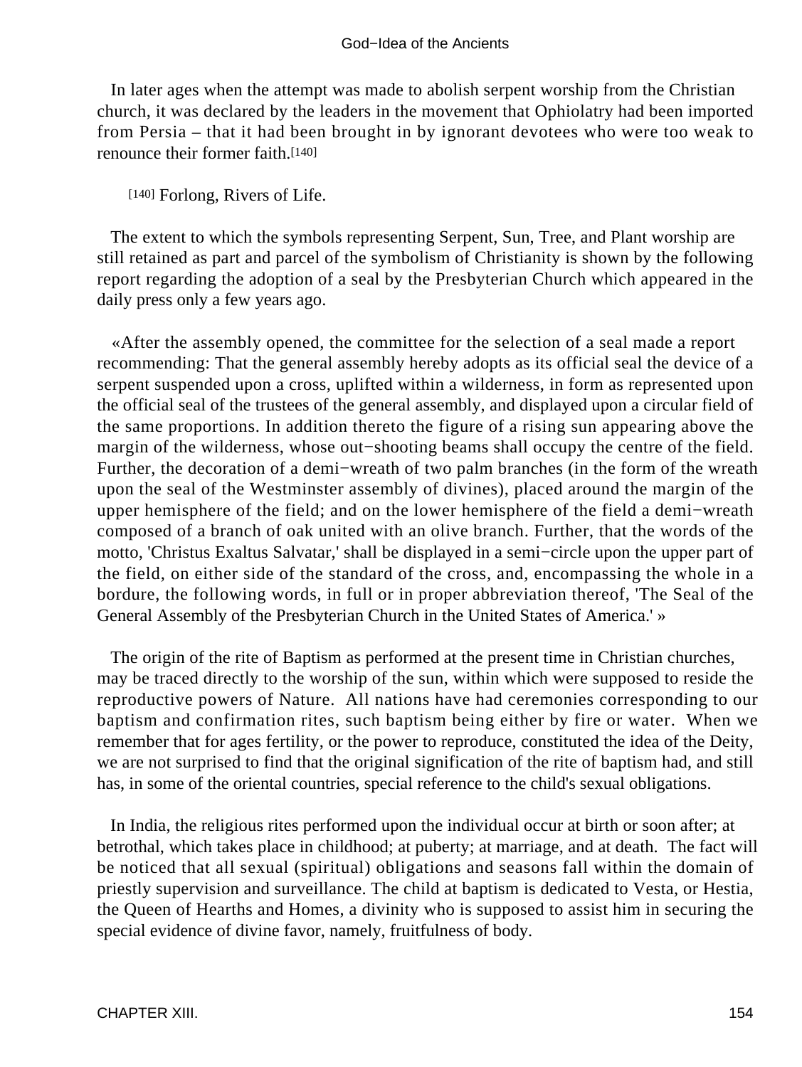In later ages when the attempt was made to abolish serpent worship from the Christian church, it was declared by the leaders in the movement that Ophiolatry had been imported from Persia – that it had been brought in by ignorant devotees who were too weak to renounce their former faith.[140]

[140] Forlong, Rivers of Life.

The extent to which the symbols representing Serpent, Sun, Tree, and Plant worship are still retained as part and parcel of the symbolism of Christianity is shown by the following report regarding the adoption of a seal by the Presbyterian Church which appeared in the daily press only a few years ago.

«After the assembly opened, the committee for the selection of a seal made a report recommending: That the general assembly hereby adopts as its official seal the device of a serpent suspended upon a cross, uplifted within a wilderness, in form as represented upon the official seal of the trustees of the general assembly, and displayed upon a circular field of the same proportions. In addition thereto the figure of a rising sun appearing above the margin of the wilderness, whose out−shooting beams shall occupy the centre of the field. Further, the decoration of a demi−wreath of two palm branches (in the form of the wreath upon the seal of the Westminster assembly of divines), placed around the margin of the upper hemisphere of the field; and on the lower hemisphere of the field a demi−wreath composed of a branch of oak united with an olive branch. Further, that the words of the motto, 'Christus Exaltus Salvatar,' shall be displayed in a semi−circle upon the upper part of the field, on either side of the standard of the cross, and, encompassing the whole in a bordure, the following words, in full or in proper abbreviation thereof, 'The Seal of the General Assembly of the Presbyterian Church in the United States of America.' »

The origin of the rite of Baptism as performed at the present time in Christian churches, may be traced directly to the worship of the sun, within which were supposed to reside the reproductive powers of Nature. All nations have had ceremonies corresponding to our baptism and confirmation rites, such baptism being either by fire or water. When we remember that for ages fertility, or the power to reproduce, constituted the idea of the Deity, we are not surprised to find that the original signification of the rite of baptism had, and still has, in some of the oriental countries, special reference to the child's sexual obligations.

In India, the religious rites performed upon the individual occur at birth or soon after; at betrothal, which takes place in childhood; at puberty; at marriage, and at death. The fact will be noticed that all sexual (spiritual) obligations and seasons fall within the domain of priestly supervision and surveillance. The child at baptism is dedicated to Vesta, or Hestia, the Queen of Hearths and Homes, a divinity who is supposed to assist him in securing the special evidence of divine favor, namely, fruitfulness of body.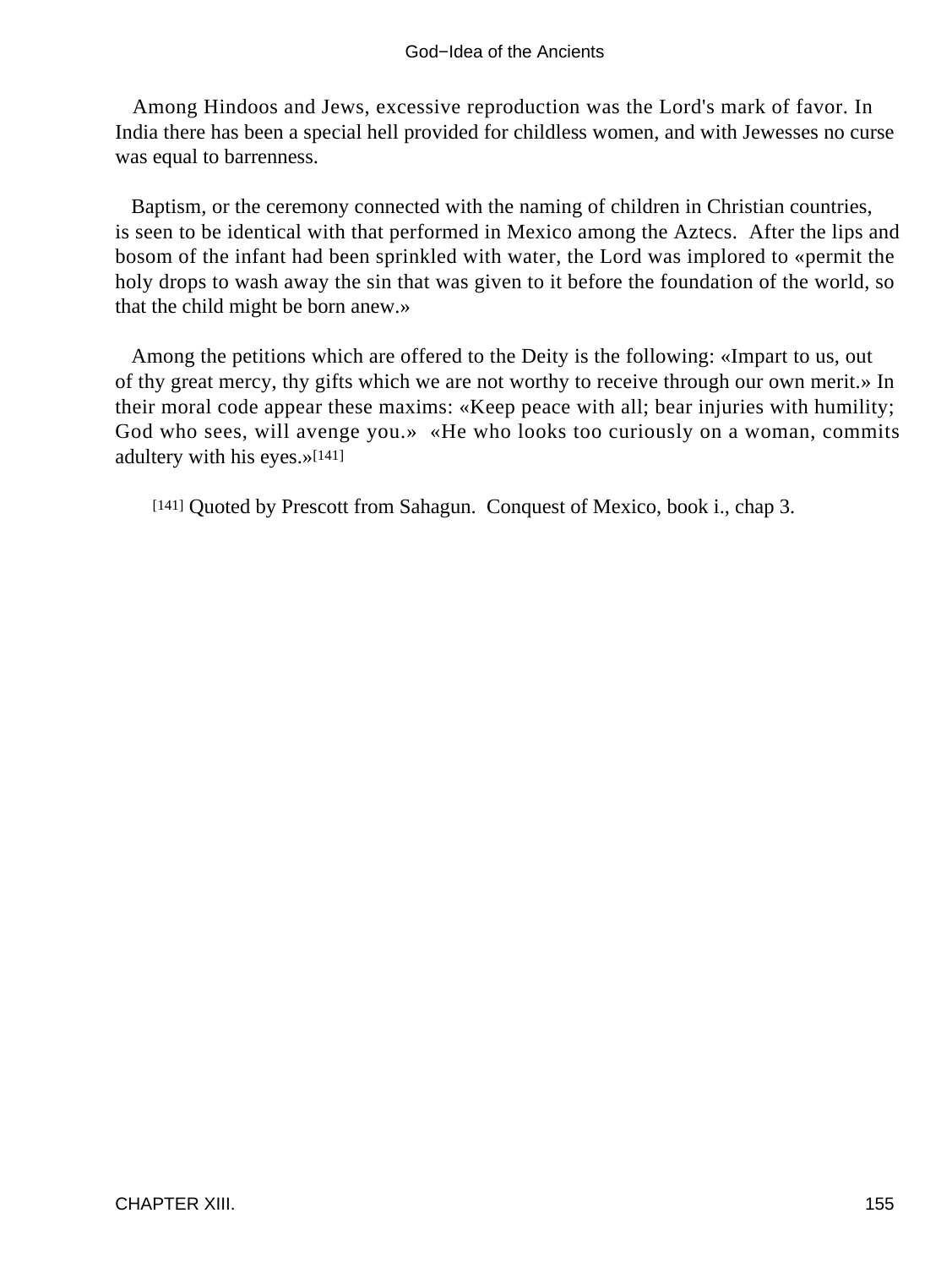Among Hindoos and Jews, excessive reproduction was the Lord's mark of favor. In India there has been a special hell provided for childless women, and with Jewesses no curse was equal to barrenness.

Baptism, or the ceremony connected with the naming of children in Christian countries, is seen to be identical with that performed in Mexico among the Aztecs. After the lips and bosom of the infant had been sprinkled with water, the Lord was implored to «permit the holy drops to wash away the sin that was given to it before the foundation of the world, so that the child might be born anew.»

Among the petitions which are offered to the Deity is the following: «Impart to us, out of thy great mercy, thy gifts which we are not worthy to receive through our own merit.» In their moral code appear these maxims: «Keep peace with all; bear injuries with humility; God who sees, will avenge you.» «He who looks too curiously on a woman, commits adultery with his eyes.»[141]

[141] Quoted by Prescott from Sahagun. Conquest of Mexico, book i., chap 3.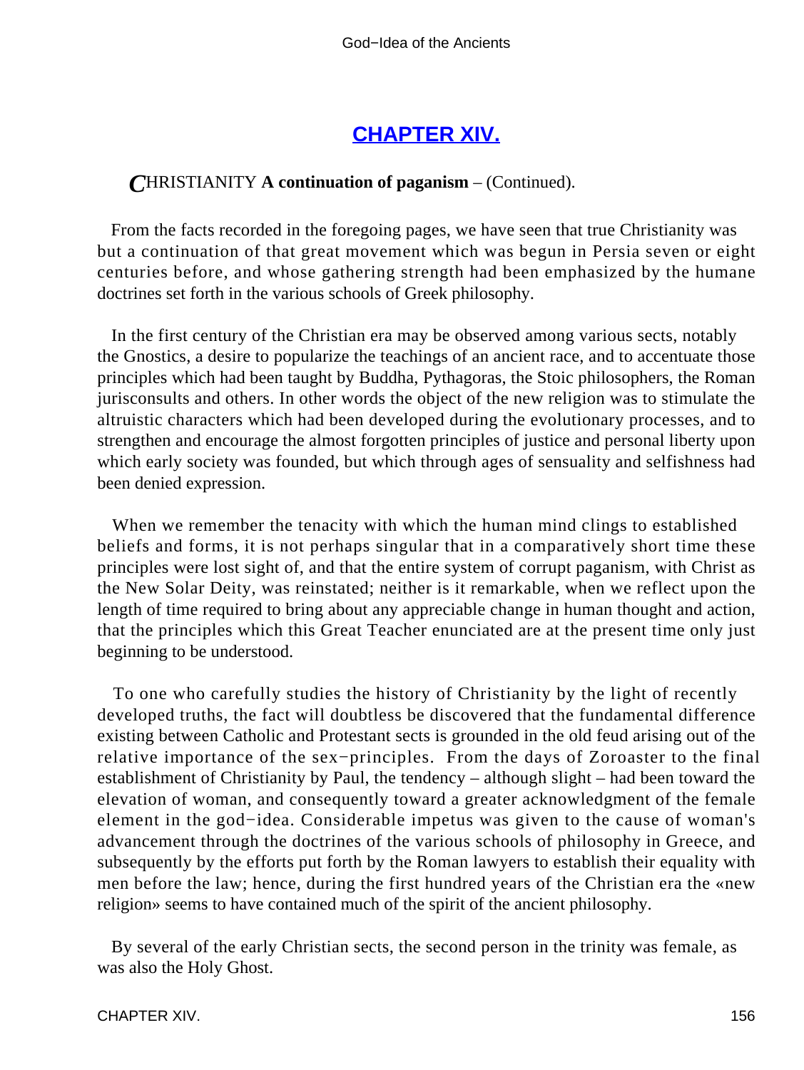## CHAPTER XIV.

***C*HRISTIANITY A continuation of paganism** – (Continued).

From the facts recorded in the foregoing pages, we have seen that true Christianity was but a continuation of that great movement which was begun in Persia seven or eight centuries before, and whose gathering strength had been emphasized by the humane doctrines set forth in the various schools of Greek philosophy.

In the first century of the Christian era may be observed among various sects, notably the Gnostics, a desire to popularize the teachings of an ancient race, and to accentuate those principles which had been taught by Buddha, Pythagoras, the Stoic philosophers, the Roman jurisconsults and others. In other words the object of the new religion was to stimulate the altruistic characters which had been developed during the evolutionary processes, and to strengthen and encourage the almost forgotten principles of justice and personal liberty upon which early society was founded, but which through ages of sensuality and selfishness had been denied expression.

When we remember the tenacity with which the human mind clings to established beliefs and forms, it is not perhaps singular that in a comparatively short time these principles were lost sight of, and that the entire system of corrupt paganism, with Christ as the New Solar Deity, was reinstated; neither is it remarkable, when we reflect upon the length of time required to bring about any appreciable change in human thought and action, that the principles which this Great Teacher enunciated are at the present time only just beginning to be understood.

To one who carefully studies the history of Christianity by the light of recently developed truths, the fact will doubtless be discovered that the fundamental difference existing between Catholic and Protestant sects is grounded in the old feud arising out of the relative importance of the sex−principles. From the days of Zoroaster to the final establishment of Christianity by Paul, the tendency – although slight – had been toward the elevation of woman, and consequently toward a greater acknowledgment of the female element in the god−idea. Considerable impetus was given to the cause of woman's advancement through the doctrines of the various schools of philosophy in Greece, and subsequently by the efforts put forth by the Roman lawyers to establish their equality with men before the law; hence, during the first hundred years of the Christian era the «new religion» seems to have contained much of the spirit of the ancient philosophy.

By several of the early Christian sects, the second person in the trinity was female, as was also the Holy Ghost.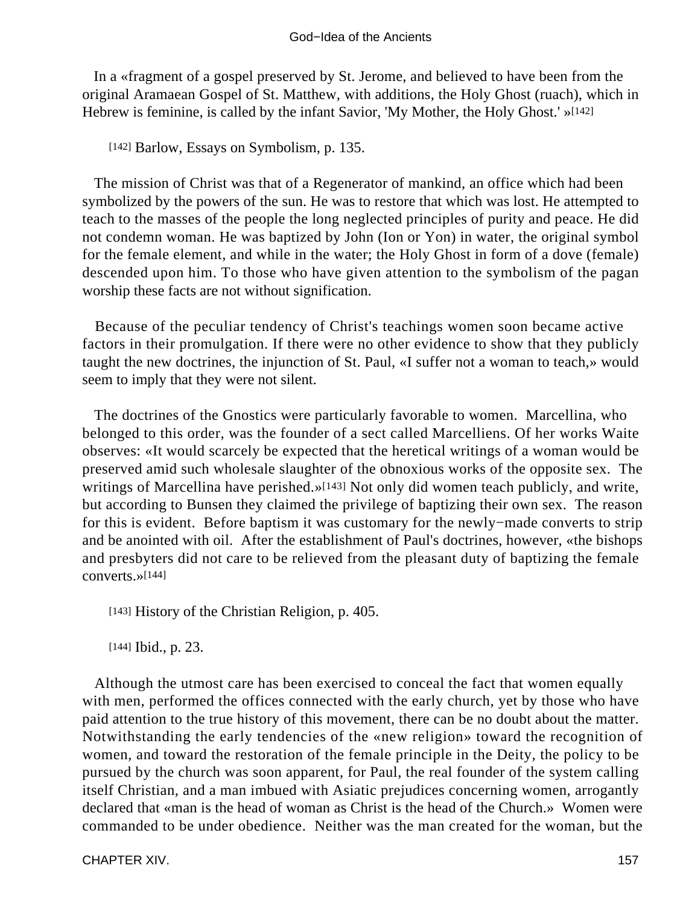In a «fragment of a gospel preserved by St. Jerome, and believed to have been from the original Aramaean Gospel of St. Matthew, with additions, the Holy Ghost (ruach), which in Hebrew is feminine, is called by the infant Savior, 'My Mother, the Holy Ghost.' »[142]

[142] Barlow, Essays on Symbolism, p. 135.

The mission of Christ was that of a Regenerator of mankind, an office which had been symbolized by the powers of the sun. He was to restore that which was lost. He attempted to teach to the masses of the people the long neglected principles of purity and peace. He did not condemn woman. He was baptized by John (Ion or Yon) in water, the original symbol for the female element, and while in the water; the Holy Ghost in form of a dove (female) descended upon him. To those who have given attention to the symbolism of the pagan worship these facts are not without signification.

Because of the peculiar tendency of Christ's teachings women soon became active factors in their promulgation. If there were no other evidence to show that they publicly taught the new doctrines, the injunction of St. Paul, «I suffer not a woman to teach,» would seem to imply that they were not silent.

The doctrines of the Gnostics were particularly favorable to women. Marcellina, who belonged to this order, was the founder of a sect called Marcelliens. Of her works Waite observes: «It would scarcely be expected that the heretical writings of a woman would be preserved amid such wholesale slaughter of the obnoxious works of the opposite sex. The writings of Marcellina have perished.»[143] Not only did women teach publicly, and write, but according to Bunsen they claimed the privilege of baptizing their own sex. The reason for this is evident. Before baptism it was customary for the newly−made converts to strip and be anointed with oil. After the establishment of Paul's doctrines, however, «the bishops and presbyters did not care to be relieved from the pleasant duty of baptizing the female converts.»[144]

[143] History of the Christian Religion, p. 405.

[144] Ibid., p. 23.

Although the utmost care has been exercised to conceal the fact that women equally with men, performed the offices connected with the early church, yet by those who have paid attention to the true history of this movement, there can be no doubt about the matter. Notwithstanding the early tendencies of the «new religion» toward the recognition of women, and toward the restoration of the female principle in the Deity, the policy to be pursued by the church was soon apparent, for Paul, the real founder of the system calling itself Christian, and a man imbued with Asiatic prejudices concerning women, arrogantly declared that «man is the head of woman as Christ is the head of the Church.» Women were commanded to be under obedience. Neither was the man created for the woman, but the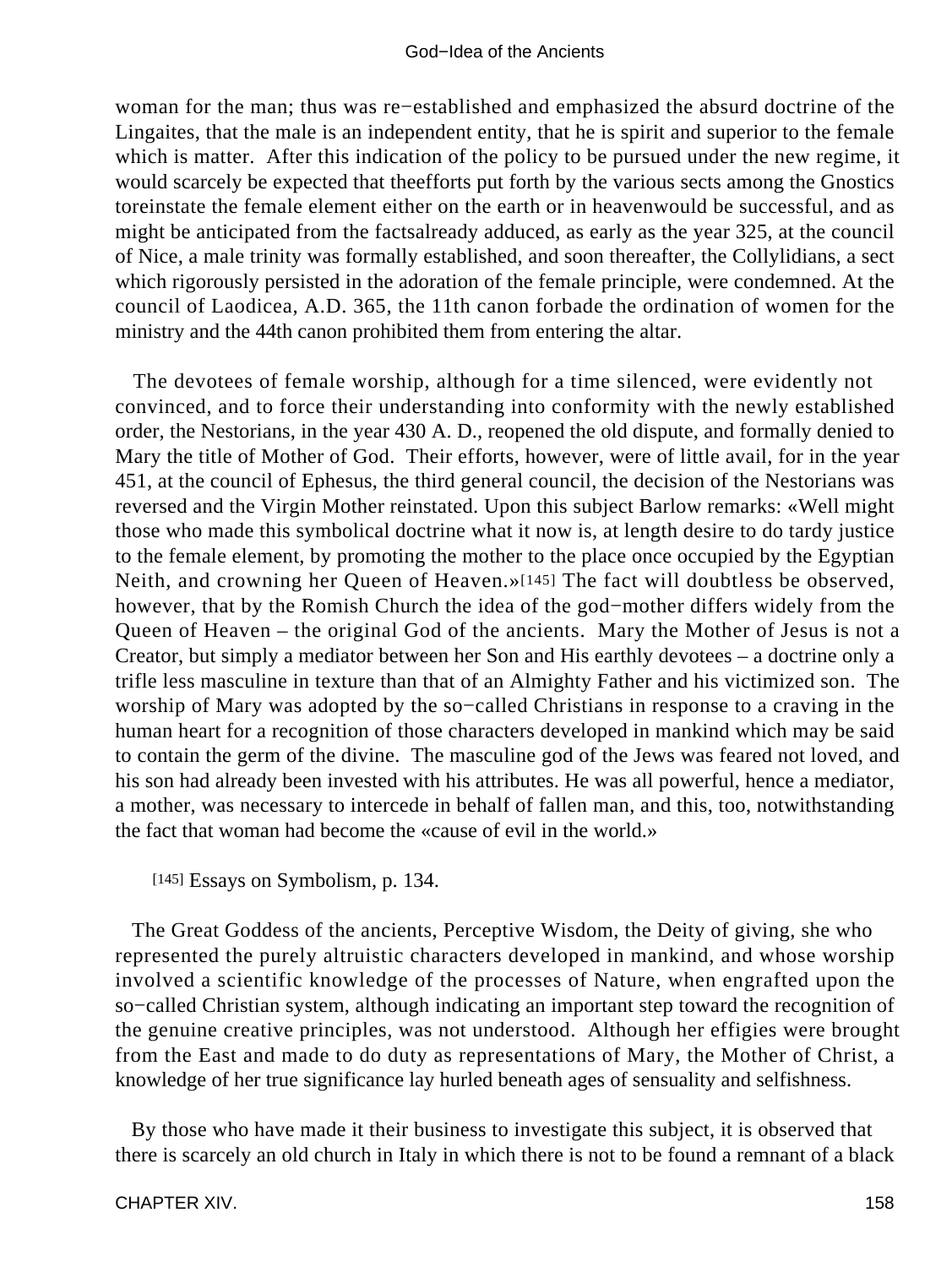woman for the man; thus was re−established and emphasized the absurd doctrine of the Lingaites, that the male is an independent entity, that he is spirit and superior to the female which is matter. After this indication of the policy to be pursued under the new regime, it would scarcely be expected that theefforts put forth by the various sects among the Gnostics toreinstate the female element either on the earth or in heavenwould be successful, and as might be anticipated from the factsalready adduced, as early as the year 325, at the council of Nice, a male trinity was formally established, and soon thereafter, the Collylidians, a sect which rigorously persisted in the adoration of the female principle, were condemned. At the council of Laodicea, A.D. 365, the 11th canon forbade the ordination of women for the ministry and the 44th canon prohibited them from entering the altar.

The devotees of female worship, although for a time silenced, were evidently not convinced, and to force their understanding into conformity with the newly established order, the Nestorians, in the year 430 A. D., reopened the old dispute, and formally denied to Mary the title of Mother of God. Their efforts, however, were of little avail, for in the year 451, at the council of Ephesus, the third general council, the decision of the Nestorians was reversed and the Virgin Mother reinstated. Upon this subject Barlow remarks: «Well might those who made this symbolical doctrine what it now is, at length desire to do tardy justice to the female element, by promoting the mother to the place once occupied by the Egyptian Neith, and crowning her Queen of Heaven.»[145] The fact will doubtless be observed, however, that by the Romish Church the idea of the god−mother differs widely from the Queen of Heaven – the original God of the ancients. Mary the Mother of Jesus is not a Creator, but simply a mediator between her Son and His earthly devotees – a doctrine only a trifle less masculine in texture than that of an Almighty Father and his victimized son. The worship of Mary was adopted by the so−called Christians in response to a craving in the human heart for a recognition of those characters developed in mankind which may be said to contain the germ of the divine. The masculine god of the Jews was feared not loved, and his son had already been invested with his attributes. He was all powerful, hence a mediator, a mother, was necessary to intercede in behalf of fallen man, and this, too, notwithstanding the fact that woman had become the «cause of evil in the world.»

[145] Essays on Symbolism, p. 134.

The Great Goddess of the ancients, Perceptive Wisdom, the Deity of giving, she who represented the purely altruistic characters developed in mankind, and whose worship involved a scientific knowledge of the processes of Nature, when engrafted upon the so−called Christian system, although indicating an important step toward the recognition of the genuine creative principles, was not understood. Although her effigies were brought from the East and made to do duty as representations of Mary, the Mother of Christ, a knowledge of her true significance lay hurled beneath ages of sensuality and selfishness.

By those who have made it their business to investigate this subject, it is observed that there is scarcely an old church in Italy in which there is not to be found a remnant of a black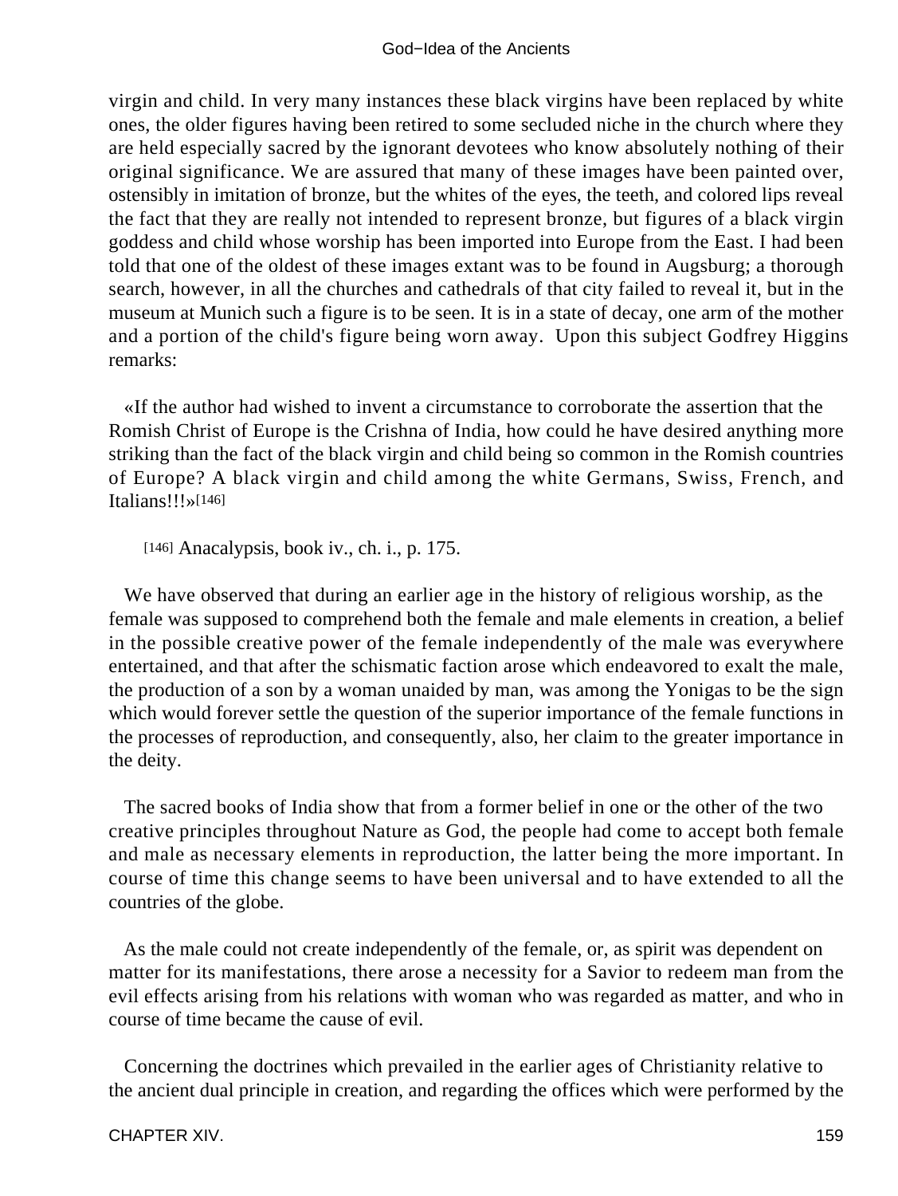virgin and child. In very many instances these black virgins have been replaced by white ones, the older figures having been retired to some secluded niche in the church where they are held especially sacred by the ignorant devotees who know absolutely nothing of their original significance. We are assured that many of these images have been painted over, ostensibly in imitation of bronze, but the whites of the eyes, the teeth, and colored lips reveal the fact that they are really not intended to represent bronze, but figures of a black virgin goddess and child whose worship has been imported into Europe from the East. I had been told that one of the oldest of these images extant was to be found in Augsburg; a thorough search, however, in all the churches and cathedrals of that city failed to reveal it, but in the museum at Munich such a figure is to be seen. It is in a state of decay, one arm of the mother and a portion of the child's figure being worn away. Upon this subject Godfrey Higgins remarks:

«If the author had wished to invent a circumstance to corroborate the assertion that the Romish Christ of Europe is the Crishna of India, how could he have desired anything more striking than the fact of the black virgin and child being so common in the Romish countries of Europe? A black virgin and child among the white Germans, Swiss, French, and Italians!!!»[146]

[146] Anacalypsis, book iv., ch. i., p. 175.

We have observed that during an earlier age in the history of religious worship, as the female was supposed to comprehend both the female and male elements in creation, a belief in the possible creative power of the female independently of the male was everywhere entertained, and that after the schismatic faction arose which endeavored to exalt the male, the production of a son by a woman unaided by man, was among the Yonigas to be the sign which would forever settle the question of the superior importance of the female functions in the processes of reproduction, and consequently, also, her claim to the greater importance in the deity.

The sacred books of India show that from a former belief in one or the other of the two creative principles throughout Nature as God, the people had come to accept both female and male as necessary elements in reproduction, the latter being the more important. In course of time this change seems to have been universal and to have extended to all the countries of the globe.

As the male could not create independently of the female, or, as spirit was dependent on matter for its manifestations, there arose a necessity for a Savior to redeem man from the evil effects arising from his relations with woman who was regarded as matter, and who in course of time became the cause of evil.

Concerning the doctrines which prevailed in the earlier ages of Christianity relative to the ancient dual principle in creation, and regarding the offices which were performed by the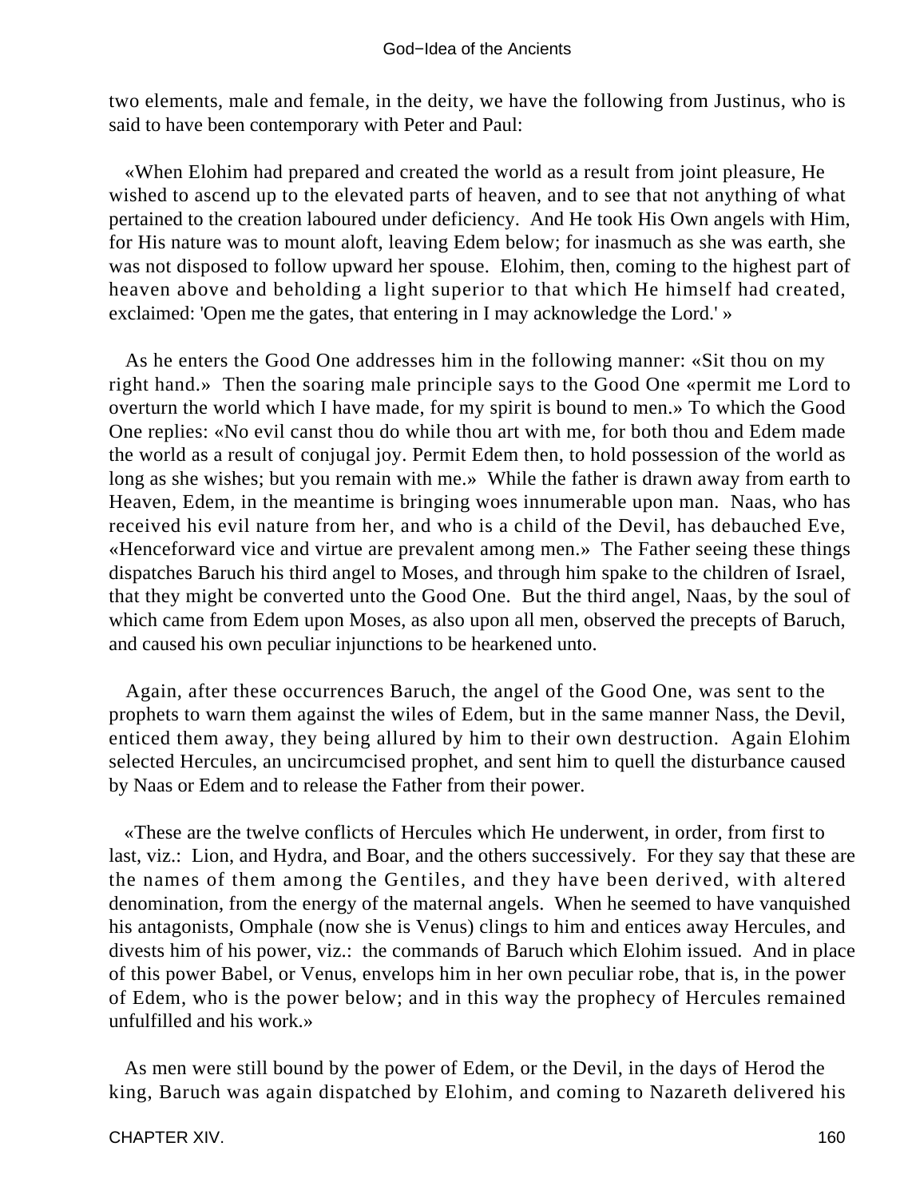two elements, male and female, in the deity, we have the following from Justinus, who is said to have been contemporary with Peter and Paul:

«When Elohim had prepared and created the world as a result from joint pleasure, He wished to ascend up to the elevated parts of heaven, and to see that not anything of what pertained to the creation laboured under deficiency. And He took His Own angels with Him, for His nature was to mount aloft, leaving Edem below; for inasmuch as she was earth, she was not disposed to follow upward her spouse. Elohim, then, coming to the highest part of heaven above and beholding a light superior to that which He himself had created, exclaimed: 'Open me the gates, that entering in I may acknowledge the Lord.' »

As he enters the Good One addresses him in the following manner: «Sit thou on my right hand.» Then the soaring male principle says to the Good One «permit me Lord to overturn the world which I have made, for my spirit is bound to men.» To which the Good One replies: «No evil canst thou do while thou art with me, for both thou and Edem made the world as a result of conjugal joy. Permit Edem then, to hold possession of the world as long as she wishes; but you remain with me.» While the father is drawn away from earth to Heaven, Edem, in the meantime is bringing woes innumerable upon man. Naas, who has received his evil nature from her, and who is a child of the Devil, has debauched Eve, «Henceforward vice and virtue are prevalent among men.» The Father seeing these things dispatches Baruch his third angel to Moses, and through him spake to the children of Israel, that they might be converted unto the Good One. But the third angel, Naas, by the soul of which came from Edem upon Moses, as also upon all men, observed the precepts of Baruch, and caused his own peculiar injunctions to be hearkened unto.

Again, after these occurrences Baruch, the angel of the Good One, was sent to the prophets to warn them against the wiles of Edem, but in the same manner Nass, the Devil, enticed them away, they being allured by him to their own destruction. Again Elohim selected Hercules, an uncircumcised prophet, and sent him to quell the disturbance caused by Naas or Edem and to release the Father from their power.

«These are the twelve conflicts of Hercules which He underwent, in order, from first to last, viz.: Lion, and Hydra, and Boar, and the others successively. For they say that these are the names of them among the Gentiles, and they have been derived, with altered denomination, from the energy of the maternal angels. When he seemed to have vanquished his antagonists, Omphale (now she is Venus) clings to him and entices away Hercules, and divests him of his power, viz.: the commands of Baruch which Elohim issued. And in place of this power Babel, or Venus, envelops him in her own peculiar robe, that is, in the power of Edem, who is the power below; and in this way the prophecy of Hercules remained unfulfilled and his work.»

As men were still bound by the power of Edem, or the Devil, in the days of Herod the king, Baruch was again dispatched by Elohim, and coming to Nazareth delivered his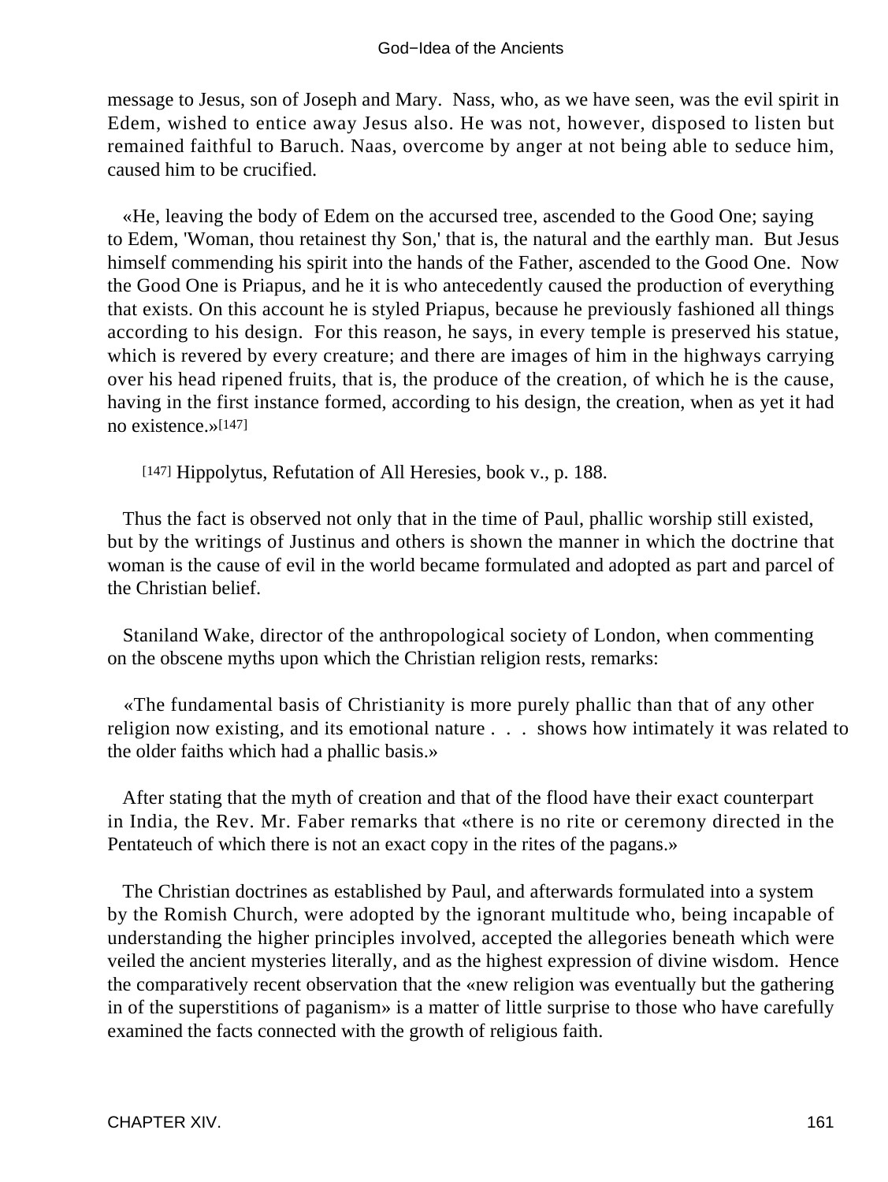message to Jesus, son of Joseph and Mary. Nass, who, as we have seen, was the evil spirit in Edem, wished to entice away Jesus also. He was not, however, disposed to listen but remained faithful to Baruch. Naas, overcome by anger at not being able to seduce him, caused him to be crucified.

«He, leaving the body of Edem on the accursed tree, ascended to the Good One; saying to Edem, 'Woman, thou retainest thy Son,' that is, the natural and the earthly man. But Jesus himself commending his spirit into the hands of the Father, ascended to the Good One. Now the Good One is Priapus, and he it is who antecedently caused the production of everything that exists. On this account he is styled Priapus, because he previously fashioned all things according to his design. For this reason, he says, in every temple is preserved his statue, which is revered by every creature; and there are images of him in the highways carrying over his head ripened fruits, that is, the produce of the creation, of which he is the cause, having in the first instance formed, according to his design, the creation, when as yet it had no existence.»[147]

[147] Hippolytus, Refutation of All Heresies, book v., p. 188.

Thus the fact is observed not only that in the time of Paul, phallic worship still existed, but by the writings of Justinus and others is shown the manner in which the doctrine that woman is the cause of evil in the world became formulated and adopted as part and parcel of the Christian belief.

Staniland Wake, director of the anthropological society of London, when commenting on the obscene myths upon which the Christian religion rests, remarks:

«The fundamental basis of Christianity is more purely phallic than that of any other religion now existing, and its emotional nature . . . shows how intimately it was related to the older faiths which had a phallic basis.»

After stating that the myth of creation and that of the flood have their exact counterpart in India, the Rev. Mr. Faber remarks that «there is no rite or ceremony directed in the Pentateuch of which there is not an exact copy in the rites of the pagans.»

The Christian doctrines as established by Paul, and afterwards formulated into a system by the Romish Church, were adopted by the ignorant multitude who, being incapable of understanding the higher principles involved, accepted the allegories beneath which were veiled the ancient mysteries literally, and as the highest expression of divine wisdom. Hence the comparatively recent observation that the «new religion was eventually but the gathering in of the superstitions of paganism» is a matter of little surprise to those who have carefully examined the facts connected with the growth of religious faith.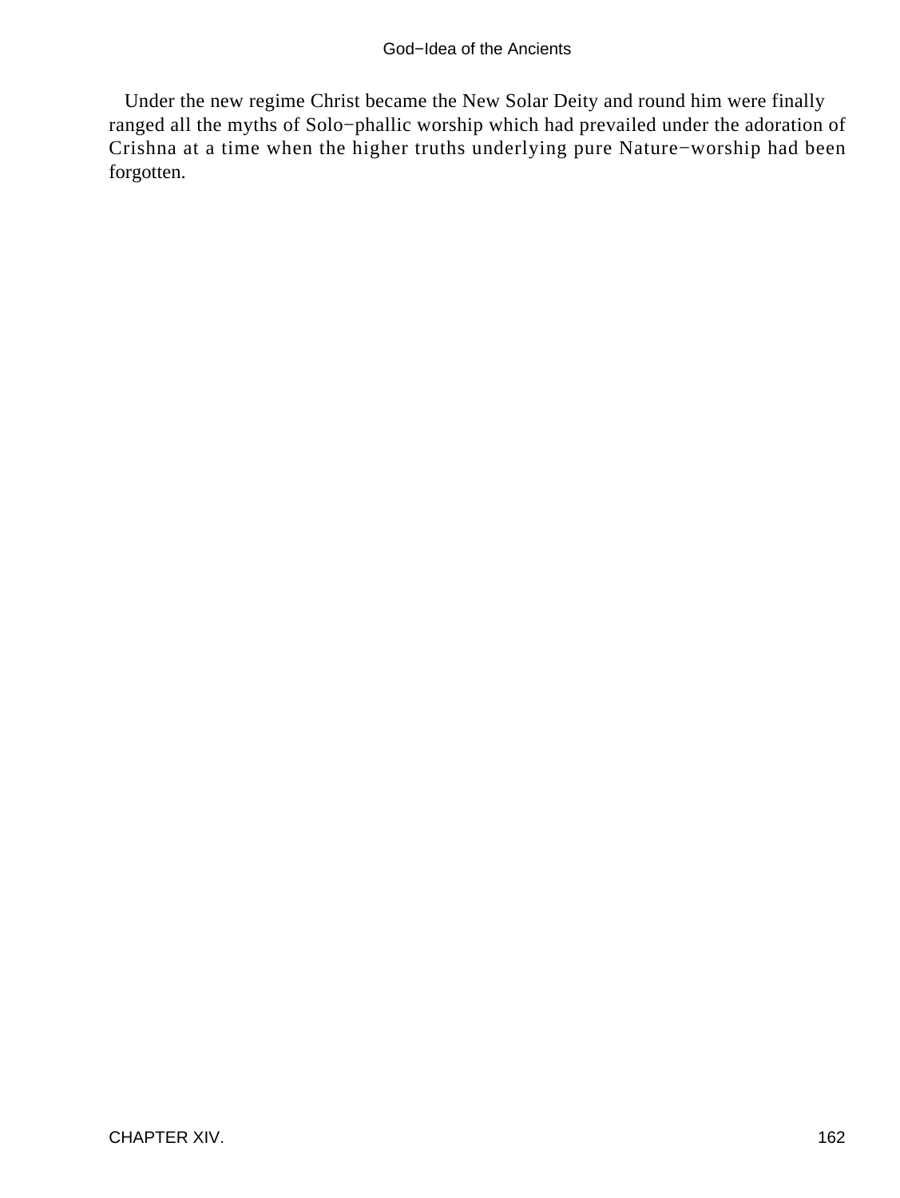Under the new regime Christ became the New Solar Deity and round him were finally ranged all the myths of Solo−phallic worship which had prevailed under the adoration of Crishna at a time when the higher truths underlying pure Nature−worship had been forgotten.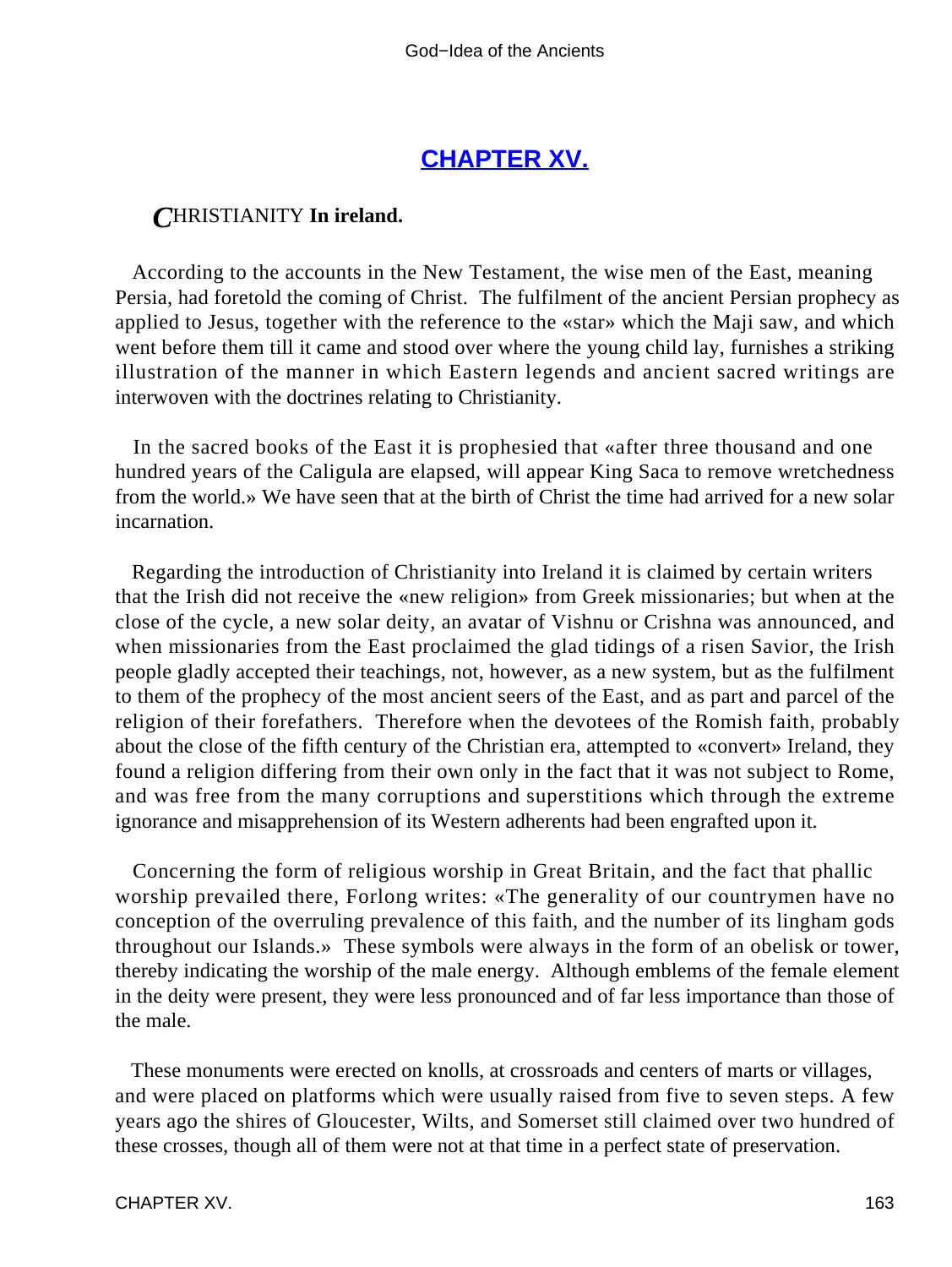## CHAPTER XV.

### CHRISTIANITY **In ireland.**

According to the accounts in the New Testament, the wise men of the East, meaning Persia, had foretold the coming of Christ. The fulfilment of the ancient Persian prophecy as applied to Jesus, together with the reference to the «star» which the Maji saw, and which went before them till it came and stood over where the young child lay, furnishes a striking illustration of the manner in which Eastern legends and ancient sacred writings are interwoven with the doctrines relating to Christianity.

In the sacred books of the East it is prophesied that «after three thousand and one hundred years of the Caligula are elapsed, will appear King Saca to remove wretchedness from the world.» We have seen that at the birth of Christ the time had arrived for a new solar incarnation.

Regarding the introduction of Christianity into Ireland it is claimed by certain writers that the Irish did not receive the «new religion» from Greek missionaries; but when at the close of the cycle, a new solar deity, an avatar of Vishnu or Crishna was announced, and when missionaries from the East proclaimed the glad tidings of a risen Savior, the Irish people gladly accepted their teachings, not, however, as a new system, but as the fulfilment to them of the prophecy of the most ancient seers of the East, and as part and parcel of the religion of their forefathers. Therefore when the devotees of the Romish faith, probably about the close of the fifth century of the Christian era, attempted to «convert» Ireland, they found a religion differing from their own only in the fact that it was not subject to Rome, and was free from the many corruptions and superstitions which through the extreme ignorance and misapprehension of its Western adherents had been engrafted upon it.

Concerning the form of religious worship in Great Britain, and the fact that phallic worship prevailed there, Forlong writes: «The generality of our countrymen have no conception of the overruling prevalence of this faith, and the number of its lingham gods throughout our Islands.» These symbols were always in the form of an obelisk or tower, thereby indicating the worship of the male energy. Although emblems of the female element in the deity were present, they were less pronounced and of far less importance than those of the male.

These monuments were erected on knolls, at crossroads and centers of marts or villages, and were placed on platforms which were usually raised from five to seven steps. A few years ago the shires of Gloucester, Wilts, and Somerset still claimed over two hundred of these crosses, though all of them were not at that time in a perfect state of preservation.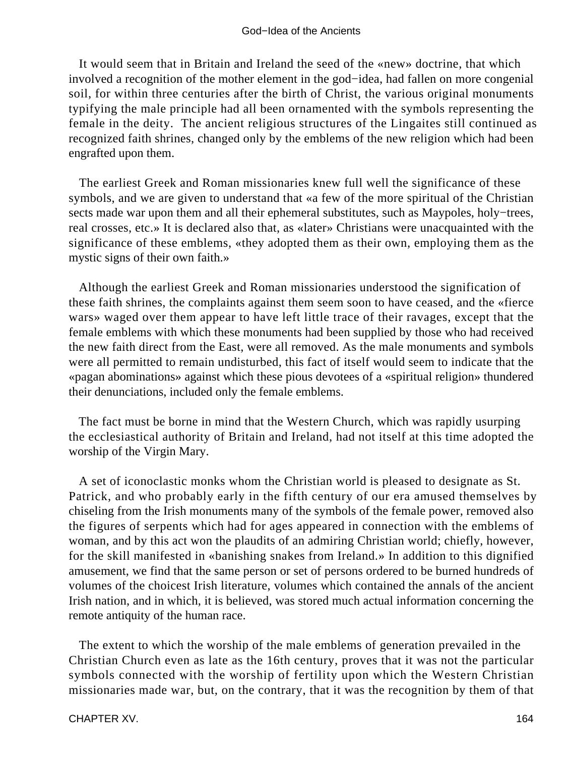It would seem that in Britain and Ireland the seed of the «new» doctrine, that which involved a recognition of the mother element in the god−idea, had fallen on more congenial soil, for within three centuries after the birth of Christ, the various original monuments typifying the male principle had all been ornamented with the symbols representing the female in the deity. The ancient religious structures of the Lingaites still continued as recognized faith shrines, changed only by the emblems of the new religion which had been engrafted upon them.

The earliest Greek and Roman missionaries knew full well the significance of these symbols, and we are given to understand that «a few of the more spiritual of the Christian sects made war upon them and all their ephemeral substitutes, such as Maypoles, holy−trees, real crosses, etc.» It is declared also that, as «later» Christians were unacquainted with the significance of these emblems, «they adopted them as their own, employing them as the mystic signs of their own faith.»

Although the earliest Greek and Roman missionaries understood the signification of these faith shrines, the complaints against them seem soon to have ceased, and the «fierce wars» waged over them appear to have left little trace of their ravages, except that the female emblems with which these monuments had been supplied by those who had received the new faith direct from the East, were all removed. As the male monuments and symbols were all permitted to remain undisturbed, this fact of itself would seem to indicate that the «pagan abominations» against which these pious devotees of a «spiritual religion» thundered their denunciations, included only the female emblems.

The fact must be borne in mind that the Western Church, which was rapidly usurping the ecclesiastical authority of Britain and Ireland, had not itself at this time adopted the worship of the Virgin Mary.

A set of iconoclastic monks whom the Christian world is pleased to designate as St. Patrick, and who probably early in the fifth century of our era amused themselves by chiseling from the Irish monuments many of the symbols of the female power, removed also the figures of serpents which had for ages appeared in connection with the emblems of woman, and by this act won the plaudits of an admiring Christian world; chiefly, however, for the skill manifested in «banishing snakes from Ireland.» In addition to this dignified amusement, we find that the same person or set of persons ordered to be burned hundreds of volumes of the choicest Irish literature, volumes which contained the annals of the ancient Irish nation, and in which, it is believed, was stored much actual information concerning the remote antiquity of the human race.

The extent to which the worship of the male emblems of generation prevailed in the Christian Church even as late as the 16th century, proves that it was not the particular symbols connected with the worship of fertility upon which the Western Christian missionaries made war, but, on the contrary, that it was the recognition by them of that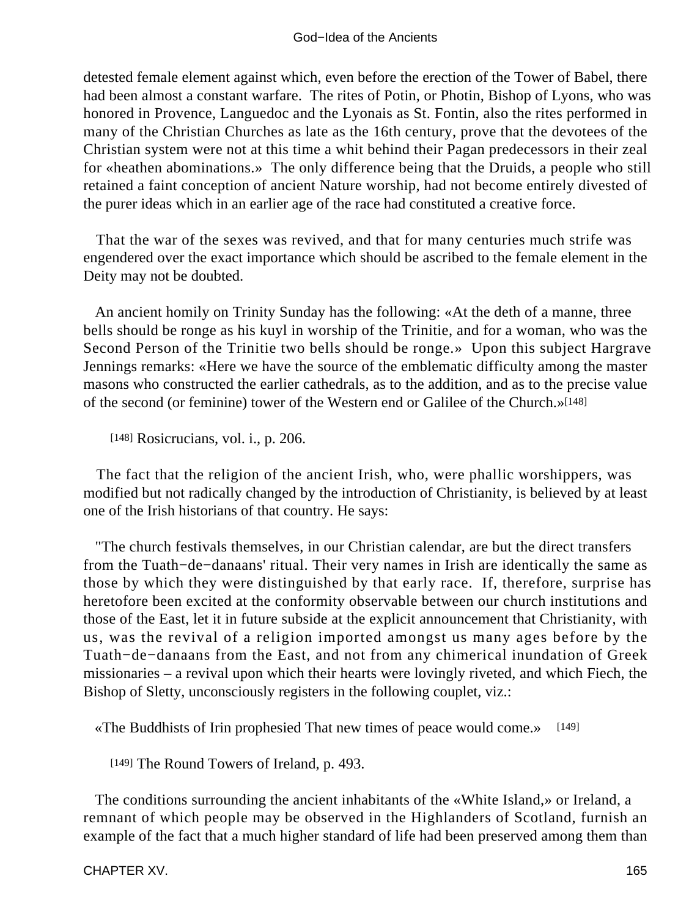detested female element against which, even before the erection of the Tower of Babel, there had been almost a constant warfare. The rites of Potin, or Photin, Bishop of Lyons, who was honored in Provence, Languedoc and the Lyonais as St. Fontin, also the rites performed in many of the Christian Churches as late as the 16th century, prove that the devotees of the Christian system were not at this time a whit behind their Pagan predecessors in their zeal for «heathen abominations.» The only difference being that the Druids, a people who still retained a faint conception of ancient Nature worship, had not become entirely divested of the purer ideas which in an earlier age of the race had constituted a creative force.

That the war of the sexes was revived, and that for many centuries much strife was engendered over the exact importance which should be ascribed to the female element in the Deity may not be doubted.

An ancient homily on Trinity Sunday has the following: «At the deth of a manne, three bells should be ronge as his kuyl in worship of the Trinitie, and for a woman, who was the Second Person of the Trinitie two bells should be ronge.» Upon this subject Hargrave Jennings remarks: «Here we have the source of the emblematic difficulty among the master masons who constructed the earlier cathedrals, as to the addition, and as to the precise value of the second (or feminine) tower of the Western end or Galilee of the Church.»[148]

[148] Rosicrucians, vol. i., p. 206.

The fact that the religion of the ancient Irish, who, were phallic worshippers, was modified but not radically changed by the introduction of Christianity, is believed by at least one of the Irish historians of that country. He says:

"The church festivals themselves, in our Christian calendar, are but the direct transfers from the Tuath−de−danaans' ritual. Their very names in Irish are identically the same as those by which they were distinguished by that early race. If, therefore, surprise has heretofore been excited at the conformity observable between our church institutions and those of the East, let it in future subside at the explicit announcement that Christianity, with us, was the revival of a religion imported amongst us many ages before by the Tuath−de−danaans from the East, and not from any chimerical inundation of Greek missionaries – a revival upon which their hearts were lovingly riveted, and which Fiech, the Bishop of Sletty, unconsciously registers in the following couplet, viz.:

«The Buddhists of Irin prophesied That new times of peace would come.» [149]

[149] The Round Towers of Ireland, p. 493.

The conditions surrounding the ancient inhabitants of the «White Island,» or Ireland, a remnant of which people may be observed in the Highlanders of Scotland, furnish an example of the fact that a much higher standard of life had been preserved among them than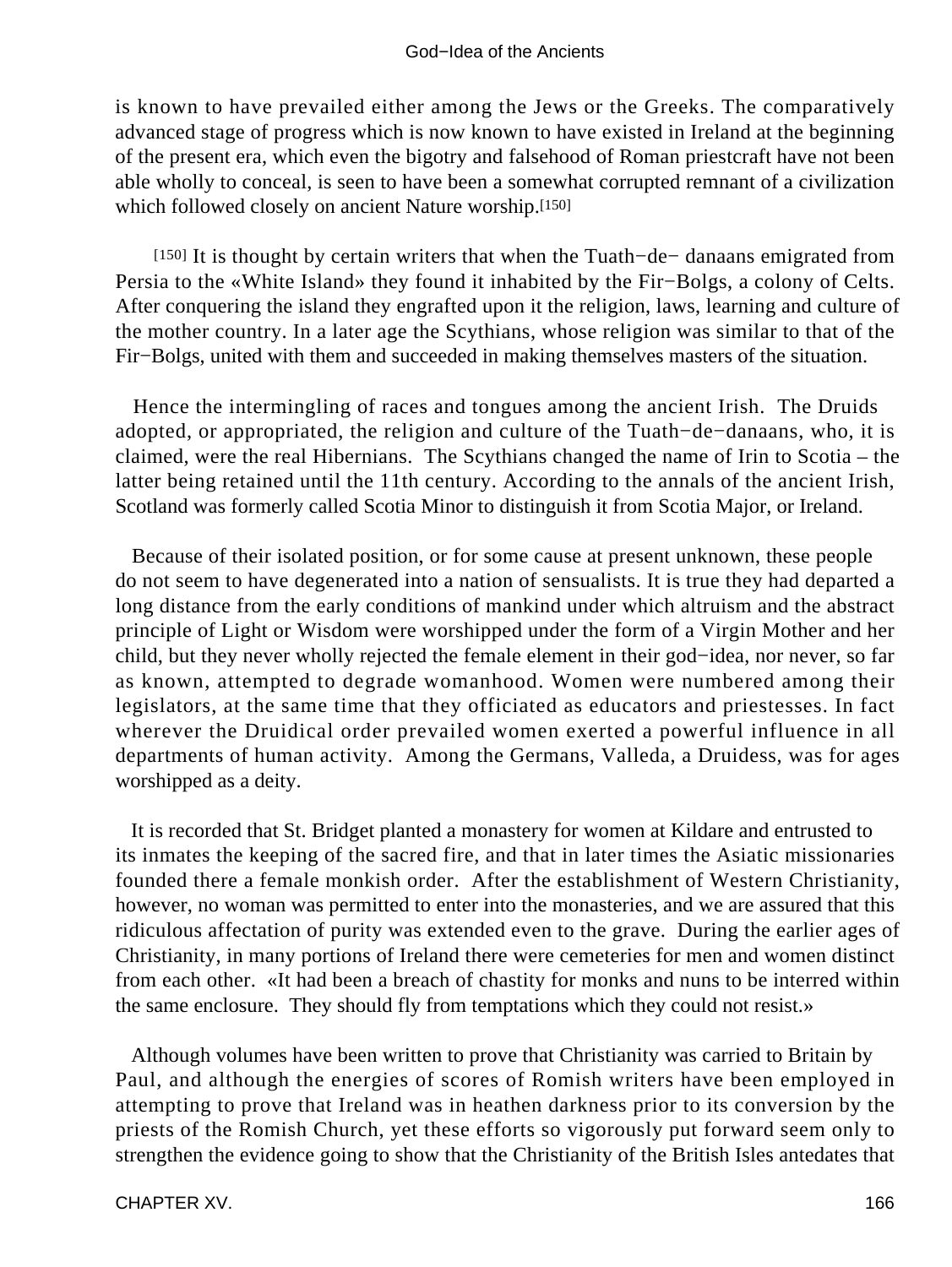is known to have prevailed either among the Jews or the Greeks. The comparatively advanced stage of progress which is now known to have existed in Ireland at the beginning of the present era, which even the bigotry and falsehood of Roman priestcraft have not been able wholly to conceal, is seen to have been a somewhat corrupted remnant of a civilization which followed closely on ancient Nature worship.[150]

[150] It is thought by certain writers that when the Tuath−de− danaans emigrated from Persia to the «White Island» they found it inhabited by the Fir−Bolgs, a colony of Celts. After conquering the island they engrafted upon it the religion, laws, learning and culture of the mother country. In a later age the Scythians, whose religion was similar to that of the Fir−Bolgs, united with them and succeeded in making themselves masters of the situation.

Hence the intermingling of races and tongues among the ancient Irish. The Druids adopted, or appropriated, the religion and culture of the Tuath−de−danaans, who, it is claimed, were the real Hibernians. The Scythians changed the name of Irin to Scotia – the latter being retained until the 11th century. According to the annals of the ancient Irish, Scotland was formerly called Scotia Minor to distinguish it from Scotia Major, or Ireland.

Because of their isolated position, or for some cause at present unknown, these people do not seem to have degenerated into a nation of sensualists. It is true they had departed a long distance from the early conditions of mankind under which altruism and the abstract principle of Light or Wisdom were worshipped under the form of a Virgin Mother and her child, but they never wholly rejected the female element in their god−idea, nor never, so far as known, attempted to degrade womanhood. Women were numbered among their legislators, at the same time that they officiated as educators and priestesses. In fact wherever the Druidical order prevailed women exerted a powerful influence in all departments of human activity. Among the Germans, Valleda, a Druidess, was for ages worshipped as a deity.

It is recorded that St. Bridget planted a monastery for women at Kildare and entrusted to its inmates the keeping of the sacred fire, and that in later times the Asiatic missionaries founded there a female monkish order. After the establishment of Western Christianity, however, no woman was permitted to enter into the monasteries, and we are assured that this ridiculous affectation of purity was extended even to the grave. During the earlier ages of Christianity, in many portions of Ireland there were cemeteries for men and women distinct from each other. «It had been a breach of chastity for monks and nuns to be interred within the same enclosure. They should fly from temptations which they could not resist.»

Although volumes have been written to prove that Christianity was carried to Britain by Paul, and although the energies of scores of Romish writers have been employed in attempting to prove that Ireland was in heathen darkness prior to its conversion by the priests of the Romish Church, yet these efforts so vigorously put forward seem only to strengthen the evidence going to show that the Christianity of the British Isles antedates that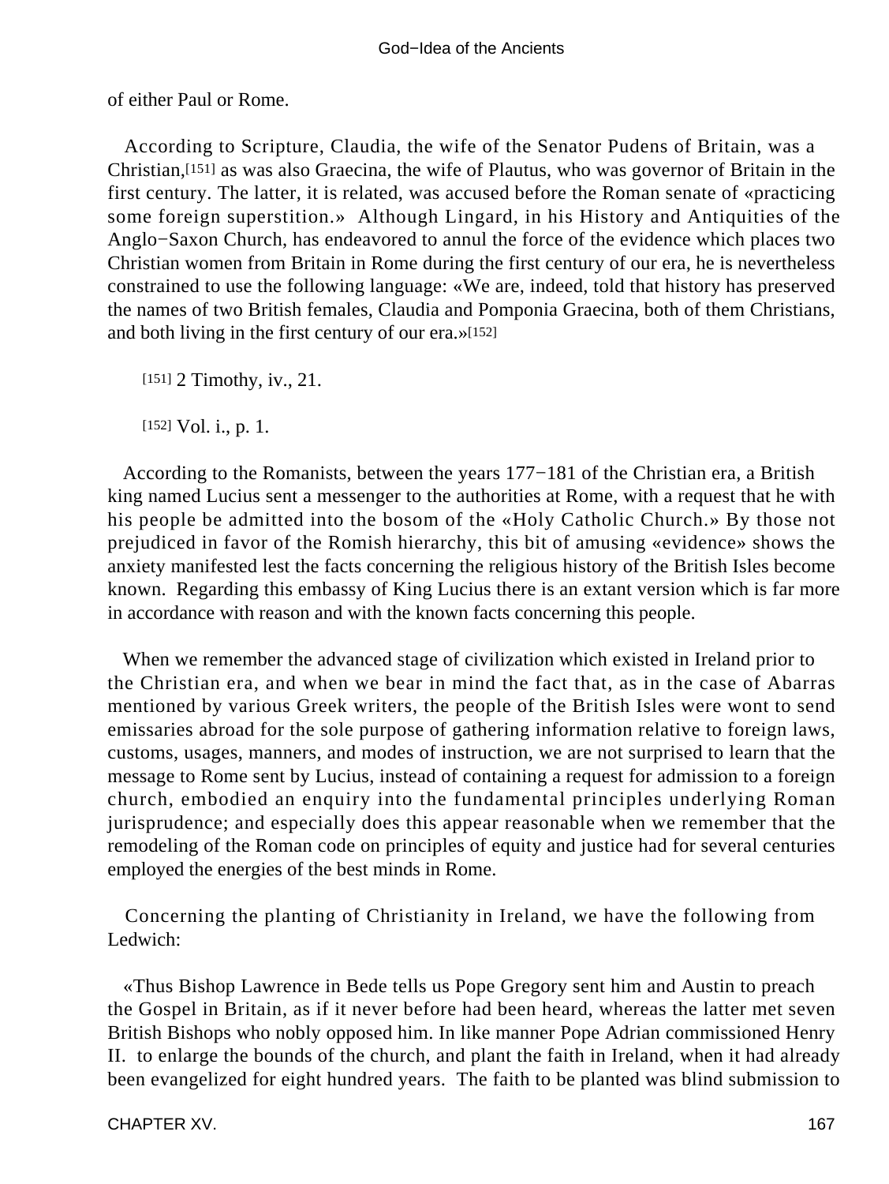of either Paul or Rome.

According to Scripture, Claudia, the wife of the Senator Pudens of Britain, was a Christian,[151] as was also Graecina, the wife of Plautus, who was governor of Britain in the first century. The latter, it is related, was accused before the Roman senate of «practicing some foreign superstition.» Although Lingard, in his History and Antiquities of the Anglo−Saxon Church, has endeavored to annul the force of the evidence which places two Christian women from Britain in Rome during the first century of our era, he is nevertheless constrained to use the following language: «We are, indeed, told that history has preserved the names of two British females, Claudia and Pomponia Graecina, both of them Christians, and both living in the first century of our era.»[152]

[151] 2 Timothy, iv., 21.

[152] Vol. i., p. 1.

According to the Romanists, between the years 177−181 of the Christian era, a British king named Lucius sent a messenger to the authorities at Rome, with a request that he with his people be admitted into the bosom of the «Holy Catholic Church.» By those not prejudiced in favor of the Romish hierarchy, this bit of amusing «evidence» shows the anxiety manifested lest the facts concerning the religious history of the British Isles become known. Regarding this embassy of King Lucius there is an extant version which is far more in accordance with reason and with the known facts concerning this people.

When we remember the advanced stage of civilization which existed in Ireland prior to the Christian era, and when we bear in mind the fact that, as in the case of Abarras mentioned by various Greek writers, the people of the British Isles were wont to send emissaries abroad for the sole purpose of gathering information relative to foreign laws, customs, usages, manners, and modes of instruction, we are not surprised to learn that the message to Rome sent by Lucius, instead of containing a request for admission to a foreign church, embodied an enquiry into the fundamental principles underlying Roman jurisprudence; and especially does this appear reasonable when we remember that the remodeling of the Roman code on principles of equity and justice had for several centuries employed the energies of the best minds in Rome.

Concerning the planting of Christianity in Ireland, we have the following from Ledwich:

«Thus Bishop Lawrence in Bede tells us Pope Gregory sent him and Austin to preach the Gospel in Britain, as if it never before had been heard, whereas the latter met seven British Bishops who nobly opposed him. In like manner Pope Adrian commissioned Henry II. to enlarge the bounds of the church, and plant the faith in Ireland, when it had already been evangelized for eight hundred years. The faith to be planted was blind submission to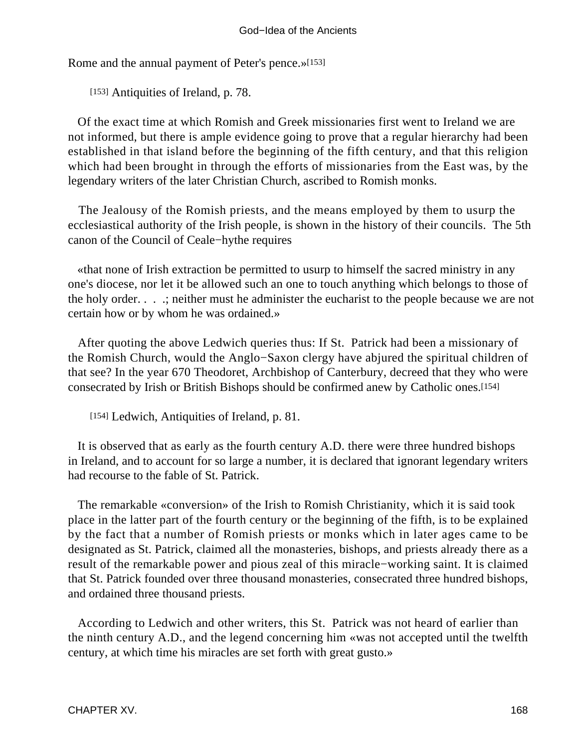Rome and the annual payment of Peter's pence.»[153]

[153] Antiquities of Ireland, p. 78.

Of the exact time at which Romish and Greek missionaries first went to Ireland we are not informed, but there is ample evidence going to prove that a regular hierarchy had been established in that island before the beginning of the fifth century, and that this religion which had been brought in through the efforts of missionaries from the East was, by the legendary writers of the later Christian Church, ascribed to Romish monks.

The Jealousy of the Romish priests, and the means employed by them to usurp the ecclesiastical authority of the Irish people, is shown in the history of their councils. The 5th canon of the Council of Ceale−hythe requires

«that none of Irish extraction be permitted to usurp to himself the sacred ministry in any one's diocese, nor let it be allowed such an one to touch anything which belongs to those of the holy order. . . .; neither must he administer the eucharist to the people because we are not certain how or by whom he was ordained.»

After quoting the above Ledwich queries thus: If St. Patrick had been a missionary of the Romish Church, would the Anglo−Saxon clergy have abjured the spiritual children of that see? In the year 670 Theodoret, Archbishop of Canterbury, decreed that they who were consecrated by Irish or British Bishops should be confirmed anew by Catholic ones.[154]

[154] Ledwich, Antiquities of Ireland, p. 81.

It is observed that as early as the fourth century A.D. there were three hundred bishops in Ireland, and to account for so large a number, it is declared that ignorant legendary writers had recourse to the fable of St. Patrick.

The remarkable «conversion» of the Irish to Romish Christianity, which it is said took place in the latter part of the fourth century or the beginning of the fifth, is to be explained by the fact that a number of Romish priests or monks which in later ages came to be designated as St. Patrick, claimed all the monasteries, bishops, and priests already there as a result of the remarkable power and pious zeal of this miracle−working saint. It is claimed that St. Patrick founded over three thousand monasteries, consecrated three hundred bishops, and ordained three thousand priests.

According to Ledwich and other writers, this St. Patrick was not heard of earlier than the ninth century A.D., and the legend concerning him «was not accepted until the twelfth century, at which time his miracles are set forth with great gusto.»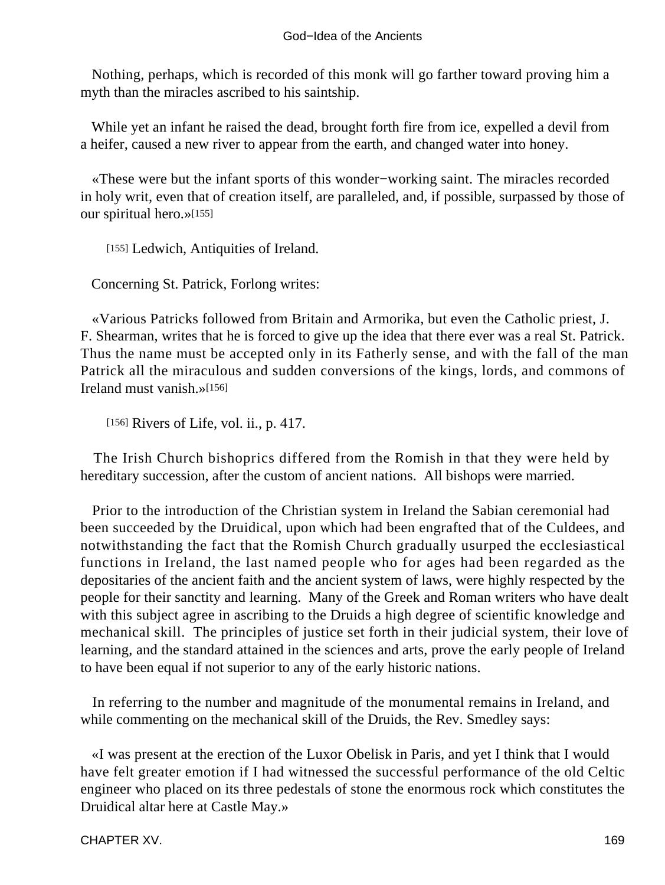Nothing, perhaps, which is recorded of this monk will go farther toward proving him a myth than the miracles ascribed to his saintship.

While yet an infant he raised the dead, brought forth fire from ice, expelled a devil from a heifer, caused a new river to appear from the earth, and changed water into honey.

«These were but the infant sports of this wonder−working saint. The miracles recorded in holy writ, even that of creation itself, are paralleled, and, if possible, surpassed by those of our spiritual hero.»[155]

[155] Ledwich, Antiquities of Ireland.

Concerning St. Patrick, Forlong writes:

«Various Patricks followed from Britain and Armorika, but even the Catholic priest, J. F. Shearman, writes that he is forced to give up the idea that there ever was a real St. Patrick. Thus the name must be accepted only in its Fatherly sense, and with the fall of the man Patrick all the miraculous and sudden conversions of the kings, lords, and commons of Ireland must vanish.»[156]

[156] Rivers of Life, vol. ii., p. 417.

The Irish Church bishoprics differed from the Romish in that they were held by hereditary succession, after the custom of ancient nations. All bishops were married.

Prior to the introduction of the Christian system in Ireland the Sabian ceremonial had been succeeded by the Druidical, upon which had been engrafted that of the Culdees, and notwithstanding the fact that the Romish Church gradually usurped the ecclesiastical functions in Ireland, the last named people who for ages had been regarded as the depositaries of the ancient faith and the ancient system of laws, were highly respected by the people for their sanctity and learning. Many of the Greek and Roman writers who have dealt with this subject agree in ascribing to the Druids a high degree of scientific knowledge and mechanical skill. The principles of justice set forth in their judicial system, their love of learning, and the standard attained in the sciences and arts, prove the early people of Ireland to have been equal if not superior to any of the early historic nations.

In referring to the number and magnitude of the monumental remains in Ireland, and while commenting on the mechanical skill of the Druids, the Rev. Smedley says:

«I was present at the erection of the Luxor Obelisk in Paris, and yet I think that I would have felt greater emotion if I had witnessed the successful performance of the old Celtic engineer who placed on its three pedestals of stone the enormous rock which constitutes the Druidical altar here at Castle May.»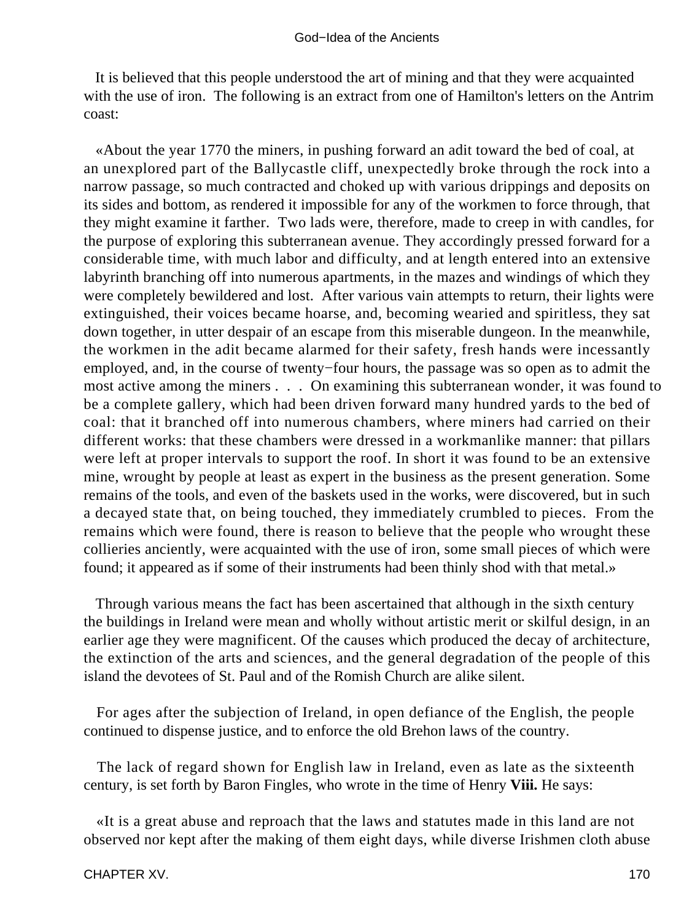It is believed that this people understood the art of mining and that they were acquainted with the use of iron. The following is an extract from one of Hamilton's letters on the Antrim coast:

«About the year 1770 the miners, in pushing forward an adit toward the bed of coal, at an unexplored part of the Ballycastle cliff, unexpectedly broke through the rock into a narrow passage, so much contracted and choked up with various drippings and deposits on its sides and bottom, as rendered it impossible for any of the workmen to force through, that they might examine it farther. Two lads were, therefore, made to creep in with candles, for the purpose of exploring this subterranean avenue. They accordingly pressed forward for a considerable time, with much labor and difficulty, and at length entered into an extensive labyrinth branching off into numerous apartments, in the mazes and windings of which they were completely bewildered and lost. After various vain attempts to return, their lights were extinguished, their voices became hoarse, and, becoming wearied and spiritless, they sat down together, in utter despair of an escape from this miserable dungeon. In the meanwhile, the workmen in the adit became alarmed for their safety, fresh hands were incessantly employed, and, in the course of twenty−four hours, the passage was so open as to admit the most active among the miners . . . On examining this subterranean wonder, it was found to be a complete gallery, which had been driven forward many hundred yards to the bed of coal: that it branched off into numerous chambers, where miners had carried on their different works: that these chambers were dressed in a workmanlike manner: that pillars were left at proper intervals to support the roof. In short it was found to be an extensive mine, wrought by people at least as expert in the business as the present generation. Some remains of the tools, and even of the baskets used in the works, were discovered, but in such a decayed state that, on being touched, they immediately crumbled to pieces. From the remains which were found, there is reason to believe that the people who wrought these collieries anciently, were acquainted with the use of iron, some small pieces of which were found; it appeared as if some of their instruments had been thinly shod with that metal.»

Through various means the fact has been ascertained that although in the sixth century the buildings in Ireland were mean and wholly without artistic merit or skilful design, in an earlier age they were magnificent. Of the causes which produced the decay of architecture, the extinction of the arts and sciences, and the general degradation of the people of this island the devotees of St. Paul and of the Romish Church are alike silent.

For ages after the subjection of Ireland, in open defiance of the English, the people continued to dispense justice, and to enforce the old Brehon laws of the country.

The lack of regard shown for English law in Ireland, even as late as the sixteenth century, is set forth by Baron Fingles, who wrote in the time of Henry **Viii.** He says:

«It is a great abuse and reproach that the laws and statutes made in this land are not observed nor kept after the making of them eight days, while diverse Irishmen cloth abuse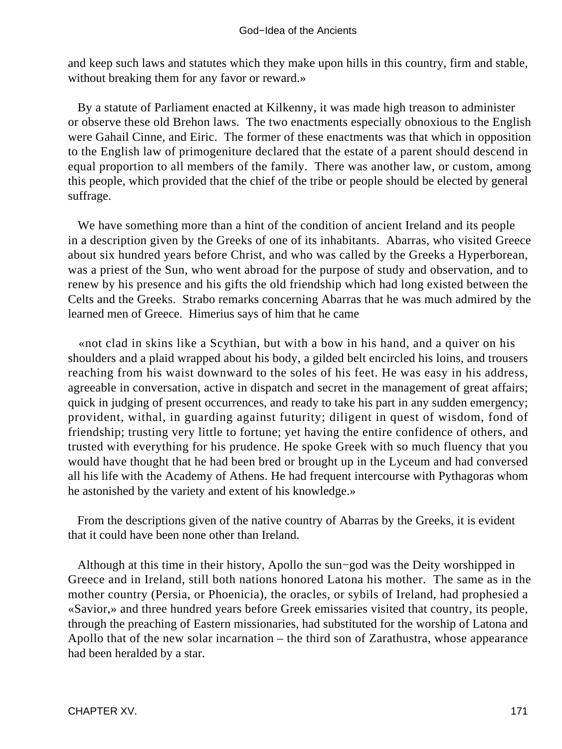and keep such laws and statutes which they make upon hills in this country, firm and stable, without breaking them for any favor or reward.»

By a statute of Parliament enacted at Kilkenny, it was made high treason to administer or observe these old Brehon laws. The two enactments especially obnoxious to the English were Gahail Cinne, and Eiric. The former of these enactments was that which in opposition to the English law of primogeniture declared that the estate of a parent should descend in equal proportion to all members of the family. There was another law, or custom, among this people, which provided that the chief of the tribe or people should be elected by general suffrage.

We have something more than a hint of the condition of ancient Ireland and its people in a description given by the Greeks of one of its inhabitants. Abarras, who visited Greece about six hundred years before Christ, and who was called by the Greeks a Hyperborean, was a priest of the Sun, who went abroad for the purpose of study and observation, and to renew by his presence and his gifts the old friendship which had long existed between the Celts and the Greeks. Strabo remarks concerning Abarras that he was much admired by the learned men of Greece. Himerius says of him that he came

«not clad in skins like a Scythian, but with a bow in his hand, and a quiver on his shoulders and a plaid wrapped about his body, a gilded belt encircled his loins, and trousers reaching from his waist downward to the soles of his feet. He was easy in his address, agreeable in conversation, active in dispatch and secret in the management of great affairs; quick in judging of present occurrences, and ready to take his part in any sudden emergency; provident, withal, in guarding against futurity; diligent in quest of wisdom, fond of friendship; trusting very little to fortune; yet having the entire confidence of others, and trusted with everything for his prudence. He spoke Greek with so much fluency that you would have thought that he had been bred or brought up in the Lyceum and had conversed all his life with the Academy of Athens. He had frequent intercourse with Pythagoras whom he astonished by the variety and extent of his knowledge.»

From the descriptions given of the native country of Abarras by the Greeks, it is evident that it could have been none other than Ireland.

Although at this time in their history, Apollo the sun−god was the Deity worshipped in Greece and in Ireland, still both nations honored Latona his mother. The same as in the mother country (Persia, or Phoenicia), the oracles, or sybils of Ireland, had prophesied a «Savior,» and three hundred years before Greek emissaries visited that country, its people, through the preaching of Eastern missionaries, had substituted for the worship of Latona and Apollo that of the new solar incarnation – the third son of Zarathustra, whose appearance had been heralded by a star.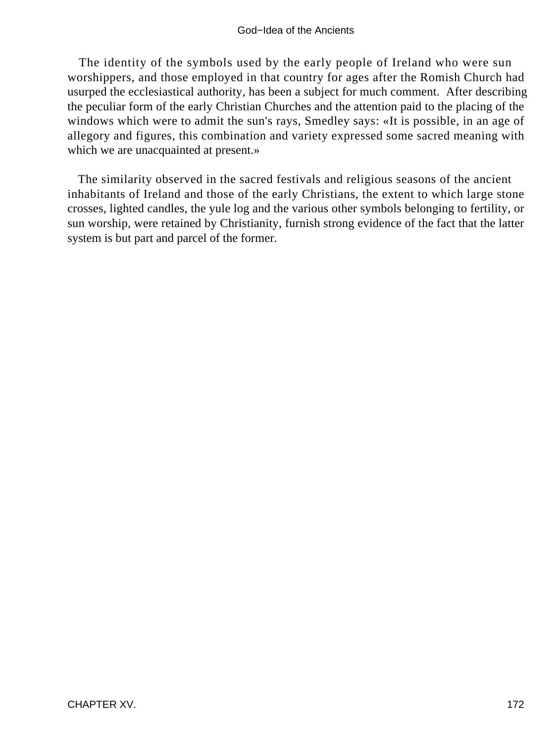The identity of the symbols used by the early people of Ireland who were sun worshippers, and those employed in that country for ages after the Romish Church had usurped the ecclesiastical authority, has been a subject for much comment. After describing the peculiar form of the early Christian Churches and the attention paid to the placing of the windows which were to admit the sun's rays, Smedley says: «It is possible, in an age of allegory and figures, this combination and variety expressed some sacred meaning with which we are unacquainted at present.»

The similarity observed in the sacred festivals and religious seasons of the ancient inhabitants of Ireland and those of the early Christians, the extent to which large stone crosses, lighted candles, the yule log and the various other symbols belonging to fertility, or sun worship, were retained by Christianity, furnish strong evidence of the fact that the latter system is but part and parcel of the former.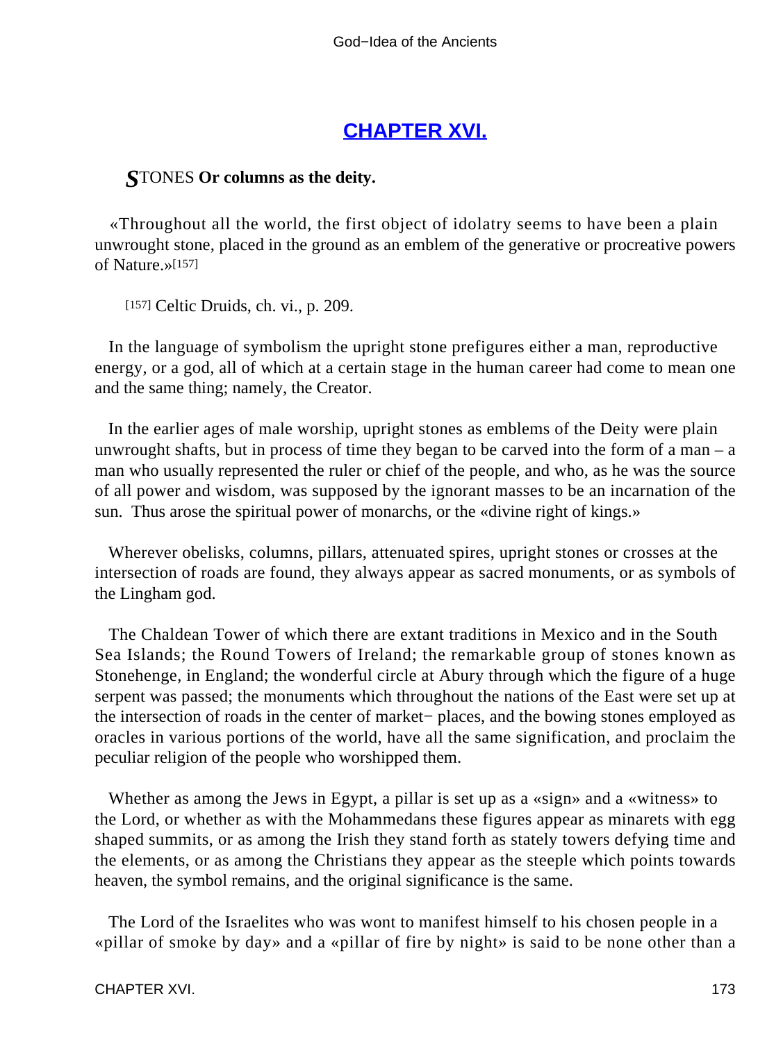# CHAPTER XVI.

***S*TONES Or columns as the deity.**

«Throughout all the world, the first object of idolatry seems to have been a plain unwrought stone, placed in the ground as an emblem of the generative or procreative powers of Nature.»[157]

[157] Celtic Druids, ch. vi., p. 209.

In the language of symbolism the upright stone prefigures either a man, reproductive energy, or a god, all of which at a certain stage in the human career had come to mean one and the same thing; namely, the Creator.

In the earlier ages of male worship, upright stones as emblems of the Deity were plain unwrought shafts, but in process of time they began to be carved into the form of a man – a man who usually represented the ruler or chief of the people, and who, as he was the source of all power and wisdom, was supposed by the ignorant masses to be an incarnation of the sun. Thus arose the spiritual power of monarchs, or the «divine right of kings.»

Wherever obelisks, columns, pillars, attenuated spires, upright stones or crosses at the intersection of roads are found, they always appear as sacred monuments, or as symbols of the Lingham god.

The Chaldean Tower of which there are extant traditions in Mexico and in the South Sea Islands; the Round Towers of Ireland; the remarkable group of stones known as Stonehenge, in England; the wonderful circle at Abury through which the figure of a huge serpent was passed; the monuments which throughout the nations of the East were set up at the intersection of roads in the center of market− places, and the bowing stones employed as oracles in various portions of the world, have all the same signification, and proclaim the peculiar religion of the people who worshipped them.

Whether as among the Jews in Egypt, a pillar is set up as a «sign» and a «witness» to the Lord, or whether as with the Mohammedans these figures appear as minarets with egg shaped summits, or as among the Irish they stand forth as stately towers defying time and the elements, or as among the Christians they appear as the steeple which points towards heaven, the symbol remains, and the original significance is the same.

The Lord of the Israelites who was wont to manifest himself to his chosen people in a «pillar of smoke by day» and a «pillar of fire by night» is said to be none other than a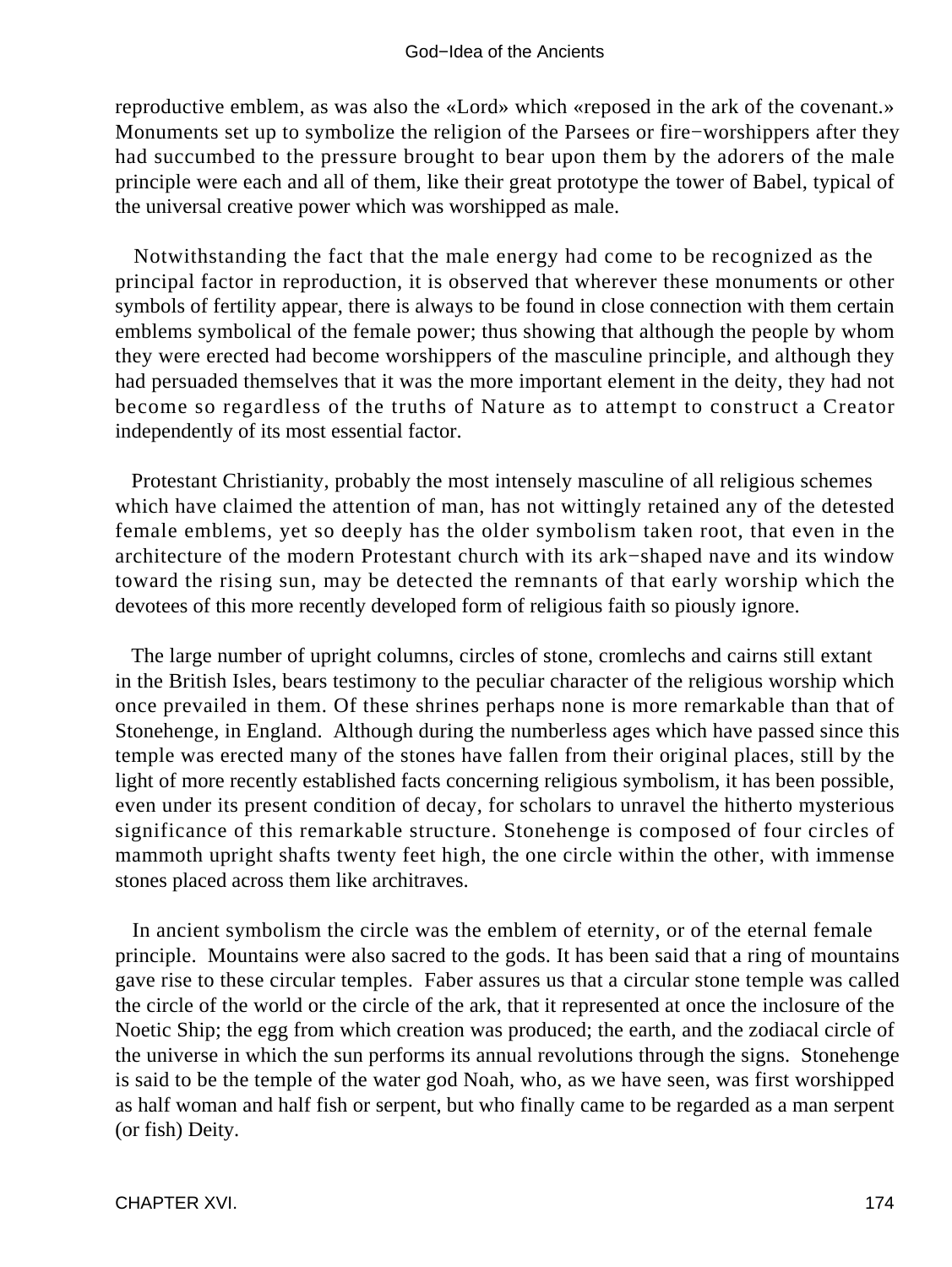reproductive emblem, as was also the «Lord» which «reposed in the ark of the covenant.» Monuments set up to symbolize the religion of the Parsees or fire−worshippers after they had succumbed to the pressure brought to bear upon them by the adorers of the male principle were each and all of them, like their great prototype the tower of Babel, typical of the universal creative power which was worshipped as male.

Notwithstanding the fact that the male energy had come to be recognized as the principal factor in reproduction, it is observed that wherever these monuments or other symbols of fertility appear, there is always to be found in close connection with them certain emblems symbolical of the female power; thus showing that although the people by whom they were erected had become worshippers of the masculine principle, and although they had persuaded themselves that it was the more important element in the deity, they had not become so regardless of the truths of Nature as to attempt to construct a Creator independently of its most essential factor.

Protestant Christianity, probably the most intensely masculine of all religious schemes which have claimed the attention of man, has not wittingly retained any of the detested female emblems, yet so deeply has the older symbolism taken root, that even in the architecture of the modern Protestant church with its ark−shaped nave and its window toward the rising sun, may be detected the remnants of that early worship which the devotees of this more recently developed form of religious faith so piously ignore.

The large number of upright columns, circles of stone, cromlechs and cairns still extant in the British Isles, bears testimony to the peculiar character of the religious worship which once prevailed in them. Of these shrines perhaps none is more remarkable than that of Stonehenge, in England. Although during the numberless ages which have passed since this temple was erected many of the stones have fallen from their original places, still by the light of more recently established facts concerning religious symbolism, it has been possible, even under its present condition of decay, for scholars to unravel the hitherto mysterious significance of this remarkable structure. Stonehenge is composed of four circles of mammoth upright shafts twenty feet high, the one circle within the other, with immense stones placed across them like architraves.

In ancient symbolism the circle was the emblem of eternity, or of the eternal female principle. Mountains were also sacred to the gods. It has been said that a ring of mountains gave rise to these circular temples. Faber assures us that a circular stone temple was called the circle of the world or the circle of the ark, that it represented at once the inclosure of the Noetic Ship; the egg from which creation was produced; the earth, and the zodiacal circle of the universe in which the sun performs its annual revolutions through the signs. Stonehenge is said to be the temple of the water god Noah, who, as we have seen, was first worshipped as half woman and half fish or serpent, but who finally came to be regarded as a man serpent (or fish) Deity.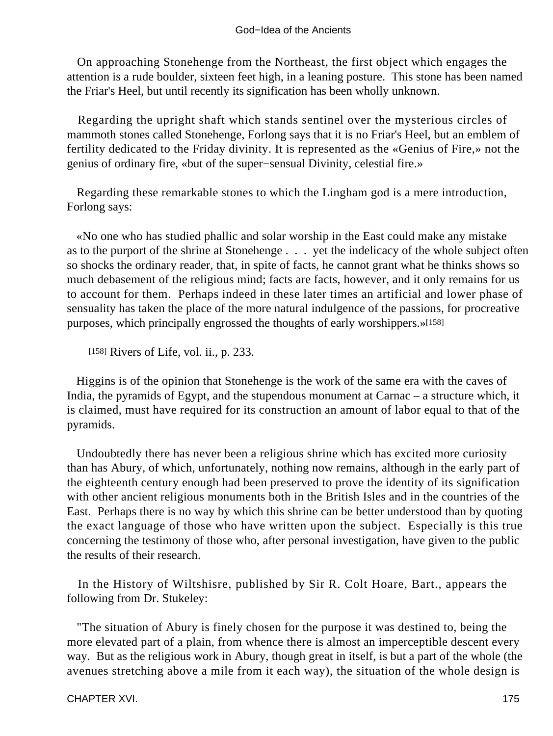On approaching Stonehenge from the Northeast, the first object which engages the attention is a rude boulder, sixteen feet high, in a leaning posture. This stone has been named the Friar's Heel, but until recently its signification has been wholly unknown.

Regarding the upright shaft which stands sentinel over the mysterious circles of mammoth stones called Stonehenge, Forlong says that it is no Friar's Heel, but an emblem of fertility dedicated to the Friday divinity. It is represented as the «Genius of Fire,» not the genius of ordinary fire, «but of the super−sensual Divinity, celestial fire.»

Regarding these remarkable stones to which the Lingham god is a mere introduction, Forlong says:

«No one who has studied phallic and solar worship in the East could make any mistake as to the purport of the shrine at Stonehenge . . . yet the indelicacy of the whole subject often so shocks the ordinary reader, that, in spite of facts, he cannot grant what he thinks shows so much debasement of the religious mind; facts are facts, however, and it only remains for us to account for them. Perhaps indeed in these later times an artificial and lower phase of sensuality has taken the place of the more natural indulgence of the passions, for procreative purposes, which principally engrossed the thoughts of early worshippers.»[158]

[158] Rivers of Life, vol. ii., p. 233.

Higgins is of the opinion that Stonehenge is the work of the same era with the caves of India, the pyramids of Egypt, and the stupendous monument at Carnac – a structure which, it is claimed, must have required for its construction an amount of labor equal to that of the pyramids.

Undoubtedly there has never been a religious shrine which has excited more curiosity than has Abury, of which, unfortunately, nothing now remains, although in the early part of the eighteenth century enough had been preserved to prove the identity of its signification with other ancient religious monuments both in the British Isles and in the countries of the East. Perhaps there is no way by which this shrine can be better understood than by quoting the exact language of those who have written upon the subject. Especially is this true concerning the testimony of those who, after personal investigation, have given to the public the results of their research.

In the History of Wiltshisre, published by Sir R. Colt Hoare, Bart., appears the following from Dr. Stukeley:

"The situation of Abury is finely chosen for the purpose it was destined to, being the more elevated part of a plain, from whence there is almost an imperceptible descent every way. But as the religious work in Abury, though great in itself, is but a part of the whole (the avenues stretching above a mile from it each way), the situation of the whole design is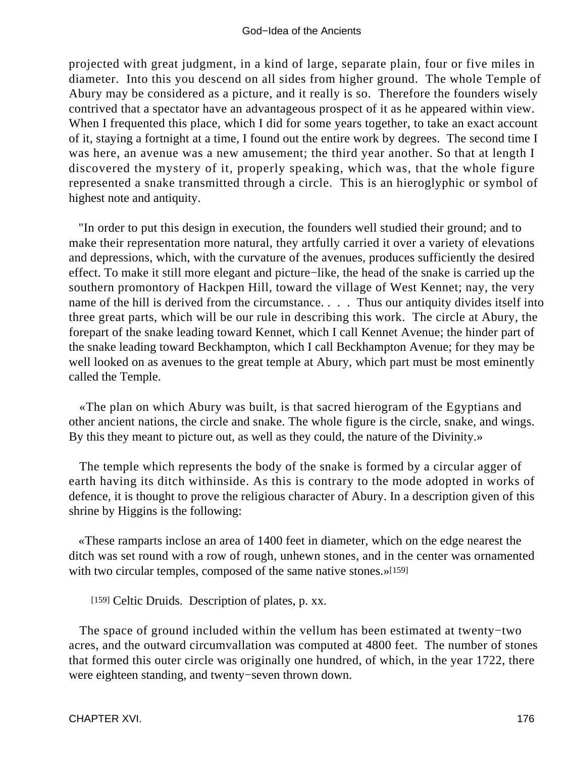projected with great judgment, in a kind of large, separate plain, four or five miles in diameter. Into this you descend on all sides from higher ground. The whole Temple of Abury may be considered as a picture, and it really is so. Therefore the founders wisely contrived that a spectator have an advantageous prospect of it as he appeared within view. When I frequented this place, which I did for some years together, to take an exact account of it, staying a fortnight at a time, I found out the entire work by degrees. The second time I was here, an avenue was a new amusement; the third year another. So that at length I discovered the mystery of it, properly speaking, which was, that the whole figure represented a snake transmitted through a circle. This is an hieroglyphic or symbol of highest note and antiquity.

"In order to put this design in execution, the founders well studied their ground; and to make their representation more natural, they artfully carried it over a variety of elevations and depressions, which, with the curvature of the avenues, produces sufficiently the desired effect. To make it still more elegant and picture−like, the head of the snake is carried up the southern promontory of Hackpen Hill, toward the village of West Kennet; nay, the very name of the hill is derived from the circumstance. . . . Thus our antiquity divides itself into three great parts, which will be our rule in describing this work. The circle at Abury, the forepart of the snake leading toward Kennet, which I call Kennet Avenue; the hinder part of the snake leading toward Beckhampton, which I call Beckhampton Avenue; for they may be well looked on as avenues to the great temple at Abury, which part must be most eminently called the Temple.

«The plan on which Abury was built, is that sacred hierogram of the Egyptians and other ancient nations, the circle and snake. The whole figure is the circle, snake, and wings. By this they meant to picture out, as well as they could, the nature of the Divinity.»

The temple which represents the body of the snake is formed by a circular agger of earth having its ditch withinside. As this is contrary to the mode adopted in works of defence, it is thought to prove the religious character of Abury. In a description given of this shrine by Higgins is the following:

«These ramparts inclose an area of 1400 feet in diameter, which on the edge nearest the ditch was set round with a row of rough, unhewn stones, and in the center was ornamented with two circular temples, composed of the same native stones.»[159]

[159] Celtic Druids. Description of plates, p. xx.

The space of ground included within the vellum has been estimated at twenty−two acres, and the outward circumvallation was computed at 4800 feet. The number of stones that formed this outer circle was originally one hundred, of which, in the year 1722, there were eighteen standing, and twenty−seven thrown down.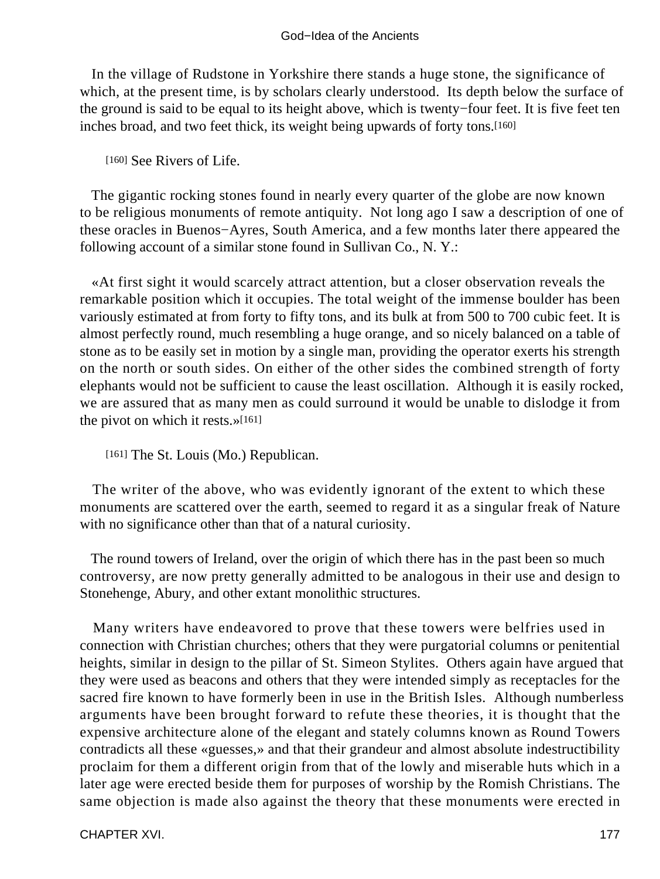In the village of Rudstone in Yorkshire there stands a huge stone, the significance of which, at the present time, is by scholars clearly understood. Its depth below the surface of the ground is said to be equal to its height above, which is twenty−four feet. It is five feet ten inches broad, and two feet thick, its weight being upwards of forty tons.[160]

[160] See Rivers of Life.

The gigantic rocking stones found in nearly every quarter of the globe are now known to be religious monuments of remote antiquity. Not long ago I saw a description of one of these oracles in Buenos−Ayres, South America, and a few months later there appeared the following account of a similar stone found in Sullivan Co., N. Y.:

«At first sight it would scarcely attract attention, but a closer observation reveals the remarkable position which it occupies. The total weight of the immense boulder has been variously estimated at from forty to fifty tons, and its bulk at from 500 to 700 cubic feet. It is almost perfectly round, much resembling a huge orange, and so nicely balanced on a table of stone as to be easily set in motion by a single man, providing the operator exerts his strength on the north or south sides. On either of the other sides the combined strength of forty elephants would not be sufficient to cause the least oscillation. Although it is easily rocked, we are assured that as many men as could surround it would be unable to dislodge it from the pivot on which it rests.»[161]

[161] The St. Louis (Mo.) Republican.

The writer of the above, who was evidently ignorant of the extent to which these monuments are scattered over the earth, seemed to regard it as a singular freak of Nature with no significance other than that of a natural curiosity.

The round towers of Ireland, over the origin of which there has in the past been so much controversy, are now pretty generally admitted to be analogous in their use and design to Stonehenge, Abury, and other extant monolithic structures.

Many writers have endeavored to prove that these towers were belfries used in connection with Christian churches; others that they were purgatorial columns or penitential heights, similar in design to the pillar of St. Simeon Stylites. Others again have argued that they were used as beacons and others that they were intended simply as receptacles for the sacred fire known to have formerly been in use in the British Isles. Although numberless arguments have been brought forward to refute these theories, it is thought that the expensive architecture alone of the elegant and stately columns known as Round Towers contradicts all these «guesses,» and that their grandeur and almost absolute indestructibility proclaim for them a different origin from that of the lowly and miserable huts which in a later age were erected beside them for purposes of worship by the Romish Christians. The same objection is made also against the theory that these monuments were erected in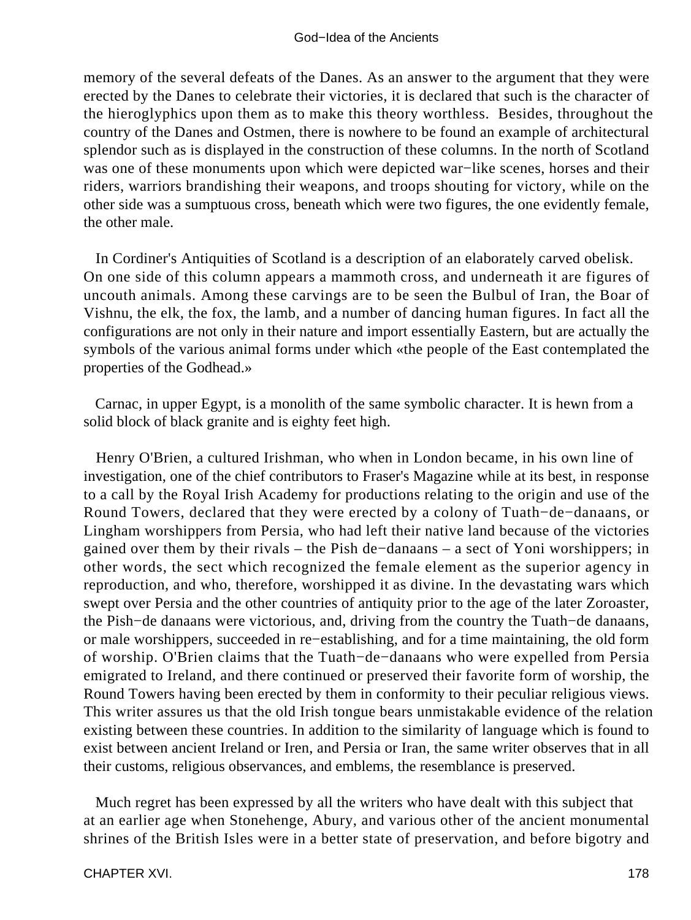memory of the several defeats of the Danes. As an answer to the argument that they were erected by the Danes to celebrate their victories, it is declared that such is the character of the hieroglyphics upon them as to make this theory worthless. Besides, throughout the country of the Danes and Ostmen, there is nowhere to be found an example of architectural splendor such as is displayed in the construction of these columns. In the north of Scotland was one of these monuments upon which were depicted war−like scenes, horses and their riders, warriors brandishing their weapons, and troops shouting for victory, while on the other side was a sumptuous cross, beneath which were two figures, the one evidently female, the other male.

In Cordiner's Antiquities of Scotland is a description of an elaborately carved obelisk. On one side of this column appears a mammoth cross, and underneath it are figures of uncouth animals. Among these carvings are to be seen the Bulbul of Iran, the Boar of Vishnu, the elk, the fox, the lamb, and a number of dancing human figures. In fact all the configurations are not only in their nature and import essentially Eastern, but are actually the symbols of the various animal forms under which «the people of the East contemplated the properties of the Godhead.»

Carnac, in upper Egypt, is a monolith of the same symbolic character. It is hewn from a solid block of black granite and is eighty feet high.

Henry O'Brien, a cultured Irishman, who when in London became, in his own line of investigation, one of the chief contributors to Fraser's Magazine while at its best, in response to a call by the Royal Irish Academy for productions relating to the origin and use of the Round Towers, declared that they were erected by a colony of Tuath−de−danaans, or Lingham worshippers from Persia, who had left their native land because of the victories gained over them by their rivals – the Pish de−danaans – a sect of Yoni worshippers; in other words, the sect which recognized the female element as the superior agency in reproduction, and who, therefore, worshipped it as divine. In the devastating wars which swept over Persia and the other countries of antiquity prior to the age of the later Zoroaster, the Pish−de danaans were victorious, and, driving from the country the Tuath−de danaans, or male worshippers, succeeded in re−establishing, and for a time maintaining, the old form of worship. O'Brien claims that the Tuath−de−danaans who were expelled from Persia emigrated to Ireland, and there continued or preserved their favorite form of worship, the Round Towers having been erected by them in conformity to their peculiar religious views. This writer assures us that the old Irish tongue bears unmistakable evidence of the relation existing between these countries. In addition to the similarity of language which is found to exist between ancient Ireland or Iren, and Persia or Iran, the same writer observes that in all their customs, religious observances, and emblems, the resemblance is preserved.

Much regret has been expressed by all the writers who have dealt with this subject that at an earlier age when Stonehenge, Abury, and various other of the ancient monumental shrines of the British Isles were in a better state of preservation, and before bigotry and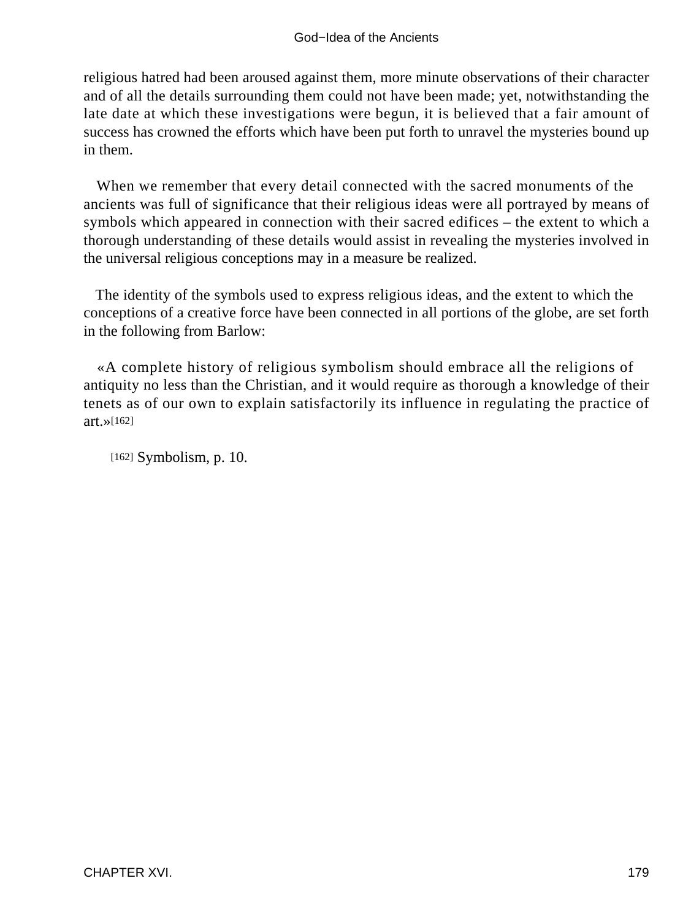religious hatred had been aroused against them, more minute observations of their character and of all the details surrounding them could not have been made; yet, notwithstanding the late date at which these investigations were begun, it is believed that a fair amount of success has crowned the efforts which have been put forth to unravel the mysteries bound up in them.

When we remember that every detail connected with the sacred monuments of the ancients was full of significance that their religious ideas were all portrayed by means of symbols which appeared in connection with their sacred edifices – the extent to which a thorough understanding of these details would assist in revealing the mysteries involved in the universal religious conceptions may in a measure be realized.

The identity of the symbols used to express religious ideas, and the extent to which the conceptions of a creative force have been connected in all portions of the globe, are set forth in the following from Barlow:

«A complete history of religious symbolism should embrace all the religions of antiquity no less than the Christian, and it would require as thorough a knowledge of their tenets as of our own to explain satisfactorily its influence in regulating the practice of art.»[162]

[162] Symbolism, p. 10.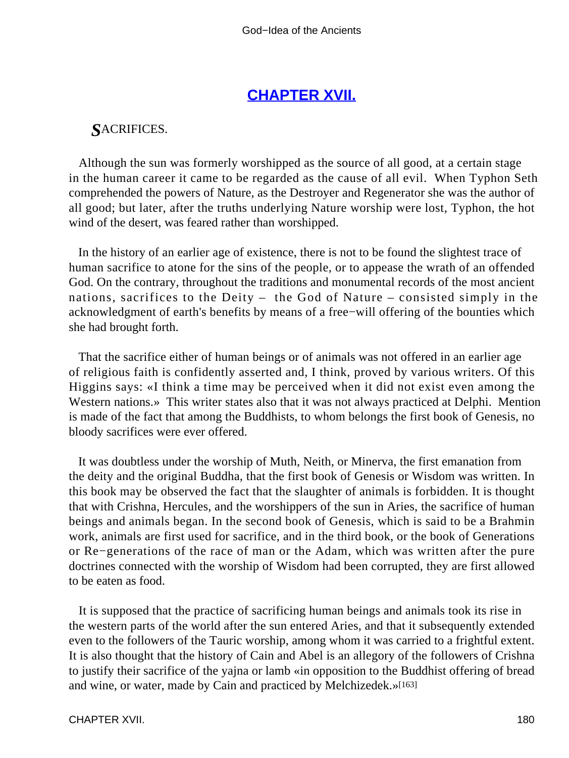## CHAPTER XVII.

***S***ACRIFICES.

Although the sun was formerly worshipped as the source of all good, at a certain stage in the human career it came to be regarded as the cause of all evil. When Typhon Seth comprehended the powers of Nature, as the Destroyer and Regenerator she was the author of all good; but later, after the truths underlying Nature worship were lost, Typhon, the hot wind of the desert, was feared rather than worshipped.

In the history of an earlier age of existence, there is not to be found the slightest trace of human sacrifice to atone for the sins of the people, or to appease the wrath of an offended God. On the contrary, throughout the traditions and monumental records of the most ancient nations, sacrifices to the Deity – the God of Nature – consisted simply in the acknowledgment of earth's benefits by means of a free−will offering of the bounties which she had brought forth.

That the sacrifice either of human beings or of animals was not offered in an earlier age of religious faith is confidently asserted and, I think, proved by various writers. Of this Higgins says: «I think a time may be perceived when it did not exist even among the Western nations.» This writer states also that it was not always practiced at Delphi. Mention is made of the fact that among the Buddhists, to whom belongs the first book of Genesis, no bloody sacrifices were ever offered.

It was doubtless under the worship of Muth, Neith, or Minerva, the first emanation from the deity and the original Buddha, that the first book of Genesis or Wisdom was written. In this book may be observed the fact that the slaughter of animals is forbidden. It is thought that with Crishna, Hercules, and the worshippers of the sun in Aries, the sacrifice of human beings and animals began. In the second book of Genesis, which is said to be a Brahmin work, animals are first used for sacrifice, and in the third book, or the book of Generations or Re−generations of the race of man or the Adam, which was written after the pure doctrines connected with the worship of Wisdom had been corrupted, they are first allowed to be eaten as food.

It is supposed that the practice of sacrificing human beings and animals took its rise in the western parts of the world after the sun entered Aries, and that it subsequently extended even to the followers of the Tauric worship, among whom it was carried to a frightful extent. It is also thought that the history of Cain and Abel is an allegory of the followers of Crishna to justify their sacrifice of the yajna or lamb «in opposition to the Buddhist offering of bread and wine, or water, made by Cain and practiced by Melchizedek.»[163]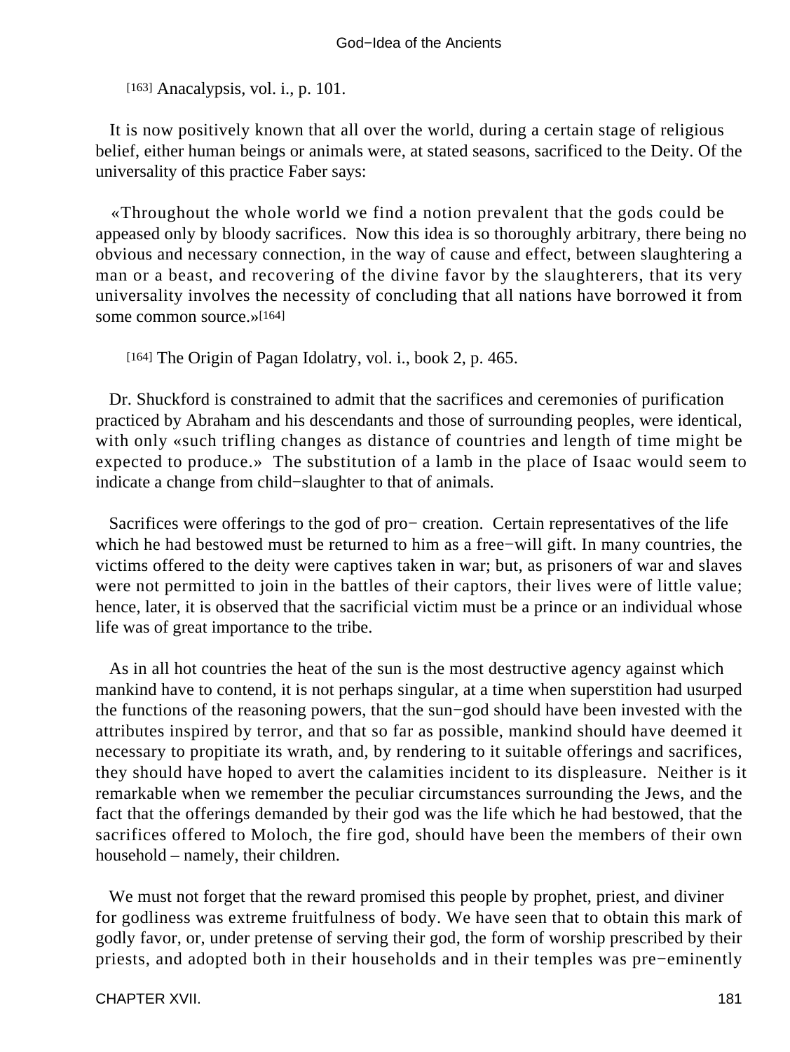[163] Anacalypsis, vol. i., p. 101.

It is now positively known that all over the world, during a certain stage of religious belief, either human beings or animals were, at stated seasons, sacrificed to the Deity. Of the universality of this practice Faber says:

«Throughout the whole world we find a notion prevalent that the gods could be appeased only by bloody sacrifices. Now this idea is so thoroughly arbitrary, there being no obvious and necessary connection, in the way of cause and effect, between slaughtering a man or a beast, and recovering of the divine favor by the slaughterers, that its very universality involves the necessity of concluding that all nations have borrowed it from some common source.»[164]

[164] The Origin of Pagan Idolatry, vol. i., book 2, p. 465.

Dr. Shuckford is constrained to admit that the sacrifices and ceremonies of purification practiced by Abraham and his descendants and those of surrounding peoples, were identical, with only «such trifling changes as distance of countries and length of time might be expected to produce.» The substitution of a lamb in the place of Isaac would seem to indicate a change from child−slaughter to that of animals.

Sacrifices were offerings to the god of pro− creation. Certain representatives of the life which he had bestowed must be returned to him as a free−will gift. In many countries, the victims offered to the deity were captives taken in war; but, as prisoners of war and slaves were not permitted to join in the battles of their captors, their lives were of little value; hence, later, it is observed that the sacrificial victim must be a prince or an individual whose life was of great importance to the tribe.

As in all hot countries the heat of the sun is the most destructive agency against which mankind have to contend, it is not perhaps singular, at a time when superstition had usurped the functions of the reasoning powers, that the sun−god should have been invested with the attributes inspired by terror, and that so far as possible, mankind should have deemed it necessary to propitiate its wrath, and, by rendering to it suitable offerings and sacrifices, they should have hoped to avert the calamities incident to its displeasure. Neither is it remarkable when we remember the peculiar circumstances surrounding the Jews, and the fact that the offerings demanded by their god was the life which he had bestowed, that the sacrifices offered to Moloch, the fire god, should have been the members of their own household – namely, their children.

We must not forget that the reward promised this people by prophet, priest, and diviner for godliness was extreme fruitfulness of body. We have seen that to obtain this mark of godly favor, or, under pretense of serving their god, the form of worship prescribed by their priests, and adopted both in their households and in their temples was pre−eminently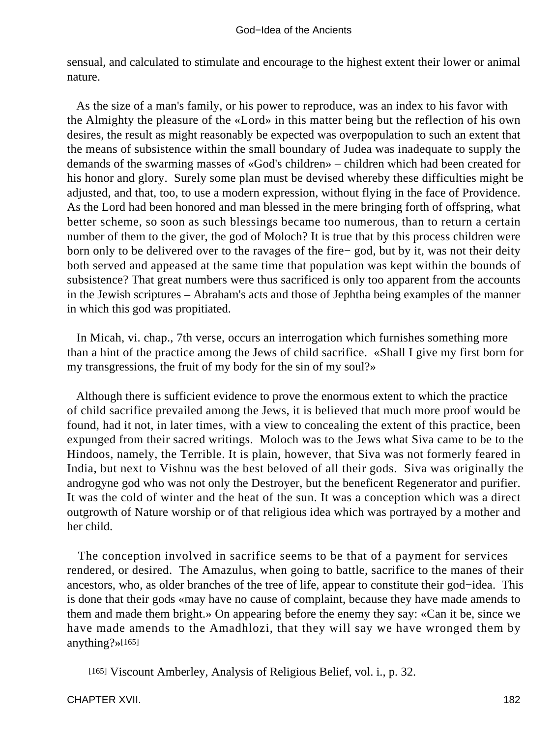sensual, and calculated to stimulate and encourage to the highest extent their lower or animal nature.

As the size of a man's family, or his power to reproduce, was an index to his favor with the Almighty the pleasure of the «Lord» in this matter being but the reflection of his own desires, the result as might reasonably be expected was overpopulation to such an extent that the means of subsistence within the small boundary of Judea was inadequate to supply the demands of the swarming masses of «God's children» – children which had been created for his honor and glory. Surely some plan must be devised whereby these difficulties might be adjusted, and that, too, to use a modern expression, without flying in the face of Providence. As the Lord had been honored and man blessed in the mere bringing forth of offspring, what better scheme, so soon as such blessings became too numerous, than to return a certain number of them to the giver, the god of Moloch? It is true that by this process children were born only to be delivered over to the ravages of the fire− god, but by it, was not their deity both served and appeased at the same time that population was kept within the bounds of subsistence? That great numbers were thus sacrificed is only too apparent from the accounts in the Jewish scriptures – Abraham's acts and those of Jephtha being examples of the manner in which this god was propitiated.

In Micah, vi. chap., 7th verse, occurs an interrogation which furnishes something more than a hint of the practice among the Jews of child sacrifice. «Shall I give my first born for my transgressions, the fruit of my body for the sin of my soul?»

Although there is sufficient evidence to prove the enormous extent to which the practice of child sacrifice prevailed among the Jews, it is believed that much more proof would be found, had it not, in later times, with a view to concealing the extent of this practice, been expunged from their sacred writings. Moloch was to the Jews what Siva came to be to the Hindoos, namely, the Terrible. It is plain, however, that Siva was not formerly feared in India, but next to Vishnu was the best beloved of all their gods. Siva was originally the androgyne god who was not only the Destroyer, but the beneficent Regenerator and purifier. It was the cold of winter and the heat of the sun. It was a conception which was a direct outgrowth of Nature worship or of that religious idea which was portrayed by a mother and her child.

The conception involved in sacrifice seems to be that of a payment for services rendered, or desired. The Amazulus, when going to battle, sacrifice to the manes of their ancestors, who, as older branches of the tree of life, appear to constitute their god−idea. This is done that their gods «may have no cause of complaint, because they have made amends to them and made them bright.» On appearing before the enemy they say: «Can it be, since we have made amends to the Amadhlozi, that they will say we have wronged them by anything?»[165]

[165] Viscount Amberley, Analysis of Religious Belief, vol. i., p. 32.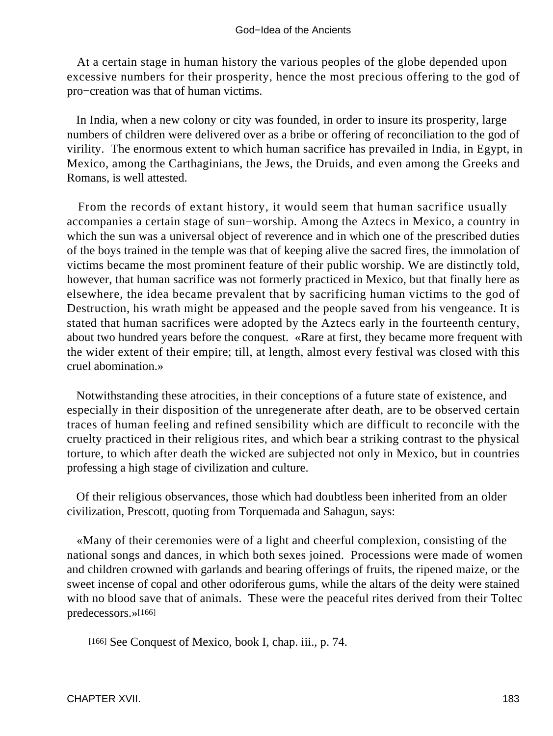At a certain stage in human history the various peoples of the globe depended upon excessive numbers for their prosperity, hence the most precious offering to the god of pro−creation was that of human victims.

In India, when a new colony or city was founded, in order to insure its prosperity, large numbers of children were delivered over as a bribe or offering of reconciliation to the god of virility. The enormous extent to which human sacrifice has prevailed in India, in Egypt, in Mexico, among the Carthaginians, the Jews, the Druids, and even among the Greeks and Romans, is well attested.

From the records of extant history, it would seem that human sacrifice usually accompanies a certain stage of sun−worship. Among the Aztecs in Mexico, a country in which the sun was a universal object of reverence and in which one of the prescribed duties of the boys trained in the temple was that of keeping alive the sacred fires, the immolation of victims became the most prominent feature of their public worship. We are distinctly told, however, that human sacrifice was not formerly practiced in Mexico, but that finally here as elsewhere, the idea became prevalent that by sacrificing human victims to the god of Destruction, his wrath might be appeased and the people saved from his vengeance. It is stated that human sacrifices were adopted by the Aztecs early in the fourteenth century, about two hundred years before the conquest. «Rare at first, they became more frequent with the wider extent of their empire; till, at length, almost every festival was closed with this cruel abomination.»

Notwithstanding these atrocities, in their conceptions of a future state of existence, and especially in their disposition of the unregenerate after death, are to be observed certain traces of human feeling and refined sensibility which are difficult to reconcile with the cruelty practiced in their religious rites, and which bear a striking contrast to the physical torture, to which after death the wicked are subjected not only in Mexico, but in countries professing a high stage of civilization and culture.

Of their religious observances, those which had doubtless been inherited from an older civilization, Prescott, quoting from Torquemada and Sahagun, says:

«Many of their ceremonies were of a light and cheerful complexion, consisting of the national songs and dances, in which both sexes joined. Processions were made of women and children crowned with garlands and bearing offerings of fruits, the ripened maize, or the sweet incense of copal and other odoriferous gums, while the altars of the deity were stained with no blood save that of animals. These were the peaceful rites derived from their Toltec predecessors.»[166]

[166] See Conquest of Mexico, book I, chap. iii., p. 74.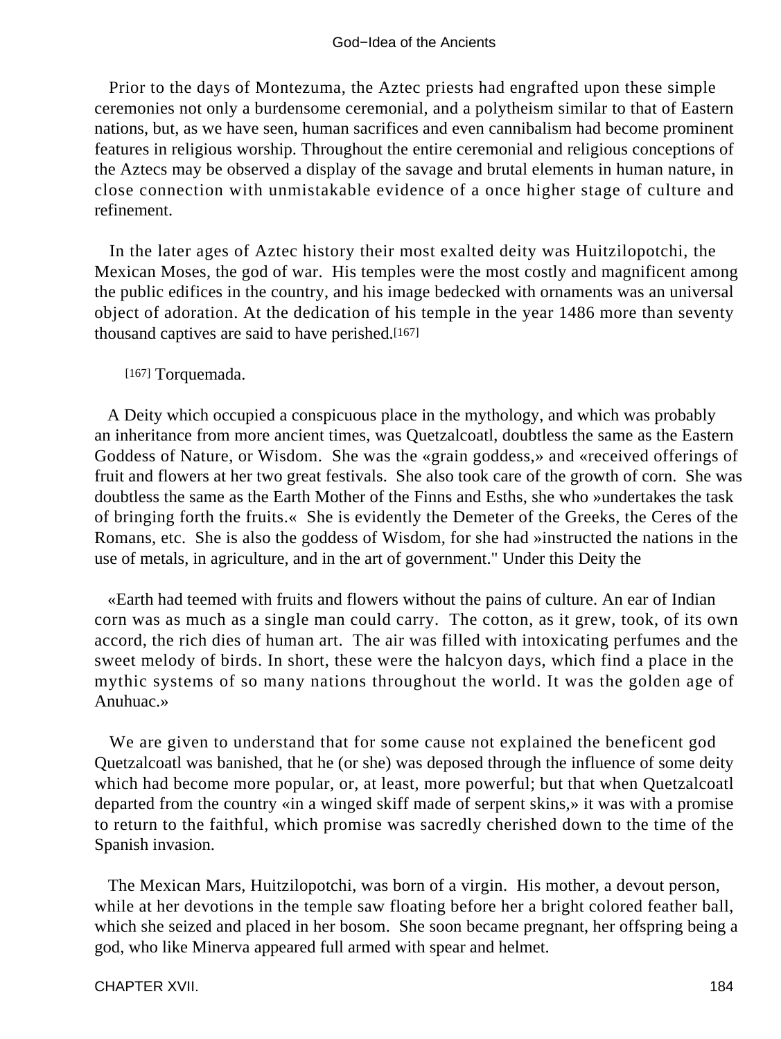Prior to the days of Montezuma, the Aztec priests had engrafted upon these simple ceremonies not only a burdensome ceremonial, and a polytheism similar to that of Eastern nations, but, as we have seen, human sacrifices and even cannibalism had become prominent features in religious worship. Throughout the entire ceremonial and religious conceptions of the Aztecs may be observed a display of the savage and brutal elements in human nature, in close connection with unmistakable evidence of a once higher stage of culture and refinement.

In the later ages of Aztec history their most exalted deity was Huitzilopotchi, the Mexican Moses, the god of war. His temples were the most costly and magnificent among the public edifices in the country, and his image bedecked with ornaments was an universal object of adoration. At the dedication of his temple in the year 1486 more than seventy thousand captives are said to have perished.[167]

[167] Torquemada.

A Deity which occupied a conspicuous place in the mythology, and which was probably an inheritance from more ancient times, was Quetzalcoatl, doubtless the same as the Eastern Goddess of Nature, or Wisdom. She was the «grain goddess,» and «received offerings of fruit and flowers at her two great festivals. She also took care of the growth of corn. She was doubtless the same as the Earth Mother of the Finns and Esths, she who »undertakes the task of bringing forth the fruits.« She is evidently the Demeter of the Greeks, the Ceres of the Romans, etc. She is also the goddess of Wisdom, for she had »instructed the nations in the use of metals, in agriculture, and in the art of government." Under this Deity the

«Earth had teemed with fruits and flowers without the pains of culture. An ear of Indian corn was as much as a single man could carry. The cotton, as it grew, took, of its own accord, the rich dies of human art. The air was filled with intoxicating perfumes and the sweet melody of birds. In short, these were the halcyon days, which find a place in the mythic systems of so many nations throughout the world. It was the golden age of Anuhuac.»

We are given to understand that for some cause not explained the beneficent god Quetzalcoatl was banished, that he (or she) was deposed through the influence of some deity which had become more popular, or, at least, more powerful; but that when Quetzalcoatl departed from the country «in a winged skiff made of serpent skins,» it was with a promise to return to the faithful, which promise was sacredly cherished down to the time of the Spanish invasion.

The Mexican Mars, Huitzilopotchi, was born of a virgin. His mother, a devout person, while at her devotions in the temple saw floating before her a bright colored feather ball, which she seized and placed in her bosom. She soon became pregnant, her offspring being a god, who like Minerva appeared full armed with spear and helmet.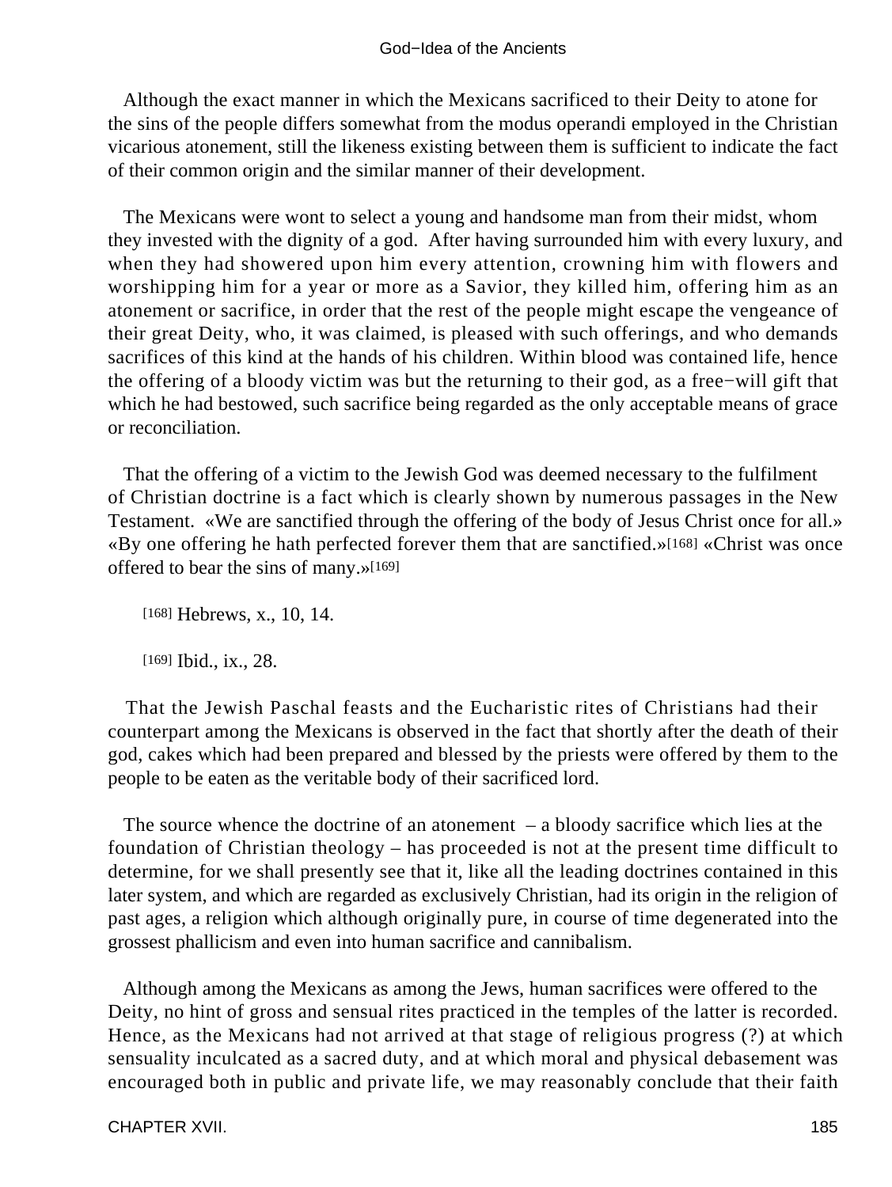Although the exact manner in which the Mexicans sacrificed to their Deity to atone for the sins of the people differs somewhat from the modus operandi employed in the Christian vicarious atonement, still the likeness existing between them is sufficient to indicate the fact of their common origin and the similar manner of their development.

The Mexicans were wont to select a young and handsome man from their midst, whom they invested with the dignity of a god. After having surrounded him with every luxury, and when they had showered upon him every attention, crowning him with flowers and worshipping him for a year or more as a Savior, they killed him, offering him as an atonement or sacrifice, in order that the rest of the people might escape the vengeance of their great Deity, who, it was claimed, is pleased with such offerings, and who demands sacrifices of this kind at the hands of his children. Within blood was contained life, hence the offering of a bloody victim was but the returning to their god, as a free−will gift that which he had bestowed, such sacrifice being regarded as the only acceptable means of grace or reconciliation.

That the offering of a victim to the Jewish God was deemed necessary to the fulfilment of Christian doctrine is a fact which is clearly shown by numerous passages in the New Testament. «We are sanctified through the offering of the body of Jesus Christ once for all.» «By one offering he hath perfected forever them that are sanctified.»[168] «Christ was once offered to bear the sins of many.»[169]

[168] Hebrews, x., 10, 14.

[169] Ibid., ix., 28.

That the Jewish Paschal feasts and the Eucharistic rites of Christians had their counterpart among the Mexicans is observed in the fact that shortly after the death of their god, cakes which had been prepared and blessed by the priests were offered by them to the people to be eaten as the veritable body of their sacrificed lord.

The source whence the doctrine of an atonement – a bloody sacrifice which lies at the foundation of Christian theology – has proceeded is not at the present time difficult to determine, for we shall presently see that it, like all the leading doctrines contained in this later system, and which are regarded as exclusively Christian, had its origin in the religion of past ages, a religion which although originally pure, in course of time degenerated into the grossest phallicism and even into human sacrifice and cannibalism.

Although among the Mexicans as among the Jews, human sacrifices were offered to the Deity, no hint of gross and sensual rites practiced in the temples of the latter is recorded. Hence, as the Mexicans had not arrived at that stage of religious progress (?) at which sensuality inculcated as a sacred duty, and at which moral and physical debasement was encouraged both in public and private life, we may reasonably conclude that their faith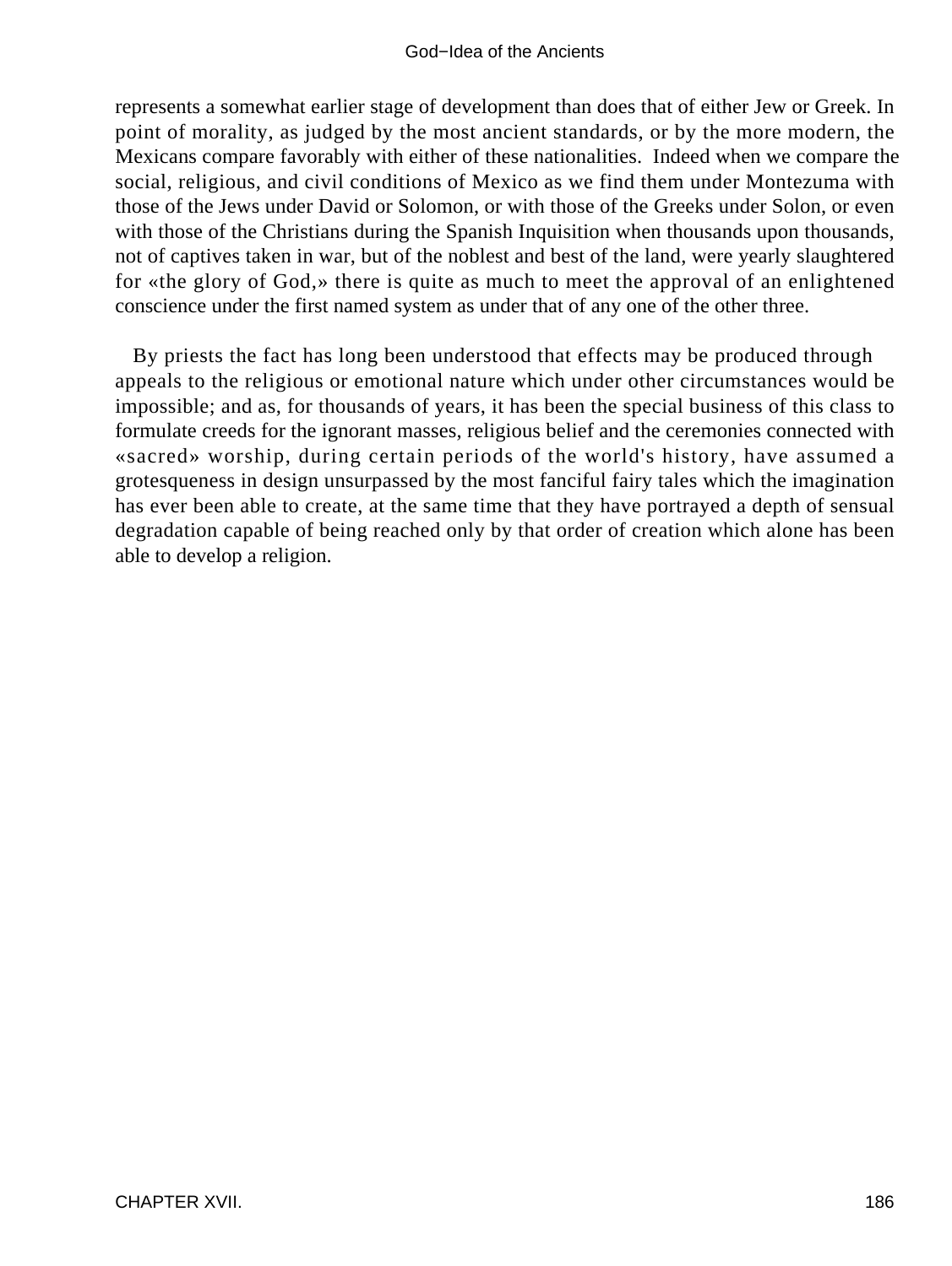represents a somewhat earlier stage of development than does that of either Jew or Greek. In point of morality, as judged by the most ancient standards, or by the more modern, the Mexicans compare favorably with either of these nationalities. Indeed when we compare the social, religious, and civil conditions of Mexico as we find them under Montezuma with those of the Jews under David or Solomon, or with those of the Greeks under Solon, or even with those of the Christians during the Spanish Inquisition when thousands upon thousands, not of captives taken in war, but of the noblest and best of the land, were yearly slaughtered for «the glory of God,» there is quite as much to meet the approval of an enlightened conscience under the first named system as under that of any one of the other three.

By priests the fact has long been understood that effects may be produced through appeals to the religious or emotional nature which under other circumstances would be impossible; and as, for thousands of years, it has been the special business of this class to formulate creeds for the ignorant masses, religious belief and the ceremonies connected with «sacred» worship, during certain periods of the world's history, have assumed a grotesqueness in design unsurpassed by the most fanciful fairy tales which the imagination has ever been able to create, at the same time that they have portrayed a depth of sensual degradation capable of being reached only by that order of creation which alone has been able to develop a religion.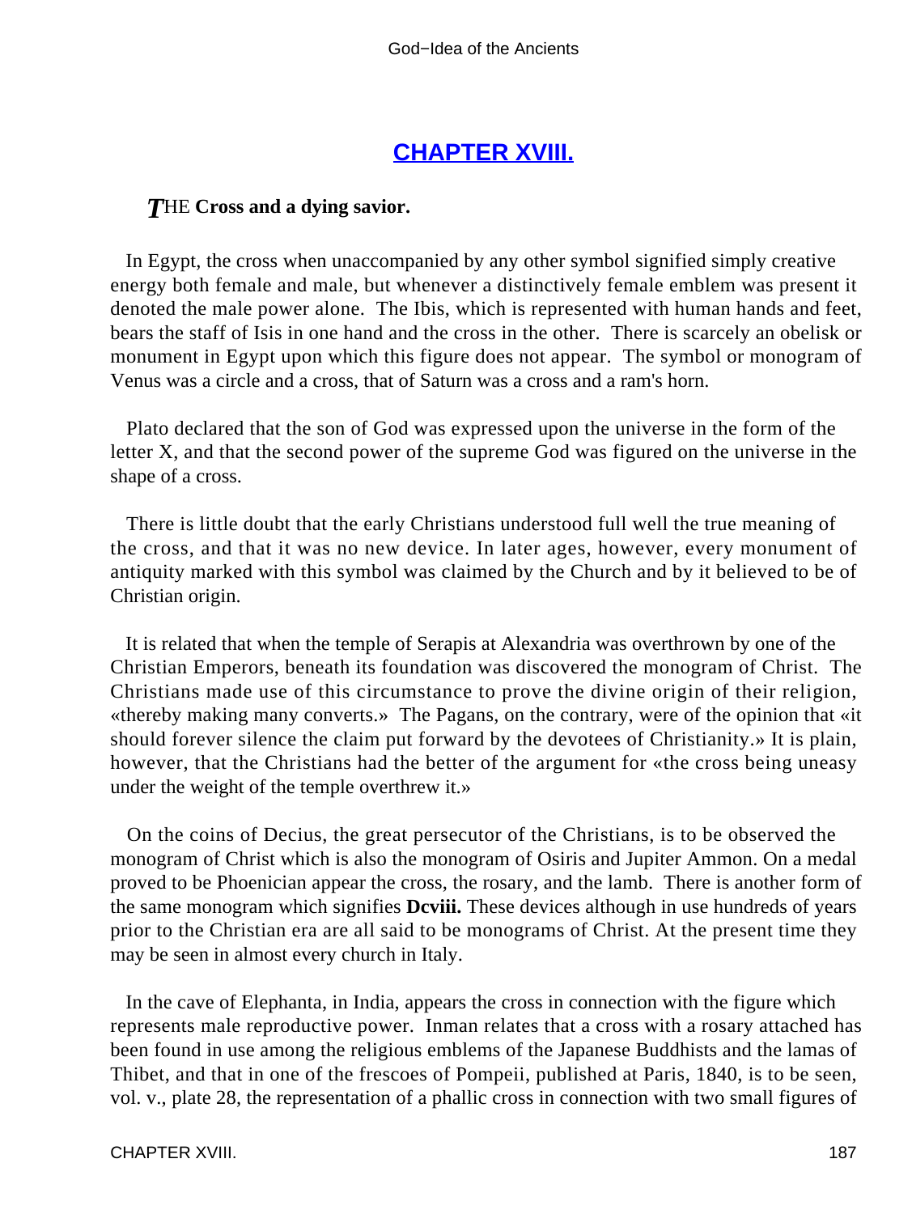## CHAPTER XVIII.

*T*HE **Cross and a dying savior.**

In Egypt, the cross when unaccompanied by any other symbol signified simply creative energy both female and male, but whenever a distinctively female emblem was present it denoted the male power alone. The Ibis, which is represented with human hands and feet, bears the staff of Isis in one hand and the cross in the other. There is scarcely an obelisk or monument in Egypt upon which this figure does not appear. The symbol or monogram of Venus was a circle and a cross, that of Saturn was a cross and a ram's horn.

Plato declared that the son of God was expressed upon the universe in the form of the letter X, and that the second power of the supreme God was figured on the universe in the shape of a cross.

There is little doubt that the early Christians understood full well the true meaning of the cross, and that it was no new device. In later ages, however, every monument of antiquity marked with this symbol was claimed by the Church and by it believed to be of Christian origin.

It is related that when the temple of Serapis at Alexandria was overthrown by one of the Christian Emperors, beneath its foundation was discovered the monogram of Christ. The Christians made use of this circumstance to prove the divine origin of their religion, «thereby making many converts.» The Pagans, on the contrary, were of the opinion that «it should forever silence the claim put forward by the devotees of Christianity.» It is plain, however, that the Christians had the better of the argument for «the cross being uneasy under the weight of the temple overthrew it.»

On the coins of Decius, the great persecutor of the Christians, is to be observed the monogram of Christ which is also the monogram of Osiris and Jupiter Ammon. On a medal proved to be Phoenician appear the cross, the rosary, and the lamb. There is another form of the same monogram which signifies **Dcviii.** These devices although in use hundreds of years prior to the Christian era are all said to be monograms of Christ. At the present time they may be seen in almost every church in Italy.

In the cave of Elephanta, in India, appears the cross in connection with the figure which represents male reproductive power. Inman relates that a cross with a rosary attached has been found in use among the religious emblems of the Japanese Buddhists and the lamas of Thibet, and that in one of the frescoes of Pompeii, published at Paris, 1840, is to be seen, vol. v., plate 28, the representation of a phallic cross in connection with two small figures of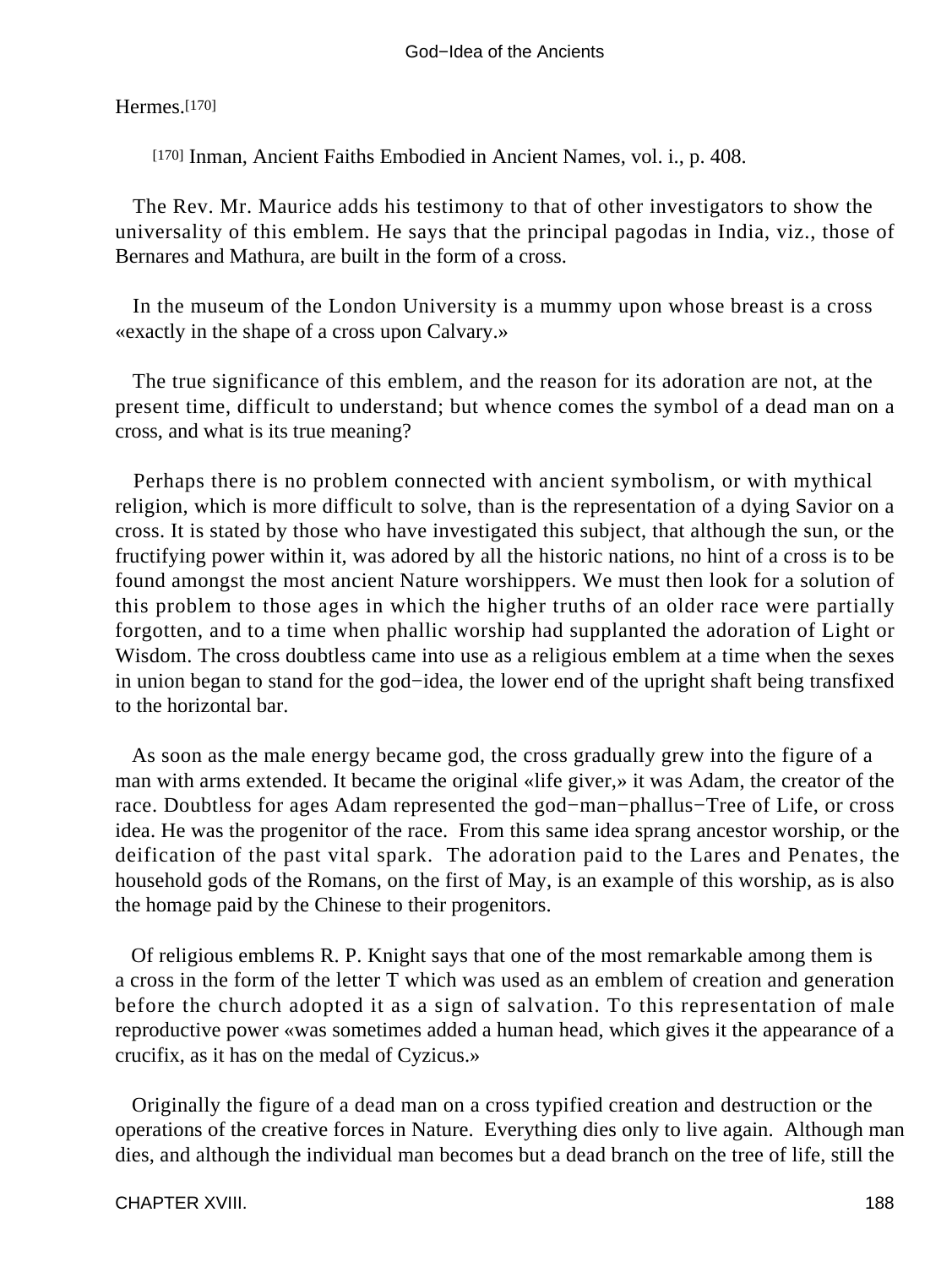Hermes.[170]

[170] Inman, Ancient Faiths Embodied in Ancient Names, vol. i., p. 408.

The Rev. Mr. Maurice adds his testimony to that of other investigators to show the universality of this emblem. He says that the principal pagodas in India, viz., those of Bernares and Mathura, are built in the form of a cross.

In the museum of the London University is a mummy upon whose breast is a cross «exactly in the shape of a cross upon Calvary.»

The true significance of this emblem, and the reason for its adoration are not, at the present time, difficult to understand; but whence comes the symbol of a dead man on a cross, and what is its true meaning?

Perhaps there is no problem connected with ancient symbolism, or with mythical religion, which is more difficult to solve, than is the representation of a dying Savior on a cross. It is stated by those who have investigated this subject, that although the sun, or the fructifying power within it, was adored by all the historic nations, no hint of a cross is to be found amongst the most ancient Nature worshippers. We must then look for a solution of this problem to those ages in which the higher truths of an older race were partially forgotten, and to a time when phallic worship had supplanted the adoration of Light or Wisdom. The cross doubtless came into use as a religious emblem at a time when the sexes in union began to stand for the god−idea, the lower end of the upright shaft being transfixed to the horizontal bar.

As soon as the male energy became god, the cross gradually grew into the figure of a man with arms extended. It became the original «life giver,» it was Adam, the creator of the race. Doubtless for ages Adam represented the god−man−phallus−Tree of Life, or cross idea. He was the progenitor of the race. From this same idea sprang ancestor worship, or the deification of the past vital spark. The adoration paid to the Lares and Penates, the household gods of the Romans, on the first of May, is an example of this worship, as is also the homage paid by the Chinese to their progenitors.

Of religious emblems R. P. Knight says that one of the most remarkable among them is a cross in the form of the letter T which was used as an emblem of creation and generation before the church adopted it as a sign of salvation. To this representation of male reproductive power «was sometimes added a human head, which gives it the appearance of a crucifix, as it has on the medal of Cyzicus.»

Originally the figure of a dead man on a cross typified creation and destruction or the operations of the creative forces in Nature. Everything dies only to live again. Although man dies, and although the individual man becomes but a dead branch on the tree of life, still the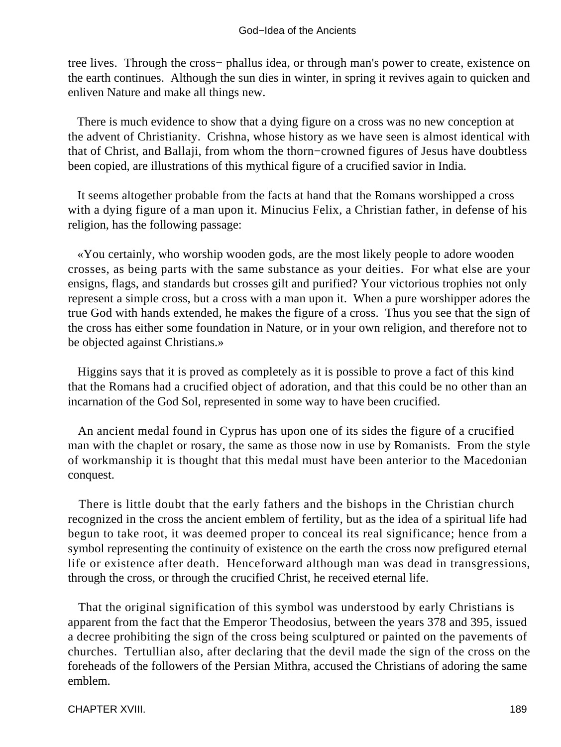tree lives. Through the cross− phallus idea, or through man's power to create, existence on the earth continues. Although the sun dies in winter, in spring it revives again to quicken and enliven Nature and make all things new.

There is much evidence to show that a dying figure on a cross was no new conception at the advent of Christianity. Crishna, whose history as we have seen is almost identical with that of Christ, and Ballaji, from whom the thorn−crowned figures of Jesus have doubtless been copied, are illustrations of this mythical figure of a crucified savior in India.

It seems altogether probable from the facts at hand that the Romans worshipped a cross with a dying figure of a man upon it. Minucius Felix, a Christian father, in defense of his religion, has the following passage:

«You certainly, who worship wooden gods, are the most likely people to adore wooden crosses, as being parts with the same substance as your deities. For what else are your ensigns, flags, and standards but crosses gilt and purified? Your victorious trophies not only represent a simple cross, but a cross with a man upon it. When a pure worshipper adores the true God with hands extended, he makes the figure of a cross. Thus you see that the sign of the cross has either some foundation in Nature, or in your own religion, and therefore not to be objected against Christians.»

Higgins says that it is proved as completely as it is possible to prove a fact of this kind that the Romans had a crucified object of adoration, and that this could be no other than an incarnation of the God Sol, represented in some way to have been crucified.

An ancient medal found in Cyprus has upon one of its sides the figure of a crucified man with the chaplet or rosary, the same as those now in use by Romanists. From the style of workmanship it is thought that this medal must have been anterior to the Macedonian conquest.

There is little doubt that the early fathers and the bishops in the Christian church recognized in the cross the ancient emblem of fertility, but as the idea of a spiritual life had begun to take root, it was deemed proper to conceal its real significance; hence from a symbol representing the continuity of existence on the earth the cross now prefigured eternal life or existence after death. Henceforward although man was dead in transgressions, through the cross, or through the crucified Christ, he received eternal life.

That the original signification of this symbol was understood by early Christians is apparent from the fact that the Emperor Theodosius, between the years 378 and 395, issued a decree prohibiting the sign of the cross being sculptured or painted on the pavements of churches. Tertullian also, after declaring that the devil made the sign of the cross on the foreheads of the followers of the Persian Mithra, accused the Christians of adoring the same emblem.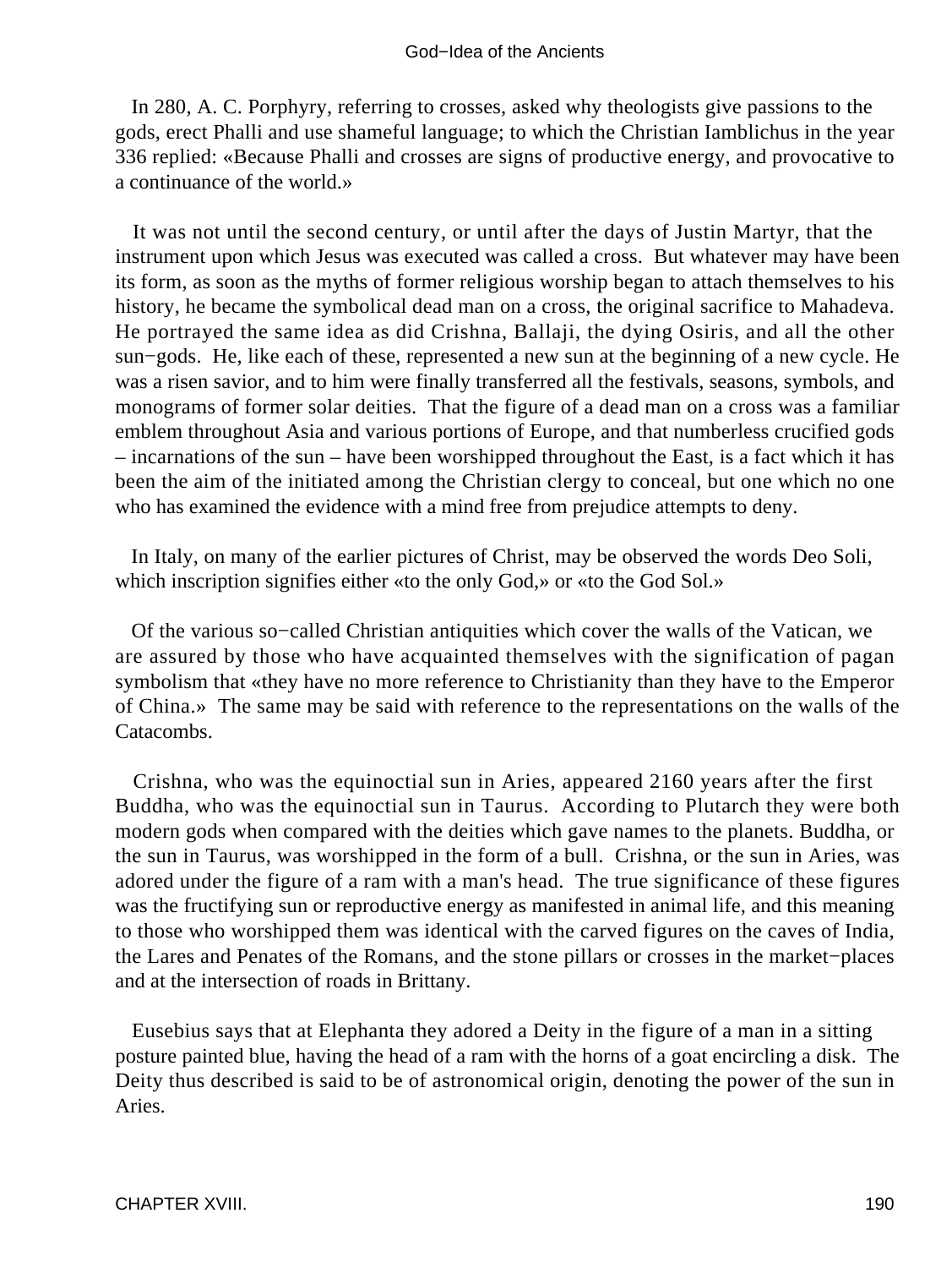In 280, A. C. Porphyry, referring to crosses, asked why theologists give passions to the gods, erect Phalli and use shameful language; to which the Christian Iamblichus in the year 336 replied: «Because Phalli and crosses are signs of productive energy, and provocative to a continuance of the world.»

It was not until the second century, or until after the days of Justin Martyr, that the instrument upon which Jesus was executed was called a cross. But whatever may have been its form, as soon as the myths of former religious worship began to attach themselves to his history, he became the symbolical dead man on a cross, the original sacrifice to Mahadeva. He portrayed the same idea as did Crishna, Ballaji, the dying Osiris, and all the other sun−gods. He, like each of these, represented a new sun at the beginning of a new cycle. He was a risen savior, and to him were finally transferred all the festivals, seasons, symbols, and monograms of former solar deities. That the figure of a dead man on a cross was a familiar emblem throughout Asia and various portions of Europe, and that numberless crucified gods – incarnations of the sun – have been worshipped throughout the East, is a fact which it has been the aim of the initiated among the Christian clergy to conceal, but one which no one who has examined the evidence with a mind free from prejudice attempts to deny.

In Italy, on many of the earlier pictures of Christ, may be observed the words Deo Soli, which inscription signifies either «to the only God,» or «to the God Sol.»

Of the various so−called Christian antiquities which cover the walls of the Vatican, we are assured by those who have acquainted themselves with the signification of pagan symbolism that «they have no more reference to Christianity than they have to the Emperor of China.» The same may be said with reference to the representations on the walls of the Catacombs.

Crishna, who was the equinoctial sun in Aries, appeared 2160 years after the first Buddha, who was the equinoctial sun in Taurus. According to Plutarch they were both modern gods when compared with the deities which gave names to the planets. Buddha, or the sun in Taurus, was worshipped in the form of a bull. Crishna, or the sun in Aries, was adored under the figure of a ram with a man's head. The true significance of these figures was the fructifying sun or reproductive energy as manifested in animal life, and this meaning to those who worshipped them was identical with the carved figures on the caves of India, the Lares and Penates of the Romans, and the stone pillars or crosses in the market−places and at the intersection of roads in Brittany.

Eusebius says that at Elephanta they adored a Deity in the figure of a man in a sitting posture painted blue, having the head of a ram with the horns of a goat encircling a disk. The Deity thus described is said to be of astronomical origin, denoting the power of the sun in Aries.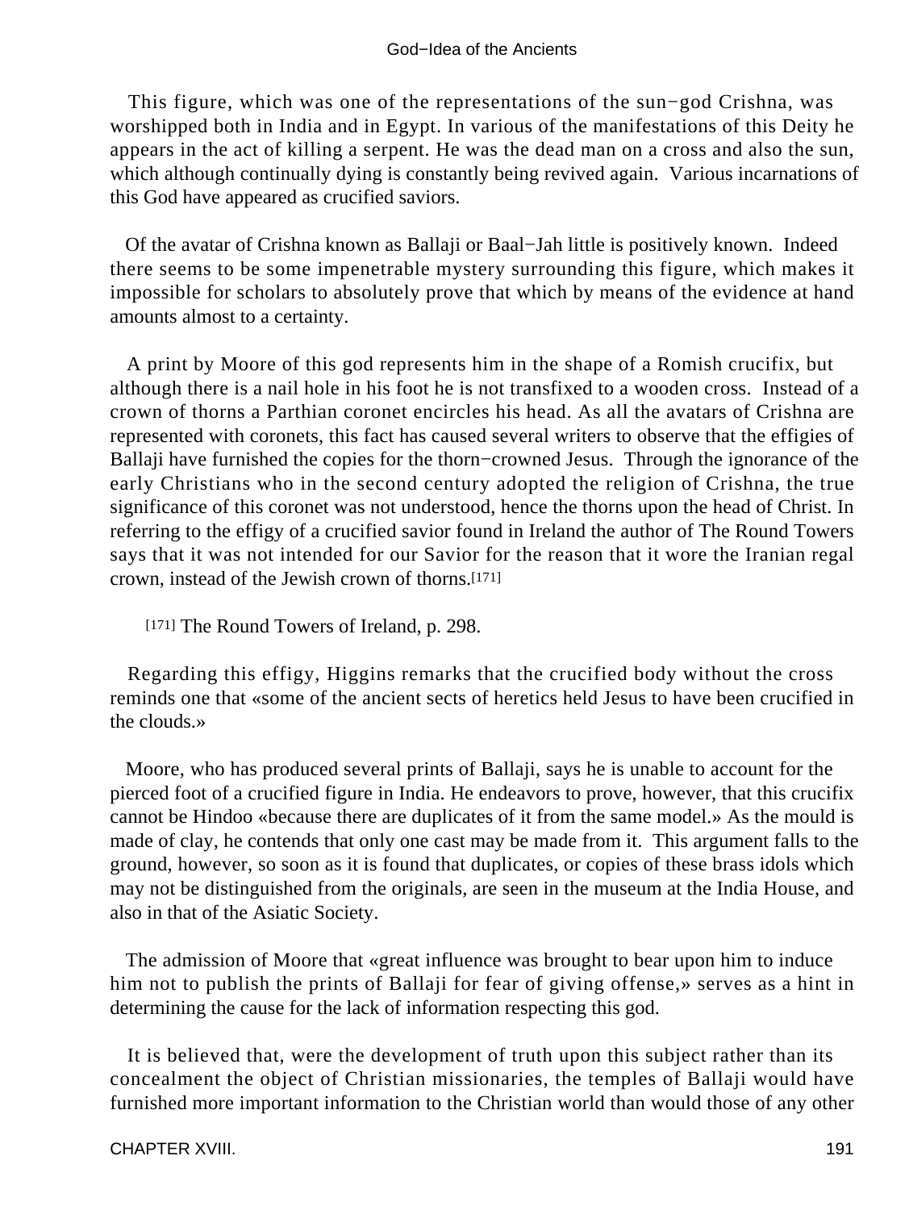This figure, which was one of the representations of the sun−god Crishna, was worshipped both in India and in Egypt. In various of the manifestations of this Deity he appears in the act of killing a serpent. He was the dead man on a cross and also the sun, which although continually dying is constantly being revived again. Various incarnations of this God have appeared as crucified saviors.

Of the avatar of Crishna known as Ballaji or Baal−Jah little is positively known. Indeed there seems to be some impenetrable mystery surrounding this figure, which makes it impossible for scholars to absolutely prove that which by means of the evidence at hand amounts almost to a certainty.

A print by Moore of this god represents him in the shape of a Romish crucifix, but although there is a nail hole in his foot he is not transfixed to a wooden cross. Instead of a crown of thorns a Parthian coronet encircles his head. As all the avatars of Crishna are represented with coronets, this fact has caused several writers to observe that the effigies of Ballaji have furnished the copies for the thorn−crowned Jesus. Through the ignorance of the early Christians who in the second century adopted the religion of Crishna, the true significance of this coronet was not understood, hence the thorns upon the head of Christ. In referring to the effigy of a crucified savior found in Ireland the author of The Round Towers says that it was not intended for our Savior for the reason that it wore the Iranian regal crown, instead of the Jewish crown of thorns.[171]

[171] The Round Towers of Ireland, p. 298.

Regarding this effigy, Higgins remarks that the crucified body without the cross reminds one that «some of the ancient sects of heretics held Jesus to have been crucified in the clouds.»

Moore, who has produced several prints of Ballaji, says he is unable to account for the pierced foot of a crucified figure in India. He endeavors to prove, however, that this crucifix cannot be Hindoo «because there are duplicates of it from the same model.» As the mould is made of clay, he contends that only one cast may be made from it. This argument falls to the ground, however, so soon as it is found that duplicates, or copies of these brass idols which may not be distinguished from the originals, are seen in the museum at the India House, and also in that of the Asiatic Society.

The admission of Moore that «great influence was brought to bear upon him to induce him not to publish the prints of Ballaji for fear of giving offense,» serves as a hint in determining the cause for the lack of information respecting this god.

It is believed that, were the development of truth upon this subject rather than its concealment the object of Christian missionaries, the temples of Ballaji would have furnished more important information to the Christian world than would those of any other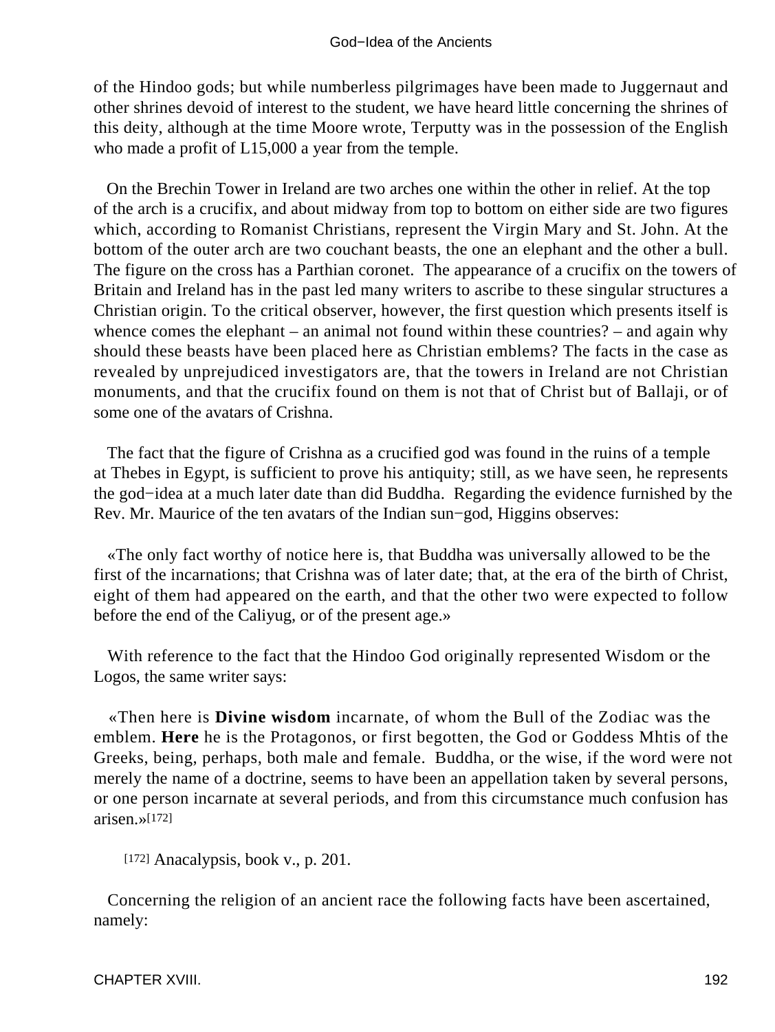of the Hindoo gods; but while numberless pilgrimages have been made to Juggernaut and other shrines devoid of interest to the student, we have heard little concerning the shrines of this deity, although at the time Moore wrote, Terputty was in the possession of the English who made a profit of L15,000 a year from the temple.

On the Brechin Tower in Ireland are two arches one within the other in relief. At the top of the arch is a crucifix, and about midway from top to bottom on either side are two figures which, according to Romanist Christians, represent the Virgin Mary and St. John. At the bottom of the outer arch are two couchant beasts, the one an elephant and the other a bull. The figure on the cross has a Parthian coronet. The appearance of a crucifix on the towers of Britain and Ireland has in the past led many writers to ascribe to these singular structures a Christian origin. To the critical observer, however, the first question which presents itself is whence comes the elephant – an animal not found within these countries? – and again why should these beasts have been placed here as Christian emblems? The facts in the case as revealed by unprejudiced investigators are, that the towers in Ireland are not Christian monuments, and that the crucifix found on them is not that of Christ but of Ballaji, or of some one of the avatars of Crishna.

The fact that the figure of Crishna as a crucified god was found in the ruins of a temple at Thebes in Egypt, is sufficient to prove his antiquity; still, as we have seen, he represents the god−idea at a much later date than did Buddha. Regarding the evidence furnished by the Rev. Mr. Maurice of the ten avatars of the Indian sun−god, Higgins observes:

«The only fact worthy of notice here is, that Buddha was universally allowed to be the first of the incarnations; that Crishna was of later date; that, at the era of the birth of Christ, eight of them had appeared on the earth, and that the other two were expected to follow before the end of the Caliyug, or of the present age.»

With reference to the fact that the Hindoo God originally represented Wisdom or the Logos, the same writer says:

«Then here is **Divine wisdom** incarnate, of whom the Bull of the Zodiac was the emblem. **Here** he is the Protagonos, or first begotten, the God or Goddess Mhtis of the Greeks, being, perhaps, both male and female. Buddha, or the wise, if the word were not merely the name of a doctrine, seems to have been an appellation taken by several persons, or one person incarnate at several periods, and from this circumstance much confusion has arisen.»[172]

[172] Anacalypsis, book v., p. 201.

Concerning the religion of an ancient race the following facts have been ascertained, namely: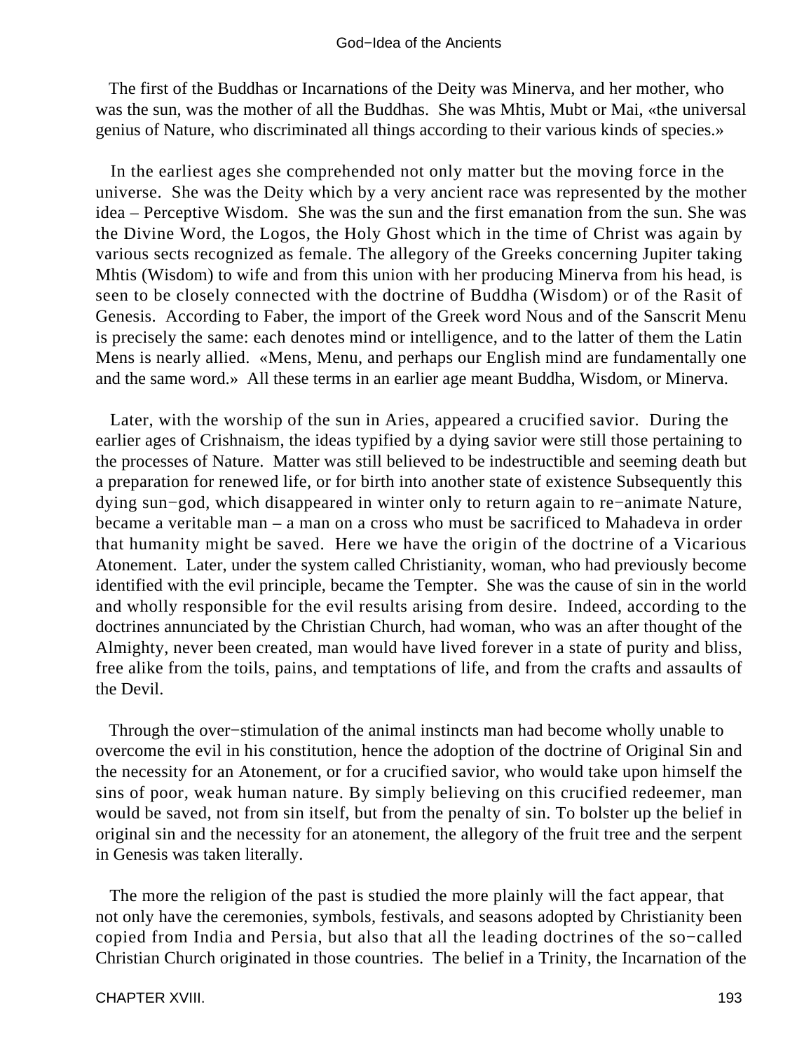The first of the Buddhas or Incarnations of the Deity was Minerva, and her mother, who was the sun, was the mother of all the Buddhas. She was Mhtis, Mubt or Mai, «the universal genius of Nature, who discriminated all things according to their various kinds of species.»

In the earliest ages she comprehended not only matter but the moving force in the universe. She was the Deity which by a very ancient race was represented by the mother idea – Perceptive Wisdom. She was the sun and the first emanation from the sun. She was the Divine Word, the Logos, the Holy Ghost which in the time of Christ was again by various sects recognized as female. The allegory of the Greeks concerning Jupiter taking Mhtis (Wisdom) to wife and from this union with her producing Minerva from his head, is seen to be closely connected with the doctrine of Buddha (Wisdom) or of the Rasit of Genesis. According to Faber, the import of the Greek word Nous and of the Sanscrit Menu is precisely the same: each denotes mind or intelligence, and to the latter of them the Latin Mens is nearly allied. «Mens, Menu, and perhaps our English mind are fundamentally one and the same word.» All these terms in an earlier age meant Buddha, Wisdom, or Minerva.

Later, with the worship of the sun in Aries, appeared a crucified savior. During the earlier ages of Crishnaism, the ideas typified by a dying savior were still those pertaining to the processes of Nature. Matter was still believed to be indestructible and seeming death but a preparation for renewed life, or for birth into another state of existence Subsequently this dying sun−god, which disappeared in winter only to return again to re−animate Nature, became a veritable man – a man on a cross who must be sacrificed to Mahadeva in order that humanity might be saved. Here we have the origin of the doctrine of a Vicarious Atonement. Later, under the system called Christianity, woman, who had previously become identified with the evil principle, became the Tempter. She was the cause of sin in the world and wholly responsible for the evil results arising from desire. Indeed, according to the doctrines annunciated by the Christian Church, had woman, who was an after thought of the Almighty, never been created, man would have lived forever in a state of purity and bliss, free alike from the toils, pains, and temptations of life, and from the crafts and assaults of the Devil.

Through the over−stimulation of the animal instincts man had become wholly unable to overcome the evil in his constitution, hence the adoption of the doctrine of Original Sin and the necessity for an Atonement, or for a crucified savior, who would take upon himself the sins of poor, weak human nature. By simply believing on this crucified redeemer, man would be saved, not from sin itself, but from the penalty of sin. To bolster up the belief in original sin and the necessity for an atonement, the allegory of the fruit tree and the serpent in Genesis was taken literally.

The more the religion of the past is studied the more plainly will the fact appear, that not only have the ceremonies, symbols, festivals, and seasons adopted by Christianity been copied from India and Persia, but also that all the leading doctrines of the so−called Christian Church originated in those countries. The belief in a Trinity, the Incarnation of the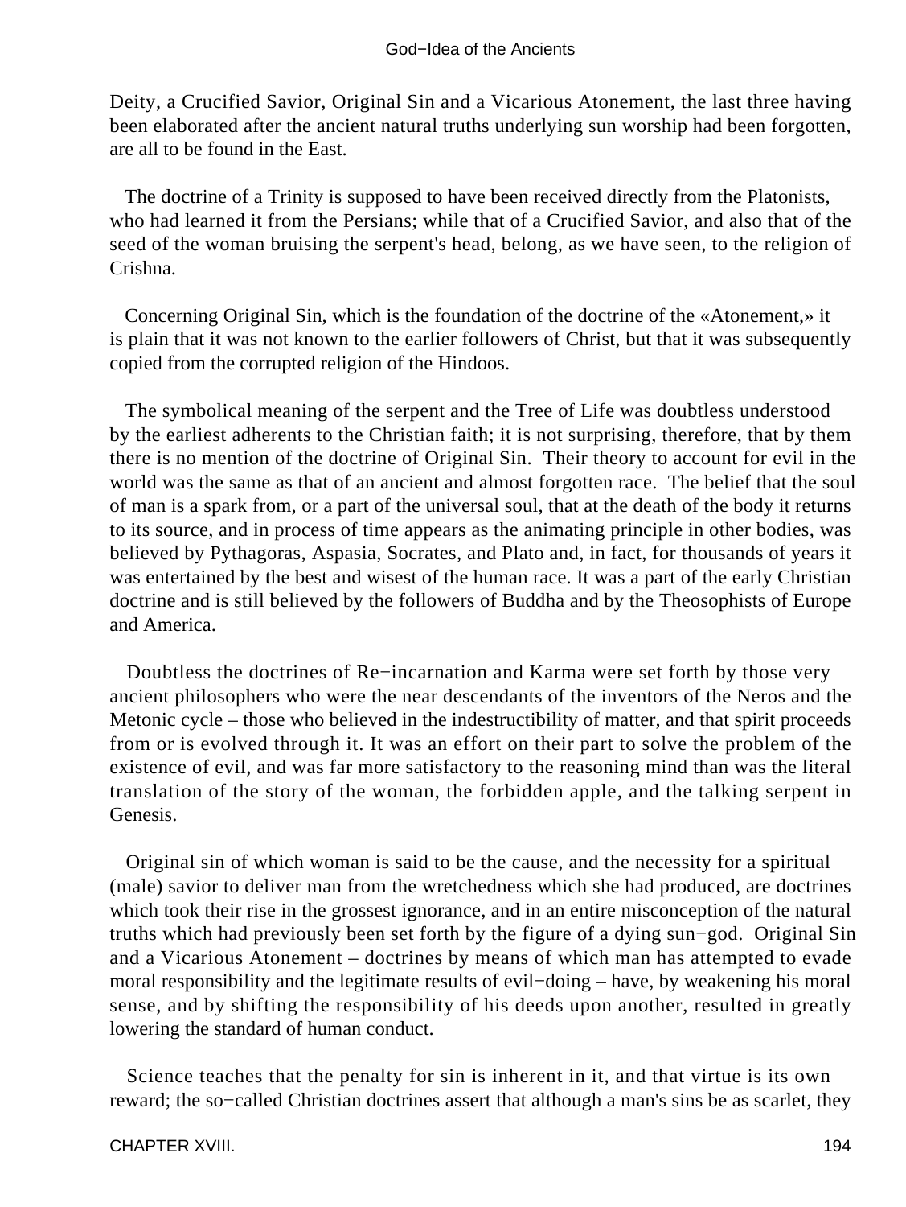Deity, a Crucified Savior, Original Sin and a Vicarious Atonement, the last three having been elaborated after the ancient natural truths underlying sun worship had been forgotten, are all to be found in the East.

The doctrine of a Trinity is supposed to have been received directly from the Platonists, who had learned it from the Persians; while that of a Crucified Savior, and also that of the seed of the woman bruising the serpent's head, belong, as we have seen, to the religion of Crishna.

Concerning Original Sin, which is the foundation of the doctrine of the «Atonement,» it is plain that it was not known to the earlier followers of Christ, but that it was subsequently copied from the corrupted religion of the Hindoos.

The symbolical meaning of the serpent and the Tree of Life was doubtless understood by the earliest adherents to the Christian faith; it is not surprising, therefore, that by them there is no mention of the doctrine of Original Sin. Their theory to account for evil in the world was the same as that of an ancient and almost forgotten race. The belief that the soul of man is a spark from, or a part of the universal soul, that at the death of the body it returns to its source, and in process of time appears as the animating principle in other bodies, was believed by Pythagoras, Aspasia, Socrates, and Plato and, in fact, for thousands of years it was entertained by the best and wisest of the human race. It was a part of the early Christian doctrine and is still believed by the followers of Buddha and by the Theosophists of Europe and America.

Doubtless the doctrines of Re−incarnation and Karma were set forth by those very ancient philosophers who were the near descendants of the inventors of the Neros and the Metonic cycle – those who believed in the indestructibility of matter, and that spirit proceeds from or is evolved through it. It was an effort on their part to solve the problem of the existence of evil, and was far more satisfactory to the reasoning mind than was the literal translation of the story of the woman, the forbidden apple, and the talking serpent in Genesis.

Original sin of which woman is said to be the cause, and the necessity for a spiritual (male) savior to deliver man from the wretchedness which she had produced, are doctrines which took their rise in the grossest ignorance, and in an entire misconception of the natural truths which had previously been set forth by the figure of a dying sun−god. Original Sin and a Vicarious Atonement – doctrines by means of which man has attempted to evade moral responsibility and the legitimate results of evil−doing – have, by weakening his moral sense, and by shifting the responsibility of his deeds upon another, resulted in greatly lowering the standard of human conduct.

Science teaches that the penalty for sin is inherent in it, and that virtue is its own reward; the so−called Christian doctrines assert that although a man's sins be as scarlet, they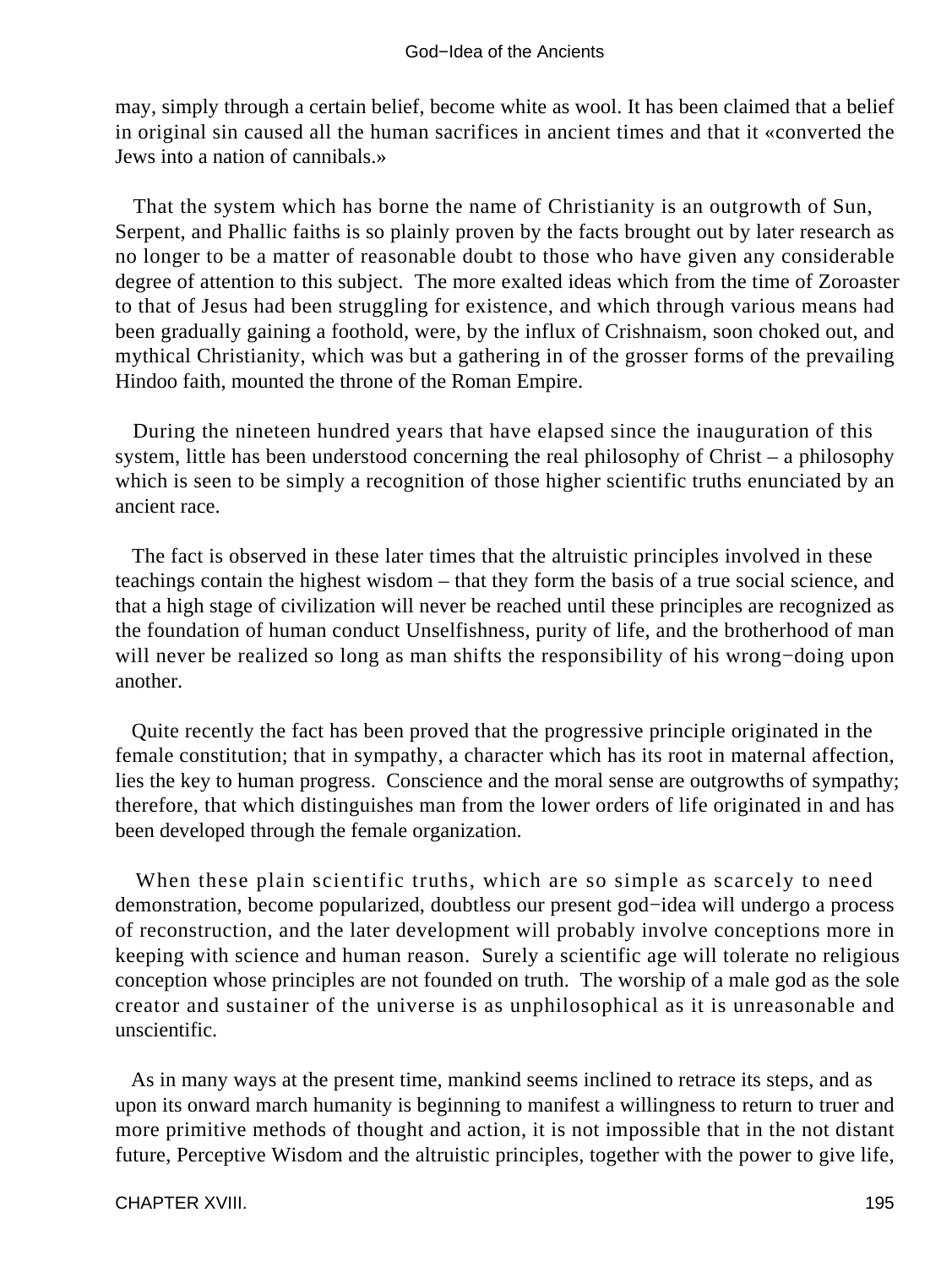may, simply through a certain belief, become white as wool. It has been claimed that a belief in original sin caused all the human sacrifices in ancient times and that it «converted the Jews into a nation of cannibals.»

That the system which has borne the name of Christianity is an outgrowth of Sun, Serpent, and Phallic faiths is so plainly proven by the facts brought out by later research as no longer to be a matter of reasonable doubt to those who have given any considerable degree of attention to this subject. The more exalted ideas which from the time of Zoroaster to that of Jesus had been struggling for existence, and which through various means had been gradually gaining a foothold, were, by the influx of Crishnaism, soon choked out, and mythical Christianity, which was but a gathering in of the grosser forms of the prevailing Hindoo faith, mounted the throne of the Roman Empire.

During the nineteen hundred years that have elapsed since the inauguration of this system, little has been understood concerning the real philosophy of Christ – a philosophy which is seen to be simply a recognition of those higher scientific truths enunciated by an ancient race.

The fact is observed in these later times that the altruistic principles involved in these teachings contain the highest wisdom – that they form the basis of a true social science, and that a high stage of civilization will never be reached until these principles are recognized as the foundation of human conduct Unselfishness, purity of life, and the brotherhood of man will never be realized so long as man shifts the responsibility of his wrong−doing upon another.

Quite recently the fact has been proved that the progressive principle originated in the female constitution; that in sympathy, a character which has its root in maternal affection, lies the key to human progress. Conscience and the moral sense are outgrowths of sympathy; therefore, that which distinguishes man from the lower orders of life originated in and has been developed through the female organization.

When these plain scientific truths, which are so simple as scarcely to need demonstration, become popularized, doubtless our present god−idea will undergo a process of reconstruction, and the later development will probably involve conceptions more in keeping with science and human reason. Surely a scientific age will tolerate no religious conception whose principles are not founded on truth. The worship of a male god as the sole creator and sustainer of the universe is as unphilosophical as it is unreasonable and unscientific.

As in many ways at the present time, mankind seems inclined to retrace its steps, and as upon its onward march humanity is beginning to manifest a willingness to return to truer and more primitive methods of thought and action, it is not impossible that in the not distant future, Perceptive Wisdom and the altruistic principles, together with the power to give life,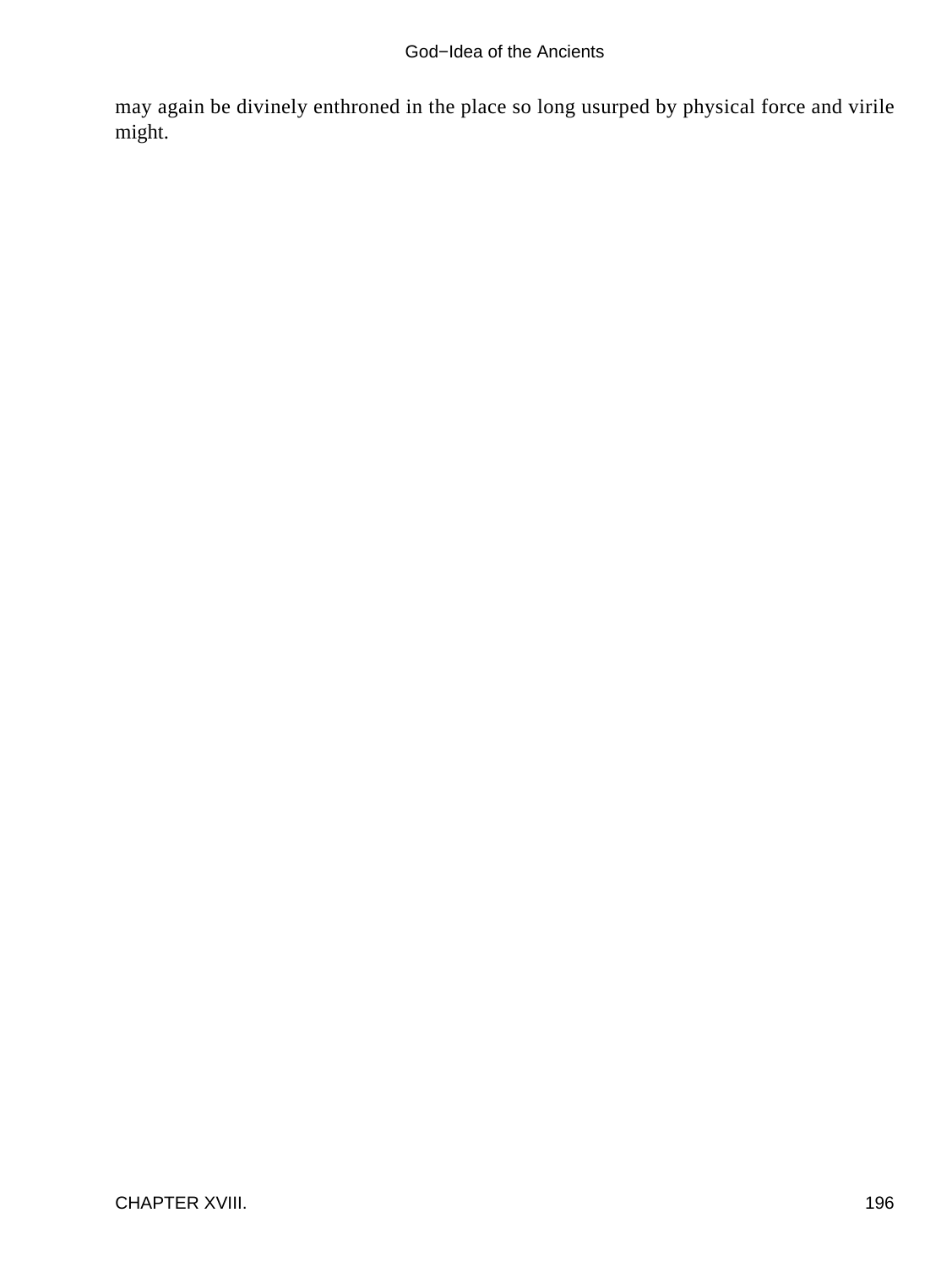may again be divinely enthroned in the place so long usurped by physical force and virile might.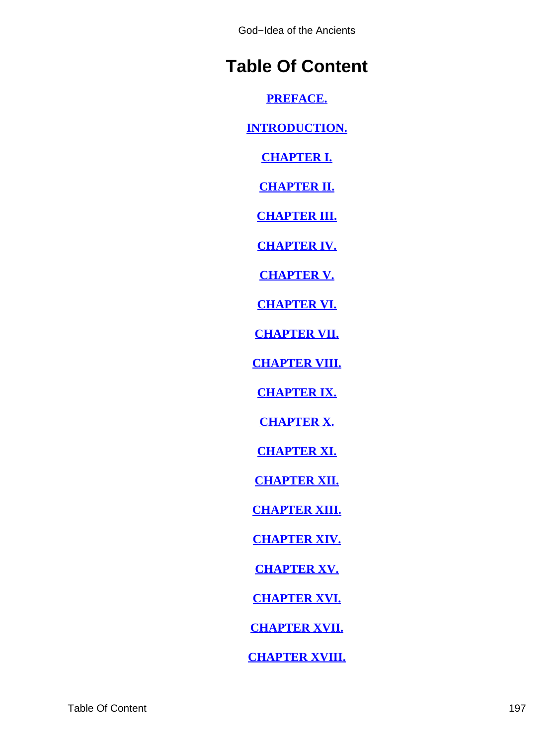# Table Of Content

PREFACE.

INTRODUCTION.

CHAPTER I.

CHAPTER II.

CHAPTER III.

CHAPTER IV.

CHAPTER V.

CHAPTER VI.

CHAPTER VII.

CHAPTER VIII.

CHAPTER IX.

CHAPTER X.

CHAPTER XI.

CHAPTER XII.

CHAPTER XIII.

CHAPTER XIV.

CHAPTER XV.

CHAPTER XVI.

CHAPTER XVII.

CHAPTER XVIII.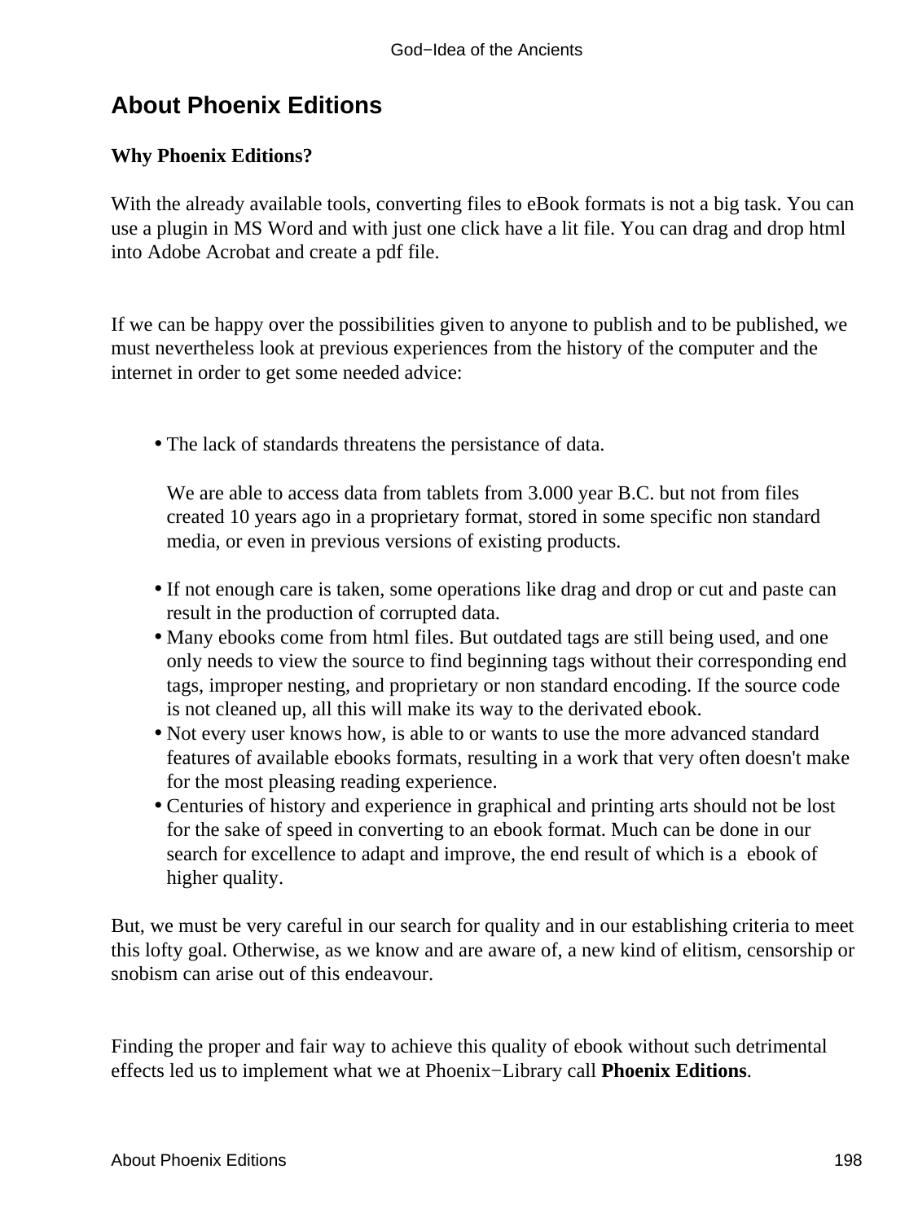## About Phoenix Editions

**Why Phoenix Editions?**

With the already available tools, converting files to eBook formats is not a big task. You can use a plugin in MS Word and with just one click have a lit file. You can drag and drop html into Adobe Acrobat and create a pdf file.

If we can be happy over the possibilities given to anyone to publish and to be published, we must nevertheless look at previous experiences from the history of the computer and the internet in order to get some needed advice:

- The lack of standards threatens the persistance of data.

  We are able to access data from tablets from 3.000 year B.C. but not from files created 10 years ago in a proprietary format, stored in some specific non standard media, or even in previous versions of existing products.
- If not enough care is taken, some operations like drag and drop or cut and paste can result in the production of corrupted data.
- Many ebooks come from html files. But outdated tags are still being used, and one only needs to view the source to find beginning tags without their corresponding end tags, improper nesting, and proprietary or non standard encoding. If the source code is not cleaned up, all this will make its way to the derivated ebook.
- Not every user knows how, is able to or wants to use the more advanced standard features of available ebooks formats, resulting in a work that very often doesn't make for the most pleasing reading experience.
- Centuries of history and experience in graphical and printing arts should not be lost for the sake of speed in converting to an ebook format. Much can be done in our search for excellence to adapt and improve, the end result of which is a ebook of higher quality.

But, we must be very careful in our search for quality and in our establishing criteria to meet this lofty goal. Otherwise, as we know and are aware of, a new kind of elitism, censorship or snobism can arise out of this endeavour.

Finding the proper and fair way to achieve this quality of ebook without such detrimental effects led us to implement what we at Phoenix−Library call **Phoenix Editions**.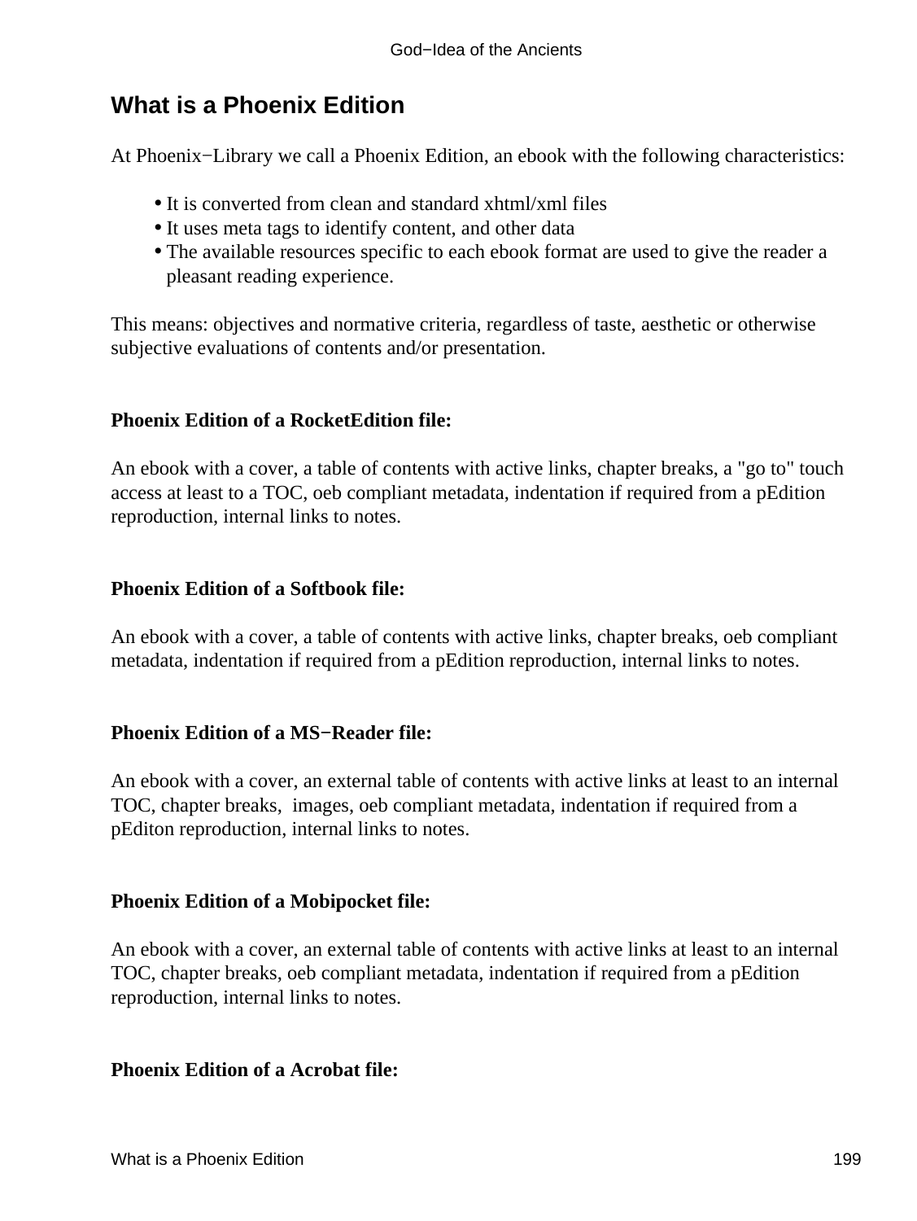## What is a Phoenix Edition

At Phoenix−Library we call a Phoenix Edition, an ebook with the following characteristics:

- It is converted from clean and standard xhtml/xml files
- It uses meta tags to identify content, and other data
- The available resources specific to each ebook format are used to give the reader a pleasant reading experience.

This means: objectives and normative criteria, regardless of taste, aesthetic or otherwise subjective evaluations of contents and/or presentation.

**Phoenix Edition of a RocketEdition file:**

An ebook with a cover, a table of contents with active links, chapter breaks, a "go to" touch access at least to a TOC, oeb compliant metadata, indentation if required from a pEdition reproduction, internal links to notes.

**Phoenix Edition of a Softbook file:**

An ebook with a cover, a table of contents with active links, chapter breaks, oeb compliant metadata, indentation if required from a pEdition reproduction, internal links to notes.

**Phoenix Edition of a MS−Reader file:**

An ebook with a cover, an external table of contents with active links at least to an internal TOC, chapter breaks, images, oeb compliant metadata, indentation if required from a pEditon reproduction, internal links to notes.

**Phoenix Edition of a Mobipocket file:**

An ebook with a cover, an external table of contents with active links at least to an internal TOC, chapter breaks, oeb compliant metadata, indentation if required from a pEdition reproduction, internal links to notes.

**Phoenix Edition of a Acrobat file:**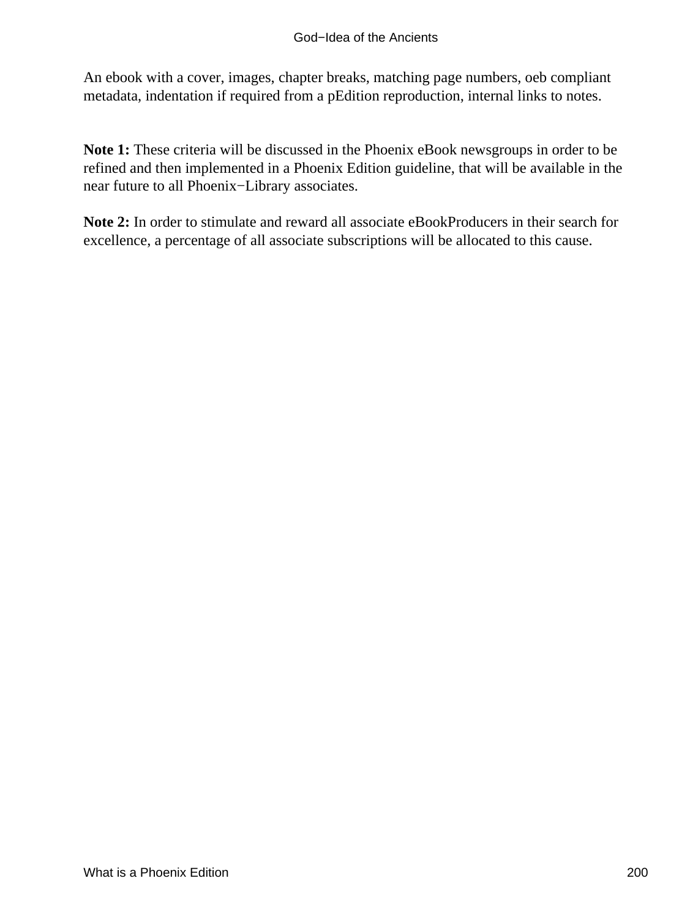An ebook with a cover, images, chapter breaks, matching page numbers, oeb compliant metadata, indentation if required from a pEdition reproduction, internal links to notes.

**Note 1:** These criteria will be discussed in the Phoenix eBook newsgroups in order to be refined and then implemented in a Phoenix Edition guideline, that will be available in the near future to all Phoenix−Library associates.

**Note 2:** In order to stimulate and reward all associate eBookProducers in their search for excellence, a percentage of all associate subscriptions will be allocated to this cause.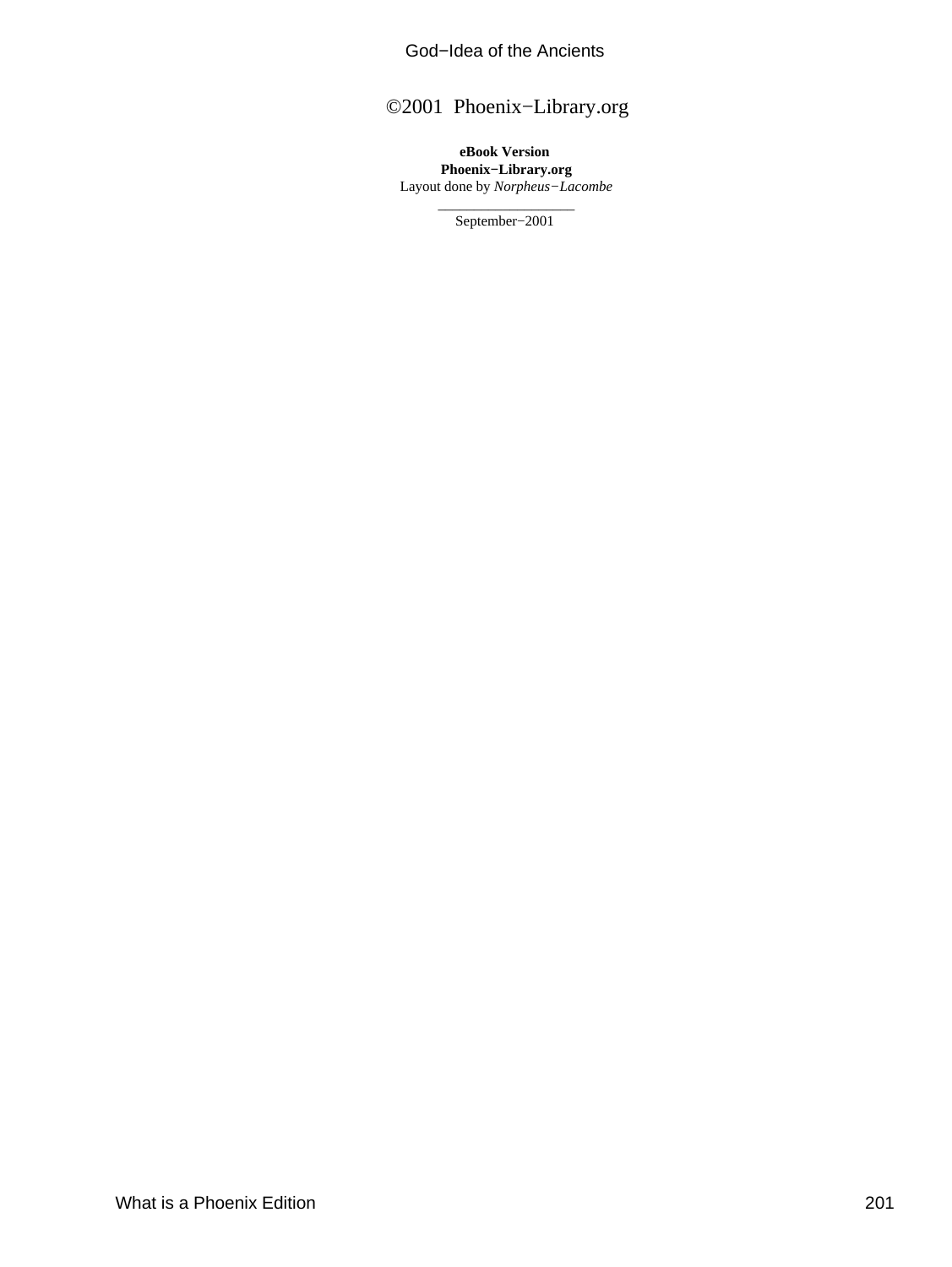©2001 Phoenix−Library.org

**eBook Version**
**Phoenix−Library.org**
Layout done by *Norpheus−Lacombe*

___________________
September−2001